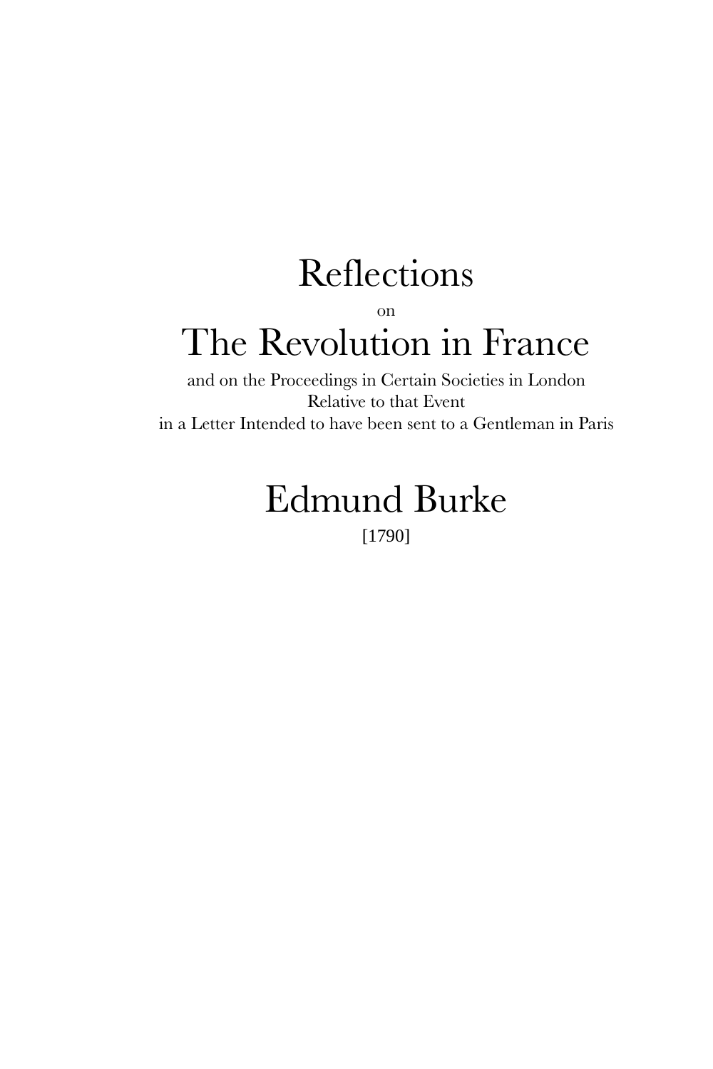# Reflections

on

# The Revolution in France

and on the Proceedings in Certain Societies in London
Relative to that Event
in a Letter Intended to have been sent to a Gentleman in Paris

## Edmund Burke

[1790]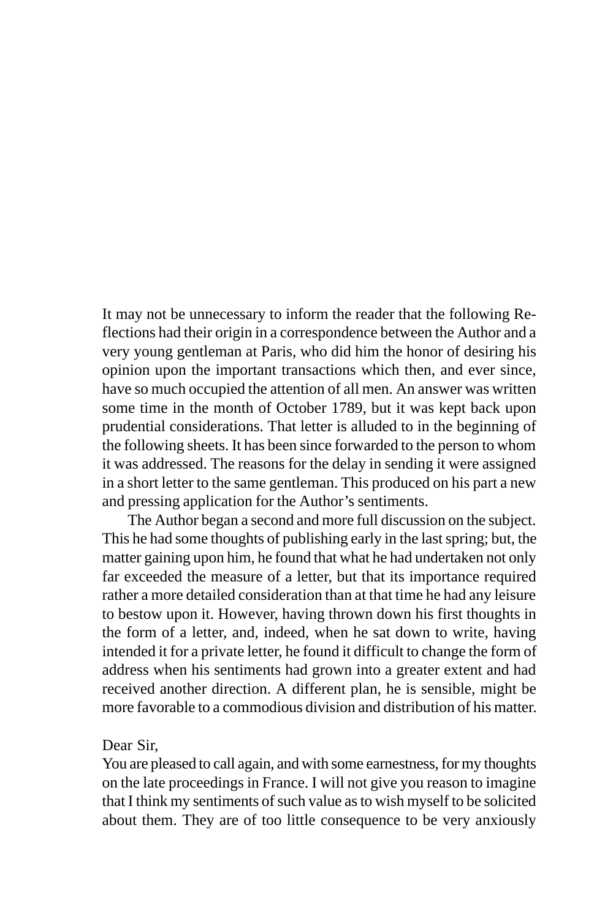It may not be unnecessary to inform the reader that the following Reflections had their origin in a correspondence between the Author and a very young gentleman at Paris, who did him the honor of desiring his opinion upon the important transactions which then, and ever since, have so much occupied the attention of all men. An answer was written some time in the month of October 1789, but it was kept back upon prudential considerations. That letter is alluded to in the beginning of the following sheets. It has been since forwarded to the person to whom it was addressed. The reasons for the delay in sending it were assigned in a short letter to the same gentleman. This produced on his part a new and pressing application for the Author's sentiments.

The Author began a second and more full discussion on the subject. This he had some thoughts of publishing early in the last spring; but, the matter gaining upon him, he found that what he had undertaken not only far exceeded the measure of a letter, but that its importance required rather a more detailed consideration than at that time he had any leisure to bestow upon it. However, having thrown down his first thoughts in the form of a letter, and, indeed, when he sat down to write, having intended it for a private letter, he found it difficult to change the form of address when his sentiments had grown into a greater extent and had received another direction. A different plan, he is sensible, might be more favorable to a commodious division and distribution of his matter.

Dear Sir,

You are pleased to call again, and with some earnestness, for my thoughts on the late proceedings in France. I will not give you reason to imagine that I think my sentiments of such value as to wish myself to be solicited about them. They are of too little consequence to be very anxiously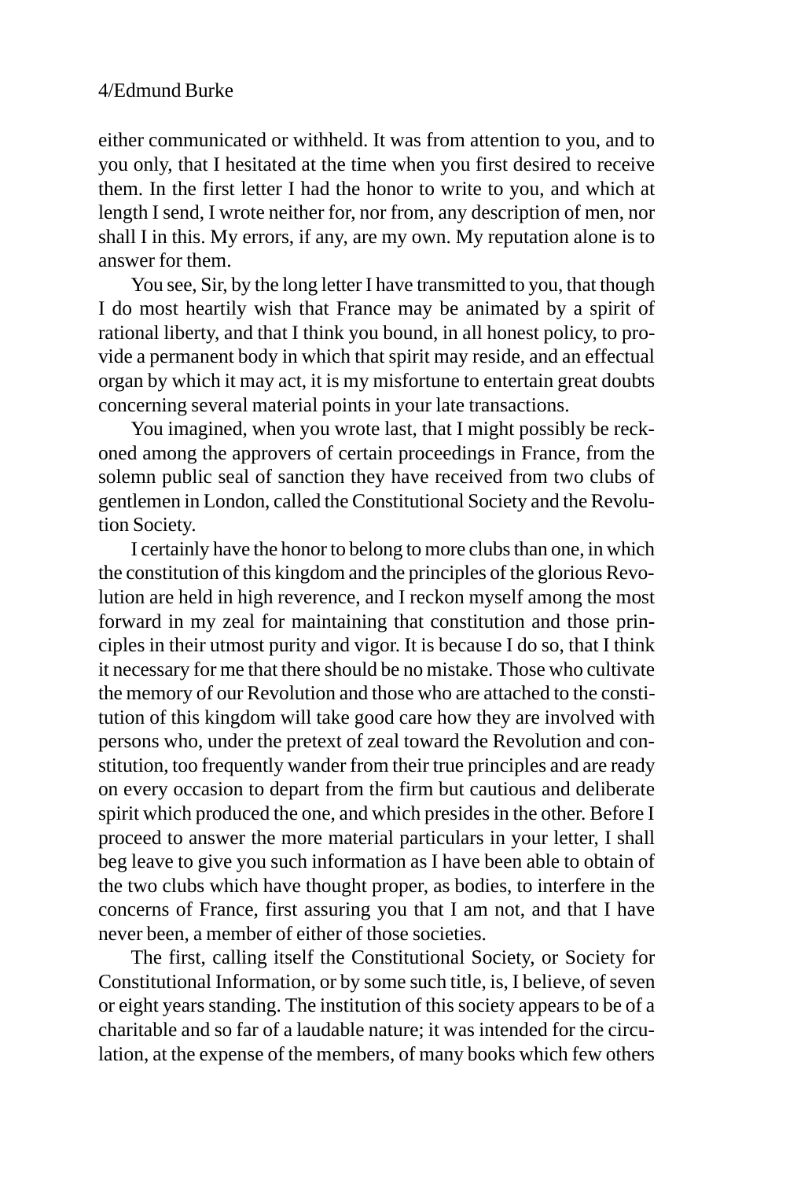either communicated or withheld. It was from attention to you, and to you only, that I hesitated at the time when you first desired to receive them. In the first letter I had the honor to write to you, and which at length I send, I wrote neither for, nor from, any description of men, nor shall I in this. My errors, if any, are my own. My reputation alone is to answer for them.

You see, Sir, by the long letter I have transmitted to you, that though I do most heartily wish that France may be animated by a spirit of rational liberty, and that I think you bound, in all honest policy, to provide a permanent body in which that spirit may reside, and an effectual organ by which it may act, it is my misfortune to entertain great doubts concerning several material points in your late transactions.

You imagined, when you wrote last, that I might possibly be reckoned among the approvers of certain proceedings in France, from the solemn public seal of sanction they have received from two clubs of gentlemen in London, called the Constitutional Society and the Revolution Society.

I certainly have the honor to belong to more clubs than one, in which the constitution of this kingdom and the principles of the glorious Revolution are held in high reverence, and I reckon myself among the most forward in my zeal for maintaining that constitution and those principles in their utmost purity and vigor. It is because I do so, that I think it necessary for me that there should be no mistake. Those who cultivate the memory of our Revolution and those who are attached to the constitution of this kingdom will take good care how they are involved with persons who, under the pretext of zeal toward the Revolution and constitution, too frequently wander from their true principles and are ready on every occasion to depart from the firm but cautious and deliberate spirit which produced the one, and which presides in the other. Before I proceed to answer the more material particulars in your letter, I shall beg leave to give you such information as I have been able to obtain of the two clubs which have thought proper, as bodies, to interfere in the concerns of France, first assuring you that I am not, and that I have never been, a member of either of those societies.

The first, calling itself the Constitutional Society, or Society for Constitutional Information, or by some such title, is, I believe, of seven or eight years standing. The institution of this society appears to be of a charitable and so far of a laudable nature; it was intended for the circulation, at the expense of the members, of many books which few others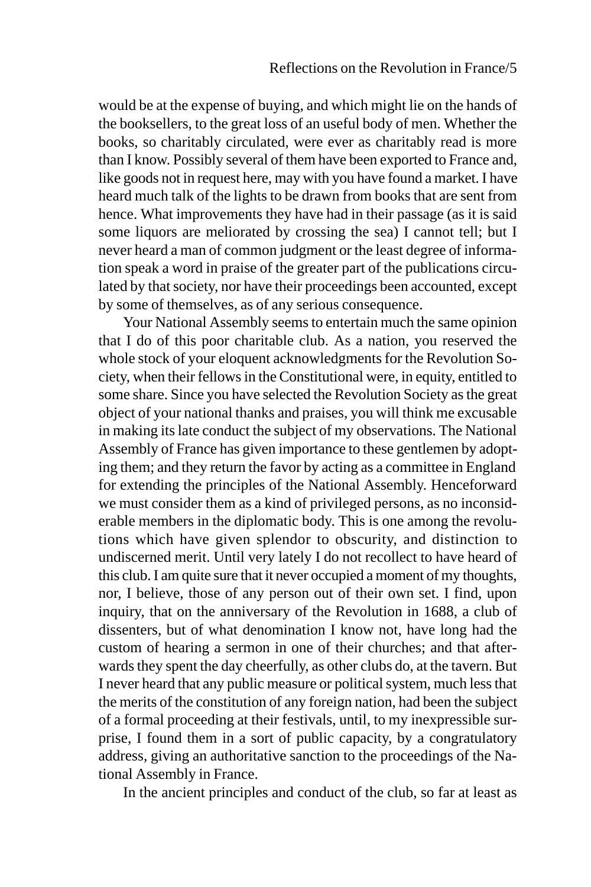would be at the expense of buying, and which might lie on the hands of the booksellers, to the great loss of an useful body of men. Whether the books, so charitably circulated, were ever as charitably read is more than I know. Possibly several of them have been exported to France and, like goods not in request here, may with you have found a market. I have heard much talk of the lights to be drawn from books that are sent from hence. What improvements they have had in their passage (as it is said some liquors are meliorated by crossing the sea) I cannot tell; but I never heard a man of common judgment or the least degree of information speak a word in praise of the greater part of the publications circulated by that society, nor have their proceedings been accounted, except by some of themselves, as of any serious consequence.

Your National Assembly seems to entertain much the same opinion that I do of this poor charitable club. As a nation, you reserved the whole stock of your eloquent acknowledgments for the Revolution Society, when their fellows in the Constitutional were, in equity, entitled to some share. Since you have selected the Revolution Society as the great object of your national thanks and praises, you will think me excusable in making its late conduct the subject of my observations. The National Assembly of France has given importance to these gentlemen by adopting them; and they return the favor by acting as a committee in England for extending the principles of the National Assembly. Henceforward we must consider them as a kind of privileged persons, as no inconsiderable members in the diplomatic body. This is one among the revolutions which have given splendor to obscurity, and distinction to undiscerned merit. Until very lately I do not recollect to have heard of this club. I am quite sure that it never occupied a moment of my thoughts, nor, I believe, those of any person out of their own set. I find, upon inquiry, that on the anniversary of the Revolution in 1688, a club of dissenters, but of what denomination I know not, have long had the custom of hearing a sermon in one of their churches; and that afterwards they spent the day cheerfully, as other clubs do, at the tavern. But I never heard that any public measure or political system, much less that the merits of the constitution of any foreign nation, had been the subject of a formal proceeding at their festivals, until, to my inexpressible surprise, I found them in a sort of public capacity, by a congratulatory address, giving an authoritative sanction to the proceedings of the National Assembly in France.

In the ancient principles and conduct of the club, so far at least as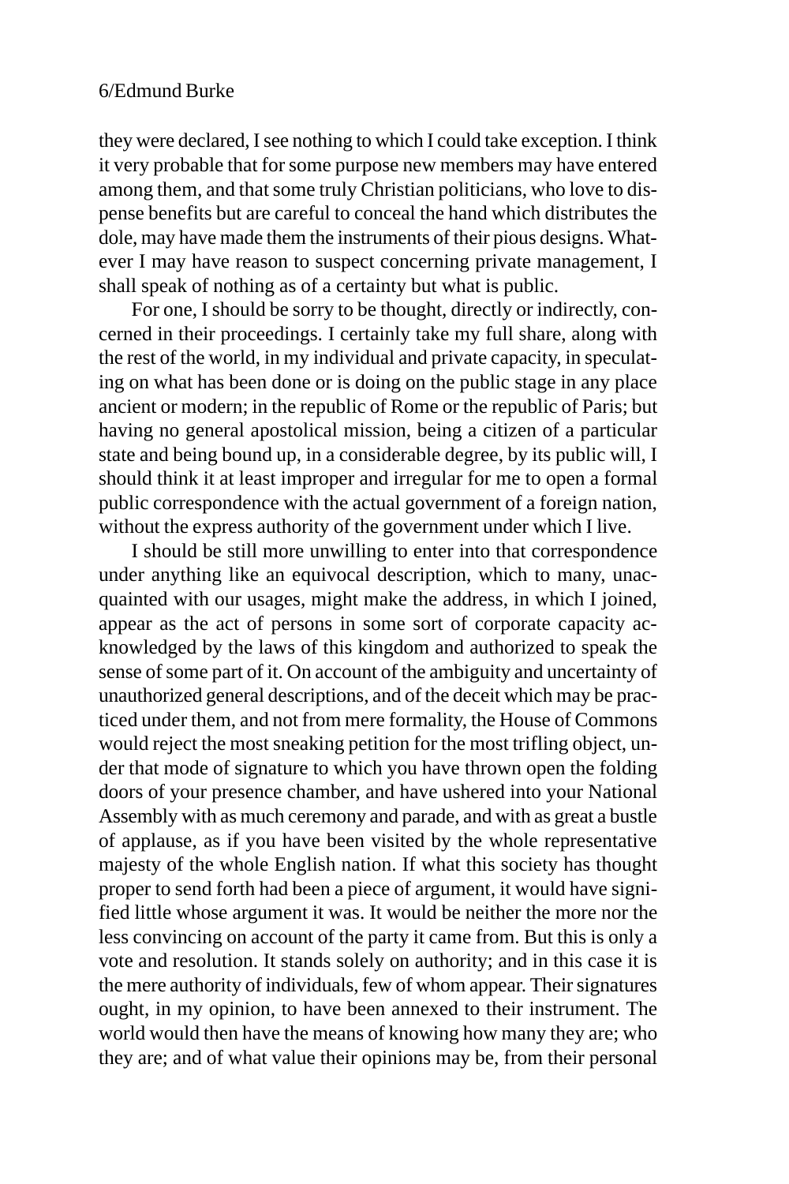they were declared, I see nothing to which I could take exception. I think it very probable that for some purpose new members may have entered among them, and that some truly Christian politicians, who love to dispense benefits but are careful to conceal the hand which distributes the dole, may have made them the instruments of their pious designs. Whatever I may have reason to suspect concerning private management, I shall speak of nothing as of a certainty but what is public.

For one, I should be sorry to be thought, directly or indirectly, concerned in their proceedings. I certainly take my full share, along with the rest of the world, in my individual and private capacity, in speculating on what has been done or is doing on the public stage in any place ancient or modern; in the republic of Rome or the republic of Paris; but having no general apostolical mission, being a citizen of a particular state and being bound up, in a considerable degree, by its public will, I should think it at least improper and irregular for me to open a formal public correspondence with the actual government of a foreign nation, without the express authority of the government under which I live.

I should be still more unwilling to enter into that correspondence under anything like an equivocal description, which to many, unacquainted with our usages, might make the address, in which I joined, appear as the act of persons in some sort of corporate capacity acknowledged by the laws of this kingdom and authorized to speak the sense of some part of it. On account of the ambiguity and uncertainty of unauthorized general descriptions, and of the deceit which may be practiced under them, and not from mere formality, the House of Commons would reject the most sneaking petition for the most trifling object, under that mode of signature to which you have thrown open the folding doors of your presence chamber, and have ushered into your National Assembly with as much ceremony and parade, and with as great a bustle of applause, as if you have been visited by the whole representative majesty of the whole English nation. If what this society has thought proper to send forth had been a piece of argument, it would have signified little whose argument it was. It would be neither the more nor the less convincing on account of the party it came from. But this is only a vote and resolution. It stands solely on authority; and in this case it is the mere authority of individuals, few of whom appear. Their signatures ought, in my opinion, to have been annexed to their instrument. The world would then have the means of knowing how many they are; who they are; and of what value their opinions may be, from their personal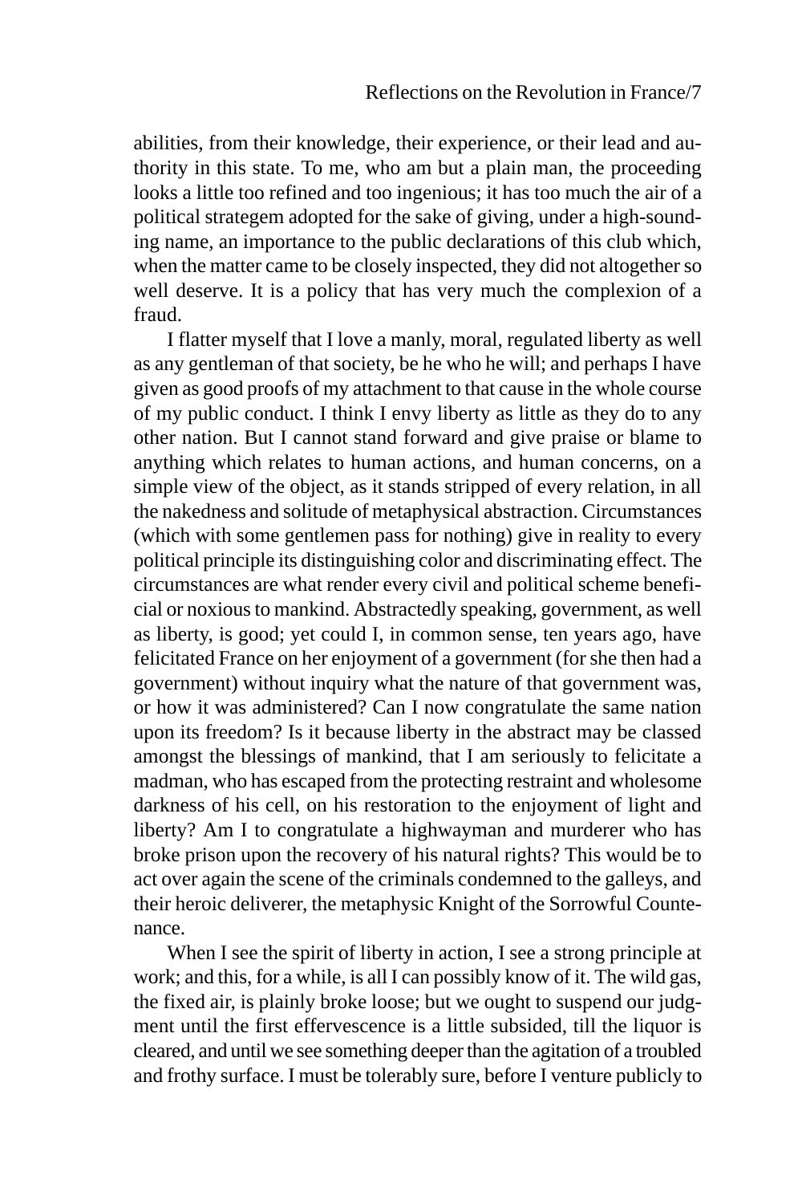abilities, from their knowledge, their experience, or their lead and authority in this state. To me, who am but a plain man, the proceeding looks a little too refined and too ingenious; it has too much the air of a political strategem adopted for the sake of giving, under a high-sounding name, an importance to the public declarations of this club which, when the matter came to be closely inspected, they did not altogether so well deserve. It is a policy that has very much the complexion of a fraud.

I flatter myself that I love a manly, moral, regulated liberty as well as any gentleman of that society, be he who he will; and perhaps I have given as good proofs of my attachment to that cause in the whole course of my public conduct. I think I envy liberty as little as they do to any other nation. But I cannot stand forward and give praise or blame to anything which relates to human actions, and human concerns, on a simple view of the object, as it stands stripped of every relation, in all the nakedness and solitude of metaphysical abstraction. Circumstances (which with some gentlemen pass for nothing) give in reality to every political principle its distinguishing color and discriminating effect. The circumstances are what render every civil and political scheme beneficial or noxious to mankind. Abstractedly speaking, government, as well as liberty, is good; yet could I, in common sense, ten years ago, have felicitated France on her enjoyment of a government (for she then had a government) without inquiry what the nature of that government was, or how it was administered? Can I now congratulate the same nation upon its freedom? Is it because liberty in the abstract may be classed amongst the blessings of mankind, that I am seriously to felicitate a madman, who has escaped from the protecting restraint and wholesome darkness of his cell, on his restoration to the enjoyment of light and liberty? Am I to congratulate a highwayman and murderer who has broke prison upon the recovery of his natural rights? This would be to act over again the scene of the criminals condemned to the galleys, and their heroic deliverer, the metaphysic Knight of the Sorrowful Countenance.

When I see the spirit of liberty in action, I see a strong principle at work; and this, for a while, is all I can possibly know of it. The wild gas, the fixed air, is plainly broke loose; but we ought to suspend our judgment until the first effervescence is a little subsided, till the liquor is cleared, and until we see something deeper than the agitation of a troubled and frothy surface. I must be tolerably sure, before I venture publicly to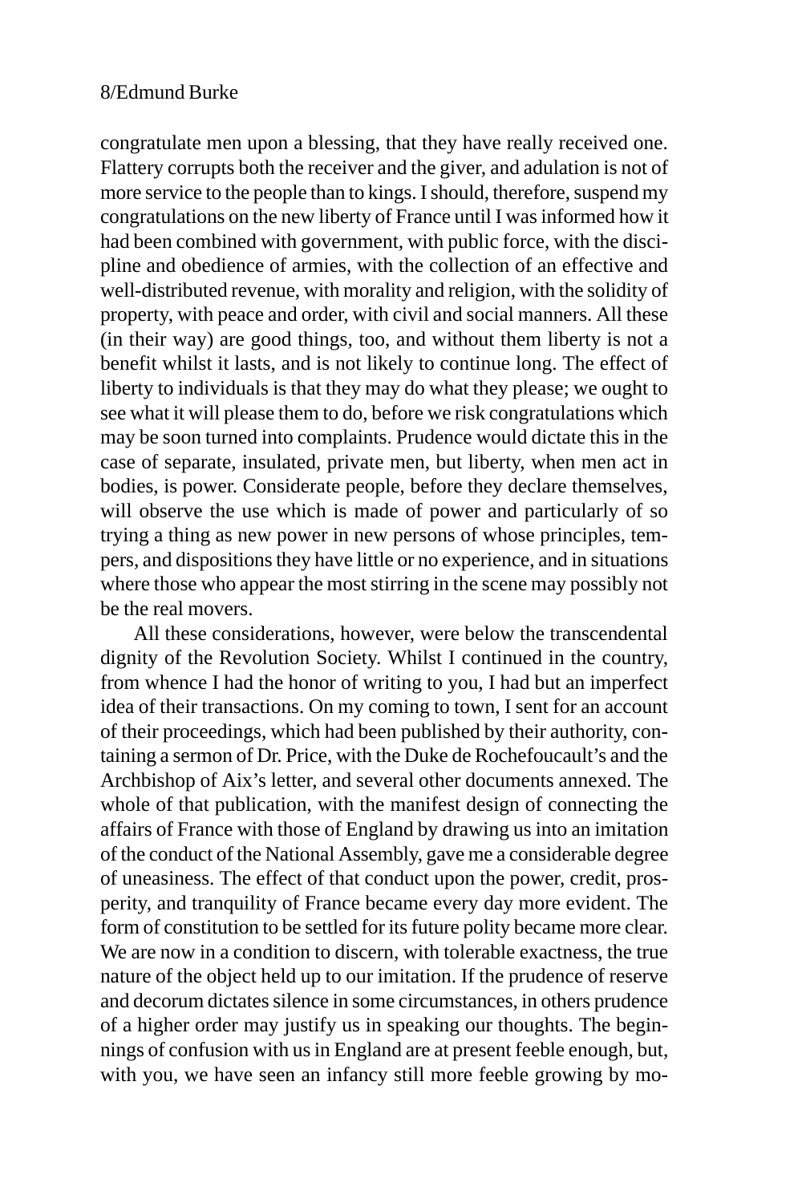congratulate men upon a blessing, that they have really received one. Flattery corrupts both the receiver and the giver, and adulation is not of more service to the people than to kings. I should, therefore, suspend my congratulations on the new liberty of France until I was informed how it had been combined with government, with public force, with the discipline and obedience of armies, with the collection of an effective and well-distributed revenue, with morality and religion, with the solidity of property, with peace and order, with civil and social manners. All these (in their way) are good things, too, and without them liberty is not a benefit whilst it lasts, and is not likely to continue long. The effect of liberty to individuals is that they may do what they please; we ought to see what it will please them to do, before we risk congratulations which may be soon turned into complaints. Prudence would dictate this in the case of separate, insulated, private men, but liberty, when men act in bodies, is power. Considerate people, before they declare themselves, will observe the use which is made of power and particularly of so trying a thing as new power in new persons of whose principles, tempers, and dispositions they have little or no experience, and in situations where those who appear the most stirring in the scene may possibly not be the real movers.

All these considerations, however, were below the transcendental dignity of the Revolution Society. Whilst I continued in the country, from whence I had the honor of writing to you, I had but an imperfect idea of their transactions. On my coming to town, I sent for an account of their proceedings, which had been published by their authority, containing a sermon of Dr. Price, with the Duke de Rochefoucault's and the Archbishop of Aix's letter, and several other documents annexed. The whole of that publication, with the manifest design of connecting the affairs of France with those of England by drawing us into an imitation of the conduct of the National Assembly, gave me a considerable degree of uneasiness. The effect of that conduct upon the power, credit, prosperity, and tranquility of France became every day more evident. The form of constitution to be settled for its future polity became more clear. We are now in a condition to discern, with tolerable exactness, the true nature of the object held up to our imitation. If the prudence of reserve and decorum dictates silence in some circumstances, in others prudence of a higher order may justify us in speaking our thoughts. The beginnings of confusion with us in England are at present feeble enough, but, with you, we have seen an infancy still more feeble growing by mo-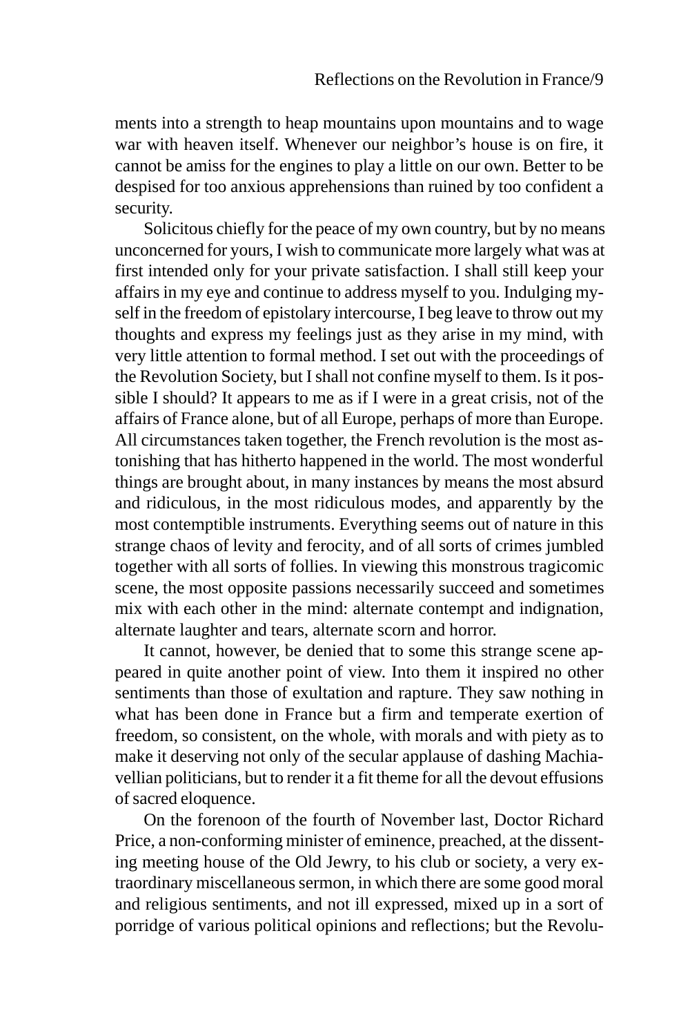ments into a strength to heap mountains upon mountains and to wage war with heaven itself. Whenever our neighbor's house is on fire, it cannot be amiss for the engines to play a little on our own. Better to be despised for too anxious apprehensions than ruined by too confident a security.

Solicitous chiefly for the peace of my own country, but by no means unconcerned for yours, I wish to communicate more largely what was at first intended only for your private satisfaction. I shall still keep your affairs in my eye and continue to address myself to you. Indulging myself in the freedom of epistolary intercourse, I beg leave to throw out my thoughts and express my feelings just as they arise in my mind, with very little attention to formal method. I set out with the proceedings of the Revolution Society, but I shall not confine myself to them. Is it possible I should? It appears to me as if I were in a great crisis, not of the affairs of France alone, but of all Europe, perhaps of more than Europe. All circumstances taken together, the French revolution is the most astonishing that has hitherto happened in the world. The most wonderful things are brought about, in many instances by means the most absurd and ridiculous, in the most ridiculous modes, and apparently by the most contemptible instruments. Everything seems out of nature in this strange chaos of levity and ferocity, and of all sorts of crimes jumbled together with all sorts of follies. In viewing this monstrous tragicomic scene, the most opposite passions necessarily succeed and sometimes mix with each other in the mind: alternate contempt and indignation, alternate laughter and tears, alternate scorn and horror.

It cannot, however, be denied that to some this strange scene appeared in quite another point of view. Into them it inspired no other sentiments than those of exultation and rapture. They saw nothing in what has been done in France but a firm and temperate exertion of freedom, so consistent, on the whole, with morals and with piety as to make it deserving not only of the secular applause of dashing Machiavellian politicians, but to render it a fit theme for all the devout effusions of sacred eloquence.

On the forenoon of the fourth of November last, Doctor Richard Price, a non-conforming minister of eminence, preached, at the dissenting meeting house of the Old Jewry, to his club or society, a very extraordinary miscellaneous sermon, in which there are some good moral and religious sentiments, and not ill expressed, mixed up in a sort of porridge of various political opinions and reflections; but the Revolu-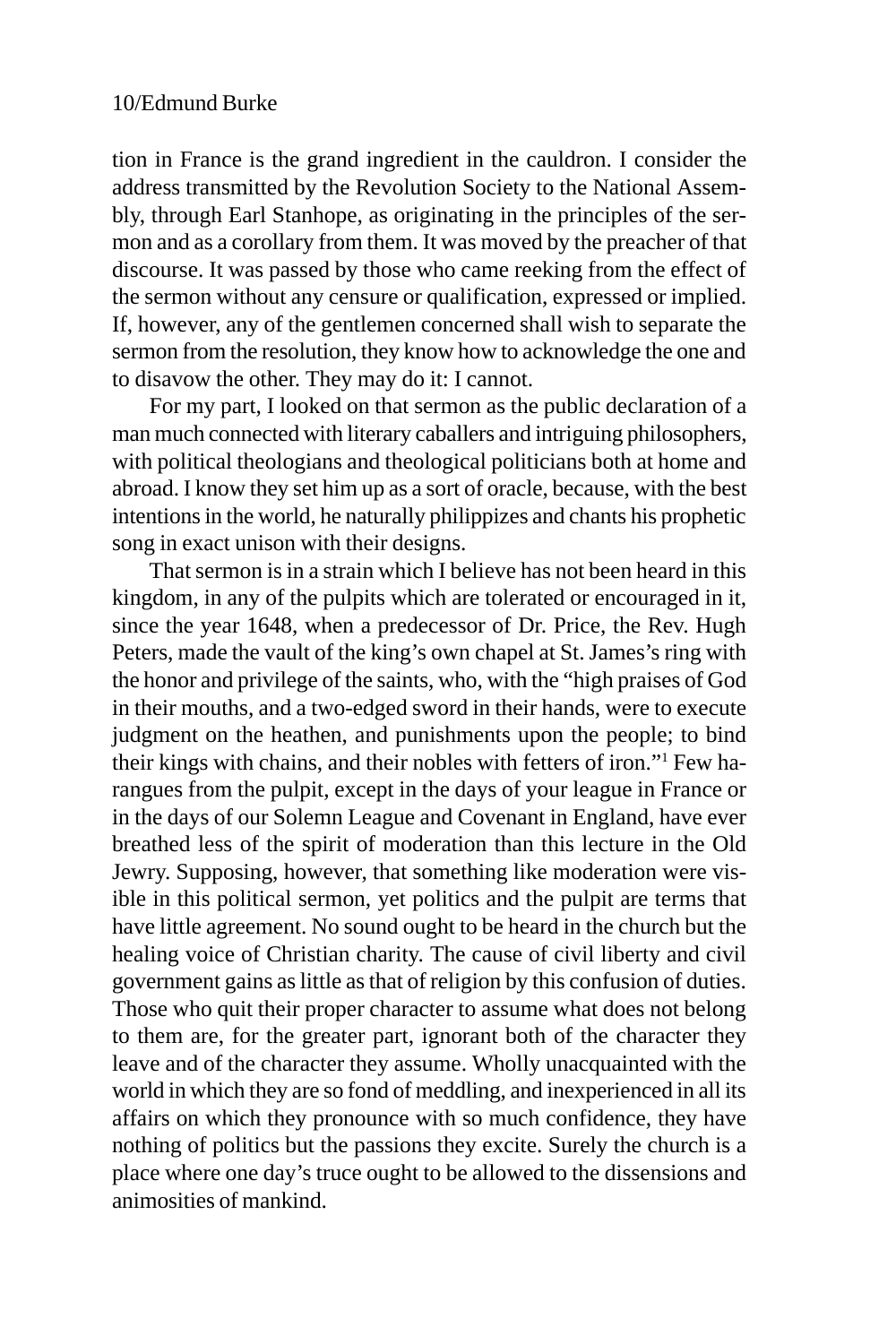tion in France is the grand ingredient in the cauldron. I consider the address transmitted by the Revolution Society to the National Assembly, through Earl Stanhope, as originating in the principles of the sermon and as a corollary from them. It was moved by the preacher of that discourse. It was passed by those who came reeking from the effect of the sermon without any censure or qualification, expressed or implied. If, however, any of the gentlemen concerned shall wish to separate the sermon from the resolution, they know how to acknowledge the one and to disavow the other. They may do it: I cannot.

For my part, I looked on that sermon as the public declaration of a man much connected with literary caballers and intriguing philosophers, with political theologians and theological politicians both at home and abroad. I know they set him up as a sort of oracle, because, with the best intentions in the world, he naturally philippizes and chants his prophetic song in exact unison with their designs.

That sermon is in a strain which I believe has not been heard in this kingdom, in any of the pulpits which are tolerated or encouraged in it, since the year 1648, when a predecessor of Dr. Price, the Rev. Hugh Peters, made the vault of the king's own chapel at St. James's ring with the honor and privilege of the saints, who, with the "high praises of God in their mouths, and a two-edged sword in their hands, were to execute judgment on the heathen, and punishments upon the people; to bind their kings with chains, and their nobles with fetters of iron."[1] Few harangues from the pulpit, except in the days of your league in France or in the days of our Solemn League and Covenant in England, have ever breathed less of the spirit of moderation than this lecture in the Old Jewry. Supposing, however, that something like moderation were visible in this political sermon, yet politics and the pulpit are terms that have little agreement. No sound ought to be heard in the church but the healing voice of Christian charity. The cause of civil liberty and civil government gains as little as that of religion by this confusion of duties. Those who quit their proper character to assume what does not belong to them are, for the greater part, ignorant both of the character they leave and of the character they assume. Wholly unacquainted with the world in which they are so fond of meddling, and inexperienced in all its affairs on which they pronounce with so much confidence, they have nothing of politics but the passions they excite. Surely the church is a place where one day's truce ought to be allowed to the dissensions and animosities of mankind.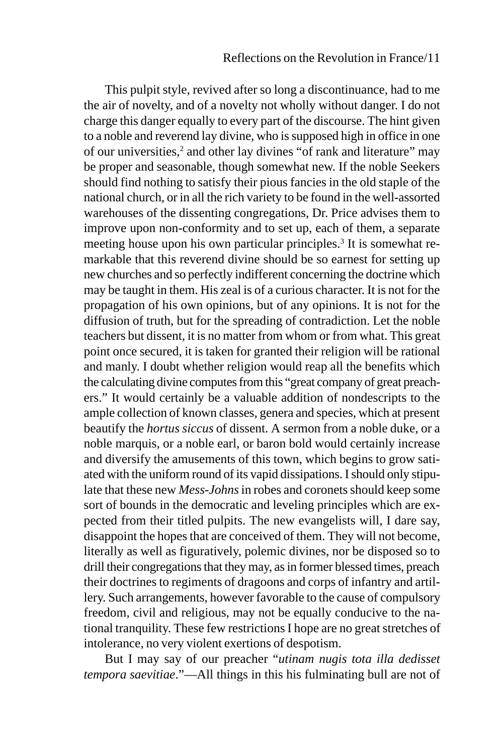This pulpit style, revived after so long a discontinuance, had to me the air of novelty, and of a novelty not wholly without danger. I do not charge this danger equally to every part of the discourse. The hint given to a noble and reverend lay divine, who is supposed high in office in one of our universities,[2] and other lay divines "of rank and literature" may be proper and seasonable, though somewhat new. If the noble Seekers should find nothing to satisfy their pious fancies in the old staple of the national church, or in all the rich variety to be found in the well-assorted warehouses of the dissenting congregations, Dr. Price advises them to improve upon non-conformity and to set up, each of them, a separate meeting house upon his own particular principles.[3] It is somewhat remarkable that this reverend divine should be so earnest for setting up new churches and so perfectly indifferent concerning the doctrine which may be taught in them. His zeal is of a curious character. It is not for the propagation of his own opinions, but of any opinions. It is not for the diffusion of truth, but for the spreading of contradiction. Let the noble teachers but dissent, it is no matter from whom or from what. This great point once secured, it is taken for granted their religion will be rational and manly. I doubt whether religion would reap all the benefits which the calculating divine computes from this "great company of great preachers." It would certainly be a valuable addition of nondescripts to the ample collection of known classes, genera and species, which at present beautify the *hortus siccus* of dissent. A sermon from a noble duke, or a noble marquis, or a noble earl, or baron bold would certainly increase and diversify the amusements of this town, which begins to grow satiated with the uniform round of its vapid dissipations. I should only stipulate that these new *Mess-Johns* in robes and coronets should keep some sort of bounds in the democratic and leveling principles which are expected from their titled pulpits. The new evangelists will, I dare say, disappoint the hopes that are conceived of them. They will not become, literally as well as figuratively, polemic divines, nor be disposed so to drill their congregations that they may, as in former blessed times, preach their doctrines to regiments of dragoons and corps of infantry and artillery. Such arrangements, however favorable to the cause of compulsory freedom, civil and religious, may not be equally conducive to the national tranquility. These few restrictions I hope are no great stretches of intolerance, no very violent exertions of despotism.

But I may say of our preacher "*utinam nugis tota illa dedisset tempora saevitiae*."—All things in this his fulminating bull are not of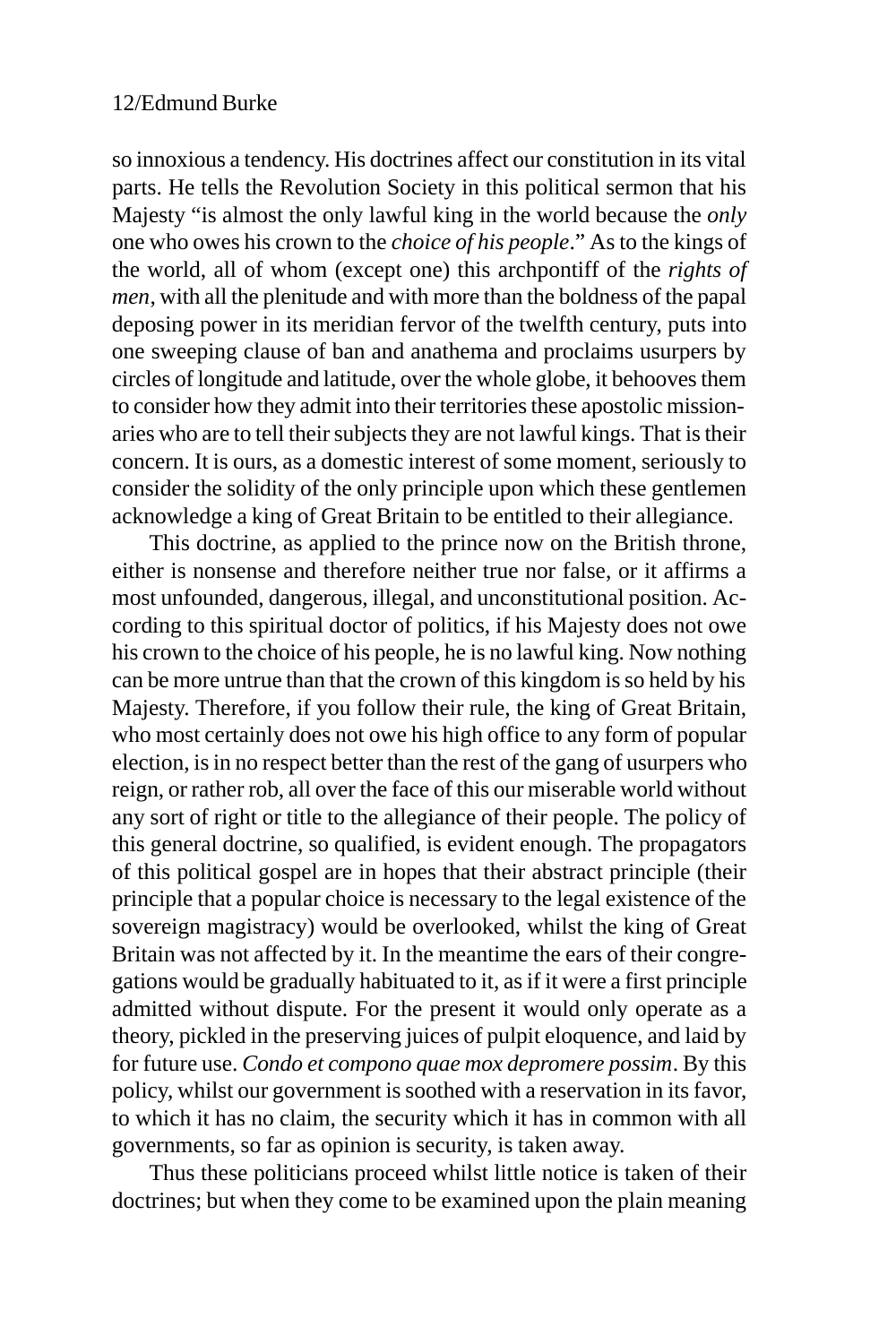so innoxious a tendency. His doctrines affect our constitution in its vital parts. He tells the Revolution Society in this political sermon that his Majesty "is almost the only lawful king in the world because the *only* one who owes his crown to the *choice of his people*." As to the kings of the world, all of whom (except one) this archpontiff of the *rights of men*, with all the plenitude and with more than the boldness of the papal deposing power in its meridian fervor of the twelfth century, puts into one sweeping clause of ban and anathema and proclaims usurpers by circles of longitude and latitude, over the whole globe, it behooves them to consider how they admit into their territories these apostolic missionaries who are to tell their subjects they are not lawful kings. That is their concern. It is ours, as a domestic interest of some moment, seriously to consider the solidity of the only principle upon which these gentlemen acknowledge a king of Great Britain to be entitled to their allegiance.

This doctrine, as applied to the prince now on the British throne, either is nonsense and therefore neither true nor false, or it affirms a most unfounded, dangerous, illegal, and unconstitutional position. According to this spiritual doctor of politics, if his Majesty does not owe his crown to the choice of his people, he is no lawful king. Now nothing can be more untrue than that the crown of this kingdom is so held by his Majesty. Therefore, if you follow their rule, the king of Great Britain, who most certainly does not owe his high office to any form of popular election, is in no respect better than the rest of the gang of usurpers who reign, or rather rob, all over the face of this our miserable world without any sort of right or title to the allegiance of their people. The policy of this general doctrine, so qualified, is evident enough. The propagators of this political gospel are in hopes that their abstract principle (their principle that a popular choice is necessary to the legal existence of the sovereign magistracy) would be overlooked, whilst the king of Great Britain was not affected by it. In the meantime the ears of their congregations would be gradually habituated to it, as if it were a first principle admitted without dispute. For the present it would only operate as a theory, pickled in the preserving juices of pulpit eloquence, and laid by for future use. *Condo et compono quae mox depromere possim*. By this policy, whilst our government is soothed with a reservation in its favor, to which it has no claim, the security which it has in common with all governments, so far as opinion is security, is taken away.

Thus these politicians proceed whilst little notice is taken of their doctrines; but when they come to be examined upon the plain meaning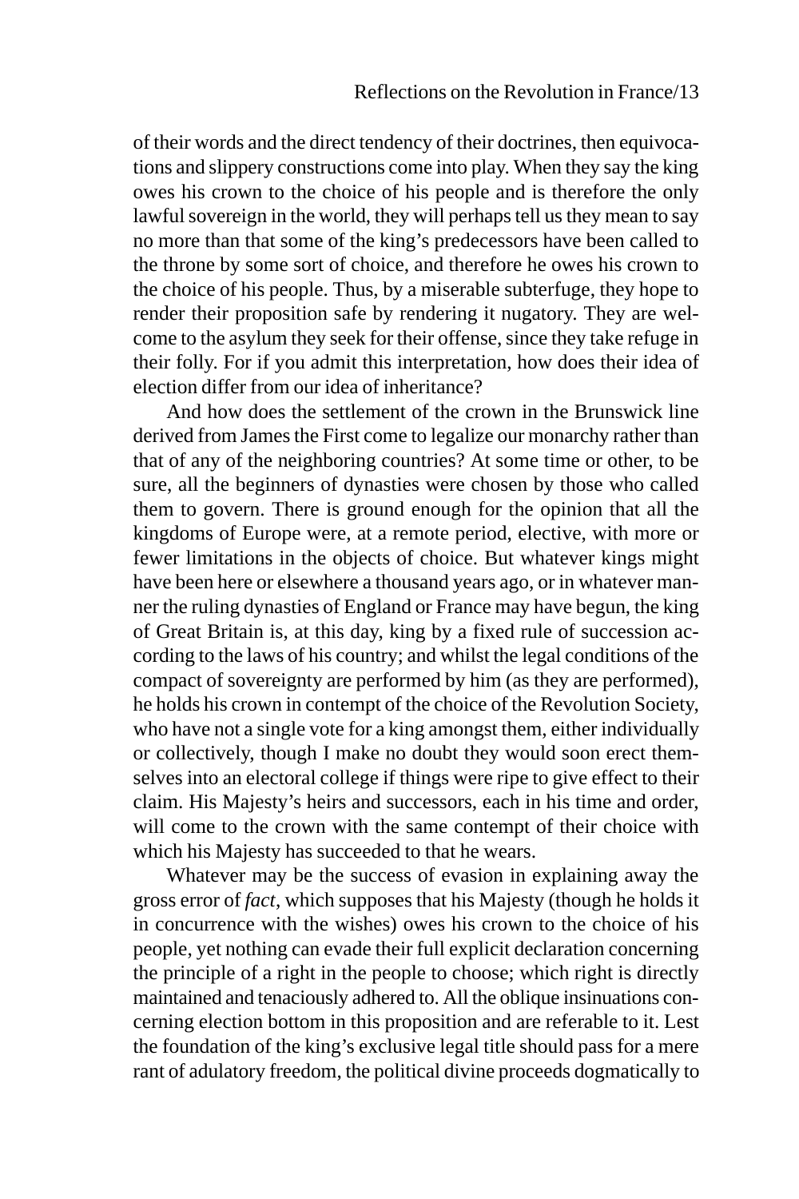of their words and the direct tendency of their doctrines, then equivocations and slippery constructions come into play. When they say the king owes his crown to the choice of his people and is therefore the only lawful sovereign in the world, they will perhaps tell us they mean to say no more than that some of the king's predecessors have been called to the throne by some sort of choice, and therefore he owes his crown to the choice of his people. Thus, by a miserable subterfuge, they hope to render their proposition safe by rendering it nugatory. They are welcome to the asylum they seek for their offense, since they take refuge in their folly. For if you admit this interpretation, how does their idea of election differ from our idea of inheritance?

And how does the settlement of the crown in the Brunswick line derived from James the First come to legalize our monarchy rather than that of any of the neighboring countries? At some time or other, to be sure, all the beginners of dynasties were chosen by those who called them to govern. There is ground enough for the opinion that all the kingdoms of Europe were, at a remote period, elective, with more or fewer limitations in the objects of choice. But whatever kings might have been here or elsewhere a thousand years ago, or in whatever manner the ruling dynasties of England or France may have begun, the king of Great Britain is, at this day, king by a fixed rule of succession according to the laws of his country; and whilst the legal conditions of the compact of sovereignty are performed by him (as they are performed), he holds his crown in contempt of the choice of the Revolution Society, who have not a single vote for a king amongst them, either individually or collectively, though I make no doubt they would soon erect themselves into an electoral college if things were ripe to give effect to their claim. His Majesty's heirs and successors, each in his time and order, will come to the crown with the same contempt of their choice with which his Majesty has succeeded to that he wears.

Whatever may be the success of evasion in explaining away the gross error of *fact*, which supposes that his Majesty (though he holds it in concurrence with the wishes) owes his crown to the choice of his people, yet nothing can evade their full explicit declaration concerning the principle of a right in the people to choose; which right is directly maintained and tenaciously adhered to. All the oblique insinuations concerning election bottom in this proposition and are referable to it. Lest the foundation of the king's exclusive legal title should pass for a mere rant of adulatory freedom, the political divine proceeds dogmatically to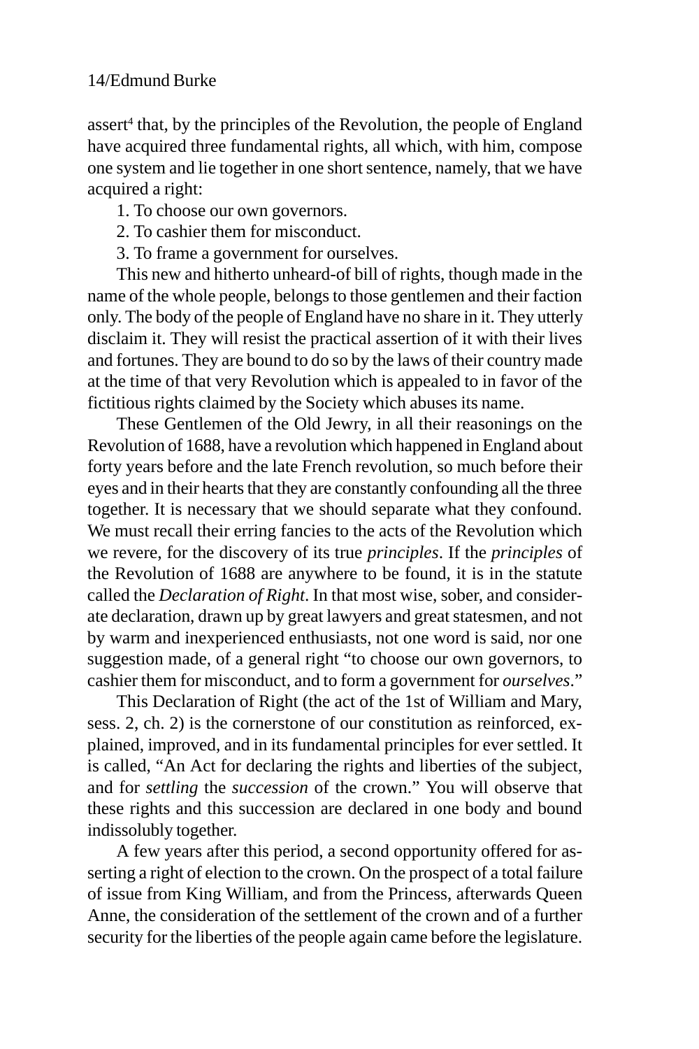assert[4] that, by the principles of the Revolution, the people of England have acquired three fundamental rights, all which, with him, compose one system and lie together in one short sentence, namely, that we have acquired a right:

1. To choose our own governors.
2. To cashier them for misconduct.
3. To frame a government for ourselves.

This new and hitherto unheard-of bill of rights, though made in the name of the whole people, belongs to those gentlemen and their faction only. The body of the people of England have no share in it. They utterly disclaim it. They will resist the practical assertion of it with their lives and fortunes. They are bound to do so by the laws of their country made at the time of that very Revolution which is appealed to in favor of the fictitious rights claimed by the Society which abuses its name.

These Gentlemen of the Old Jewry, in all their reasonings on the Revolution of 1688, have a revolution which happened in England about forty years before and the late French revolution, so much before their eyes and in their hearts that they are constantly confounding all the three together. It is necessary that we should separate what they confound. We must recall their erring fancies to the acts of the Revolution which we revere, for the discovery of its true *principles*. If the *principles* of the Revolution of 1688 are anywhere to be found, it is in the statute called the *Declaration of Right*. In that most wise, sober, and considerate declaration, drawn up by great lawyers and great statesmen, and not by warm and inexperienced enthusiasts, not one word is said, nor one suggestion made, of a general right "to choose our own governors, to cashier them for misconduct, and to form a government for *ourselves*."

This Declaration of Right (the act of the 1st of William and Mary, sess. 2, ch. 2) is the cornerstone of our constitution as reinforced, explained, improved, and in its fundamental principles for ever settled. It is called, "An Act for declaring the rights and liberties of the subject, and for *settling* the *succession* of the crown." You will observe that these rights and this succession are declared in one body and bound indissolubly together.

A few years after this period, a second opportunity offered for asserting a right of election to the crown. On the prospect of a total failure of issue from King William, and from the Princess, afterwards Queen Anne, the consideration of the settlement of the crown and of a further security for the liberties of the people again came before the legislature.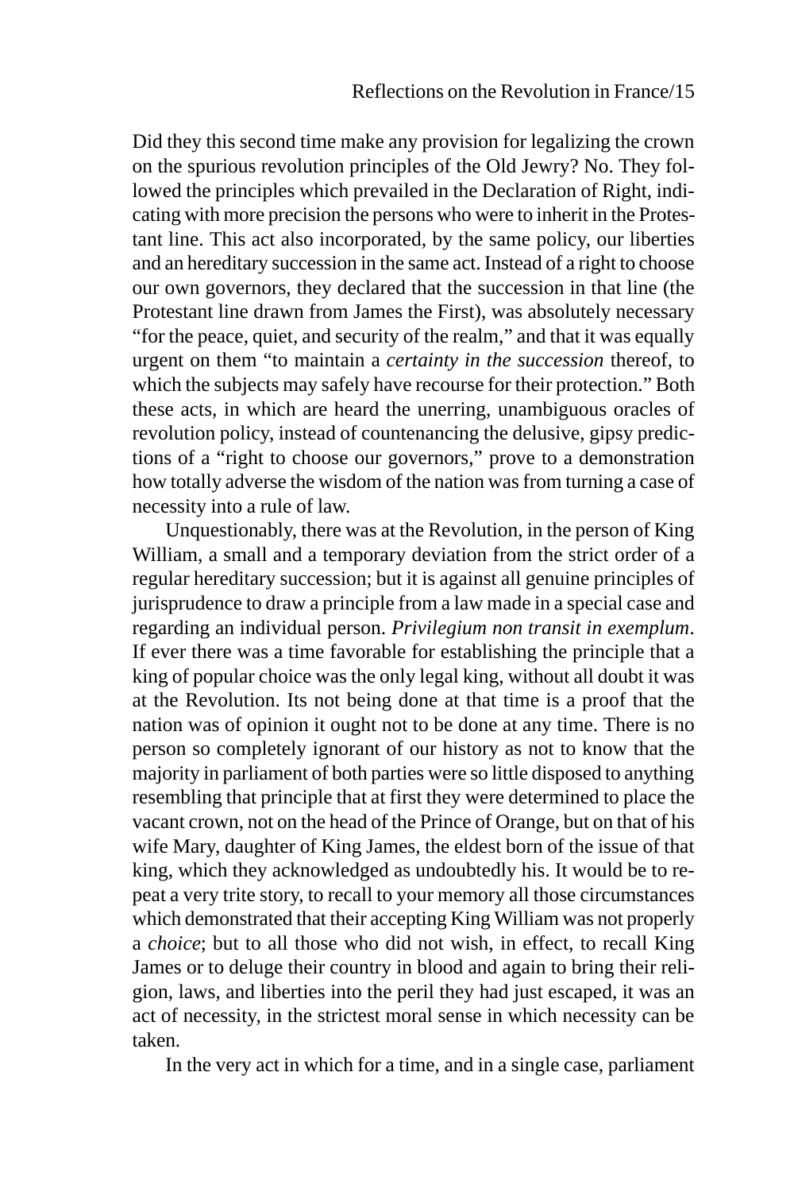Did they this second time make any provision for legalizing the crown on the spurious revolution principles of the Old Jewry? No. They followed the principles which prevailed in the Declaration of Right, indicating with more precision the persons who were to inherit in the Protestant line. This act also incorporated, by the same policy, our liberties and an hereditary succession in the same act. Instead of a right to choose our own governors, they declared that the succession in that line (the Protestant line drawn from James the First), was absolutely necessary "for the peace, quiet, and security of the realm," and that it was equally urgent on them "to maintain a *certainty in the succession* thereof, to which the subjects may safely have recourse for their protection." Both these acts, in which are heard the unerring, unambiguous oracles of revolution policy, instead of countenancing the delusive, gipsy predictions of a "right to choose our governors," prove to a demonstration how totally adverse the wisdom of the nation was from turning a case of necessity into a rule of law.

Unquestionably, there was at the Revolution, in the person of King William, a small and a temporary deviation from the strict order of a regular hereditary succession; but it is against all genuine principles of jurisprudence to draw a principle from a law made in a special case and regarding an individual person. *Privilegium non transit in exemplum*. If ever there was a time favorable for establishing the principle that a king of popular choice was the only legal king, without all doubt it was at the Revolution. Its not being done at that time is a proof that the nation was of opinion it ought not to be done at any time. There is no person so completely ignorant of our history as not to know that the majority in parliament of both parties were so little disposed to anything resembling that principle that at first they were determined to place the vacant crown, not on the head of the Prince of Orange, but on that of his wife Mary, daughter of King James, the eldest born of the issue of that king, which they acknowledged as undoubtedly his. It would be to repeat a very trite story, to recall to your memory all those circumstances which demonstrated that their accepting King William was not properly a *choice*; but to all those who did not wish, in effect, to recall King James or to deluge their country in blood and again to bring their religion, laws, and liberties into the peril they had just escaped, it was an act of necessity, in the strictest moral sense in which necessity can be taken.

In the very act in which for a time, and in a single case, parliament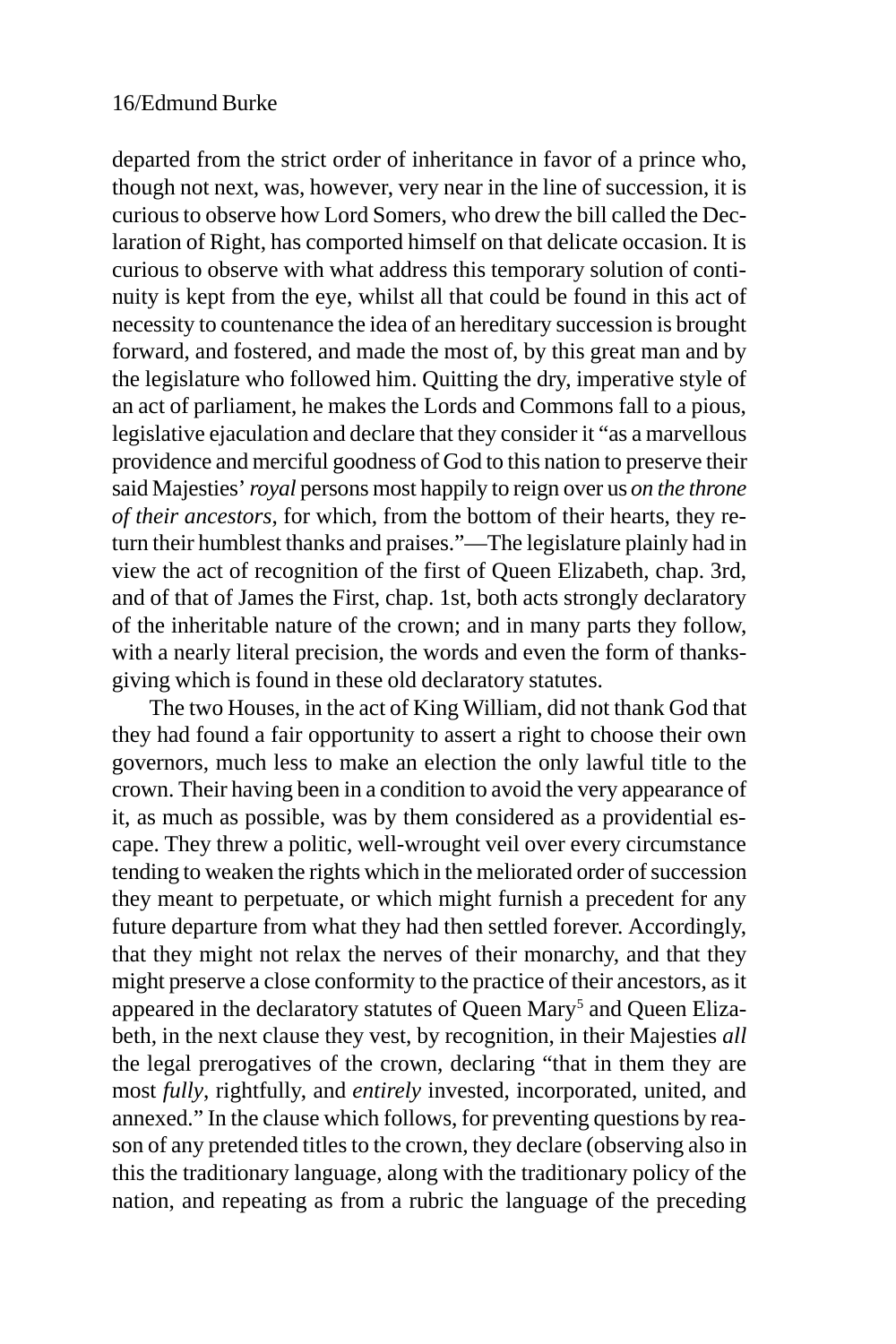departed from the strict order of inheritance in favor of a prince who, though not next, was, however, very near in the line of succession, it is curious to observe how Lord Somers, who drew the bill called the Declaration of Right, has comported himself on that delicate occasion. It is curious to observe with what address this temporary solution of continuity is kept from the eye, whilst all that could be found in this act of necessity to countenance the idea of an hereditary succession is brought forward, and fostered, and made the most of, by this great man and by the legislature who followed him. Quitting the dry, imperative style of an act of parliament, he makes the Lords and Commons fall to a pious, legislative ejaculation and declare that they consider it "as a marvellous providence and merciful goodness of God to this nation to preserve their said Majesties' *royal* persons most happily to reign over us *on the throne of their ancestors*, for which, from the bottom of their hearts, they return their humblest thanks and praises."—The legislature plainly had in view the act of recognition of the first of Queen Elizabeth, chap. 3rd, and of that of James the First, chap. 1st, both acts strongly declaratory of the inheritable nature of the crown; and in many parts they follow, with a nearly literal precision, the words and even the form of thanksgiving which is found in these old declaratory statutes.

The two Houses, in the act of King William, did not thank God that they had found a fair opportunity to assert a right to choose their own governors, much less to make an election the only lawful title to the crown. Their having been in a condition to avoid the very appearance of it, as much as possible, was by them considered as a providential escape. They threw a politic, well-wrought veil over every circumstance tending to weaken the rights which in the meliorated order of succession they meant to perpetuate, or which might furnish a precedent for any future departure from what they had then settled forever. Accordingly, that they might not relax the nerves of their monarchy, and that they might preserve a close conformity to the practice of their ancestors, as it appeared in the declaratory statutes of Queen Mary[5] and Queen Elizabeth, in the next clause they vest, by recognition, in their Majesties *all* the legal prerogatives of the crown, declaring "that in them they are most *fully*, rightfully, and *entirely* invested, incorporated, united, and annexed." In the clause which follows, for preventing questions by reason of any pretended titles to the crown, they declare (observing also in this the traditionary language, along with the traditionary policy of the nation, and repeating as from a rubric the language of the preceding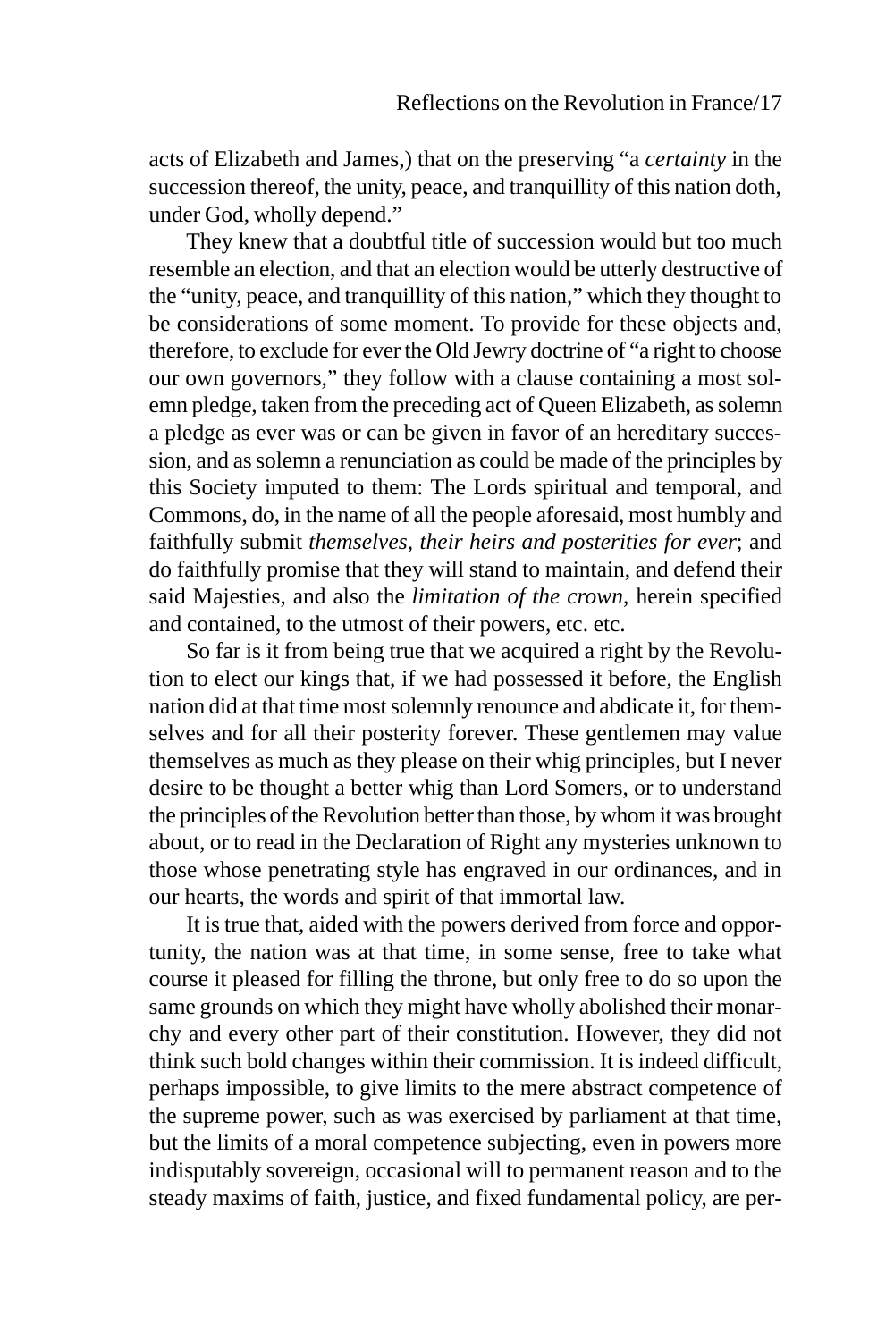acts of Elizabeth and James,) that on the preserving "a *certainty* in the succession thereof, the unity, peace, and tranquillity of this nation doth, under God, wholly depend."

They knew that a doubtful title of succession would but too much resemble an election, and that an election would be utterly destructive of the "unity, peace, and tranquillity of this nation," which they thought to be considerations of some moment. To provide for these objects and, therefore, to exclude for ever the Old Jewry doctrine of "a right to choose our own governors," they follow with a clause containing a most solemn pledge, taken from the preceding act of Queen Elizabeth, as solemn a pledge as ever was or can be given in favor of an hereditary succession, and as solemn a renunciation as could be made of the principles by this Society imputed to them: The Lords spiritual and temporal, and Commons, do, in the name of all the people aforesaid, most humbly and faithfully submit *themselves, their heirs and posterities for ever*; and do faithfully promise that they will stand to maintain, and defend their said Majesties, and also the *limitation of the crown*, herein specified and contained, to the utmost of their powers, etc. etc.

So far is it from being true that we acquired a right by the Revolution to elect our kings that, if we had possessed it before, the English nation did at that time most solemnly renounce and abdicate it, for themselves and for all their posterity forever. These gentlemen may value themselves as much as they please on their whig principles, but I never desire to be thought a better whig than Lord Somers, or to understand the principles of the Revolution better than those, by whom it was brought about, or to read in the Declaration of Right any mysteries unknown to those whose penetrating style has engraved in our ordinances, and in our hearts, the words and spirit of that immortal law.

It is true that, aided with the powers derived from force and opportunity, the nation was at that time, in some sense, free to take what course it pleased for filling the throne, but only free to do so upon the same grounds on which they might have wholly abolished their monarchy and every other part of their constitution. However, they did not think such bold changes within their commission. It is indeed difficult, perhaps impossible, to give limits to the mere abstract competence of the supreme power, such as was exercised by parliament at that time, but the limits of a moral competence subjecting, even in powers more indisputably sovereign, occasional will to permanent reason and to the steady maxims of faith, justice, and fixed fundamental policy, are per-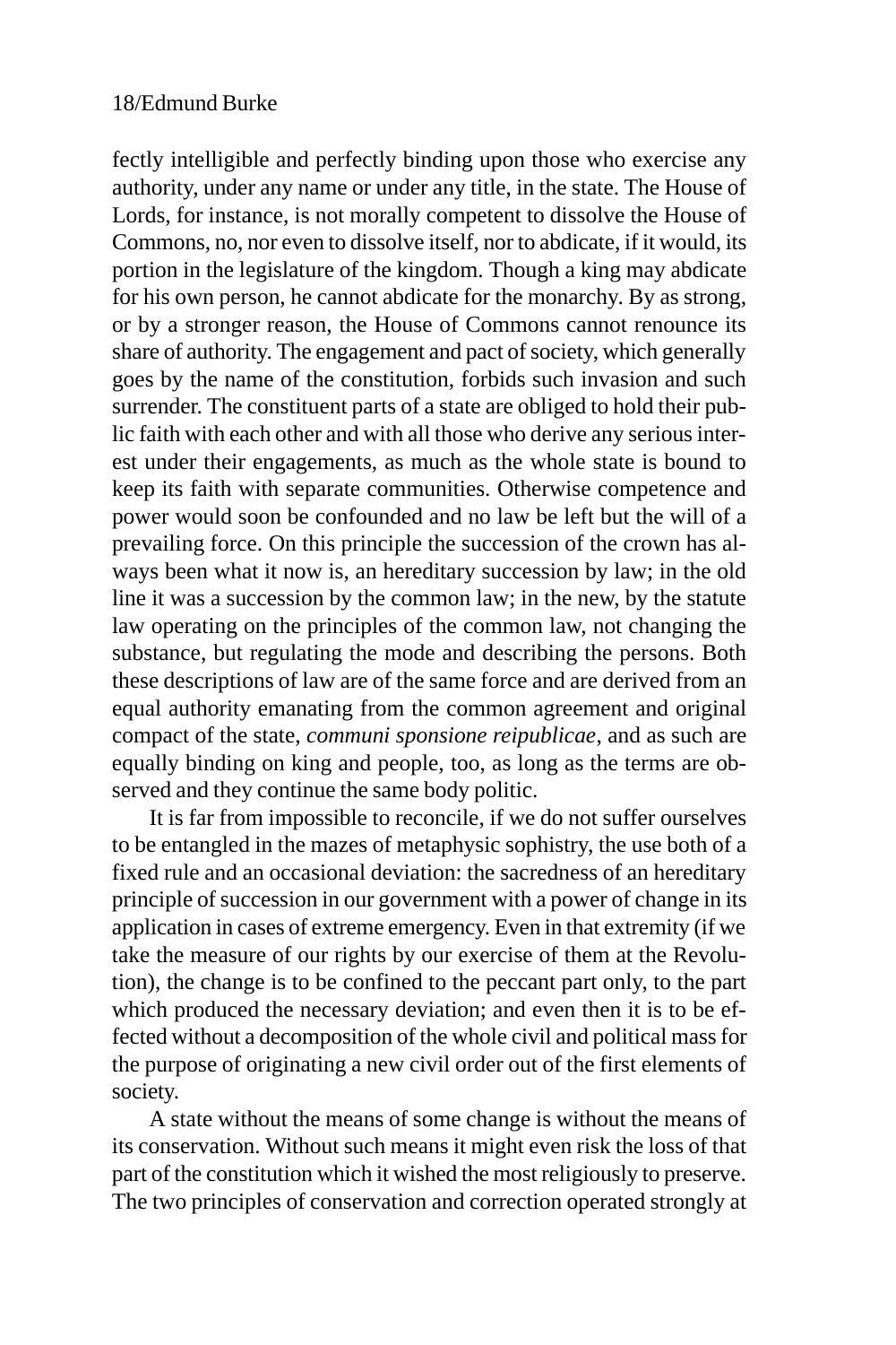fectly intelligible and perfectly binding upon those who exercise any authority, under any name or under any title, in the state. The House of Lords, for instance, is not morally competent to dissolve the House of Commons, no, nor even to dissolve itself, nor to abdicate, if it would, its portion in the legislature of the kingdom. Though a king may abdicate for his own person, he cannot abdicate for the monarchy. By as strong, or by a stronger reason, the House of Commons cannot renounce its share of authority. The engagement and pact of society, which generally goes by the name of the constitution, forbids such invasion and such surrender. The constituent parts of a state are obliged to hold their public faith with each other and with all those who derive any serious interest under their engagements, as much as the whole state is bound to keep its faith with separate communities. Otherwise competence and power would soon be confounded and no law be left but the will of a prevailing force. On this principle the succession of the crown has always been what it now is, an hereditary succession by law; in the old line it was a succession by the common law; in the new, by the statute law operating on the principles of the common law, not changing the substance, but regulating the mode and describing the persons. Both these descriptions of law are of the same force and are derived from an equal authority emanating from the common agreement and original compact of the state, *communi sponsione reipublicae*, and as such are equally binding on king and people, too, as long as the terms are observed and they continue the same body politic.

It is far from impossible to reconcile, if we do not suffer ourselves to be entangled in the mazes of metaphysic sophistry, the use both of a fixed rule and an occasional deviation: the sacredness of an hereditary principle of succession in our government with a power of change in its application in cases of extreme emergency. Even in that extremity (if we take the measure of our rights by our exercise of them at the Revolution), the change is to be confined to the peccant part only, to the part which produced the necessary deviation; and even then it is to be effected without a decomposition of the whole civil and political mass for the purpose of originating a new civil order out of the first elements of society.

A state without the means of some change is without the means of its conservation. Without such means it might even risk the loss of that part of the constitution which it wished the most religiously to preserve. The two principles of conservation and correction operated strongly at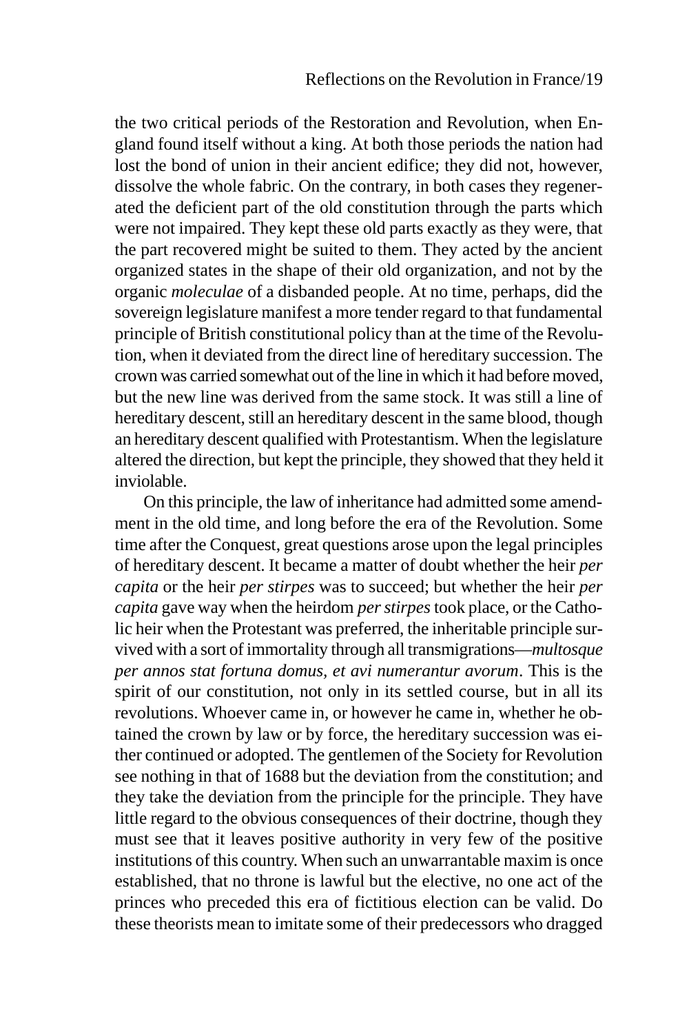the two critical periods of the Restoration and Revolution, when England found itself without a king. At both those periods the nation had lost the bond of union in their ancient edifice; they did not, however, dissolve the whole fabric. On the contrary, in both cases they regenerated the deficient part of the old constitution through the parts which were not impaired. They kept these old parts exactly as they were, that the part recovered might be suited to them. They acted by the ancient organized states in the shape of their old organization, and not by the organic *moleculae* of a disbanded people. At no time, perhaps, did the sovereign legislature manifest a more tender regard to that fundamental principle of British constitutional policy than at the time of the Revolution, when it deviated from the direct line of hereditary succession. The crown was carried somewhat out of the line in which it had before moved, but the new line was derived from the same stock. It was still a line of hereditary descent, still an hereditary descent in the same blood, though an hereditary descent qualified with Protestantism. When the legislature altered the direction, but kept the principle, they showed that they held it inviolable.

On this principle, the law of inheritance had admitted some amendment in the old time, and long before the era of the Revolution. Some time after the Conquest, great questions arose upon the legal principles of hereditary descent. It became a matter of doubt whether the heir *per capita* or the heir *per stirpes* was to succeed; but whether the heir *per capita* gave way when the heirdom *per stirpes* took place, or the Catholic heir when the Protestant was preferred, the inheritable principle survived with a sort of immortality through all transmigrations—*multosque per annos stat fortuna domus, et avi numerantur avorum*. This is the spirit of our constitution, not only in its settled course, but in all its revolutions. Whoever came in, or however he came in, whether he obtained the crown by law or by force, the hereditary succession was either continued or adopted. The gentlemen of the Society for Revolution see nothing in that of 1688 but the deviation from the constitution; and they take the deviation from the principle for the principle. They have little regard to the obvious consequences of their doctrine, though they must see that it leaves positive authority in very few of the positive institutions of this country. When such an unwarrantable maxim is once established, that no throne is lawful but the elective, no one act of the princes who preceded this era of fictitious election can be valid. Do these theorists mean to imitate some of their predecessors who dragged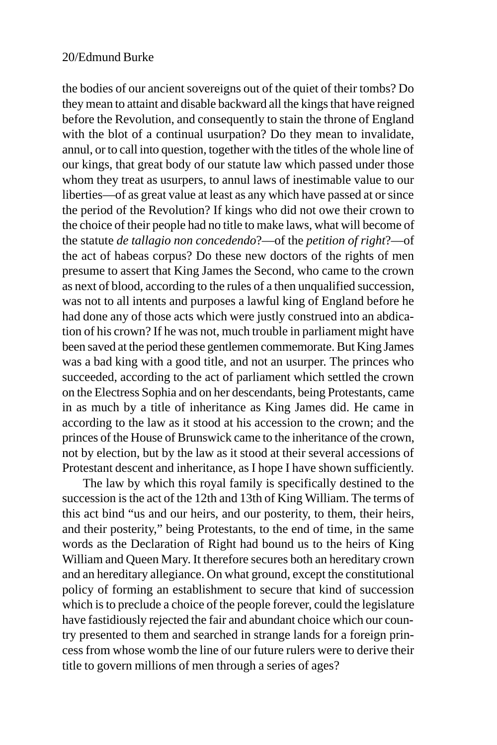the bodies of our ancient sovereigns out of the quiet of their tombs? Do they mean to attaint and disable backward all the kings that have reigned before the Revolution, and consequently to stain the throne of England with the blot of a continual usurpation? Do they mean to invalidate, annul, or to call into question, together with the titles of the whole line of our kings, that great body of our statute law which passed under those whom they treat as usurpers, to annul laws of inestimable value to our liberties—of as great value at least as any which have passed at or since the period of the Revolution? If kings who did not owe their crown to the choice of their people had no title to make laws, what will become of the statute *de tallagio non concedendo*?—of the *petition of right*?—of the act of habeas corpus? Do these new doctors of the rights of men presume to assert that King James the Second, who came to the crown as next of blood, according to the rules of a then unqualified succession, was not to all intents and purposes a lawful king of England before he had done any of those acts which were justly construed into an abdication of his crown? If he was not, much trouble in parliament might have been saved at the period these gentlemen commemorate. But King James was a bad king with a good title, and not an usurper. The princes who succeeded, according to the act of parliament which settled the crown on the Electress Sophia and on her descendants, being Protestants, came in as much by a title of inheritance as King James did. He came in according to the law as it stood at his accession to the crown; and the princes of the House of Brunswick came to the inheritance of the crown, not by election, but by the law as it stood at their several accessions of Protestant descent and inheritance, as I hope I have shown sufficiently.

The law by which this royal family is specifically destined to the succession is the act of the 12th and 13th of King William. The terms of this act bind "us and our heirs, and our posterity, to them, their heirs, and their posterity," being Protestants, to the end of time, in the same words as the Declaration of Right had bound us to the heirs of King William and Queen Mary. It therefore secures both an hereditary crown and an hereditary allegiance. On what ground, except the constitutional policy of forming an establishment to secure that kind of succession which is to preclude a choice of the people forever, could the legislature have fastidiously rejected the fair and abundant choice which our country presented to them and searched in strange lands for a foreign princess from whose womb the line of our future rulers were to derive their title to govern millions of men through a series of ages?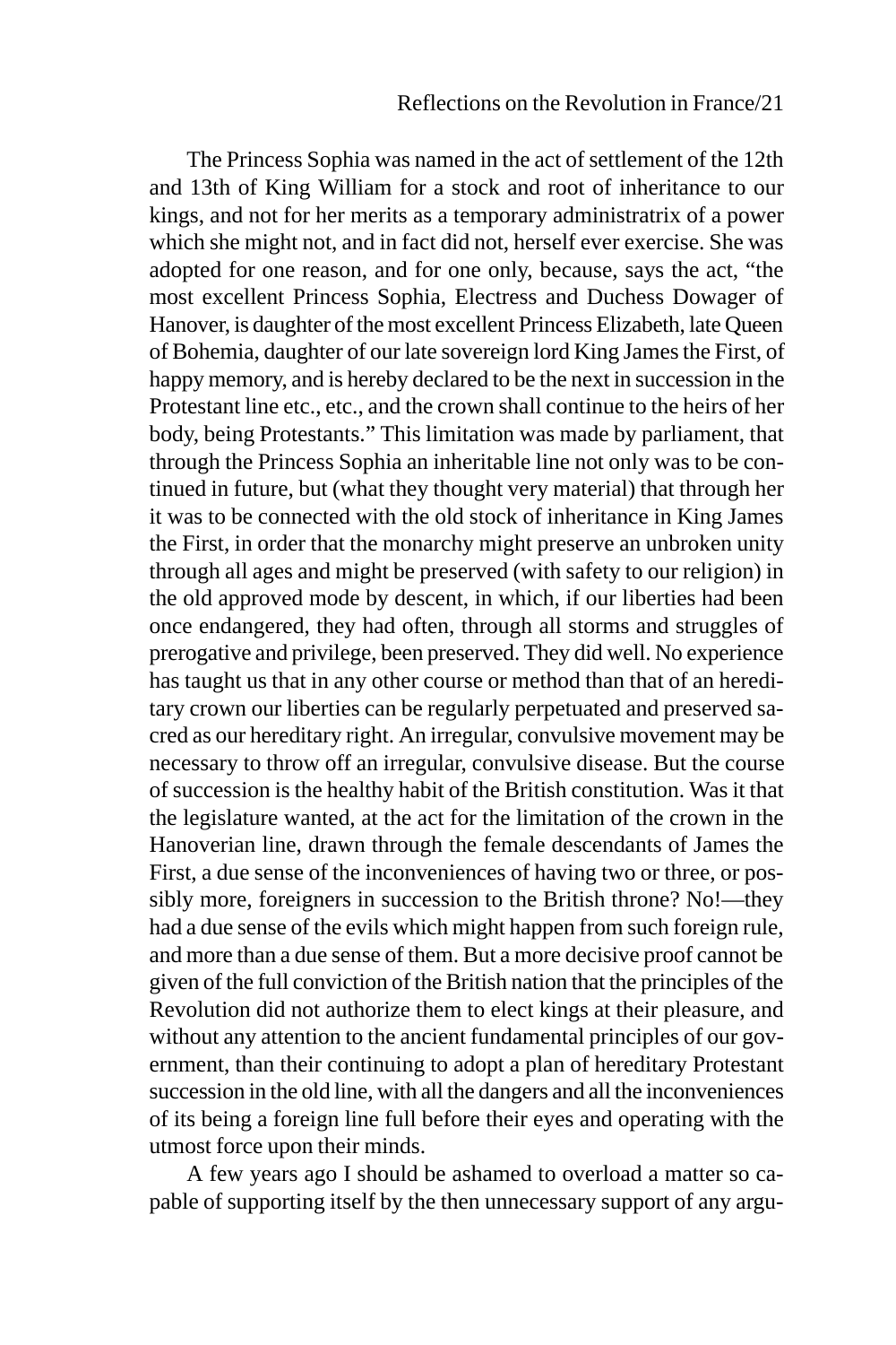The Princess Sophia was named in the act of settlement of the 12th and 13th of King William for a stock and root of inheritance to our kings, and not for her merits as a temporary administratrix of a power which she might not, and in fact did not, herself ever exercise. She was adopted for one reason, and for one only, because, says the act, "the most excellent Princess Sophia, Electress and Duchess Dowager of Hanover, is daughter of the most excellent Princess Elizabeth, late Queen of Bohemia, daughter of our late sovereign lord King James the First, of happy memory, and is hereby declared to be the next in succession in the Protestant line etc., etc., and the crown shall continue to the heirs of her body, being Protestants." This limitation was made by parliament, that through the Princess Sophia an inheritable line not only was to be continued in future, but (what they thought very material) that through her it was to be connected with the old stock of inheritance in King James the First, in order that the monarchy might preserve an unbroken unity through all ages and might be preserved (with safety to our religion) in the old approved mode by descent, in which, if our liberties had been once endangered, they had often, through all storms and struggles of prerogative and privilege, been preserved. They did well. No experience has taught us that in any other course or method than that of an hereditary crown our liberties can be regularly perpetuated and preserved sacred as our hereditary right. An irregular, convulsive movement may be necessary to throw off an irregular, convulsive disease. But the course of succession is the healthy habit of the British constitution. Was it that the legislature wanted, at the act for the limitation of the crown in the Hanoverian line, drawn through the female descendants of James the First, a due sense of the inconveniences of having two or three, or possibly more, foreigners in succession to the British throne? No!—they had a due sense of the evils which might happen from such foreign rule, and more than a due sense of them. But a more decisive proof cannot be given of the full conviction of the British nation that the principles of the Revolution did not authorize them to elect kings at their pleasure, and without any attention to the ancient fundamental principles of our government, than their continuing to adopt a plan of hereditary Protestant succession in the old line, with all the dangers and all the inconveniences of its being a foreign line full before their eyes and operating with the utmost force upon their minds.

A few years ago I should be ashamed to overload a matter so capable of supporting itself by the then unnecessary support of any argu-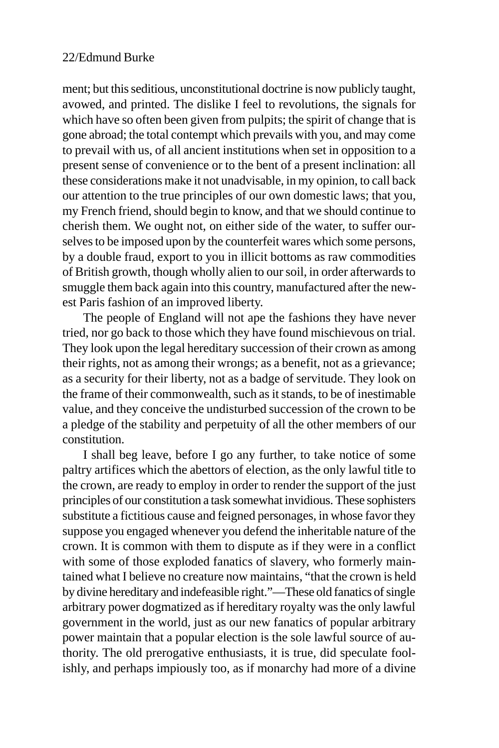ment; but this seditious, unconstitutional doctrine is now publicly taught, avowed, and printed. The dislike I feel to revolutions, the signals for which have so often been given from pulpits; the spirit of change that is gone abroad; the total contempt which prevails with you, and may come to prevail with us, of all ancient institutions when set in opposition to a present sense of convenience or to the bent of a present inclination: all these considerations make it not unadvisable, in my opinion, to call back our attention to the true principles of our own domestic laws; that you, my French friend, should begin to know, and that we should continue to cherish them. We ought not, on either side of the water, to suffer ourselves to be imposed upon by the counterfeit wares which some persons, by a double fraud, export to you in illicit bottoms as raw commodities of British growth, though wholly alien to our soil, in order afterwards to smuggle them back again into this country, manufactured after the newest Paris fashion of an improved liberty.

The people of England will not ape the fashions they have never tried, nor go back to those which they have found mischievous on trial. They look upon the legal hereditary succession of their crown as among their rights, not as among their wrongs; as a benefit, not as a grievance; as a security for their liberty, not as a badge of servitude. They look on the frame of their commonwealth, such as it stands, to be of inestimable value, and they conceive the undisturbed succession of the crown to be a pledge of the stability and perpetuity of all the other members of our constitution.

I shall beg leave, before I go any further, to take notice of some paltry artifices which the abettors of election, as the only lawful title to the crown, are ready to employ in order to render the support of the just principles of our constitution a task somewhat invidious. These sophisters substitute a fictitious cause and feigned personages, in whose favor they suppose you engaged whenever you defend the inheritable nature of the crown. It is common with them to dispute as if they were in a conflict with some of those exploded fanatics of slavery, who formerly maintained what I believe no creature now maintains, "that the crown is held by divine hereditary and indefeasible right."—These old fanatics of single arbitrary power dogmatized as if hereditary royalty was the only lawful government in the world, just as our new fanatics of popular arbitrary power maintain that a popular election is the sole lawful source of authority. The old prerogative enthusiasts, it is true, did speculate foolishly, and perhaps impiously too, as if monarchy had more of a divine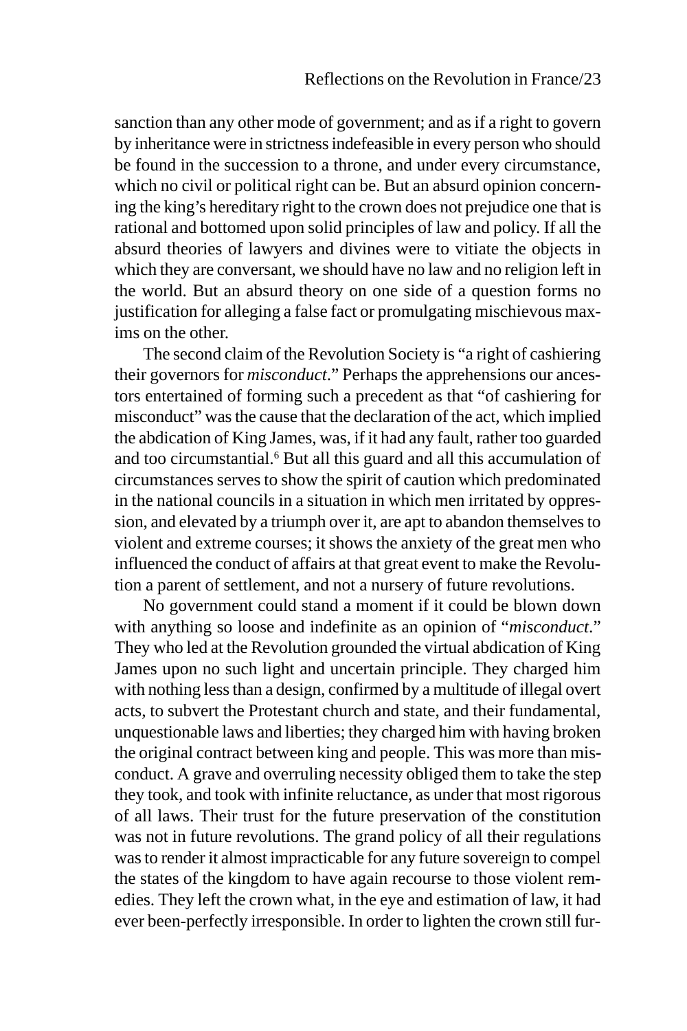sanction than any other mode of government; and as if a right to govern by inheritance were in strictness indefeasible in every person who should be found in the succession to a throne, and under every circumstance, which no civil or political right can be. But an absurd opinion concerning the king's hereditary right to the crown does not prejudice one that is rational and bottomed upon solid principles of law and policy. If all the absurd theories of lawyers and divines were to vitiate the objects in which they are conversant, we should have no law and no religion left in the world. But an absurd theory on one side of a question forms no justification for alleging a false fact or promulgating mischievous maxims on the other.

The second claim of the Revolution Society is "a right of cashiering their governors for *misconduct*." Perhaps the apprehensions our ancestors entertained of forming such a precedent as that "of cashiering for misconduct" was the cause that the declaration of the act, which implied the abdication of King James, was, if it had any fault, rather too guarded and too circumstantial.[6] But all this guard and all this accumulation of circumstances serves to show the spirit of caution which predominated in the national councils in a situation in which men irritated by oppression, and elevated by a triumph over it, are apt to abandon themselves to violent and extreme courses; it shows the anxiety of the great men who influenced the conduct of affairs at that great event to make the Revolution a parent of settlement, and not a nursery of future revolutions.

No government could stand a moment if it could be blown down with anything so loose and indefinite as an opinion of "*misconduct*." They who led at the Revolution grounded the virtual abdication of King James upon no such light and uncertain principle. They charged him with nothing less than a design, confirmed by a multitude of illegal overt acts, to subvert the Protestant church and state, and their fundamental, unquestionable laws and liberties; they charged him with having broken the original contract between king and people. This was more than misconduct. A grave and overruling necessity obliged them to take the step they took, and took with infinite reluctance, as under that most rigorous of all laws. Their trust for the future preservation of the constitution was not in future revolutions. The grand policy of all their regulations was to render it almost impracticable for any future sovereign to compel the states of the kingdom to have again recourse to those violent remedies. They left the crown what, in the eye and estimation of law, it had ever been-perfectly irresponsible. In order to lighten the crown still fur-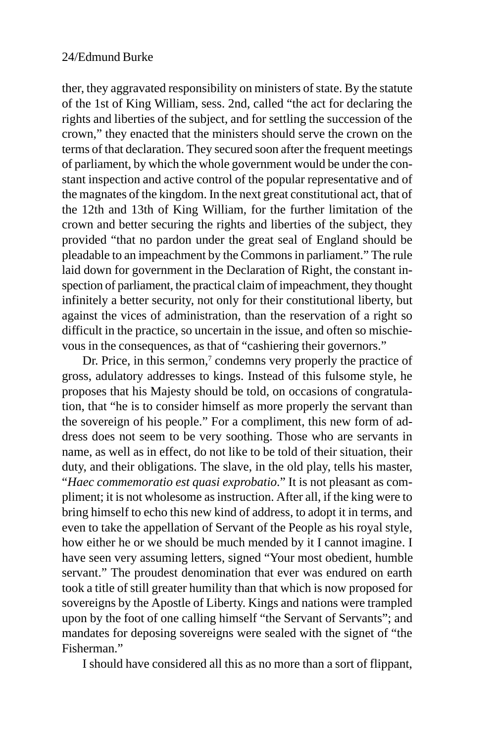ther, they aggravated responsibility on ministers of state. By the statute of the 1st of King William, sess. 2nd, called "the act for declaring the rights and liberties of the subject, and for settling the succession of the crown," they enacted that the ministers should serve the crown on the terms of that declaration. They secured soon after the frequent meetings of parliament, by which the whole government would be under the constant inspection and active control of the popular representative and of the magnates of the kingdom. In the next great constitutional act, that of the 12th and 13th of King William, for the further limitation of the crown and better securing the rights and liberties of the subject, they provided "that no pardon under the great seal of England should be pleadable to an impeachment by the Commons in parliament." The rule laid down for government in the Declaration of Right, the constant inspection of parliament, the practical claim of impeachment, they thought infinitely a better security, not only for their constitutional liberty, but against the vices of administration, than the reservation of a right so difficult in the practice, so uncertain in the issue, and often so mischievous in the consequences, as that of "cashiering their governors."

Dr. Price, in this sermon,[7] condemns very properly the practice of gross, adulatory addresses to kings. Instead of this fulsome style, he proposes that his Majesty should be told, on occasions of congratulation, that "he is to consider himself as more properly the servant than the sovereign of his people." For a compliment, this new form of address does not seem to be very soothing. Those who are servants in name, as well as in effect, do not like to be told of their situation, their duty, and their obligations. The slave, in the old play, tells his master, "*Haec commemoratio est quasi exprobatio.*" It is not pleasant as compliment; it is not wholesome as instruction. After all, if the king were to bring himself to echo this new kind of address, to adopt it in terms, and even to take the appellation of Servant of the People as his royal style, how either he or we should be much mended by it I cannot imagine. I have seen very assuming letters, signed "Your most obedient, humble servant." The proudest denomination that ever was endured on earth took a title of still greater humility than that which is now proposed for sovereigns by the Apostle of Liberty. Kings and nations were trampled upon by the foot of one calling himself "the Servant of Servants"; and mandates for deposing sovereigns were sealed with the signet of "the Fisherman."

I should have considered all this as no more than a sort of flippant,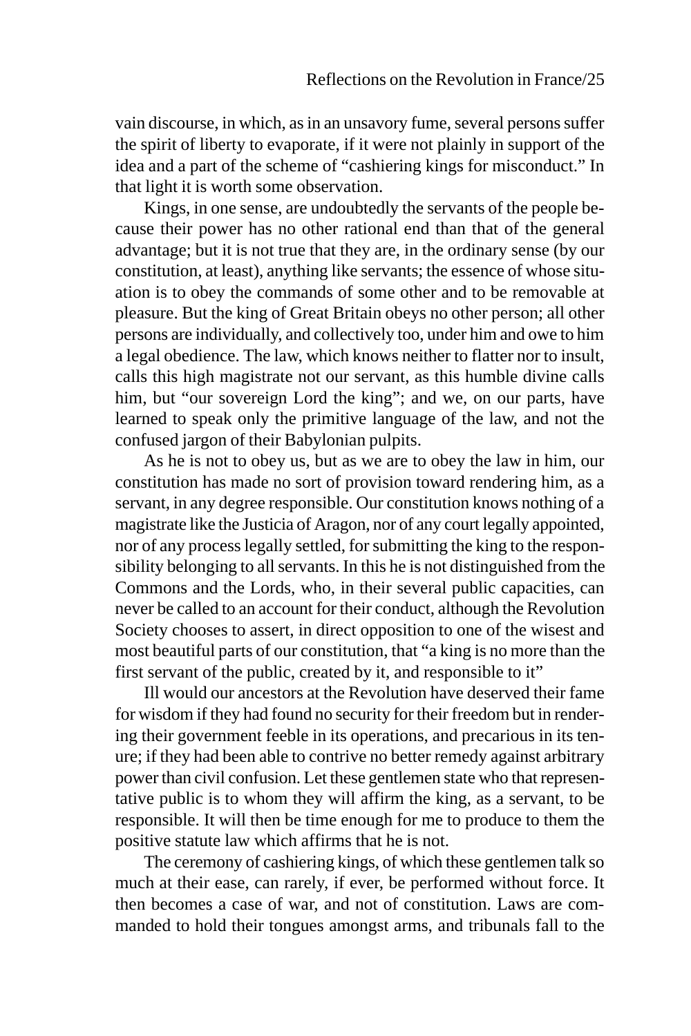vain discourse, in which, as in an unsavory fume, several persons suffer the spirit of liberty to evaporate, if it were not plainly in support of the idea and a part of the scheme of "cashiering kings for misconduct." In that light it is worth some observation.

Kings, in one sense, are undoubtedly the servants of the people because their power has no other rational end than that of the general advantage; but it is not true that they are, in the ordinary sense (by our constitution, at least), anything like servants; the essence of whose situation is to obey the commands of some other and to be removable at pleasure. But the king of Great Britain obeys no other person; all other persons are individually, and collectively too, under him and owe to him a legal obedience. The law, which knows neither to flatter nor to insult, calls this high magistrate not our servant, as this humble divine calls him, but "our sovereign Lord the king"; and we, on our parts, have learned to speak only the primitive language of the law, and not the confused jargon of their Babylonian pulpits.

As he is not to obey us, but as we are to obey the law in him, our constitution has made no sort of provision toward rendering him, as a servant, in any degree responsible. Our constitution knows nothing of a magistrate like the Justicia of Aragon, nor of any court legally appointed, nor of any process legally settled, for submitting the king to the responsibility belonging to all servants. In this he is not distinguished from the Commons and the Lords, who, in their several public capacities, can never be called to an account for their conduct, although the Revolution Society chooses to assert, in direct opposition to one of the wisest and most beautiful parts of our constitution, that "a king is no more than the first servant of the public, created by it, and responsible to it"

Ill would our ancestors at the Revolution have deserved their fame for wisdom if they had found no security for their freedom but in rendering their government feeble in its operations, and precarious in its tenure; if they had been able to contrive no better remedy against arbitrary power than civil confusion. Let these gentlemen state who that representative public is to whom they will affirm the king, as a servant, to be responsible. It will then be time enough for me to produce to them the positive statute law which affirms that he is not.

The ceremony of cashiering kings, of which these gentlemen talk so much at their ease, can rarely, if ever, be performed without force. It then becomes a case of war, and not of constitution. Laws are commanded to hold their tongues amongst arms, and tribunals fall to the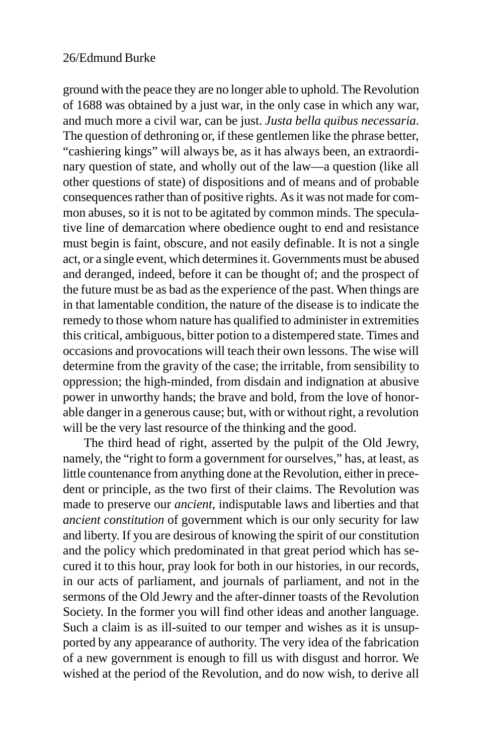ground with the peace they are no longer able to uphold. The Revolution of 1688 was obtained by a just war, in the only case in which any war, and much more a civil war, can be just. *Justa bella quibus necessaria*. The question of dethroning or, if these gentlemen like the phrase better, "cashiering kings" will always be, as it has always been, an extraordinary question of state, and wholly out of the law—a question (like all other questions of state) of dispositions and of means and of probable consequences rather than of positive rights. As it was not made for common abuses, so it is not to be agitated by common minds. The speculative line of demarcation where obedience ought to end and resistance must begin is faint, obscure, and not easily definable. It is not a single act, or a single event, which determines it. Governments must be abused and deranged, indeed, before it can be thought of; and the prospect of the future must be as bad as the experience of the past. When things are in that lamentable condition, the nature of the disease is to indicate the remedy to those whom nature has qualified to administer in extremities this critical, ambiguous, bitter potion to a distempered state. Times and occasions and provocations will teach their own lessons. The wise will determine from the gravity of the case; the irritable, from sensibility to oppression; the high-minded, from disdain and indignation at abusive power in unworthy hands; the brave and bold, from the love of honorable danger in a generous cause; but, with or without right, a revolution will be the very last resource of the thinking and the good.

The third head of right, asserted by the pulpit of the Old Jewry, namely, the "right to form a government for ourselves," has, at least, as little countenance from anything done at the Revolution, either in precedent or principle, as the two first of their claims. The Revolution was made to preserve our *ancient*, indisputable laws and liberties and that *ancient constitution* of government which is our only security for law and liberty. If you are desirous of knowing the spirit of our constitution and the policy which predominated in that great period which has secured it to this hour, pray look for both in our histories, in our records, in our acts of parliament, and journals of parliament, and not in the sermons of the Old Jewry and the after-dinner toasts of the Revolution Society. In the former you will find other ideas and another language. Such a claim is as ill-suited to our temper and wishes as it is unsupported by any appearance of authority. The very idea of the fabrication of a new government is enough to fill us with disgust and horror. We wished at the period of the Revolution, and do now wish, to derive all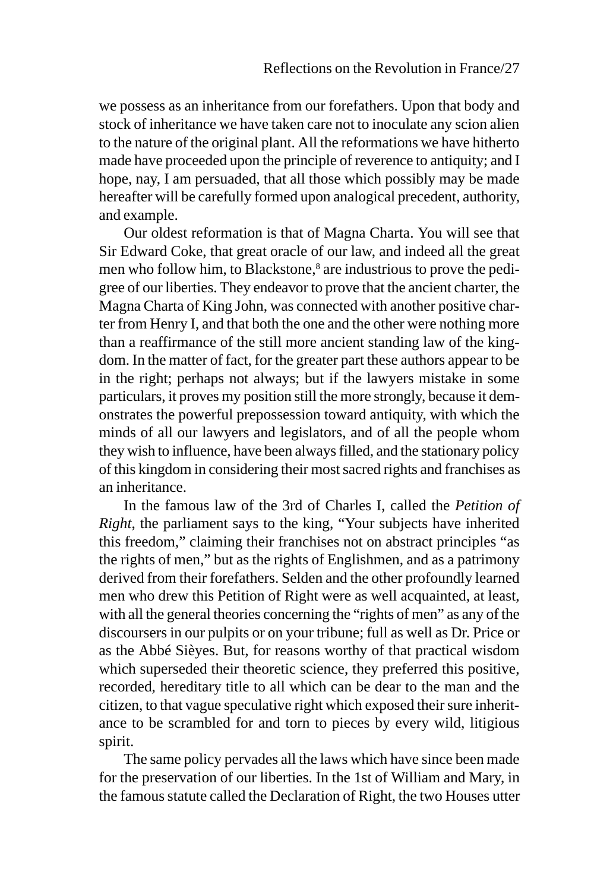we possess as an inheritance from our forefathers. Upon that body and stock of inheritance we have taken care not to inoculate any scion alien to the nature of the original plant. All the reformations we have hitherto made have proceeded upon the principle of reverence to antiquity; and I hope, nay, I am persuaded, that all those which possibly may be made hereafter will be carefully formed upon analogical precedent, authority, and example.

Our oldest reformation is that of Magna Charta. You will see that Sir Edward Coke, that great oracle of our law, and indeed all the great men who follow him, to Blackstone,[8] are industrious to prove the pedigree of our liberties. They endeavor to prove that the ancient charter, the Magna Charta of King John, was connected with another positive charter from Henry I, and that both the one and the other were nothing more than a reaffirmance of the still more ancient standing law of the kingdom. In the matter of fact, for the greater part these authors appear to be in the right; perhaps not always; but if the lawyers mistake in some particulars, it proves my position still the more strongly, because it demonstrates the powerful prepossession toward antiquity, with which the minds of all our lawyers and legislators, and of all the people whom they wish to influence, have been always filled, and the stationary policy of this kingdom in considering their most sacred rights and franchises as an inheritance.

In the famous law of the 3rd of Charles I, called the *Petition of Right*, the parliament says to the king, "Your subjects have inherited this freedom," claiming their franchises not on abstract principles "as the rights of men," but as the rights of Englishmen, and as a patrimony derived from their forefathers. Selden and the other profoundly learned men who drew this Petition of Right were as well acquainted, at least, with all the general theories concerning the "rights of men" as any of the discoursers in our pulpits or on your tribune; full as well as Dr. Price or as the Abbé Sièyes. But, for reasons worthy of that practical wisdom which superseded their theoretic science, they preferred this positive, recorded, hereditary title to all which can be dear to the man and the citizen, to that vague speculative right which exposed their sure inheritance to be scrambled for and torn to pieces by every wild, litigious spirit.

The same policy pervades all the laws which have since been made for the preservation of our liberties. In the 1st of William and Mary, in the famous statute called the Declaration of Right, the two Houses utter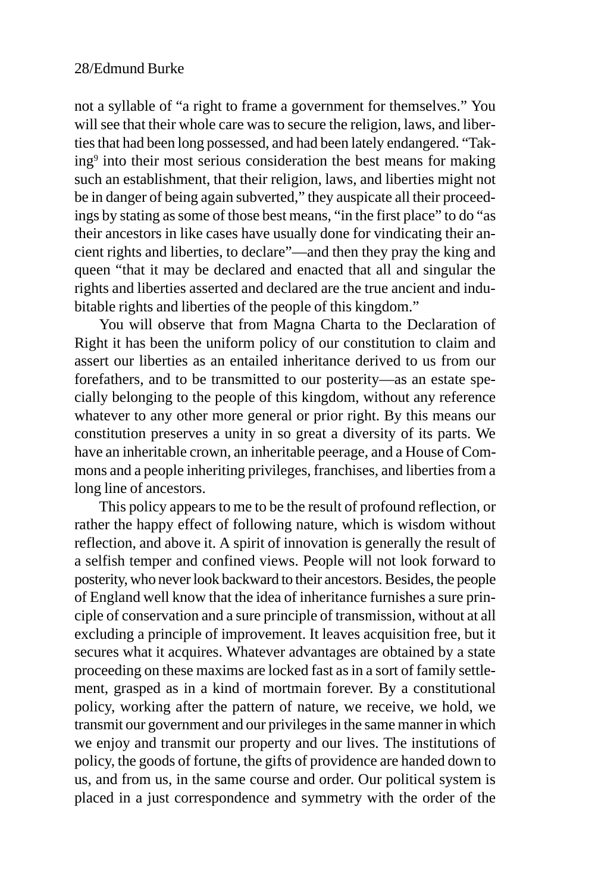not a syllable of "a right to frame a government for themselves." You will see that their whole care was to secure the religion, laws, and liberties that had been long possessed, and had been lately endangered. "Taking[9] into their most serious consideration the best means for making such an establishment, that their religion, laws, and liberties might not be in danger of being again subverted," they auspicate all their proceedings by stating as some of those best means, "in the first place" to do "as their ancestors in like cases have usually done for vindicating their ancient rights and liberties, to declare"—and then they pray the king and queen "that it may be declared and enacted that all and singular the rights and liberties asserted and declared are the true ancient and indubitable rights and liberties of the people of this kingdom."

You will observe that from Magna Charta to the Declaration of Right it has been the uniform policy of our constitution to claim and assert our liberties as an entailed inheritance derived to us from our forefathers, and to be transmitted to our posterity—as an estate specially belonging to the people of this kingdom, without any reference whatever to any other more general or prior right. By this means our constitution preserves a unity in so great a diversity of its parts. We have an inheritable crown, an inheritable peerage, and a House of Commons and a people inheriting privileges, franchises, and liberties from a long line of ancestors.

This policy appears to me to be the result of profound reflection, or rather the happy effect of following nature, which is wisdom without reflection, and above it. A spirit of innovation is generally the result of a selfish temper and confined views. People will not look forward to posterity, who never look backward to their ancestors. Besides, the people of England well know that the idea of inheritance furnishes a sure principle of conservation and a sure principle of transmission, without at all excluding a principle of improvement. It leaves acquisition free, but it secures what it acquires. Whatever advantages are obtained by a state proceeding on these maxims are locked fast as in a sort of family settlement, grasped as in a kind of mortmain forever. By a constitutional policy, working after the pattern of nature, we receive, we hold, we transmit our government and our privileges in the same manner in which we enjoy and transmit our property and our lives. The institutions of policy, the goods of fortune, the gifts of providence are handed down to us, and from us, in the same course and order. Our political system is placed in a just correspondence and symmetry with the order of the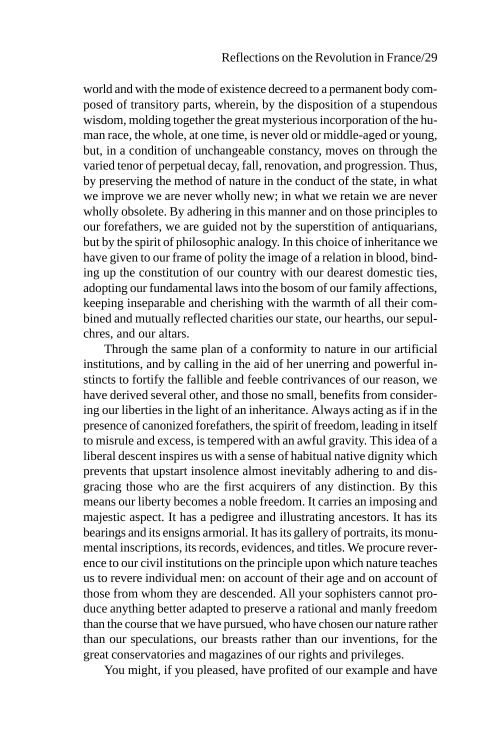world and with the mode of existence decreed to a permanent body composed of transitory parts, wherein, by the disposition of a stupendous wisdom, molding together the great mysterious incorporation of the human race, the whole, at one time, is never old or middle-aged or young, but, in a condition of unchangeable constancy, moves on through the varied tenor of perpetual decay, fall, renovation, and progression. Thus, by preserving the method of nature in the conduct of the state, in what we improve we are never wholly new; in what we retain we are never wholly obsolete. By adhering in this manner and on those principles to our forefathers, we are guided not by the superstition of antiquarians, but by the spirit of philosophic analogy. In this choice of inheritance we have given to our frame of polity the image of a relation in blood, binding up the constitution of our country with our dearest domestic ties, adopting our fundamental laws into the bosom of our family affections, keeping inseparable and cherishing with the warmth of all their combined and mutually reflected charities our state, our hearths, our sepulchres, and our altars.

Through the same plan of a conformity to nature in our artificial institutions, and by calling in the aid of her unerring and powerful instincts to fortify the fallible and feeble contrivances of our reason, we have derived several other, and those no small, benefits from considering our liberties in the light of an inheritance. Always acting as if in the presence of canonized forefathers, the spirit of freedom, leading in itself to misrule and excess, is tempered with an awful gravity. This idea of a liberal descent inspires us with a sense of habitual native dignity which prevents that upstart insolence almost inevitably adhering to and disgracing those who are the first acquirers of any distinction. By this means our liberty becomes a noble freedom. It carries an imposing and majestic aspect. It has a pedigree and illustrating ancestors. It has its bearings and its ensigns armorial. It has its gallery of portraits, its monumental inscriptions, its records, evidences, and titles. We procure reverence to our civil institutions on the principle upon which nature teaches us to revere individual men: on account of their age and on account of those from whom they are descended. All your sophisters cannot produce anything better adapted to preserve a rational and manly freedom than the course that we have pursued, who have chosen our nature rather than our speculations, our breasts rather than our inventions, for the great conservatories and magazines of our rights and privileges.

You might, if you pleased, have profited of our example and have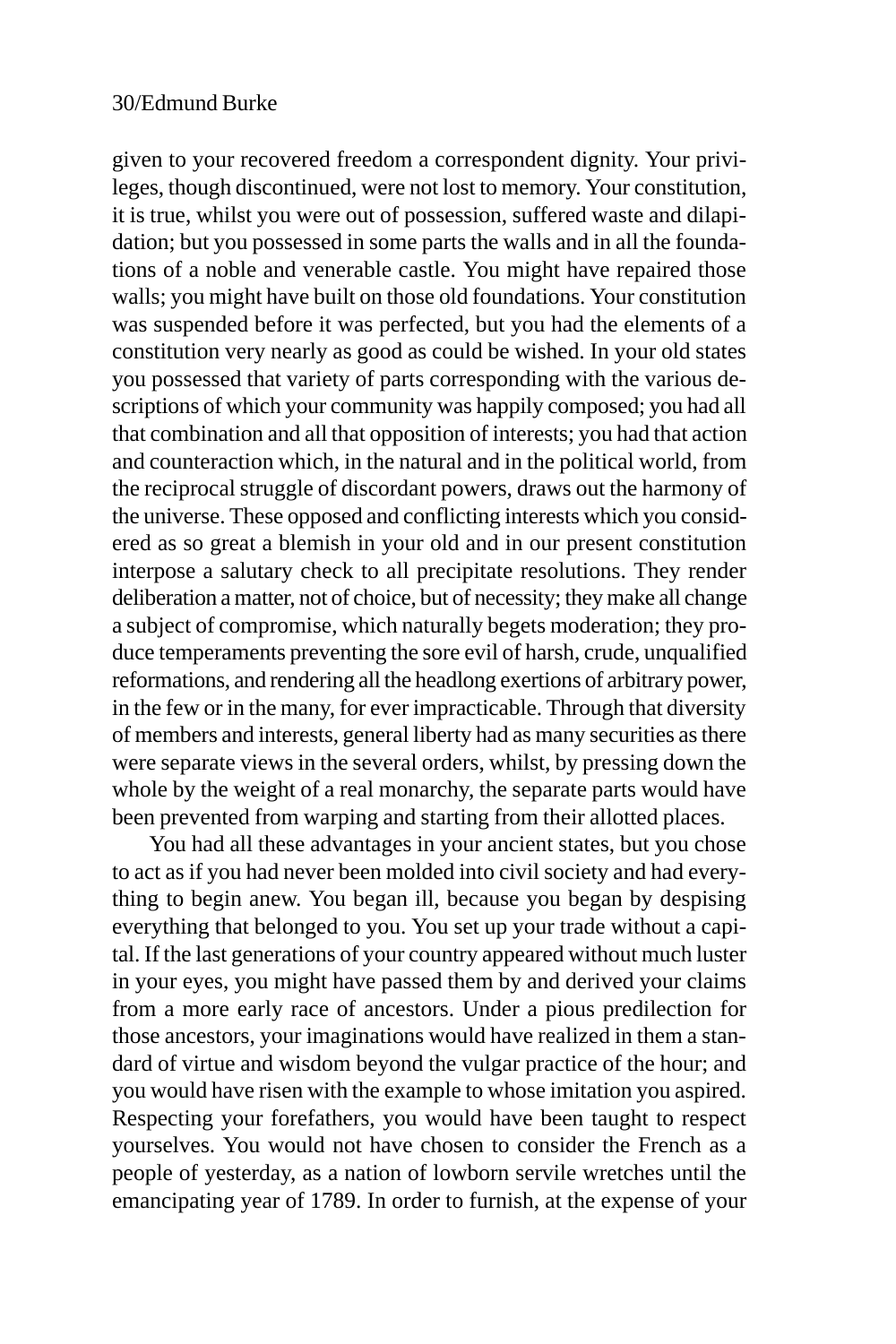given to your recovered freedom a correspondent dignity. Your privileges, though discontinued, were not lost to memory. Your constitution, it is true, whilst you were out of possession, suffered waste and dilapidation; but you possessed in some parts the walls and in all the foundations of a noble and venerable castle. You might have repaired those walls; you might have built on those old foundations. Your constitution was suspended before it was perfected, but you had the elements of a constitution very nearly as good as could be wished. In your old states you possessed that variety of parts corresponding with the various descriptions of which your community was happily composed; you had all that combination and all that opposition of interests; you had that action and counteraction which, in the natural and in the political world, from the reciprocal struggle of discordant powers, draws out the harmony of the universe. These opposed and conflicting interests which you considered as so great a blemish in your old and in our present constitution interpose a salutary check to all precipitate resolutions. They render deliberation a matter, not of choice, but of necessity; they make all change a subject of compromise, which naturally begets moderation; they produce temperaments preventing the sore evil of harsh, crude, unqualified reformations, and rendering all the headlong exertions of arbitrary power, in the few or in the many, for ever impracticable. Through that diversity of members and interests, general liberty had as many securities as there were separate views in the several orders, whilst, by pressing down the whole by the weight of a real monarchy, the separate parts would have been prevented from warping and starting from their allotted places.

You had all these advantages in your ancient states, but you chose to act as if you had never been molded into civil society and had everything to begin anew. You began ill, because you began by despising everything that belonged to you. You set up your trade without a capital. If the last generations of your country appeared without much luster in your eyes, you might have passed them by and derived your claims from a more early race of ancestors. Under a pious predilection for those ancestors, your imaginations would have realized in them a standard of virtue and wisdom beyond the vulgar practice of the hour; and you would have risen with the example to whose imitation you aspired. Respecting your forefathers, you would have been taught to respect yourselves. You would not have chosen to consider the French as a people of yesterday, as a nation of lowborn servile wretches until the emancipating year of 1789. In order to furnish, at the expense of your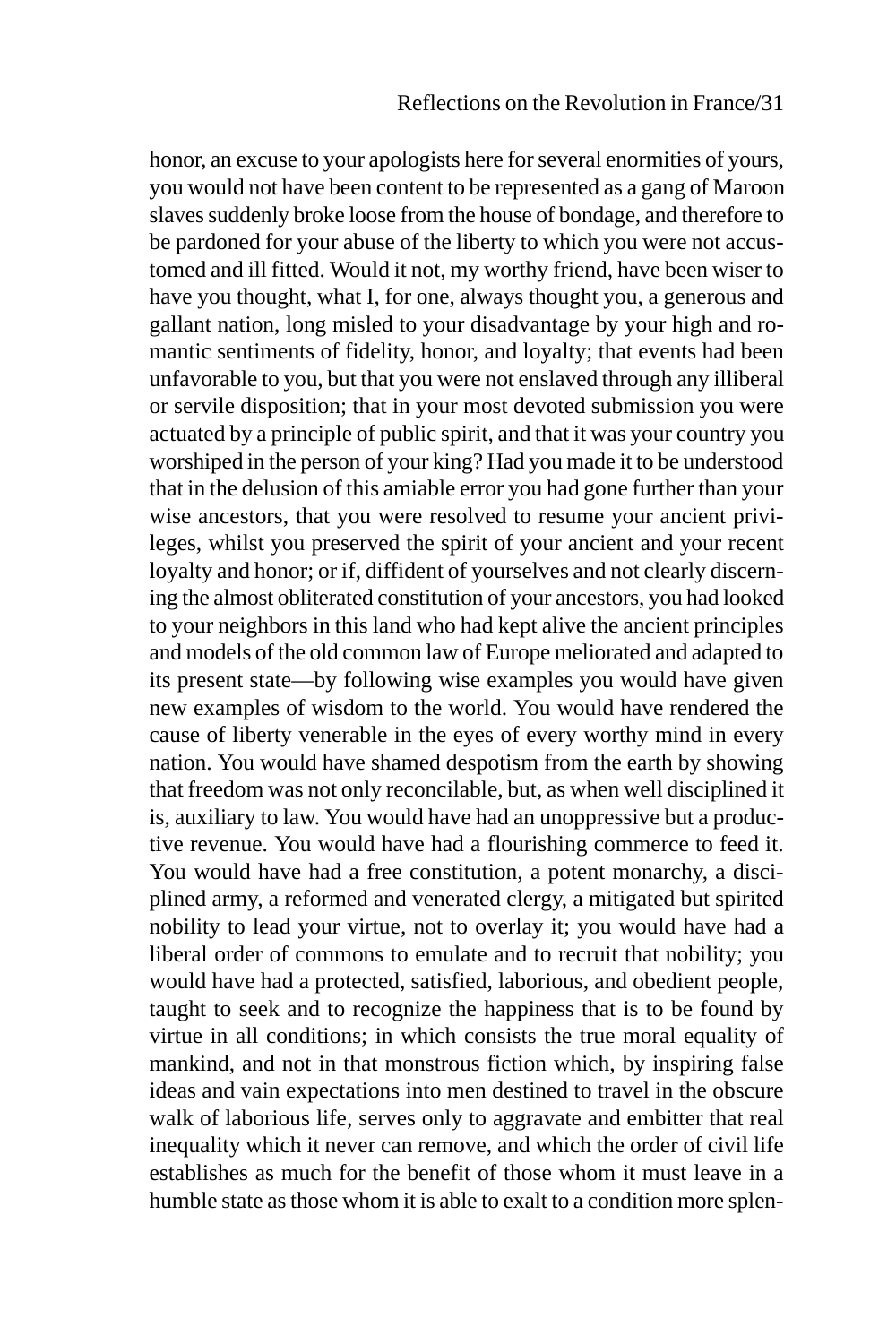honor, an excuse to your apologists here for several enormities of yours, you would not have been content to be represented as a gang of Maroon slaves suddenly broke loose from the house of bondage, and therefore to be pardoned for your abuse of the liberty to which you were not accustomed and ill fitted. Would it not, my worthy friend, have been wiser to have you thought, what I, for one, always thought you, a generous and gallant nation, long misled to your disadvantage by your high and romantic sentiments of fidelity, honor, and loyalty; that events had been unfavorable to you, but that you were not enslaved through any illiberal or servile disposition; that in your most devoted submission you were actuated by a principle of public spirit, and that it was your country you worshiped in the person of your king? Had you made it to be understood that in the delusion of this amiable error you had gone further than your wise ancestors, that you were resolved to resume your ancient privileges, whilst you preserved the spirit of your ancient and your recent loyalty and honor; or if, diffident of yourselves and not clearly discerning the almost obliterated constitution of your ancestors, you had looked to your neighbors in this land who had kept alive the ancient principles and models of the old common law of Europe meliorated and adapted to its present state—by following wise examples you would have given new examples of wisdom to the world. You would have rendered the cause of liberty venerable in the eyes of every worthy mind in every nation. You would have shamed despotism from the earth by showing that freedom was not only reconcilable, but, as when well disciplined it is, auxiliary to law. You would have had an unoppressive but a productive revenue. You would have had a flourishing commerce to feed it. You would have had a free constitution, a potent monarchy, a disciplined army, a reformed and venerated clergy, a mitigated but spirited nobility to lead your virtue, not to overlay it; you would have had a liberal order of commons to emulate and to recruit that nobility; you would have had a protected, satisfied, laborious, and obedient people, taught to seek and to recognize the happiness that is to be found by virtue in all conditions; in which consists the true moral equality of mankind, and not in that monstrous fiction which, by inspiring false ideas and vain expectations into men destined to travel in the obscure walk of laborious life, serves only to aggravate and embitter that real inequality which it never can remove, and which the order of civil life establishes as much for the benefit of those whom it must leave in a humble state as those whom it is able to exalt to a condition more splen-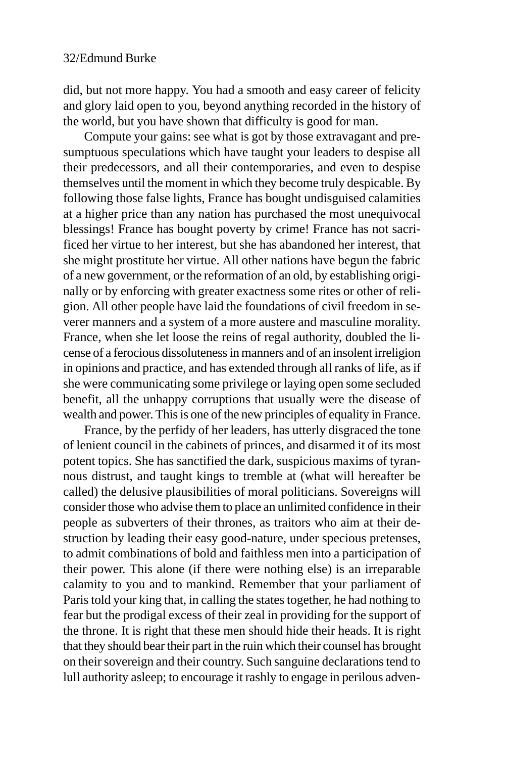did, but not more happy. You had a smooth and easy career of felicity and glory laid open to you, beyond anything recorded in the history of the world, but you have shown that difficulty is good for man.

Compute your gains: see what is got by those extravagant and presumptuous speculations which have taught your leaders to despise all their predecessors, and all their contemporaries, and even to despise themselves until the moment in which they become truly despicable. By following those false lights, France has bought undisguised calamities at a higher price than any nation has purchased the most unequivocal blessings! France has bought poverty by crime! France has not sacrificed her virtue to her interest, but she has abandoned her interest, that she might prostitute her virtue. All other nations have begun the fabric of a new government, or the reformation of an old, by establishing originally or by enforcing with greater exactness some rites or other of religion. All other people have laid the foundations of civil freedom in severer manners and a system of a more austere and masculine morality. France, when she let loose the reins of regal authority, doubled the license of a ferocious dissoluteness in manners and of an insolent irreligion in opinions and practice, and has extended through all ranks of life, as if she were communicating some privilege or laying open some secluded benefit, all the unhappy corruptions that usually were the disease of wealth and power. This is one of the new principles of equality in France.

France, by the perfidy of her leaders, has utterly disgraced the tone of lenient council in the cabinets of princes, and disarmed it of its most potent topics. She has sanctified the dark, suspicious maxims of tyrannous distrust, and taught kings to tremble at (what will hereafter be called) the delusive plausibilities of moral politicians. Sovereigns will consider those who advise them to place an unlimited confidence in their people as subverters of their thrones, as traitors who aim at their destruction by leading their easy good-nature, under specious pretenses, to admit combinations of bold and faithless men into a participation of their power. This alone (if there were nothing else) is an irreparable calamity to you and to mankind. Remember that your parliament of Paris told your king that, in calling the states together, he had nothing to fear but the prodigal excess of their zeal in providing for the support of the throne. It is right that these men should hide their heads. It is right that they should bear their part in the ruin which their counsel has brought on their sovereign and their country. Such sanguine declarations tend to lull authority asleep; to encourage it rashly to engage in perilous adven-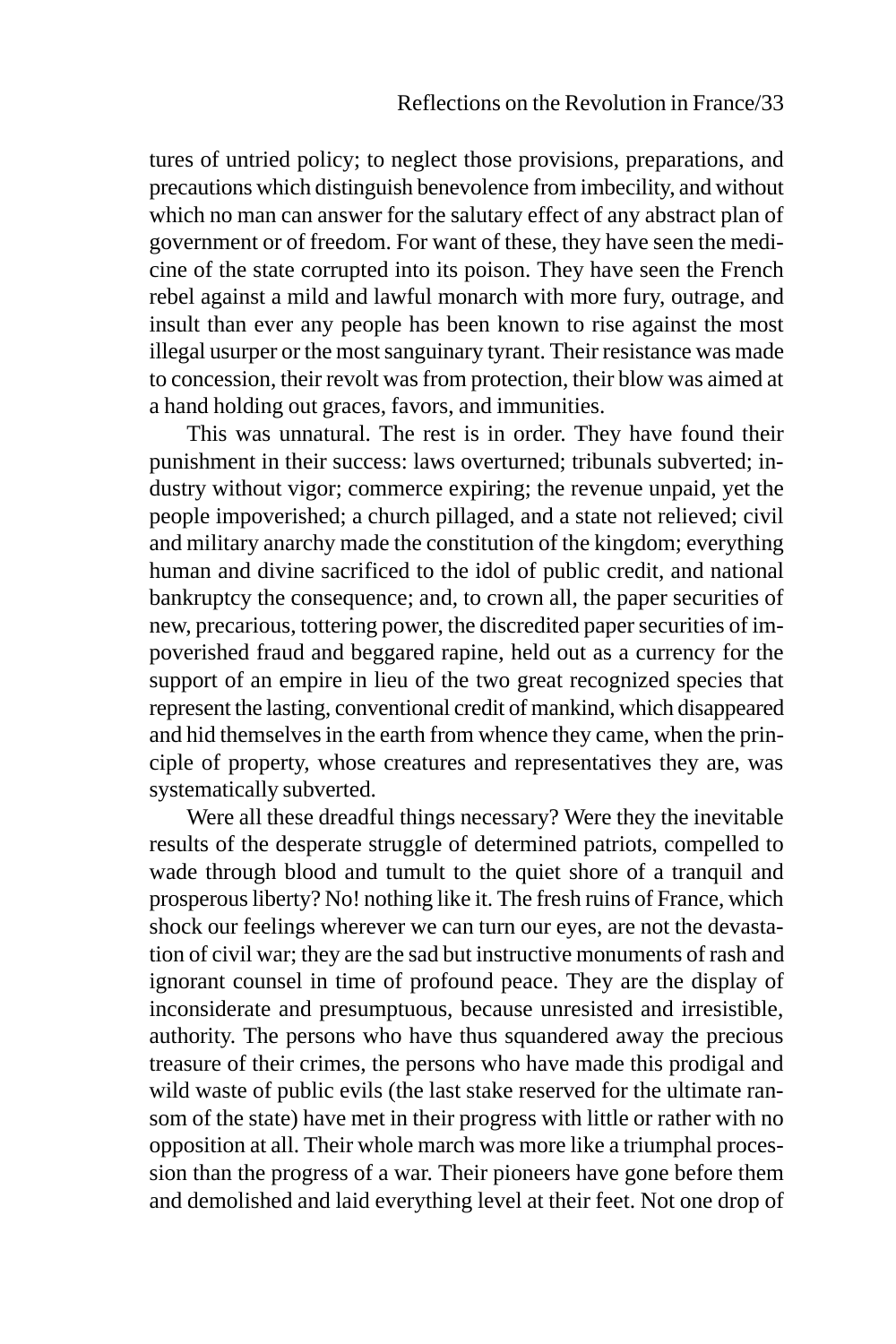tures of untried policy; to neglect those provisions, preparations, and precautions which distinguish benevolence from imbecility, and without which no man can answer for the salutary effect of any abstract plan of government or of freedom. For want of these, they have seen the medicine of the state corrupted into its poison. They have seen the French rebel against a mild and lawful monarch with more fury, outrage, and insult than ever any people has been known to rise against the most illegal usurper or the most sanguinary tyrant. Their resistance was made to concession, their revolt was from protection, their blow was aimed at a hand holding out graces, favors, and immunities.

This was unnatural. The rest is in order. They have found their punishment in their success: laws overturned; tribunals subverted; industry without vigor; commerce expiring; the revenue unpaid, yet the people impoverished; a church pillaged, and a state not relieved; civil and military anarchy made the constitution of the kingdom; everything human and divine sacrificed to the idol of public credit, and national bankruptcy the consequence; and, to crown all, the paper securities of new, precarious, tottering power, the discredited paper securities of impoverished fraud and beggared rapine, held out as a currency for the support of an empire in lieu of the two great recognized species that represent the lasting, conventional credit of mankind, which disappeared and hid themselves in the earth from whence they came, when the principle of property, whose creatures and representatives they are, was systematically subverted.

Were all these dreadful things necessary? Were they the inevitable results of the desperate struggle of determined patriots, compelled to wade through blood and tumult to the quiet shore of a tranquil and prosperous liberty? No! nothing like it. The fresh ruins of France, which shock our feelings wherever we can turn our eyes, are not the devastation of civil war; they are the sad but instructive monuments of rash and ignorant counsel in time of profound peace. They are the display of inconsiderate and presumptuous, because unresisted and irresistible, authority. The persons who have thus squandered away the precious treasure of their crimes, the persons who have made this prodigal and wild waste of public evils (the last stake reserved for the ultimate ransom of the state) have met in their progress with little or rather with no opposition at all. Their whole march was more like a triumphal procession than the progress of a war. Their pioneers have gone before them and demolished and laid everything level at their feet. Not one drop of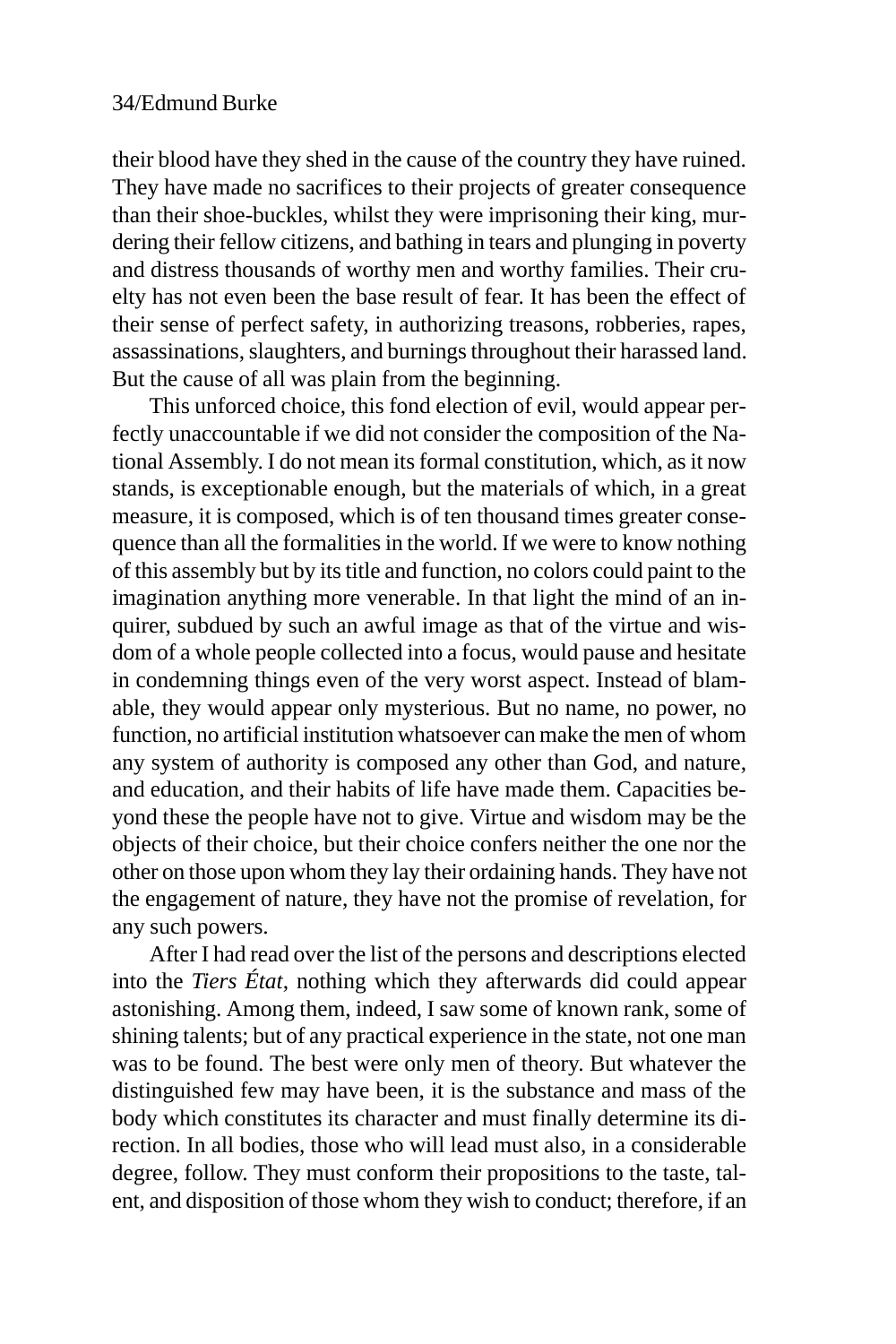their blood have they shed in the cause of the country they have ruined. They have made no sacrifices to their projects of greater consequence than their shoe-buckles, whilst they were imprisoning their king, murdering their fellow citizens, and bathing in tears and plunging in poverty and distress thousands of worthy men and worthy families. Their cruelty has not even been the base result of fear. It has been the effect of their sense of perfect safety, in authorizing treasons, robberies, rapes, assassinations, slaughters, and burnings throughout their harassed land. But the cause of all was plain from the beginning.

This unforced choice, this fond election of evil, would appear perfectly unaccountable if we did not consider the composition of the National Assembly. I do not mean its formal constitution, which, as it now stands, is exceptionable enough, but the materials of which, in a great measure, it is composed, which is of ten thousand times greater consequence than all the formalities in the world. If we were to know nothing of this assembly but by its title and function, no colors could paint to the imagination anything more venerable. In that light the mind of an inquirer, subdued by such an awful image as that of the virtue and wisdom of a whole people collected into a focus, would pause and hesitate in condemning things even of the very worst aspect. Instead of blamable, they would appear only mysterious. But no name, no power, no function, no artificial institution whatsoever can make the men of whom any system of authority is composed any other than God, and nature, and education, and their habits of life have made them. Capacities beyond these the people have not to give. Virtue and wisdom may be the objects of their choice, but their choice confers neither the one nor the other on those upon whom they lay their ordaining hands. They have not the engagement of nature, they have not the promise of revelation, for any such powers.

After I had read over the list of the persons and descriptions elected into the *Tiers État*, nothing which they afterwards did could appear astonishing. Among them, indeed, I saw some of known rank, some of shining talents; but of any practical experience in the state, not one man was to be found. The best were only men of theory. But whatever the distinguished few may have been, it is the substance and mass of the body which constitutes its character and must finally determine its direction. In all bodies, those who will lead must also, in a considerable degree, follow. They must conform their propositions to the taste, talent, and disposition of those whom they wish to conduct; therefore, if an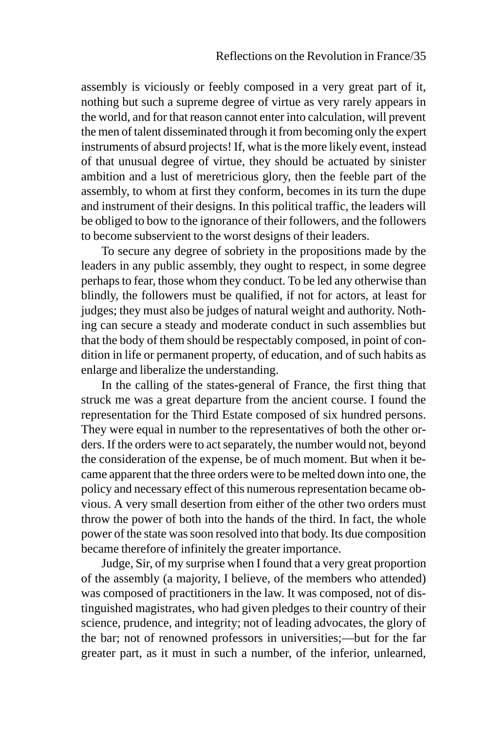assembly is viciously or feebly composed in a very great part of it, nothing but such a supreme degree of virtue as very rarely appears in the world, and for that reason cannot enter into calculation, will prevent the men of talent disseminated through it from becoming only the expert instruments of absurd projects! If, what is the more likely event, instead of that unusual degree of virtue, they should be actuated by sinister ambition and a lust of meretricious glory, then the feeble part of the assembly, to whom at first they conform, becomes in its turn the dupe and instrument of their designs. In this political traffic, the leaders will be obliged to bow to the ignorance of their followers, and the followers to become subservient to the worst designs of their leaders.

To secure any degree of sobriety in the propositions made by the leaders in any public assembly, they ought to respect, in some degree perhaps to fear, those whom they conduct. To be led any otherwise than blindly, the followers must be qualified, if not for actors, at least for judges; they must also be judges of natural weight and authority. Nothing can secure a steady and moderate conduct in such assemblies but that the body of them should be respectably composed, in point of condition in life or permanent property, of education, and of such habits as enlarge and liberalize the understanding.

In the calling of the states-general of France, the first thing that struck me was a great departure from the ancient course. I found the representation for the Third Estate composed of six hundred persons. They were equal in number to the representatives of both the other orders. If the orders were to act separately, the number would not, beyond the consideration of the expense, be of much moment. But when it became apparent that the three orders were to be melted down into one, the policy and necessary effect of this numerous representation became obvious. A very small desertion from either of the other two orders must throw the power of both into the hands of the third. In fact, the whole power of the state was soon resolved into that body. Its due composition became therefore of infinitely the greater importance.

Judge, Sir, of my surprise when I found that a very great proportion of the assembly (a majority, I believe, of the members who attended) was composed of practitioners in the law. It was composed, not of distinguished magistrates, who had given pledges to their country of their science, prudence, and integrity; not of leading advocates, the glory of the bar; not of renowned professors in universities;—but for the far greater part, as it must in such a number, of the inferior, unlearned,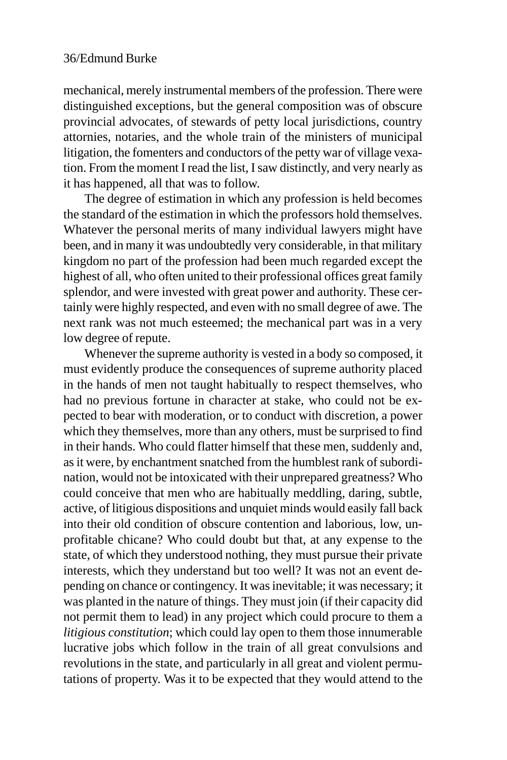mechanical, merely instrumental members of the profession. There were distinguished exceptions, but the general composition was of obscure provincial advocates, of stewards of petty local jurisdictions, country attornies, notaries, and the whole train of the ministers of municipal litigation, the fomenters and conductors of the petty war of village vexation. From the moment I read the list, I saw distinctly, and very nearly as it has happened, all that was to follow.

The degree of estimation in which any profession is held becomes the standard of the estimation in which the professors hold themselves. Whatever the personal merits of many individual lawyers might have been, and in many it was undoubtedly very considerable, in that military kingdom no part of the profession had been much regarded except the highest of all, who often united to their professional offices great family splendor, and were invested with great power and authority. These certainly were highly respected, and even with no small degree of awe. The next rank was not much esteemed; the mechanical part was in a very low degree of repute.

Whenever the supreme authority is vested in a body so composed, it must evidently produce the consequences of supreme authority placed in the hands of men not taught habitually to respect themselves, who had no previous fortune in character at stake, who could not be expected to bear with moderation, or to conduct with discretion, a power which they themselves, more than any others, must be surprised to find in their hands. Who could flatter himself that these men, suddenly and, as it were, by enchantment snatched from the humblest rank of subordination, would not be intoxicated with their unprepared greatness? Who could conceive that men who are habitually meddling, daring, subtle, active, of litigious dispositions and unquiet minds would easily fall back into their old condition of obscure contention and laborious, low, unprofitable chicane? Who could doubt but that, at any expense to the state, of which they understood nothing, they must pursue their private interests, which they understand but too well? It was not an event depending on chance or contingency. It was inevitable; it was necessary; it was planted in the nature of things. They must join (if their capacity did not permit them to lead) in any project which could procure to them a *litigious constitution*; which could lay open to them those innumerable lucrative jobs which follow in the train of all great convulsions and revolutions in the state, and particularly in all great and violent permutations of property. Was it to be expected that they would attend to the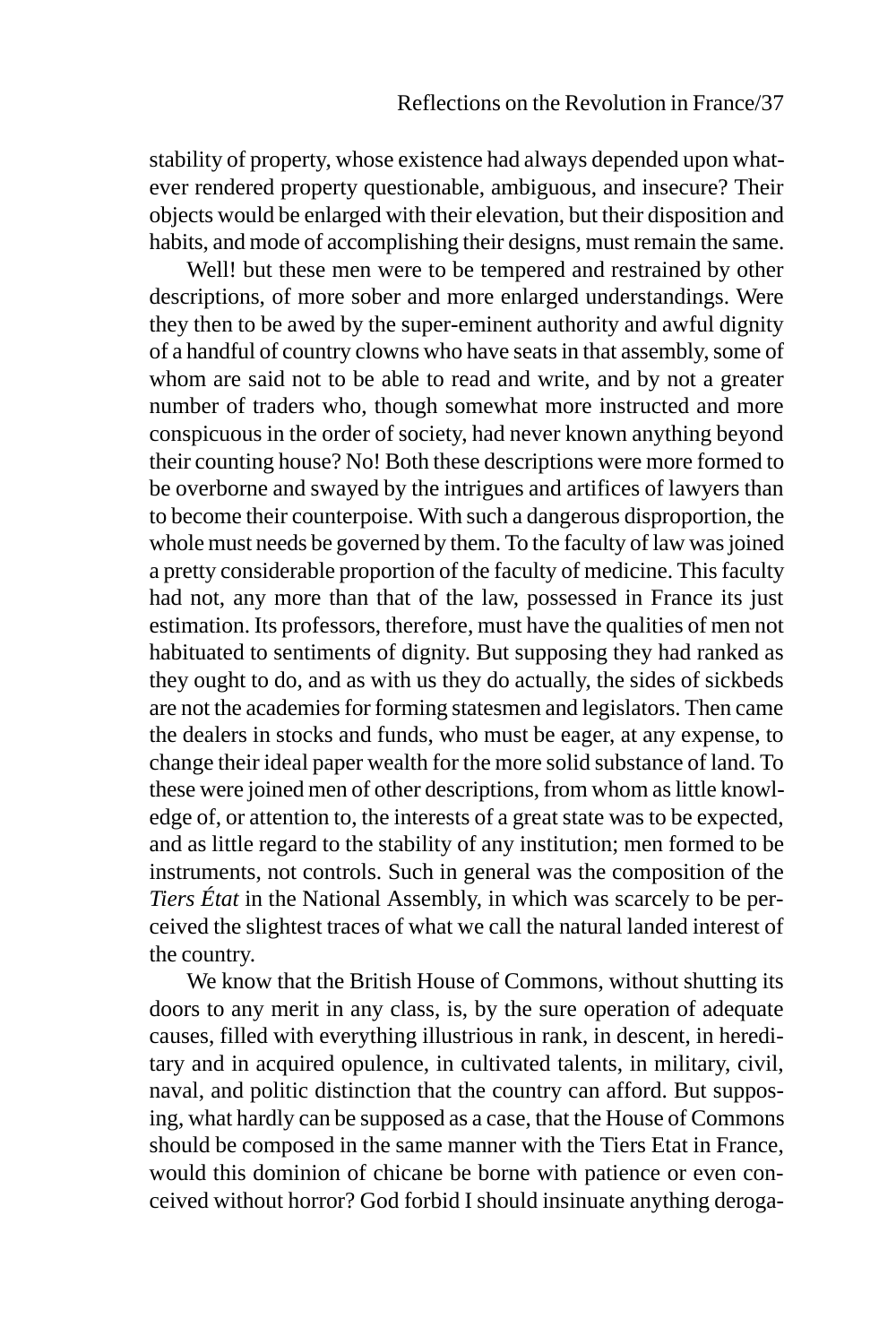stability of property, whose existence had always depended upon whatever rendered property questionable, ambiguous, and insecure? Their objects would be enlarged with their elevation, but their disposition and habits, and mode of accomplishing their designs, must remain the same.

Well! but these men were to be tempered and restrained by other descriptions, of more sober and more enlarged understandings. Were they then to be awed by the super-eminent authority and awful dignity of a handful of country clowns who have seats in that assembly, some of whom are said not to be able to read and write, and by not a greater number of traders who, though somewhat more instructed and more conspicuous in the order of society, had never known anything beyond their counting house? No! Both these descriptions were more formed to be overborne and swayed by the intrigues and artifices of lawyers than to become their counterpoise. With such a dangerous disproportion, the whole must needs be governed by them. To the faculty of law was joined a pretty considerable proportion of the faculty of medicine. This faculty had not, any more than that of the law, possessed in France its just estimation. Its professors, therefore, must have the qualities of men not habituated to sentiments of dignity. But supposing they had ranked as they ought to do, and as with us they do actually, the sides of sickbeds are not the academies for forming statesmen and legislators. Then came the dealers in stocks and funds, who must be eager, at any expense, to change their ideal paper wealth for the more solid substance of land. To these were joined men of other descriptions, from whom as little knowledge of, or attention to, the interests of a great state was to be expected, and as little regard to the stability of any institution; men formed to be instruments, not controls. Such in general was the composition of the *Tiers État* in the National Assembly, in which was scarcely to be perceived the slightest traces of what we call the natural landed interest of the country.

We know that the British House of Commons, without shutting its doors to any merit in any class, is, by the sure operation of adequate causes, filled with everything illustrious in rank, in descent, in hereditary and in acquired opulence, in cultivated talents, in military, civil, naval, and politic distinction that the country can afford. But supposing, what hardly can be supposed as a case, that the House of Commons should be composed in the same manner with the Tiers Etat in France, would this dominion of chicane be borne with patience or even conceived without horror? God forbid I should insinuate anything deroga-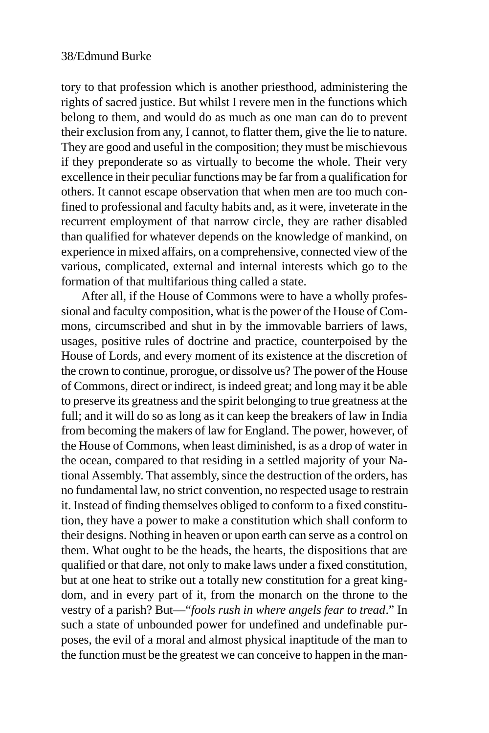tory to that profession which is another priesthood, administering the rights of sacred justice. But whilst I revere men in the functions which belong to them, and would do as much as one man can do to prevent their exclusion from any, I cannot, to flatter them, give the lie to nature. They are good and useful in the composition; they must be mischievous if they preponderate so as virtually to become the whole. Their very excellence in their peculiar functions may be far from a qualification for others. It cannot escape observation that when men are too much confined to professional and faculty habits and, as it were, inveterate in the recurrent employment of that narrow circle, they are rather disabled than qualified for whatever depends on the knowledge of mankind, on experience in mixed affairs, on a comprehensive, connected view of the various, complicated, external and internal interests which go to the formation of that multifarious thing called a state.

After all, if the House of Commons were to have a wholly professional and faculty composition, what is the power of the House of Commons, circumscribed and shut in by the immovable barriers of laws, usages, positive rules of doctrine and practice, counterpoised by the House of Lords, and every moment of its existence at the discretion of the crown to continue, prorogue, or dissolve us? The power of the House of Commons, direct or indirect, is indeed great; and long may it be able to preserve its greatness and the spirit belonging to true greatness at the full; and it will do so as long as it can keep the breakers of law in India from becoming the makers of law for England. The power, however, of the House of Commons, when least diminished, is as a drop of water in the ocean, compared to that residing in a settled majority of your National Assembly. That assembly, since the destruction of the orders, has no fundamental law, no strict convention, no respected usage to restrain it. Instead of finding themselves obliged to conform to a fixed constitution, they have a power to make a constitution which shall conform to their designs. Nothing in heaven or upon earth can serve as a control on them. What ought to be the heads, the hearts, the dispositions that are qualified or that dare, not only to make laws under a fixed constitution, but at one heat to strike out a totally new constitution for a great kingdom, and in every part of it, from the monarch on the throne to the vestry of a parish? But—"*fools rush in where angels fear to tread*." In such a state of unbounded power for undefined and undefinable purposes, the evil of a moral and almost physical inaptitude of the man to the function must be the greatest we can conceive to happen in the man-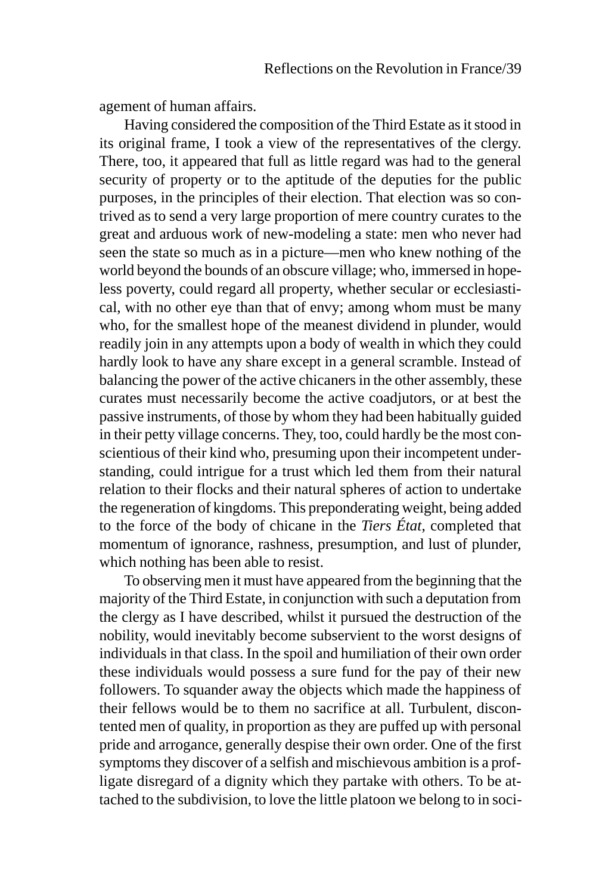agement of human affairs.

Having considered the composition of the Third Estate as it stood in its original frame, I took a view of the representatives of the clergy. There, too, it appeared that full as little regard was had to the general security of property or to the aptitude of the deputies for the public purposes, in the principles of their election. That election was so contrived as to send a very large proportion of mere country curates to the great and arduous work of new-modeling a state: men who never had seen the state so much as in a picture—men who knew nothing of the world beyond the bounds of an obscure village; who, immersed in hopeless poverty, could regard all property, whether secular or ecclesiastical, with no other eye than that of envy; among whom must be many who, for the smallest hope of the meanest dividend in plunder, would readily join in any attempts upon a body of wealth in which they could hardly look to have any share except in a general scramble. Instead of balancing the power of the active chicaners in the other assembly, these curates must necessarily become the active coadjutors, or at best the passive instruments, of those by whom they had been habitually guided in their petty village concerns. They, too, could hardly be the most conscientious of their kind who, presuming upon their incompetent understanding, could intrigue for a trust which led them from their natural relation to their flocks and their natural spheres of action to undertake the regeneration of kingdoms. This preponderating weight, being added to the force of the body of chicane in the *Tiers État*, completed that momentum of ignorance, rashness, presumption, and lust of plunder, which nothing has been able to resist.

To observing men it must have appeared from the beginning that the majority of the Third Estate, in conjunction with such a deputation from the clergy as I have described, whilst it pursued the destruction of the nobility, would inevitably become subservient to the worst designs of individuals in that class. In the spoil and humiliation of their own order these individuals would possess a sure fund for the pay of their new followers. To squander away the objects which made the happiness of their fellows would be to them no sacrifice at all. Turbulent, discontented men of quality, in proportion as they are puffed up with personal pride and arrogance, generally despise their own order. One of the first symptoms they discover of a selfish and mischievous ambition is a profligate disregard of a dignity which they partake with others. To be attached to the subdivision, to love the little platoon we belong to in soci-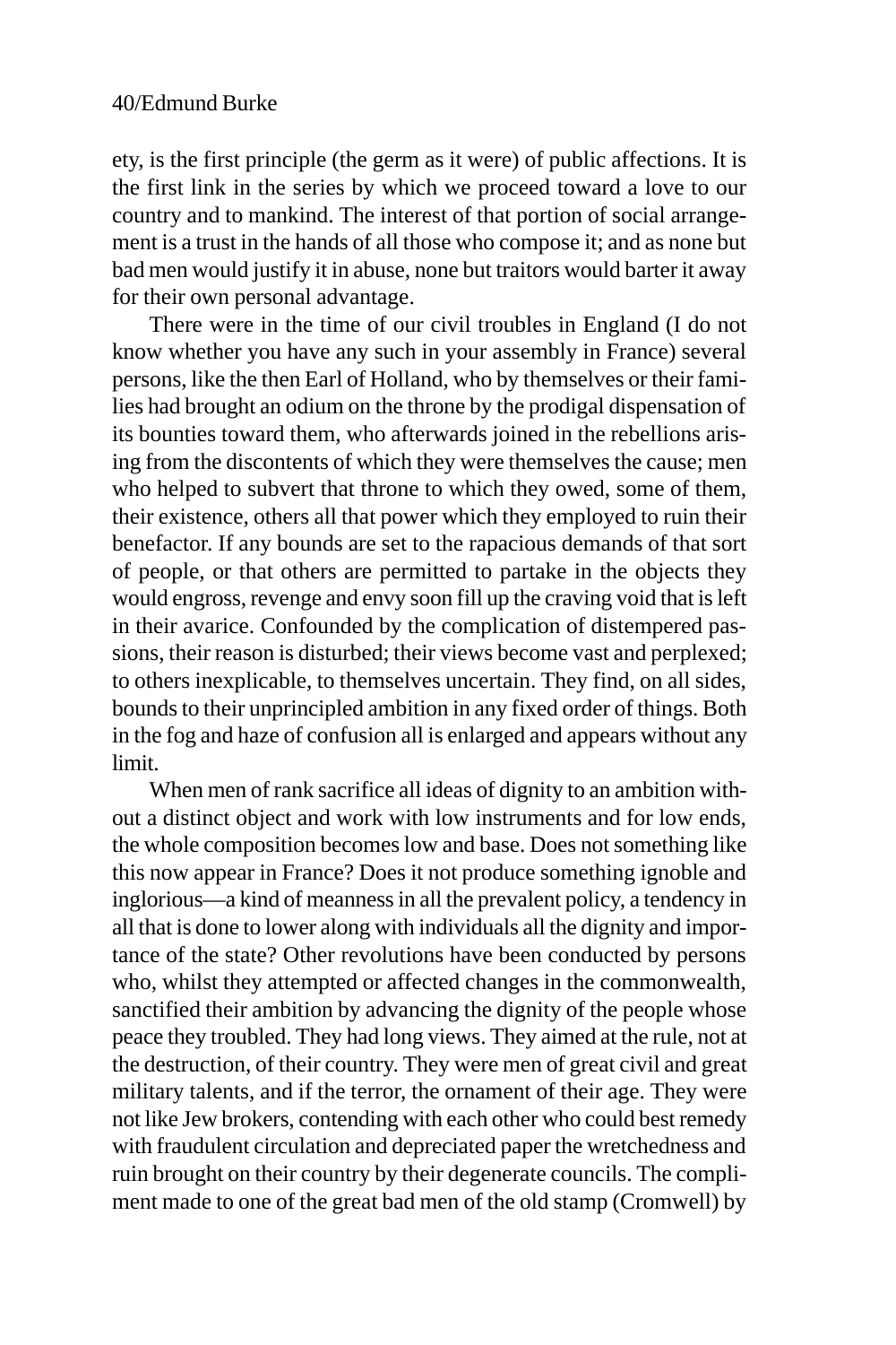ety, is the first principle (the germ as it were) of public affections. It is the first link in the series by which we proceed toward a love to our country and to mankind. The interest of that portion of social arrangement is a trust in the hands of all those who compose it; and as none but bad men would justify it in abuse, none but traitors would barter it away for their own personal advantage.

There were in the time of our civil troubles in England (I do not know whether you have any such in your assembly in France) several persons, like the then Earl of Holland, who by themselves or their families had brought an odium on the throne by the prodigal dispensation of its bounties toward them, who afterwards joined in the rebellions arising from the discontents of which they were themselves the cause; men who helped to subvert that throne to which they owed, some of them, their existence, others all that power which they employed to ruin their benefactor. If any bounds are set to the rapacious demands of that sort of people, or that others are permitted to partake in the objects they would engross, revenge and envy soon fill up the craving void that is left in their avarice. Confounded by the complication of distempered passions, their reason is disturbed; their views become vast and perplexed; to others inexplicable, to themselves uncertain. They find, on all sides, bounds to their unprincipled ambition in any fixed order of things. Both in the fog and haze of confusion all is enlarged and appears without any limit.

When men of rank sacrifice all ideas of dignity to an ambition without a distinct object and work with low instruments and for low ends, the whole composition becomes low and base. Does not something like this now appear in France? Does it not produce something ignoble and inglorious—a kind of meanness in all the prevalent policy, a tendency in all that is done to lower along with individuals all the dignity and importance of the state? Other revolutions have been conducted by persons who, whilst they attempted or affected changes in the commonwealth, sanctified their ambition by advancing the dignity of the people whose peace they troubled. They had long views. They aimed at the rule, not at the destruction, of their country. They were men of great civil and great military talents, and if the terror, the ornament of their age. They were not like Jew brokers, contending with each other who could best remedy with fraudulent circulation and depreciated paper the wretchedness and ruin brought on their country by their degenerate councils. The compliment made to one of the great bad men of the old stamp (Cromwell) by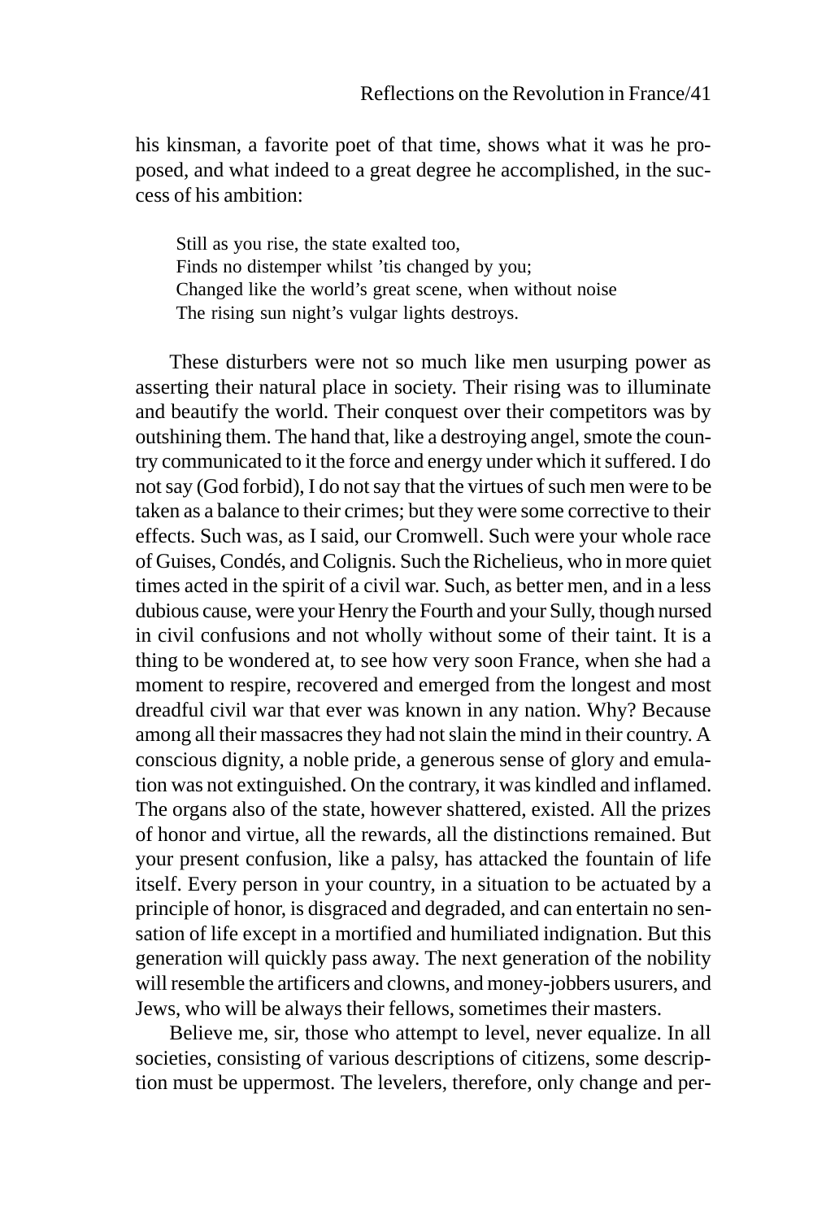his kinsman, a favorite poet of that time, shows what it was he proposed, and what indeed to a great degree he accomplished, in the success of his ambition:

> Still as you rise, the state exalted too,
> Finds no distemper whilst 'tis changed by you;
> Changed like the world's great scene, when without noise
> The rising sun night's vulgar lights destroys.

These disturbers were not so much like men usurping power as asserting their natural place in society. Their rising was to illuminate and beautify the world. Their conquest over their competitors was by outshining them. The hand that, like a destroying angel, smote the country communicated to it the force and energy under which it suffered. I do not say (God forbid), I do not say that the virtues of such men were to be taken as a balance to their crimes; but they were some corrective to their effects. Such was, as I said, our Cromwell. Such were your whole race of Guises, Condés, and Colignis. Such the Richelieus, who in more quiet times acted in the spirit of a civil war. Such, as better men, and in a less dubious cause, were your Henry the Fourth and your Sully, though nursed in civil confusions and not wholly without some of their taint. It is a thing to be wondered at, to see how very soon France, when she had a moment to respire, recovered and emerged from the longest and most dreadful civil war that ever was known in any nation. Why? Because among all their massacres they had not slain the mind in their country. A conscious dignity, a noble pride, a generous sense of glory and emulation was not extinguished. On the contrary, it was kindled and inflamed. The organs also of the state, however shattered, existed. All the prizes of honor and virtue, all the rewards, all the distinctions remained. But your present confusion, like a palsy, has attacked the fountain of life itself. Every person in your country, in a situation to be actuated by a principle of honor, is disgraced and degraded, and can entertain no sensation of life except in a mortified and humiliated indignation. But this generation will quickly pass away. The next generation of the nobility will resemble the artificers and clowns, and money-jobbers usurers, and Jews, who will be always their fellows, sometimes their masters.

Believe me, sir, those who attempt to level, never equalize. In all societies, consisting of various descriptions of citizens, some description must be uppermost. The levelers, therefore, only change and per-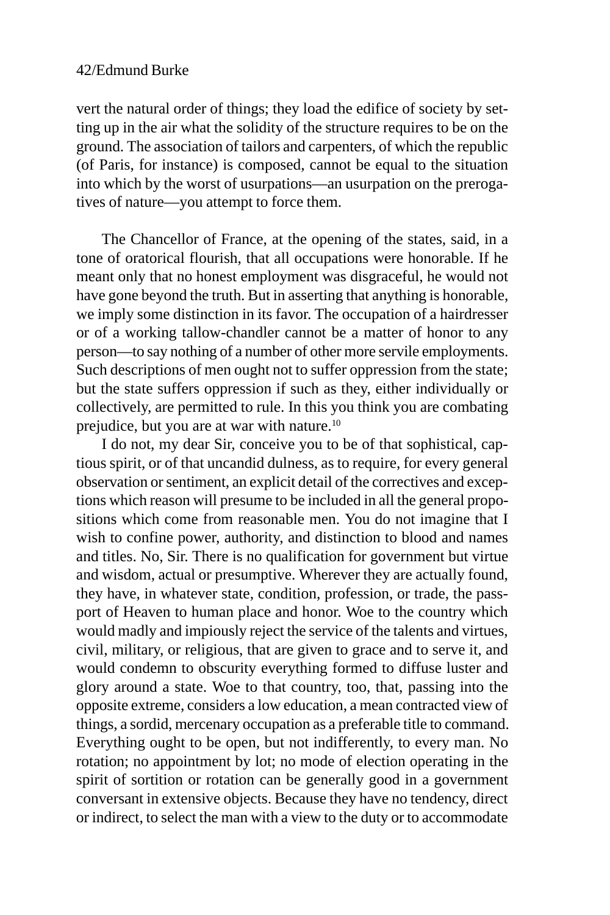vert the natural order of things; they load the edifice of society by setting up in the air what the solidity of the structure requires to be on the ground. The association of tailors and carpenters, of which the republic (of Paris, for instance) is composed, cannot be equal to the situation into which by the worst of usurpations—an usurpation on the prerogatives of nature—you attempt to force them.

The Chancellor of France, at the opening of the states, said, in a tone of oratorical flourish, that all occupations were honorable. If he meant only that no honest employment was disgraceful, he would not have gone beyond the truth. But in asserting that anything is honorable, we imply some distinction in its favor. The occupation of a hairdresser or of a working tallow-chandler cannot be a matter of honor to any person—to say nothing of a number of other more servile employments. Such descriptions of men ought not to suffer oppression from the state; but the state suffers oppression if such as they, either individually or collectively, are permitted to rule. In this you think you are combating prejudice, but you are at war with nature.[10]

I do not, my dear Sir, conceive you to be of that sophistical, captious spirit, or of that uncandid dulness, as to require, for every general observation or sentiment, an explicit detail of the correctives and exceptions which reason will presume to be included in all the general propositions which come from reasonable men. You do not imagine that I wish to confine power, authority, and distinction to blood and names and titles. No, Sir. There is no qualification for government but virtue and wisdom, actual or presumptive. Wherever they are actually found, they have, in whatever state, condition, profession, or trade, the passport of Heaven to human place and honor. Woe to the country which would madly and impiously reject the service of the talents and virtues, civil, military, or religious, that are given to grace and to serve it, and would condemn to obscurity everything formed to diffuse luster and glory around a state. Woe to that country, too, that, passing into the opposite extreme, considers a low education, a mean contracted view of things, a sordid, mercenary occupation as a preferable title to command. Everything ought to be open, but not indifferently, to every man. No rotation; no appointment by lot; no mode of election operating in the spirit of sortition or rotation can be generally good in a government conversant in extensive objects. Because they have no tendency, direct or indirect, to select the man with a view to the duty or to accommodate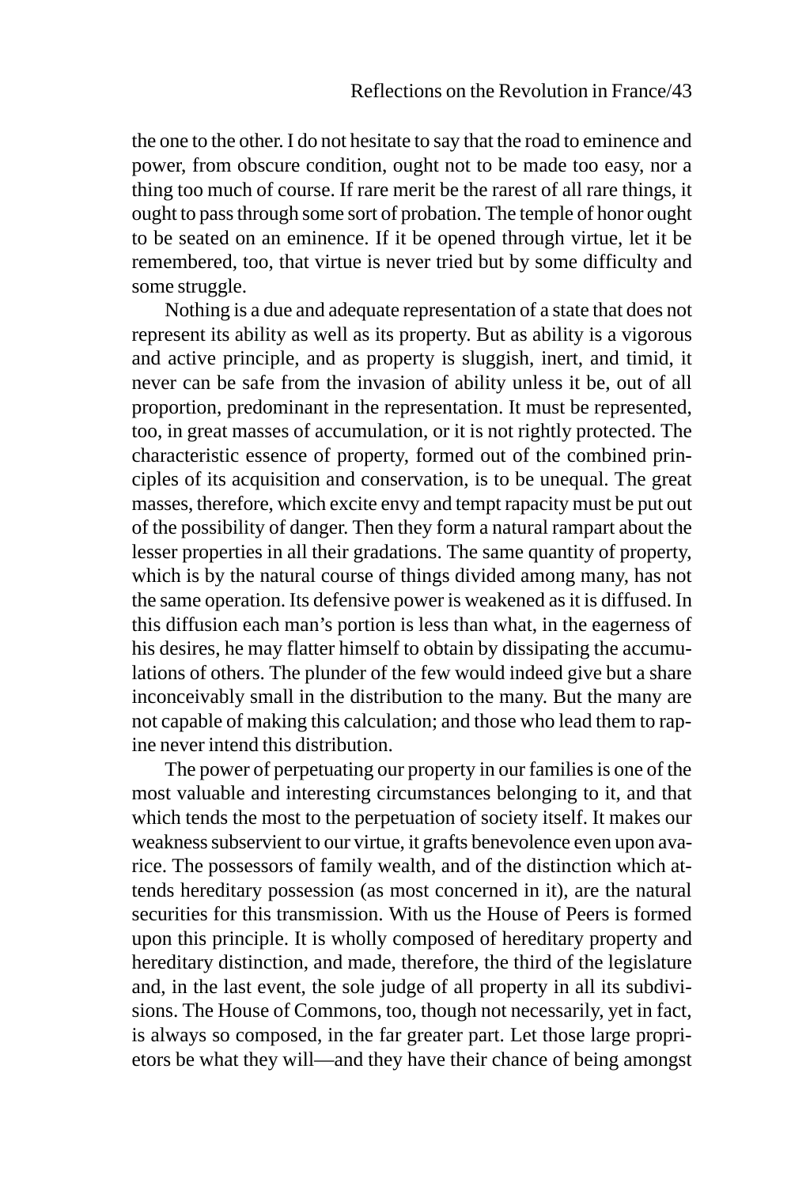the one to the other. I do not hesitate to say that the road to eminence and power, from obscure condition, ought not to be made too easy, nor a thing too much of course. If rare merit be the rarest of all rare things, it ought to pass through some sort of probation. The temple of honor ought to be seated on an eminence. If it be opened through virtue, let it be remembered, too, that virtue is never tried but by some difficulty and some struggle.

Nothing is a due and adequate representation of a state that does not represent its ability as well as its property. But as ability is a vigorous and active principle, and as property is sluggish, inert, and timid, it never can be safe from the invasion of ability unless it be, out of all proportion, predominant in the representation. It must be represented, too, in great masses of accumulation, or it is not rightly protected. The characteristic essence of property, formed out of the combined principles of its acquisition and conservation, is to be unequal. The great masses, therefore, which excite envy and tempt rapacity must be put out of the possibility of danger. Then they form a natural rampart about the lesser properties in all their gradations. The same quantity of property, which is by the natural course of things divided among many, has not the same operation. Its defensive power is weakened as it is diffused. In this diffusion each man's portion is less than what, in the eagerness of his desires, he may flatter himself to obtain by dissipating the accumulations of others. The plunder of the few would indeed give but a share inconceivably small in the distribution to the many. But the many are not capable of making this calculation; and those who lead them to rapine never intend this distribution.

The power of perpetuating our property in our families is one of the most valuable and interesting circumstances belonging to it, and that which tends the most to the perpetuation of society itself. It makes our weakness subservient to our virtue, it grafts benevolence even upon avarice. The possessors of family wealth, and of the distinction which attends hereditary possession (as most concerned in it), are the natural securities for this transmission. With us the House of Peers is formed upon this principle. It is wholly composed of hereditary property and hereditary distinction, and made, therefore, the third of the legislature and, in the last event, the sole judge of all property in all its subdivisions. The House of Commons, too, though not necessarily, yet in fact, is always so composed, in the far greater part. Let those large proprietors be what they will—and they have their chance of being amongst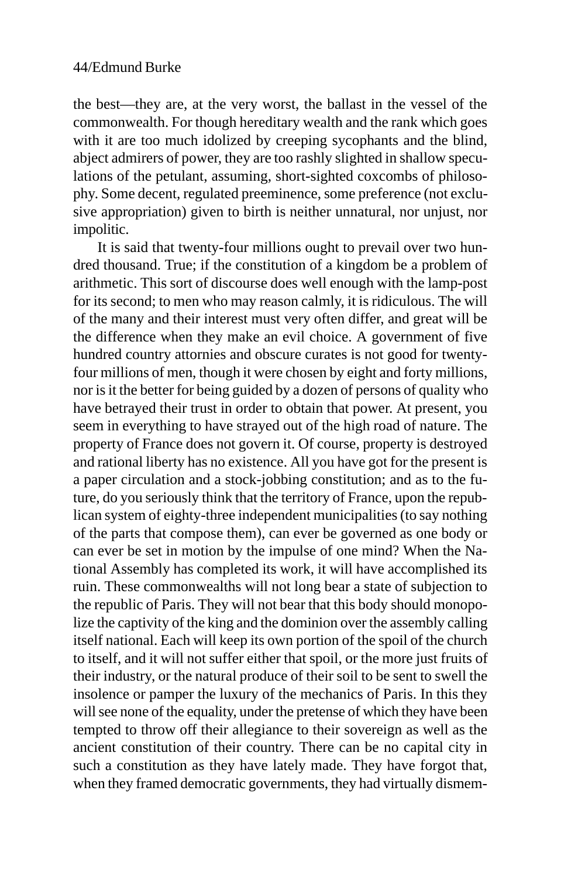the best—they are, at the very worst, the ballast in the vessel of the commonwealth. For though hereditary wealth and the rank which goes with it are too much idolized by creeping sycophants and the blind, abject admirers of power, they are too rashly slighted in shallow speculations of the petulant, assuming, short-sighted coxcombs of philosophy. Some decent, regulated preeminence, some preference (not exclusive appropriation) given to birth is neither unnatural, nor unjust, nor impolitic.

It is said that twenty-four millions ought to prevail over two hundred thousand. True; if the constitution of a kingdom be a problem of arithmetic. This sort of discourse does well enough with the lamp-post for its second; to men who may reason calmly, it is ridiculous. The will of the many and their interest must very often differ, and great will be the difference when they make an evil choice. A government of five hundred country attornies and obscure curates is not good for twenty-four millions of men, though it were chosen by eight and forty millions, nor is it the better for being guided by a dozen of persons of quality who have betrayed their trust in order to obtain that power. At present, you seem in everything to have strayed out of the high road of nature. The property of France does not govern it. Of course, property is destroyed and rational liberty has no existence. All you have got for the present is a paper circulation and a stock-jobbing constitution; and as to the future, do you seriously think that the territory of France, upon the republican system of eighty-three independent municipalities (to say nothing of the parts that compose them), can ever be governed as one body or can ever be set in motion by the impulse of one mind? When the National Assembly has completed its work, it will have accomplished its ruin. These commonwealths will not long bear a state of subjection to the republic of Paris. They will not bear that this body should monopolize the captivity of the king and the dominion over the assembly calling itself national. Each will keep its own portion of the spoil of the church to itself, and it will not suffer either that spoil, or the more just fruits of their industry, or the natural produce of their soil to be sent to swell the insolence or pamper the luxury of the mechanics of Paris. In this they will see none of the equality, under the pretense of which they have been tempted to throw off their allegiance to their sovereign as well as the ancient constitution of their country. There can be no capital city in such a constitution as they have lately made. They have forgot that, when they framed democratic governments, they had virtually dismem-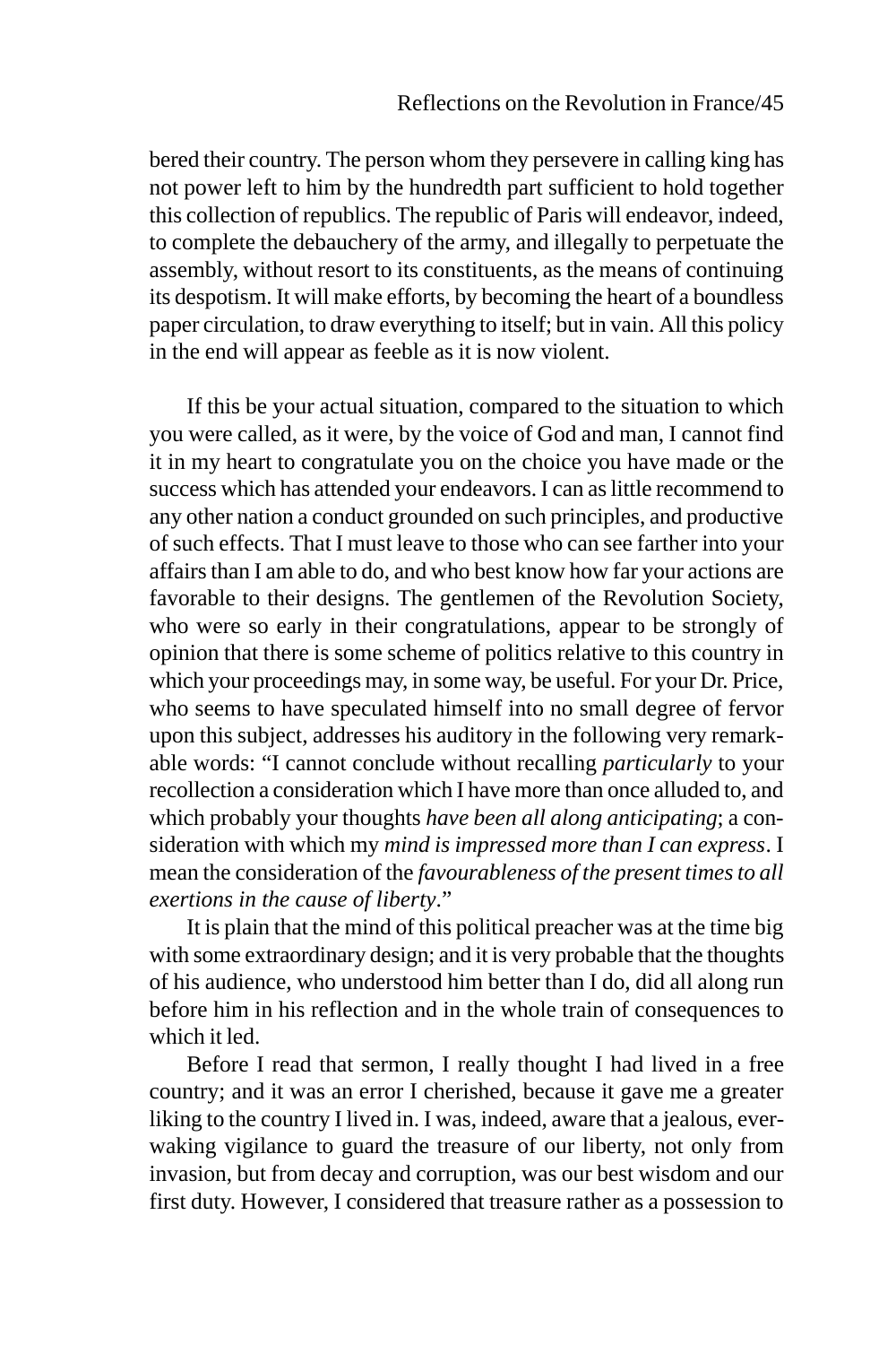bered their country. The person whom they persevere in calling king has not power left to him by the hundredth part sufficient to hold together this collection of republics. The republic of Paris will endeavor, indeed, to complete the debauchery of the army, and illegally to perpetuate the assembly, without resort to its constituents, as the means of continuing its despotism. It will make efforts, by becoming the heart of a boundless paper circulation, to draw everything to itself; but in vain. All this policy in the end will appear as feeble as it is now violent.

If this be your actual situation, compared to the situation to which you were called, as it were, by the voice of God and man, I cannot find it in my heart to congratulate you on the choice you have made or the success which has attended your endeavors. I can as little recommend to any other nation a conduct grounded on such principles, and productive of such effects. That I must leave to those who can see farther into your affairs than I am able to do, and who best know how far your actions are favorable to their designs. The gentlemen of the Revolution Society, who were so early in their congratulations, appear to be strongly of opinion that there is some scheme of politics relative to this country in which your proceedings may, in some way, be useful. For your Dr. Price, who seems to have speculated himself into no small degree of fervor upon this subject, addresses his auditory in the following very remarkable words: "I cannot conclude without recalling *particularly* to your recollection a consideration which I have more than once alluded to, and which probably your thoughts *have been all along anticipating*; a consideration with which my *mind is impressed more than I can express*. I mean the consideration of the *favourableness of the present times to all exertions in the cause of liberty*."

It is plain that the mind of this political preacher was at the time big with some extraordinary design; and it is very probable that the thoughts of his audience, who understood him better than I do, did all along run before him in his reflection and in the whole train of consequences to which it led.

Before I read that sermon, I really thought I had lived in a free country; and it was an error I cherished, because it gave me a greater liking to the country I lived in. I was, indeed, aware that a jealous, ever-waking vigilance to guard the treasure of our liberty, not only from invasion, but from decay and corruption, was our best wisdom and our first duty. However, I considered that treasure rather as a possession to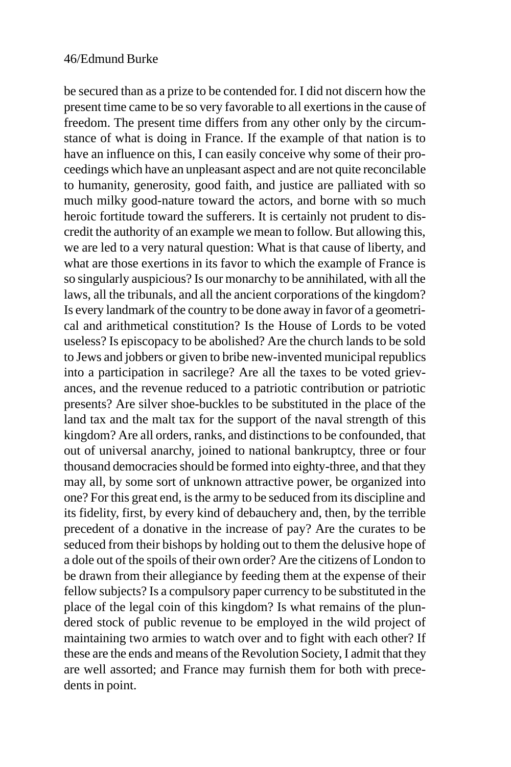be secured than as a prize to be contended for. I did not discern how the present time came to be so very favorable to all exertions in the cause of freedom. The present time differs from any other only by the circumstance of what is doing in France. If the example of that nation is to have an influence on this, I can easily conceive why some of their proceedings which have an unpleasant aspect and are not quite reconcilable to humanity, generosity, good faith, and justice are palliated with so much milky good-nature toward the actors, and borne with so much heroic fortitude toward the sufferers. It is certainly not prudent to discredit the authority of an example we mean to follow. But allowing this, we are led to a very natural question: What is that cause of liberty, and what are those exertions in its favor to which the example of France is so singularly auspicious? Is our monarchy to be annihilated, with all the laws, all the tribunals, and all the ancient corporations of the kingdom? Is every landmark of the country to be done away in favor of a geometrical and arithmetical constitution? Is the House of Lords to be voted useless? Is episcopacy to be abolished? Are the church lands to be sold to Jews and jobbers or given to bribe new-invented municipal republics into a participation in sacrilege? Are all the taxes to be voted grievances, and the revenue reduced to a patriotic contribution or patriotic presents? Are silver shoe-buckles to be substituted in the place of the land tax and the malt tax for the support of the naval strength of this kingdom? Are all orders, ranks, and distinctions to be confounded, that out of universal anarchy, joined to national bankruptcy, three or four thousand democracies should be formed into eighty-three, and that they may all, by some sort of unknown attractive power, be organized into one? For this great end, is the army to be seduced from its discipline and its fidelity, first, by every kind of debauchery and, then, by the terrible precedent of a donative in the increase of pay? Are the curates to be seduced from their bishops by holding out to them the delusive hope of a dole out of the spoils of their own order? Are the citizens of London to be drawn from their allegiance by feeding them at the expense of their fellow subjects? Is a compulsory paper currency to be substituted in the place of the legal coin of this kingdom? Is what remains of the plundered stock of public revenue to be employed in the wild project of maintaining two armies to watch over and to fight with each other? If these are the ends and means of the Revolution Society, I admit that they are well assorted; and France may furnish them for both with precedents in point.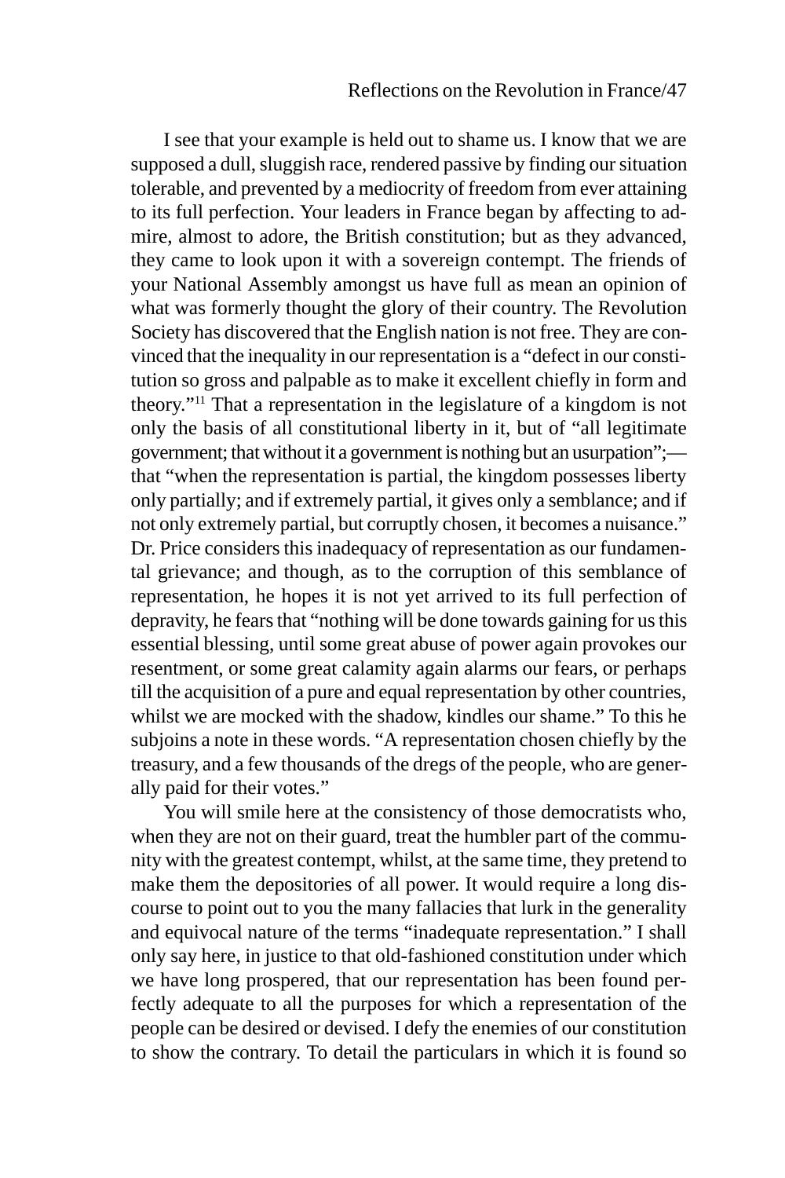I see that your example is held out to shame us. I know that we are supposed a dull, sluggish race, rendered passive by finding our situation tolerable, and prevented by a mediocrity of freedom from ever attaining to its full perfection. Your leaders in France began by affecting to admire, almost to adore, the British constitution; but as they advanced, they came to look upon it with a sovereign contempt. The friends of your National Assembly amongst us have full as mean an opinion of what was formerly thought the glory of their country. The Revolution Society has discovered that the English nation is not free. They are convinced that the inequality in our representation is a "defect in our constitution so gross and palpable as to make it excellent chiefly in form and theory."[11] That a representation in the legislature of a kingdom is not only the basis of all constitutional liberty in it, but of "all legitimate government; that without it a government is nothing but an usurpation";—that "when the representation is partial, the kingdom possesses liberty only partially; and if extremely partial, it gives only a semblance; and if not only extremely partial, but corruptly chosen, it becomes a nuisance." Dr. Price considers this inadequacy of representation as our fundamental grievance; and though, as to the corruption of this semblance of representation, he hopes it is not yet arrived to its full perfection of depravity, he fears that "nothing will be done towards gaining for us this essential blessing, until some great abuse of power again provokes our resentment, or some great calamity again alarms our fears, or perhaps till the acquisition of a pure and equal representation by other countries, whilst we are mocked with the shadow, kindles our shame." To this he subjoins a note in these words. "A representation chosen chiefly by the treasury, and a few thousands of the dregs of the people, who are generally paid for their votes."

You will smile here at the consistency of those democratists who, when they are not on their guard, treat the humbler part of the community with the greatest contempt, whilst, at the same time, they pretend to make them the depositories of all power. It would require a long discourse to point out to you the many fallacies that lurk in the generality and equivocal nature of the terms "inadequate representation." I shall only say here, in justice to that old-fashioned constitution under which we have long prospered, that our representation has been found perfectly adequate to all the purposes for which a representation of the people can be desired or devised. I defy the enemies of our constitution to show the contrary. To detail the particulars in which it is found so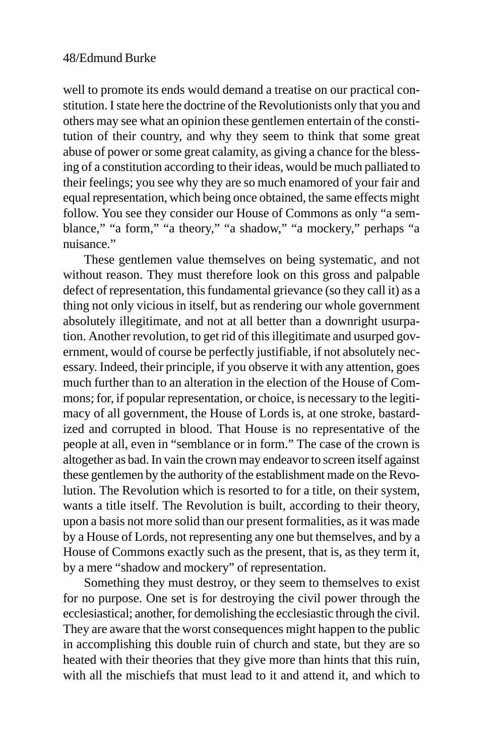well to promote its ends would demand a treatise on our practical constitution. I state here the doctrine of the Revolutionists only that you and others may see what an opinion these gentlemen entertain of the constitution of their country, and why they seem to think that some great abuse of power or some great calamity, as giving a chance for the blessing of a constitution according to their ideas, would be much palliated to their feelings; you see why they are so much enamored of your fair and equal representation, which being once obtained, the same effects might follow. You see they consider our House of Commons as only "a semblance," "a form," "a theory," "a shadow," "a mockery," perhaps "a nuisance."

These gentlemen value themselves on being systematic, and not without reason. They must therefore look on this gross and palpable defect of representation, this fundamental grievance (so they call it) as a thing not only vicious in itself, but as rendering our whole government absolutely illegitimate, and not at all better than a downright usurpation. Another revolution, to get rid of this illegitimate and usurped government, would of course be perfectly justifiable, if not absolutely necessary. Indeed, their principle, if you observe it with any attention, goes much further than to an alteration in the election of the House of Commons; for, if popular representation, or choice, is necessary to the legitimacy of all government, the House of Lords is, at one stroke, bastardized and corrupted in blood. That House is no representative of the people at all, even in "semblance or in form." The case of the crown is altogether as bad. In vain the crown may endeavor to screen itself against these gentlemen by the authority of the establishment made on the Revolution. The Revolution which is resorted to for a title, on their system, wants a title itself. The Revolution is built, according to their theory, upon a basis not more solid than our present formalities, as it was made by a House of Lords, not representing any one but themselves, and by a House of Commons exactly such as the present, that is, as they term it, by a mere "shadow and mockery" of representation.

Something they must destroy, or they seem to themselves to exist for no purpose. One set is for destroying the civil power through the ecclesiastical; another, for demolishing the ecclesiastic through the civil. They are aware that the worst consequences might happen to the public in accomplishing this double ruin of church and state, but they are so heated with their theories that they give more than hints that this ruin, with all the mischiefs that must lead to it and attend it, and which to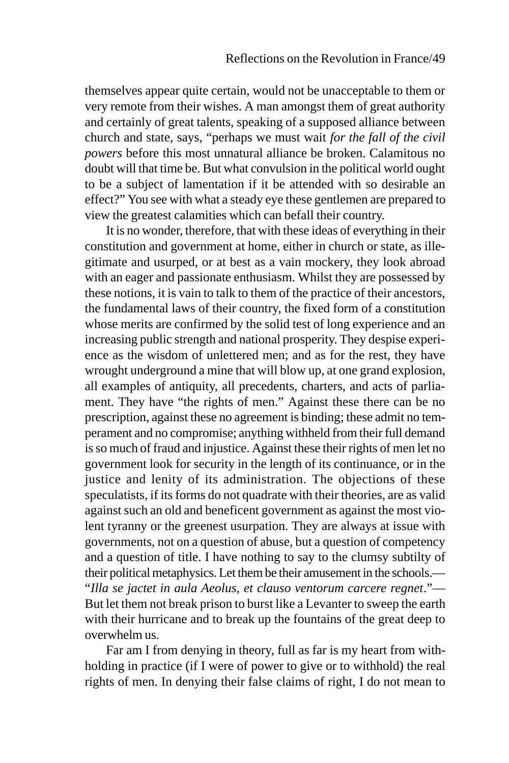themselves appear quite certain, would not be unacceptable to them or very remote from their wishes. A man amongst them of great authority and certainly of great talents, speaking of a supposed alliance between church and state, says, "perhaps we must wait *for the fall of the civil powers* before this most unnatural alliance be broken. Calamitous no doubt will that time be. But what convulsion in the political world ought to be a subject of lamentation if it be attended with so desirable an effect?" You see with what a steady eye these gentlemen are prepared to view the greatest calamities which can befall their country.

It is no wonder, therefore, that with these ideas of everything in their constitution and government at home, either in church or state, as illegitimate and usurped, or at best as a vain mockery, they look abroad with an eager and passionate enthusiasm. Whilst they are possessed by these notions, it is vain to talk to them of the practice of their ancestors, the fundamental laws of their country, the fixed form of a constitution whose merits are confirmed by the solid test of long experience and an increasing public strength and national prosperity. They despise experience as the wisdom of unlettered men; and as for the rest, they have wrought underground a mine that will blow up, at one grand explosion, all examples of antiquity, all precedents, charters, and acts of parliament. They have "the rights of men." Against these there can be no prescription, against these no agreement is binding; these admit no temperament and no compromise; anything withheld from their full demand is so much of fraud and injustice. Against these their rights of men let no government look for security in the length of its continuance, or in the justice and lenity of its administration. The objections of these speculatists, if its forms do not quadrate with their theories, are as valid against such an old and beneficent government as against the most violent tyranny or the greenest usurpation. They are always at issue with governments, not on a question of abuse, but a question of competency and a question of title. I have nothing to say to the clumsy subtilty of their political metaphysics. Let them be their amusement in the schools.—"*Illa se jactet in aula Aeolus, et clauso ventorum carcere regnet*."—But let them not break prison to burst like a Levanter to sweep the earth with their hurricane and to break up the fountains of the great deep to overwhelm us.

Far am I from denying in theory, full as far is my heart from withholding in practice (if I were of power to give or to withhold) the real rights of men. In denying their false claims of right, I do not mean to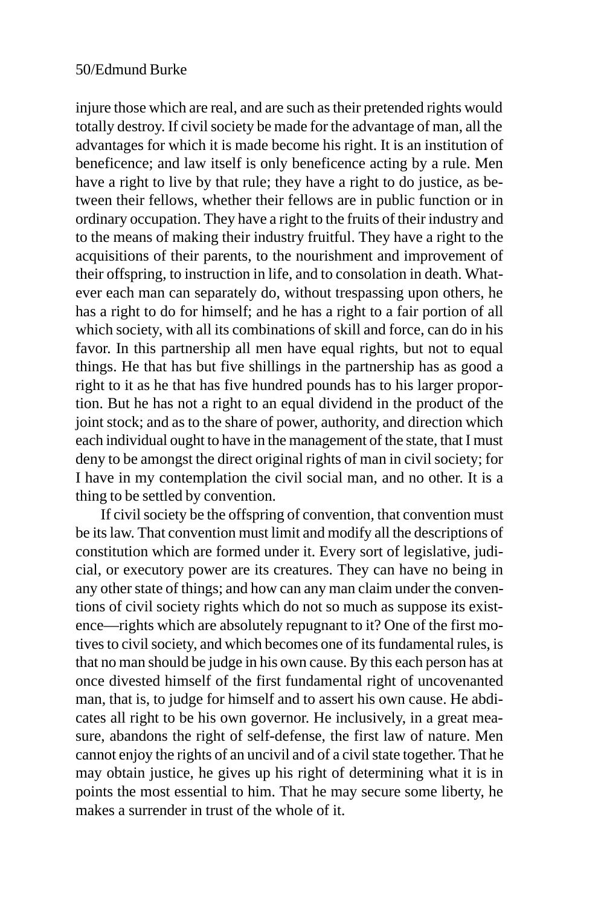injure those which are real, and are such as their pretended rights would totally destroy. If civil society be made for the advantage of man, all the advantages for which it is made become his right. It is an institution of beneficence; and law itself is only beneficence acting by a rule. Men have a right to live by that rule; they have a right to do justice, as between their fellows, whether their fellows are in public function or in ordinary occupation. They have a right to the fruits of their industry and to the means of making their industry fruitful. They have a right to the acquisitions of their parents, to the nourishment and improvement of their offspring, to instruction in life, and to consolation in death. Whatever each man can separately do, without trespassing upon others, he has a right to do for himself; and he has a right to a fair portion of all which society, with all its combinations of skill and force, can do in his favor. In this partnership all men have equal rights, but not to equal things. He that has but five shillings in the partnership has as good a right to it as he that has five hundred pounds has to his larger proportion. But he has not a right to an equal dividend in the product of the joint stock; and as to the share of power, authority, and direction which each individual ought to have in the management of the state, that I must deny to be amongst the direct original rights of man in civil society; for I have in my contemplation the civil social man, and no other. It is a thing to be settled by convention.

If civil society be the offspring of convention, that convention must be its law. That convention must limit and modify all the descriptions of constitution which are formed under it. Every sort of legislative, judicial, or executory power are its creatures. They can have no being in any other state of things; and how can any man claim under the conventions of civil society rights which do not so much as suppose its existence—rights which are absolutely repugnant to it? One of the first motives to civil society, and which becomes one of its fundamental rules, is that no man should be judge in his own cause. By this each person has at once divested himself of the first fundamental right of uncovenanted man, that is, to judge for himself and to assert his own cause. He abdicates all right to be his own governor. He inclusively, in a great measure, abandons the right of self-defense, the first law of nature. Men cannot enjoy the rights of an uncivil and of a civil state together. That he may obtain justice, he gives up his right of determining what it is in points the most essential to him. That he may secure some liberty, he makes a surrender in trust of the whole of it.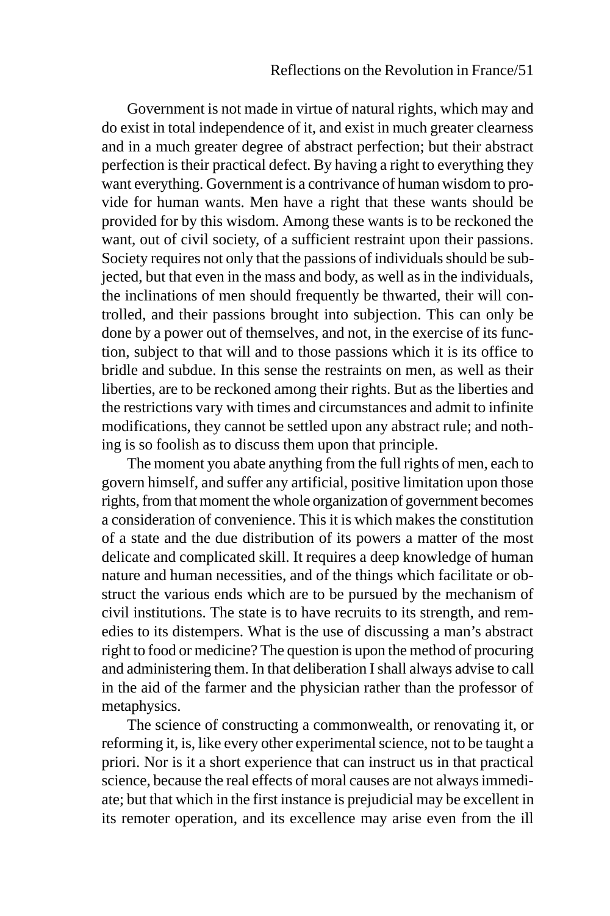Government is not made in virtue of natural rights, which may and do exist in total independence of it, and exist in much greater clearness and in a much greater degree of abstract perfection; but their abstract perfection is their practical defect. By having a right to everything they want everything. Government is a contrivance of human wisdom to provide for human wants. Men have a right that these wants should be provided for by this wisdom. Among these wants is to be reckoned the want, out of civil society, of a sufficient restraint upon their passions. Society requires not only that the passions of individuals should be subjected, but that even in the mass and body, as well as in the individuals, the inclinations of men should frequently be thwarted, their will controlled, and their passions brought into subjection. This can only be done by a power out of themselves, and not, in the exercise of its function, subject to that will and to those passions which it is its office to bridle and subdue. In this sense the restraints on men, as well as their liberties, are to be reckoned among their rights. But as the liberties and the restrictions vary with times and circumstances and admit to infinite modifications, they cannot be settled upon any abstract rule; and nothing is so foolish as to discuss them upon that principle.

The moment you abate anything from the full rights of men, each to govern himself, and suffer any artificial, positive limitation upon those rights, from that moment the whole organization of government becomes a consideration of convenience. This it is which makes the constitution of a state and the due distribution of its powers a matter of the most delicate and complicated skill. It requires a deep knowledge of human nature and human necessities, and of the things which facilitate or obstruct the various ends which are to be pursued by the mechanism of civil institutions. The state is to have recruits to its strength, and remedies to its distempers. What is the use of discussing a man's abstract right to food or medicine? The question is upon the method of procuring and administering them. In that deliberation I shall always advise to call in the aid of the farmer and the physician rather than the professor of metaphysics.

The science of constructing a commonwealth, or renovating it, or reforming it, is, like every other experimental science, not to be taught a priori. Nor is it a short experience that can instruct us in that practical science, because the real effects of moral causes are not always immediate; but that which in the first instance is prejudicial may be excellent in its remoter operation, and its excellence may arise even from the ill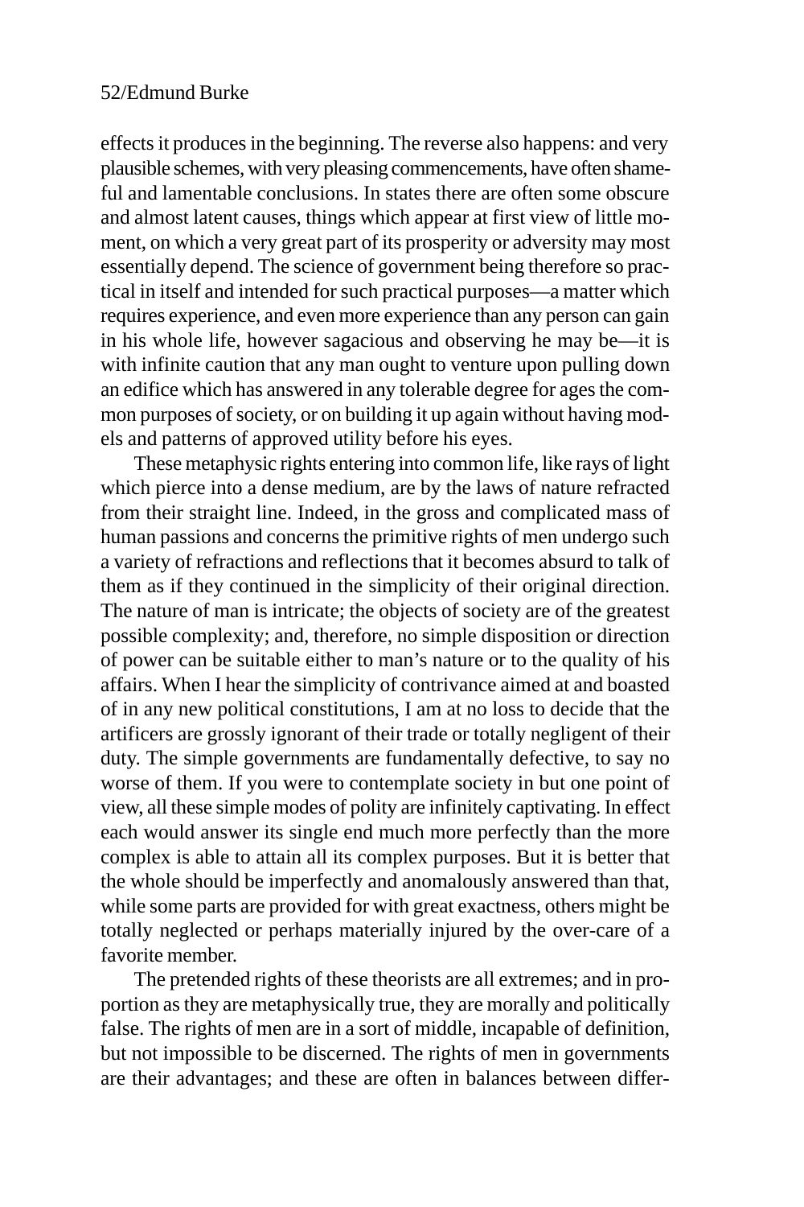effects it produces in the beginning. The reverse also happens: and very plausible schemes, with very pleasing commencements, have often shameful and lamentable conclusions. In states there are often some obscure and almost latent causes, things which appear at first view of little moment, on which a very great part of its prosperity or adversity may most essentially depend. The science of government being therefore so practical in itself and intended for such practical purposes—a matter which requires experience, and even more experience than any person can gain in his whole life, however sagacious and observing he may be—it is with infinite caution that any man ought to venture upon pulling down an edifice which has answered in any tolerable degree for ages the common purposes of society, or on building it up again without having models and patterns of approved utility before his eyes.

These metaphysic rights entering into common life, like rays of light which pierce into a dense medium, are by the laws of nature refracted from their straight line. Indeed, in the gross and complicated mass of human passions and concerns the primitive rights of men undergo such a variety of refractions and reflections that it becomes absurd to talk of them as if they continued in the simplicity of their original direction. The nature of man is intricate; the objects of society are of the greatest possible complexity; and, therefore, no simple disposition or direction of power can be suitable either to man's nature or to the quality of his affairs. When I hear the simplicity of contrivance aimed at and boasted of in any new political constitutions, I am at no loss to decide that the artificers are grossly ignorant of their trade or totally negligent of their duty. The simple governments are fundamentally defective, to say no worse of them. If you were to contemplate society in but one point of view, all these simple modes of polity are infinitely captivating. In effect each would answer its single end much more perfectly than the more complex is able to attain all its complex purposes. But it is better that the whole should be imperfectly and anomalously answered than that, while some parts are provided for with great exactness, others might be totally neglected or perhaps materially injured by the over-care of a favorite member.

The pretended rights of these theorists are all extremes; and in proportion as they are metaphysically true, they are morally and politically false. The rights of men are in a sort of middle, incapable of definition, but not impossible to be discerned. The rights of men in governments are their advantages; and these are often in balances between differ-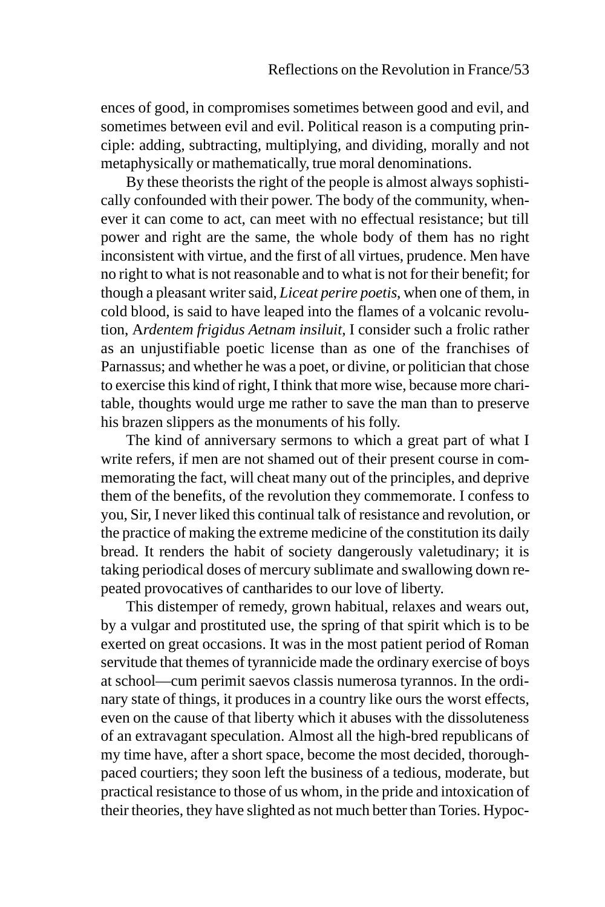ences of good, in compromises sometimes between good and evil, and sometimes between evil and evil. Political reason is a computing principle: adding, subtracting, multiplying, and dividing, morally and not metaphysically or mathematically, true moral denominations.

By these theorists the right of the people is almost always sophistically confounded with their power. The body of the community, whenever it can come to act, can meet with no effectual resistance; but till power and right are the same, the whole body of them has no right inconsistent with virtue, and the first of all virtues, prudence. Men have no right to what is not reasonable and to what is not for their benefit; for though a pleasant writer said, *Liceat perire poetis*, when one of them, in cold blood, is said to have leaped into the flames of a volcanic revolution, A*rdentem frigidus Aetnam insiluit*, I consider such a frolic rather as an unjustifiable poetic license than as one of the franchises of Parnassus; and whether he was a poet, or divine, or politician that chose to exercise this kind of right, I think that more wise, because more charitable, thoughts would urge me rather to save the man than to preserve his brazen slippers as the monuments of his folly.

The kind of anniversary sermons to which a great part of what I write refers, if men are not shamed out of their present course in commemorating the fact, will cheat many out of the principles, and deprive them of the benefits, of the revolution they commemorate. I confess to you, Sir, I never liked this continual talk of resistance and revolution, or the practice of making the extreme medicine of the constitution its daily bread. It renders the habit of society dangerously valetudinary; it is taking periodical doses of mercury sublimate and swallowing down repeated provocatives of cantharides to our love of liberty.

This distemper of remedy, grown habitual, relaxes and wears out, by a vulgar and prostituted use, the spring of that spirit which is to be exerted on great occasions. It was in the most patient period of Roman servitude that themes of tyrannicide made the ordinary exercise of boys at school—cum perimit saevos classis numerosa tyrannos. In the ordinary state of things, it produces in a country like ours the worst effects, even on the cause of that liberty which it abuses with the dissoluteness of an extravagant speculation. Almost all the high-bred republicans of my time have, after a short space, become the most decided, thorough-paced courtiers; they soon left the business of a tedious, moderate, but practical resistance to those of us whom, in the pride and intoxication of their theories, they have slighted as not much better than Tories. Hypoc-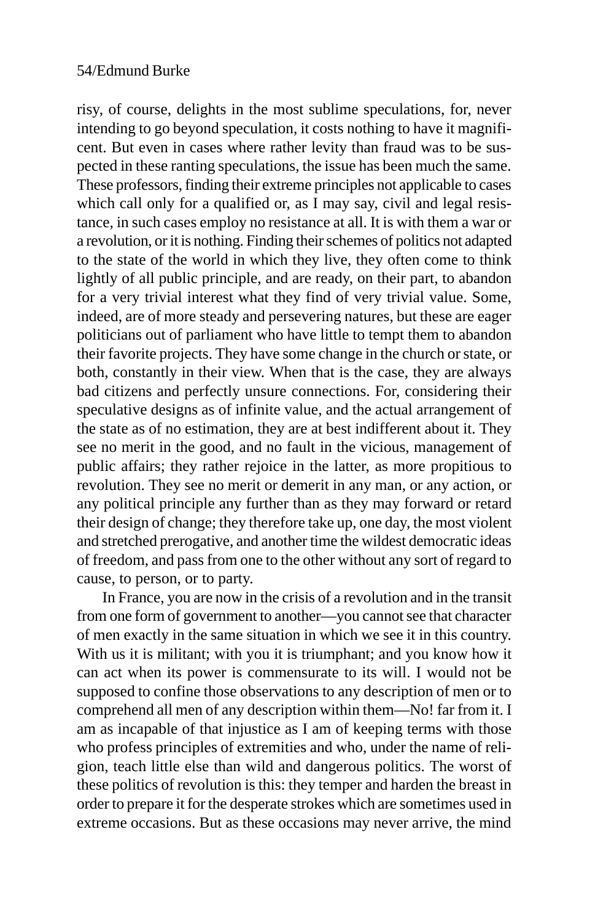risy, of course, delights in the most sublime speculations, for, never intending to go beyond speculation, it costs nothing to have it magnificent. But even in cases where rather levity than fraud was to be suspected in these ranting speculations, the issue has been much the same. These professors, finding their extreme principles not applicable to cases which call only for a qualified or, as I may say, civil and legal resistance, in such cases employ no resistance at all. It is with them a war or a revolution, or it is nothing. Finding their schemes of politics not adapted to the state of the world in which they live, they often come to think lightly of all public principle, and are ready, on their part, to abandon for a very trivial interest what they find of very trivial value. Some, indeed, are of more steady and persevering natures, but these are eager politicians out of parliament who have little to tempt them to abandon their favorite projects. They have some change in the church or state, or both, constantly in their view. When that is the case, they are always bad citizens and perfectly unsure connections. For, considering their speculative designs as of infinite value, and the actual arrangement of the state as of no estimation, they are at best indifferent about it. They see no merit in the good, and no fault in the vicious, management of public affairs; they rather rejoice in the latter, as more propitious to revolution. They see no merit or demerit in any man, or any action, or any political principle any further than as they may forward or retard their design of change; they therefore take up, one day, the most violent and stretched prerogative, and another time the wildest democratic ideas of freedom, and pass from one to the other without any sort of regard to cause, to person, or to party.

In France, you are now in the crisis of a revolution and in the transit from one form of government to another—you cannot see that character of men exactly in the same situation in which we see it in this country. With us it is militant; with you it is triumphant; and you know how it can act when its power is commensurate to its will. I would not be supposed to confine those observations to any description of men or to comprehend all men of any description within them—No! far from it. I am as incapable of that injustice as I am of keeping terms with those who profess principles of extremities and who, under the name of religion, teach little else than wild and dangerous politics. The worst of these politics of revolution is this: they temper and harden the breast in order to prepare it for the desperate strokes which are sometimes used in extreme occasions. But as these occasions may never arrive, the mind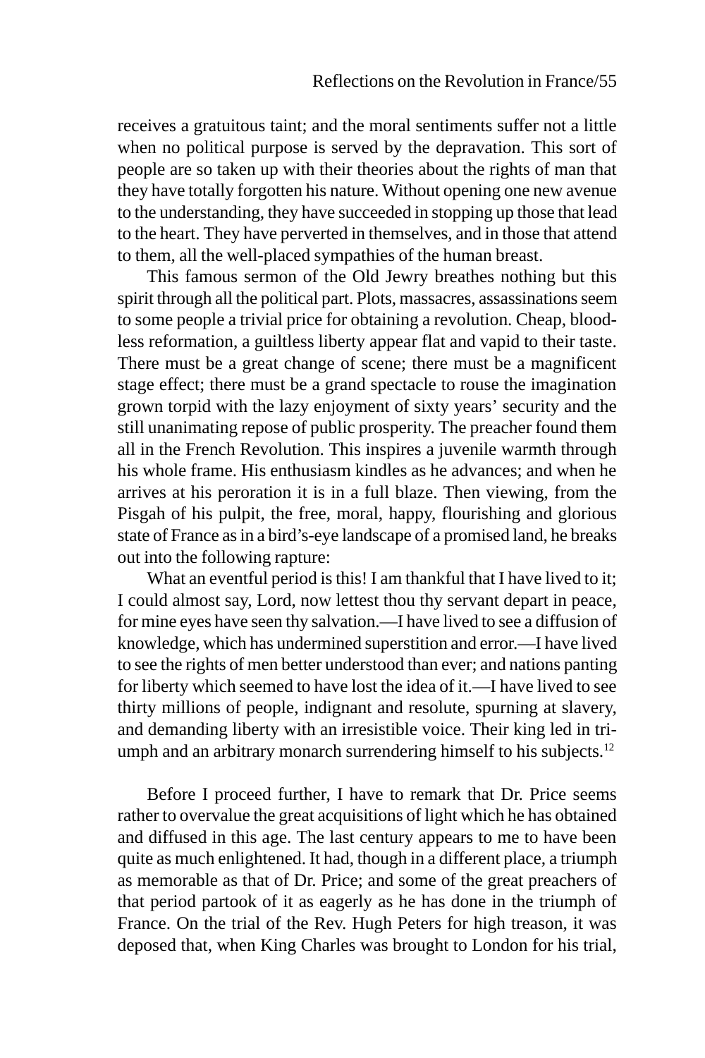receives a gratuitous taint; and the moral sentiments suffer not a little when no political purpose is served by the depravation. This sort of people are so taken up with their theories about the rights of man that they have totally forgotten his nature. Without opening one new avenue to the understanding, they have succeeded in stopping up those that lead to the heart. They have perverted in themselves, and in those that attend to them, all the well-placed sympathies of the human breast.

This famous sermon of the Old Jewry breathes nothing but this spirit through all the political part. Plots, massacres, assassinations seem to some people a trivial price for obtaining a revolution. Cheap, bloodless reformation, a guiltless liberty appear flat and vapid to their taste. There must be a great change of scene; there must be a magnificent stage effect; there must be a grand spectacle to rouse the imagination grown torpid with the lazy enjoyment of sixty years' security and the still unanimating repose of public prosperity. The preacher found them all in the French Revolution. This inspires a juvenile warmth through his whole frame. His enthusiasm kindles as he advances; and when he arrives at his peroration it is in a full blaze. Then viewing, from the Pisgah of his pulpit, the free, moral, happy, flourishing and glorious state of France as in a bird's-eye landscape of a promised land, he breaks out into the following rapture:

> What an eventful period is this! I am thankful that I have lived to it; I could almost say, Lord, now lettest thou thy servant depart in peace, for mine eyes have seen thy salvation.—I have lived to see a diffusion of knowledge, which has undermined superstition and error.—I have lived to see the rights of men better understood than ever; and nations panting for liberty which seemed to have lost the idea of it.—I have lived to see thirty millions of people, indignant and resolute, spurning at slavery, and demanding liberty with an irresistible voice. Their king led in triumph and an arbitrary monarch surrendering himself to his subjects.[12]

Before I proceed further, I have to remark that Dr. Price seems rather to overvalue the great acquisitions of light which he has obtained and diffused in this age. The last century appears to me to have been quite as much enlightened. It had, though in a different place, a triumph as memorable as that of Dr. Price; and some of the great preachers of that period partook of it as eagerly as he has done in the triumph of France. On the trial of the Rev. Hugh Peters for high treason, it was deposed that, when King Charles was brought to London for his trial,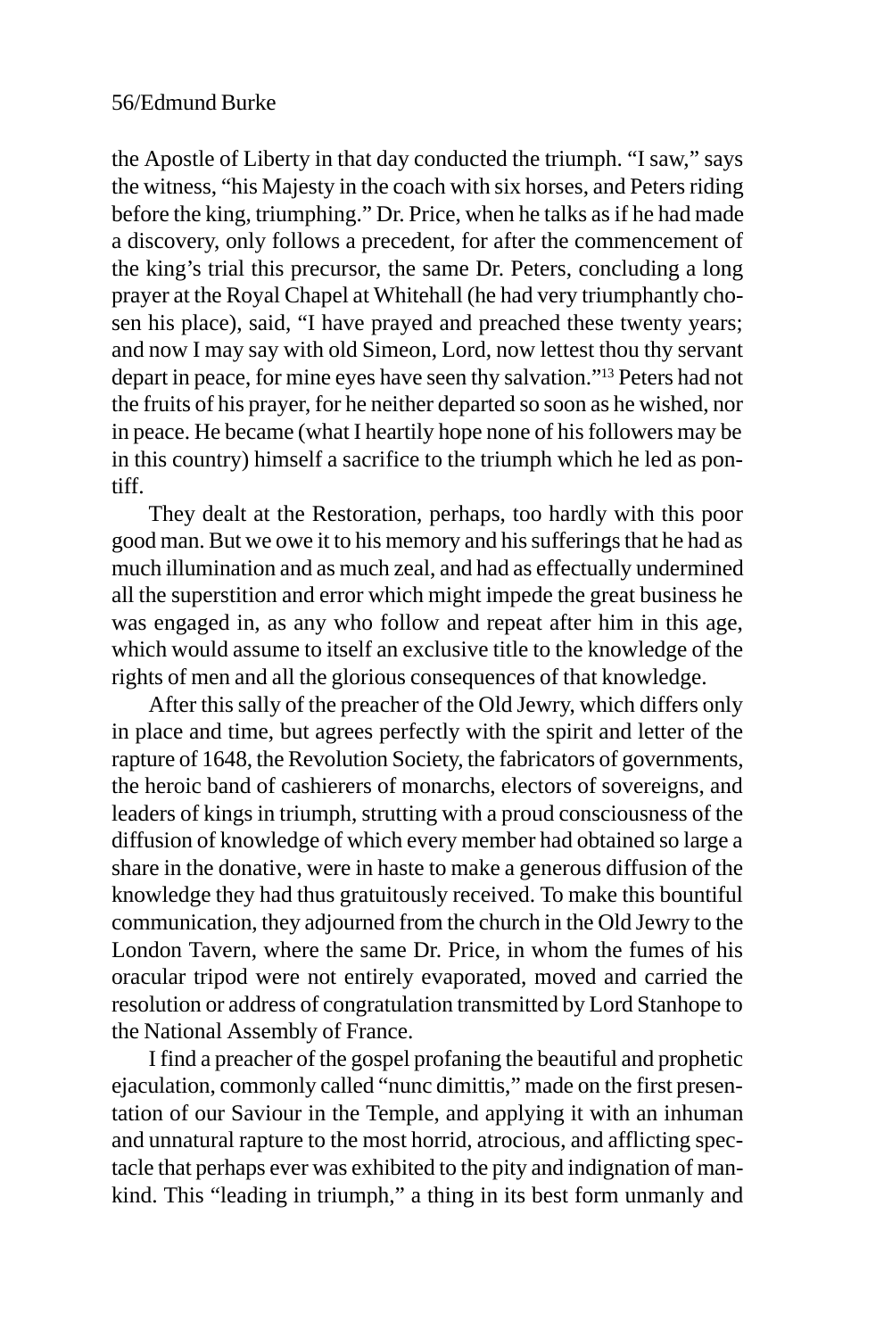the Apostle of Liberty in that day conducted the triumph. "I saw," says the witness, "his Majesty in the coach with six horses, and Peters riding before the king, triumphing." Dr. Price, when he talks as if he had made a discovery, only follows a precedent, for after the commencement of the king's trial this precursor, the same Dr. Peters, concluding a long prayer at the Royal Chapel at Whitehall (he had very triumphantly chosen his place), said, "I have prayed and preached these twenty years; and now I may say with old Simeon, Lord, now lettest thou thy servant depart in peace, for mine eyes have seen thy salvation."[13] Peters had not the fruits of his prayer, for he neither departed so soon as he wished, nor in peace. He became (what I heartily hope none of his followers may be in this country) himself a sacrifice to the triumph which he led as pontiff.

They dealt at the Restoration, perhaps, too hardly with this poor good man. But we owe it to his memory and his sufferings that he had as much illumination and as much zeal, and had as effectually undermined all the superstition and error which might impede the great business he was engaged in, as any who follow and repeat after him in this age, which would assume to itself an exclusive title to the knowledge of the rights of men and all the glorious consequences of that knowledge.

After this sally of the preacher of the Old Jewry, which differs only in place and time, but agrees perfectly with the spirit and letter of the rapture of 1648, the Revolution Society, the fabricators of governments, the heroic band of cashierers of monarchs, electors of sovereigns, and leaders of kings in triumph, strutting with a proud consciousness of the diffusion of knowledge of which every member had obtained so large a share in the donative, were in haste to make a generous diffusion of the knowledge they had thus gratuitously received. To make this bountiful communication, they adjourned from the church in the Old Jewry to the London Tavern, where the same Dr. Price, in whom the fumes of his oracular tripod were not entirely evaporated, moved and carried the resolution or address of congratulation transmitted by Lord Stanhope to the National Assembly of France.

I find a preacher of the gospel profaning the beautiful and prophetic ejaculation, commonly called "nunc dimittis," made on the first presentation of our Saviour in the Temple, and applying it with an inhuman and unnatural rapture to the most horrid, atrocious, and afflicting spectacle that perhaps ever was exhibited to the pity and indignation of mankind. This "leading in triumph," a thing in its best form unmanly and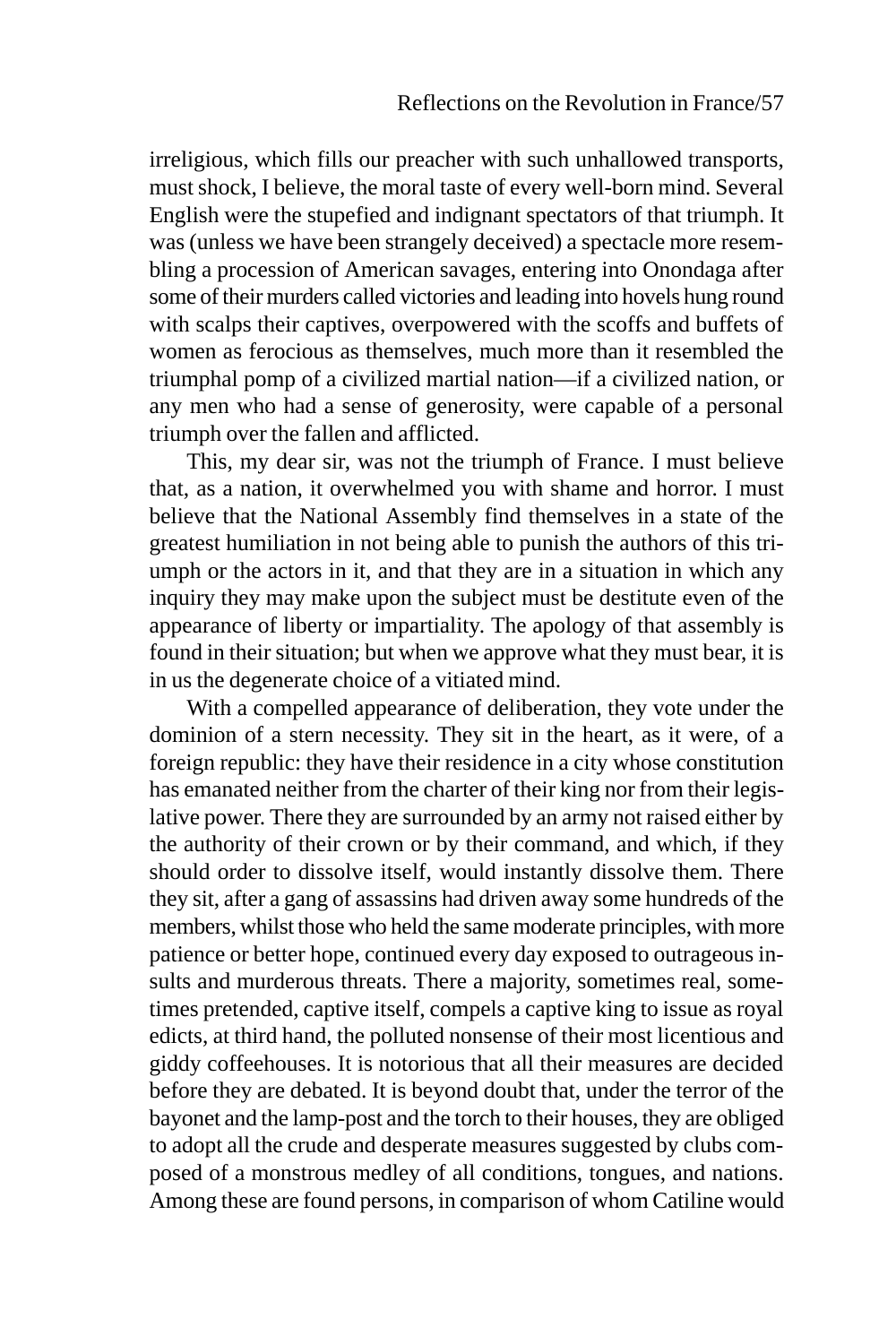irreligious, which fills our preacher with such unhallowed transports, must shock, I believe, the moral taste of every well-born mind. Several English were the stupefied and indignant spectators of that triumph. It was (unless we have been strangely deceived) a spectacle more resembling a procession of American savages, entering into Onondaga after some of their murders called victories and leading into hovels hung round with scalps their captives, overpowered with the scoffs and buffets of women as ferocious as themselves, much more than it resembled the triumphal pomp of a civilized martial nation—if a civilized nation, or any men who had a sense of generosity, were capable of a personal triumph over the fallen and afflicted.

This, my dear sir, was not the triumph of France. I must believe that, as a nation, it overwhelmed you with shame and horror. I must believe that the National Assembly find themselves in a state of the greatest humiliation in not being able to punish the authors of this triumph or the actors in it, and that they are in a situation in which any inquiry they may make upon the subject must be destitute even of the appearance of liberty or impartiality. The apology of that assembly is found in their situation; but when we approve what they must bear, it is in us the degenerate choice of a vitiated mind.

With a compelled appearance of deliberation, they vote under the dominion of a stern necessity. They sit in the heart, as it were, of a foreign republic: they have their residence in a city whose constitution has emanated neither from the charter of their king nor from their legislative power. There they are surrounded by an army not raised either by the authority of their crown or by their command, and which, if they should order to dissolve itself, would instantly dissolve them. There they sit, after a gang of assassins had driven away some hundreds of the members, whilst those who held the same moderate principles, with more patience or better hope, continued every day exposed to outrageous insults and murderous threats. There a majority, sometimes real, sometimes pretended, captive itself, compels a captive king to issue as royal edicts, at third hand, the polluted nonsense of their most licentious and giddy coffeehouses. It is notorious that all their measures are decided before they are debated. It is beyond doubt that, under the terror of the bayonet and the lamp-post and the torch to their houses, they are obliged to adopt all the crude and desperate measures suggested by clubs composed of a monstrous medley of all conditions, tongues, and nations. Among these are found persons, in comparison of whom Catiline would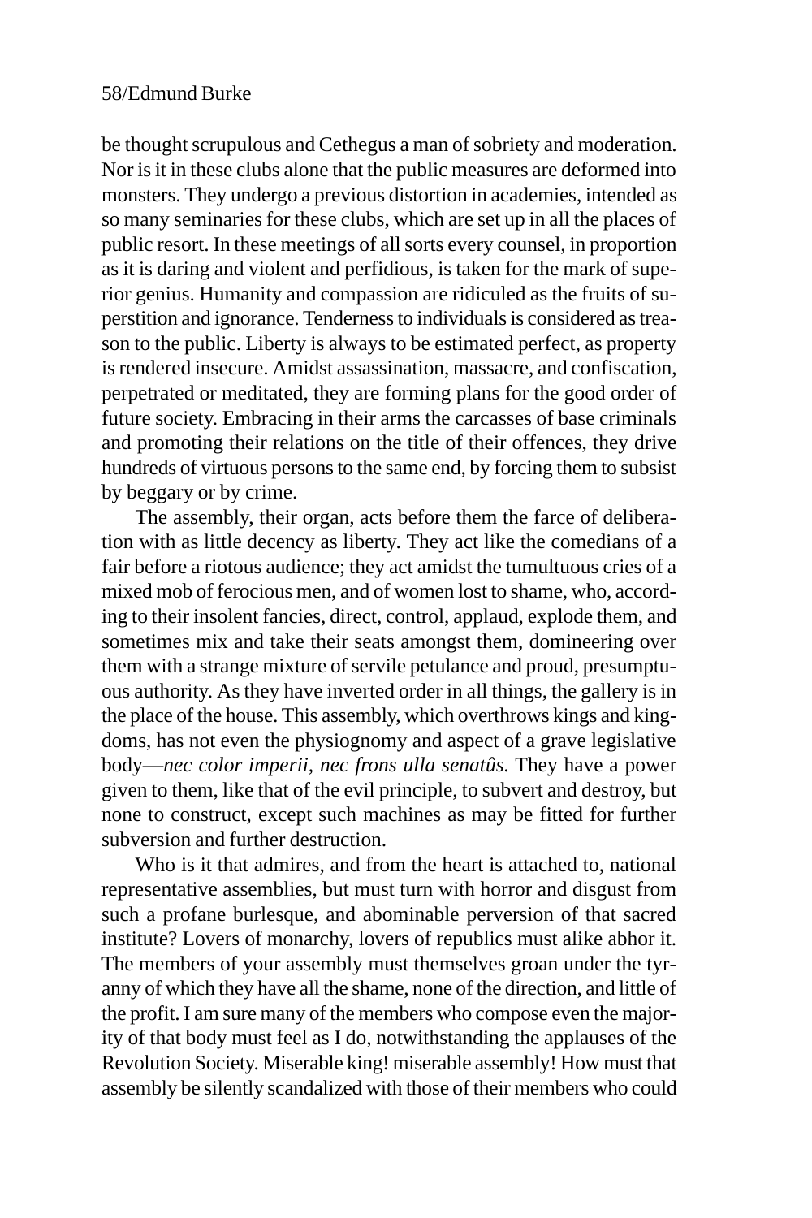be thought scrupulous and Cethegus a man of sobriety and moderation. Nor is it in these clubs alone that the public measures are deformed into monsters. They undergo a previous distortion in academies, intended as so many seminaries for these clubs, which are set up in all the places of public resort. In these meetings of all sorts every counsel, in proportion as it is daring and violent and perfidious, is taken for the mark of superior genius. Humanity and compassion are ridiculed as the fruits of superstition and ignorance. Tenderness to individuals is considered as treason to the public. Liberty is always to be estimated perfect, as property is rendered insecure. Amidst assassination, massacre, and confiscation, perpetrated or meditated, they are forming plans for the good order of future society. Embracing in their arms the carcasses of base criminals and promoting their relations on the title of their offences, they drive hundreds of virtuous persons to the same end, by forcing them to subsist by beggary or by crime.

The assembly, their organ, acts before them the farce of deliberation with as little decency as liberty. They act like the comedians of a fair before a riotous audience; they act amidst the tumultuous cries of a mixed mob of ferocious men, and of women lost to shame, who, according to their insolent fancies, direct, control, applaud, explode them, and sometimes mix and take their seats amongst them, domineering over them with a strange mixture of servile petulance and proud, presumptuous authority. As they have inverted order in all things, the gallery is in the place of the house. This assembly, which overthrows kings and kingdoms, has not even the physiognomy and aspect of a grave legislative body—*nec color imperii, nec frons ulla senatûs*. They have a power given to them, like that of the evil principle, to subvert and destroy, but none to construct, except such machines as may be fitted for further subversion and further destruction.

Who is it that admires, and from the heart is attached to, national representative assemblies, but must turn with horror and disgust from such a profane burlesque, and abominable perversion of that sacred institute? Lovers of monarchy, lovers of republics must alike abhor it. The members of your assembly must themselves groan under the tyranny of which they have all the shame, none of the direction, and little of the profit. I am sure many of the members who compose even the majority of that body must feel as I do, notwithstanding the applauses of the Revolution Society. Miserable king! miserable assembly! How must that assembly be silently scandalized with those of their members who could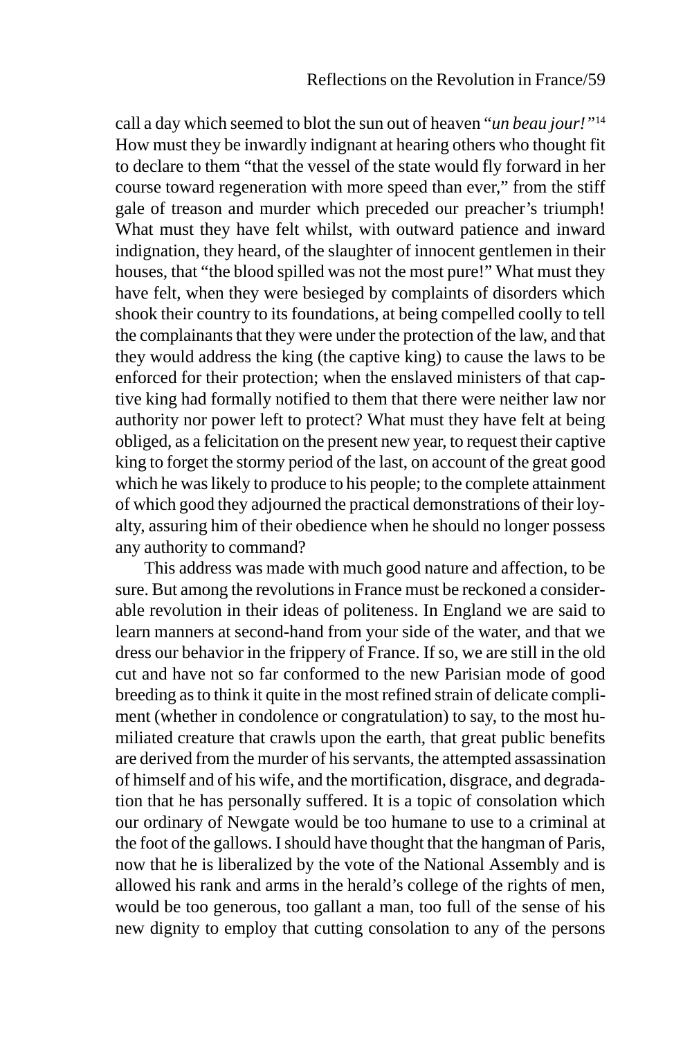call a day which seemed to blot the sun out of heaven "*un beau jour!*"[14] How must they be inwardly indignant at hearing others who thought fit to declare to them "that the vessel of the state would fly forward in her course toward regeneration with more speed than ever," from the stiff gale of treason and murder which preceded our preacher's triumph! What must they have felt whilst, with outward patience and inward indignation, they heard, of the slaughter of innocent gentlemen in their houses, that "the blood spilled was not the most pure!" What must they have felt, when they were besieged by complaints of disorders which shook their country to its foundations, at being compelled coolly to tell the complainants that they were under the protection of the law, and that they would address the king (the captive king) to cause the laws to be enforced for their protection; when the enslaved ministers of that captive king had formally notified to them that there were neither law nor authority nor power left to protect? What must they have felt at being obliged, as a felicitation on the present new year, to request their captive king to forget the stormy period of the last, on account of the great good which he was likely to produce to his people; to the complete attainment of which good they adjourned the practical demonstrations of their loyalty, assuring him of their obedience when he should no longer possess any authority to command?

This address was made with much good nature and affection, to be sure. But among the revolutions in France must be reckoned a considerable revolution in their ideas of politeness. In England we are said to learn manners at second-hand from your side of the water, and that we dress our behavior in the frippery of France. If so, we are still in the old cut and have not so far conformed to the new Parisian mode of good breeding as to think it quite in the most refined strain of delicate compliment (whether in condolence or congratulation) to say, to the most humiliated creature that crawls upon the earth, that great public benefits are derived from the murder of his servants, the attempted assassination of himself and of his wife, and the mortification, disgrace, and degradation that he has personally suffered. It is a topic of consolation which our ordinary of Newgate would be too humane to use to a criminal at the foot of the gallows. I should have thought that the hangman of Paris, now that he is liberalized by the vote of the National Assembly and is allowed his rank and arms in the herald's college of the rights of men, would be too generous, too gallant a man, too full of the sense of his new dignity to employ that cutting consolation to any of the persons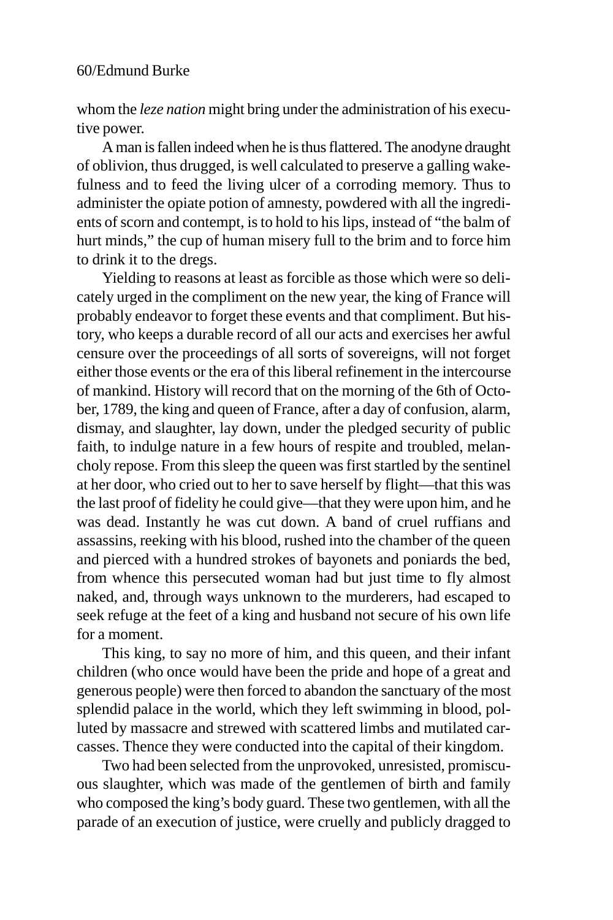whom the *leze nation* might bring under the administration of his executive power.

A man is fallen indeed when he is thus flattered. The anodyne draught of oblivion, thus drugged, is well calculated to preserve a galling wakefulness and to feed the living ulcer of a corroding memory. Thus to administer the opiate potion of amnesty, powdered with all the ingredients of scorn and contempt, is to hold to his lips, instead of "the balm of hurt minds," the cup of human misery full to the brim and to force him to drink it to the dregs.

Yielding to reasons at least as forcible as those which were so delicately urged in the compliment on the new year, the king of France will probably endeavor to forget these events and that compliment. But history, who keeps a durable record of all our acts and exercises her awful censure over the proceedings of all sorts of sovereigns, will not forget either those events or the era of this liberal refinement in the intercourse of mankind. History will record that on the morning of the 6th of October, 1789, the king and queen of France, after a day of confusion, alarm, dismay, and slaughter, lay down, under the pledged security of public faith, to indulge nature in a few hours of respite and troubled, melancholy repose. From this sleep the queen was first startled by the sentinel at her door, who cried out to her to save herself by flight—that this was the last proof of fidelity he could give—that they were upon him, and he was dead. Instantly he was cut down. A band of cruel ruffians and assassins, reeking with his blood, rushed into the chamber of the queen and pierced with a hundred strokes of bayonets and poniards the bed, from whence this persecuted woman had but just time to fly almost naked, and, through ways unknown to the murderers, had escaped to seek refuge at the feet of a king and husband not secure of his own life for a moment.

This king, to say no more of him, and this queen, and their infant children (who once would have been the pride and hope of a great and generous people) were then forced to abandon the sanctuary of the most splendid palace in the world, which they left swimming in blood, polluted by massacre and strewed with scattered limbs and mutilated carcasses. Thence they were conducted into the capital of their kingdom.

Two had been selected from the unprovoked, unresisted, promiscuous slaughter, which was made of the gentlemen of birth and family who composed the king's body guard. These two gentlemen, with all the parade of an execution of justice, were cruelly and publicly dragged to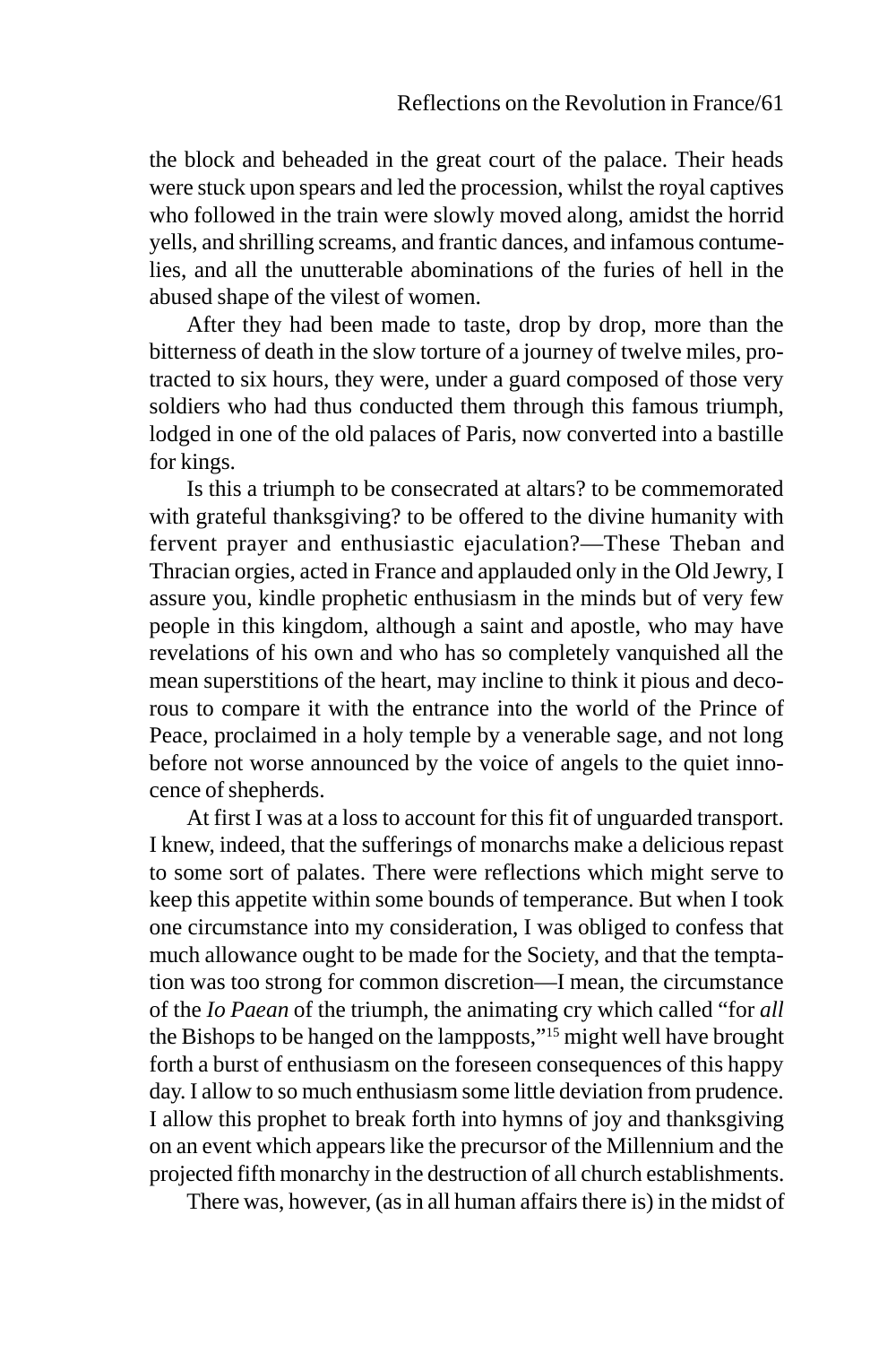the block and beheaded in the great court of the palace. Their heads were stuck upon spears and led the procession, whilst the royal captives who followed in the train were slowly moved along, amidst the horrid yells, and shrilling screams, and frantic dances, and infamous contumelies, and all the unutterable abominations of the furies of hell in the abused shape of the vilest of women.

After they had been made to taste, drop by drop, more than the bitterness of death in the slow torture of a journey of twelve miles, protracted to six hours, they were, under a guard composed of those very soldiers who had thus conducted them through this famous triumph, lodged in one of the old palaces of Paris, now converted into a bastille for kings.

Is this a triumph to be consecrated at altars? to be commemorated with grateful thanksgiving? to be offered to the divine humanity with fervent prayer and enthusiastic ejaculation?—These Theban and Thracian orgies, acted in France and applauded only in the Old Jewry, I assure you, kindle prophetic enthusiasm in the minds but of very few people in this kingdom, although a saint and apostle, who may have revelations of his own and who has so completely vanquished all the mean superstitions of the heart, may incline to think it pious and decorous to compare it with the entrance into the world of the Prince of Peace, proclaimed in a holy temple by a venerable sage, and not long before not worse announced by the voice of angels to the quiet innocence of shepherds.

At first I was at a loss to account for this fit of unguarded transport. I knew, indeed, that the sufferings of monarchs make a delicious repast to some sort of palates. There were reflections which might serve to keep this appetite within some bounds of temperance. But when I took one circumstance into my consideration, I was obliged to confess that much allowance ought to be made for the Society, and that the temptation was too strong for common discretion—I mean, the circumstance of the *Io Paean* of the triumph, the animating cry which called "for *all* the Bishops to be hanged on the lampposts,"[15] might well have brought forth a burst of enthusiasm on the foreseen consequences of this happy day. I allow to so much enthusiasm some little deviation from prudence. I allow this prophet to break forth into hymns of joy and thanksgiving on an event which appears like the precursor of the Millennium and the projected fifth monarchy in the destruction of all church establishments.

There was, however, (as in all human affairs there is) in the midst of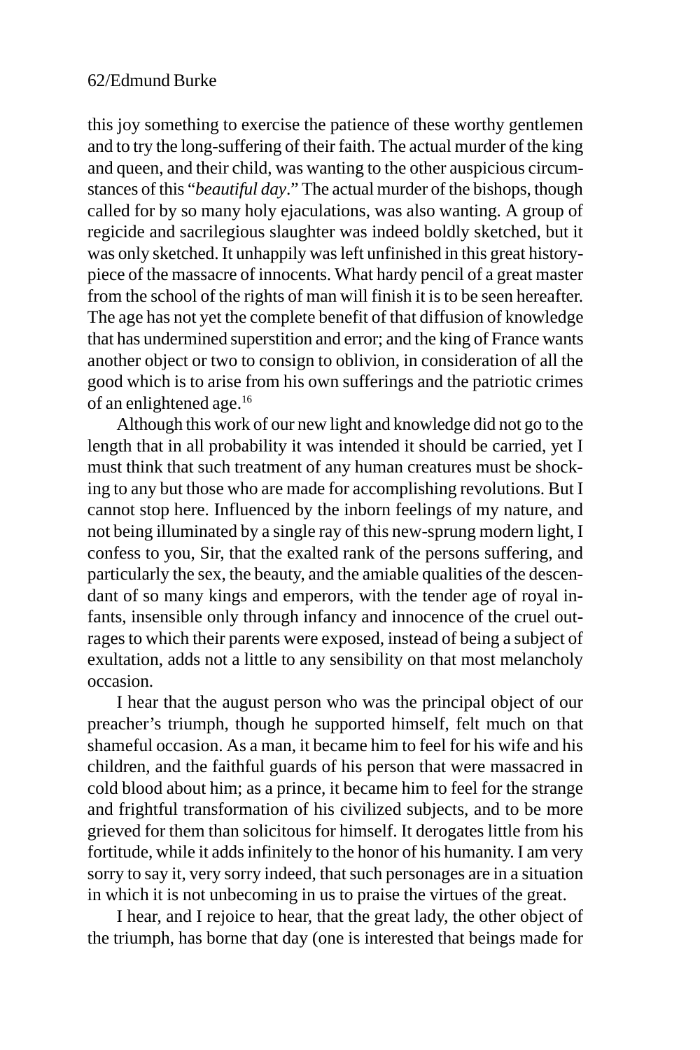this joy something to exercise the patience of these worthy gentlemen and to try the long-suffering of their faith. The actual murder of the king and queen, and their child, was wanting to the other auspicious circumstances of this "*beautiful day*." The actual murder of the bishops, though called for by so many holy ejaculations, was also wanting. A group of regicide and sacrilegious slaughter was indeed boldly sketched, but it was only sketched. It unhappily was left unfinished in this great history-piece of the massacre of innocents. What hardy pencil of a great master from the school of the rights of man will finish it is to be seen hereafter. The age has not yet the complete benefit of that diffusion of knowledge that has undermined superstition and error; and the king of France wants another object or two to consign to oblivion, in consideration of all the good which is to arise from his own sufferings and the patriotic crimes of an enlightened age.[16]

Although this work of our new light and knowledge did not go to the length that in all probability it was intended it should be carried, yet I must think that such treatment of any human creatures must be shocking to any but those who are made for accomplishing revolutions. But I cannot stop here. Influenced by the inborn feelings of my nature, and not being illuminated by a single ray of this new-sprung modern light, I confess to you, Sir, that the exalted rank of the persons suffering, and particularly the sex, the beauty, and the amiable qualities of the descendant of so many kings and emperors, with the tender age of royal infants, insensible only through infancy and innocence of the cruel outrages to which their parents were exposed, instead of being a subject of exultation, adds not a little to any sensibility on that most melancholy occasion.

I hear that the august person who was the principal object of our preacher's triumph, though he supported himself, felt much on that shameful occasion. As a man, it became him to feel for his wife and his children, and the faithful guards of his person that were massacred in cold blood about him; as a prince, it became him to feel for the strange and frightful transformation of his civilized subjects, and to be more grieved for them than solicitous for himself. It derogates little from his fortitude, while it adds infinitely to the honor of his humanity. I am very sorry to say it, very sorry indeed, that such personages are in a situation in which it is not unbecoming in us to praise the virtues of the great.

I hear, and I rejoice to hear, that the great lady, the other object of the triumph, has borne that day (one is interested that beings made for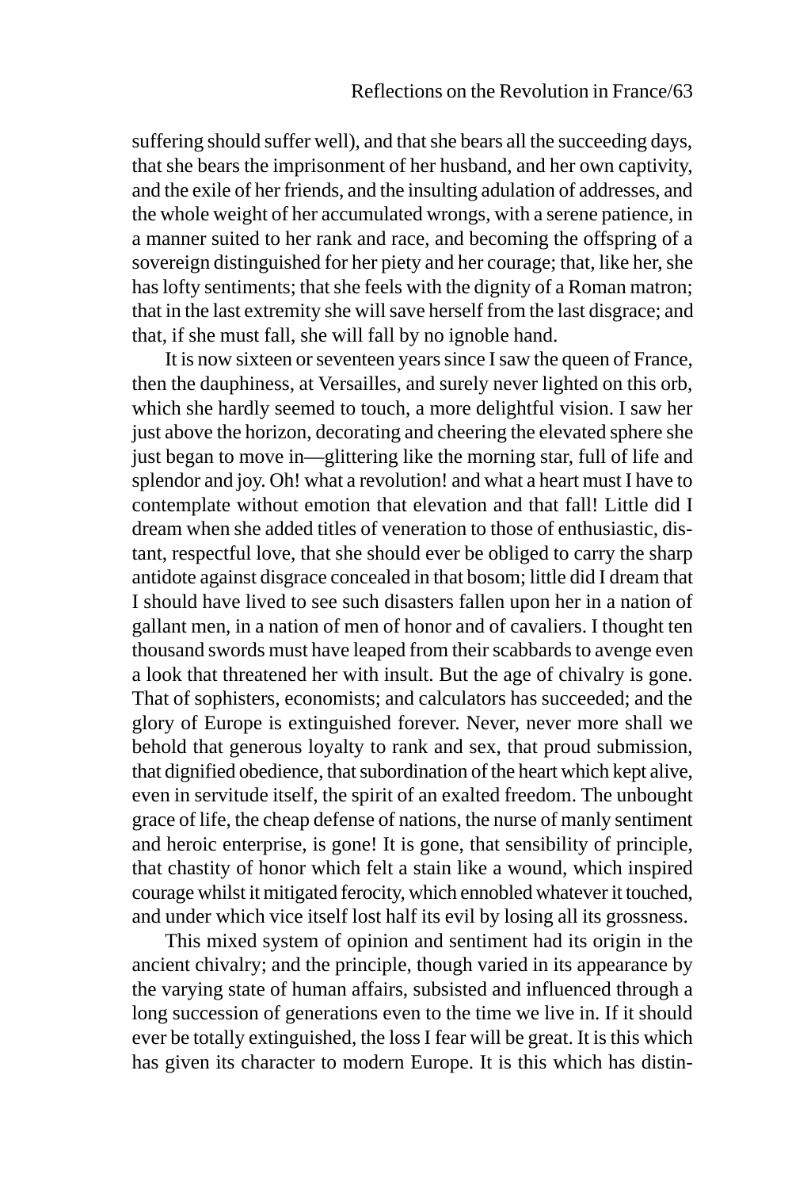suffering should suffer well), and that she bears all the succeeding days, that she bears the imprisonment of her husband, and her own captivity, and the exile of her friends, and the insulting adulation of addresses, and the whole weight of her accumulated wrongs, with a serene patience, in a manner suited to her rank and race, and becoming the offspring of a sovereign distinguished for her piety and her courage; that, like her, she has lofty sentiments; that she feels with the dignity of a Roman matron; that in the last extremity she will save herself from the last disgrace; and that, if she must fall, she will fall by no ignoble hand.

It is now sixteen or seventeen years since I saw the queen of France, then the dauphiness, at Versailles, and surely never lighted on this orb, which she hardly seemed to touch, a more delightful vision. I saw her just above the horizon, decorating and cheering the elevated sphere she just began to move in—glittering like the morning star, full of life and splendor and joy. Oh! what a revolution! and what a heart must I have to contemplate without emotion that elevation and that fall! Little did I dream when she added titles of veneration to those of enthusiastic, distant, respectful love, that she should ever be obliged to carry the sharp antidote against disgrace concealed in that bosom; little did I dream that I should have lived to see such disasters fallen upon her in a nation of gallant men, in a nation of men of honor and of cavaliers. I thought ten thousand swords must have leaped from their scabbards to avenge even a look that threatened her with insult. But the age of chivalry is gone. That of sophisters, economists; and calculators has succeeded; and the glory of Europe is extinguished forever. Never, never more shall we behold that generous loyalty to rank and sex, that proud submission, that dignified obedience, that subordination of the heart which kept alive, even in servitude itself, the spirit of an exalted freedom. The unbought grace of life, the cheap defense of nations, the nurse of manly sentiment and heroic enterprise, is gone! It is gone, that sensibility of principle, that chastity of honor which felt a stain like a wound, which inspired courage whilst it mitigated ferocity, which ennobled whatever it touched, and under which vice itself lost half its evil by losing all its grossness.

This mixed system of opinion and sentiment had its origin in the ancient chivalry; and the principle, though varied in its appearance by the varying state of human affairs, subsisted and influenced through a long succession of generations even to the time we live in. If it should ever be totally extinguished, the loss I fear will be great. It is this which has given its character to modern Europe. It is this which has distin-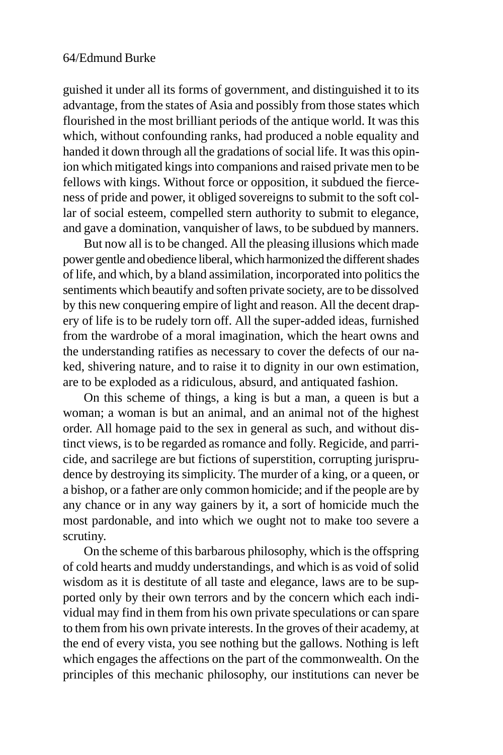guished it under all its forms of government, and distinguished it to its advantage, from the states of Asia and possibly from those states which flourished in the most brilliant periods of the antique world. It was this which, without confounding ranks, had produced a noble equality and handed it down through all the gradations of social life. It was this opinion which mitigated kings into companions and raised private men to be fellows with kings. Without force or opposition, it subdued the fierceness of pride and power, it obliged sovereigns to submit to the soft collar of social esteem, compelled stern authority to submit to elegance, and gave a domination, vanquisher of laws, to be subdued by manners.

But now all is to be changed. All the pleasing illusions which made power gentle and obedience liberal, which harmonized the different shades of life, and which, by a bland assimilation, incorporated into politics the sentiments which beautify and soften private society, are to be dissolved by this new conquering empire of light and reason. All the decent drapery of life is to be rudely torn off. All the super-added ideas, furnished from the wardrobe of a moral imagination, which the heart owns and the understanding ratifies as necessary to cover the defects of our naked, shivering nature, and to raise it to dignity in our own estimation, are to be exploded as a ridiculous, absurd, and antiquated fashion.

On this scheme of things, a king is but a man, a queen is but a woman; a woman is but an animal, and an animal not of the highest order. All homage paid to the sex in general as such, and without distinct views, is to be regarded as romance and folly. Regicide, and parricide, and sacrilege are but fictions of superstition, corrupting jurisprudence by destroying its simplicity. The murder of a king, or a queen, or a bishop, or a father are only common homicide; and if the people are by any chance or in any way gainers by it, a sort of homicide much the most pardonable, and into which we ought not to make too severe a scrutiny.

On the scheme of this barbarous philosophy, which is the offspring of cold hearts and muddy understandings, and which is as void of solid wisdom as it is destitute of all taste and elegance, laws are to be supported only by their own terrors and by the concern which each individual may find in them from his own private speculations or can spare to them from his own private interests. In the groves of their academy, at the end of every vista, you see nothing but the gallows. Nothing is left which engages the affections on the part of the commonwealth. On the principles of this mechanic philosophy, our institutions can never be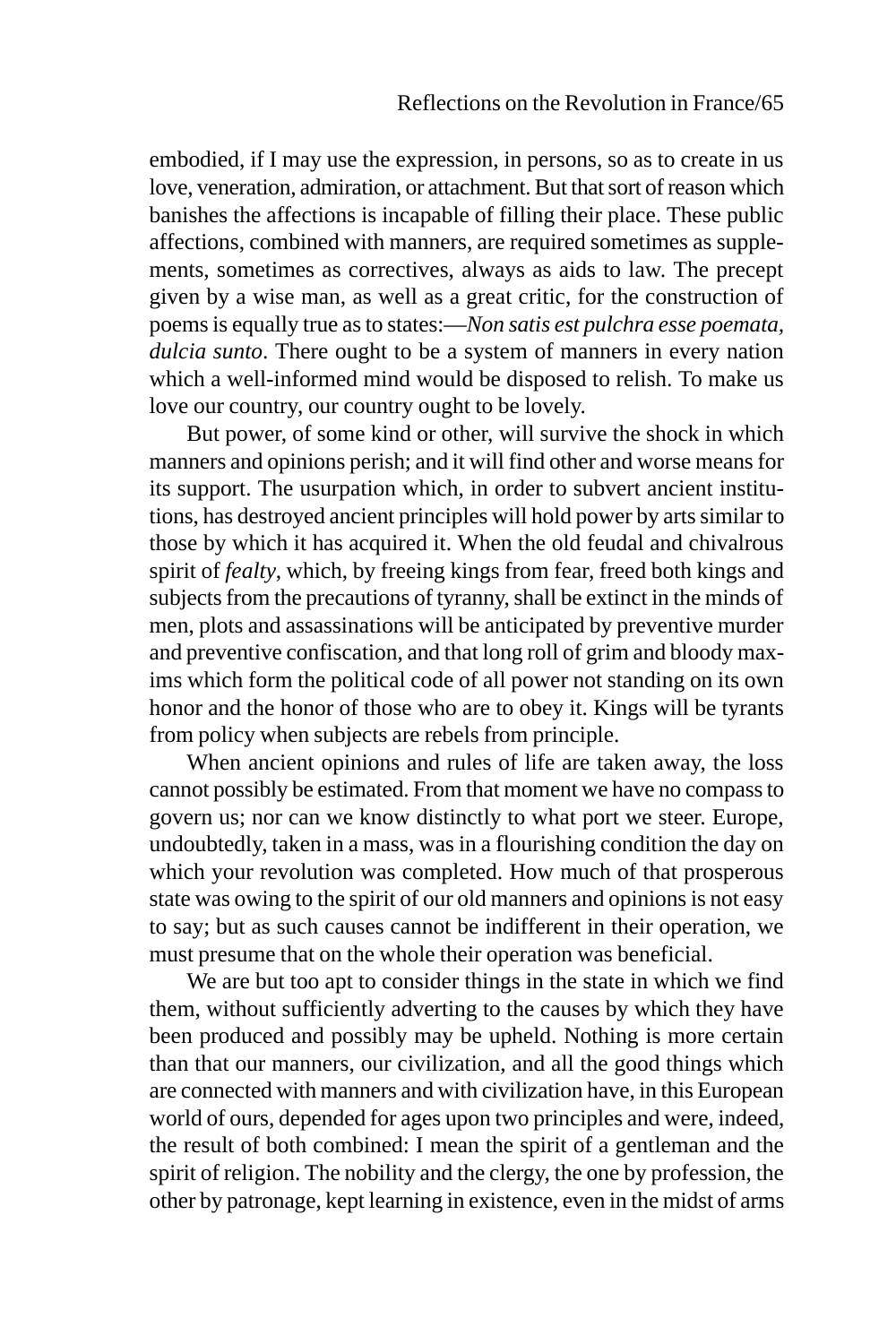embodied, if I may use the expression, in persons, so as to create in us love, veneration, admiration, or attachment. But that sort of reason which banishes the affections is incapable of filling their place. These public affections, combined with manners, are required sometimes as supplements, sometimes as correctives, always as aids to law. The precept given by a wise man, as well as a great critic, for the construction of poems is equally true as to states:—*Non satis est pulchra esse poemata, dulcia sunto*. There ought to be a system of manners in every nation which a well-informed mind would be disposed to relish. To make us love our country, our country ought to be lovely.

But power, of some kind or other, will survive the shock in which manners and opinions perish; and it will find other and worse means for its support. The usurpation which, in order to subvert ancient institutions, has destroyed ancient principles will hold power by arts similar to those by which it has acquired it. When the old feudal and chivalrous spirit of *fealty*, which, by freeing kings from fear, freed both kings and subjects from the precautions of tyranny, shall be extinct in the minds of men, plots and assassinations will be anticipated by preventive murder and preventive confiscation, and that long roll of grim and bloody maxims which form the political code of all power not standing on its own honor and the honor of those who are to obey it. Kings will be tyrants from policy when subjects are rebels from principle.

When ancient opinions and rules of life are taken away, the loss cannot possibly be estimated. From that moment we have no compass to govern us; nor can we know distinctly to what port we steer. Europe, undoubtedly, taken in a mass, was in a flourishing condition the day on which your revolution was completed. How much of that prosperous state was owing to the spirit of our old manners and opinions is not easy to say; but as such causes cannot be indifferent in their operation, we must presume that on the whole their operation was beneficial.

We are but too apt to consider things in the state in which we find them, without sufficiently adverting to the causes by which they have been produced and possibly may be upheld. Nothing is more certain than that our manners, our civilization, and all the good things which are connected with manners and with civilization have, in this European world of ours, depended for ages upon two principles and were, indeed, the result of both combined: I mean the spirit of a gentleman and the spirit of religion. The nobility and the clergy, the one by profession, the other by patronage, kept learning in existence, even in the midst of arms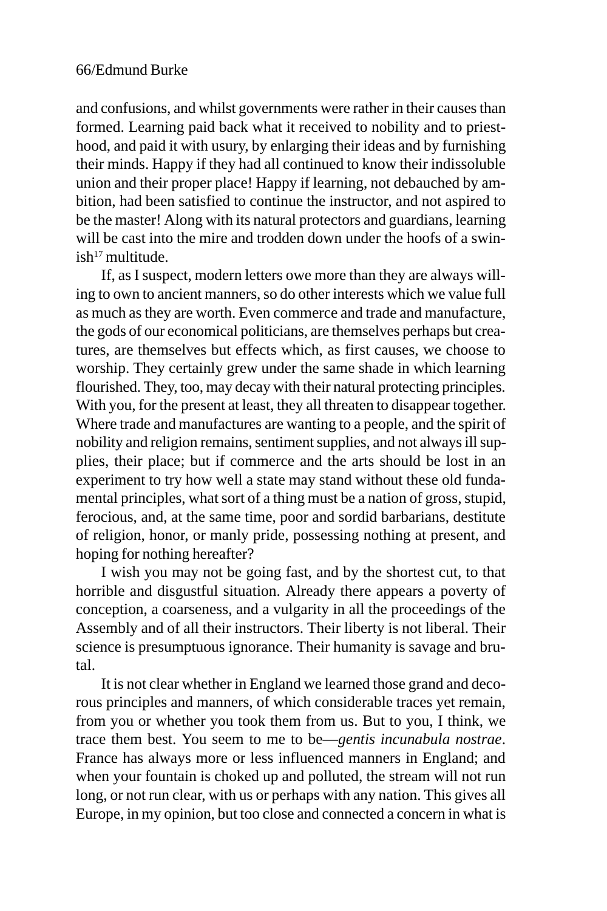and confusions, and whilst governments were rather in their causes than formed. Learning paid back what it received to nobility and to priesthood, and paid it with usury, by enlarging their ideas and by furnishing their minds. Happy if they had all continued to know their indissoluble union and their proper place! Happy if learning, not debauched by ambition, had been satisfied to continue the instructor, and not aspired to be the master! Along with its natural protectors and guardians, learning will be cast into the mire and trodden down under the hoofs of a swinish[17] multitude.

If, as I suspect, modern letters owe more than they are always willing to own to ancient manners, so do other interests which we value full as much as they are worth. Even commerce and trade and manufacture, the gods of our economical politicians, are themselves perhaps but creatures, are themselves but effects which, as first causes, we choose to worship. They certainly grew under the same shade in which learning flourished. They, too, may decay with their natural protecting principles. With you, for the present at least, they all threaten to disappear together. Where trade and manufactures are wanting to a people, and the spirit of nobility and religion remains, sentiment supplies, and not always ill supplies, their place; but if commerce and the arts should be lost in an experiment to try how well a state may stand without these old fundamental principles, what sort of a thing must be a nation of gross, stupid, ferocious, and, at the same time, poor and sordid barbarians, destitute of religion, honor, or manly pride, possessing nothing at present, and hoping for nothing hereafter?

I wish you may not be going fast, and by the shortest cut, to that horrible and disgustful situation. Already there appears a poverty of conception, a coarseness, and a vulgarity in all the proceedings of the Assembly and of all their instructors. Their liberty is not liberal. Their science is presumptuous ignorance. Their humanity is savage and brutal.

It is not clear whether in England we learned those grand and decorous principles and manners, of which considerable traces yet remain, from you or whether you took them from us. But to you, I think, we trace them best. You seem to me to be—*gentis incunabula nostrae*. France has always more or less influenced manners in England; and when your fountain is choked up and polluted, the stream will not run long, or not run clear, with us or perhaps with any nation. This gives all Europe, in my opinion, but too close and connected a concern in what is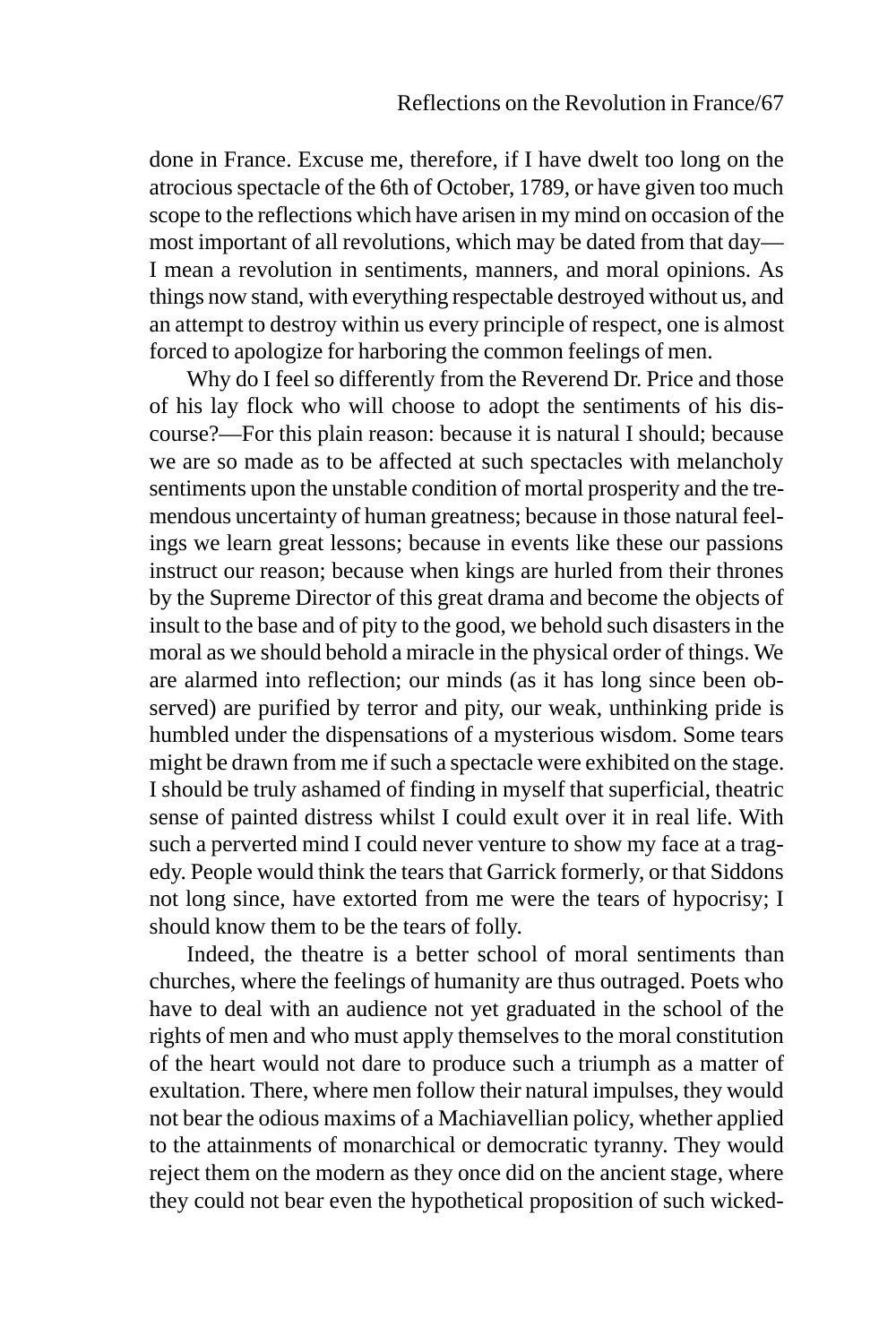done in France. Excuse me, therefore, if I have dwelt too long on the atrocious spectacle of the 6th of October, 1789, or have given too much scope to the reflections which have arisen in my mind on occasion of the most important of all revolutions, which may be dated from that day—I mean a revolution in sentiments, manners, and moral opinions. As things now stand, with everything respectable destroyed without us, and an attempt to destroy within us every principle of respect, one is almost forced to apologize for harboring the common feelings of men.

Why do I feel so differently from the Reverend Dr. Price and those of his lay flock who will choose to adopt the sentiments of his discourse?—For this plain reason: because it is natural I should; because we are so made as to be affected at such spectacles with melancholy sentiments upon the unstable condition of mortal prosperity and the tremendous uncertainty of human greatness; because in those natural feelings we learn great lessons; because in events like these our passions instruct our reason; because when kings are hurled from their thrones by the Supreme Director of this great drama and become the objects of insult to the base and of pity to the good, we behold such disasters in the moral as we should behold a miracle in the physical order of things. We are alarmed into reflection; our minds (as it has long since been observed) are purified by terror and pity, our weak, unthinking pride is humbled under the dispensations of a mysterious wisdom. Some tears might be drawn from me if such a spectacle were exhibited on the stage. I should be truly ashamed of finding in myself that superficial, theatric sense of painted distress whilst I could exult over it in real life. With such a perverted mind I could never venture to show my face at a tragedy. People would think the tears that Garrick formerly, or that Siddons not long since, have extorted from me were the tears of hypocrisy; I should know them to be the tears of folly.

Indeed, the theatre is a better school of moral sentiments than churches, where the feelings of humanity are thus outraged. Poets who have to deal with an audience not yet graduated in the school of the rights of men and who must apply themselves to the moral constitution of the heart would not dare to produce such a triumph as a matter of exultation. There, where men follow their natural impulses, they would not bear the odious maxims of a Machiavellian policy, whether applied to the attainments of monarchical or democratic tyranny. They would reject them on the modern as they once did on the ancient stage, where they could not bear even the hypothetical proposition of such wicked-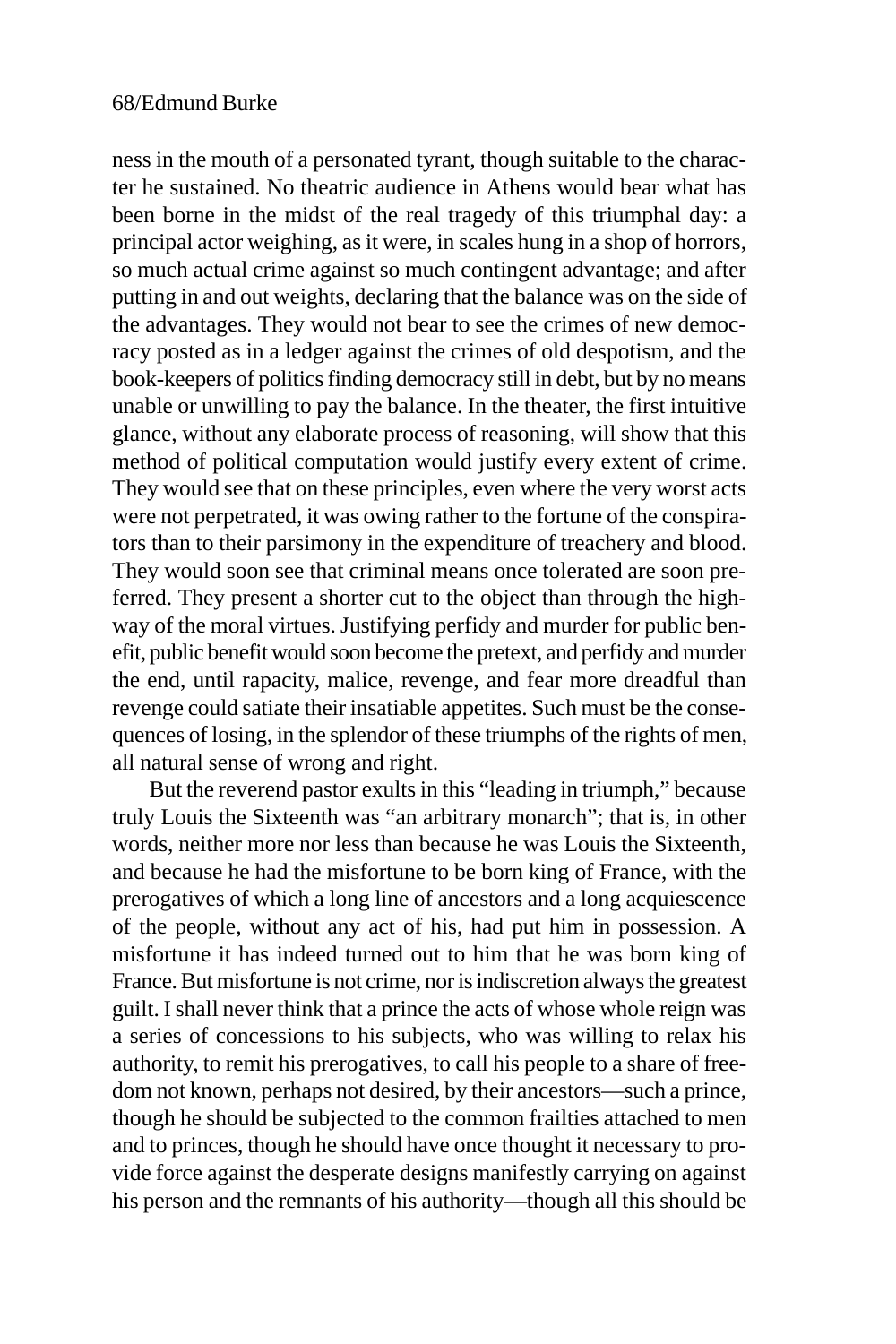ness in the mouth of a personated tyrant, though suitable to the character he sustained. No theatric audience in Athens would bear what has been borne in the midst of the real tragedy of this triumphal day: a principal actor weighing, as it were, in scales hung in a shop of horrors, so much actual crime against so much contingent advantage; and after putting in and out weights, declaring that the balance was on the side of the advantages. They would not bear to see the crimes of new democracy posted as in a ledger against the crimes of old despotism, and the book-keepers of politics finding democracy still in debt, but by no means unable or unwilling to pay the balance. In the theater, the first intuitive glance, without any elaborate process of reasoning, will show that this method of political computation would justify every extent of crime. They would see that on these principles, even where the very worst acts were not perpetrated, it was owing rather to the fortune of the conspirators than to their parsimony in the expenditure of treachery and blood. They would soon see that criminal means once tolerated are soon preferred. They present a shorter cut to the object than through the highway of the moral virtues. Justifying perfidy and murder for public benefit, public benefit would soon become the pretext, and perfidy and murder the end, until rapacity, malice, revenge, and fear more dreadful than revenge could satiate their insatiable appetites. Such must be the consequences of losing, in the splendor of these triumphs of the rights of men, all natural sense of wrong and right.

But the reverend pastor exults in this "leading in triumph," because truly Louis the Sixteenth was "an arbitrary monarch"; that is, in other words, neither more nor less than because he was Louis the Sixteenth, and because he had the misfortune to be born king of France, with the prerogatives of which a long line of ancestors and a long acquiescence of the people, without any act of his, had put him in possession. A misfortune it has indeed turned out to him that he was born king of France. But misfortune is not crime, nor is indiscretion always the greatest guilt. I shall never think that a prince the acts of whose whole reign was a series of concessions to his subjects, who was willing to relax his authority, to remit his prerogatives, to call his people to a share of freedom not known, perhaps not desired, by their ancestors—such a prince, though he should be subjected to the common frailties attached to men and to princes, though he should have once thought it necessary to provide force against the desperate designs manifestly carrying on against his person and the remnants of his authority—though all this should be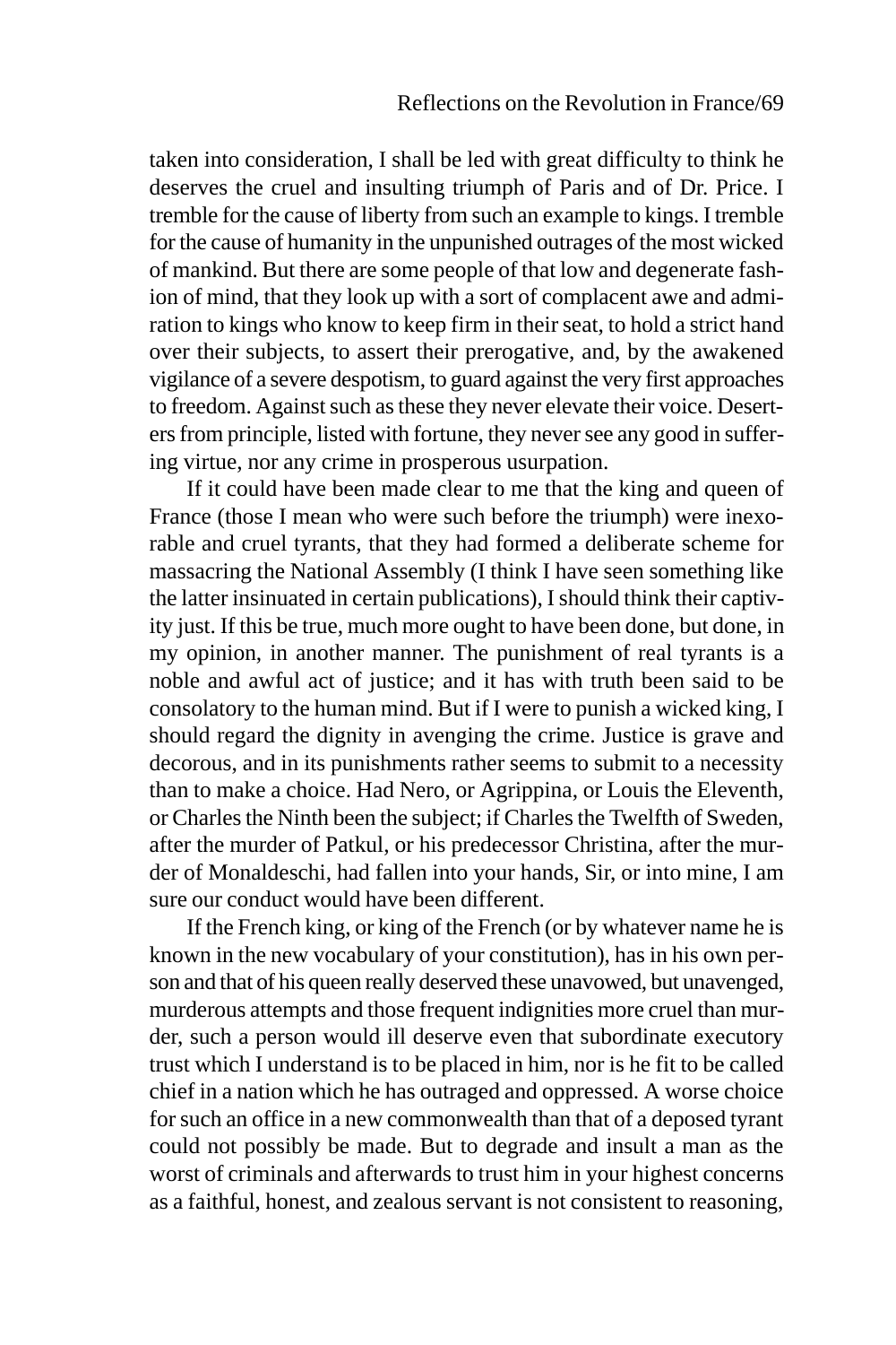taken into consideration, I shall be led with great difficulty to think he deserves the cruel and insulting triumph of Paris and of Dr. Price. I tremble for the cause of liberty from such an example to kings. I tremble for the cause of humanity in the unpunished outrages of the most wicked of mankind. But there are some people of that low and degenerate fashion of mind, that they look up with a sort of complacent awe and admiration to kings who know to keep firm in their seat, to hold a strict hand over their subjects, to assert their prerogative, and, by the awakened vigilance of a severe despotism, to guard against the very first approaches to freedom. Against such as these they never elevate their voice. Deserters from principle, listed with fortune, they never see any good in suffering virtue, nor any crime in prosperous usurpation.

If it could have been made clear to me that the king and queen of France (those I mean who were such before the triumph) were inexorable and cruel tyrants, that they had formed a deliberate scheme for massacring the National Assembly (I think I have seen something like the latter insinuated in certain publications), I should think their captivity just. If this be true, much more ought to have been done, but done, in my opinion, in another manner. The punishment of real tyrants is a noble and awful act of justice; and it has with truth been said to be consolatory to the human mind. But if I were to punish a wicked king, I should regard the dignity in avenging the crime. Justice is grave and decorous, and in its punishments rather seems to submit to a necessity than to make a choice. Had Nero, or Agrippina, or Louis the Eleventh, or Charles the Ninth been the subject; if Charles the Twelfth of Sweden, after the murder of Patkul, or his predecessor Christina, after the murder of Monaldeschi, had fallen into your hands, Sir, or into mine, I am sure our conduct would have been different.

If the French king, or king of the French (or by whatever name he is known in the new vocabulary of your constitution), has in his own person and that of his queen really deserved these unavowed, but unavenged, murderous attempts and those frequent indignities more cruel than murder, such a person would ill deserve even that subordinate executory trust which I understand is to be placed in him, nor is he fit to be called chief in a nation which he has outraged and oppressed. A worse choice for such an office in a new commonwealth than that of a deposed tyrant could not possibly be made. But to degrade and insult a man as the worst of criminals and afterwards to trust him in your highest concerns as a faithful, honest, and zealous servant is not consistent to reasoning,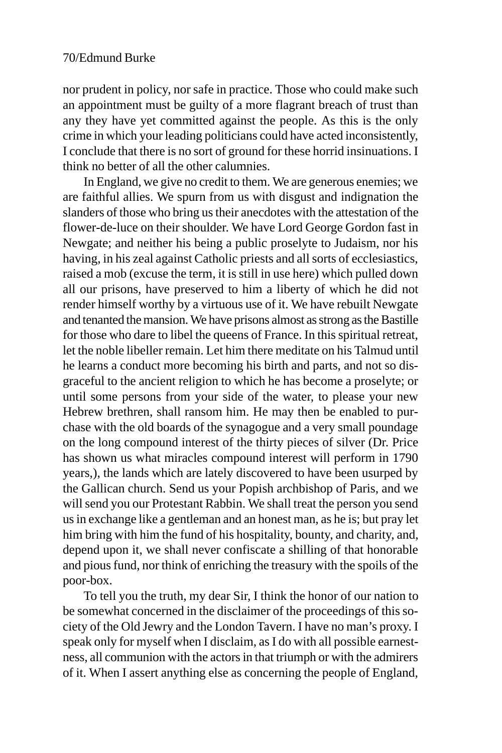nor prudent in policy, nor safe in practice. Those who could make such an appointment must be guilty of a more flagrant breach of trust than any they have yet committed against the people. As this is the only crime in which your leading politicians could have acted inconsistently, I conclude that there is no sort of ground for these horrid insinuations. I think no better of all the other calumnies.

In England, we give no credit to them. We are generous enemies; we are faithful allies. We spurn from us with disgust and indignation the slanders of those who bring us their anecdotes with the attestation of the flower-de-luce on their shoulder. We have Lord George Gordon fast in Newgate; and neither his being a public proselyte to Judaism, nor his having, in his zeal against Catholic priests and all sorts of ecclesiastics, raised a mob (excuse the term, it is still in use here) which pulled down all our prisons, have preserved to him a liberty of which he did not render himself worthy by a virtuous use of it. We have rebuilt Newgate and tenanted the mansion. We have prisons almost as strong as the Bastille for those who dare to libel the queens of France. In this spiritual retreat, let the noble libeller remain. Let him there meditate on his Talmud until he learns a conduct more becoming his birth and parts, and not so disgraceful to the ancient religion to which he has become a proselyte; or until some persons from your side of the water, to please your new Hebrew brethren, shall ransom him. He may then be enabled to purchase with the old boards of the synagogue and a very small poundage on the long compound interest of the thirty pieces of silver (Dr. Price has shown us what miracles compound interest will perform in 1790 years,), the lands which are lately discovered to have been usurped by the Gallican church. Send us your Popish archbishop of Paris, and we will send you our Protestant Rabbin. We shall treat the person you send us in exchange like a gentleman and an honest man, as he is; but pray let him bring with him the fund of his hospitality, bounty, and charity, and, depend upon it, we shall never confiscate a shilling of that honorable and pious fund, nor think of enriching the treasury with the spoils of the poor-box.

To tell you the truth, my dear Sir, I think the honor of our nation to be somewhat concerned in the disclaimer of the proceedings of this society of the Old Jewry and the London Tavern. I have no man's proxy. I speak only for myself when I disclaim, as I do with all possible earnestness, all communion with the actors in that triumph or with the admirers of it. When I assert anything else as concerning the people of England,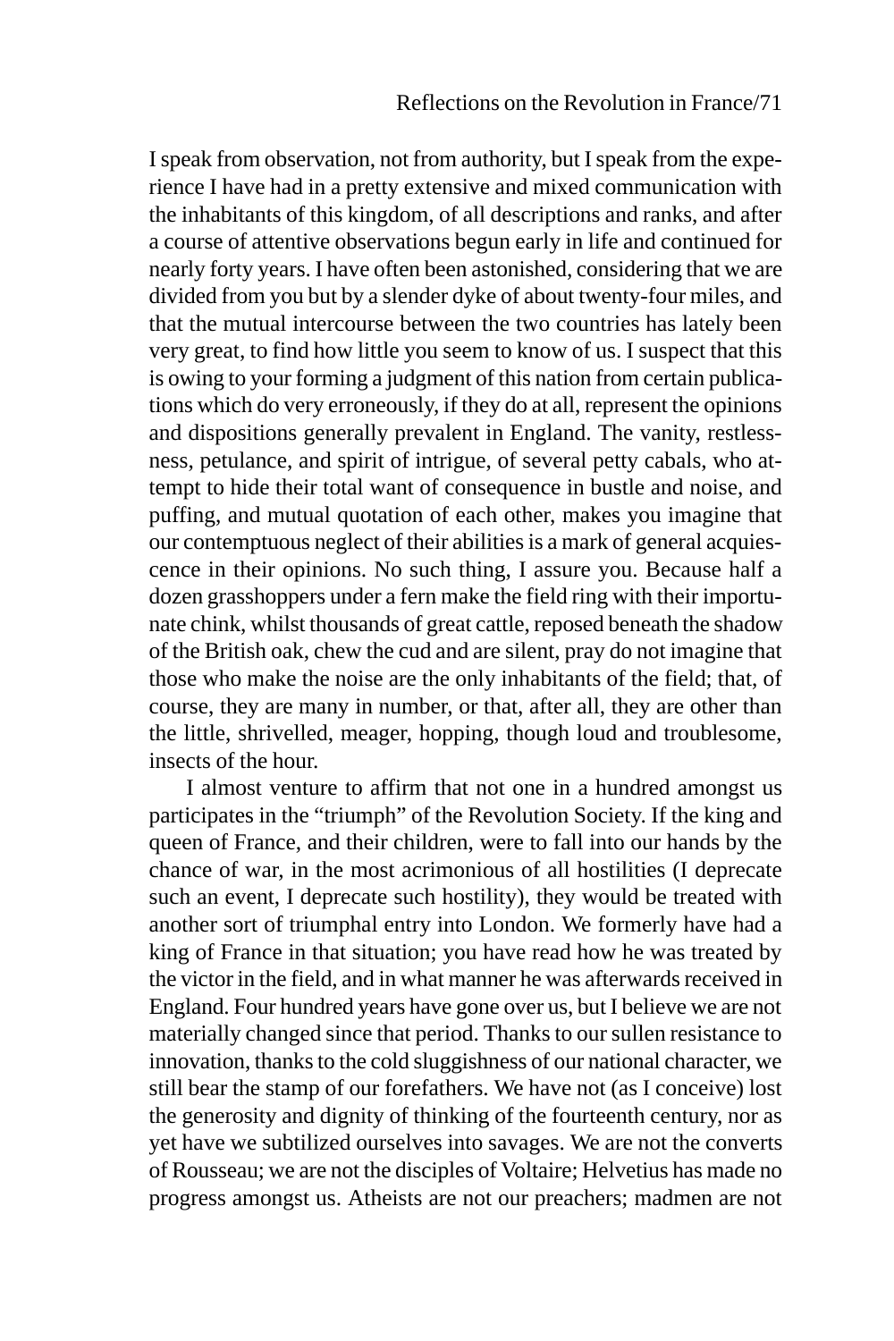I speak from observation, not from authority, but I speak from the experience I have had in a pretty extensive and mixed communication with the inhabitants of this kingdom, of all descriptions and ranks, and after a course of attentive observations begun early in life and continued for nearly forty years. I have often been astonished, considering that we are divided from you but by a slender dyke of about twenty-four miles, and that the mutual intercourse between the two countries has lately been very great, to find how little you seem to know of us. I suspect that this is owing to your forming a judgment of this nation from certain publications which do very erroneously, if they do at all, represent the opinions and dispositions generally prevalent in England. The vanity, restlessness, petulance, and spirit of intrigue, of several petty cabals, who attempt to hide their total want of consequence in bustle and noise, and puffing, and mutual quotation of each other, makes you imagine that our contemptuous neglect of their abilities is a mark of general acquiescence in their opinions. No such thing, I assure you. Because half a dozen grasshoppers under a fern make the field ring with their importunate chink, whilst thousands of great cattle, reposed beneath the shadow of the British oak, chew the cud and are silent, pray do not imagine that those who make the noise are the only inhabitants of the field; that, of course, they are many in number, or that, after all, they are other than the little, shrivelled, meager, hopping, though loud and troublesome, insects of the hour.

I almost venture to affirm that not one in a hundred amongst us participates in the "triumph" of the Revolution Society. If the king and queen of France, and their children, were to fall into our hands by the chance of war, in the most acrimonious of all hostilities (I deprecate such an event, I deprecate such hostility), they would be treated with another sort of triumphal entry into London. We formerly have had a king of France in that situation; you have read how he was treated by the victor in the field, and in what manner he was afterwards received in England. Four hundred years have gone over us, but I believe we are not materially changed since that period. Thanks to our sullen resistance to innovation, thanks to the cold sluggishness of our national character, we still bear the stamp of our forefathers. We have not (as I conceive) lost the generosity and dignity of thinking of the fourteenth century, nor as yet have we subtilized ourselves into savages. We are not the converts of Rousseau; we are not the disciples of Voltaire; Helvetius has made no progress amongst us. Atheists are not our preachers; madmen are not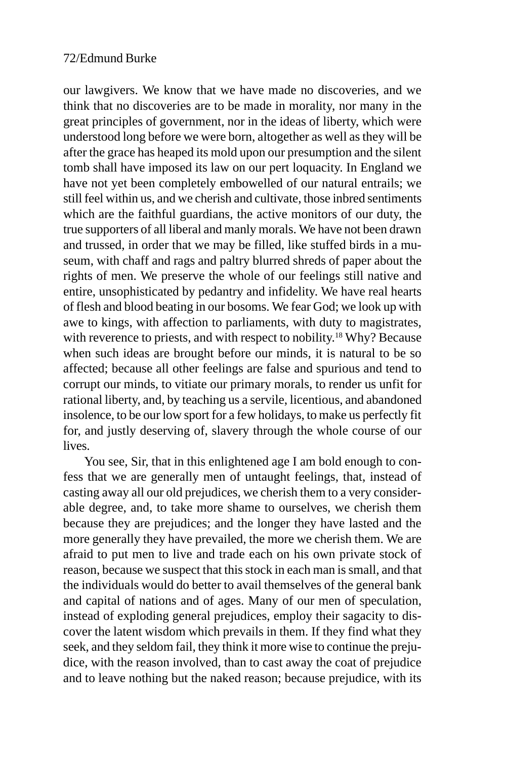our lawgivers. We know that we have made no discoveries, and we think that no discoveries are to be made in morality, nor many in the great principles of government, nor in the ideas of liberty, which were understood long before we were born, altogether as well as they will be after the grace has heaped its mold upon our presumption and the silent tomb shall have imposed its law on our pert loquacity. In England we have not yet been completely embowelled of our natural entrails; we still feel within us, and we cherish and cultivate, those inbred sentiments which are the faithful guardians, the active monitors of our duty, the true supporters of all liberal and manly morals. We have not been drawn and trussed, in order that we may be filled, like stuffed birds in a museum, with chaff and rags and paltry blurred shreds of paper about the rights of men. We preserve the whole of our feelings still native and entire, unsophisticated by pedantry and infidelity. We have real hearts of flesh and blood beating in our bosoms. We fear God; we look up with awe to kings, with affection to parliaments, with duty to magistrates, with reverence to priests, and with respect to nobility.[18] Why? Because when such ideas are brought before our minds, it is natural to be so affected; because all other feelings are false and spurious and tend to corrupt our minds, to vitiate our primary morals, to render us unfit for rational liberty, and, by teaching us a servile, licentious, and abandoned insolence, to be our low sport for a few holidays, to make us perfectly fit for, and justly deserving of, slavery through the whole course of our lives.

You see, Sir, that in this enlightened age I am bold enough to confess that we are generally men of untaught feelings, that, instead of casting away all our old prejudices, we cherish them to a very considerable degree, and, to take more shame to ourselves, we cherish them because they are prejudices; and the longer they have lasted and the more generally they have prevailed, the more we cherish them. We are afraid to put men to live and trade each on his own private stock of reason, because we suspect that this stock in each man is small, and that the individuals would do better to avail themselves of the general bank and capital of nations and of ages. Many of our men of speculation, instead of exploding general prejudices, employ their sagacity to discover the latent wisdom which prevails in them. If they find what they seek, and they seldom fail, they think it more wise to continue the prejudice, with the reason involved, than to cast away the coat of prejudice and to leave nothing but the naked reason; because prejudice, with its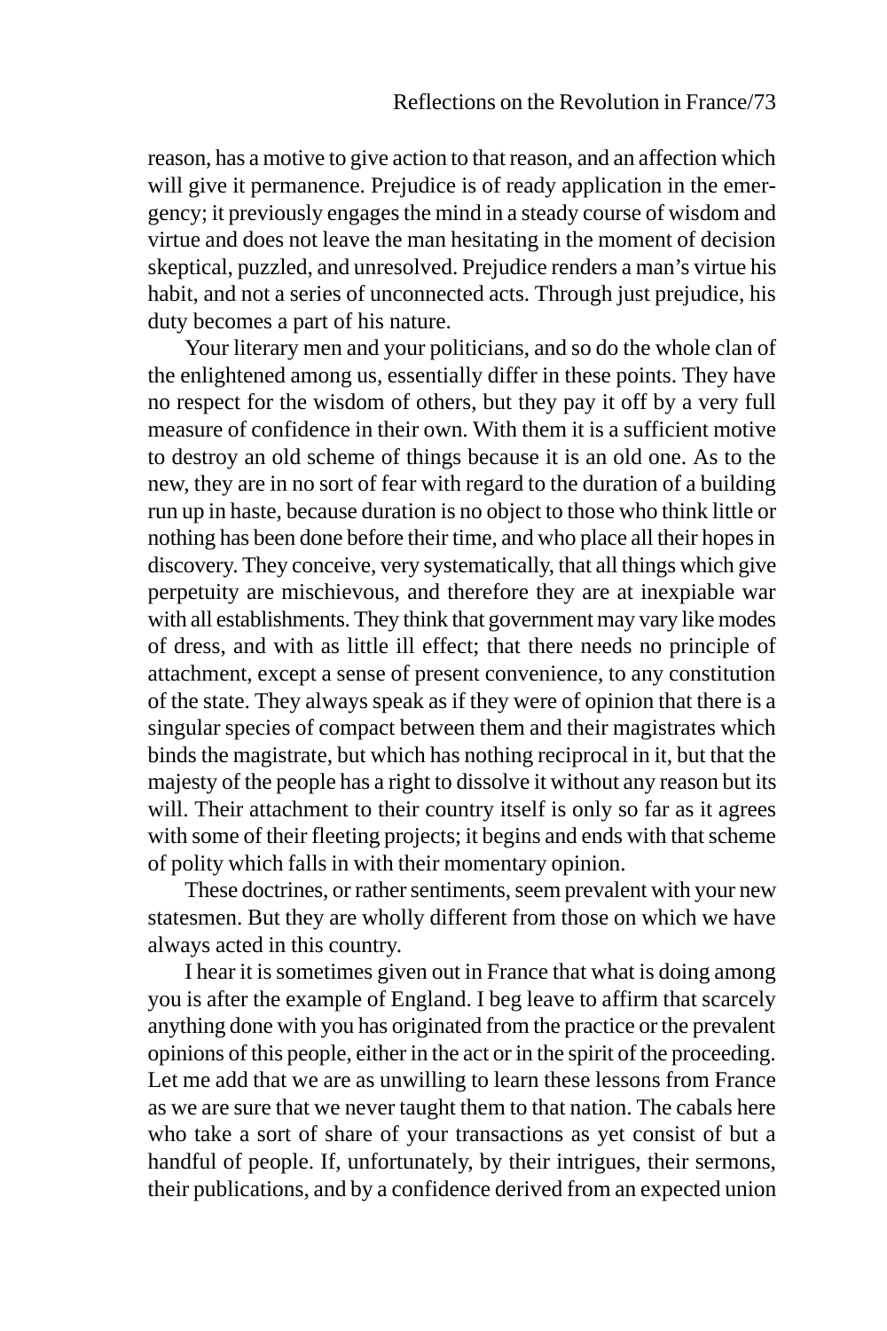reason, has a motive to give action to that reason, and an affection which will give it permanence. Prejudice is of ready application in the emergency; it previously engages the mind in a steady course of wisdom and virtue and does not leave the man hesitating in the moment of decision skeptical, puzzled, and unresolved. Prejudice renders a man's virtue his habit, and not a series of unconnected acts. Through just prejudice, his duty becomes a part of his nature.

Your literary men and your politicians, and so do the whole clan of the enlightened among us, essentially differ in these points. They have no respect for the wisdom of others, but they pay it off by a very full measure of confidence in their own. With them it is a sufficient motive to destroy an old scheme of things because it is an old one. As to the new, they are in no sort of fear with regard to the duration of a building run up in haste, because duration is no object to those who think little or nothing has been done before their time, and who place all their hopes in discovery. They conceive, very systematically, that all things which give perpetuity are mischievous, and therefore they are at inexpiable war with all establishments. They think that government may vary like modes of dress, and with as little ill effect; that there needs no principle of attachment, except a sense of present convenience, to any constitution of the state. They always speak as if they were of opinion that there is a singular species of compact between them and their magistrates which binds the magistrate, but which has nothing reciprocal in it, but that the majesty of the people has a right to dissolve it without any reason but its will. Their attachment to their country itself is only so far as it agrees with some of their fleeting projects; it begins and ends with that scheme of polity which falls in with their momentary opinion.

These doctrines, or rather sentiments, seem prevalent with your new statesmen. But they are wholly different from those on which we have always acted in this country.

I hear it is sometimes given out in France that what is doing among you is after the example of England. I beg leave to affirm that scarcely anything done with you has originated from the practice or the prevalent opinions of this people, either in the act or in the spirit of the proceeding. Let me add that we are as unwilling to learn these lessons from France as we are sure that we never taught them to that nation. The cabals here who take a sort of share of your transactions as yet consist of but a handful of people. If, unfortunately, by their intrigues, their sermons, their publications, and by a confidence derived from an expected union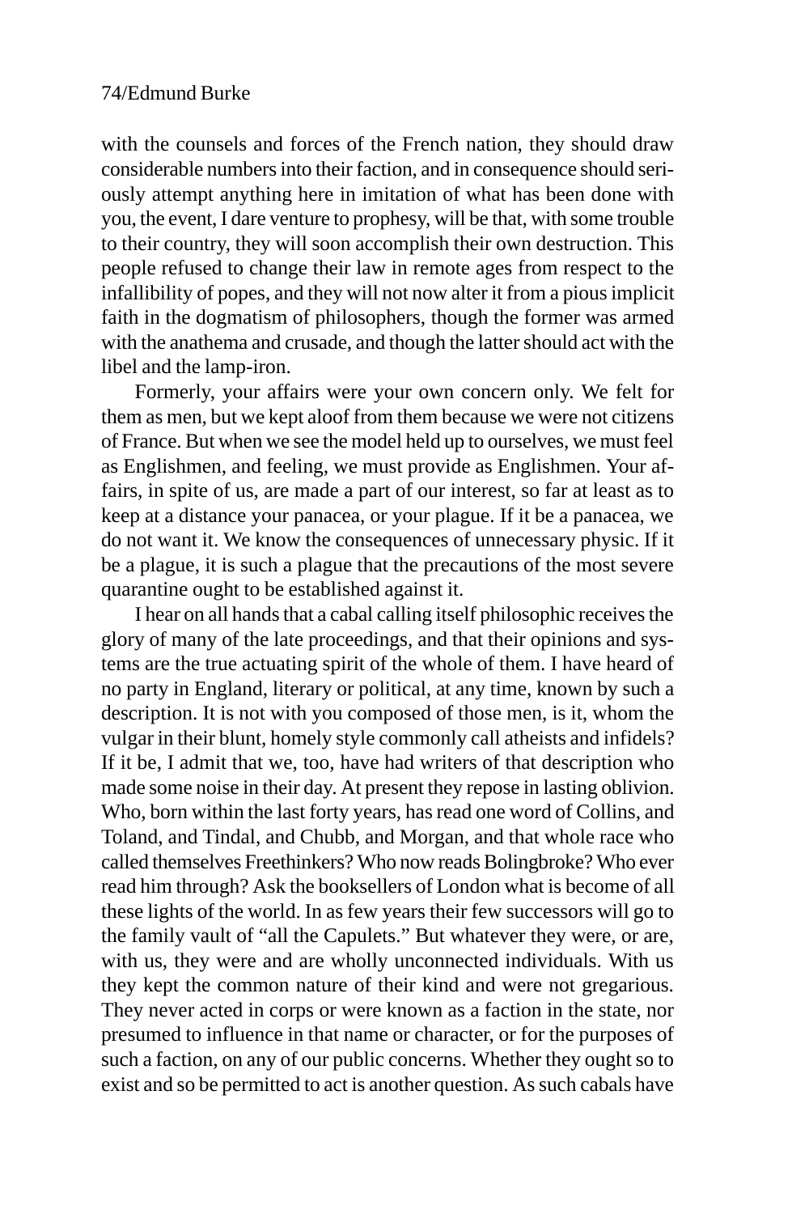with the counsels and forces of the French nation, they should draw considerable numbers into their faction, and in consequence should seriously attempt anything here in imitation of what has been done with you, the event, I dare venture to prophesy, will be that, with some trouble to their country, they will soon accomplish their own destruction. This people refused to change their law in remote ages from respect to the infallibility of popes, and they will not now alter it from a pious implicit faith in the dogmatism of philosophers, though the former was armed with the anathema and crusade, and though the latter should act with the libel and the lamp-iron.

Formerly, your affairs were your own concern only. We felt for them as men, but we kept aloof from them because we were not citizens of France. But when we see the model held up to ourselves, we must feel as Englishmen, and feeling, we must provide as Englishmen. Your affairs, in spite of us, are made a part of our interest, so far at least as to keep at a distance your panacea, or your plague. If it be a panacea, we do not want it. We know the consequences of unnecessary physic. If it be a plague, it is such a plague that the precautions of the most severe quarantine ought to be established against it.

I hear on all hands that a cabal calling itself philosophic receives the glory of many of the late proceedings, and that their opinions and systems are the true actuating spirit of the whole of them. I have heard of no party in England, literary or political, at any time, known by such a description. It is not with you composed of those men, is it, whom the vulgar in their blunt, homely style commonly call atheists and infidels? If it be, I admit that we, too, have had writers of that description who made some noise in their day. At present they repose in lasting oblivion. Who, born within the last forty years, has read one word of Collins, and Toland, and Tindal, and Chubb, and Morgan, and that whole race who called themselves Freethinkers? Who now reads Bolingbroke? Who ever read him through? Ask the booksellers of London what is become of all these lights of the world. In as few years their few successors will go to the family vault of "all the Capulets." But whatever they were, or are, with us, they were and are wholly unconnected individuals. With us they kept the common nature of their kind and were not gregarious. They never acted in corps or were known as a faction in the state, nor presumed to influence in that name or character, or for the purposes of such a faction, on any of our public concerns. Whether they ought so to exist and so be permitted to act is another question. As such cabals have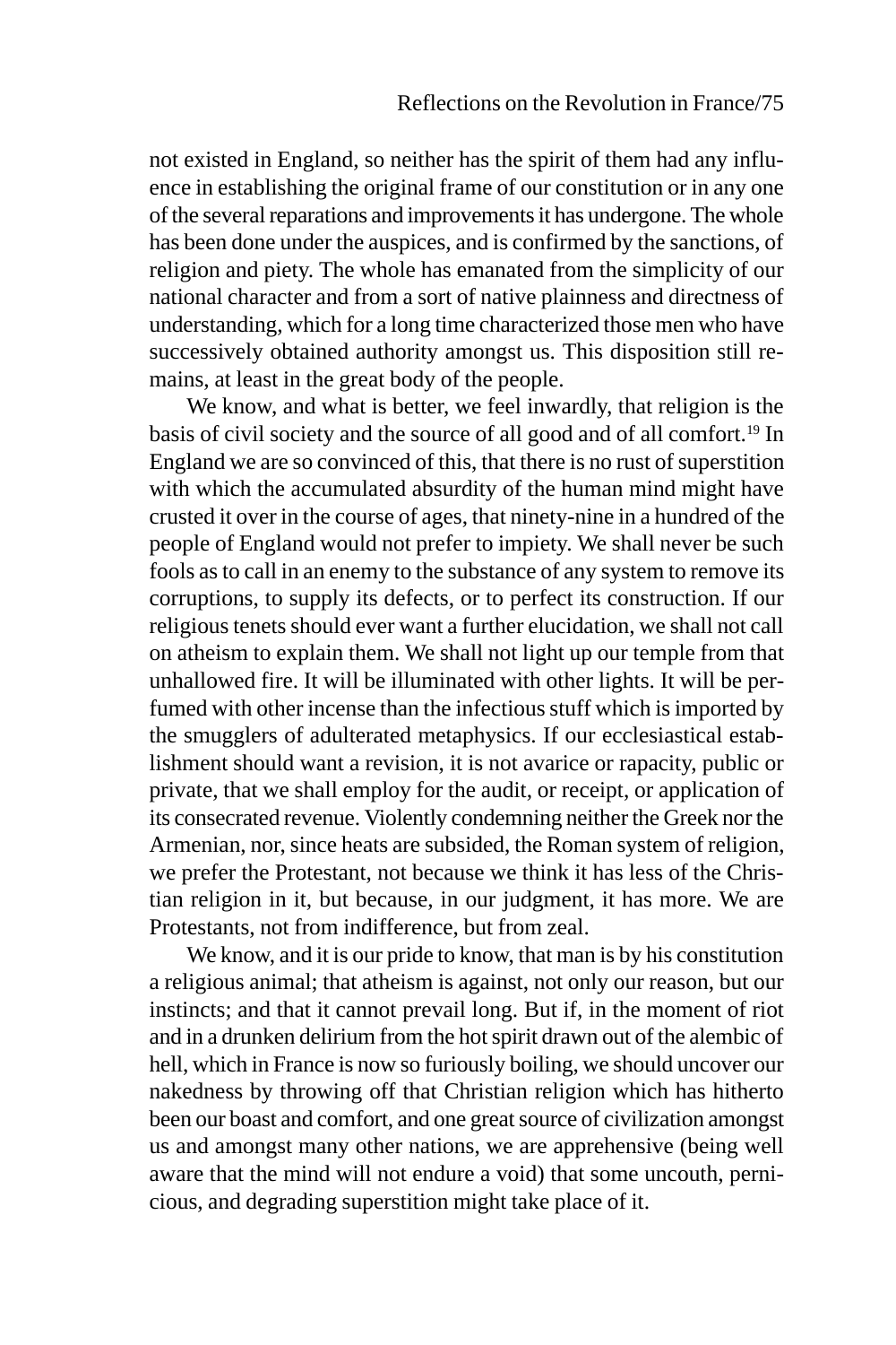not existed in England, so neither has the spirit of them had any influence in establishing the original frame of our constitution or in any one of the several reparations and improvements it has undergone. The whole has been done under the auspices, and is confirmed by the sanctions, of religion and piety. The whole has emanated from the simplicity of our national character and from a sort of native plainness and directness of understanding, which for a long time characterized those men who have successively obtained authority amongst us. This disposition still remains, at least in the great body of the people.

We know, and what is better, we feel inwardly, that religion is the basis of civil society and the source of all good and of all comfort.[19] In England we are so convinced of this, that there is no rust of superstition with which the accumulated absurdity of the human mind might have crusted it over in the course of ages, that ninety-nine in a hundred of the people of England would not prefer to impiety. We shall never be such fools as to call in an enemy to the substance of any system to remove its corruptions, to supply its defects, or to perfect its construction. If our religious tenets should ever want a further elucidation, we shall not call on atheism to explain them. We shall not light up our temple from that unhallowed fire. It will be illuminated with other lights. It will be perfumed with other incense than the infectious stuff which is imported by the smugglers of adulterated metaphysics. If our ecclesiastical establishment should want a revision, it is not avarice or rapacity, public or private, that we shall employ for the audit, or receipt, or application of its consecrated revenue. Violently condemning neither the Greek nor the Armenian, nor, since heats are subsided, the Roman system of religion, we prefer the Protestant, not because we think it has less of the Christian religion in it, but because, in our judgment, it has more. We are Protestants, not from indifference, but from zeal.

We know, and it is our pride to know, that man is by his constitution a religious animal; that atheism is against, not only our reason, but our instincts; and that it cannot prevail long. But if, in the moment of riot and in a drunken delirium from the hot spirit drawn out of the alembic of hell, which in France is now so furiously boiling, we should uncover our nakedness by throwing off that Christian religion which has hitherto been our boast and comfort, and one great source of civilization amongst us and amongst many other nations, we are apprehensive (being well aware that the mind will not endure a void) that some uncouth, pernicious, and degrading superstition might take place of it.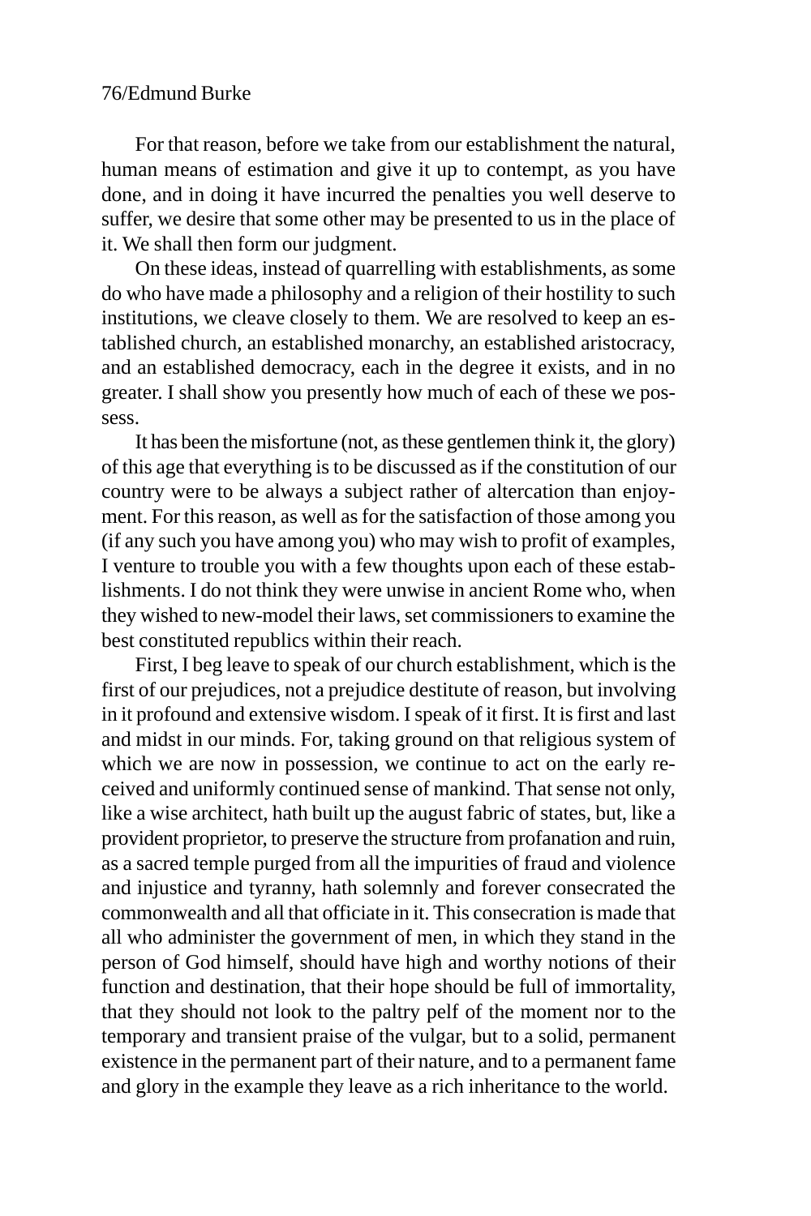For that reason, before we take from our establishment the natural, human means of estimation and give it up to contempt, as you have done, and in doing it have incurred the penalties you well deserve to suffer, we desire that some other may be presented to us in the place of it. We shall then form our judgment.

On these ideas, instead of quarrelling with establishments, as some do who have made a philosophy and a religion of their hostility to such institutions, we cleave closely to them. We are resolved to keep an established church, an established monarchy, an established aristocracy, and an established democracy, each in the degree it exists, and in no greater. I shall show you presently how much of each of these we possess.

It has been the misfortune (not, as these gentlemen think it, the glory) of this age that everything is to be discussed as if the constitution of our country were to be always a subject rather of altercation than enjoyment. For this reason, as well as for the satisfaction of those among you (if any such you have among you) who may wish to profit of examples, I venture to trouble you with a few thoughts upon each of these establishments. I do not think they were unwise in ancient Rome who, when they wished to new-model their laws, set commissioners to examine the best constituted republics within their reach.

First, I beg leave to speak of our church establishment, which is the first of our prejudices, not a prejudice destitute of reason, but involving in it profound and extensive wisdom. I speak of it first. It is first and last and midst in our minds. For, taking ground on that religious system of which we are now in possession, we continue to act on the early received and uniformly continued sense of mankind. That sense not only, like a wise architect, hath built up the august fabric of states, but, like a provident proprietor, to preserve the structure from profanation and ruin, as a sacred temple purged from all the impurities of fraud and violence and injustice and tyranny, hath solemnly and forever consecrated the commonwealth and all that officiate in it. This consecration is made that all who administer the government of men, in which they stand in the person of God himself, should have high and worthy notions of their function and destination, that their hope should be full of immortality, that they should not look to the paltry pelf of the moment nor to the temporary and transient praise of the vulgar, but to a solid, permanent existence in the permanent part of their nature, and to a permanent fame and glory in the example they leave as a rich inheritance to the world.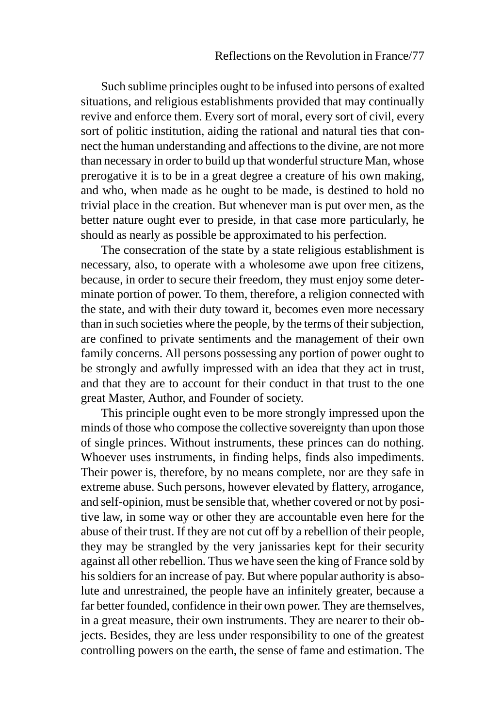Such sublime principles ought to be infused into persons of exalted situations, and religious establishments provided that may continually revive and enforce them. Every sort of moral, every sort of civil, every sort of politic institution, aiding the rational and natural ties that connect the human understanding and affections to the divine, are not more than necessary in order to build up that wonderful structure Man, whose prerogative it is to be in a great degree a creature of his own making, and who, when made as he ought to be made, is destined to hold no trivial place in the creation. But whenever man is put over men, as the better nature ought ever to preside, in that case more particularly, he should as nearly as possible be approximated to his perfection.

The consecration of the state by a state religious establishment is necessary, also, to operate with a wholesome awe upon free citizens, because, in order to secure their freedom, they must enjoy some determinate portion of power. To them, therefore, a religion connected with the state, and with their duty toward it, becomes even more necessary than in such societies where the people, by the terms of their subjection, are confined to private sentiments and the management of their own family concerns. All persons possessing any portion of power ought to be strongly and awfully impressed with an idea that they act in trust, and that they are to account for their conduct in that trust to the one great Master, Author, and Founder of society.

This principle ought even to be more strongly impressed upon the minds of those who compose the collective sovereignty than upon those of single princes. Without instruments, these princes can do nothing. Whoever uses instruments, in finding helps, finds also impediments. Their power is, therefore, by no means complete, nor are they safe in extreme abuse. Such persons, however elevated by flattery, arrogance, and self-opinion, must be sensible that, whether covered or not by positive law, in some way or other they are accountable even here for the abuse of their trust. If they are not cut off by a rebellion of their people, they may be strangled by the very janissaries kept for their security against all other rebellion. Thus we have seen the king of France sold by his soldiers for an increase of pay. But where popular authority is absolute and unrestrained, the people have an infinitely greater, because a far better founded, confidence in their own power. They are themselves, in a great measure, their own instruments. They are nearer to their objects. Besides, they are less under responsibility to one of the greatest controlling powers on the earth, the sense of fame and estimation. The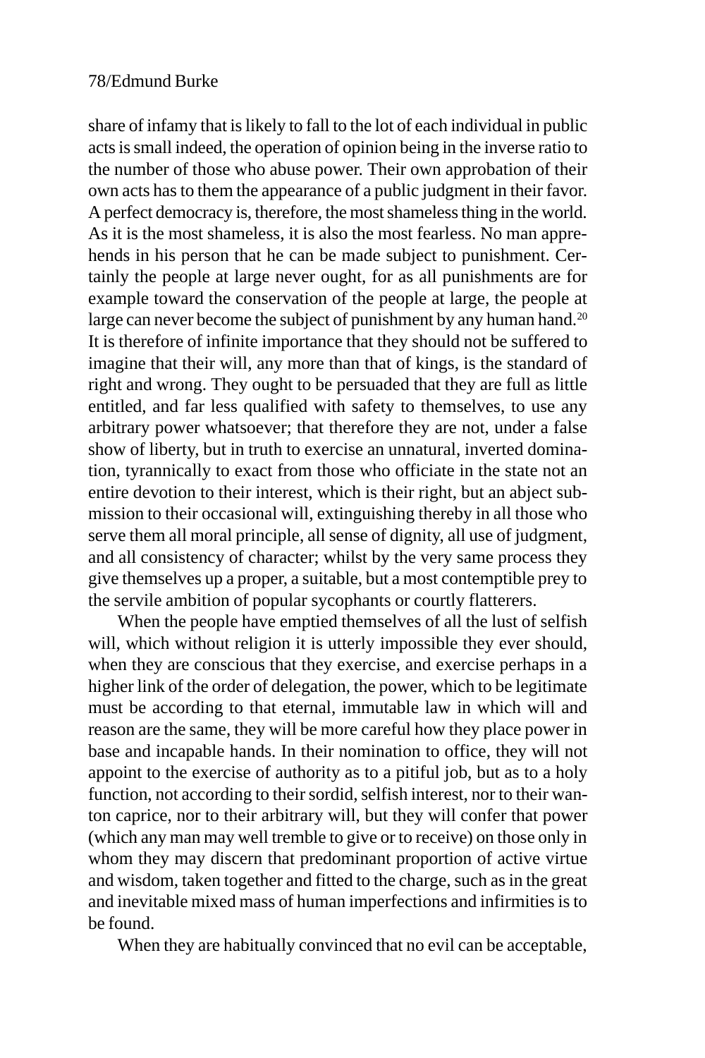share of infamy that is likely to fall to the lot of each individual in public acts is small indeed, the operation of opinion being in the inverse ratio to the number of those who abuse power. Their own approbation of their own acts has to them the appearance of a public judgment in their favor. A perfect democracy is, therefore, the most shameless thing in the world. As it is the most shameless, it is also the most fearless. No man apprehends in his person that he can be made subject to punishment. Certainly the people at large never ought, for as all punishments are for example toward the conservation of the people at large, the people at large can never become the subject of punishment by any human hand.[20] It is therefore of infinite importance that they should not be suffered to imagine that their will, any more than that of kings, is the standard of right and wrong. They ought to be persuaded that they are full as little entitled, and far less qualified with safety to themselves, to use any arbitrary power whatsoever; that therefore they are not, under a false show of liberty, but in truth to exercise an unnatural, inverted domination, tyrannically to exact from those who officiate in the state not an entire devotion to their interest, which is their right, but an abject submission to their occasional will, extinguishing thereby in all those who serve them all moral principle, all sense of dignity, all use of judgment, and all consistency of character; whilst by the very same process they give themselves up a proper, a suitable, but a most contemptible prey to the servile ambition of popular sycophants or courtly flatterers.

When the people have emptied themselves of all the lust of selfish will, which without religion it is utterly impossible they ever should, when they are conscious that they exercise, and exercise perhaps in a higher link of the order of delegation, the power, which to be legitimate must be according to that eternal, immutable law in which will and reason are the same, they will be more careful how they place power in base and incapable hands. In their nomination to office, they will not appoint to the exercise of authority as to a pitiful job, but as to a holy function, not according to their sordid, selfish interest, nor to their wanton caprice, nor to their arbitrary will, but they will confer that power (which any man may well tremble to give or to receive) on those only in whom they may discern that predominant proportion of active virtue and wisdom, taken together and fitted to the charge, such as in the great and inevitable mixed mass of human imperfections and infirmities is to be found.

When they are habitually convinced that no evil can be acceptable,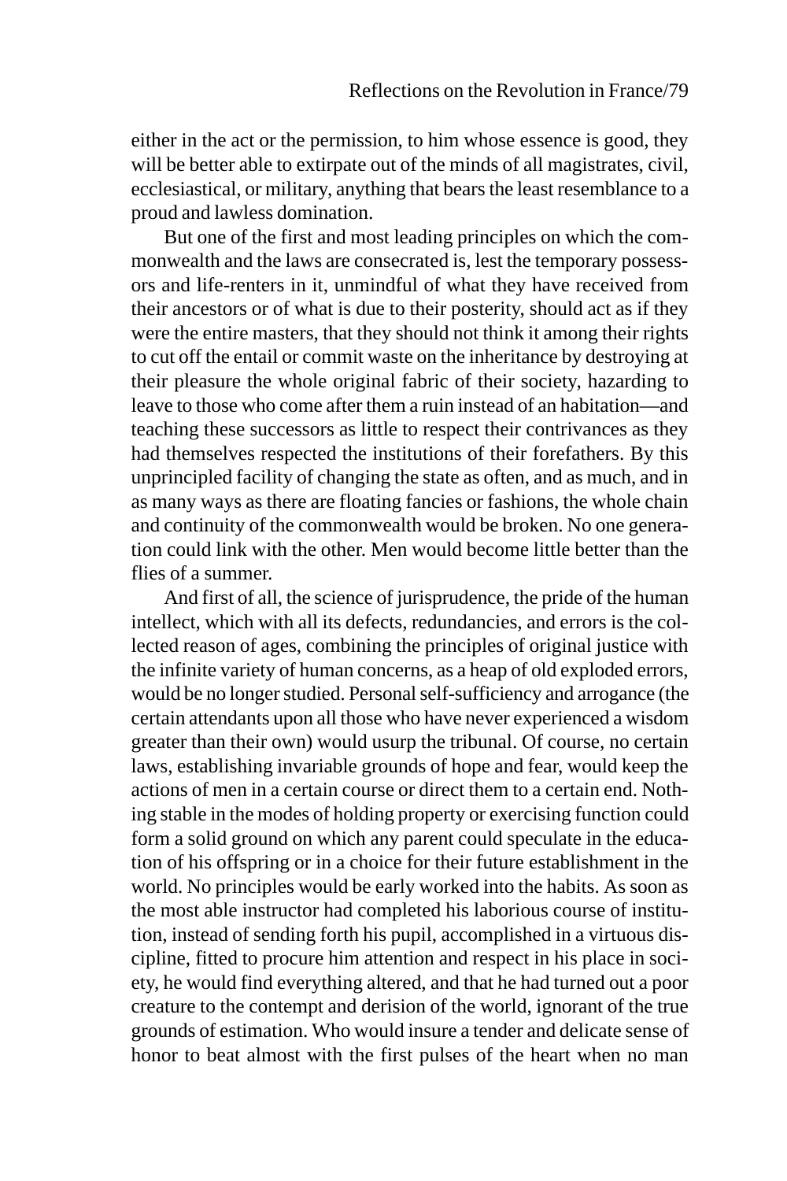either in the act or the permission, to him whose essence is good, they will be better able to extirpate out of the minds of all magistrates, civil, ecclesiastical, or military, anything that bears the least resemblance to a proud and lawless domination.

But one of the first and most leading principles on which the commonwealth and the laws are consecrated is, lest the temporary possessors and life-renters in it, unmindful of what they have received from their ancestors or of what is due to their posterity, should act as if they were the entire masters, that they should not think it among their rights to cut off the entail or commit waste on the inheritance by destroying at their pleasure the whole original fabric of their society, hazarding to leave to those who come after them a ruin instead of an habitation—and teaching these successors as little to respect their contrivances as they had themselves respected the institutions of their forefathers. By this unprincipled facility of changing the state as often, and as much, and in as many ways as there are floating fancies or fashions, the whole chain and continuity of the commonwealth would be broken. No one generation could link with the other. Men would become little better than the flies of a summer.

And first of all, the science of jurisprudence, the pride of the human intellect, which with all its defects, redundancies, and errors is the collected reason of ages, combining the principles of original justice with the infinite variety of human concerns, as a heap of old exploded errors, would be no longer studied. Personal self-sufficiency and arrogance (the certain attendants upon all those who have never experienced a wisdom greater than their own) would usurp the tribunal. Of course, no certain laws, establishing invariable grounds of hope and fear, would keep the actions of men in a certain course or direct them to a certain end. Nothing stable in the modes of holding property or exercising function could form a solid ground on which any parent could speculate in the education of his offspring or in a choice for their future establishment in the world. No principles would be early worked into the habits. As soon as the most able instructor had completed his laborious course of institution, instead of sending forth his pupil, accomplished in a virtuous discipline, fitted to procure him attention and respect in his place in society, he would find everything altered, and that he had turned out a poor creature to the contempt and derision of the world, ignorant of the true grounds of estimation. Who would insure a tender and delicate sense of honor to beat almost with the first pulses of the heart when no man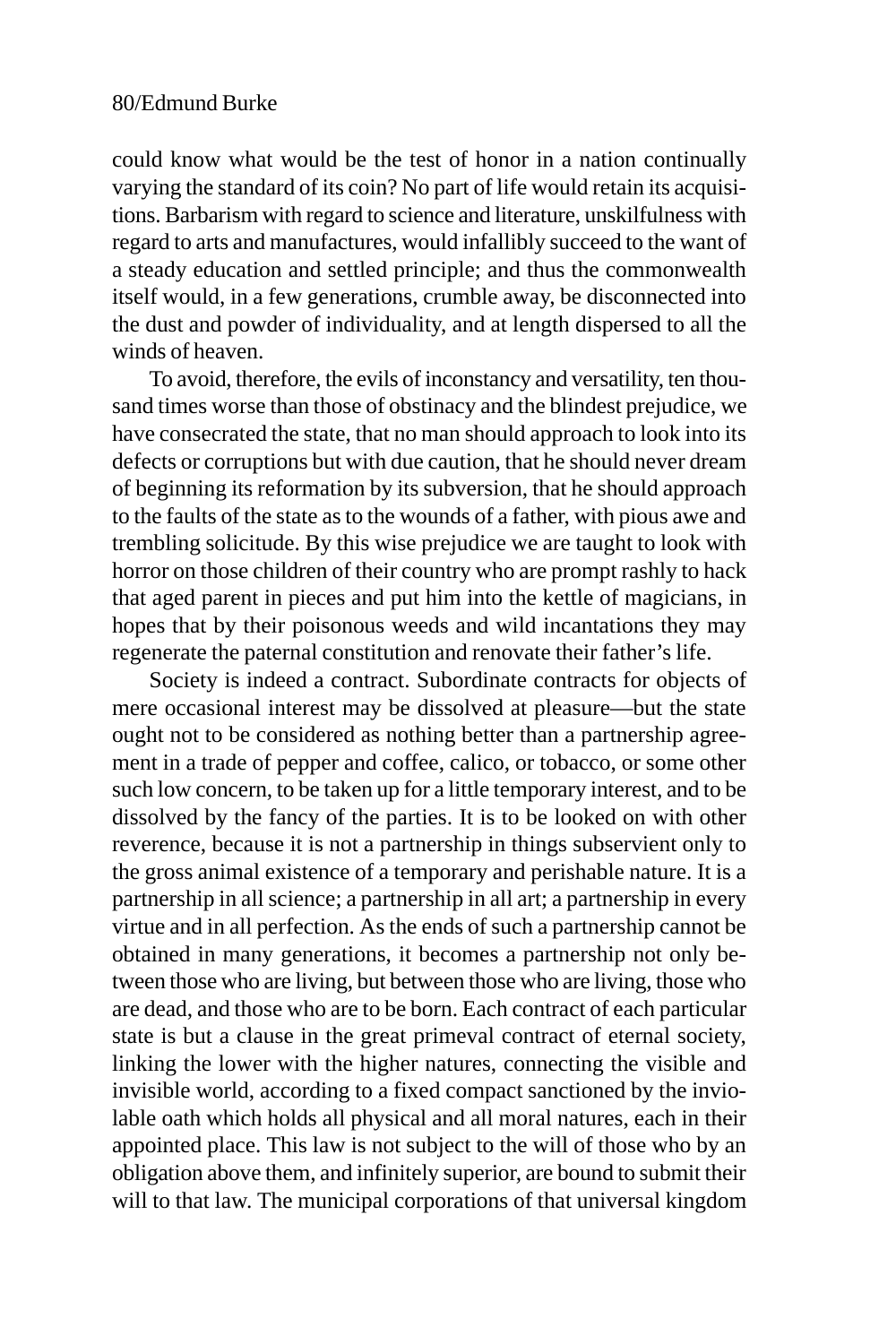could know what would be the test of honor in a nation continually varying the standard of its coin? No part of life would retain its acquisitions. Barbarism with regard to science and literature, unskilfulness with regard to arts and manufactures, would infallibly succeed to the want of a steady education and settled principle; and thus the commonwealth itself would, in a few generations, crumble away, be disconnected into the dust and powder of individuality, and at length dispersed to all the winds of heaven.

To avoid, therefore, the evils of inconstancy and versatility, ten thousand times worse than those of obstinacy and the blindest prejudice, we have consecrated the state, that no man should approach to look into its defects or corruptions but with due caution, that he should never dream of beginning its reformation by its subversion, that he should approach to the faults of the state as to the wounds of a father, with pious awe and trembling solicitude. By this wise prejudice we are taught to look with horror on those children of their country who are prompt rashly to hack that aged parent in pieces and put him into the kettle of magicians, in hopes that by their poisonous weeds and wild incantations they may regenerate the paternal constitution and renovate their father's life.

Society is indeed a contract. Subordinate contracts for objects of mere occasional interest may be dissolved at pleasure—but the state ought not to be considered as nothing better than a partnership agreement in a trade of pepper and coffee, calico, or tobacco, or some other such low concern, to be taken up for a little temporary interest, and to be dissolved by the fancy of the parties. It is to be looked on with other reverence, because it is not a partnership in things subservient only to the gross animal existence of a temporary and perishable nature. It is a partnership in all science; a partnership in all art; a partnership in every virtue and in all perfection. As the ends of such a partnership cannot be obtained in many generations, it becomes a partnership not only between those who are living, but between those who are living, those who are dead, and those who are to be born. Each contract of each particular state is but a clause in the great primeval contract of eternal society, linking the lower with the higher natures, connecting the visible and invisible world, according to a fixed compact sanctioned by the inviolable oath which holds all physical and all moral natures, each in their appointed place. This law is not subject to the will of those who by an obligation above them, and infinitely superior, are bound to submit their will to that law. The municipal corporations of that universal kingdom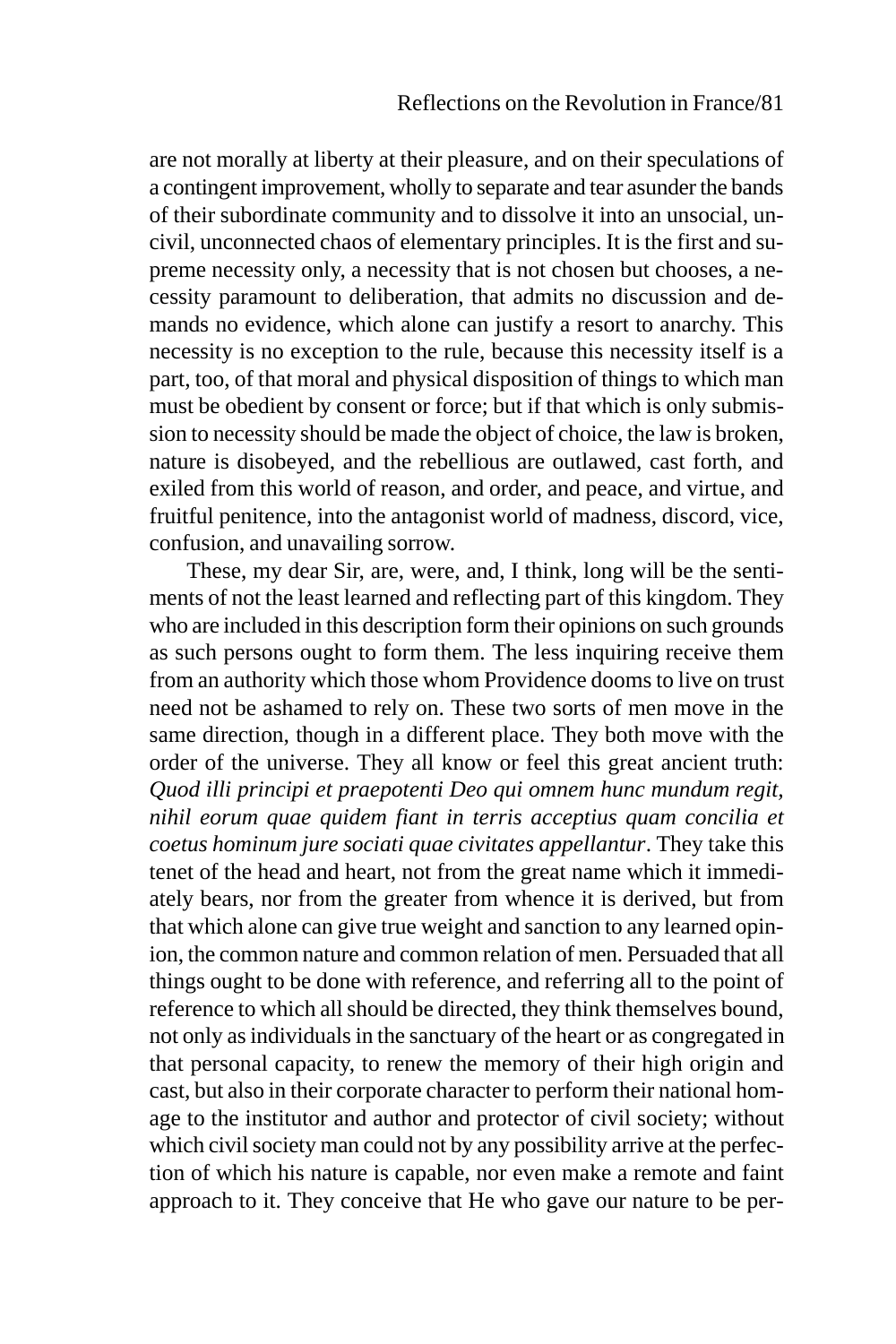are not morally at liberty at their pleasure, and on their speculations of a contingent improvement, wholly to separate and tear asunder the bands of their subordinate community and to dissolve it into an unsocial, uncivil, unconnected chaos of elementary principles. It is the first and supreme necessity only, a necessity that is not chosen but chooses, a necessity paramount to deliberation, that admits no discussion and demands no evidence, which alone can justify a resort to anarchy. This necessity is no exception to the rule, because this necessity itself is a part, too, of that moral and physical disposition of things to which man must be obedient by consent or force; but if that which is only submission to necessity should be made the object of choice, the law is broken, nature is disobeyed, and the rebellious are outlawed, cast forth, and exiled from this world of reason, and order, and peace, and virtue, and fruitful penitence, into the antagonist world of madness, discord, vice, confusion, and unavailing sorrow.

These, my dear Sir, are, were, and, I think, long will be the sentiments of not the least learned and reflecting part of this kingdom. They who are included in this description form their opinions on such grounds as such persons ought to form them. The less inquiring receive them from an authority which those whom Providence dooms to live on trust need not be ashamed to rely on. These two sorts of men move in the same direction, though in a different place. They both move with the order of the universe. They all know or feel this great ancient truth: *Quod illi principi et praepotenti Deo qui omnem hunc mundum regit, nihil eorum quae quidem fiant in terris acceptius quam concilia et coetus hominum jure sociati quae civitates appellantur*. They take this tenet of the head and heart, not from the great name which it immediately bears, nor from the greater from whence it is derived, but from that which alone can give true weight and sanction to any learned opinion, the common nature and common relation of men. Persuaded that all things ought to be done with reference, and referring all to the point of reference to which all should be directed, they think themselves bound, not only as individuals in the sanctuary of the heart or as congregated in that personal capacity, to renew the memory of their high origin and cast, but also in their corporate character to perform their national homage to the institutor and author and protector of civil society; without which civil society man could not by any possibility arrive at the perfection of which his nature is capable, nor even make a remote and faint approach to it. They conceive that He who gave our nature to be per-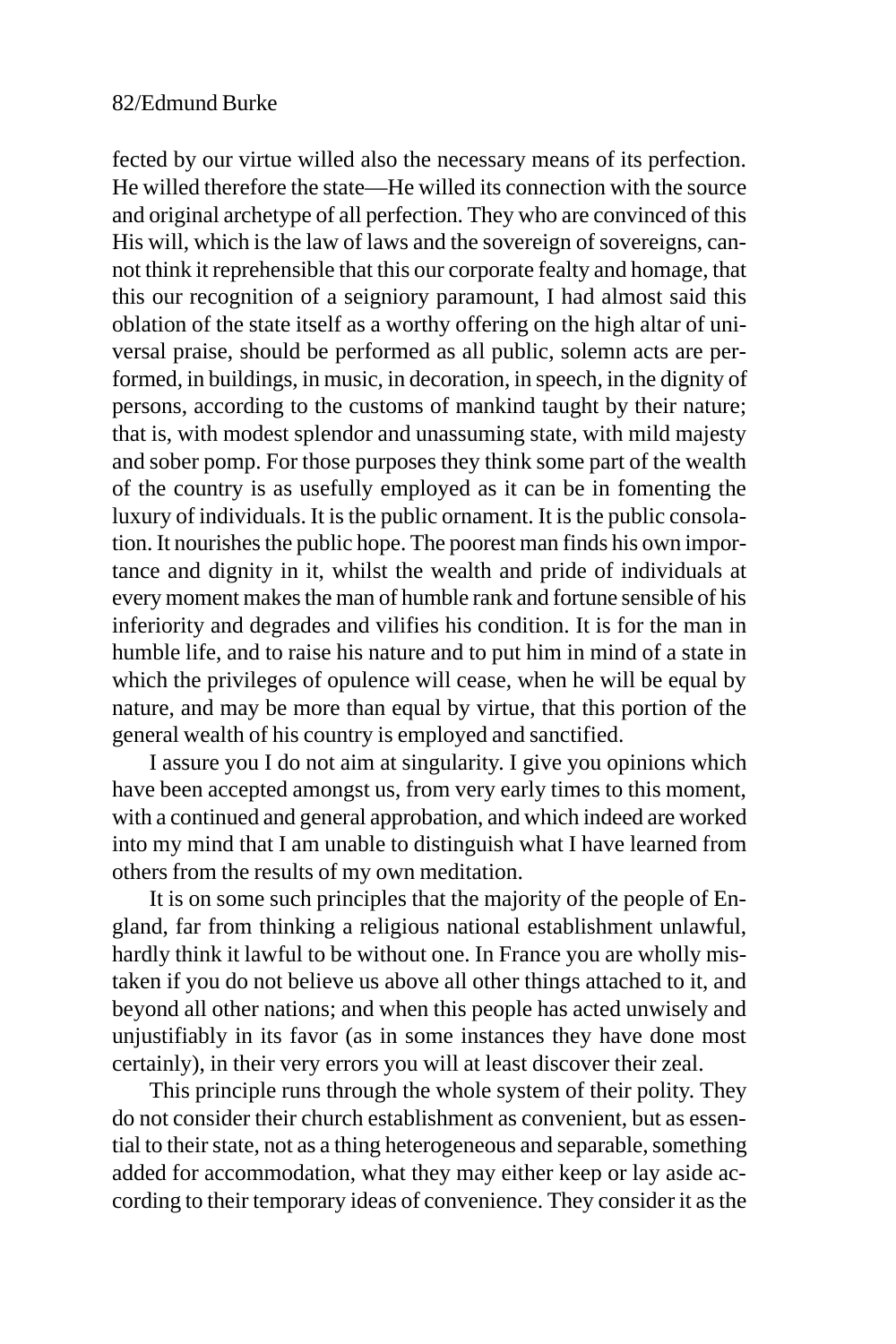fected by our virtue willed also the necessary means of its perfection. He willed therefore the state—He willed its connection with the source and original archetype of all perfection. They who are convinced of this His will, which is the law of laws and the sovereign of sovereigns, cannot think it reprehensible that this our corporate fealty and homage, that this our recognition of a seigniory paramount, I had almost said this oblation of the state itself as a worthy offering on the high altar of universal praise, should be performed as all public, solemn acts are performed, in buildings, in music, in decoration, in speech, in the dignity of persons, according to the customs of mankind taught by their nature; that is, with modest splendor and unassuming state, with mild majesty and sober pomp. For those purposes they think some part of the wealth of the country is as usefully employed as it can be in fomenting the luxury of individuals. It is the public ornament. It is the public consolation. It nourishes the public hope. The poorest man finds his own importance and dignity in it, whilst the wealth and pride of individuals at every moment makes the man of humble rank and fortune sensible of his inferiority and degrades and vilifies his condition. It is for the man in humble life, and to raise his nature and to put him in mind of a state in which the privileges of opulence will cease, when he will be equal by nature, and may be more than equal by virtue, that this portion of the general wealth of his country is employed and sanctified.

I assure you I do not aim at singularity. I give you opinions which have been accepted amongst us, from very early times to this moment, with a continued and general approbation, and which indeed are worked into my mind that I am unable to distinguish what I have learned from others from the results of my own meditation.

It is on some such principles that the majority of the people of England, far from thinking a religious national establishment unlawful, hardly think it lawful to be without one. In France you are wholly mistaken if you do not believe us above all other things attached to it, and beyond all other nations; and when this people has acted unwisely and unjustifiably in its favor (as in some instances they have done most certainly), in their very errors you will at least discover their zeal.

This principle runs through the whole system of their polity. They do not consider their church establishment as convenient, but as essential to their state, not as a thing heterogeneous and separable, something added for accommodation, what they may either keep or lay aside according to their temporary ideas of convenience. They consider it as the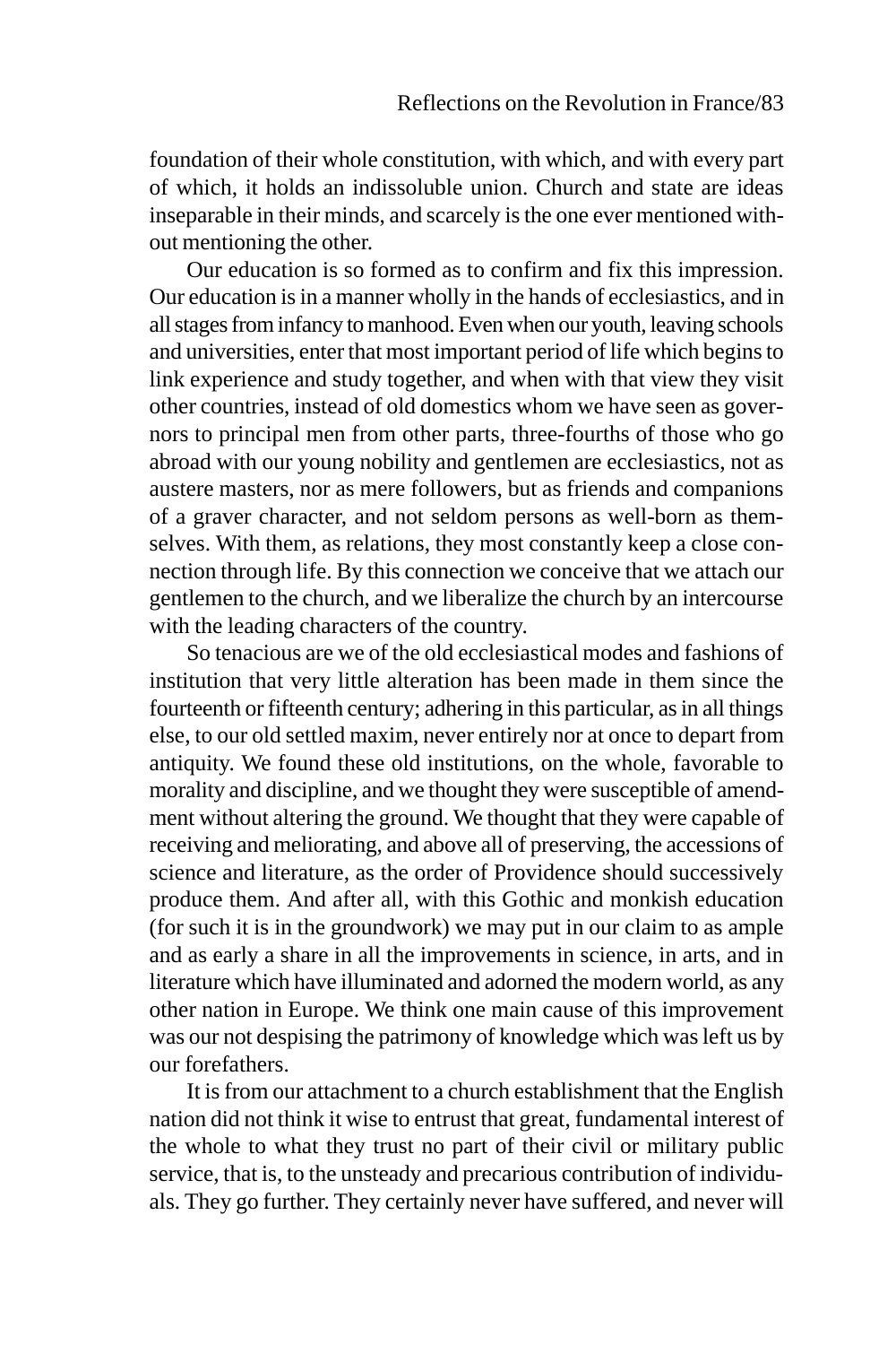foundation of their whole constitution, with which, and with every part of which, it holds an indissoluble union. Church and state are ideas inseparable in their minds, and scarcely is the one ever mentioned without mentioning the other.

Our education is so formed as to confirm and fix this impression. Our education is in a manner wholly in the hands of ecclesiastics, and in all stages from infancy to manhood. Even when our youth, leaving schools and universities, enter that most important period of life which begins to link experience and study together, and when with that view they visit other countries, instead of old domestics whom we have seen as governors to principal men from other parts, three-fourths of those who go abroad with our young nobility and gentlemen are ecclesiastics, not as austere masters, nor as mere followers, but as friends and companions of a graver character, and not seldom persons as well-born as themselves. With them, as relations, they most constantly keep a close connection through life. By this connection we conceive that we attach our gentlemen to the church, and we liberalize the church by an intercourse with the leading characters of the country.

So tenacious are we of the old ecclesiastical modes and fashions of institution that very little alteration has been made in them since the fourteenth or fifteenth century; adhering in this particular, as in all things else, to our old settled maxim, never entirely nor at once to depart from antiquity. We found these old institutions, on the whole, favorable to morality and discipline, and we thought they were susceptible of amendment without altering the ground. We thought that they were capable of receiving and meliorating, and above all of preserving, the accessions of science and literature, as the order of Providence should successively produce them. And after all, with this Gothic and monkish education (for such it is in the groundwork) we may put in our claim to as ample and as early a share in all the improvements in science, in arts, and in literature which have illuminated and adorned the modern world, as any other nation in Europe. We think one main cause of this improvement was our not despising the patrimony of knowledge which was left us by our forefathers.

It is from our attachment to a church establishment that the English nation did not think it wise to entrust that great, fundamental interest of the whole to what they trust no part of their civil or military public service, that is, to the unsteady and precarious contribution of individuals. They go further. They certainly never have suffered, and never will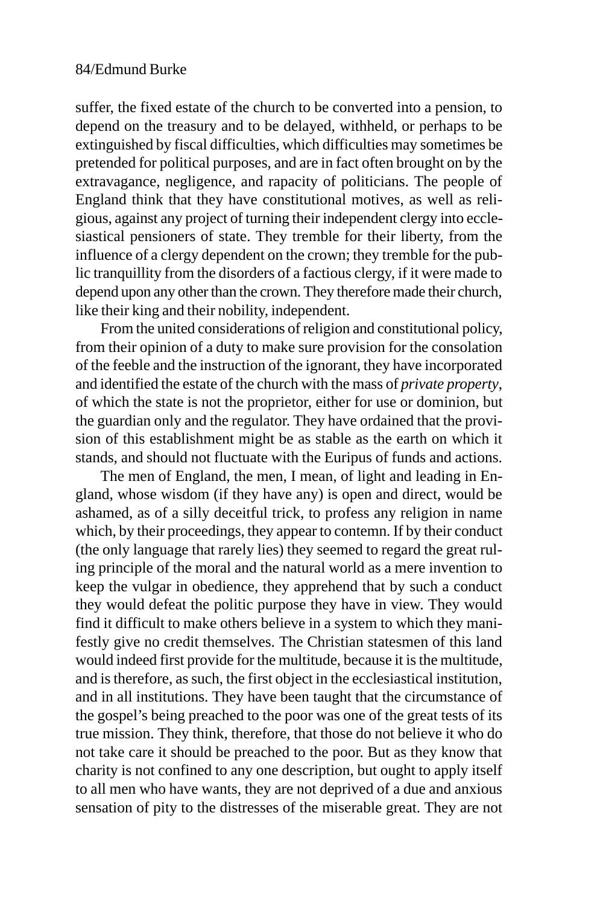suffer, the fixed estate of the church to be converted into a pension, to depend on the treasury and to be delayed, withheld, or perhaps to be extinguished by fiscal difficulties, which difficulties may sometimes be pretended for political purposes, and are in fact often brought on by the extravagance, negligence, and rapacity of politicians. The people of England think that they have constitutional motives, as well as religious, against any project of turning their independent clergy into ecclesiastical pensioners of state. They tremble for their liberty, from the influence of a clergy dependent on the crown; they tremble for the public tranquillity from the disorders of a factious clergy, if it were made to depend upon any other than the crown. They therefore made their church, like their king and their nobility, independent.

From the united considerations of religion and constitutional policy, from their opinion of a duty to make sure provision for the consolation of the feeble and the instruction of the ignorant, they have incorporated and identified the estate of the church with the mass of *private property*, of which the state is not the proprietor, either for use or dominion, but the guardian only and the regulator. They have ordained that the provision of this establishment might be as stable as the earth on which it stands, and should not fluctuate with the Euripus of funds and actions.

The men of England, the men, I mean, of light and leading in England, whose wisdom (if they have any) is open and direct, would be ashamed, as of a silly deceitful trick, to profess any religion in name which, by their proceedings, they appear to contemn. If by their conduct (the only language that rarely lies) they seemed to regard the great ruling principle of the moral and the natural world as a mere invention to keep the vulgar in obedience, they apprehend that by such a conduct they would defeat the politic purpose they have in view. They would find it difficult to make others believe in a system to which they manifestly give no credit themselves. The Christian statesmen of this land would indeed first provide for the multitude, because it is the multitude, and is therefore, as such, the first object in the ecclesiastical institution, and in all institutions. They have been taught that the circumstance of the gospel's being preached to the poor was one of the great tests of its true mission. They think, therefore, that those do not believe it who do not take care it should be preached to the poor. But as they know that charity is not confined to any one description, but ought to apply itself to all men who have wants, they are not deprived of a due and anxious sensation of pity to the distresses of the miserable great. They are not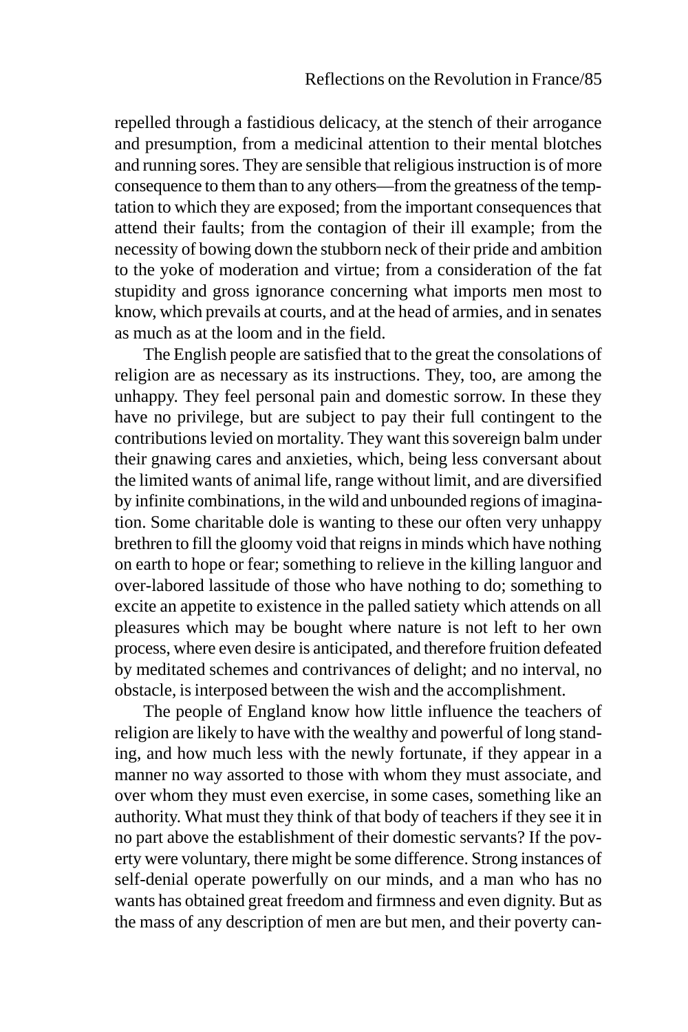repelled through a fastidious delicacy, at the stench of their arrogance and presumption, from a medicinal attention to their mental blotches and running sores. They are sensible that religious instruction is of more consequence to them than to any others—from the greatness of the temptation to which they are exposed; from the important consequences that attend their faults; from the contagion of their ill example; from the necessity of bowing down the stubborn neck of their pride and ambition to the yoke of moderation and virtue; from a consideration of the fat stupidity and gross ignorance concerning what imports men most to know, which prevails at courts, and at the head of armies, and in senates as much as at the loom and in the field.

The English people are satisfied that to the great the consolations of religion are as necessary as its instructions. They, too, are among the unhappy. They feel personal pain and domestic sorrow. In these they have no privilege, but are subject to pay their full contingent to the contributions levied on mortality. They want this sovereign balm under their gnawing cares and anxieties, which, being less conversant about the limited wants of animal life, range without limit, and are diversified by infinite combinations, in the wild and unbounded regions of imagination. Some charitable dole is wanting to these our often very unhappy brethren to fill the gloomy void that reigns in minds which have nothing on earth to hope or fear; something to relieve in the killing languor and over-labored lassitude of those who have nothing to do; something to excite an appetite to existence in the palled satiety which attends on all pleasures which may be bought where nature is not left to her own process, where even desire is anticipated, and therefore fruition defeated by meditated schemes and contrivances of delight; and no interval, no obstacle, is interposed between the wish and the accomplishment.

The people of England know how little influence the teachers of religion are likely to have with the wealthy and powerful of long standing, and how much less with the newly fortunate, if they appear in a manner no way assorted to those with whom they must associate, and over whom they must even exercise, in some cases, something like an authority. What must they think of that body of teachers if they see it in no part above the establishment of their domestic servants? If the poverty were voluntary, there might be some difference. Strong instances of self-denial operate powerfully on our minds, and a man who has no wants has obtained great freedom and firmness and even dignity. But as the mass of any description of men are but men, and their poverty can-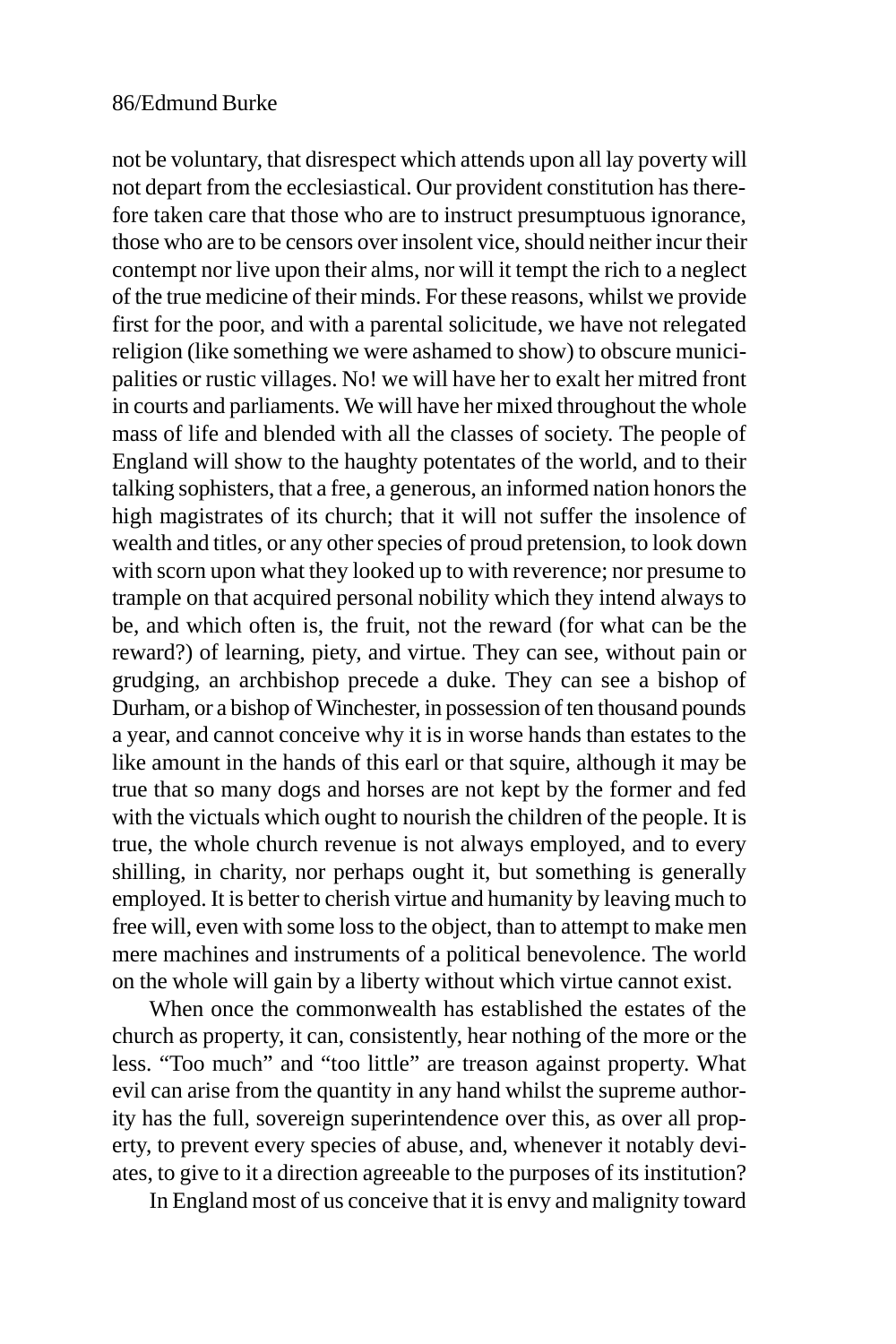not be voluntary, that disrespect which attends upon all lay poverty will not depart from the ecclesiastical. Our provident constitution has therefore taken care that those who are to instruct presumptuous ignorance, those who are to be censors over insolent vice, should neither incur their contempt nor live upon their alms, nor will it tempt the rich to a neglect of the true medicine of their minds. For these reasons, whilst we provide first for the poor, and with a parental solicitude, we have not relegated religion (like something we were ashamed to show) to obscure municipalities or rustic villages. No! we will have her to exalt her mitred front in courts and parliaments. We will have her mixed throughout the whole mass of life and blended with all the classes of society. The people of England will show to the haughty potentates of the world, and to their talking sophisters, that a free, a generous, an informed nation honors the high magistrates of its church; that it will not suffer the insolence of wealth and titles, or any other species of proud pretension, to look down with scorn upon what they looked up to with reverence; nor presume to trample on that acquired personal nobility which they intend always to be, and which often is, the fruit, not the reward (for what can be the reward?) of learning, piety, and virtue. They can see, without pain or grudging, an archbishop precede a duke. They can see a bishop of Durham, or a bishop of Winchester, in possession of ten thousand pounds a year, and cannot conceive why it is in worse hands than estates to the like amount in the hands of this earl or that squire, although it may be true that so many dogs and horses are not kept by the former and fed with the victuals which ought to nourish the children of the people. It is true, the whole church revenue is not always employed, and to every shilling, in charity, nor perhaps ought it, but something is generally employed. It is better to cherish virtue and humanity by leaving much to free will, even with some loss to the object, than to attempt to make men mere machines and instruments of a political benevolence. The world on the whole will gain by a liberty without which virtue cannot exist.

When once the commonwealth has established the estates of the church as property, it can, consistently, hear nothing of the more or the less. "Too much" and "too little" are treason against property. What evil can arise from the quantity in any hand whilst the supreme authority has the full, sovereign superintendence over this, as over all property, to prevent every species of abuse, and, whenever it notably deviates, to give to it a direction agreeable to the purposes of its institution?

In England most of us conceive that it is envy and malignity toward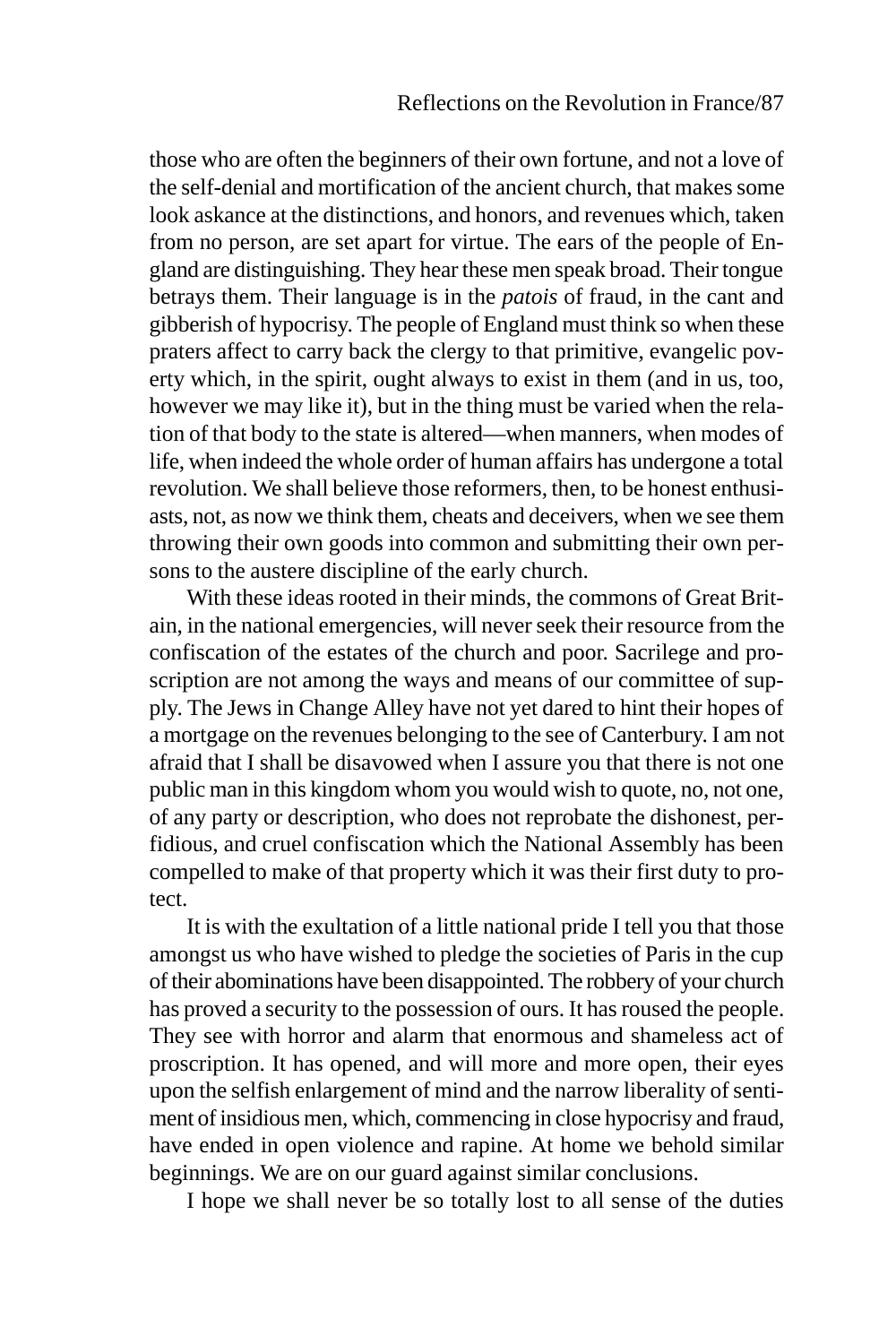those who are often the beginners of their own fortune, and not a love of the self-denial and mortification of the ancient church, that makes some look askance at the distinctions, and honors, and revenues which, taken from no person, are set apart for virtue. The ears of the people of England are distinguishing. They hear these men speak broad. Their tongue betrays them. Their language is in the *patois* of fraud, in the cant and gibberish of hypocrisy. The people of England must think so when these praters affect to carry back the clergy to that primitive, evangelic poverty which, in the spirit, ought always to exist in them (and in us, too, however we may like it), but in the thing must be varied when the relation of that body to the state is altered—when manners, when modes of life, when indeed the whole order of human affairs has undergone a total revolution. We shall believe those reformers, then, to be honest enthusiasts, not, as now we think them, cheats and deceivers, when we see them throwing their own goods into common and submitting their own persons to the austere discipline of the early church.

With these ideas rooted in their minds, the commons of Great Britain, in the national emergencies, will never seek their resource from the confiscation of the estates of the church and poor. Sacrilege and proscription are not among the ways and means of our committee of supply. The Jews in Change Alley have not yet dared to hint their hopes of a mortgage on the revenues belonging to the see of Canterbury. I am not afraid that I shall be disavowed when I assure you that there is not one public man in this kingdom whom you would wish to quote, no, not one, of any party or description, who does not reprobate the dishonest, perfidious, and cruel confiscation which the National Assembly has been compelled to make of that property which it was their first duty to protect.

It is with the exultation of a little national pride I tell you that those amongst us who have wished to pledge the societies of Paris in the cup of their abominations have been disappointed. The robbery of your church has proved a security to the possession of ours. It has roused the people. They see with horror and alarm that enormous and shameless act of proscription. It has opened, and will more and more open, their eyes upon the selfish enlargement of mind and the narrow liberality of sentiment of insidious men, which, commencing in close hypocrisy and fraud, have ended in open violence and rapine. At home we behold similar beginnings. We are on our guard against similar conclusions.

I hope we shall never be so totally lost to all sense of the duties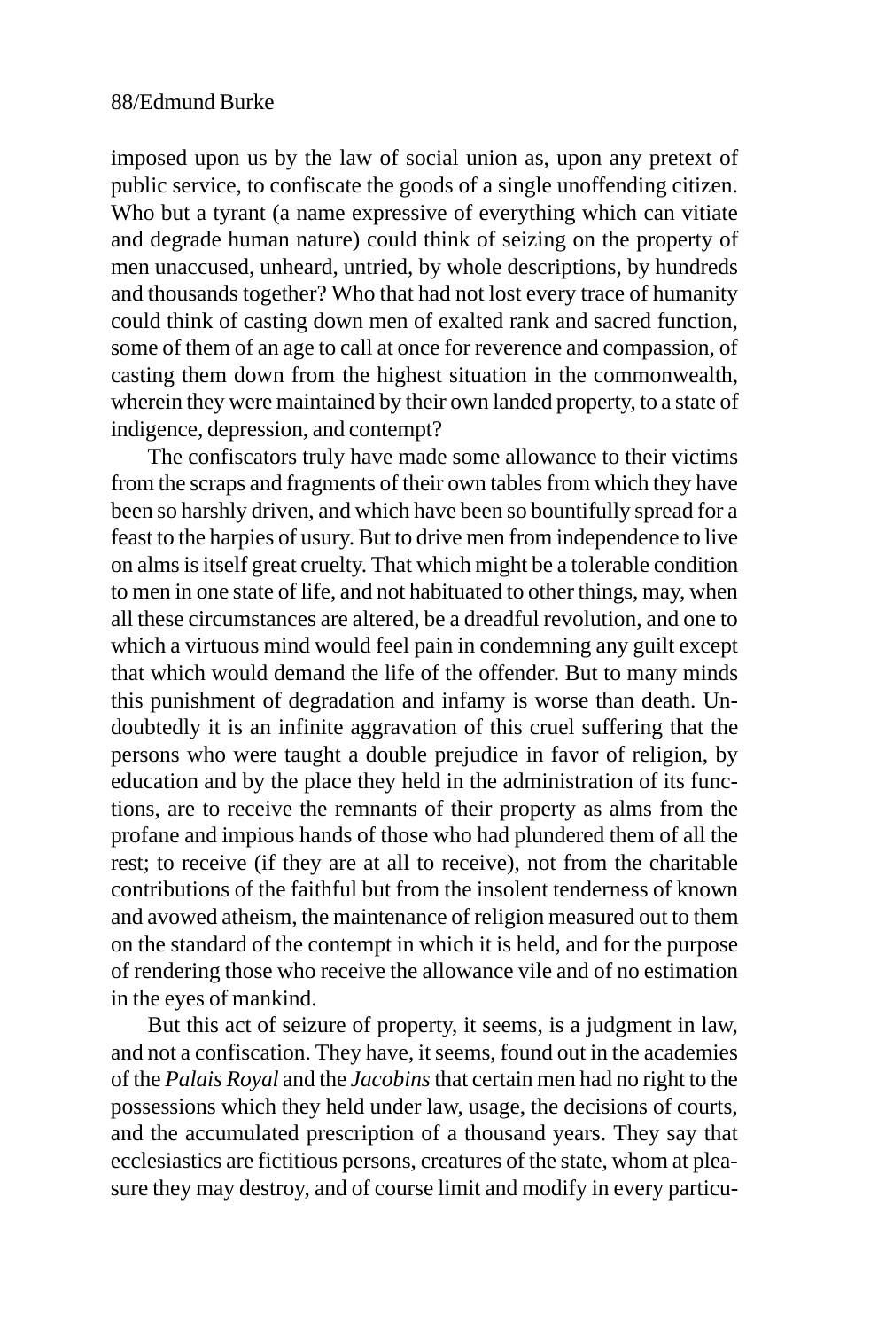imposed upon us by the law of social union as, upon any pretext of public service, to confiscate the goods of a single unoffending citizen. Who but a tyrant (a name expressive of everything which can vitiate and degrade human nature) could think of seizing on the property of men unaccused, unheard, untried, by whole descriptions, by hundreds and thousands together? Who that had not lost every trace of humanity could think of casting down men of exalted rank and sacred function, some of them of an age to call at once for reverence and compassion, of casting them down from the highest situation in the commonwealth, wherein they were maintained by their own landed property, to a state of indigence, depression, and contempt?

The confiscators truly have made some allowance to their victims from the scraps and fragments of their own tables from which they have been so harshly driven, and which have been so bountifully spread for a feast to the harpies of usury. But to drive men from independence to live on alms is itself great cruelty. That which might be a tolerable condition to men in one state of life, and not habituated to other things, may, when all these circumstances are altered, be a dreadful revolution, and one to which a virtuous mind would feel pain in condemning any guilt except that which would demand the life of the offender. But to many minds this punishment of degradation and infamy is worse than death. Undoubtedly it is an infinite aggravation of this cruel suffering that the persons who were taught a double prejudice in favor of religion, by education and by the place they held in the administration of its functions, are to receive the remnants of their property as alms from the profane and impious hands of those who had plundered them of all the rest; to receive (if they are at all to receive), not from the charitable contributions of the faithful but from the insolent tenderness of known and avowed atheism, the maintenance of religion measured out to them on the standard of the contempt in which it is held, and for the purpose of rendering those who receive the allowance vile and of no estimation in the eyes of mankind.

But this act of seizure of property, it seems, is a judgment in law, and not a confiscation. They have, it seems, found out in the academies of the *Palais Royal* and the *Jacobins* that certain men had no right to the possessions which they held under law, usage, the decisions of courts, and the accumulated prescription of a thousand years. They say that ecclesiastics are fictitious persons, creatures of the state, whom at pleasure they may destroy, and of course limit and modify in every particu-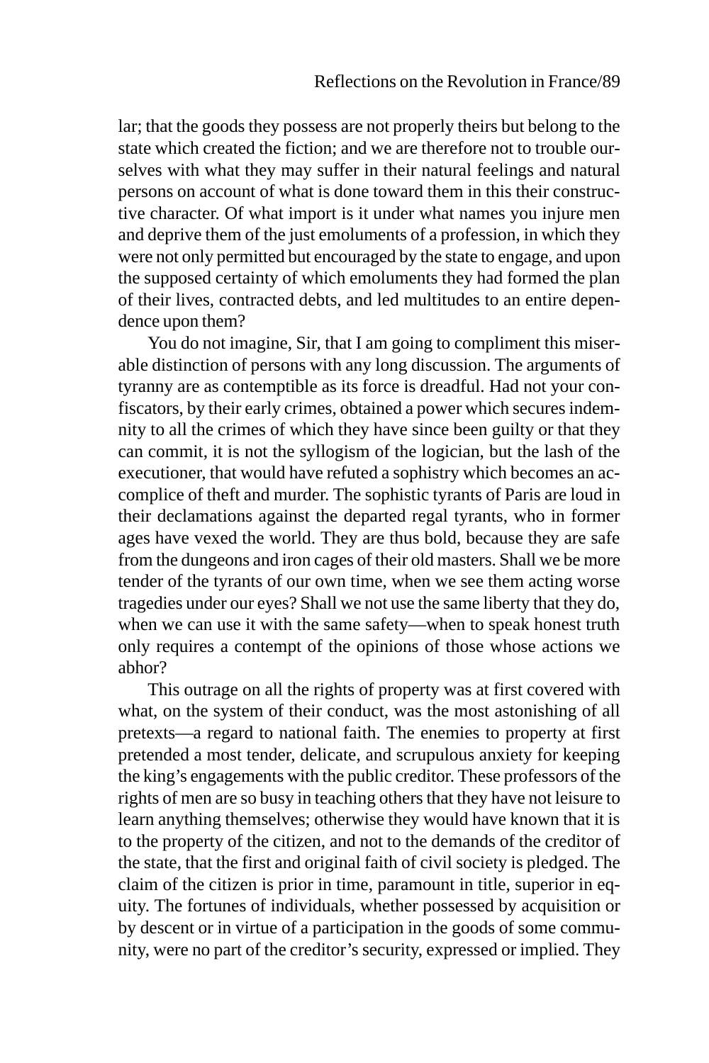lar; that the goods they possess are not properly theirs but belong to the state which created the fiction; and we are therefore not to trouble ourselves with what they may suffer in their natural feelings and natural persons on account of what is done toward them in this their constructive character. Of what import is it under what names you injure men and deprive them of the just emoluments of a profession, in which they were not only permitted but encouraged by the state to engage, and upon the supposed certainty of which emoluments they had formed the plan of their lives, contracted debts, and led multitudes to an entire dependence upon them?

You do not imagine, Sir, that I am going to compliment this miserable distinction of persons with any long discussion. The arguments of tyranny are as contemptible as its force is dreadful. Had not your confiscators, by their early crimes, obtained a power which secures indemnity to all the crimes of which they have since been guilty or that they can commit, it is not the syllogism of the logician, but the lash of the executioner, that would have refuted a sophistry which becomes an accomplice of theft and murder. The sophistic tyrants of Paris are loud in their declamations against the departed regal tyrants, who in former ages have vexed the world. They are thus bold, because they are safe from the dungeons and iron cages of their old masters. Shall we be more tender of the tyrants of our own time, when we see them acting worse tragedies under our eyes? Shall we not use the same liberty that they do, when we can use it with the same safety—when to speak honest truth only requires a contempt of the opinions of those whose actions we abhor?

This outrage on all the rights of property was at first covered with what, on the system of their conduct, was the most astonishing of all pretexts—a regard to national faith. The enemies to property at first pretended a most tender, delicate, and scrupulous anxiety for keeping the king's engagements with the public creditor. These professors of the rights of men are so busy in teaching others that they have not leisure to learn anything themselves; otherwise they would have known that it is to the property of the citizen, and not to the demands of the creditor of the state, that the first and original faith of civil society is pledged. The claim of the citizen is prior in time, paramount in title, superior in equity. The fortunes of individuals, whether possessed by acquisition or by descent or in virtue of a participation in the goods of some community, were no part of the creditor's security, expressed or implied. They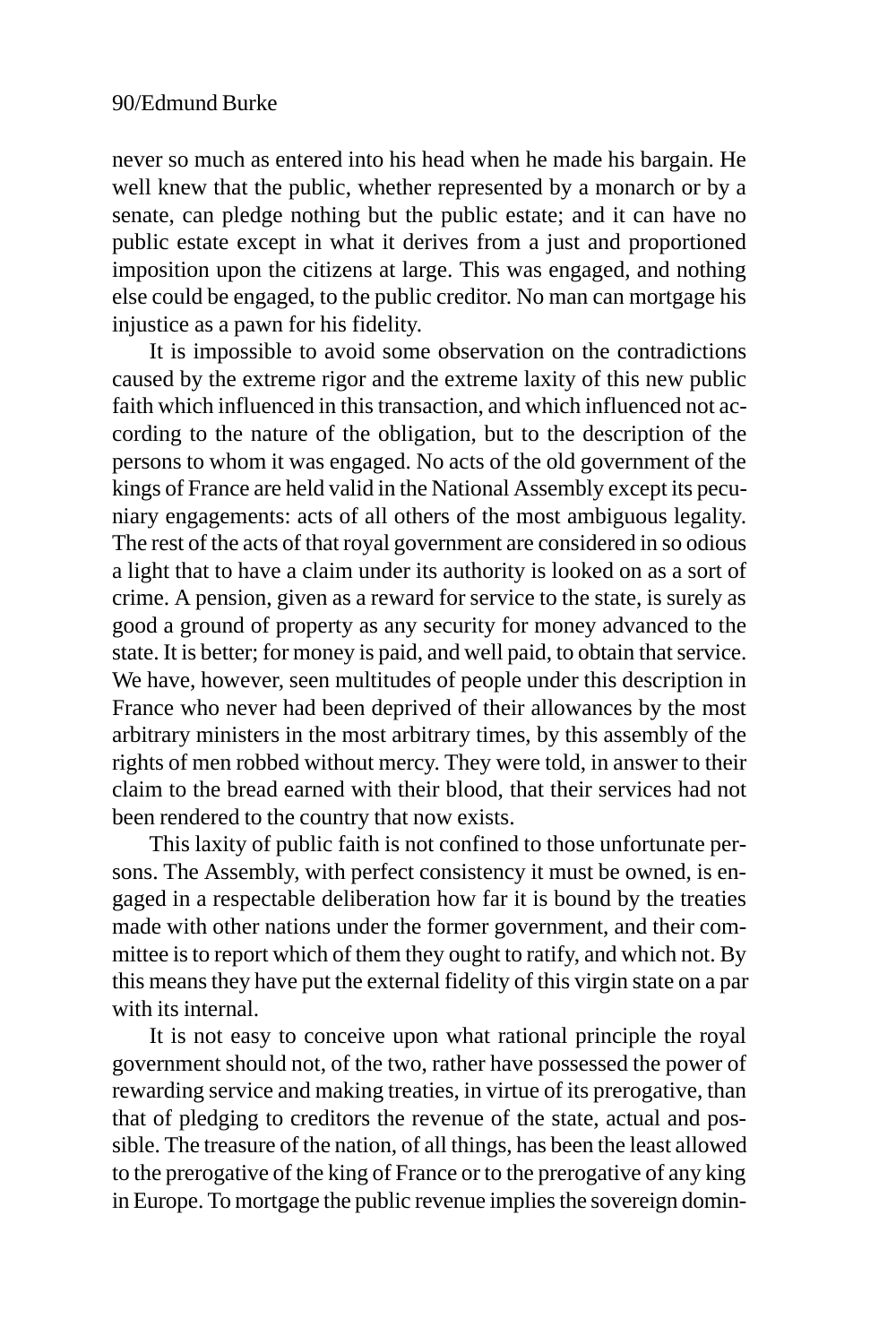never so much as entered into his head when he made his bargain. He well knew that the public, whether represented by a monarch or by a senate, can pledge nothing but the public estate; and it can have no public estate except in what it derives from a just and proportioned imposition upon the citizens at large. This was engaged, and nothing else could be engaged, to the public creditor. No man can mortgage his injustice as a pawn for his fidelity.

It is impossible to avoid some observation on the contradictions caused by the extreme rigor and the extreme laxity of this new public faith which influenced in this transaction, and which influenced not according to the nature of the obligation, but to the description of the persons to whom it was engaged. No acts of the old government of the kings of France are held valid in the National Assembly except its pecuniary engagements: acts of all others of the most ambiguous legality. The rest of the acts of that royal government are considered in so odious a light that to have a claim under its authority is looked on as a sort of crime. A pension, given as a reward for service to the state, is surely as good a ground of property as any security for money advanced to the state. It is better; for money is paid, and well paid, to obtain that service. We have, however, seen multitudes of people under this description in France who never had been deprived of their allowances by the most arbitrary ministers in the most arbitrary times, by this assembly of the rights of men robbed without mercy. They were told, in answer to their claim to the bread earned with their blood, that their services had not been rendered to the country that now exists.

This laxity of public faith is not confined to those unfortunate persons. The Assembly, with perfect consistency it must be owned, is engaged in a respectable deliberation how far it is bound by the treaties made with other nations under the former government, and their committee is to report which of them they ought to ratify, and which not. By this means they have put the external fidelity of this virgin state on a par with its internal.

It is not easy to conceive upon what rational principle the royal government should not, of the two, rather have possessed the power of rewarding service and making treaties, in virtue of its prerogative, than that of pledging to creditors the revenue of the state, actual and possible. The treasure of the nation, of all things, has been the least allowed to the prerogative of the king of France or to the prerogative of any king in Europe. To mortgage the public revenue implies the sovereign domin-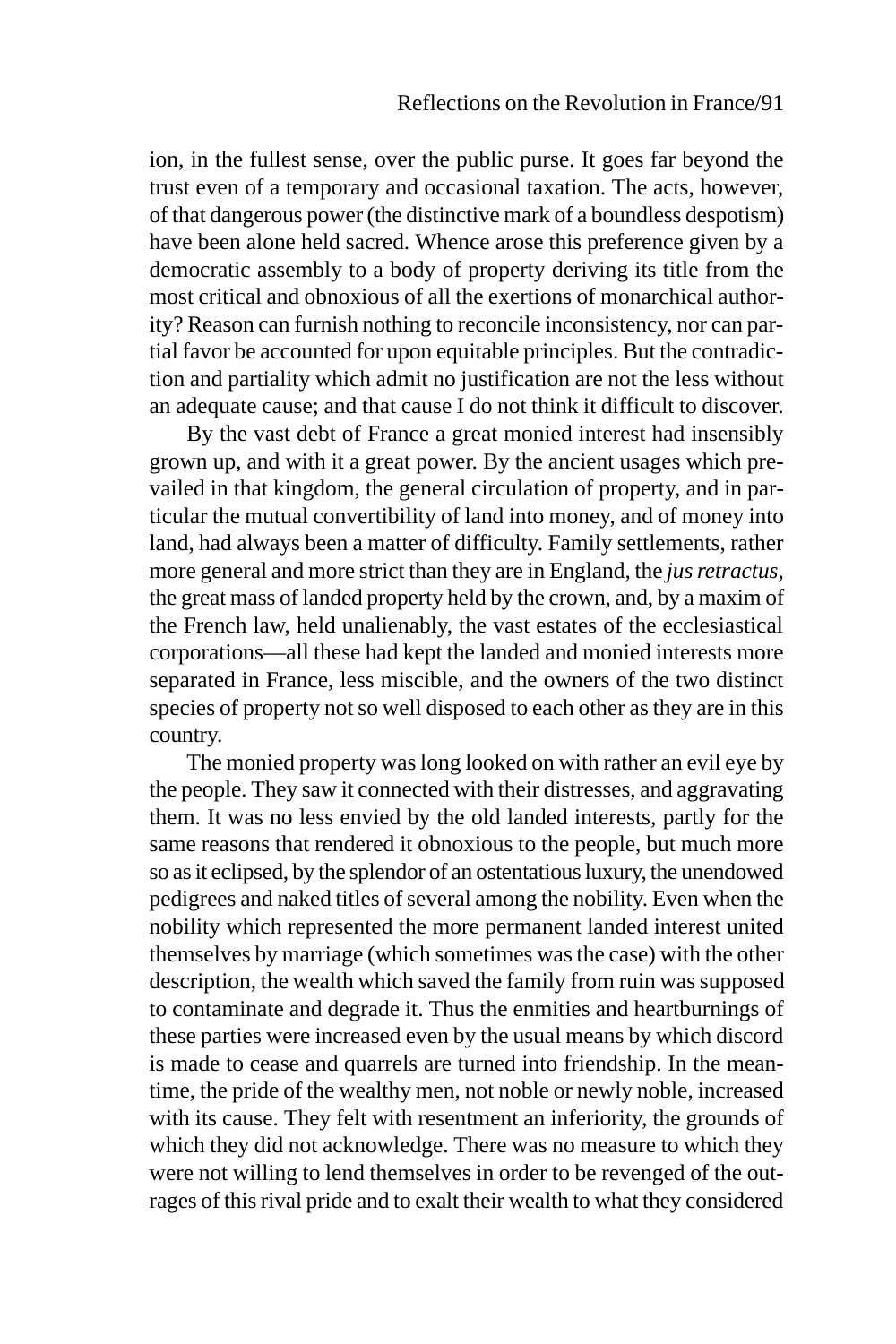ion, in the fullest sense, over the public purse. It goes far beyond the trust even of a temporary and occasional taxation. The acts, however, of that dangerous power (the distinctive mark of a boundless despotism) have been alone held sacred. Whence arose this preference given by a democratic assembly to a body of property deriving its title from the most critical and obnoxious of all the exertions of monarchical authority? Reason can furnish nothing to reconcile inconsistency, nor can partial favor be accounted for upon equitable principles. But the contradiction and partiality which admit no justification are not the less without an adequate cause; and that cause I do not think it difficult to discover.

By the vast debt of France a great monied interest had insensibly grown up, and with it a great power. By the ancient usages which prevailed in that kingdom, the general circulation of property, and in particular the mutual convertibility of land into money, and of money into land, had always been a matter of difficulty. Family settlements, rather more general and more strict than they are in England, the *jus retractus*, the great mass of landed property held by the crown, and, by a maxim of the French law, held unalienably, the vast estates of the ecclesiastical corporations—all these had kept the landed and monied interests more separated in France, less miscible, and the owners of the two distinct species of property not so well disposed to each other as they are in this country.

The monied property was long looked on with rather an evil eye by the people. They saw it connected with their distresses, and aggravating them. It was no less envied by the old landed interests, partly for the same reasons that rendered it obnoxious to the people, but much more so as it eclipsed, by the splendor of an ostentatious luxury, the unendowed pedigrees and naked titles of several among the nobility. Even when the nobility which represented the more permanent landed interest united themselves by marriage (which sometimes was the case) with the other description, the wealth which saved the family from ruin was supposed to contaminate and degrade it. Thus the enmities and heartburnings of these parties were increased even by the usual means by which discord is made to cease and quarrels are turned into friendship. In the meantime, the pride of the wealthy men, not noble or newly noble, increased with its cause. They felt with resentment an inferiority, the grounds of which they did not acknowledge. There was no measure to which they were not willing to lend themselves in order to be revenged of the outrages of this rival pride and to exalt their wealth to what they considered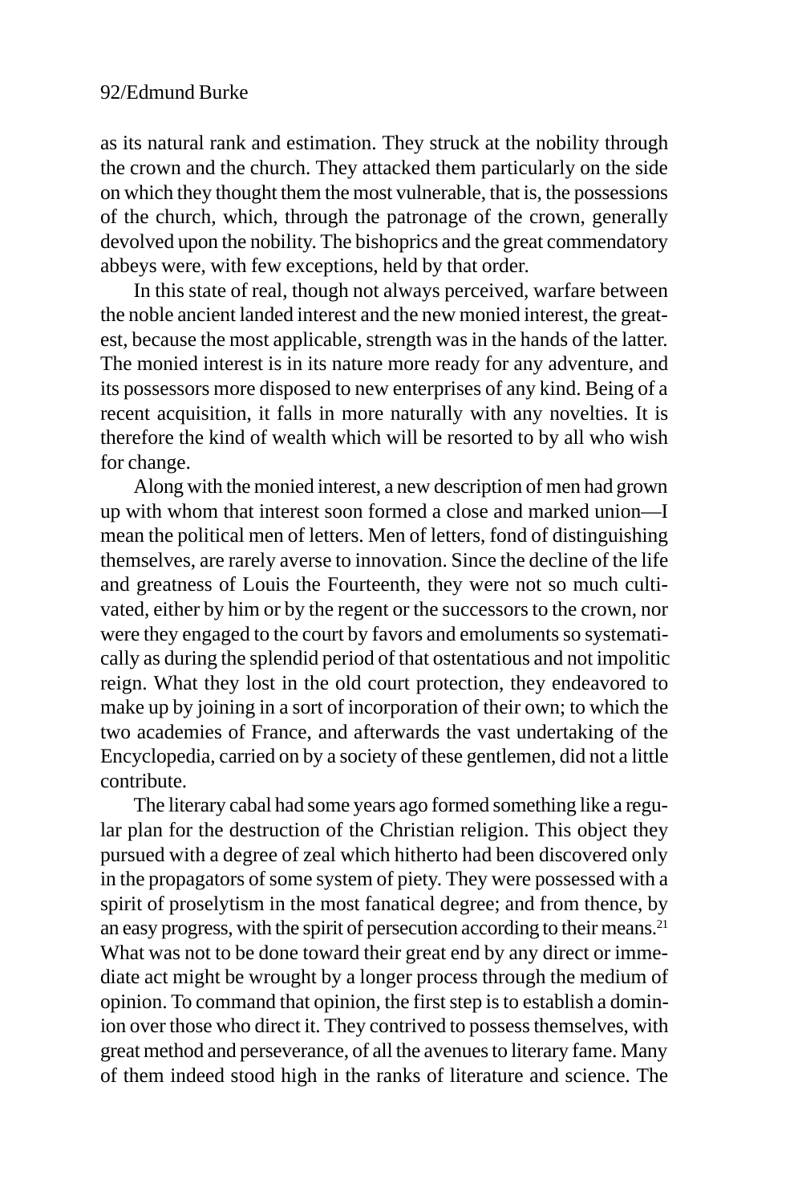as its natural rank and estimation. They struck at the nobility through the crown and the church. They attacked them particularly on the side on which they thought them the most vulnerable, that is, the possessions of the church, which, through the patronage of the crown, generally devolved upon the nobility. The bishoprics and the great commendatory abbeys were, with few exceptions, held by that order.

In this state of real, though not always perceived, warfare between the noble ancient landed interest and the new monied interest, the greatest, because the most applicable, strength was in the hands of the latter. The monied interest is in its nature more ready for any adventure, and its possessors more disposed to new enterprises of any kind. Being of a recent acquisition, it falls in more naturally with any novelties. It is therefore the kind of wealth which will be resorted to by all who wish for change.

Along with the monied interest, a new description of men had grown up with whom that interest soon formed a close and marked union—I mean the political men of letters. Men of letters, fond of distinguishing themselves, are rarely averse to innovation. Since the decline of the life and greatness of Louis the Fourteenth, they were not so much cultivated, either by him or by the regent or the successors to the crown, nor were they engaged to the court by favors and emoluments so systematically as during the splendid period of that ostentatious and not impolitic reign. What they lost in the old court protection, they endeavored to make up by joining in a sort of incorporation of their own; to which the two academies of France, and afterwards the vast undertaking of the Encyclopedia, carried on by a society of these gentlemen, did not a little contribute.

The literary cabal had some years ago formed something like a regular plan for the destruction of the Christian religion. This object they pursued with a degree of zeal which hitherto had been discovered only in the propagators of some system of piety. They were possessed with a spirit of proselytism in the most fanatical degree; and from thence, by an easy progress, with the spirit of persecution according to their means.[21] What was not to be done toward their great end by any direct or immediate act might be wrought by a longer process through the medium of opinion. To command that opinion, the first step is to establish a dominion over those who direct it. They contrived to possess themselves, with great method and perseverance, of all the avenues to literary fame. Many of them indeed stood high in the ranks of literature and science. The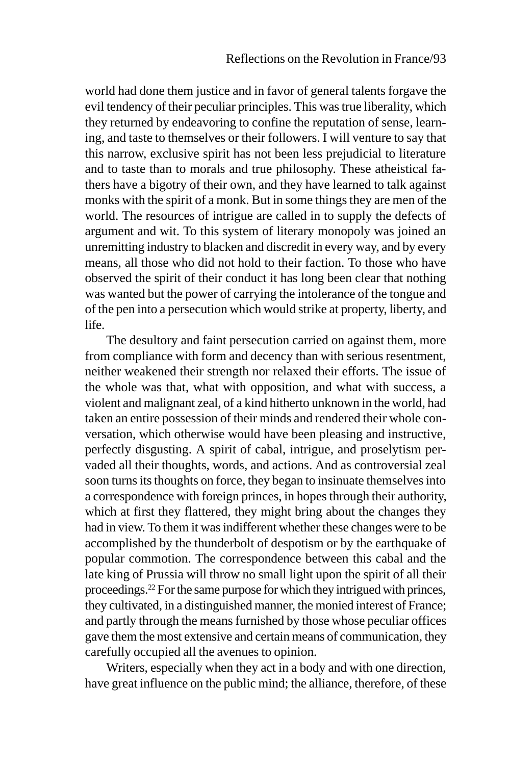world had done them justice and in favor of general talents forgave the evil tendency of their peculiar principles. This was true liberality, which they returned by endeavoring to confine the reputation of sense, learning, and taste to themselves or their followers. I will venture to say that this narrow, exclusive spirit has not been less prejudicial to literature and to taste than to morals and true philosophy. These atheistical fathers have a bigotry of their own, and they have learned to talk against monks with the spirit of a monk. But in some things they are men of the world. The resources of intrigue are called in to supply the defects of argument and wit. To this system of literary monopoly was joined an unremitting industry to blacken and discredit in every way, and by every means, all those who did not hold to their faction. To those who have observed the spirit of their conduct it has long been clear that nothing was wanted but the power of carrying the intolerance of the tongue and of the pen into a persecution which would strike at property, liberty, and life.

The desultory and faint persecution carried on against them, more from compliance with form and decency than with serious resentment, neither weakened their strength nor relaxed their efforts. The issue of the whole was that, what with opposition, and what with success, a violent and malignant zeal, of a kind hitherto unknown in the world, had taken an entire possession of their minds and rendered their whole conversation, which otherwise would have been pleasing and instructive, perfectly disgusting. A spirit of cabal, intrigue, and proselytism pervaded all their thoughts, words, and actions. And as controversial zeal soon turns its thoughts on force, they began to insinuate themselves into a correspondence with foreign princes, in hopes through their authority, which at first they flattered, they might bring about the changes they had in view. To them it was indifferent whether these changes were to be accomplished by the thunderbolt of despotism or by the earthquake of popular commotion. The correspondence between this cabal and the late king of Prussia will throw no small light upon the spirit of all their proceedings.[22] For the same purpose for which they intrigued with princes, they cultivated, in a distinguished manner, the monied interest of France; and partly through the means furnished by those whose peculiar offices gave them the most extensive and certain means of communication, they carefully occupied all the avenues to opinion.

Writers, especially when they act in a body and with one direction, have great influence on the public mind; the alliance, therefore, of these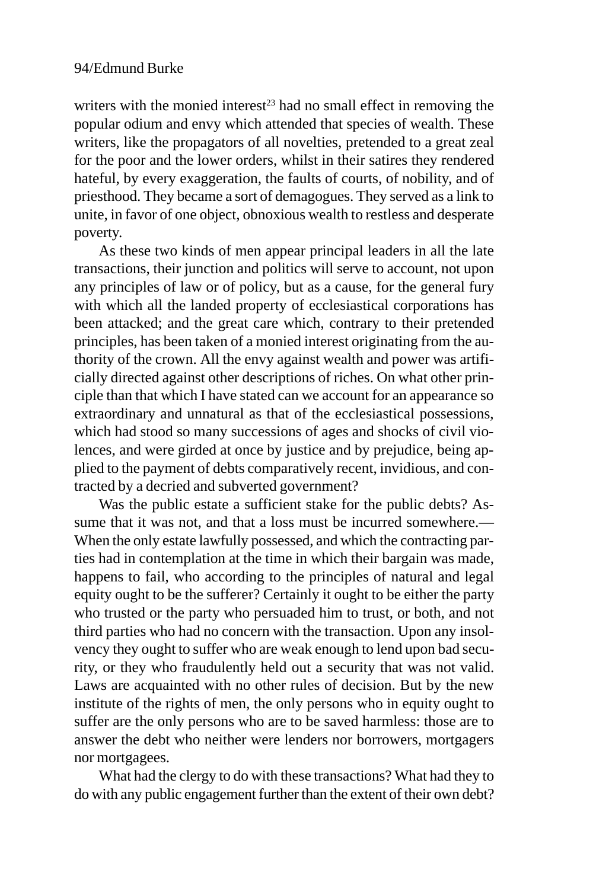writers with the monied interest[23] had no small effect in removing the popular odium and envy which attended that species of wealth. These writers, like the propagators of all novelties, pretended to a great zeal for the poor and the lower orders, whilst in their satires they rendered hateful, by every exaggeration, the faults of courts, of nobility, and of priesthood. They became a sort of demagogues. They served as a link to unite, in favor of one object, obnoxious wealth to restless and desperate poverty.

As these two kinds of men appear principal leaders in all the late transactions, their junction and politics will serve to account, not upon any principles of law or of policy, but as a cause, for the general fury with which all the landed property of ecclesiastical corporations has been attacked; and the great care which, contrary to their pretended principles, has been taken of a monied interest originating from the authority of the crown. All the envy against wealth and power was artificially directed against other descriptions of riches. On what other principle than that which I have stated can we account for an appearance so extraordinary and unnatural as that of the ecclesiastical possessions, which had stood so many successions of ages and shocks of civil violences, and were girded at once by justice and by prejudice, being applied to the payment of debts comparatively recent, invidious, and contracted by a decried and subverted government?

Was the public estate a sufficient stake for the public debts? Assume that it was not, and that a loss must be incurred somewhere.—When the only estate lawfully possessed, and which the contracting parties had in contemplation at the time in which their bargain was made, happens to fail, who according to the principles of natural and legal equity ought to be the sufferer? Certainly it ought to be either the party who trusted or the party who persuaded him to trust, or both, and not third parties who had no concern with the transaction. Upon any insolvency they ought to suffer who are weak enough to lend upon bad security, or they who fraudulently held out a security that was not valid. Laws are acquainted with no other rules of decision. But by the new institute of the rights of men, the only persons who in equity ought to suffer are the only persons who are to be saved harmless: those are to answer the debt who neither were lenders nor borrowers, mortgagers nor mortgagees.

What had the clergy to do with these transactions? What had they to do with any public engagement further than the extent of their own debt?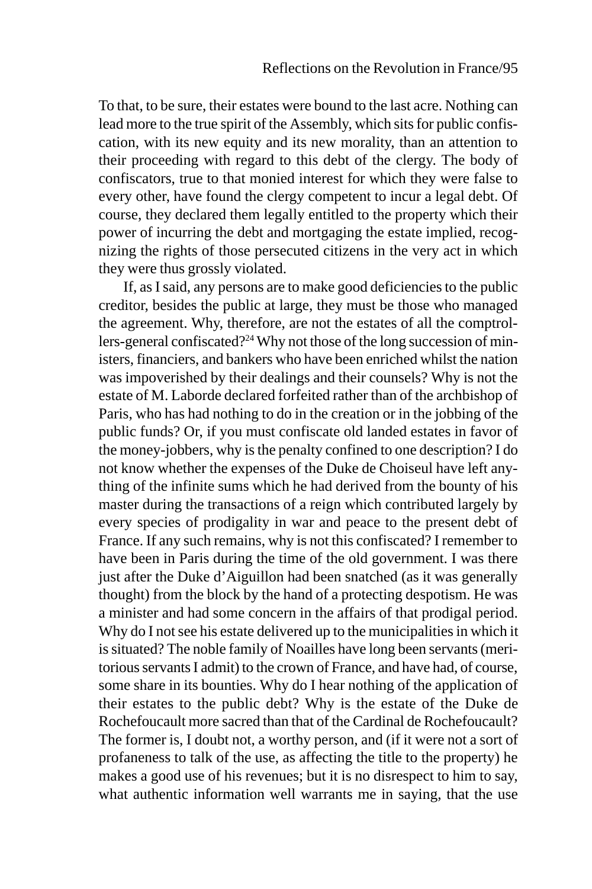To that, to be sure, their estates were bound to the last acre. Nothing can lead more to the true spirit of the Assembly, which sits for public confiscation, with its new equity and its new morality, than an attention to their proceeding with regard to this debt of the clergy. The body of confiscators, true to that monied interest for which they were false to every other, have found the clergy competent to incur a legal debt. Of course, they declared them legally entitled to the property which their power of incurring the debt and mortgaging the estate implied, recognizing the rights of those persecuted citizens in the very act in which they were thus grossly violated.

If, as I said, any persons are to make good deficiencies to the public creditor, besides the public at large, they must be those who managed the agreement. Why, therefore, are not the estates of all the comptrollers-general confiscated?[24] Why not those of the long succession of ministers, financiers, and bankers who have been enriched whilst the nation was impoverished by their dealings and their counsels? Why is not the estate of M. Laborde declared forfeited rather than of the archbishop of Paris, who has had nothing to do in the creation or in the jobbing of the public funds? Or, if you must confiscate old landed estates in favor of the money-jobbers, why is the penalty confined to one description? I do not know whether the expenses of the Duke de Choiseul have left anything of the infinite sums which he had derived from the bounty of his master during the transactions of a reign which contributed largely by every species of prodigality in war and peace to the present debt of France. If any such remains, why is not this confiscated? I remember to have been in Paris during the time of the old government. I was there just after the Duke d'Aiguillon had been snatched (as it was generally thought) from the block by the hand of a protecting despotism. He was a minister and had some concern in the affairs of that prodigal period. Why do I not see his estate delivered up to the municipalities in which it is situated? The noble family of Noailles have long been servants (meritorious servants I admit) to the crown of France, and have had, of course, some share in its bounties. Why do I hear nothing of the application of their estates to the public debt? Why is the estate of the Duke de Rochefoucault more sacred than that of the Cardinal de Rochefoucault? The former is, I doubt not, a worthy person, and (if it were not a sort of profaneness to talk of the use, as affecting the title to the property) he makes a good use of his revenues; but it is no disrespect to him to say, what authentic information well warrants me in saying, that the use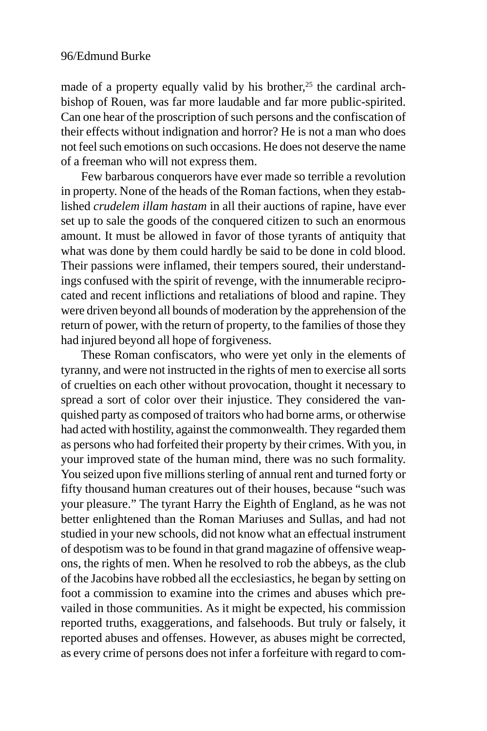made of a property equally valid by his brother,[25] the cardinal archbishop of Rouen, was far more laudable and far more public-spirited. Can one hear of the proscription of such persons and the confiscation of their effects without indignation and horror? He is not a man who does not feel such emotions on such occasions. He does not deserve the name of a freeman who will not express them.

Few barbarous conquerors have ever made so terrible a revolution in property. None of the heads of the Roman factions, when they established *crudelem illam hastam* in all their auctions of rapine, have ever set up to sale the goods of the conquered citizen to such an enormous amount. It must be allowed in favor of those tyrants of antiquity that what was done by them could hardly be said to be done in cold blood. Their passions were inflamed, their tempers soured, their understandings confused with the spirit of revenge, with the innumerable reciprocated and recent inflictions and retaliations of blood and rapine. They were driven beyond all bounds of moderation by the apprehension of the return of power, with the return of property, to the families of those they had injured beyond all hope of forgiveness.

These Roman confiscators, who were yet only in the elements of tyranny, and were not instructed in the rights of men to exercise all sorts of cruelties on each other without provocation, thought it necessary to spread a sort of color over their injustice. They considered the vanquished party as composed of traitors who had borne arms, or otherwise had acted with hostility, against the commonwealth. They regarded them as persons who had forfeited their property by their crimes. With you, in your improved state of the human mind, there was no such formality. You seized upon five millions sterling of annual rent and turned forty or fifty thousand human creatures out of their houses, because "such was your pleasure." The tyrant Harry the Eighth of England, as he was not better enlightened than the Roman Mariuses and Sullas, and had not studied in your new schools, did not know what an effectual instrument of despotism was to be found in that grand magazine of offensive weapons, the rights of men. When he resolved to rob the abbeys, as the club of the Jacobins have robbed all the ecclesiastics, he began by setting on foot a commission to examine into the crimes and abuses which prevailed in those communities. As it might be expected, his commission reported truths, exaggerations, and falsehoods. But truly or falsely, it reported abuses and offenses. However, as abuses might be corrected, as every crime of persons does not infer a forfeiture with regard to com-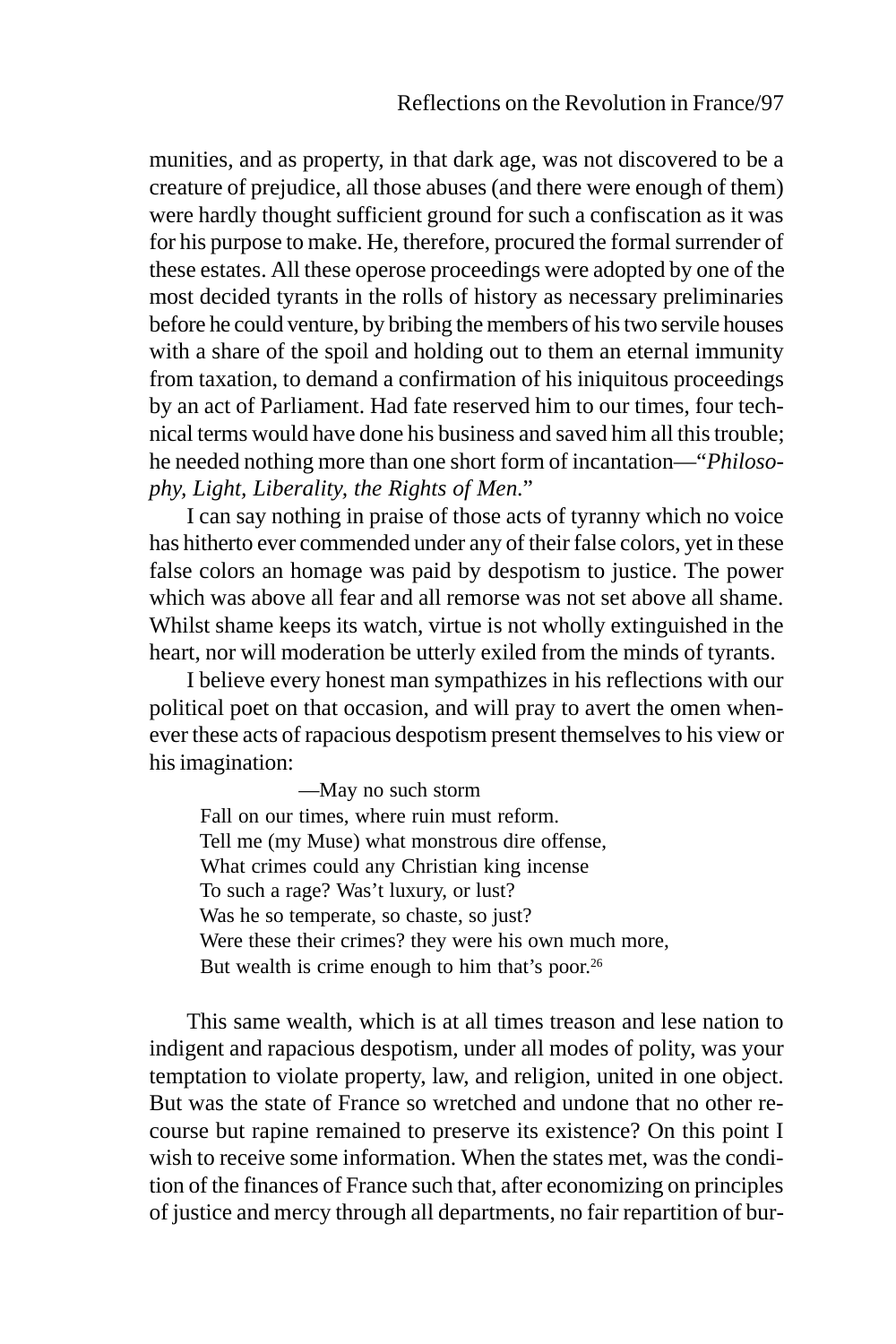munities, and as property, in that dark age, was not discovered to be a creature of prejudice, all those abuses (and there were enough of them) were hardly thought sufficient ground for such a confiscation as it was for his purpose to make. He, therefore, procured the formal surrender of these estates. All these operose proceedings were adopted by one of the most decided tyrants in the rolls of history as necessary preliminaries before he could venture, by bribing the members of his two servile houses with a share of the spoil and holding out to them an eternal immunity from taxation, to demand a confirmation of his iniquitous proceedings by an act of Parliament. Had fate reserved him to our times, four technical terms would have done his business and saved him all this trouble; he needed nothing more than one short form of incantation—"*Philosophy, Light, Liberality, the Rights of Men.*"

I can say nothing in praise of those acts of tyranny which no voice has hitherto ever commended under any of their false colors, yet in these false colors an homage was paid by despotism to justice. The power which was above all fear and all remorse was not set above all shame. Whilst shame keeps its watch, virtue is not wholly extinguished in the heart, nor will moderation be utterly exiled from the minds of tyrants.

I believe every honest man sympathizes in his reflections with our political poet on that occasion, and will pray to avert the omen whenever these acts of rapacious despotism present themselves to his view or his imagination:

> —May no such storm
> Fall on our times, where ruin must reform.
> Tell me (my Muse) what monstrous dire offense,
> What crimes could any Christian king incense
> To such a rage? Was't luxury, or lust?
> Was he so temperate, so chaste, so just?
> Were these their crimes? they were his own much more,
> But wealth is crime enough to him that's poor.[26]

This same wealth, which is at all times treason and lese nation to indigent and rapacious despotism, under all modes of polity, was your temptation to violate property, law, and religion, united in one object. But was the state of France so wretched and undone that no other recourse but rapine remained to preserve its existence? On this point I wish to receive some information. When the states met, was the condition of the finances of France such that, after economizing on principles of justice and mercy through all departments, no fair repartition of bur-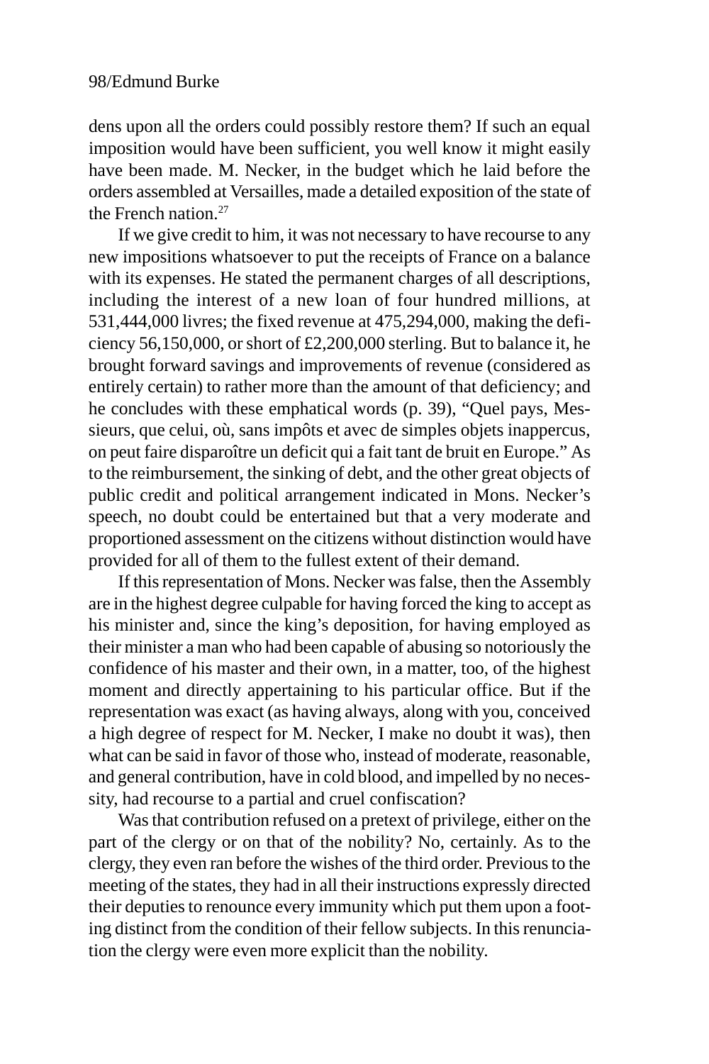dens upon all the orders could possibly restore them? If such an equal imposition would have been sufficient, you well know it might easily have been made. M. Necker, in the budget which he laid before the orders assembled at Versailles, made a detailed exposition of the state of the French nation.[27]

If we give credit to him, it was not necessary to have recourse to any new impositions whatsoever to put the receipts of France on a balance with its expenses. He stated the permanent charges of all descriptions, including the interest of a new loan of four hundred millions, at 531,444,000 livres; the fixed revenue at 475,294,000, making the deficiency 56,150,000, or short of £2,200,000 sterling. But to balance it, he brought forward savings and improvements of revenue (considered as entirely certain) to rather more than the amount of that deficiency; and he concludes with these emphatical words (p. 39), "Quel pays, Messieurs, que celui, où, sans impôts et avec de simples objets inappercus, on peut faire disparoître un deficit qui a fait tant de bruit en Europe." As to the reimbursement, the sinking of debt, and the other great objects of public credit and political arrangement indicated in Mons. Necker's speech, no doubt could be entertained but that a very moderate and proportioned assessment on the citizens without distinction would have provided for all of them to the fullest extent of their demand.

If this representation of Mons. Necker was false, then the Assembly are in the highest degree culpable for having forced the king to accept as his minister and, since the king's deposition, for having employed as their minister a man who had been capable of abusing so notoriously the confidence of his master and their own, in a matter, too, of the highest moment and directly appertaining to his particular office. But if the representation was exact (as having always, along with you, conceived a high degree of respect for M. Necker, I make no doubt it was), then what can be said in favor of those who, instead of moderate, reasonable, and general contribution, have in cold blood, and impelled by no necessity, had recourse to a partial and cruel confiscation?

Was that contribution refused on a pretext of privilege, either on the part of the clergy or on that of the nobility? No, certainly. As to the clergy, they even ran before the wishes of the third order. Previous to the meeting of the states, they had in all their instructions expressly directed their deputies to renounce every immunity which put them upon a footing distinct from the condition of their fellow subjects. In this renunciation the clergy were even more explicit than the nobility.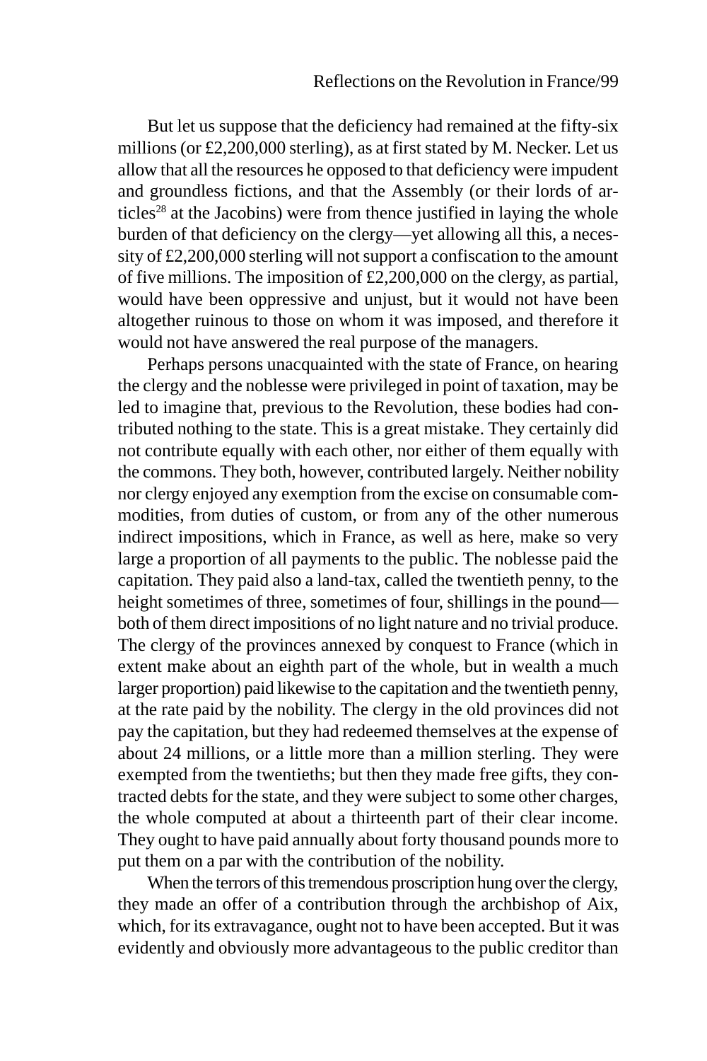But let us suppose that the deficiency had remained at the fifty-six millions (or £2,200,000 sterling), as at first stated by M. Necker. Let us allow that all the resources he opposed to that deficiency were impudent and groundless fictions, and that the Assembly (or their lords of articles[28] at the Jacobins) were from thence justified in laying the whole burden of that deficiency on the clergy—yet allowing all this, a necessity of £2,200,000 sterling will not support a confiscation to the amount of five millions. The imposition of £2,200,000 on the clergy, as partial, would have been oppressive and unjust, but it would not have been altogether ruinous to those on whom it was imposed, and therefore it would not have answered the real purpose of the managers.

Perhaps persons unacquainted with the state of France, on hearing the clergy and the noblesse were privileged in point of taxation, may be led to imagine that, previous to the Revolution, these bodies had contributed nothing to the state. This is a great mistake. They certainly did not contribute equally with each other, nor either of them equally with the commons. They both, however, contributed largely. Neither nobility nor clergy enjoyed any exemption from the excise on consumable commodities, from duties of custom, or from any of the other numerous indirect impositions, which in France, as well as here, make so very large a proportion of all payments to the public. The noblesse paid the capitation. They paid also a land-tax, called the twentieth penny, to the height sometimes of three, sometimes of four, shillings in the pound—both of them direct impositions of no light nature and no trivial produce. The clergy of the provinces annexed by conquest to France (which in extent make about an eighth part of the whole, but in wealth a much larger proportion) paid likewise to the capitation and the twentieth penny, at the rate paid by the nobility. The clergy in the old provinces did not pay the capitation, but they had redeemed themselves at the expense of about 24 millions, or a little more than a million sterling. They were exempted from the twentieths; but then they made free gifts, they contracted debts for the state, and they were subject to some other charges, the whole computed at about a thirteenth part of their clear income. They ought to have paid annually about forty thousand pounds more to put them on a par with the contribution of the nobility.

When the terrors of this tremendous proscription hung over the clergy, they made an offer of a contribution through the archbishop of Aix, which, for its extravagance, ought not to have been accepted. But it was evidently and obviously more advantageous to the public creditor than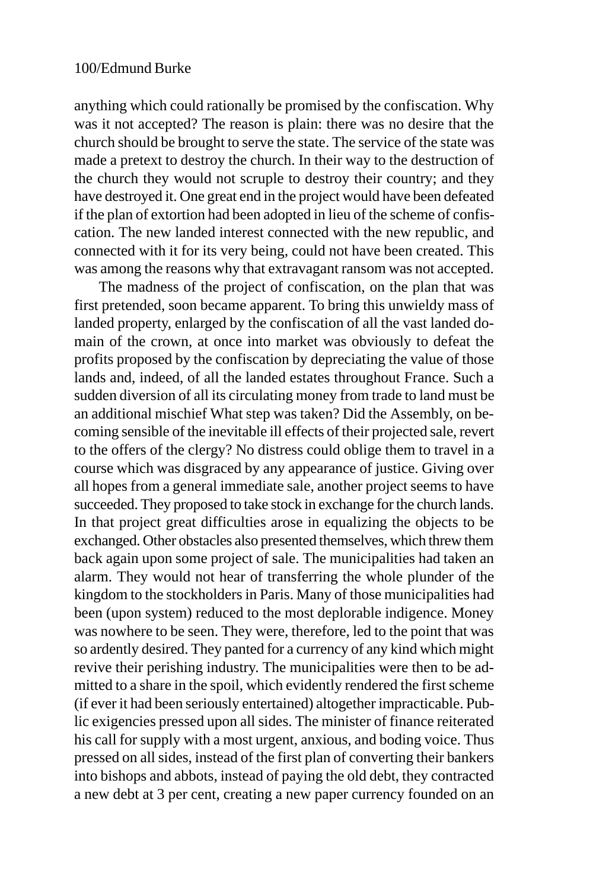anything which could rationally be promised by the confiscation. Why was it not accepted? The reason is plain: there was no desire that the church should be brought to serve the state. The service of the state was made a pretext to destroy the church. In their way to the destruction of the church they would not scruple to destroy their country; and they have destroyed it. One great end in the project would have been defeated if the plan of extortion had been adopted in lieu of the scheme of confiscation. The new landed interest connected with the new republic, and connected with it for its very being, could not have been created. This was among the reasons why that extravagant ransom was not accepted.

The madness of the project of confiscation, on the plan that was first pretended, soon became apparent. To bring this unwieldy mass of landed property, enlarged by the confiscation of all the vast landed domain of the crown, at once into market was obviously to defeat the profits proposed by the confiscation by depreciating the value of those lands and, indeed, of all the landed estates throughout France. Such a sudden diversion of all its circulating money from trade to land must be an additional mischief What step was taken? Did the Assembly, on becoming sensible of the inevitable ill effects of their projected sale, revert to the offers of the clergy? No distress could oblige them to travel in a course which was disgraced by any appearance of justice. Giving over all hopes from a general immediate sale, another project seems to have succeeded. They proposed to take stock in exchange for the church lands. In that project great difficulties arose in equalizing the objects to be exchanged. Other obstacles also presented themselves, which threw them back again upon some project of sale. The municipalities had taken an alarm. They would not hear of transferring the whole plunder of the kingdom to the stockholders in Paris. Many of those municipalities had been (upon system) reduced to the most deplorable indigence. Money was nowhere to be seen. They were, therefore, led to the point that was so ardently desired. They panted for a currency of any kind which might revive their perishing industry. The municipalities were then to be admitted to a share in the spoil, which evidently rendered the first scheme (if ever it had been seriously entertained) altogether impracticable. Public exigencies pressed upon all sides. The minister of finance reiterated his call for supply with a most urgent, anxious, and boding voice. Thus pressed on all sides, instead of the first plan of converting their bankers into bishops and abbots, instead of paying the old debt, they contracted a new debt at 3 per cent, creating a new paper currency founded on an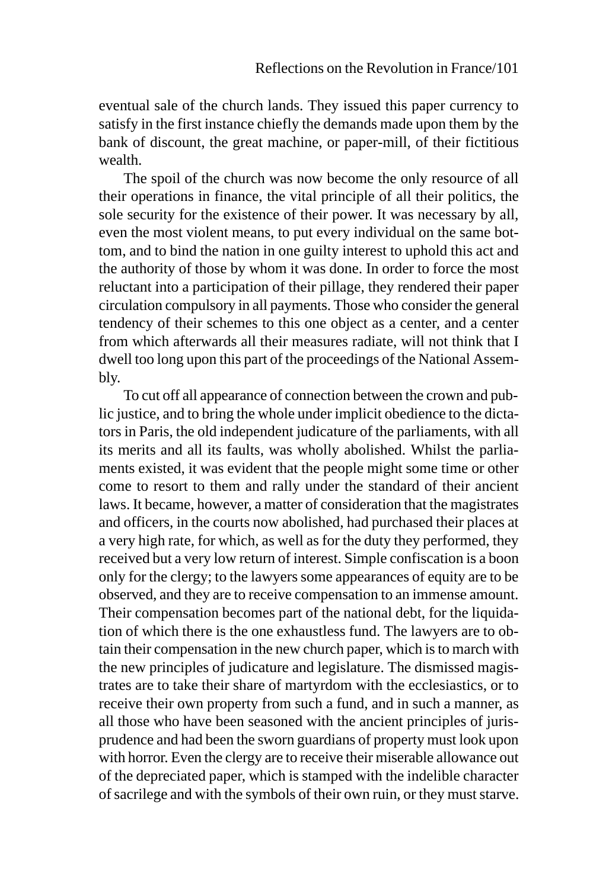eventual sale of the church lands. They issued this paper currency to satisfy in the first instance chiefly the demands made upon them by the bank of discount, the great machine, or paper-mill, of their fictitious wealth.

The spoil of the church was now become the only resource of all their operations in finance, the vital principle of all their politics, the sole security for the existence of their power. It was necessary by all, even the most violent means, to put every individual on the same bottom, and to bind the nation in one guilty interest to uphold this act and the authority of those by whom it was done. In order to force the most reluctant into a participation of their pillage, they rendered their paper circulation compulsory in all payments. Those who consider the general tendency of their schemes to this one object as a center, and a center from which afterwards all their measures radiate, will not think that I dwell too long upon this part of the proceedings of the National Assembly.

To cut off all appearance of connection between the crown and public justice, and to bring the whole under implicit obedience to the dictators in Paris, the old independent judicature of the parliaments, with all its merits and all its faults, was wholly abolished. Whilst the parliaments existed, it was evident that the people might some time or other come to resort to them and rally under the standard of their ancient laws. It became, however, a matter of consideration that the magistrates and officers, in the courts now abolished, had purchased their places at a very high rate, for which, as well as for the duty they performed, they received but a very low return of interest. Simple confiscation is a boon only for the clergy; to the lawyers some appearances of equity are to be observed, and they are to receive compensation to an immense amount. Their compensation becomes part of the national debt, for the liquidation of which there is the one exhaustless fund. The lawyers are to obtain their compensation in the new church paper, which is to march with the new principles of judicature and legislature. The dismissed magistrates are to take their share of martyrdom with the ecclesiastics, or to receive their own property from such a fund, and in such a manner, as all those who have been seasoned with the ancient principles of jurisprudence and had been the sworn guardians of property must look upon with horror. Even the clergy are to receive their miserable allowance out of the depreciated paper, which is stamped with the indelible character of sacrilege and with the symbols of their own ruin, or they must starve.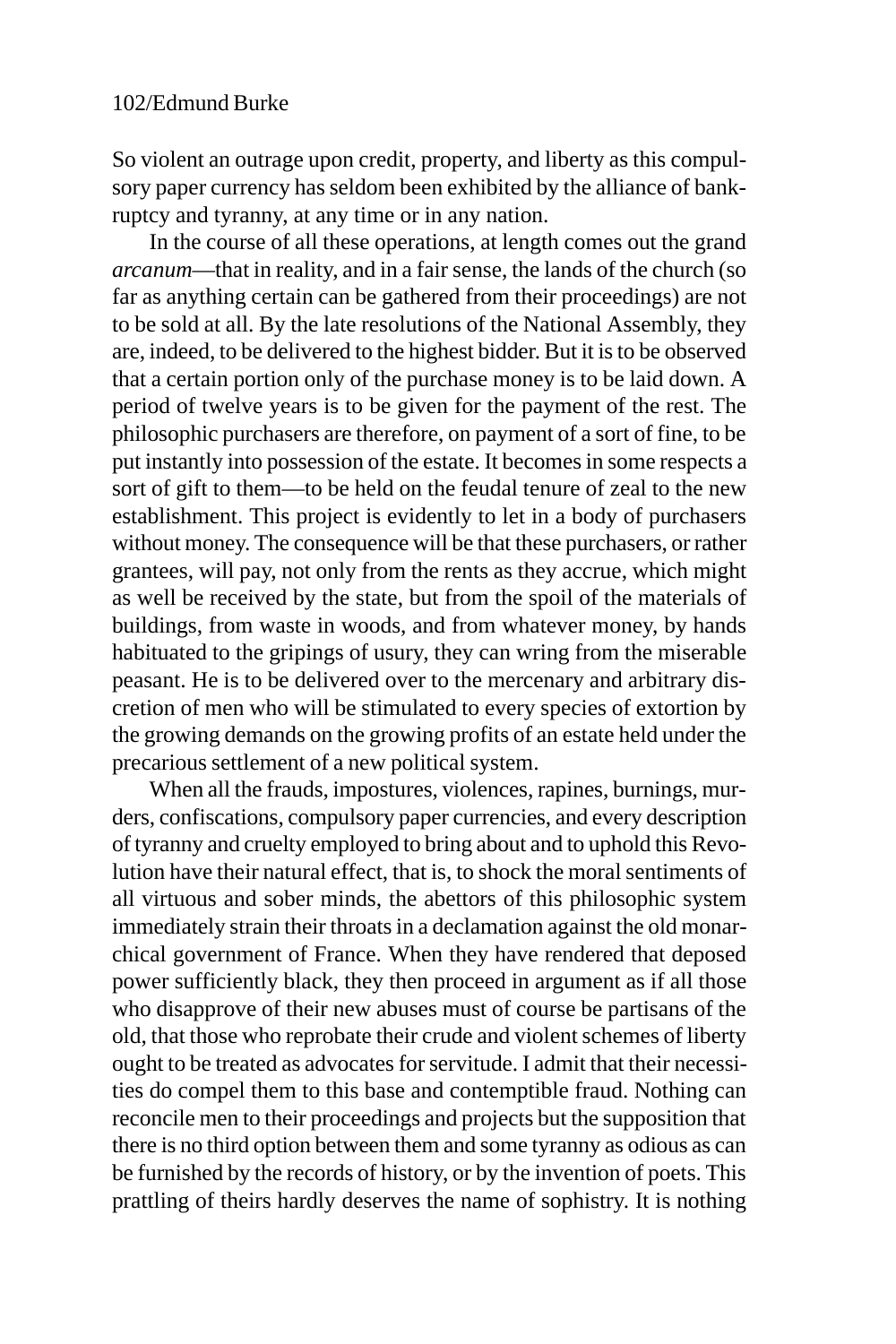So violent an outrage upon credit, property, and liberty as this compulsory paper currency has seldom been exhibited by the alliance of bankruptcy and tyranny, at any time or in any nation.

In the course of all these operations, at length comes out the grand *arcanum*—that in reality, and in a fair sense, the lands of the church (so far as anything certain can be gathered from their proceedings) are not to be sold at all. By the late resolutions of the National Assembly, they are, indeed, to be delivered to the highest bidder. But it is to be observed that a certain portion only of the purchase money is to be laid down. A period of twelve years is to be given for the payment of the rest. The philosophic purchasers are therefore, on payment of a sort of fine, to be put instantly into possession of the estate. It becomes in some respects a sort of gift to them—to be held on the feudal tenure of zeal to the new establishment. This project is evidently to let in a body of purchasers without money. The consequence will be that these purchasers, or rather grantees, will pay, not only from the rents as they accrue, which might as well be received by the state, but from the spoil of the materials of buildings, from waste in woods, and from whatever money, by hands habituated to the gripings of usury, they can wring from the miserable peasant. He is to be delivered over to the mercenary and arbitrary discretion of men who will be stimulated to every species of extortion by the growing demands on the growing profits of an estate held under the precarious settlement of a new political system.

When all the frauds, impostures, violences, rapines, burnings, murders, confiscations, compulsory paper currencies, and every description of tyranny and cruelty employed to bring about and to uphold this Revolution have their natural effect, that is, to shock the moral sentiments of all virtuous and sober minds, the abettors of this philosophic system immediately strain their throats in a declamation against the old monarchical government of France. When they have rendered that deposed power sufficiently black, they then proceed in argument as if all those who disapprove of their new abuses must of course be partisans of the old, that those who reprobate their crude and violent schemes of liberty ought to be treated as advocates for servitude. I admit that their necessities do compel them to this base and contemptible fraud. Nothing can reconcile men to their proceedings and projects but the supposition that there is no third option between them and some tyranny as odious as can be furnished by the records of history, or by the invention of poets. This prattling of theirs hardly deserves the name of sophistry. It is nothing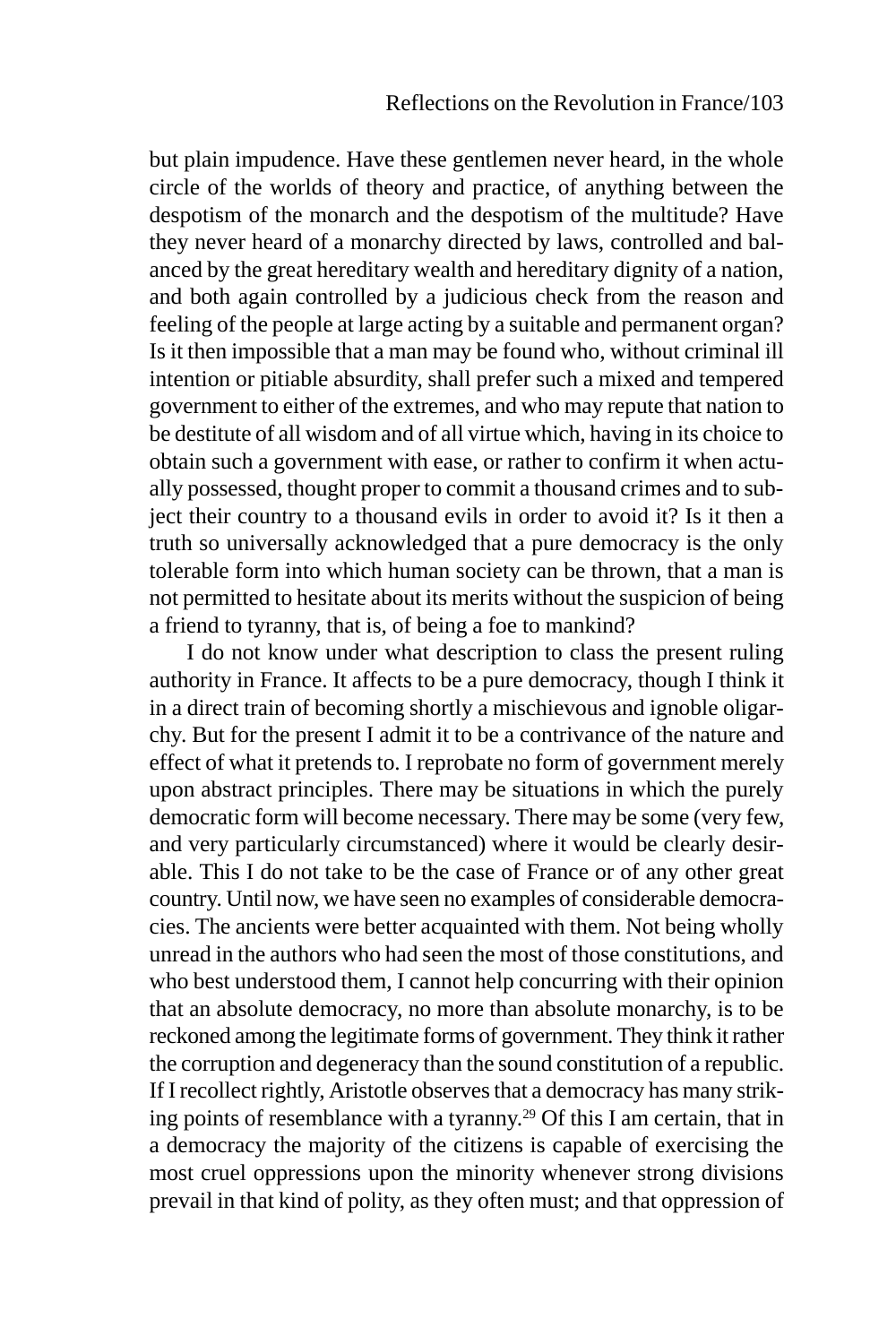but plain impudence. Have these gentlemen never heard, in the whole circle of the worlds of theory and practice, of anything between the despotism of the monarch and the despotism of the multitude? Have they never heard of a monarchy directed by laws, controlled and balanced by the great hereditary wealth and hereditary dignity of a nation, and both again controlled by a judicious check from the reason and feeling of the people at large acting by a suitable and permanent organ? Is it then impossible that a man may be found who, without criminal ill intention or pitiable absurdity, shall prefer such a mixed and tempered government to either of the extremes, and who may repute that nation to be destitute of all wisdom and of all virtue which, having in its choice to obtain such a government with ease, or rather to confirm it when actually possessed, thought proper to commit a thousand crimes and to subject their country to a thousand evils in order to avoid it? Is it then a truth so universally acknowledged that a pure democracy is the only tolerable form into which human society can be thrown, that a man is not permitted to hesitate about its merits without the suspicion of being a friend to tyranny, that is, of being a foe to mankind?

I do not know under what description to class the present ruling authority in France. It affects to be a pure democracy, though I think it in a direct train of becoming shortly a mischievous and ignoble oligarchy. But for the present I admit it to be a contrivance of the nature and effect of what it pretends to. I reprobate no form of government merely upon abstract principles. There may be situations in which the purely democratic form will become necessary. There may be some (very few, and very particularly circumstanced) where it would be clearly desirable. This I do not take to be the case of France or of any other great country. Until now, we have seen no examples of considerable democracies. The ancients were better acquainted with them. Not being wholly unread in the authors who had seen the most of those constitutions, and who best understood them, I cannot help concurring with their opinion that an absolute democracy, no more than absolute monarchy, is to be reckoned among the legitimate forms of government. They think it rather the corruption and degeneracy than the sound constitution of a republic. If I recollect rightly, Aristotle observes that a democracy has many striking points of resemblance with a tyranny.[29] Of this I am certain, that in a democracy the majority of the citizens is capable of exercising the most cruel oppressions upon the minority whenever strong divisions prevail in that kind of polity, as they often must; and that oppression of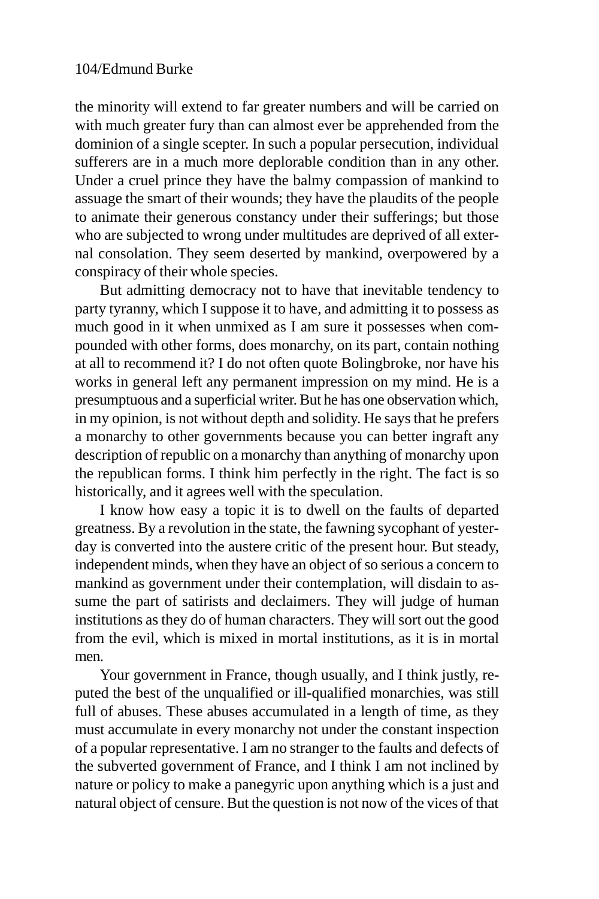the minority will extend to far greater numbers and will be carried on with much greater fury than can almost ever be apprehended from the dominion of a single scepter. In such a popular persecution, individual sufferers are in a much more deplorable condition than in any other. Under a cruel prince they have the balmy compassion of mankind to assuage the smart of their wounds; they have the plaudits of the people to animate their generous constancy under their sufferings; but those who are subjected to wrong under multitudes are deprived of all external consolation. They seem deserted by mankind, overpowered by a conspiracy of their whole species.

But admitting democracy not to have that inevitable tendency to party tyranny, which I suppose it to have, and admitting it to possess as much good in it when unmixed as I am sure it possesses when compounded with other forms, does monarchy, on its part, contain nothing at all to recommend it? I do not often quote Bolingbroke, nor have his works in general left any permanent impression on my mind. He is a presumptuous and a superficial writer. But he has one observation which, in my opinion, is not without depth and solidity. He says that he prefers a monarchy to other governments because you can better ingraft any description of republic on a monarchy than anything of monarchy upon the republican forms. I think him perfectly in the right. The fact is so historically, and it agrees well with the speculation.

I know how easy a topic it is to dwell on the faults of departed greatness. By a revolution in the state, the fawning sycophant of yesterday is converted into the austere critic of the present hour. But steady, independent minds, when they have an object of so serious a concern to mankind as government under their contemplation, will disdain to assume the part of satirists and declaimers. They will judge of human institutions as they do of human characters. They will sort out the good from the evil, which is mixed in mortal institutions, as it is in mortal men.

Your government in France, though usually, and I think justly, reputed the best of the unqualified or ill-qualified monarchies, was still full of abuses. These abuses accumulated in a length of time, as they must accumulate in every monarchy not under the constant inspection of a popular representative. I am no stranger to the faults and defects of the subverted government of France, and I think I am not inclined by nature or policy to make a panegyric upon anything which is a just and natural object of censure. But the question is not now of the vices of that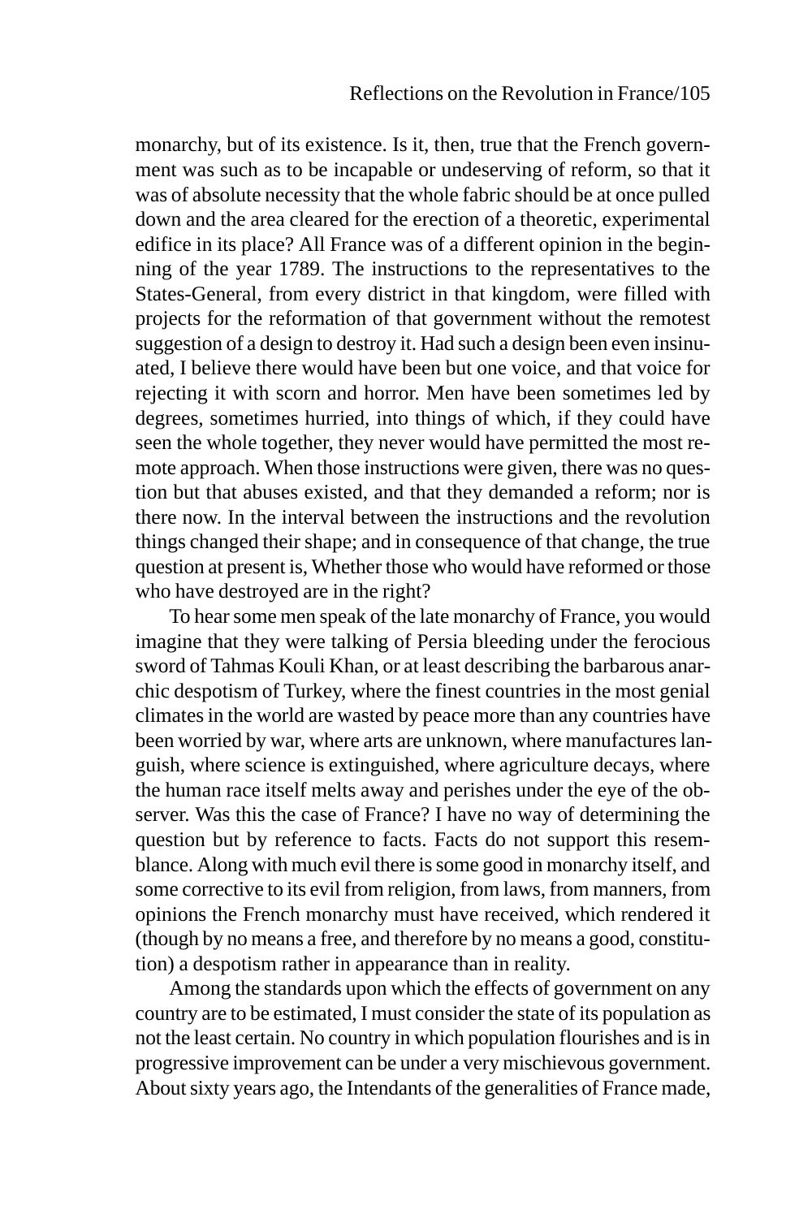monarchy, but of its existence. Is it, then, true that the French government was such as to be incapable or undeserving of reform, so that it was of absolute necessity that the whole fabric should be at once pulled down and the area cleared for the erection of a theoretic, experimental edifice in its place? All France was of a different opinion in the beginning of the year 1789. The instructions to the representatives to the States-General, from every district in that kingdom, were filled with projects for the reformation of that government without the remotest suggestion of a design to destroy it. Had such a design been even insinuated, I believe there would have been but one voice, and that voice for rejecting it with scorn and horror. Men have been sometimes led by degrees, sometimes hurried, into things of which, if they could have seen the whole together, they never would have permitted the most remote approach. When those instructions were given, there was no question but that abuses existed, and that they demanded a reform; nor is there now. In the interval between the instructions and the revolution things changed their shape; and in consequence of that change, the true question at present is, Whether those who would have reformed or those who have destroyed are in the right?

To hear some men speak of the late monarchy of France, you would imagine that they were talking of Persia bleeding under the ferocious sword of Tahmas Kouli Khan, or at least describing the barbarous anarchic despotism of Turkey, where the finest countries in the most genial climates in the world are wasted by peace more than any countries have been worried by war, where arts are unknown, where manufactures languish, where science is extinguished, where agriculture decays, where the human race itself melts away and perishes under the eye of the observer. Was this the case of France? I have no way of determining the question but by reference to facts. Facts do not support this resemblance. Along with much evil there is some good in monarchy itself, and some corrective to its evil from religion, from laws, from manners, from opinions the French monarchy must have received, which rendered it (though by no means a free, and therefore by no means a good, constitution) a despotism rather in appearance than in reality.

Among the standards upon which the effects of government on any country are to be estimated, I must consider the state of its population as not the least certain. No country in which population flourishes and is in progressive improvement can be under a very mischievous government. About sixty years ago, the Intendants of the generalities of France made,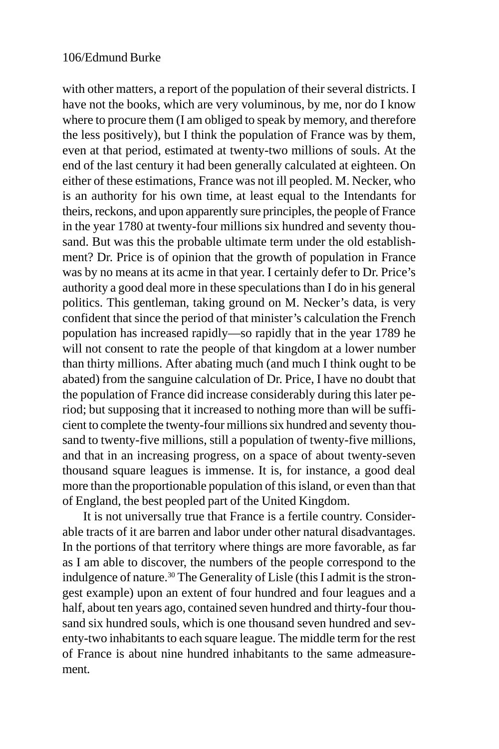with other matters, a report of the population of their several districts. I have not the books, which are very voluminous, by me, nor do I know where to procure them (I am obliged to speak by memory, and therefore the less positively), but I think the population of France was by them, even at that period, estimated at twenty-two millions of souls. At the end of the last century it had been generally calculated at eighteen. On either of these estimations, France was not ill peopled. M. Necker, who is an authority for his own time, at least equal to the Intendants for theirs, reckons, and upon apparently sure principles, the people of France in the year 1780 at twenty-four millions six hundred and seventy thousand. But was this the probable ultimate term under the old establishment? Dr. Price is of opinion that the growth of population in France was by no means at its acme in that year. I certainly defer to Dr. Price's authority a good deal more in these speculations than I do in his general politics. This gentleman, taking ground on M. Necker's data, is very confident that since the period of that minister's calculation the French population has increased rapidly—so rapidly that in the year 1789 he will not consent to rate the people of that kingdom at a lower number than thirty millions. After abating much (and much I think ought to be abated) from the sanguine calculation of Dr. Price, I have no doubt that the population of France did increase considerably during this later period; but supposing that it increased to nothing more than will be sufficient to complete the twenty-four millions six hundred and seventy thousand to twenty-five millions, still a population of twenty-five millions, and that in an increasing progress, on a space of about twenty-seven thousand square leagues is immense. It is, for instance, a good deal more than the proportionable population of this island, or even than that of England, the best peopled part of the United Kingdom.

It is not universally true that France is a fertile country. Considerable tracts of it are barren and labor under other natural disadvantages. In the portions of that territory where things are more favorable, as far as I am able to discover, the numbers of the people correspond to the indulgence of nature.[30] The Generality of Lisle (this I admit is the strongest example) upon an extent of four hundred and four leagues and a half, about ten years ago, contained seven hundred and thirty-four thousand six hundred souls, which is one thousand seven hundred and seventy-two inhabitants to each square league. The middle term for the rest of France is about nine hundred inhabitants to the same admeasurement.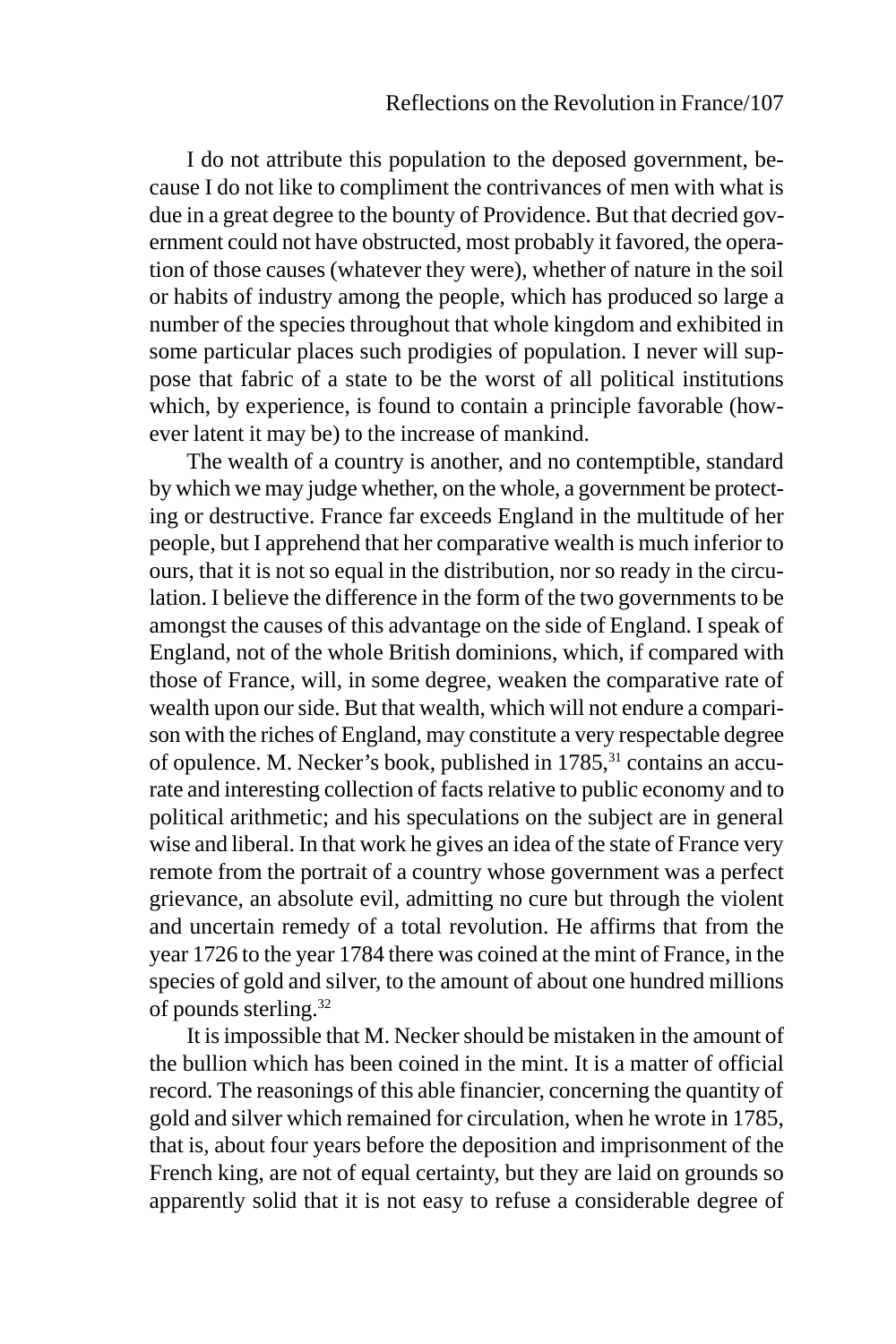I do not attribute this population to the deposed government, because I do not like to compliment the contrivances of men with what is due in a great degree to the bounty of Providence. But that decried government could not have obstructed, most probably it favored, the operation of those causes (whatever they were), whether of nature in the soil or habits of industry among the people, which has produced so large a number of the species throughout that whole kingdom and exhibited in some particular places such prodigies of population. I never will suppose that fabric of a state to be the worst of all political institutions which, by experience, is found to contain a principle favorable (however latent it may be) to the increase of mankind.

The wealth of a country is another, and no contemptible, standard by which we may judge whether, on the whole, a government be protecting or destructive. France far exceeds England in the multitude of her people, but I apprehend that her comparative wealth is much inferior to ours, that it is not so equal in the distribution, nor so ready in the circulation. I believe the difference in the form of the two governments to be amongst the causes of this advantage on the side of England. I speak of England, not of the whole British dominions, which, if compared with those of France, will, in some degree, weaken the comparative rate of wealth upon our side. But that wealth, which will not endure a comparison with the riches of England, may constitute a very respectable degree of opulence. M. Necker's book, published in 1785,[31] contains an accurate and interesting collection of facts relative to public economy and to political arithmetic; and his speculations on the subject are in general wise and liberal. In that work he gives an idea of the state of France very remote from the portrait of a country whose government was a perfect grievance, an absolute evil, admitting no cure but through the violent and uncertain remedy of a total revolution. He affirms that from the year 1726 to the year 1784 there was coined at the mint of France, in the species of gold and silver, to the amount of about one hundred millions of pounds sterling.[32]

It is impossible that M. Necker should be mistaken in the amount of the bullion which has been coined in the mint. It is a matter of official record. The reasonings of this able financier, concerning the quantity of gold and silver which remained for circulation, when he wrote in 1785, that is, about four years before the deposition and imprisonment of the French king, are not of equal certainty, but they are laid on grounds so apparently solid that it is not easy to refuse a considerable degree of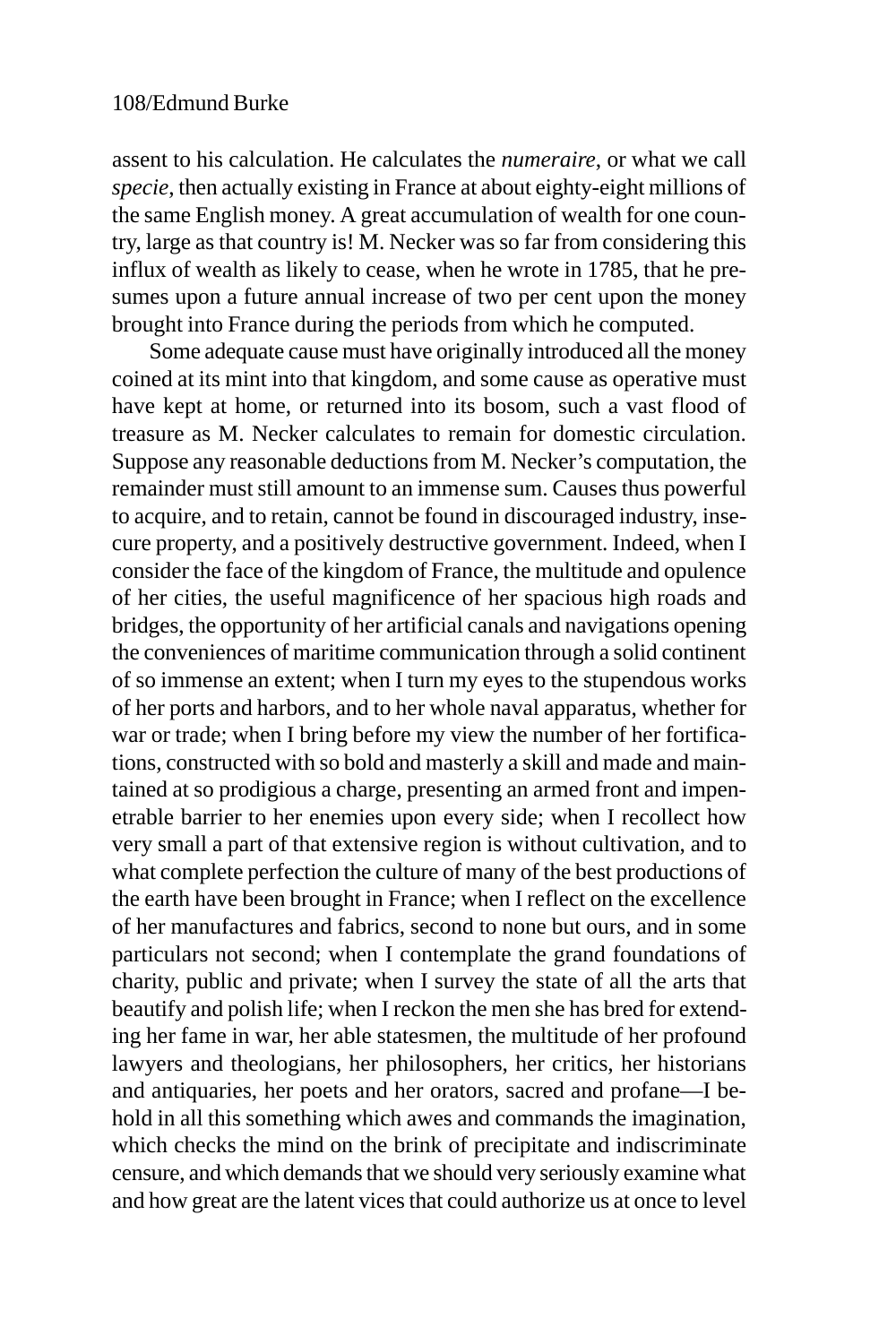assent to his calculation. He calculates the *numeraire,* or what we call *specie,* then actually existing in France at about eighty-eight millions of the same English money. A great accumulation of wealth for one country, large as that country is! M. Necker was so far from considering this influx of wealth as likely to cease, when he wrote in 1785, that he presumes upon a future annual increase of two per cent upon the money brought into France during the periods from which he computed.

Some adequate cause must have originally introduced all the money coined at its mint into that kingdom, and some cause as operative must have kept at home, or returned into its bosom, such a vast flood of treasure as M. Necker calculates to remain for domestic circulation. Suppose any reasonable deductions from M. Necker's computation, the remainder must still amount to an immense sum. Causes thus powerful to acquire, and to retain, cannot be found in discouraged industry, insecure property, and a positively destructive government. Indeed, when I consider the face of the kingdom of France, the multitude and opulence of her cities, the useful magnificence of her spacious high roads and bridges, the opportunity of her artificial canals and navigations opening the conveniences of maritime communication through a solid continent of so immense an extent; when I turn my eyes to the stupendous works of her ports and harbors, and to her whole naval apparatus, whether for war or trade; when I bring before my view the number of her fortifications, constructed with so bold and masterly a skill and made and maintained at so prodigious a charge, presenting an armed front and impenetrable barrier to her enemies upon every side; when I recollect how very small a part of that extensive region is without cultivation, and to what complete perfection the culture of many of the best productions of the earth have been brought in France; when I reflect on the excellence of her manufactures and fabrics, second to none but ours, and in some particulars not second; when I contemplate the grand foundations of charity, public and private; when I survey the state of all the arts that beautify and polish life; when I reckon the men she has bred for extending her fame in war, her able statesmen, the multitude of her profound lawyers and theologians, her philosophers, her critics, her historians and antiquaries, her poets and her orators, sacred and profane—I behold in all this something which awes and commands the imagination, which checks the mind on the brink of precipitate and indiscriminate censure, and which demands that we should very seriously examine what and how great are the latent vices that could authorize us at once to level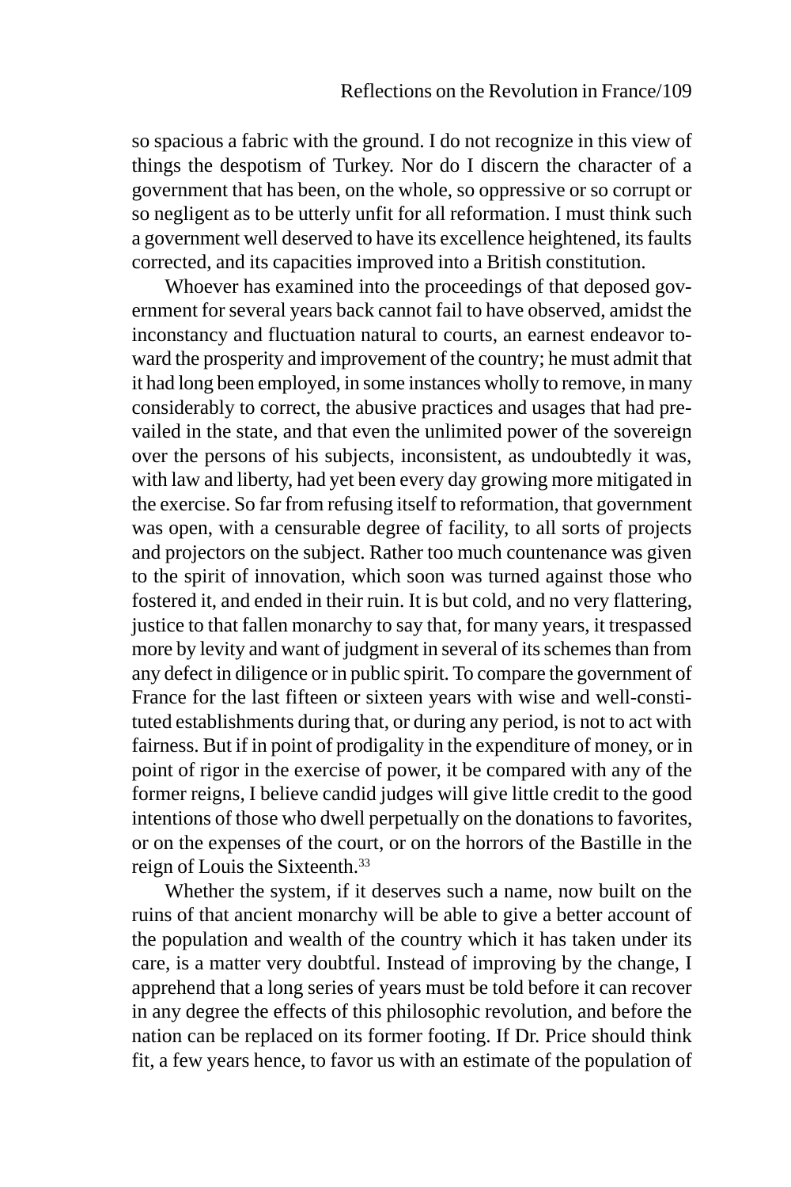so spacious a fabric with the ground. I do not recognize in this view of things the despotism of Turkey. Nor do I discern the character of a government that has been, on the whole, so oppressive or so corrupt or so negligent as to be utterly unfit for all reformation. I must think such a government well deserved to have its excellence heightened, its faults corrected, and its capacities improved into a British constitution.

Whoever has examined into the proceedings of that deposed government for several years back cannot fail to have observed, amidst the inconstancy and fluctuation natural to courts, an earnest endeavor toward the prosperity and improvement of the country; he must admit that it had long been employed, in some instances wholly to remove, in many considerably to correct, the abusive practices and usages that had prevailed in the state, and that even the unlimited power of the sovereign over the persons of his subjects, inconsistent, as undoubtedly it was, with law and liberty, had yet been every day growing more mitigated in the exercise. So far from refusing itself to reformation, that government was open, with a censurable degree of facility, to all sorts of projects and projectors on the subject. Rather too much countenance was given to the spirit of innovation, which soon was turned against those who fostered it, and ended in their ruin. It is but cold, and no very flattering, justice to that fallen monarchy to say that, for many years, it trespassed more by levity and want of judgment in several of its schemes than from any defect in diligence or in public spirit. To compare the government of France for the last fifteen or sixteen years with wise and well-constituted establishments during that, or during any period, is not to act with fairness. But if in point of prodigality in the expenditure of money, or in point of rigor in the exercise of power, it be compared with any of the former reigns, I believe candid judges will give little credit to the good intentions of those who dwell perpetually on the donations to favorites, or on the expenses of the court, or on the horrors of the Bastille in the reign of Louis the Sixteenth.[33]

Whether the system, if it deserves such a name, now built on the ruins of that ancient monarchy will be able to give a better account of the population and wealth of the country which it has taken under its care, is a matter very doubtful. Instead of improving by the change, I apprehend that a long series of years must be told before it can recover in any degree the effects of this philosophic revolution, and before the nation can be replaced on its former footing. If Dr. Price should think fit, a few years hence, to favor us with an estimate of the population of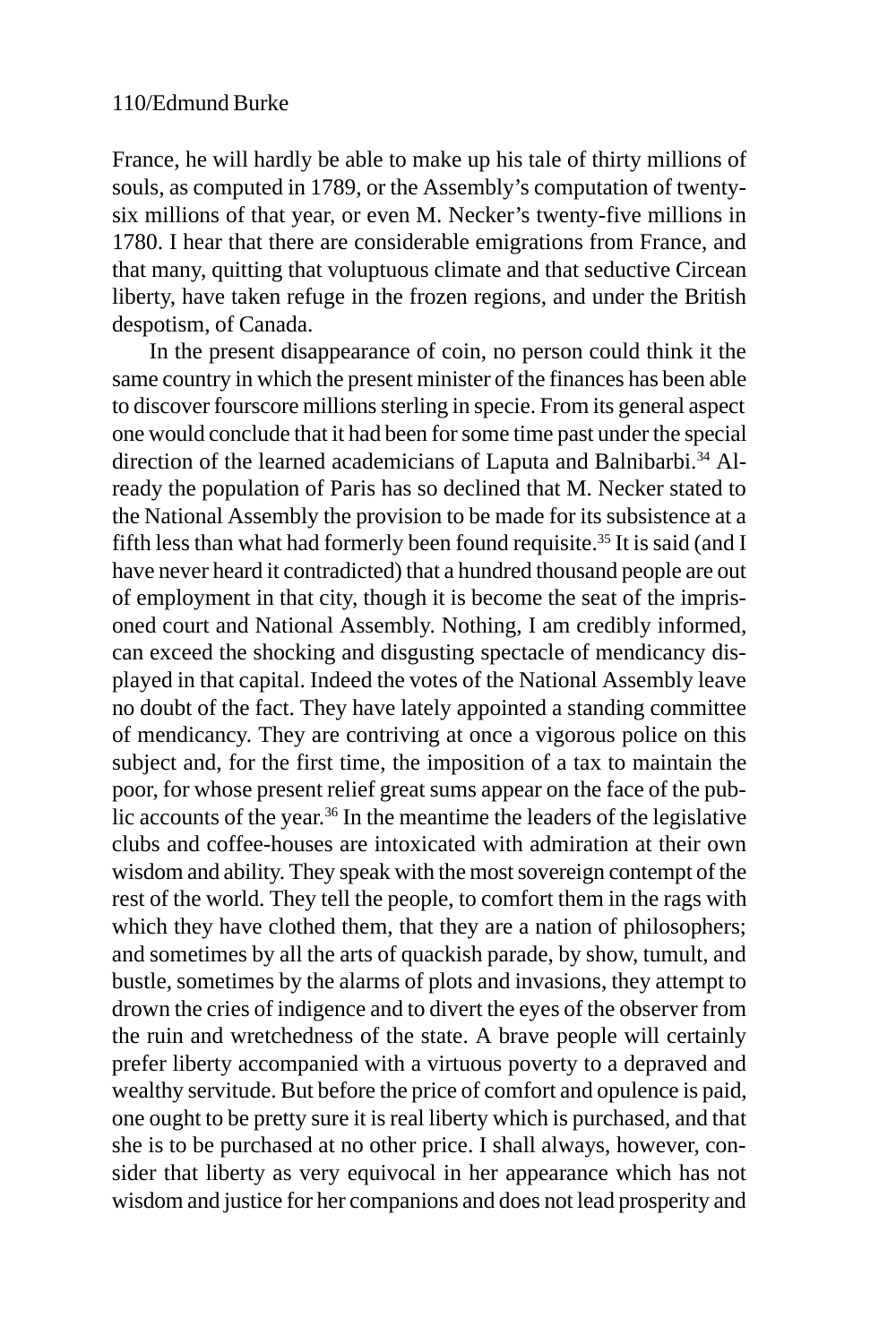France, he will hardly be able to make up his tale of thirty millions of souls, as computed in 1789, or the Assembly's computation of twenty-six millions of that year, or even M. Necker's twenty-five millions in 1780. I hear that there are considerable emigrations from France, and that many, quitting that voluptuous climate and that seductive Circean liberty, have taken refuge in the frozen regions, and under the British despotism, of Canada.

In the present disappearance of coin, no person could think it the same country in which the present minister of the finances has been able to discover fourscore millions sterling in specie. From its general aspect one would conclude that it had been for some time past under the special direction of the learned academicians of Laputa and Balnibarbi.[34] Already the population of Paris has so declined that M. Necker stated to the National Assembly the provision to be made for its subsistence at a fifth less than what had formerly been found requisite.[35] It is said (and I have never heard it contradicted) that a hundred thousand people are out of employment in that city, though it is become the seat of the imprisoned court and National Assembly. Nothing, I am credibly informed, can exceed the shocking and disgusting spectacle of mendicancy displayed in that capital. Indeed the votes of the National Assembly leave no doubt of the fact. They have lately appointed a standing committee of mendicancy. They are contriving at once a vigorous police on this subject and, for the first time, the imposition of a tax to maintain the poor, for whose present relief great sums appear on the face of the public accounts of the year.[36] In the meantime the leaders of the legislative clubs and coffee-houses are intoxicated with admiration at their own wisdom and ability. They speak with the most sovereign contempt of the rest of the world. They tell the people, to comfort them in the rags with which they have clothed them, that they are a nation of philosophers; and sometimes by all the arts of quackish parade, by show, tumult, and bustle, sometimes by the alarms of plots and invasions, they attempt to drown the cries of indigence and to divert the eyes of the observer from the ruin and wretchedness of the state. A brave people will certainly prefer liberty accompanied with a virtuous poverty to a depraved and wealthy servitude. But before the price of comfort and opulence is paid, one ought to be pretty sure it is real liberty which is purchased, and that she is to be purchased at no other price. I shall always, however, consider that liberty as very equivocal in her appearance which has not wisdom and justice for her companions and does not lead prosperity and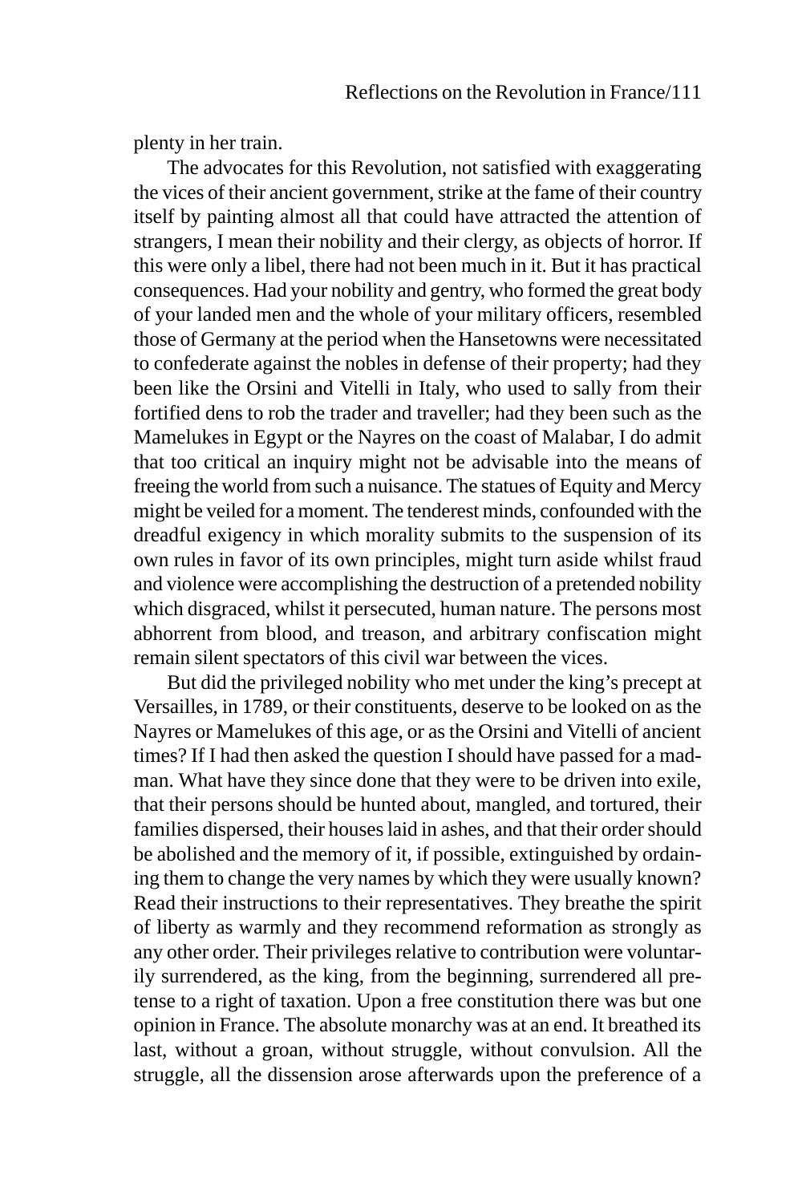plenty in her train.

The advocates for this Revolution, not satisfied with exaggerating the vices of their ancient government, strike at the fame of their country itself by painting almost all that could have attracted the attention of strangers, I mean their nobility and their clergy, as objects of horror. If this were only a libel, there had not been much in it. But it has practical consequences. Had your nobility and gentry, who formed the great body of your landed men and the whole of your military officers, resembled those of Germany at the period when the Hansetowns were necessitated to confederate against the nobles in defense of their property; had they been like the Orsini and Vitelli in Italy, who used to sally from their fortified dens to rob the trader and traveller; had they been such as the Mamelukes in Egypt or the Nayres on the coast of Malabar, I do admit that too critical an inquiry might not be advisable into the means of freeing the world from such a nuisance. The statues of Equity and Mercy might be veiled for a moment. The tenderest minds, confounded with the dreadful exigency in which morality submits to the suspension of its own rules in favor of its own principles, might turn aside whilst fraud and violence were accomplishing the destruction of a pretended nobility which disgraced, whilst it persecuted, human nature. The persons most abhorrent from blood, and treason, and arbitrary confiscation might remain silent spectators of this civil war between the vices.

But did the privileged nobility who met under the king's precept at Versailles, in 1789, or their constituents, deserve to be looked on as the Nayres or Mamelukes of this age, or as the Orsini and Vitelli of ancient times? If I had then asked the question I should have passed for a madman. What have they since done that they were to be driven into exile, that their persons should be hunted about, mangled, and tortured, their families dispersed, their houses laid in ashes, and that their order should be abolished and the memory of it, if possible, extinguished by ordaining them to change the very names by which they were usually known? Read their instructions to their representatives. They breathe the spirit of liberty as warmly and they recommend reformation as strongly as any other order. Their privileges relative to contribution were voluntarily surrendered, as the king, from the beginning, surrendered all pretense to a right of taxation. Upon a free constitution there was but one opinion in France. The absolute monarchy was at an end. It breathed its last, without a groan, without struggle, without convulsion. All the struggle, all the dissension arose afterwards upon the preference of a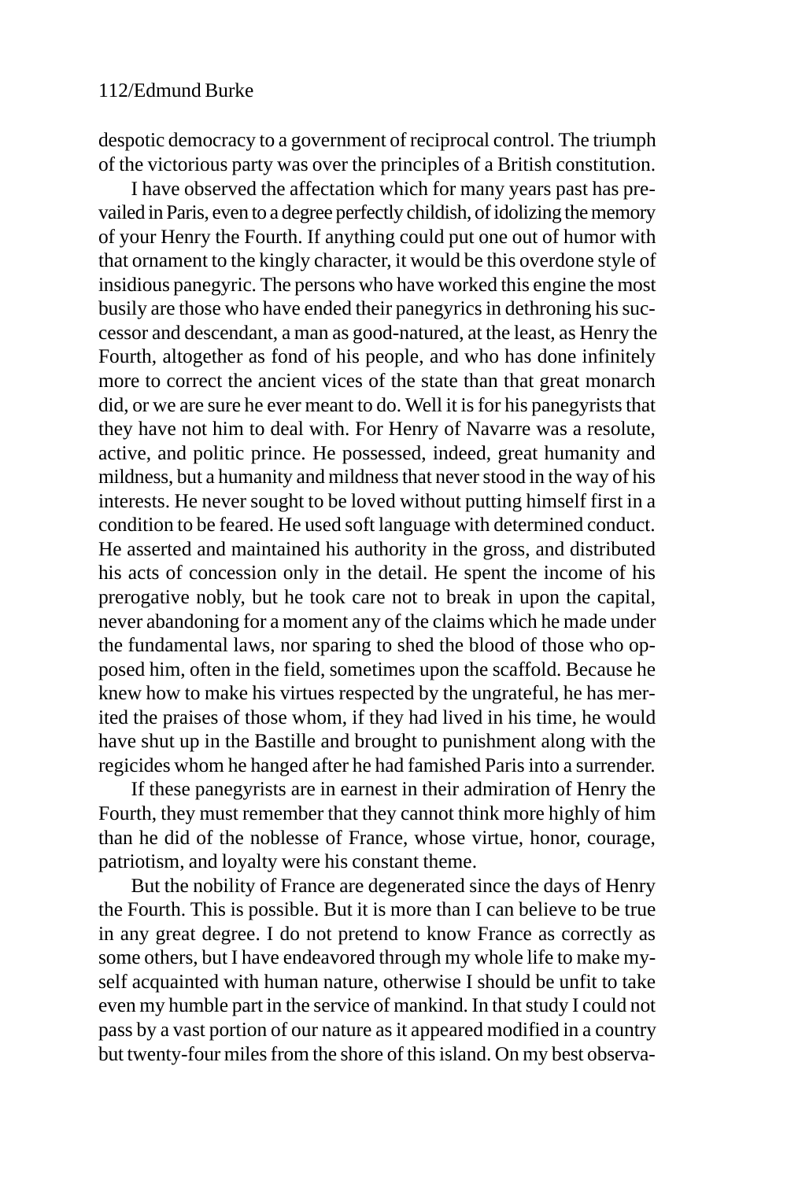despotic democracy to a government of reciprocal control. The triumph of the victorious party was over the principles of a British constitution.

I have observed the affectation which for many years past has prevailed in Paris, even to a degree perfectly childish, of idolizing the memory of your Henry the Fourth. If anything could put one out of humor with that ornament to the kingly character, it would be this overdone style of insidious panegyric. The persons who have worked this engine the most busily are those who have ended their panegyrics in dethroning his successor and descendant, a man as good-natured, at the least, as Henry the Fourth, altogether as fond of his people, and who has done infinitely more to correct the ancient vices of the state than that great monarch did, or we are sure he ever meant to do. Well it is for his panegyrists that they have not him to deal with. For Henry of Navarre was a resolute, active, and politic prince. He possessed, indeed, great humanity and mildness, but a humanity and mildness that never stood in the way of his interests. He never sought to be loved without putting himself first in a condition to be feared. He used soft language with determined conduct. He asserted and maintained his authority in the gross, and distributed his acts of concession only in the detail. He spent the income of his prerogative nobly, but he took care not to break in upon the capital, never abandoning for a moment any of the claims which he made under the fundamental laws, nor sparing to shed the blood of those who opposed him, often in the field, sometimes upon the scaffold. Because he knew how to make his virtues respected by the ungrateful, he has merited the praises of those whom, if they had lived in his time, he would have shut up in the Bastille and brought to punishment along with the regicides whom he hanged after he had famished Paris into a surrender.

If these panegyrists are in earnest in their admiration of Henry the Fourth, they must remember that they cannot think more highly of him than he did of the noblesse of France, whose virtue, honor, courage, patriotism, and loyalty were his constant theme.

But the nobility of France are degenerated since the days of Henry the Fourth. This is possible. But it is more than I can believe to be true in any great degree. I do not pretend to know France as correctly as some others, but I have endeavored through my whole life to make myself acquainted with human nature, otherwise I should be unfit to take even my humble part in the service of mankind. In that study I could not pass by a vast portion of our nature as it appeared modified in a country but twenty-four miles from the shore of this island. On my best observa-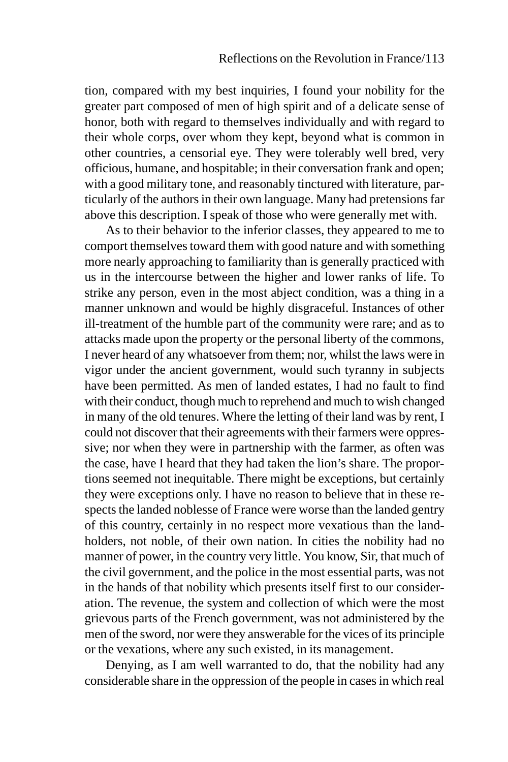tion, compared with my best inquiries, I found your nobility for the greater part composed of men of high spirit and of a delicate sense of honor, both with regard to themselves individually and with regard to their whole corps, over whom they kept, beyond what is common in other countries, a censorial eye. They were tolerably well bred, very officious, humane, and hospitable; in their conversation frank and open; with a good military tone, and reasonably tinctured with literature, particularly of the authors in their own language. Many had pretensions far above this description. I speak of those who were generally met with.

As to their behavior to the inferior classes, they appeared to me to comport themselves toward them with good nature and with something more nearly approaching to familiarity than is generally practiced with us in the intercourse between the higher and lower ranks of life. To strike any person, even in the most abject condition, was a thing in a manner unknown and would be highly disgraceful. Instances of other ill-treatment of the humble part of the community were rare; and as to attacks made upon the property or the personal liberty of the commons, I never heard of any whatsoever from them; nor, whilst the laws were in vigor under the ancient government, would such tyranny in subjects have been permitted. As men of landed estates, I had no fault to find with their conduct, though much to reprehend and much to wish changed in many of the old tenures. Where the letting of their land was by rent, I could not discover that their agreements with their farmers were oppressive; nor when they were in partnership with the farmer, as often was the case, have I heard that they had taken the lion's share. The proportions seemed not inequitable. There might be exceptions, but certainly they were exceptions only. I have no reason to believe that in these respects the landed noblesse of France were worse than the landed gentry of this country, certainly in no respect more vexatious than the landholders, not noble, of their own nation. In cities the nobility had no manner of power, in the country very little. You know, Sir, that much of the civil government, and the police in the most essential parts, was not in the hands of that nobility which presents itself first to our consideration. The revenue, the system and collection of which were the most grievous parts of the French government, was not administered by the men of the sword, nor were they answerable for the vices of its principle or the vexations, where any such existed, in its management.

Denying, as I am well warranted to do, that the nobility had any considerable share in the oppression of the people in cases in which real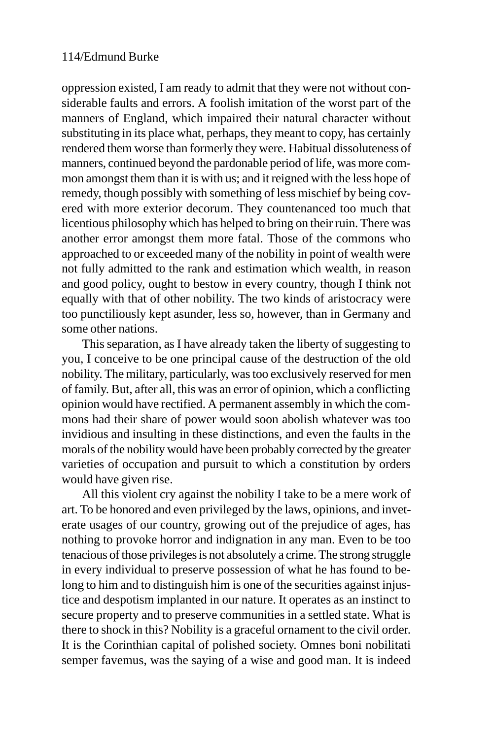oppression existed, I am ready to admit that they were not without considerable faults and errors. A foolish imitation of the worst part of the manners of England, which impaired their natural character without substituting in its place what, perhaps, they meant to copy, has certainly rendered them worse than formerly they were. Habitual dissoluteness of manners, continued beyond the pardonable period of life, was more common amongst them than it is with us; and it reigned with the less hope of remedy, though possibly with something of less mischief by being covered with more exterior decorum. They countenanced too much that licentious philosophy which has helped to bring on their ruin. There was another error amongst them more fatal. Those of the commons who approached to or exceeded many of the nobility in point of wealth were not fully admitted to the rank and estimation which wealth, in reason and good policy, ought to bestow in every country, though I think not equally with that of other nobility. The two kinds of aristocracy were too punctiliously kept asunder, less so, however, than in Germany and some other nations.

This separation, as I have already taken the liberty of suggesting to you, I conceive to be one principal cause of the destruction of the old nobility. The military, particularly, was too exclusively reserved for men of family. But, after all, this was an error of opinion, which a conflicting opinion would have rectified. A permanent assembly in which the commons had their share of power would soon abolish whatever was too invidious and insulting in these distinctions, and even the faults in the morals of the nobility would have been probably corrected by the greater varieties of occupation and pursuit to which a constitution by orders would have given rise.

All this violent cry against the nobility I take to be a mere work of art. To be honored and even privileged by the laws, opinions, and inveterate usages of our country, growing out of the prejudice of ages, has nothing to provoke horror and indignation in any man. Even to be too tenacious of those privileges is not absolutely a crime. The strong struggle in every individual to preserve possession of what he has found to belong to him and to distinguish him is one of the securities against injustice and despotism implanted in our nature. It operates as an instinct to secure property and to preserve communities in a settled state. What is there to shock in this? Nobility is a graceful ornament to the civil order. It is the Corinthian capital of polished society. Omnes boni nobilitati semper favemus, was the saying of a wise and good man. It is indeed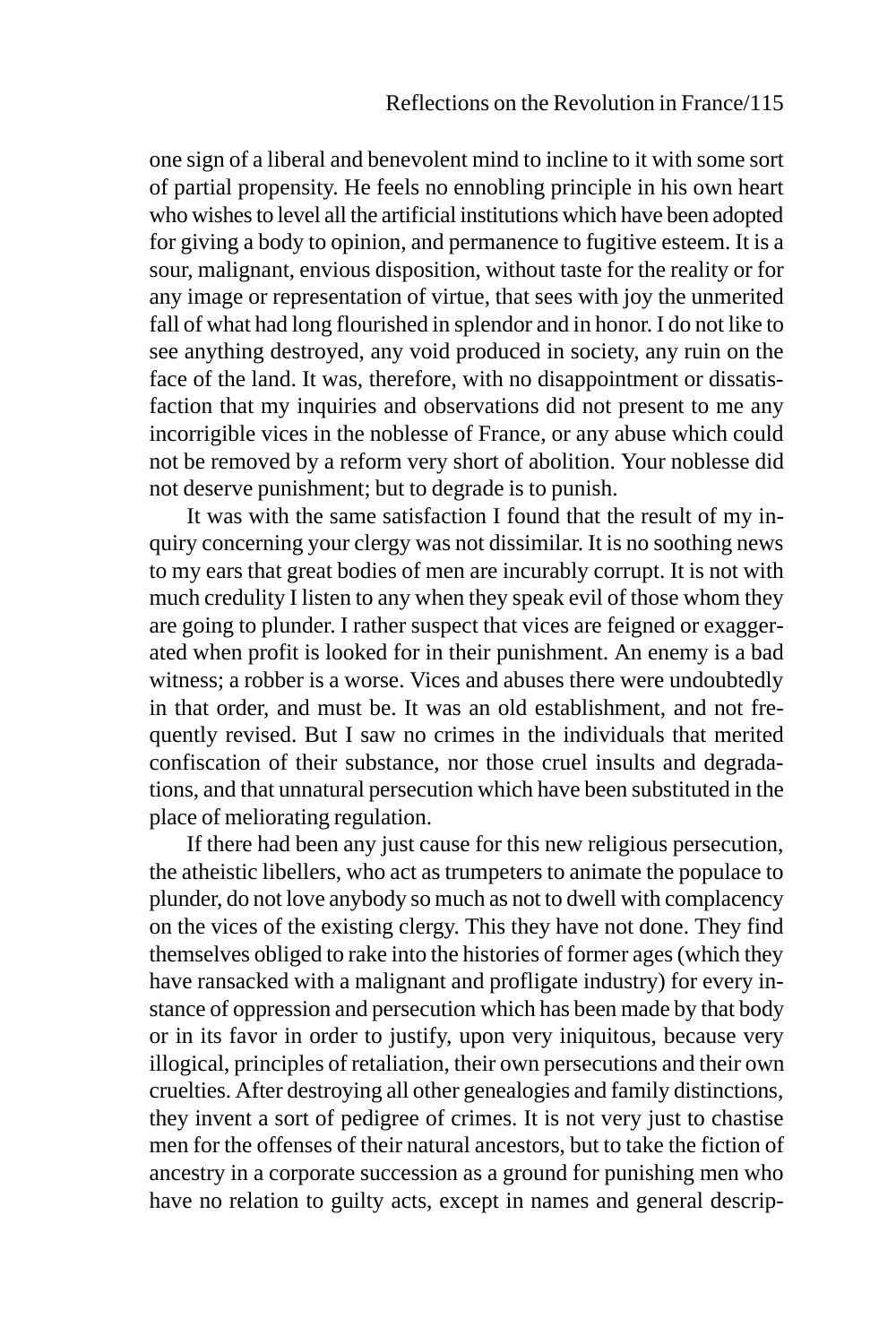one sign of a liberal and benevolent mind to incline to it with some sort of partial propensity. He feels no ennobling principle in his own heart who wishes to level all the artificial institutions which have been adopted for giving a body to opinion, and permanence to fugitive esteem. It is a sour, malignant, envious disposition, without taste for the reality or for any image or representation of virtue, that sees with joy the unmerited fall of what had long flourished in splendor and in honor. I do not like to see anything destroyed, any void produced in society, any ruin on the face of the land. It was, therefore, with no disappointment or dissatisfaction that my inquiries and observations did not present to me any incorrigible vices in the noblesse of France, or any abuse which could not be removed by a reform very short of abolition. Your noblesse did not deserve punishment; but to degrade is to punish.

It was with the same satisfaction I found that the result of my inquiry concerning your clergy was not dissimilar. It is no soothing news to my ears that great bodies of men are incurably corrupt. It is not with much credulity I listen to any when they speak evil of those whom they are going to plunder. I rather suspect that vices are feigned or exaggerated when profit is looked for in their punishment. An enemy is a bad witness; a robber is a worse. Vices and abuses there were undoubtedly in that order, and must be. It was an old establishment, and not frequently revised. But I saw no crimes in the individuals that merited confiscation of their substance, nor those cruel insults and degradations, and that unnatural persecution which have been substituted in the place of meliorating regulation.

If there had been any just cause for this new religious persecution, the atheistic libellers, who act as trumpeters to animate the populace to plunder, do not love anybody so much as not to dwell with complacency on the vices of the existing clergy. This they have not done. They find themselves obliged to rake into the histories of former ages (which they have ransacked with a malignant and profligate industry) for every instance of oppression and persecution which has been made by that body or in its favor in order to justify, upon very iniquitous, because very illogical, principles of retaliation, their own persecutions and their own cruelties. After destroying all other genealogies and family distinctions, they invent a sort of pedigree of crimes. It is not very just to chastise men for the offenses of their natural ancestors, but to take the fiction of ancestry in a corporate succession as a ground for punishing men who have no relation to guilty acts, except in names and general descrip-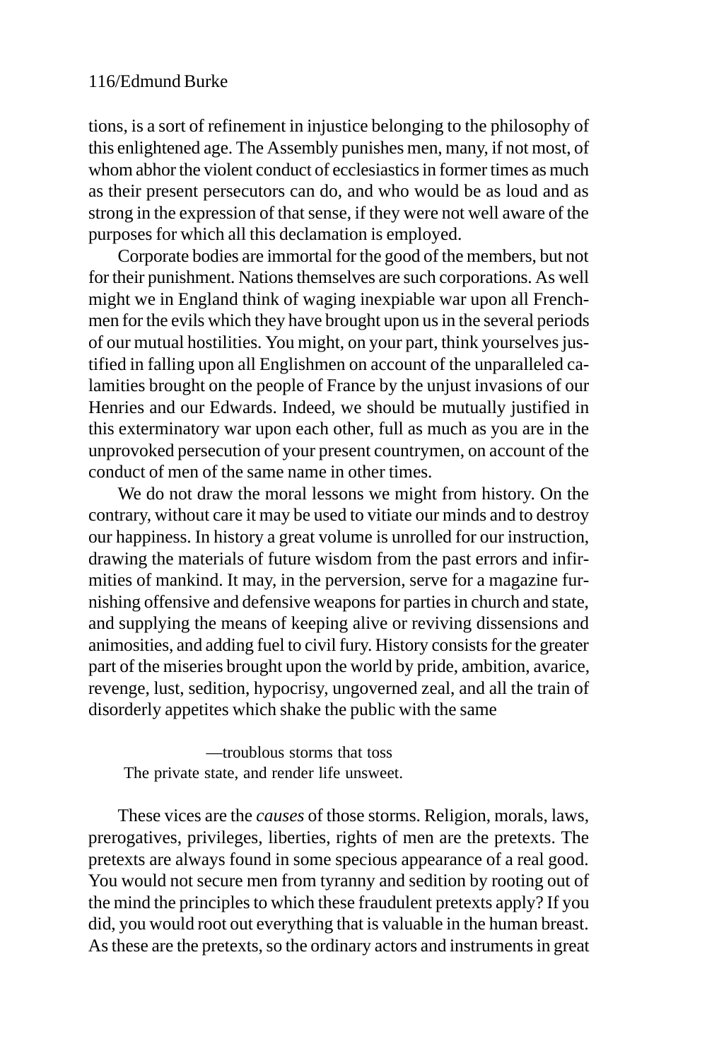tions, is a sort of refinement in injustice belonging to the philosophy of this enlightened age. The Assembly punishes men, many, if not most, of whom abhor the violent conduct of ecclesiastics in former times as much as their present persecutors can do, and who would be as loud and as strong in the expression of that sense, if they were not well aware of the purposes for which all this declamation is employed.

Corporate bodies are immortal for the good of the members, but not for their punishment. Nations themselves are such corporations. As well might we in England think of waging inexpiable war upon all Frenchmen for the evils which they have brought upon us in the several periods of our mutual hostilities. You might, on your part, think yourselves justified in falling upon all Englishmen on account of the unparalleled calamities brought on the people of France by the unjust invasions of our Henries and our Edwards. Indeed, we should be mutually justified in this exterminatory war upon each other, full as much as you are in the unprovoked persecution of your present countrymen, on account of the conduct of men of the same name in other times.

We do not draw the moral lessons we might from history. On the contrary, without care it may be used to vitiate our minds and to destroy our happiness. In history a great volume is unrolled for our instruction, drawing the materials of future wisdom from the past errors and infirmities of mankind. It may, in the perversion, serve for a magazine furnishing offensive and defensive weapons for parties in church and state, and supplying the means of keeping alive or reviving dissensions and animosities, and adding fuel to civil fury. History consists for the greater part of the miseries brought upon the world by pride, ambition, avarice, revenge, lust, sedition, hypocrisy, ungoverned zeal, and all the train of disorderly appetites which shake the public with the same

> —troublous storms that toss
> The private state, and render life unsweet.

These vices are the *causes* of those storms. Religion, morals, laws, prerogatives, privileges, liberties, rights of men are the pretexts. The pretexts are always found in some specious appearance of a real good. You would not secure men from tyranny and sedition by rooting out of the mind the principles to which these fraudulent pretexts apply? If you did, you would root out everything that is valuable in the human breast. As these are the pretexts, so the ordinary actors and instruments in great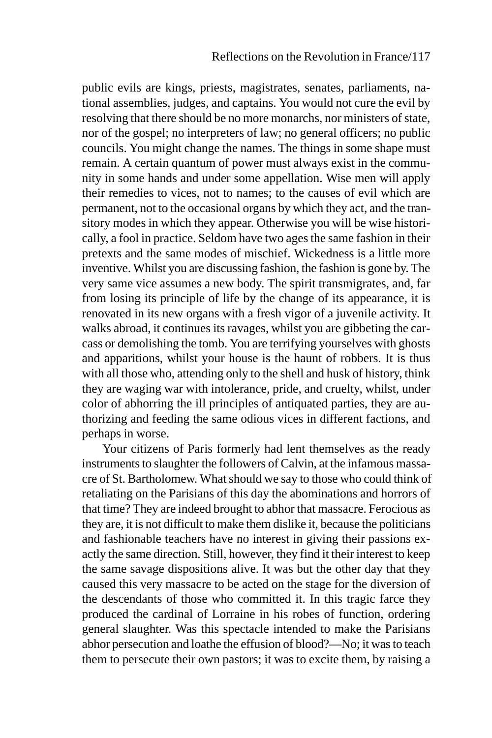public evils are kings, priests, magistrates, senates, parliaments, national assemblies, judges, and captains. You would not cure the evil by resolving that there should be no more monarchs, nor ministers of state, nor of the gospel; no interpreters of law; no general officers; no public councils. You might change the names. The things in some shape must remain. A certain quantum of power must always exist in the community in some hands and under some appellation. Wise men will apply their remedies to vices, not to names; to the causes of evil which are permanent, not to the occasional organs by which they act, and the transitory modes in which they appear. Otherwise you will be wise historically, a fool in practice. Seldom have two ages the same fashion in their pretexts and the same modes of mischief. Wickedness is a little more inventive. Whilst you are discussing fashion, the fashion is gone by. The very same vice assumes a new body. The spirit transmigrates, and, far from losing its principle of life by the change of its appearance, it is renovated in its new organs with a fresh vigor of a juvenile activity. It walks abroad, it continues its ravages, whilst you are gibbeting the carcass or demolishing the tomb. You are terrifying yourselves with ghosts and apparitions, whilst your house is the haunt of robbers. It is thus with all those who, attending only to the shell and husk of history, think they are waging war with intolerance, pride, and cruelty, whilst, under color of abhorring the ill principles of antiquated parties, they are authorizing and feeding the same odious vices in different factions, and perhaps in worse.

Your citizens of Paris formerly had lent themselves as the ready instruments to slaughter the followers of Calvin, at the infamous massacre of St. Bartholomew. What should we say to those who could think of retaliating on the Parisians of this day the abominations and horrors of that time? They are indeed brought to abhor that massacre. Ferocious as they are, it is not difficult to make them dislike it, because the politicians and fashionable teachers have no interest in giving their passions exactly the same direction. Still, however, they find it their interest to keep the same savage dispositions alive. It was but the other day that they caused this very massacre to be acted on the stage for the diversion of the descendants of those who committed it. In this tragic farce they produced the cardinal of Lorraine in his robes of function, ordering general slaughter. Was this spectacle intended to make the Parisians abhor persecution and loathe the effusion of blood?—No; it was to teach them to persecute their own pastors; it was to excite them, by raising a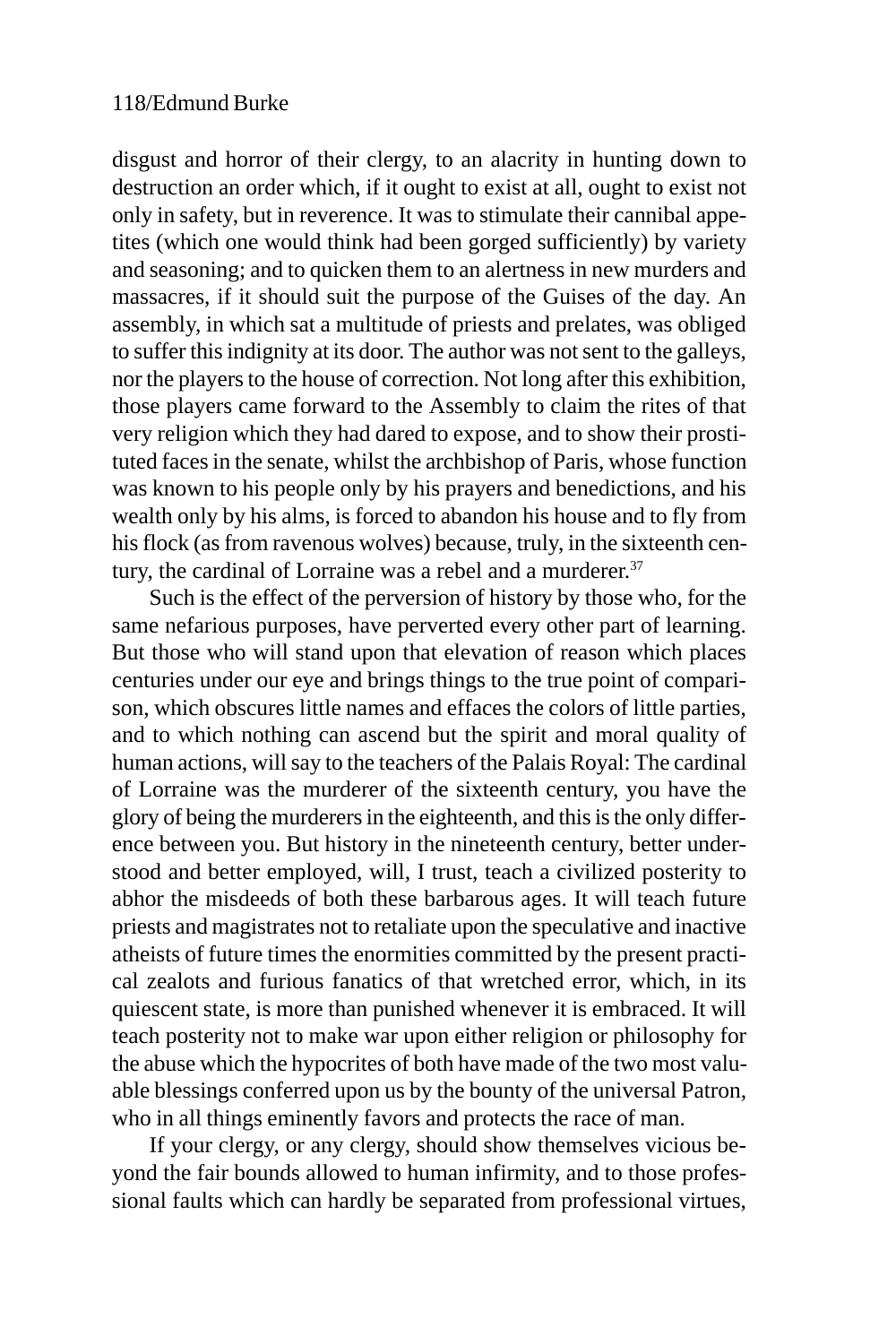disgust and horror of their clergy, to an alacrity in hunting down to destruction an order which, if it ought to exist at all, ought to exist not only in safety, but in reverence. It was to stimulate their cannibal appetites (which one would think had been gorged sufficiently) by variety and seasoning; and to quicken them to an alertness in new murders and massacres, if it should suit the purpose of the Guises of the day. An assembly, in which sat a multitude of priests and prelates, was obliged to suffer this indignity at its door. The author was not sent to the galleys, nor the players to the house of correction. Not long after this exhibition, those players came forward to the Assembly to claim the rites of that very religion which they had dared to expose, and to show their prostituted faces in the senate, whilst the archbishop of Paris, whose function was known to his people only by his prayers and benedictions, and his wealth only by his alms, is forced to abandon his house and to fly from his flock (as from ravenous wolves) because, truly, in the sixteenth century, the cardinal of Lorraine was a rebel and a murderer.[37]

Such is the effect of the perversion of history by those who, for the same nefarious purposes, have perverted every other part of learning. But those who will stand upon that elevation of reason which places centuries under our eye and brings things to the true point of comparison, which obscures little names and effaces the colors of little parties, and to which nothing can ascend but the spirit and moral quality of human actions, will say to the teachers of the Palais Royal: The cardinal of Lorraine was the murderer of the sixteenth century, you have the glory of being the murderers in the eighteenth, and this is the only difference between you. But history in the nineteenth century, better understood and better employed, will, I trust, teach a civilized posterity to abhor the misdeeds of both these barbarous ages. It will teach future priests and magistrates not to retaliate upon the speculative and inactive atheists of future times the enormities committed by the present practical zealots and furious fanatics of that wretched error, which, in its quiescent state, is more than punished whenever it is embraced. It will teach posterity not to make war upon either religion or philosophy for the abuse which the hypocrites of both have made of the two most valuable blessings conferred upon us by the bounty of the universal Patron, who in all things eminently favors and protects the race of man.

If your clergy, or any clergy, should show themselves vicious beyond the fair bounds allowed to human infirmity, and to those professional faults which can hardly be separated from professional virtues,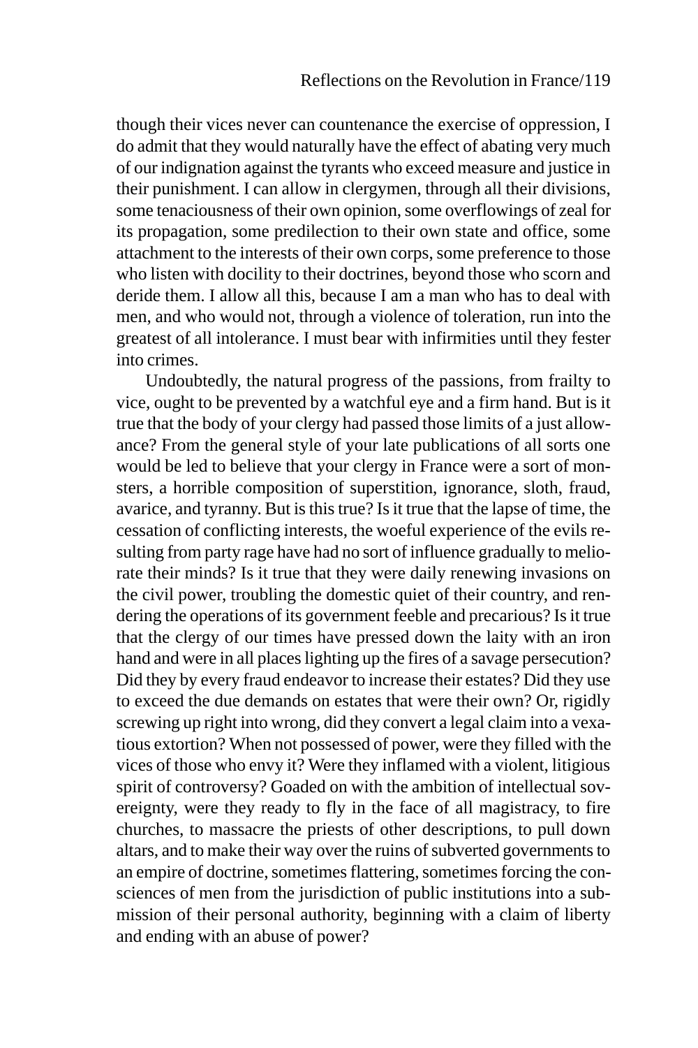though their vices never can countenance the exercise of oppression, I do admit that they would naturally have the effect of abating very much of our indignation against the tyrants who exceed measure and justice in their punishment. I can allow in clergymen, through all their divisions, some tenaciousness of their own opinion, some overflowings of zeal for its propagation, some predilection to their own state and office, some attachment to the interests of their own corps, some preference to those who listen with docility to their doctrines, beyond those who scorn and deride them. I allow all this, because I am a man who has to deal with men, and who would not, through a violence of toleration, run into the greatest of all intolerance. I must bear with infirmities until they fester into crimes.

Undoubtedly, the natural progress of the passions, from frailty to vice, ought to be prevented by a watchful eye and a firm hand. But is it true that the body of your clergy had passed those limits of a just allowance? From the general style of your late publications of all sorts one would be led to believe that your clergy in France were a sort of monsters, a horrible composition of superstition, ignorance, sloth, fraud, avarice, and tyranny. But is this true? Is it true that the lapse of time, the cessation of conflicting interests, the woeful experience of the evils resulting from party rage have had no sort of influence gradually to meliorate their minds? Is it true that they were daily renewing invasions on the civil power, troubling the domestic quiet of their country, and rendering the operations of its government feeble and precarious? Is it true that the clergy of our times have pressed down the laity with an iron hand and were in all places lighting up the fires of a savage persecution? Did they by every fraud endeavor to increase their estates? Did they use to exceed the due demands on estates that were their own? Or, rigidly screwing up right into wrong, did they convert a legal claim into a vexatious extortion? When not possessed of power, were they filled with the vices of those who envy it? Were they inflamed with a violent, litigious spirit of controversy? Goaded on with the ambition of intellectual sovereignty, were they ready to fly in the face of all magistracy, to fire churches, to massacre the priests of other descriptions, to pull down altars, and to make their way over the ruins of subverted governments to an empire of doctrine, sometimes flattering, sometimes forcing the consciences of men from the jurisdiction of public institutions into a submission of their personal authority, beginning with a claim of liberty and ending with an abuse of power?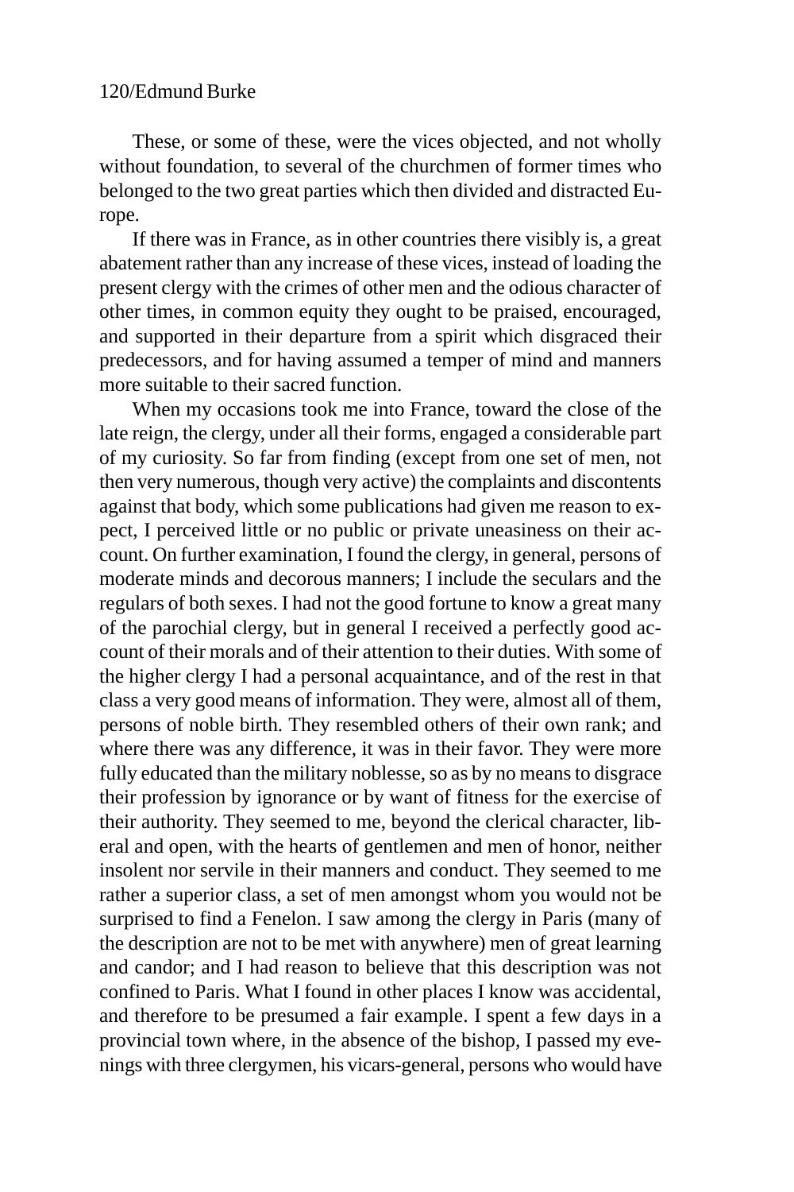These, or some of these, were the vices objected, and not wholly without foundation, to several of the churchmen of former times who belonged to the two great parties which then divided and distracted Europe.

If there was in France, as in other countries there visibly is, a great abatement rather than any increase of these vices, instead of loading the present clergy with the crimes of other men and the odious character of other times, in common equity they ought to be praised, encouraged, and supported in their departure from a spirit which disgraced their predecessors, and for having assumed a temper of mind and manners more suitable to their sacred function.

When my occasions took me into France, toward the close of the late reign, the clergy, under all their forms, engaged a considerable part of my curiosity. So far from finding (except from one set of men, not then very numerous, though very active) the complaints and discontents against that body, which some publications had given me reason to expect, I perceived little or no public or private uneasiness on their account. On further examination, I found the clergy, in general, persons of moderate minds and decorous manners; I include the seculars and the regulars of both sexes. I had not the good fortune to know a great many of the parochial clergy, but in general I received a perfectly good account of their morals and of their attention to their duties. With some of the higher clergy I had a personal acquaintance, and of the rest in that class a very good means of information. They were, almost all of them, persons of noble birth. They resembled others of their own rank; and where there was any difference, it was in their favor. They were more fully educated than the military noblesse, so as by no means to disgrace their profession by ignorance or by want of fitness for the exercise of their authority. They seemed to me, beyond the clerical character, liberal and open, with the hearts of gentlemen and men of honor, neither insolent nor servile in their manners and conduct. They seemed to me rather a superior class, a set of men amongst whom you would not be surprised to find a Fenelon. I saw among the clergy in Paris (many of the description are not to be met with anywhere) men of great learning and candor; and I had reason to believe that this description was not confined to Paris. What I found in other places I know was accidental, and therefore to be presumed a fair example. I spent a few days in a provincial town where, in the absence of the bishop, I passed my evenings with three clergymen, his vicars-general, persons who would have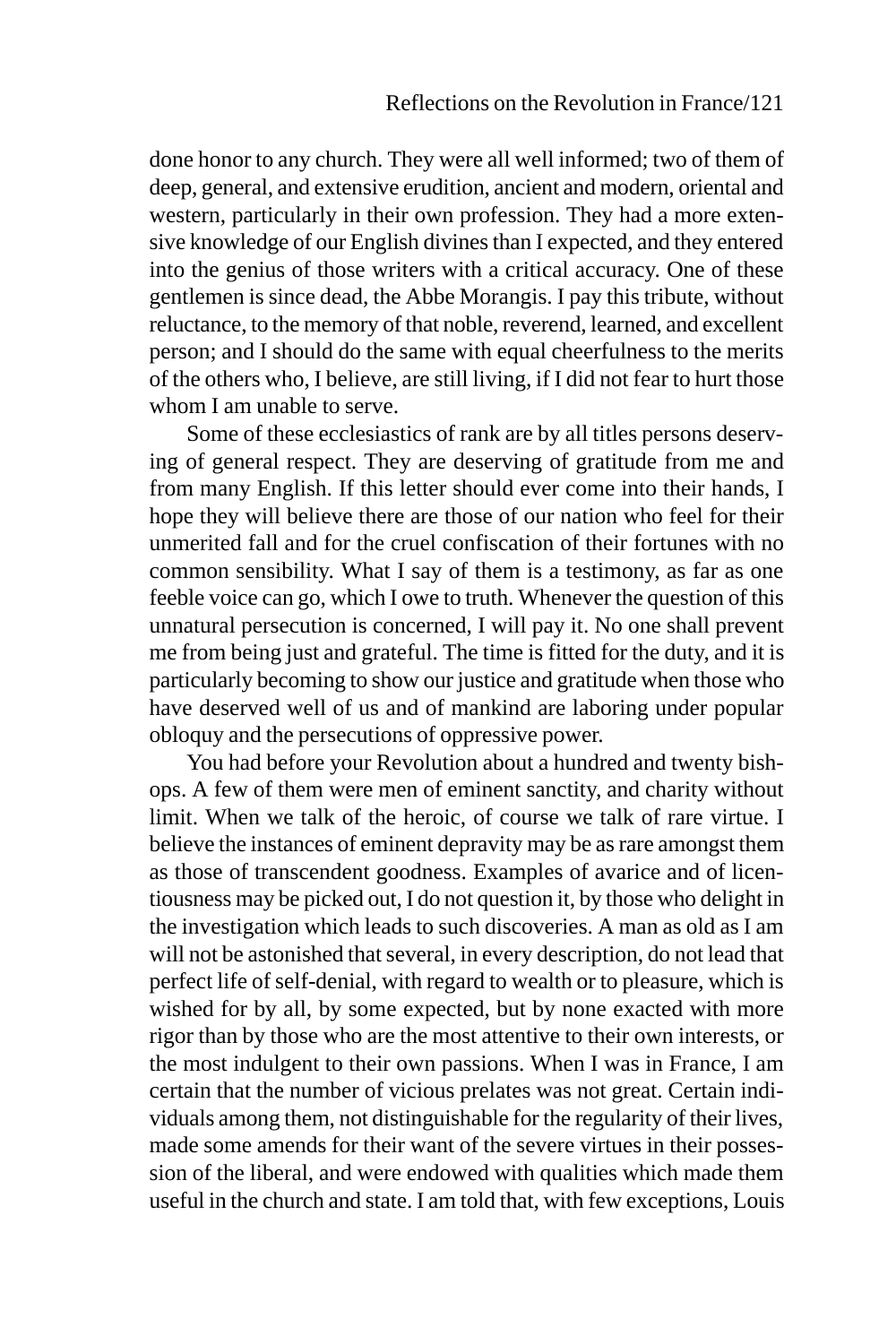done honor to any church. They were all well informed; two of them of deep, general, and extensive erudition, ancient and modern, oriental and western, particularly in their own profession. They had a more extensive knowledge of our English divines than I expected, and they entered into the genius of those writers with a critical accuracy. One of these gentlemen is since dead, the Abbe Morangis. I pay this tribute, without reluctance, to the memory of that noble, reverend, learned, and excellent person; and I should do the same with equal cheerfulness to the merits of the others who, I believe, are still living, if I did not fear to hurt those whom I am unable to serve.

Some of these ecclesiastics of rank are by all titles persons deserving of general respect. They are deserving of gratitude from me and from many English. If this letter should ever come into their hands, I hope they will believe there are those of our nation who feel for their unmerited fall and for the cruel confiscation of their fortunes with no common sensibility. What I say of them is a testimony, as far as one feeble voice can go, which I owe to truth. Whenever the question of this unnatural persecution is concerned, I will pay it. No one shall prevent me from being just and grateful. The time is fitted for the duty, and it is particularly becoming to show our justice and gratitude when those who have deserved well of us and of mankind are laboring under popular obloquy and the persecutions of oppressive power.

You had before your Revolution about a hundred and twenty bishops. A few of them were men of eminent sanctity, and charity without limit. When we talk of the heroic, of course we talk of rare virtue. I believe the instances of eminent depravity may be as rare amongst them as those of transcendent goodness. Examples of avarice and of licentiousness may be picked out, I do not question it, by those who delight in the investigation which leads to such discoveries. A man as old as I am will not be astonished that several, in every description, do not lead that perfect life of self-denial, with regard to wealth or to pleasure, which is wished for by all, by some expected, but by none exacted with more rigor than by those who are the most attentive to their own interests, or the most indulgent to their own passions. When I was in France, I am certain that the number of vicious prelates was not great. Certain individuals among them, not distinguishable for the regularity of their lives, made some amends for their want of the severe virtues in their possession of the liberal, and were endowed with qualities which made them useful in the church and state. I am told that, with few exceptions, Louis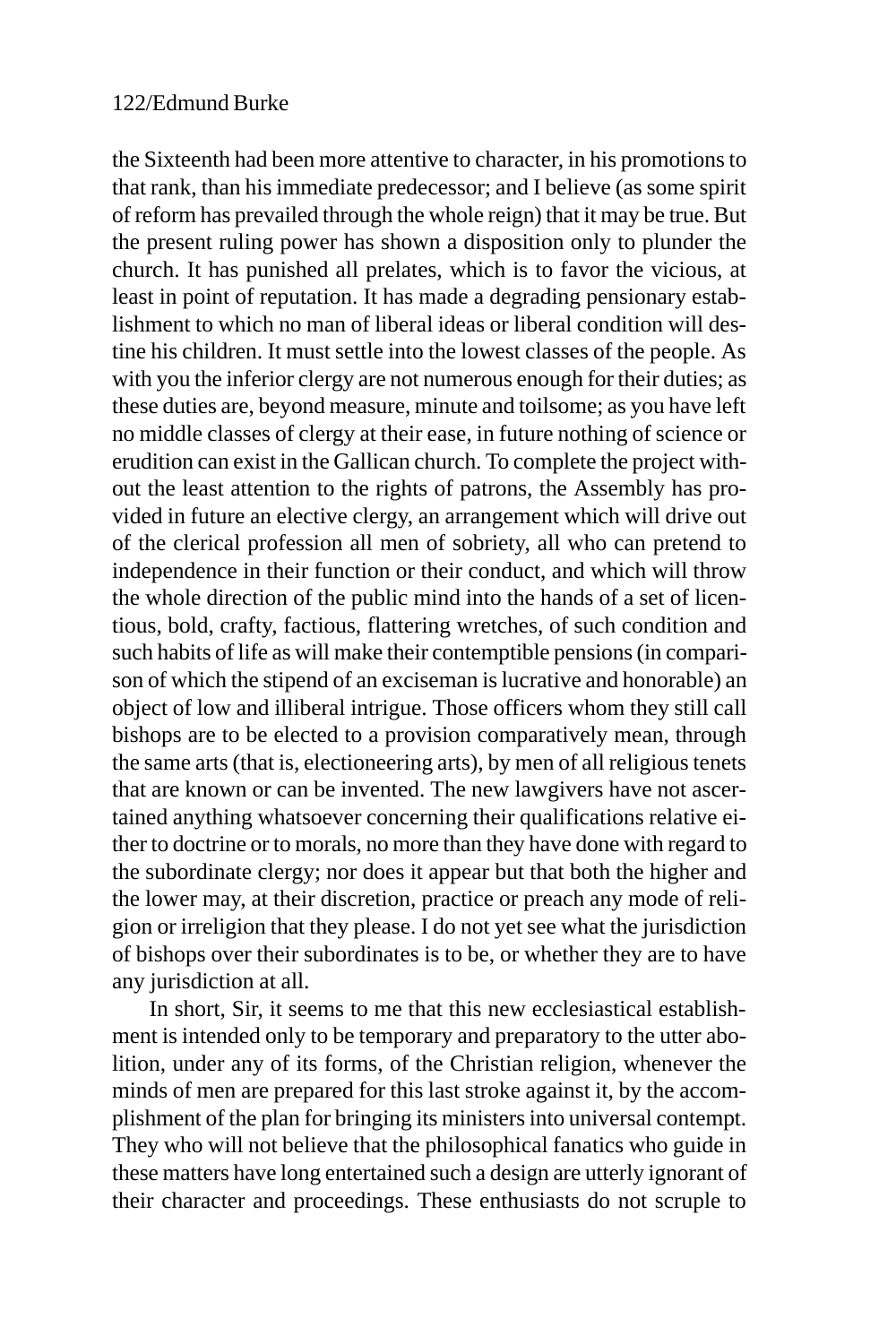the Sixteenth had been more attentive to character, in his promotions to that rank, than his immediate predecessor; and I believe (as some spirit of reform has prevailed through the whole reign) that it may be true. But the present ruling power has shown a disposition only to plunder the church. It has punished all prelates, which is to favor the vicious, at least in point of reputation. It has made a degrading pensionary establishment to which no man of liberal ideas or liberal condition will destine his children. It must settle into the lowest classes of the people. As with you the inferior clergy are not numerous enough for their duties; as these duties are, beyond measure, minute and toilsome; as you have left no middle classes of clergy at their ease, in future nothing of science or erudition can exist in the Gallican church. To complete the project without the least attention to the rights of patrons, the Assembly has provided in future an elective clergy, an arrangement which will drive out of the clerical profession all men of sobriety, all who can pretend to independence in their function or their conduct, and which will throw the whole direction of the public mind into the hands of a set of licentious, bold, crafty, factious, flattering wretches, of such condition and such habits of life as will make their contemptible pensions (in comparison of which the stipend of an exciseman is lucrative and honorable) an object of low and illiberal intrigue. Those officers whom they still call bishops are to be elected to a provision comparatively mean, through the same arts (that is, electioneering arts), by men of all religious tenets that are known or can be invented. The new lawgivers have not ascertained anything whatsoever concerning their qualifications relative either to doctrine or to morals, no more than they have done with regard to the subordinate clergy; nor does it appear but that both the higher and the lower may, at their discretion, practice or preach any mode of religion or irreligion that they please. I do not yet see what the jurisdiction of bishops over their subordinates is to be, or whether they are to have any jurisdiction at all.

In short, Sir, it seems to me that this new ecclesiastical establishment is intended only to be temporary and preparatory to the utter abolition, under any of its forms, of the Christian religion, whenever the minds of men are prepared for this last stroke against it, by the accomplishment of the plan for bringing its ministers into universal contempt. They who will not believe that the philosophical fanatics who guide in these matters have long entertained such a design are utterly ignorant of their character and proceedings. These enthusiasts do not scruple to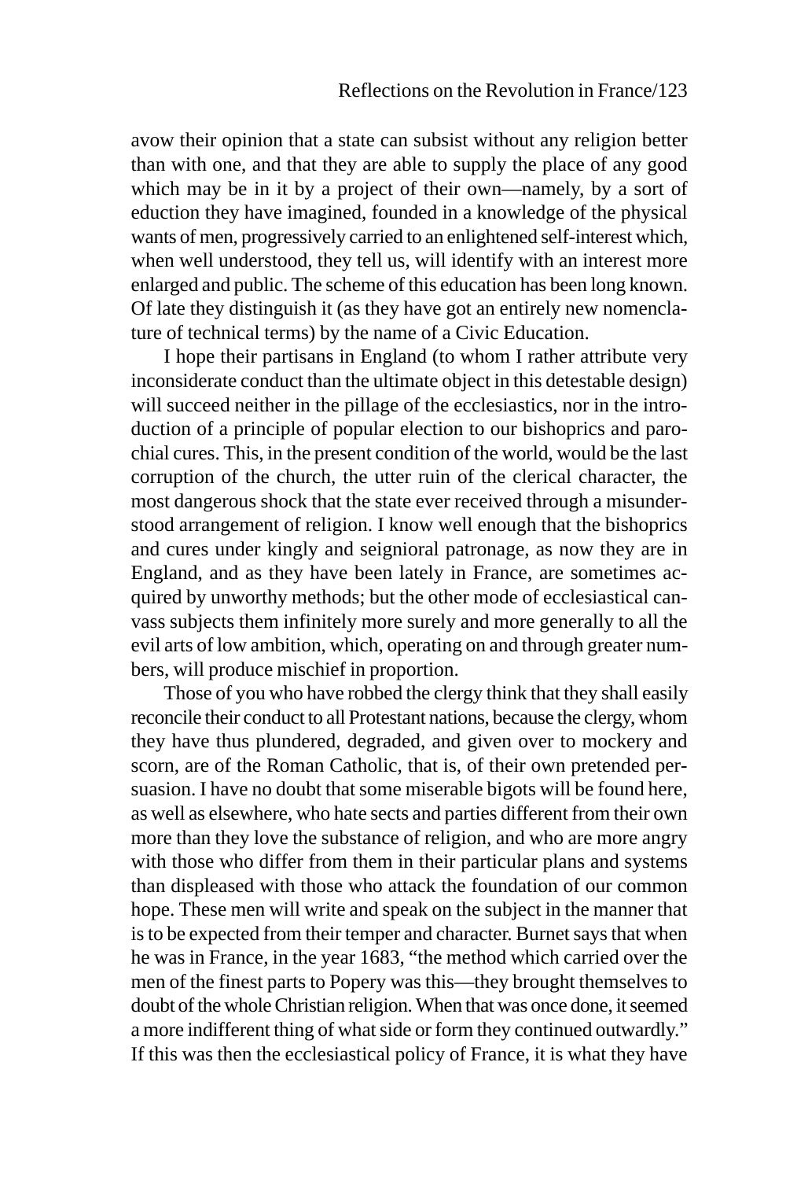avow their opinion that a state can subsist without any religion better than with one, and that they are able to supply the place of any good which may be in it by a project of their own—namely, by a sort of eduction they have imagined, founded in a knowledge of the physical wants of men, progressively carried to an enlightened self-interest which, when well understood, they tell us, will identify with an interest more enlarged and public. The scheme of this education has been long known. Of late they distinguish it (as they have got an entirely new nomenclature of technical terms) by the name of a Civic Education.

I hope their partisans in England (to whom I rather attribute very inconsiderate conduct than the ultimate object in this detestable design) will succeed neither in the pillage of the ecclesiastics, nor in the introduction of a principle of popular election to our bishoprics and parochial cures. This, in the present condition of the world, would be the last corruption of the church, the utter ruin of the clerical character, the most dangerous shock that the state ever received through a misunderstood arrangement of religion. I know well enough that the bishoprics and cures under kingly and seignioral patronage, as now they are in England, and as they have been lately in France, are sometimes acquired by unworthy methods; but the other mode of ecclesiastical canvass subjects them infinitely more surely and more generally to all the evil arts of low ambition, which, operating on and through greater numbers, will produce mischief in proportion.

Those of you who have robbed the clergy think that they shall easily reconcile their conduct to all Protestant nations, because the clergy, whom they have thus plundered, degraded, and given over to mockery and scorn, are of the Roman Catholic, that is, of their own pretended persuasion. I have no doubt that some miserable bigots will be found here, as well as elsewhere, who hate sects and parties different from their own more than they love the substance of religion, and who are more angry with those who differ from them in their particular plans and systems than displeased with those who attack the foundation of our common hope. These men will write and speak on the subject in the manner that is to be expected from their temper and character. Burnet says that when he was in France, in the year 1683, "the method which carried over the men of the finest parts to Popery was this—they brought themselves to doubt of the whole Christian religion. When that was once done, it seemed a more indifferent thing of what side or form they continued outwardly." If this was then the ecclesiastical policy of France, it is what they have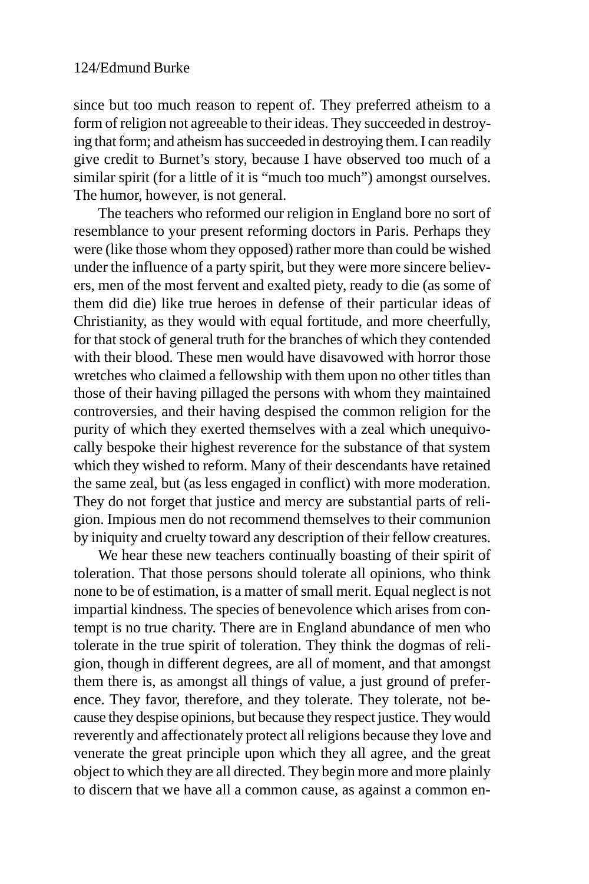since but too much reason to repent of. They preferred atheism to a form of religion not agreeable to their ideas. They succeeded in destroying that form; and atheism has succeeded in destroying them. I can readily give credit to Burnet's story, because I have observed too much of a similar spirit (for a little of it is "much too much") amongst ourselves. The humor, however, is not general.

The teachers who reformed our religion in England bore no sort of resemblance to your present reforming doctors in Paris. Perhaps they were (like those whom they opposed) rather more than could be wished under the influence of a party spirit, but they were more sincere believers, men of the most fervent and exalted piety, ready to die (as some of them did die) like true heroes in defense of their particular ideas of Christianity, as they would with equal fortitude, and more cheerfully, for that stock of general truth for the branches of which they contended with their blood. These men would have disavowed with horror those wretches who claimed a fellowship with them upon no other titles than those of their having pillaged the persons with whom they maintained controversies, and their having despised the common religion for the purity of which they exerted themselves with a zeal which unequivocally bespoke their highest reverence for the substance of that system which they wished to reform. Many of their descendants have retained the same zeal, but (as less engaged in conflict) with more moderation. They do not forget that justice and mercy are substantial parts of religion. Impious men do not recommend themselves to their communion by iniquity and cruelty toward any description of their fellow creatures.

We hear these new teachers continually boasting of their spirit of toleration. That those persons should tolerate all opinions, who think none to be of estimation, is a matter of small merit. Equal neglect is not impartial kindness. The species of benevolence which arises from contempt is no true charity. There are in England abundance of men who tolerate in the true spirit of toleration. They think the dogmas of religion, though in different degrees, are all of moment, and that amongst them there is, as amongst all things of value, a just ground of preference. They favor, therefore, and they tolerate. They tolerate, not because they despise opinions, but because they respect justice. They would reverently and affectionately protect all religions because they love and venerate the great principle upon which they all agree, and the great object to which they are all directed. They begin more and more plainly to discern that we have all a common cause, as against a common en-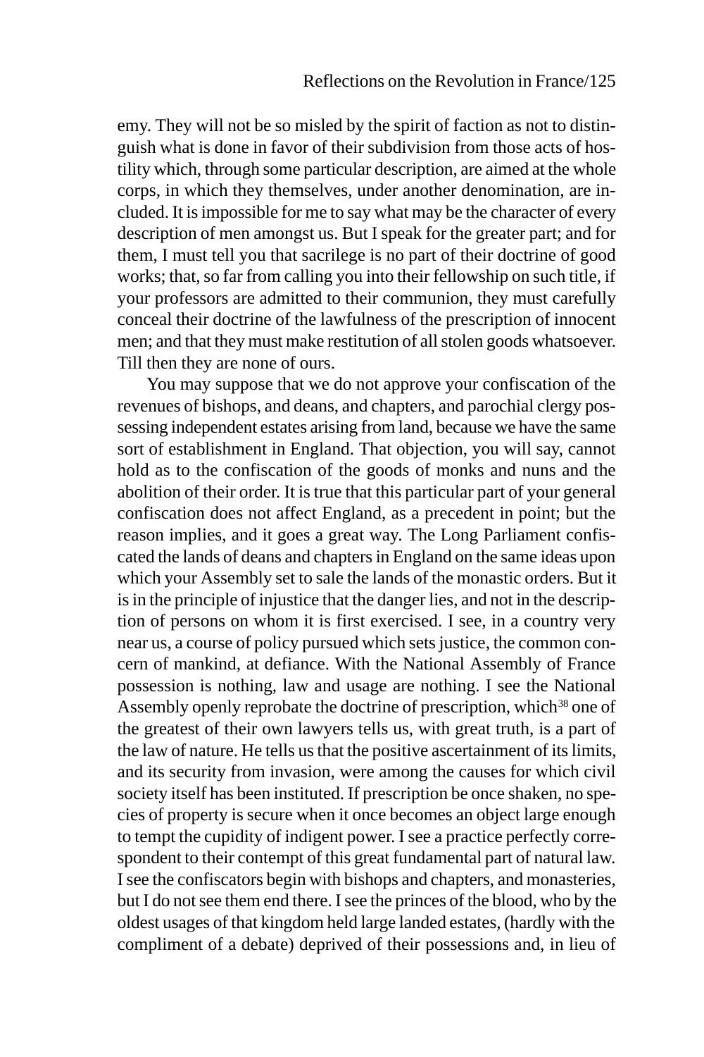emy. They will not be so misled by the spirit of faction as not to distinguish what is done in favor of their subdivision from those acts of hostility which, through some particular description, are aimed at the whole corps, in which they themselves, under another denomination, are included. It is impossible for me to say what may be the character of every description of men amongst us. But I speak for the greater part; and for them, I must tell you that sacrilege is no part of their doctrine of good works; that, so far from calling you into their fellowship on such title, if your professors are admitted to their communion, they must carefully conceal their doctrine of the lawfulness of the prescription of innocent men; and that they must make restitution of all stolen goods whatsoever. Till then they are none of ours.

You may suppose that we do not approve your confiscation of the revenues of bishops, and deans, and chapters, and parochial clergy possessing independent estates arising from land, because we have the same sort of establishment in England. That objection, you will say, cannot hold as to the confiscation of the goods of monks and nuns and the abolition of their order. It is true that this particular part of your general confiscation does not affect England, as a precedent in point; but the reason implies, and it goes a great way. The Long Parliament confiscated the lands of deans and chapters in England on the same ideas upon which your Assembly set to sale the lands of the monastic orders. But it is in the principle of injustice that the danger lies, and not in the description of persons on whom it is first exercised. I see, in a country very near us, a course of policy pursued which sets justice, the common concern of mankind, at defiance. With the National Assembly of France possession is nothing, law and usage are nothing. I see the National Assembly openly reprobate the doctrine of prescription, which[38] one of the greatest of their own lawyers tells us, with great truth, is a part of the law of nature. He tells us that the positive ascertainment of its limits, and its security from invasion, were among the causes for which civil society itself has been instituted. If prescription be once shaken, no species of property is secure when it once becomes an object large enough to tempt the cupidity of indigent power. I see a practice perfectly correspondent to their contempt of this great fundamental part of natural law. I see the confiscators begin with bishops and chapters, and monasteries, but I do not see them end there. I see the princes of the blood, who by the oldest usages of that kingdom held large landed estates, (hardly with the compliment of a debate) deprived of their possessions and, in lieu of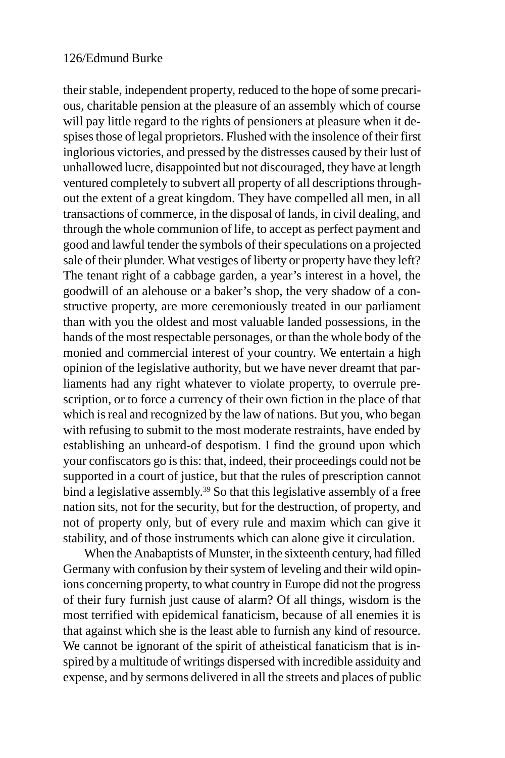their stable, independent property, reduced to the hope of some precarious, charitable pension at the pleasure of an assembly which of course will pay little regard to the rights of pensioners at pleasure when it despises those of legal proprietors. Flushed with the insolence of their first inglorious victories, and pressed by the distresses caused by their lust of unhallowed lucre, disappointed but not discouraged, they have at length ventured completely to subvert all property of all descriptions throughout the extent of a great kingdom. They have compelled all men, in all transactions of commerce, in the disposal of lands, in civil dealing, and through the whole communion of life, to accept as perfect payment and good and lawful tender the symbols of their speculations on a projected sale of their plunder. What vestiges of liberty or property have they left? The tenant right of a cabbage garden, a year's interest in a hovel, the goodwill of an alehouse or a baker's shop, the very shadow of a constructive property, are more ceremoniously treated in our parliament than with you the oldest and most valuable landed possessions, in the hands of the most respectable personages, or than the whole body of the monied and commercial interest of your country. We entertain a high opinion of the legislative authority, but we have never dreamt that parliaments had any right whatever to violate property, to overrule prescription, or to force a currency of their own fiction in the place of that which is real and recognized by the law of nations. But you, who began with refusing to submit to the most moderate restraints, have ended by establishing an unheard-of despotism. I find the ground upon which your confiscators go is this: that, indeed, their proceedings could not be supported in a court of justice, but that the rules of prescription cannot bind a legislative assembly.[39] So that this legislative assembly of a free nation sits, not for the security, but for the destruction, of property, and not of property only, but of every rule and maxim which can give it stability, and of those instruments which can alone give it circulation.

When the Anabaptists of Munster, in the sixteenth century, had filled Germany with confusion by their system of leveling and their wild opinions concerning property, to what country in Europe did not the progress of their fury furnish just cause of alarm? Of all things, wisdom is the most terrified with epidemical fanaticism, because of all enemies it is that against which she is the least able to furnish any kind of resource. We cannot be ignorant of the spirit of atheistical fanaticism that is inspired by a multitude of writings dispersed with incredible assiduity and expense, and by sermons delivered in all the streets and places of public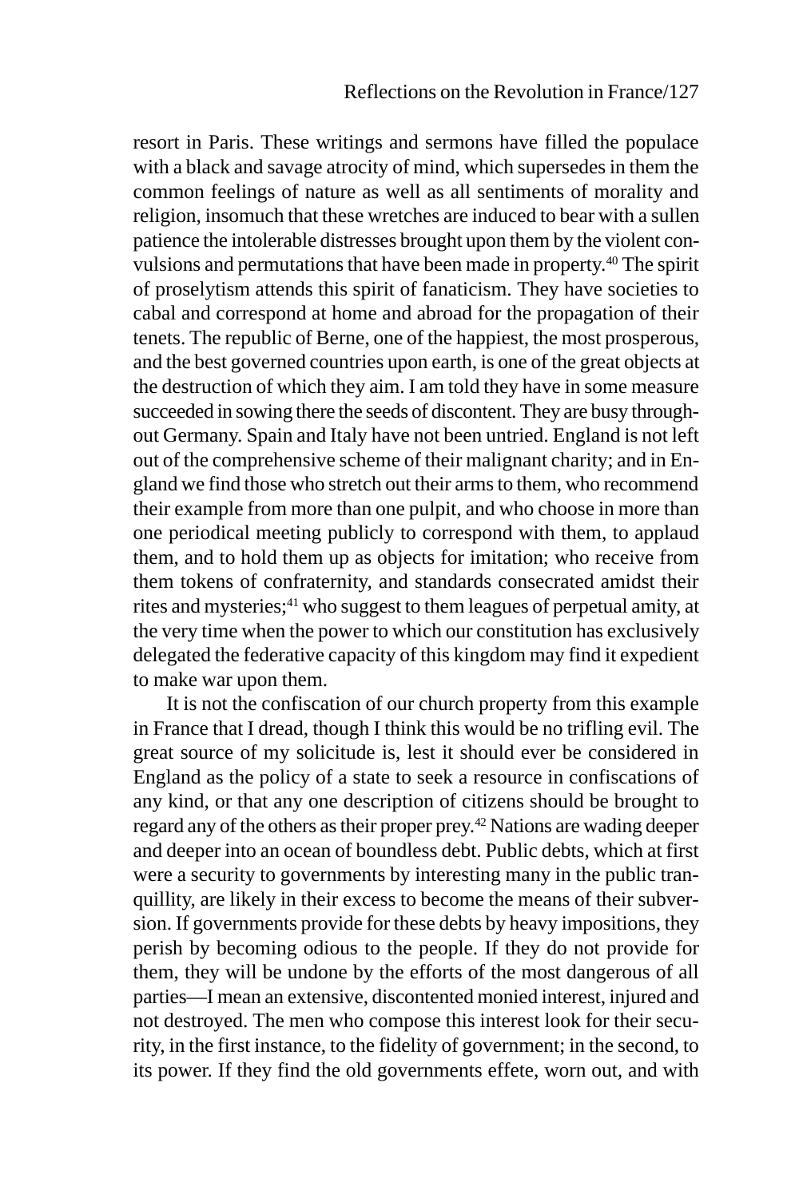resort in Paris. These writings and sermons have filled the populace with a black and savage atrocity of mind, which supersedes in them the common feelings of nature as well as all sentiments of morality and religion, insomuch that these wretches are induced to bear with a sullen patience the intolerable distresses brought upon them by the violent convulsions and permutations that have been made in property.[40] The spirit of proselytism attends this spirit of fanaticism. They have societies to cabal and correspond at home and abroad for the propagation of their tenets. The republic of Berne, one of the happiest, the most prosperous, and the best governed countries upon earth, is one of the great objects at the destruction of which they aim. I am told they have in some measure succeeded in sowing there the seeds of discontent. They are busy throughout Germany. Spain and Italy have not been untried. England is not left out of the comprehensive scheme of their malignant charity; and in England we find those who stretch out their arms to them, who recommend their example from more than one pulpit, and who choose in more than one periodical meeting publicly to correspond with them, to applaud them, and to hold them up as objects for imitation; who receive from them tokens of confraternity, and standards consecrated amidst their rites and mysteries;[41] who suggest to them leagues of perpetual amity, at the very time when the power to which our constitution has exclusively delegated the federative capacity of this kingdom may find it expedient to make war upon them.

It is not the confiscation of our church property from this example in France that I dread, though I think this would be no trifling evil. The great source of my solicitude is, lest it should ever be considered in England as the policy of a state to seek a resource in confiscations of any kind, or that any one description of citizens should be brought to regard any of the others as their proper prey.[42] Nations are wading deeper and deeper into an ocean of boundless debt. Public debts, which at first were a security to governments by interesting many in the public tranquillity, are likely in their excess to become the means of their subversion. If governments provide for these debts by heavy impositions, they perish by becoming odious to the people. If they do not provide for them, they will be undone by the efforts of the most dangerous of all parties—I mean an extensive, discontented monied interest, injured and not destroyed. The men who compose this interest look for their security, in the first instance, to the fidelity of government; in the second, to its power. If they find the old governments effete, worn out, and with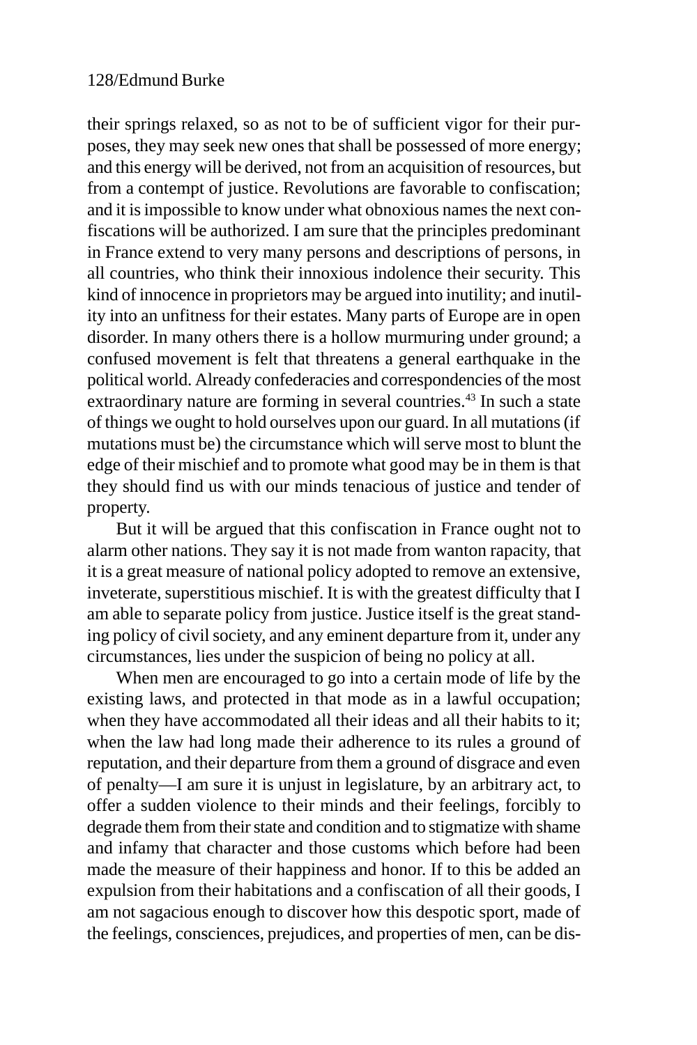their springs relaxed, so as not to be of sufficient vigor for their purposes, they may seek new ones that shall be possessed of more energy; and this energy will be derived, not from an acquisition of resources, but from a contempt of justice. Revolutions are favorable to confiscation; and it is impossible to know under what obnoxious names the next confiscations will be authorized. I am sure that the principles predominant in France extend to very many persons and descriptions of persons, in all countries, who think their innoxious indolence their security. This kind of innocence in proprietors may be argued into inutility; and inutility into an unfitness for their estates. Many parts of Europe are in open disorder. In many others there is a hollow murmuring under ground; a confused movement is felt that threatens a general earthquake in the political world. Already confederacies and correspondencies of the most extraordinary nature are forming in several countries.[43] In such a state of things we ought to hold ourselves upon our guard. In all mutations (if mutations must be) the circumstance which will serve most to blunt the edge of their mischief and to promote what good may be in them is that they should find us with our minds tenacious of justice and tender of property.

But it will be argued that this confiscation in France ought not to alarm other nations. They say it is not made from wanton rapacity, that it is a great measure of national policy adopted to remove an extensive, inveterate, superstitious mischief. It is with the greatest difficulty that I am able to separate policy from justice. Justice itself is the great standing policy of civil society, and any eminent departure from it, under any circumstances, lies under the suspicion of being no policy at all.

When men are encouraged to go into a certain mode of life by the existing laws, and protected in that mode as in a lawful occupation; when they have accommodated all their ideas and all their habits to it; when the law had long made their adherence to its rules a ground of reputation, and their departure from them a ground of disgrace and even of penalty—I am sure it is unjust in legislature, by an arbitrary act, to offer a sudden violence to their minds and their feelings, forcibly to degrade them from their state and condition and to stigmatize with shame and infamy that character and those customs which before had been made the measure of their happiness and honor. If to this be added an expulsion from their habitations and a confiscation of all their goods, I am not sagacious enough to discover how this despotic sport, made of the feelings, consciences, prejudices, and properties of men, can be dis-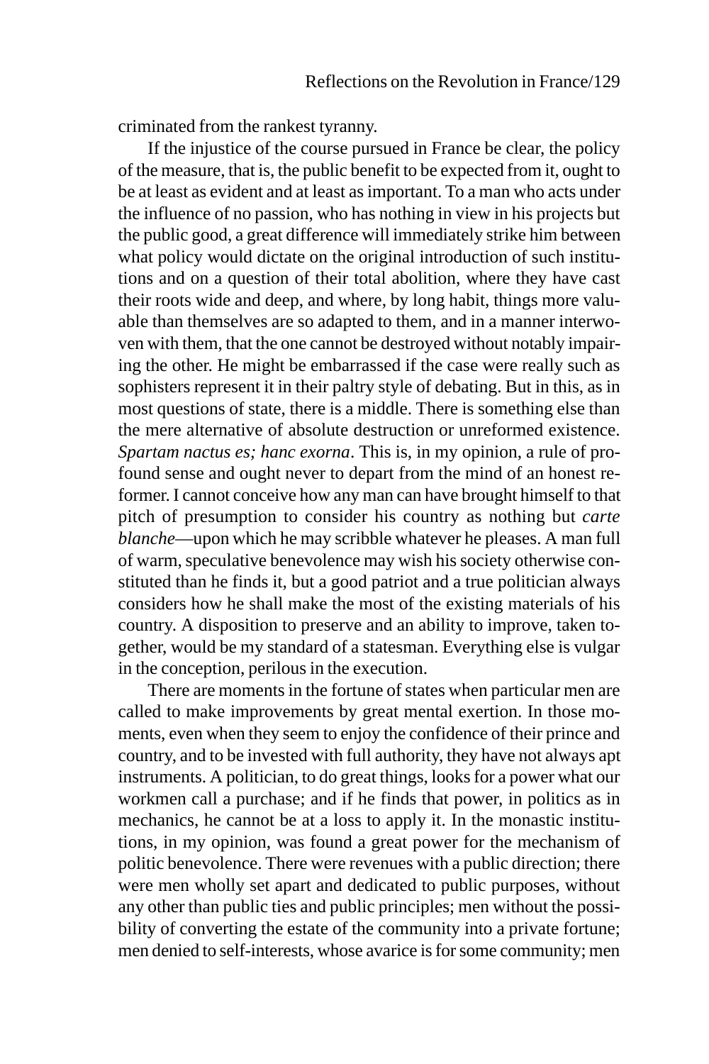criminated from the rankest tyranny.

If the injustice of the course pursued in France be clear, the policy of the measure, that is, the public benefit to be expected from it, ought to be at least as evident and at least as important. To a man who acts under the influence of no passion, who has nothing in view in his projects but the public good, a great difference will immediately strike him between what policy would dictate on the original introduction of such institutions and on a question of their total abolition, where they have cast their roots wide and deep, and where, by long habit, things more valuable than themselves are so adapted to them, and in a manner interwoven with them, that the one cannot be destroyed without notably impairing the other. He might be embarrassed if the case were really such as sophisters represent it in their paltry style of debating. But in this, as in most questions of state, there is a middle. There is something else than the mere alternative of absolute destruction or unreformed existence. *Spartam nactus es; hanc exorna*. This is, in my opinion, a rule of profound sense and ought never to depart from the mind of an honest reformer. I cannot conceive how any man can have brought himself to that pitch of presumption to consider his country as nothing but *carte blanche*—upon which he may scribble whatever he pleases. A man full of warm, speculative benevolence may wish his society otherwise constituted than he finds it, but a good patriot and a true politician always considers how he shall make the most of the existing materials of his country. A disposition to preserve and an ability to improve, taken together, would be my standard of a statesman. Everything else is vulgar in the conception, perilous in the execution.

There are moments in the fortune of states when particular men are called to make improvements by great mental exertion. In those moments, even when they seem to enjoy the confidence of their prince and country, and to be invested with full authority, they have not always apt instruments. A politician, to do great things, looks for a power what our workmen call a purchase; and if he finds that power, in politics as in mechanics, he cannot be at a loss to apply it. In the monastic institutions, in my opinion, was found a great power for the mechanism of politic benevolence. There were revenues with a public direction; there were men wholly set apart and dedicated to public purposes, without any other than public ties and public principles; men without the possibility of converting the estate of the community into a private fortune; men denied to self-interests, whose avarice is for some community; men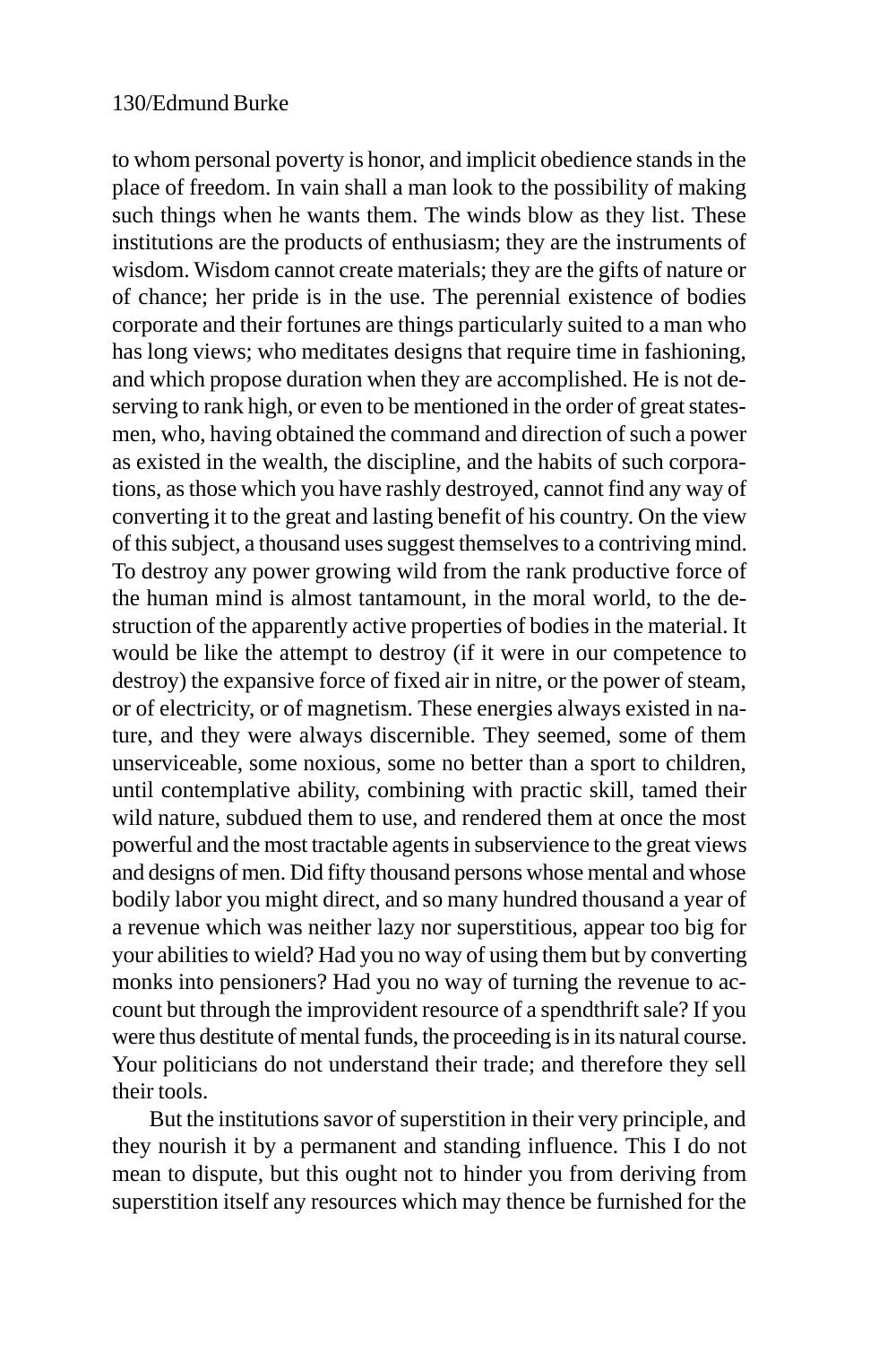to whom personal poverty is honor, and implicit obedience stands in the place of freedom. In vain shall a man look to the possibility of making such things when he wants them. The winds blow as they list. These institutions are the products of enthusiasm; they are the instruments of wisdom. Wisdom cannot create materials; they are the gifts of nature or of chance; her pride is in the use. The perennial existence of bodies corporate and their fortunes are things particularly suited to a man who has long views; who meditates designs that require time in fashioning, and which propose duration when they are accomplished. He is not deserving to rank high, or even to be mentioned in the order of great statesmen, who, having obtained the command and direction of such a power as existed in the wealth, the discipline, and the habits of such corporations, as those which you have rashly destroyed, cannot find any way of converting it to the great and lasting benefit of his country. On the view of this subject, a thousand uses suggest themselves to a contriving mind. To destroy any power growing wild from the rank productive force of the human mind is almost tantamount, in the moral world, to the destruction of the apparently active properties of bodies in the material. It would be like the attempt to destroy (if it were in our competence to destroy) the expansive force of fixed air in nitre, or the power of steam, or of electricity, or of magnetism. These energies always existed in nature, and they were always discernible. They seemed, some of them unserviceable, some noxious, some no better than a sport to children, until contemplative ability, combining with practic skill, tamed their wild nature, subdued them to use, and rendered them at once the most powerful and the most tractable agents in subservience to the great views and designs of men. Did fifty thousand persons whose mental and whose bodily labor you might direct, and so many hundred thousand a year of a revenue which was neither lazy nor superstitious, appear too big for your abilities to wield? Had you no way of using them but by converting monks into pensioners? Had you no way of turning the revenue to account but through the improvident resource of a spendthrift sale? If you were thus destitute of mental funds, the proceeding is in its natural course. Your politicians do not understand their trade; and therefore they sell their tools.

But the institutions savor of superstition in their very principle, and they nourish it by a permanent and standing influence. This I do not mean to dispute, but this ought not to hinder you from deriving from superstition itself any resources which may thence be furnished for the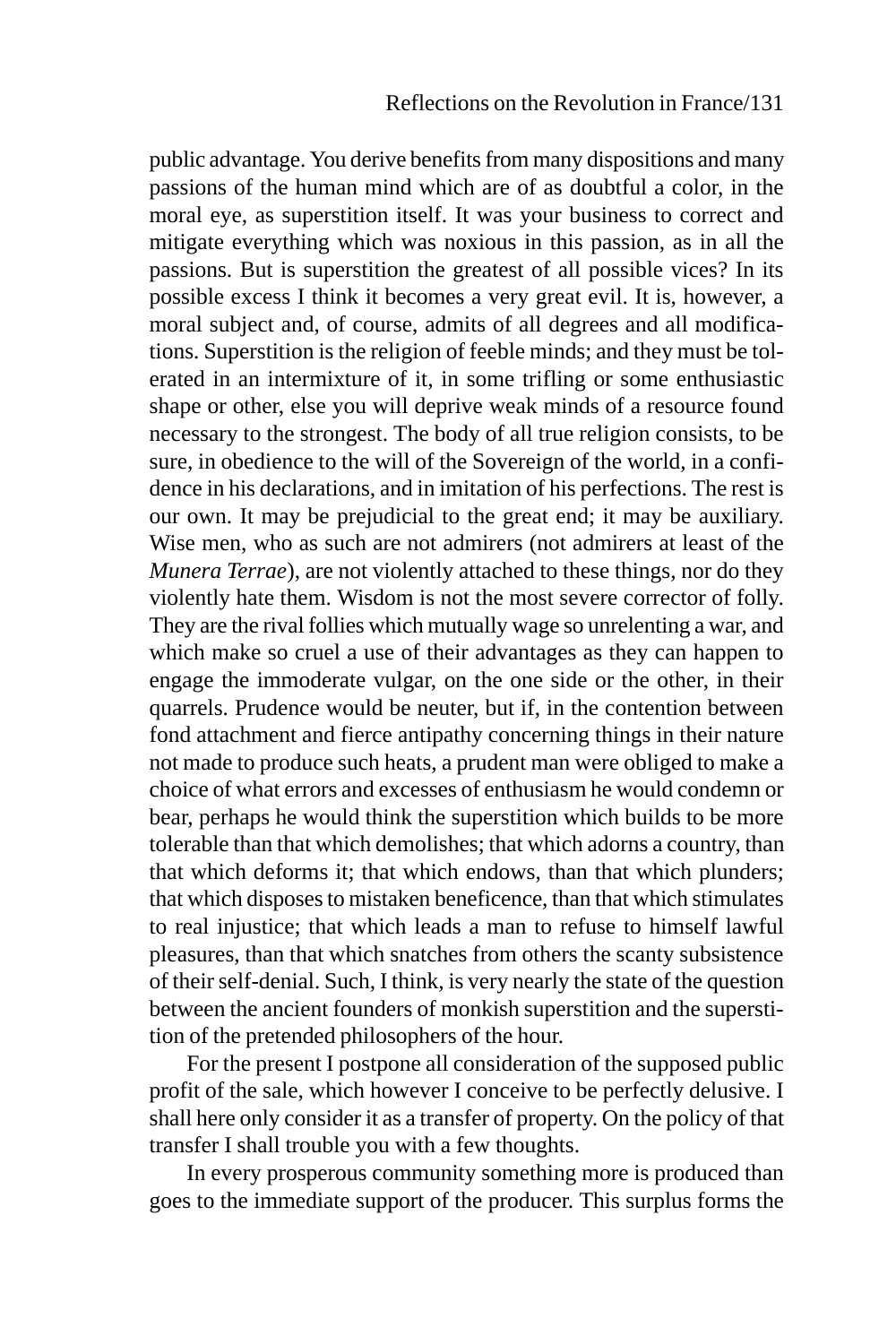public advantage. You derive benefits from many dispositions and many passions of the human mind which are of as doubtful a color, in the moral eye, as superstition itself. It was your business to correct and mitigate everything which was noxious in this passion, as in all the passions. But is superstition the greatest of all possible vices? In its possible excess I think it becomes a very great evil. It is, however, a moral subject and, of course, admits of all degrees and all modifications. Superstition is the religion of feeble minds; and they must be tolerated in an intermixture of it, in some trifling or some enthusiastic shape or other, else you will deprive weak minds of a resource found necessary to the strongest. The body of all true religion consists, to be sure, in obedience to the will of the Sovereign of the world, in a confidence in his declarations, and in imitation of his perfections. The rest is our own. It may be prejudicial to the great end; it may be auxiliary. Wise men, who as such are not admirers (not admirers at least of the *Munera Terrae*), are not violently attached to these things, nor do they violently hate them. Wisdom is not the most severe corrector of folly. They are the rival follies which mutually wage so unrelenting a war, and which make so cruel a use of their advantages as they can happen to engage the immoderate vulgar, on the one side or the other, in their quarrels. Prudence would be neuter, but if, in the contention between fond attachment and fierce antipathy concerning things in their nature not made to produce such heats, a prudent man were obliged to make a choice of what errors and excesses of enthusiasm he would condemn or bear, perhaps he would think the superstition which builds to be more tolerable than that which demolishes; that which adorns a country, than that which deforms it; that which endows, than that which plunders; that which disposes to mistaken beneficence, than that which stimulates to real injustice; that which leads a man to refuse to himself lawful pleasures, than that which snatches from others the scanty subsistence of their self-denial. Such, I think, is very nearly the state of the question between the ancient founders of monkish superstition and the superstition of the pretended philosophers of the hour.

For the present I postpone all consideration of the supposed public profit of the sale, which however I conceive to be perfectly delusive. I shall here only consider it as a transfer of property. On the policy of that transfer I shall trouble you with a few thoughts.

In every prosperous community something more is produced than goes to the immediate support of the producer. This surplus forms the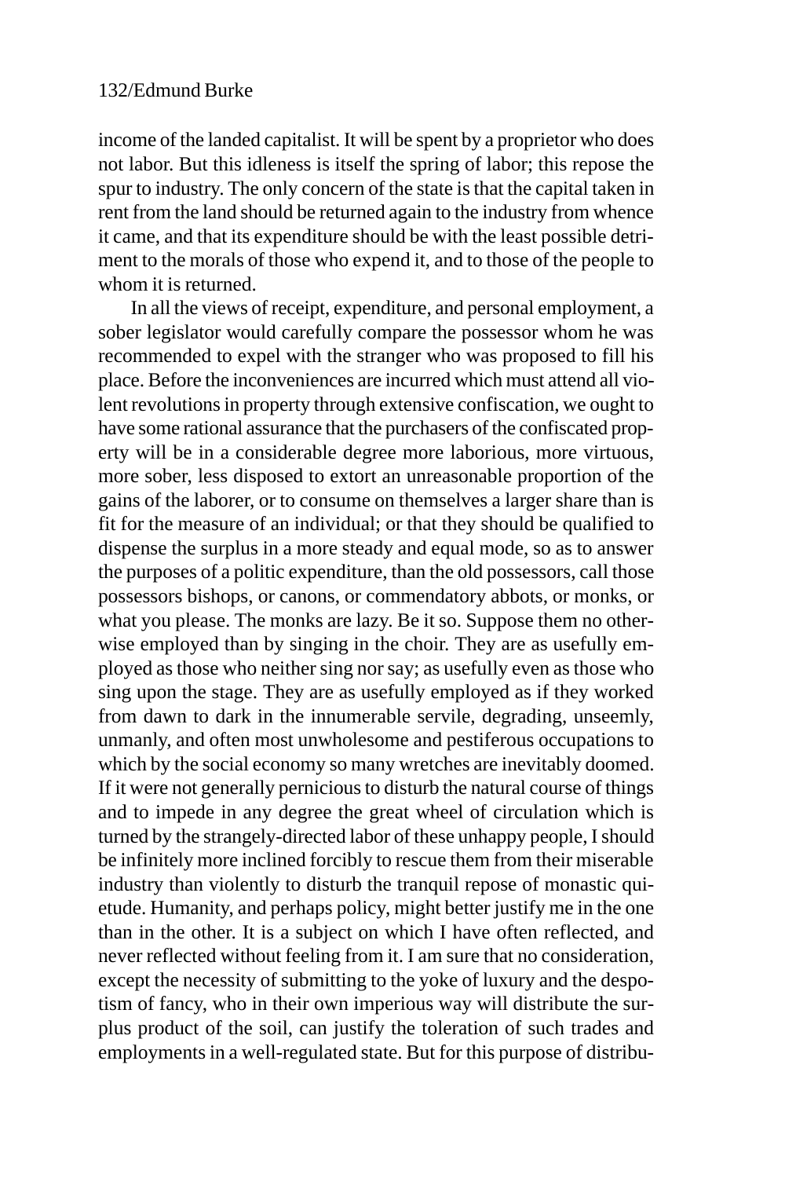income of the landed capitalist. It will be spent by a proprietor who does not labor. But this idleness is itself the spring of labor; this repose the spur to industry. The only concern of the state is that the capital taken in rent from the land should be returned again to the industry from whence it came, and that its expenditure should be with the least possible detriment to the morals of those who expend it, and to those of the people to whom it is returned.

In all the views of receipt, expenditure, and personal employment, a sober legislator would carefully compare the possessor whom he was recommended to expel with the stranger who was proposed to fill his place. Before the inconveniences are incurred which must attend all violent revolutions in property through extensive confiscation, we ought to have some rational assurance that the purchasers of the confiscated property will be in a considerable degree more laborious, more virtuous, more sober, less disposed to extort an unreasonable proportion of the gains of the laborer, or to consume on themselves a larger share than is fit for the measure of an individual; or that they should be qualified to dispense the surplus in a more steady and equal mode, so as to answer the purposes of a politic expenditure, than the old possessors, call those possessors bishops, or canons, or commendatory abbots, or monks, or what you please. The monks are lazy. Be it so. Suppose them no otherwise employed than by singing in the choir. They are as usefully employed as those who neither sing nor say; as usefully even as those who sing upon the stage. They are as usefully employed as if they worked from dawn to dark in the innumerable servile, degrading, unseemly, unmanly, and often most unwholesome and pestiferous occupations to which by the social economy so many wretches are inevitably doomed. If it were not generally pernicious to disturb the natural course of things and to impede in any degree the great wheel of circulation which is turned by the strangely-directed labor of these unhappy people, I should be infinitely more inclined forcibly to rescue them from their miserable industry than violently to disturb the tranquil repose of monastic quietude. Humanity, and perhaps policy, might better justify me in the one than in the other. It is a subject on which I have often reflected, and never reflected without feeling from it. I am sure that no consideration, except the necessity of submitting to the yoke of luxury and the despotism of fancy, who in their own imperious way will distribute the surplus product of the soil, can justify the toleration of such trades and employments in a well-regulated state. But for this purpose of distribu-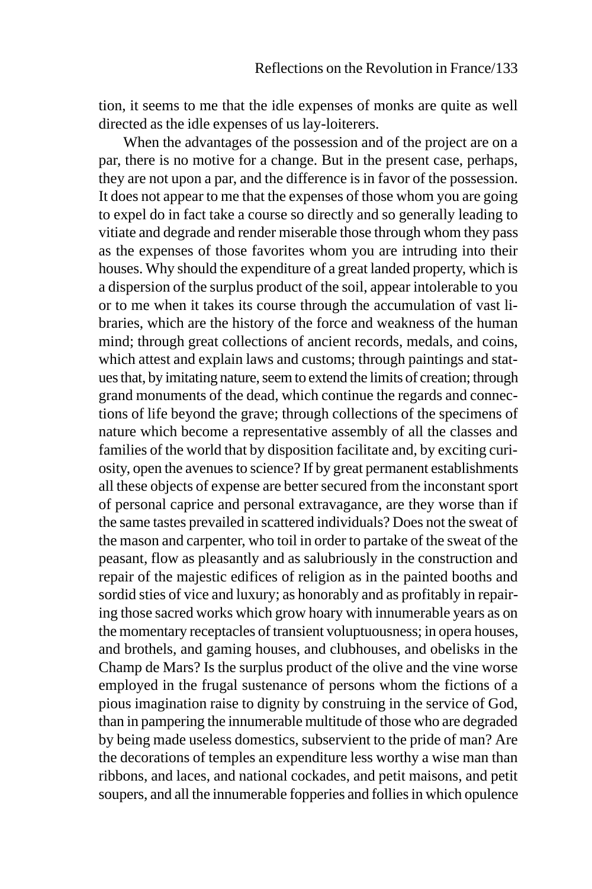tion, it seems to me that the idle expenses of monks are quite as well directed as the idle expenses of us lay-loiterers.

When the advantages of the possession and of the project are on a par, there is no motive for a change. But in the present case, perhaps, they are not upon a par, and the difference is in favor of the possession. It does not appear to me that the expenses of those whom you are going to expel do in fact take a course so directly and so generally leading to vitiate and degrade and render miserable those through whom they pass as the expenses of those favorites whom you are intruding into their houses. Why should the expenditure of a great landed property, which is a dispersion of the surplus product of the soil, appear intolerable to you or to me when it takes its course through the accumulation of vast libraries, which are the history of the force and weakness of the human mind; through great collections of ancient records, medals, and coins, which attest and explain laws and customs; through paintings and statues that, by imitating nature, seem to extend the limits of creation; through grand monuments of the dead, which continue the regards and connections of life beyond the grave; through collections of the specimens of nature which become a representative assembly of all the classes and families of the world that by disposition facilitate and, by exciting curiosity, open the avenues to science? If by great permanent establishments all these objects of expense are better secured from the inconstant sport of personal caprice and personal extravagance, are they worse than if the same tastes prevailed in scattered individuals? Does not the sweat of the mason and carpenter, who toil in order to partake of the sweat of the peasant, flow as pleasantly and as salubriously in the construction and repair of the majestic edifices of religion as in the painted booths and sordid sties of vice and luxury; as honorably and as profitably in repairing those sacred works which grow hoary with innumerable years as on the momentary receptacles of transient voluptuousness; in opera houses, and brothels, and gaming houses, and clubhouses, and obelisks in the Champ de Mars? Is the surplus product of the olive and the vine worse employed in the frugal sustenance of persons whom the fictions of a pious imagination raise to dignity by construing in the service of God, than in pampering the innumerable multitude of those who are degraded by being made useless domestics, subservient to the pride of man? Are the decorations of temples an expenditure less worthy a wise man than ribbons, and laces, and national cockades, and petit maisons, and petit soupers, and all the innumerable fopperies and follies in which opulence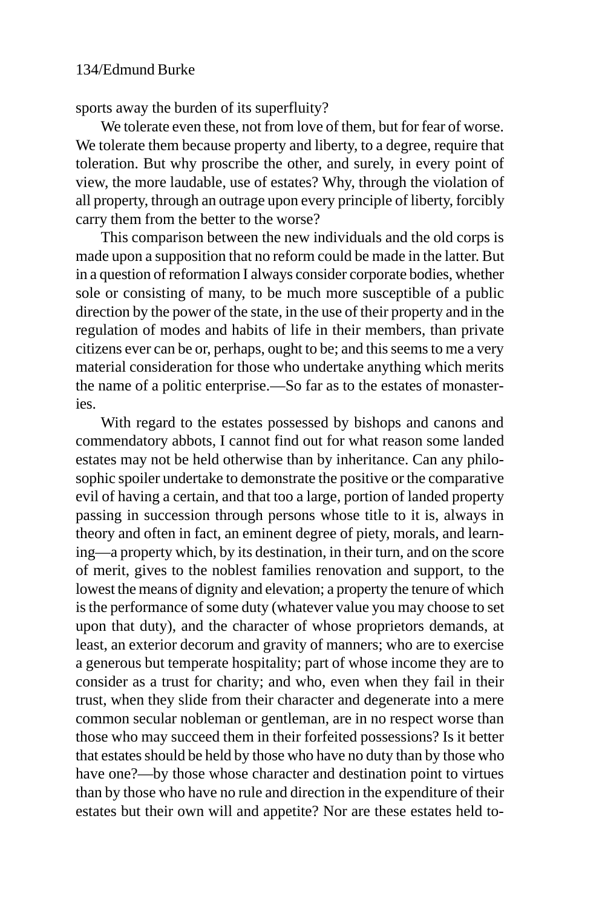sports away the burden of its superfluity?

We tolerate even these, not from love of them, but for fear of worse. We tolerate them because property and liberty, to a degree, require that toleration. But why proscribe the other, and surely, in every point of view, the more laudable, use of estates? Why, through the violation of all property, through an outrage upon every principle of liberty, forcibly carry them from the better to the worse?

This comparison between the new individuals and the old corps is made upon a supposition that no reform could be made in the latter. But in a question of reformation I always consider corporate bodies, whether sole or consisting of many, to be much more susceptible of a public direction by the power of the state, in the use of their property and in the regulation of modes and habits of life in their members, than private citizens ever can be or, perhaps, ought to be; and this seems to me a very material consideration for those who undertake anything which merits the name of a politic enterprise.—So far as to the estates of monasteries.

With regard to the estates possessed by bishops and canons and commendatory abbots, I cannot find out for what reason some landed estates may not be held otherwise than by inheritance. Can any philosophic spoiler undertake to demonstrate the positive or the comparative evil of having a certain, and that too a large, portion of landed property passing in succession through persons whose title to it is, always in theory and often in fact, an eminent degree of piety, morals, and learning—a property which, by its destination, in their turn, and on the score of merit, gives to the noblest families renovation and support, to the lowest the means of dignity and elevation; a property the tenure of which is the performance of some duty (whatever value you may choose to set upon that duty), and the character of whose proprietors demands, at least, an exterior decorum and gravity of manners; who are to exercise a generous but temperate hospitality; part of whose income they are to consider as a trust for charity; and who, even when they fail in their trust, when they slide from their character and degenerate into a mere common secular nobleman or gentleman, are in no respect worse than those who may succeed them in their forfeited possessions? Is it better that estates should be held by those who have no duty than by those who have one?—by those whose character and destination point to virtues than by those who have no rule and direction in the expenditure of their estates but their own will and appetite? Nor are these estates held to-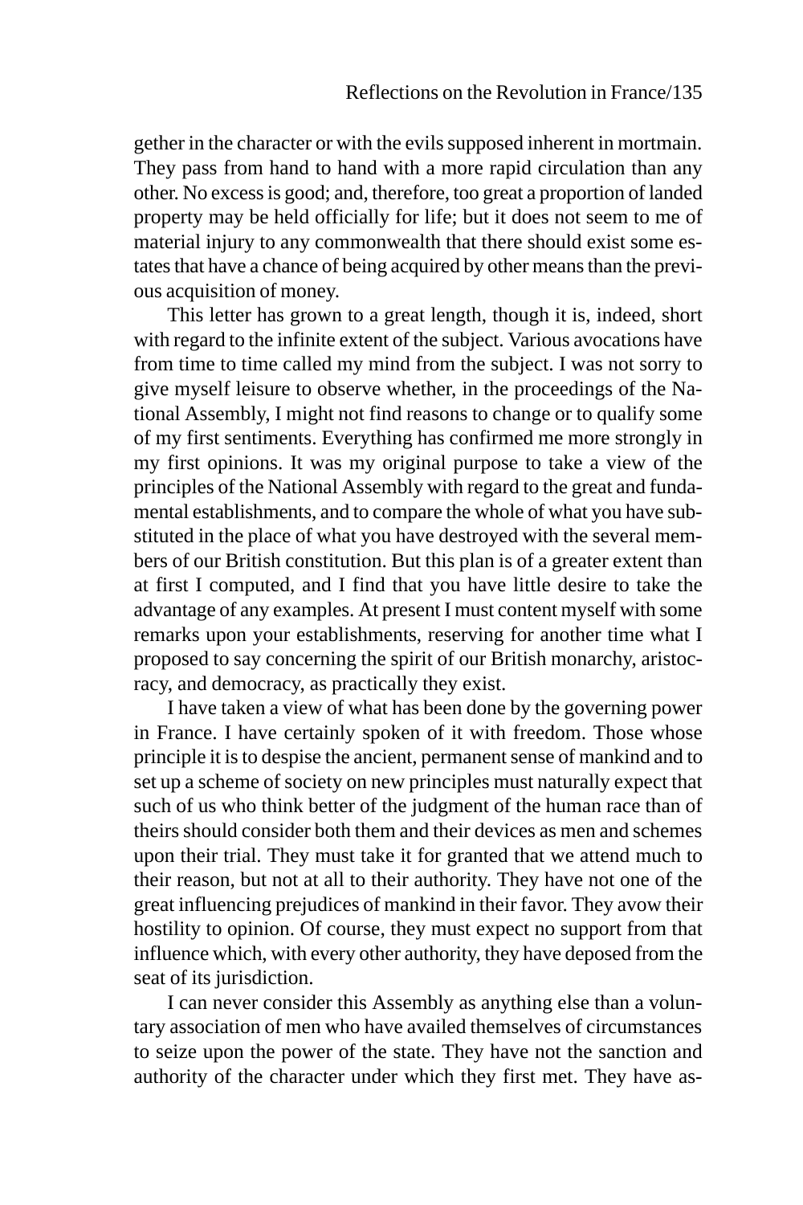gether in the character or with the evils supposed inherent in mortmain. They pass from hand to hand with a more rapid circulation than any other. No excess is good; and, therefore, too great a proportion of landed property may be held officially for life; but it does not seem to me of material injury to any commonwealth that there should exist some estates that have a chance of being acquired by other means than the previous acquisition of money.

This letter has grown to a great length, though it is, indeed, short with regard to the infinite extent of the subject. Various avocations have from time to time called my mind from the subject. I was not sorry to give myself leisure to observe whether, in the proceedings of the National Assembly, I might not find reasons to change or to qualify some of my first sentiments. Everything has confirmed me more strongly in my first opinions. It was my original purpose to take a view of the principles of the National Assembly with regard to the great and fundamental establishments, and to compare the whole of what you have substituted in the place of what you have destroyed with the several members of our British constitution. But this plan is of a greater extent than at first I computed, and I find that you have little desire to take the advantage of any examples. At present I must content myself with some remarks upon your establishments, reserving for another time what I proposed to say concerning the spirit of our British monarchy, aristocracy, and democracy, as practically they exist.

I have taken a view of what has been done by the governing power in France. I have certainly spoken of it with freedom. Those whose principle it is to despise the ancient, permanent sense of mankind and to set up a scheme of society on new principles must naturally expect that such of us who think better of the judgment of the human race than of theirs should consider both them and their devices as men and schemes upon their trial. They must take it for granted that we attend much to their reason, but not at all to their authority. They have not one of the great influencing prejudices of mankind in their favor. They avow their hostility to opinion. Of course, they must expect no support from that influence which, with every other authority, they have deposed from the seat of its jurisdiction.

I can never consider this Assembly as anything else than a voluntary association of men who have availed themselves of circumstances to seize upon the power of the state. They have not the sanction and authority of the character under which they first met. They have as-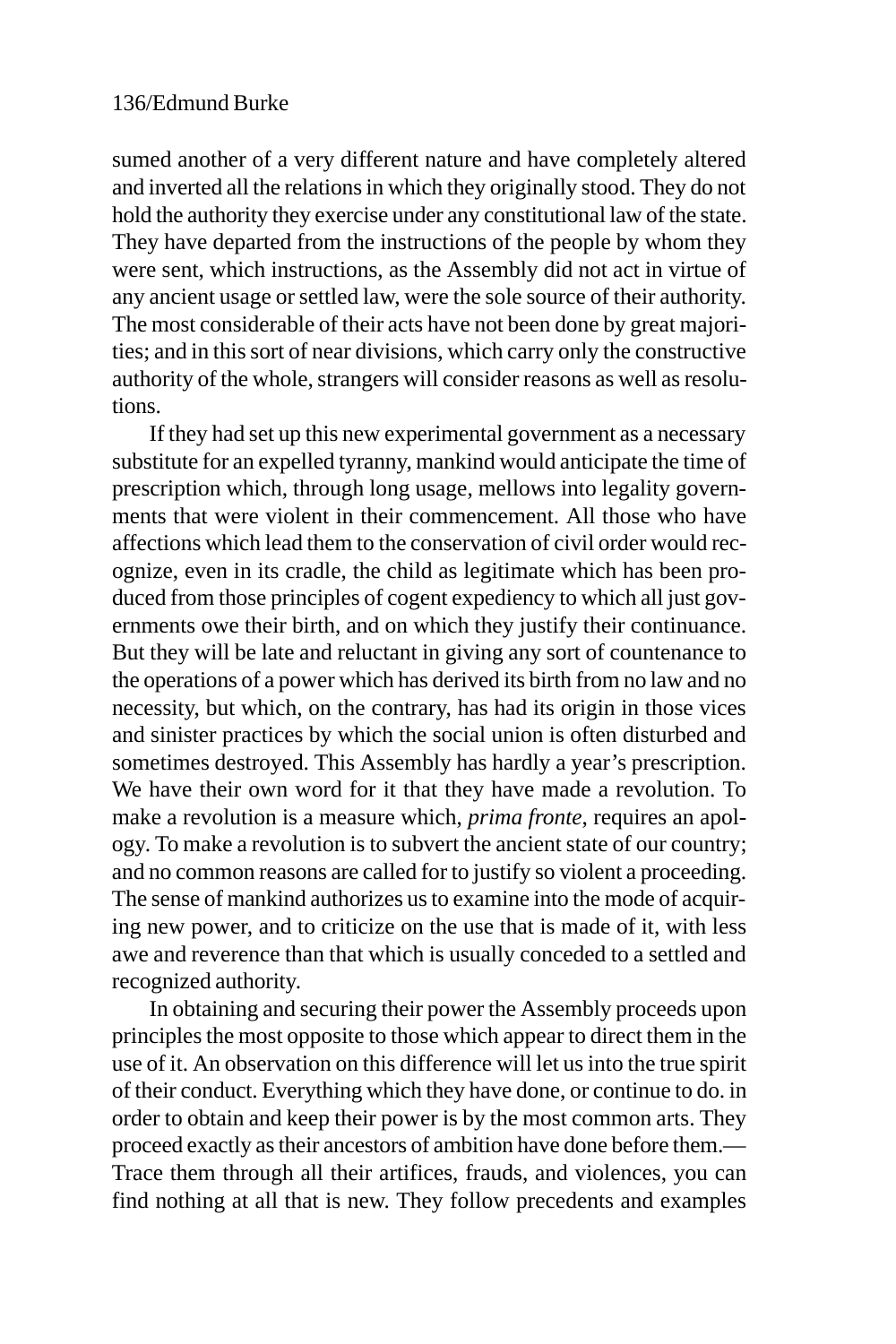sumed another of a very different nature and have completely altered and inverted all the relations in which they originally stood. They do not hold the authority they exercise under any constitutional law of the state. They have departed from the instructions of the people by whom they were sent, which instructions, as the Assembly did not act in virtue of any ancient usage or settled law, were the sole source of their authority. The most considerable of their acts have not been done by great majorities; and in this sort of near divisions, which carry only the constructive authority of the whole, strangers will consider reasons as well as resolutions.

If they had set up this new experimental government as a necessary substitute for an expelled tyranny, mankind would anticipate the time of prescription which, through long usage, mellows into legality governments that were violent in their commencement. All those who have affections which lead them to the conservation of civil order would recognize, even in its cradle, the child as legitimate which has been produced from those principles of cogent expediency to which all just governments owe their birth, and on which they justify their continuance. But they will be late and reluctant in giving any sort of countenance to the operations of a power which has derived its birth from no law and no necessity, but which, on the contrary, has had its origin in those vices and sinister practices by which the social union is often disturbed and sometimes destroyed. This Assembly has hardly a year's prescription. We have their own word for it that they have made a revolution. To make a revolution is a measure which, *prima fronte*, requires an apology. To make a revolution is to subvert the ancient state of our country; and no common reasons are called for to justify so violent a proceeding. The sense of mankind authorizes us to examine into the mode of acquiring new power, and to criticize on the use that is made of it, with less awe and reverence than that which is usually conceded to a settled and recognized authority.

In obtaining and securing their power the Assembly proceeds upon principles the most opposite to those which appear to direct them in the use of it. An observation on this difference will let us into the true spirit of their conduct. Everything which they have done, or continue to do. in order to obtain and keep their power is by the most common arts. They proceed exactly as their ancestors of ambition have done before them.— Trace them through all their artifices, frauds, and violences, you can find nothing at all that is new. They follow precedents and examples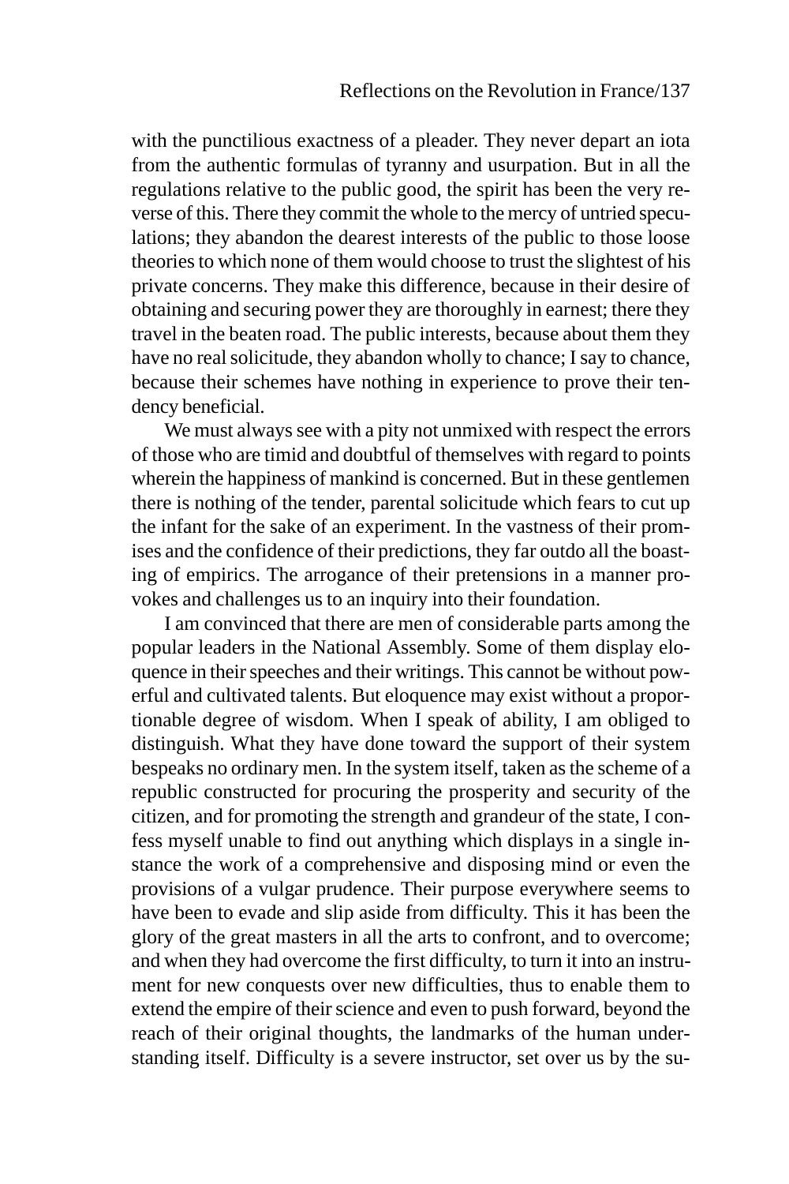with the punctilious exactness of a pleader. They never depart an iota from the authentic formulas of tyranny and usurpation. But in all the regulations relative to the public good, the spirit has been the very reverse of this. There they commit the whole to the mercy of untried speculations; they abandon the dearest interests of the public to those loose theories to which none of them would choose to trust the slightest of his private concerns. They make this difference, because in their desire of obtaining and securing power they are thoroughly in earnest; there they travel in the beaten road. The public interests, because about them they have no real solicitude, they abandon wholly to chance; I say to chance, because their schemes have nothing in experience to prove their tendency beneficial.

We must always see with a pity not unmixed with respect the errors of those who are timid and doubtful of themselves with regard to points wherein the happiness of mankind is concerned. But in these gentlemen there is nothing of the tender, parental solicitude which fears to cut up the infant for the sake of an experiment. In the vastness of their promises and the confidence of their predictions, they far outdo all the boasting of empirics. The arrogance of their pretensions in a manner provokes and challenges us to an inquiry into their foundation.

I am convinced that there are men of considerable parts among the popular leaders in the National Assembly. Some of them display eloquence in their speeches and their writings. This cannot be without powerful and cultivated talents. But eloquence may exist without a proportionable degree of wisdom. When I speak of ability, I am obliged to distinguish. What they have done toward the support of their system bespeaks no ordinary men. In the system itself, taken as the scheme of a republic constructed for procuring the prosperity and security of the citizen, and for promoting the strength and grandeur of the state, I confess myself unable to find out anything which displays in a single instance the work of a comprehensive and disposing mind or even the provisions of a vulgar prudence. Their purpose everywhere seems to have been to evade and slip aside from difficulty. This it has been the glory of the great masters in all the arts to confront, and to overcome; and when they had overcome the first difficulty, to turn it into an instrument for new conquests over new difficulties, thus to enable them to extend the empire of their science and even to push forward, beyond the reach of their original thoughts, the landmarks of the human understanding itself. Difficulty is a severe instructor, set over us by the su-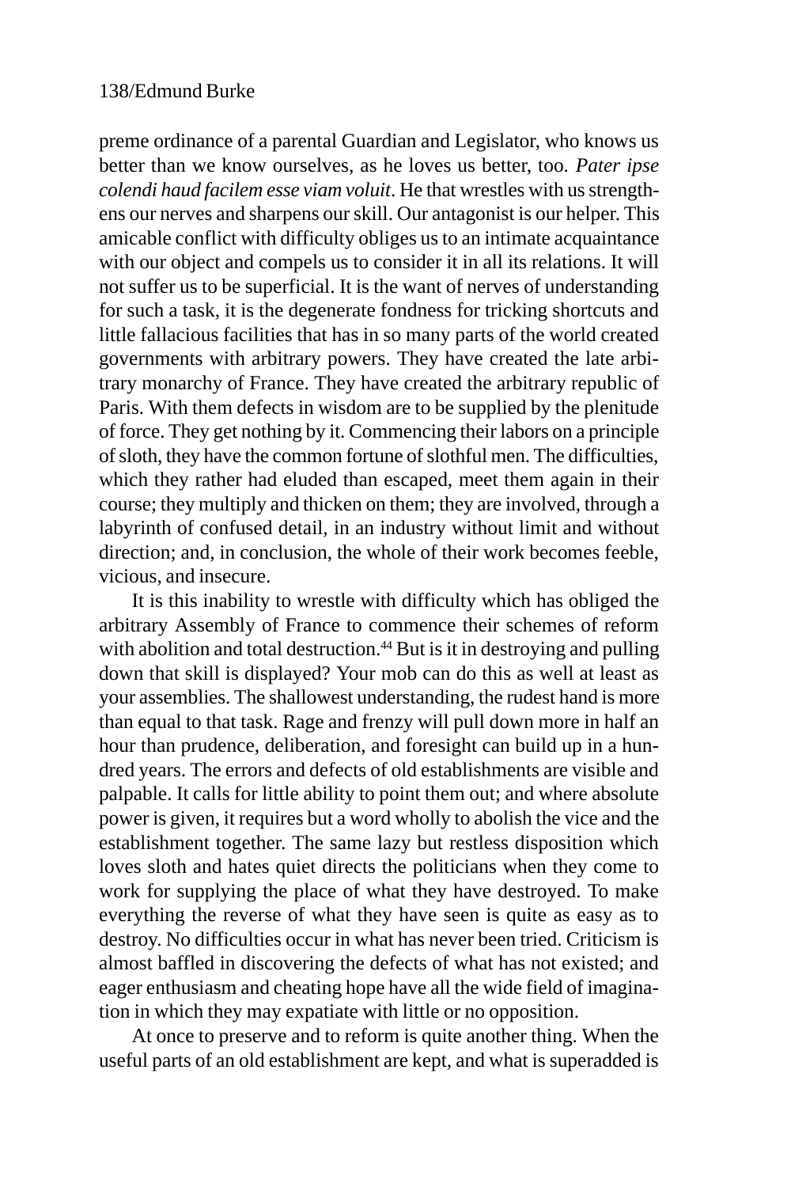preme ordinance of a parental Guardian and Legislator, who knows us better than we know ourselves, as he loves us better, too. *Pater ipse colendi haud facilem esse viam voluit*. He that wrestles with us strengthens our nerves and sharpens our skill. Our antagonist is our helper. This amicable conflict with difficulty obliges us to an intimate acquaintance with our object and compels us to consider it in all its relations. It will not suffer us to be superficial. It is the want of nerves of understanding for such a task, it is the degenerate fondness for tricking shortcuts and little fallacious facilities that has in so many parts of the world created governments with arbitrary powers. They have created the late arbitrary monarchy of France. They have created the arbitrary republic of Paris. With them defects in wisdom are to be supplied by the plenitude of force. They get nothing by it. Commencing their labors on a principle of sloth, they have the common fortune of slothful men. The difficulties, which they rather had eluded than escaped, meet them again in their course; they multiply and thicken on them; they are involved, through a labyrinth of confused detail, in an industry without limit and without direction; and, in conclusion, the whole of their work becomes feeble, vicious, and insecure.

It is this inability to wrestle with difficulty which has obliged the arbitrary Assembly of France to commence their schemes of reform with abolition and total destruction.[44] But is it in destroying and pulling down that skill is displayed? Your mob can do this as well at least as your assemblies. The shallowest understanding, the rudest hand is more than equal to that task. Rage and frenzy will pull down more in half an hour than prudence, deliberation, and foresight can build up in a hundred years. The errors and defects of old establishments are visible and palpable. It calls for little ability to point them out; and where absolute power is given, it requires but a word wholly to abolish the vice and the establishment together. The same lazy but restless disposition which loves sloth and hates quiet directs the politicians when they come to work for supplying the place of what they have destroyed. To make everything the reverse of what they have seen is quite as easy as to destroy. No difficulties occur in what has never been tried. Criticism is almost baffled in discovering the defects of what has not existed; and eager enthusiasm and cheating hope have all the wide field of imagination in which they may expatiate with little or no opposition.

At once to preserve and to reform is quite another thing. When the useful parts of an old establishment are kept, and what is superadded is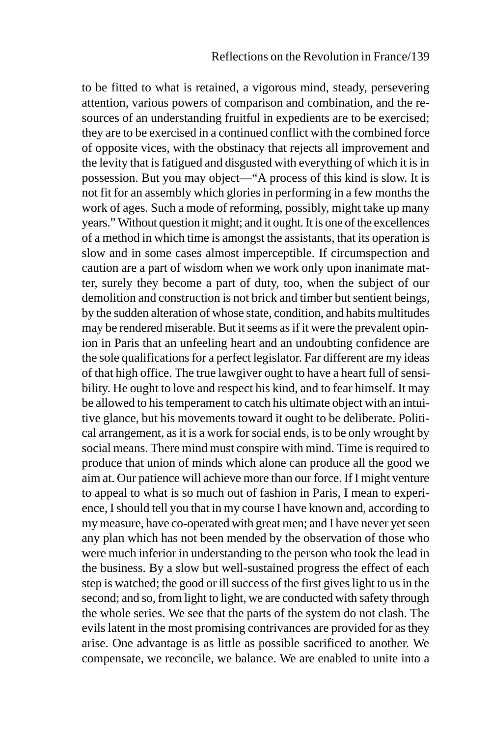to be fitted to what is retained, a vigorous mind, steady, persevering attention, various powers of comparison and combination, and the resources of an understanding fruitful in expedients are to be exercised; they are to be exercised in a continued conflict with the combined force of opposite vices, with the obstinacy that rejects all improvement and the levity that is fatigued and disgusted with everything of which it is in possession. But you may object—"A process of this kind is slow. It is not fit for an assembly which glories in performing in a few months the work of ages. Such a mode of reforming, possibly, might take up many years." Without question it might; and it ought. It is one of the excellences of a method in which time is amongst the assistants, that its operation is slow and in some cases almost imperceptible. If circumspection and caution are a part of wisdom when we work only upon inanimate matter, surely they become a part of duty, too, when the subject of our demolition and construction is not brick and timber but sentient beings, by the sudden alteration of whose state, condition, and habits multitudes may be rendered miserable. But it seems as if it were the prevalent opinion in Paris that an unfeeling heart and an undoubting confidence are the sole qualifications for a perfect legislator. Far different are my ideas of that high office. The true lawgiver ought to have a heart full of sensibility. He ought to love and respect his kind, and to fear himself. It may be allowed to his temperament to catch his ultimate object with an intuitive glance, but his movements toward it ought to be deliberate. Political arrangement, as it is a work for social ends, is to be only wrought by social means. There mind must conspire with mind. Time is required to produce that union of minds which alone can produce all the good we aim at. Our patience will achieve more than our force. If I might venture to appeal to what is so much out of fashion in Paris, I mean to experience, I should tell you that in my course I have known and, according to my measure, have co-operated with great men; and I have never yet seen any plan which has not been mended by the observation of those who were much inferior in understanding to the person who took the lead in the business. By a slow but well-sustained progress the effect of each step is watched; the good or ill success of the first gives light to us in the second; and so, from light to light, we are conducted with safety through the whole series. We see that the parts of the system do not clash. The evils latent in the most promising contrivances are provided for as they arise. One advantage is as little as possible sacrificed to another. We compensate, we reconcile, we balance. We are enabled to unite into a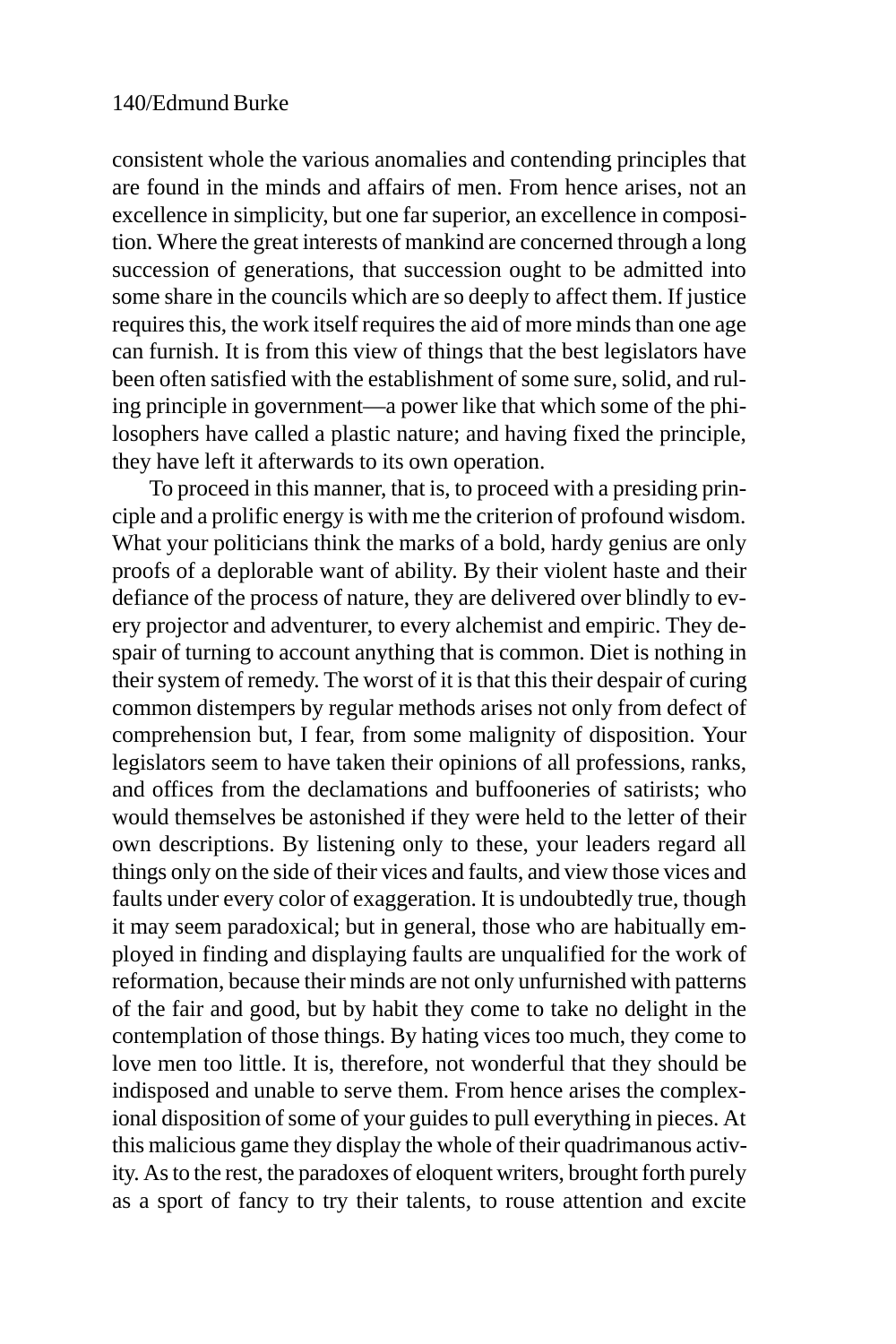consistent whole the various anomalies and contending principles that are found in the minds and affairs of men. From hence arises, not an excellence in simplicity, but one far superior, an excellence in composition. Where the great interests of mankind are concerned through a long succession of generations, that succession ought to be admitted into some share in the councils which are so deeply to affect them. If justice requires this, the work itself requires the aid of more minds than one age can furnish. It is from this view of things that the best legislators have been often satisfied with the establishment of some sure, solid, and ruling principle in government—a power like that which some of the philosophers have called a plastic nature; and having fixed the principle, they have left it afterwards to its own operation.

To proceed in this manner, that is, to proceed with a presiding principle and a prolific energy is with me the criterion of profound wisdom. What your politicians think the marks of a bold, hardy genius are only proofs of a deplorable want of ability. By their violent haste and their defiance of the process of nature, they are delivered over blindly to every projector and adventurer, to every alchemist and empiric. They despair of turning to account anything that is common. Diet is nothing in their system of remedy. The worst of it is that this their despair of curing common distempers by regular methods arises not only from defect of comprehension but, I fear, from some malignity of disposition. Your legislators seem to have taken their opinions of all professions, ranks, and offices from the declamations and buffooneries of satirists; who would themselves be astonished if they were held to the letter of their own descriptions. By listening only to these, your leaders regard all things only on the side of their vices and faults, and view those vices and faults under every color of exaggeration. It is undoubtedly true, though it may seem paradoxical; but in general, those who are habitually employed in finding and displaying faults are unqualified for the work of reformation, because their minds are not only unfurnished with patterns of the fair and good, but by habit they come to take no delight in the contemplation of those things. By hating vices too much, they come to love men too little. It is, therefore, not wonderful that they should be indisposed and unable to serve them. From hence arises the complexional disposition of some of your guides to pull everything in pieces. At this malicious game they display the whole of their quadrimanous activity. As to the rest, the paradoxes of eloquent writers, brought forth purely as a sport of fancy to try their talents, to rouse attention and excite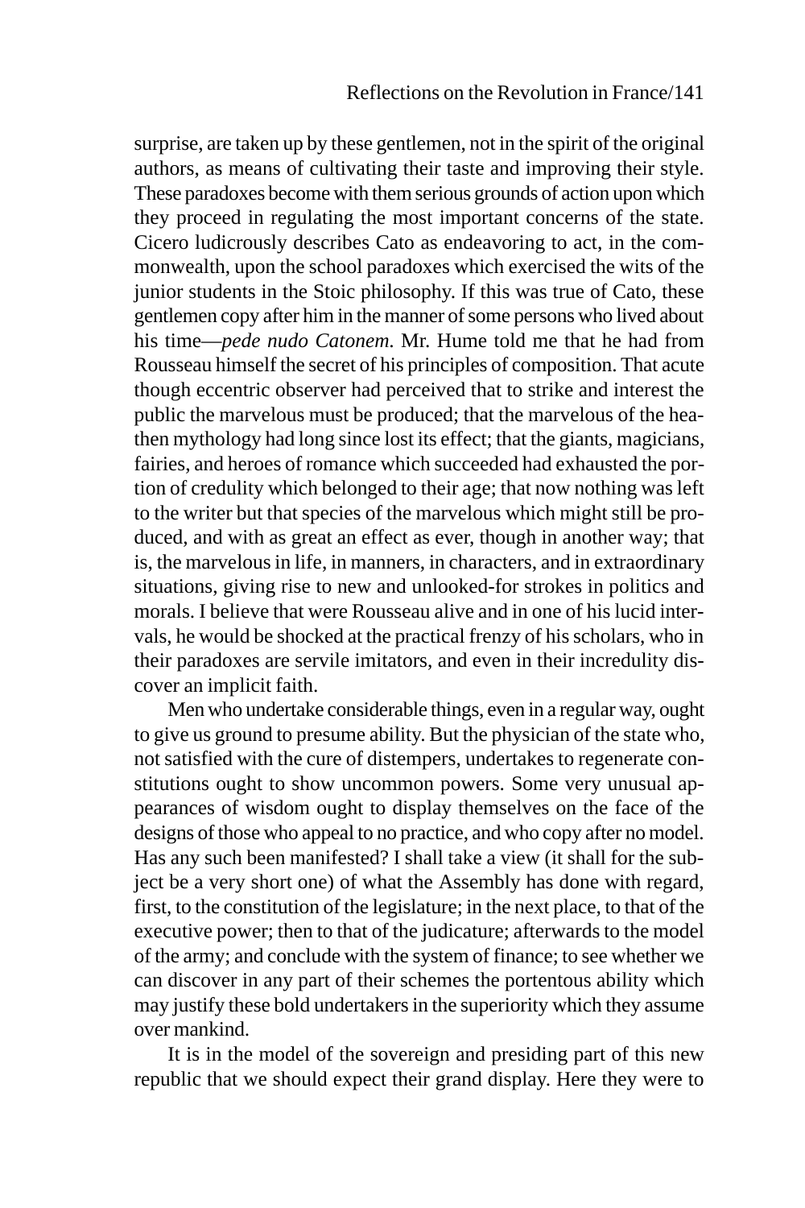surprise, are taken up by these gentlemen, not in the spirit of the original authors, as means of cultivating their taste and improving their style. These paradoxes become with them serious grounds of action upon which they proceed in regulating the most important concerns of the state. Cicero ludicrously describes Cato as endeavoring to act, in the commonwealth, upon the school paradoxes which exercised the wits of the junior students in the Stoic philosophy. If this was true of Cato, these gentlemen copy after him in the manner of some persons who lived about his time—*pede nudo Catonem*. Mr. Hume told me that he had from Rousseau himself the secret of his principles of composition. That acute though eccentric observer had perceived that to strike and interest the public the marvelous must be produced; that the marvelous of the heathen mythology had long since lost its effect; that the giants, magicians, fairies, and heroes of romance which succeeded had exhausted the portion of credulity which belonged to their age; that now nothing was left to the writer but that species of the marvelous which might still be produced, and with as great an effect as ever, though in another way; that is, the marvelous in life, in manners, in characters, and in extraordinary situations, giving rise to new and unlooked-for strokes in politics and morals. I believe that were Rousseau alive and in one of his lucid intervals, he would be shocked at the practical frenzy of his scholars, who in their paradoxes are servile imitators, and even in their incredulity discover an implicit faith.

Men who undertake considerable things, even in a regular way, ought to give us ground to presume ability. But the physician of the state who, not satisfied with the cure of distempers, undertakes to regenerate constitutions ought to show uncommon powers. Some very unusual appearances of wisdom ought to display themselves on the face of the designs of those who appeal to no practice, and who copy after no model. Has any such been manifested? I shall take a view (it shall for the subject be a very short one) of what the Assembly has done with regard, first, to the constitution of the legislature; in the next place, to that of the executive power; then to that of the judicature; afterwards to the model of the army; and conclude with the system of finance; to see whether we can discover in any part of their schemes the portentous ability which may justify these bold undertakers in the superiority which they assume over mankind.

It is in the model of the sovereign and presiding part of this new republic that we should expect their grand display. Here they were to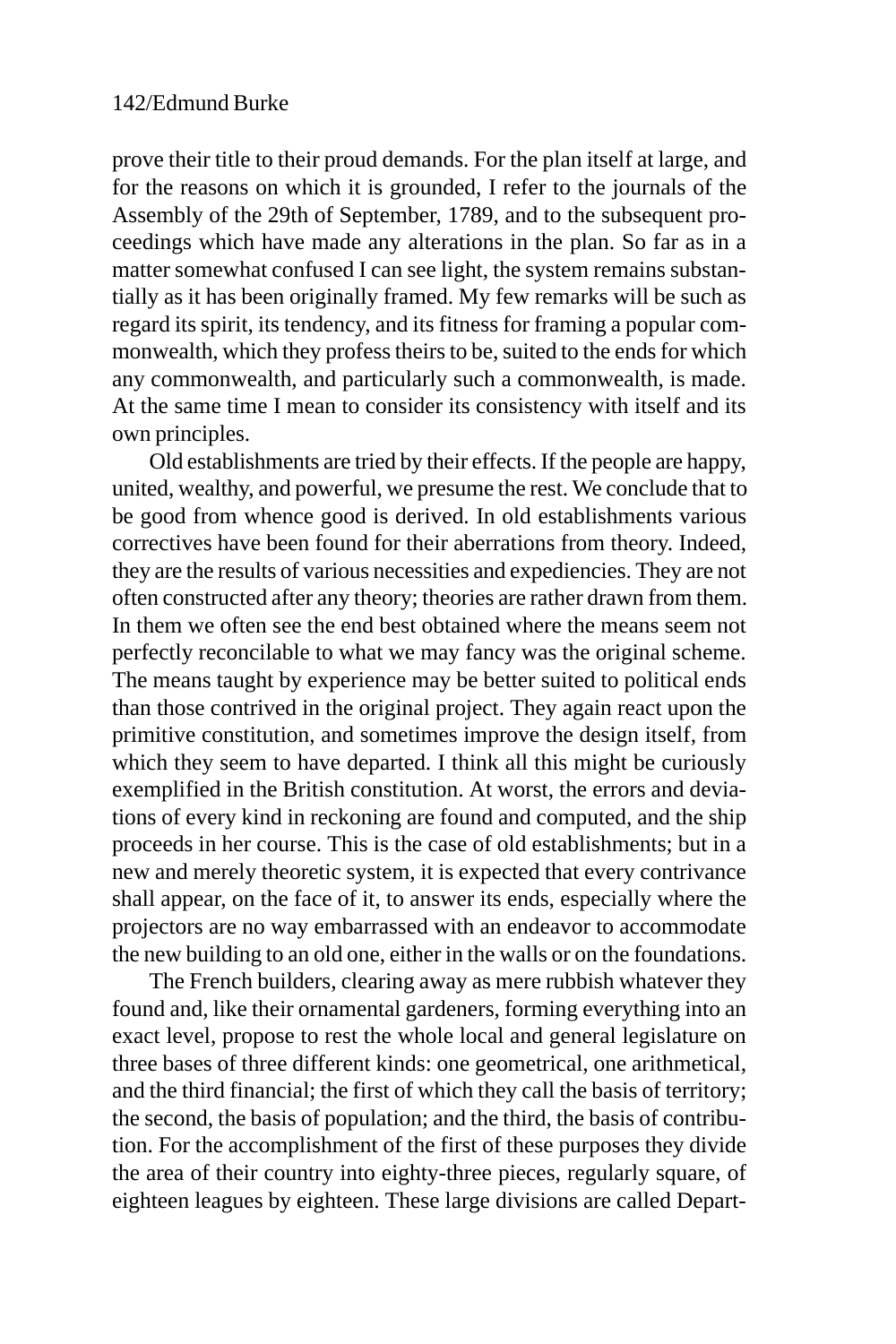prove their title to their proud demands. For the plan itself at large, and for the reasons on which it is grounded, I refer to the journals of the Assembly of the 29th of September, 1789, and to the subsequent proceedings which have made any alterations in the plan. So far as in a matter somewhat confused I can see light, the system remains substantially as it has been originally framed. My few remarks will be such as regard its spirit, its tendency, and its fitness for framing a popular commonwealth, which they profess theirs to be, suited to the ends for which any commonwealth, and particularly such a commonwealth, is made. At the same time I mean to consider its consistency with itself and its own principles.

Old establishments are tried by their effects. If the people are happy, united, wealthy, and powerful, we presume the rest. We conclude that to be good from whence good is derived. In old establishments various correctives have been found for their aberrations from theory. Indeed, they are the results of various necessities and expediencies. They are not often constructed after any theory; theories are rather drawn from them. In them we often see the end best obtained where the means seem not perfectly reconcilable to what we may fancy was the original scheme. The means taught by experience may be better suited to political ends than those contrived in the original project. They again react upon the primitive constitution, and sometimes improve the design itself, from which they seem to have departed. I think all this might be curiously exemplified in the British constitution. At worst, the errors and deviations of every kind in reckoning are found and computed, and the ship proceeds in her course. This is the case of old establishments; but in a new and merely theoretic system, it is expected that every contrivance shall appear, on the face of it, to answer its ends, especially where the projectors are no way embarrassed with an endeavor to accommodate the new building to an old one, either in the walls or on the foundations.

The French builders, clearing away as mere rubbish whatever they found and, like their ornamental gardeners, forming everything into an exact level, propose to rest the whole local and general legislature on three bases of three different kinds: one geometrical, one arithmetical, and the third financial; the first of which they call the basis of territory; the second, the basis of population; and the third, the basis of contribution. For the accomplishment of the first of these purposes they divide the area of their country into eighty-three pieces, regularly square, of eighteen leagues by eighteen. These large divisions are called Depart-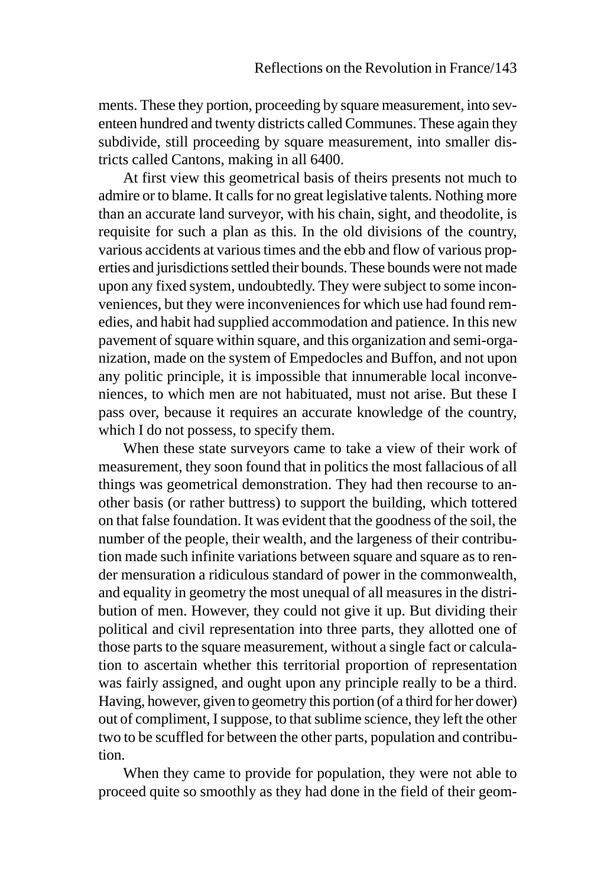ments. These they portion, proceeding by square measurement, into seventeen hundred and twenty districts called Communes. These again they subdivide, still proceeding by square measurement, into smaller districts called Cantons, making in all 6400.

At first view this geometrical basis of theirs presents not much to admire or to blame. It calls for no great legislative talents. Nothing more than an accurate land surveyor, with his chain, sight, and theodolite, is requisite for such a plan as this. In the old divisions of the country, various accidents at various times and the ebb and flow of various properties and jurisdictions settled their bounds. These bounds were not made upon any fixed system, undoubtedly. They were subject to some inconveniences, but they were inconveniences for which use had found remedies, and habit had supplied accommodation and patience. In this new pavement of square within square, and this organization and semi-organization, made on the system of Empedocles and Buffon, and not upon any politic principle, it is impossible that innumerable local inconveniences, to which men are not habituated, must not arise. But these I pass over, because it requires an accurate knowledge of the country, which I do not possess, to specify them.

When these state surveyors came to take a view of their work of measurement, they soon found that in politics the most fallacious of all things was geometrical demonstration. They had then recourse to another basis (or rather buttress) to support the building, which tottered on that false foundation. It was evident that the goodness of the soil, the number of the people, their wealth, and the largeness of their contribution made such infinite variations between square and square as to render mensuration a ridiculous standard of power in the commonwealth, and equality in geometry the most unequal of all measures in the distribution of men. However, they could not give it up. But dividing their political and civil representation into three parts, they allotted one of those parts to the square measurement, without a single fact or calculation to ascertain whether this territorial proportion of representation was fairly assigned, and ought upon any principle really to be a third. Having, however, given to geometry this portion (of a third for her dower) out of compliment, I suppose, to that sublime science, they left the other two to be scuffled for between the other parts, population and contribution.

When they came to provide for population, they were not able to proceed quite so smoothly as they had done in the field of their geom-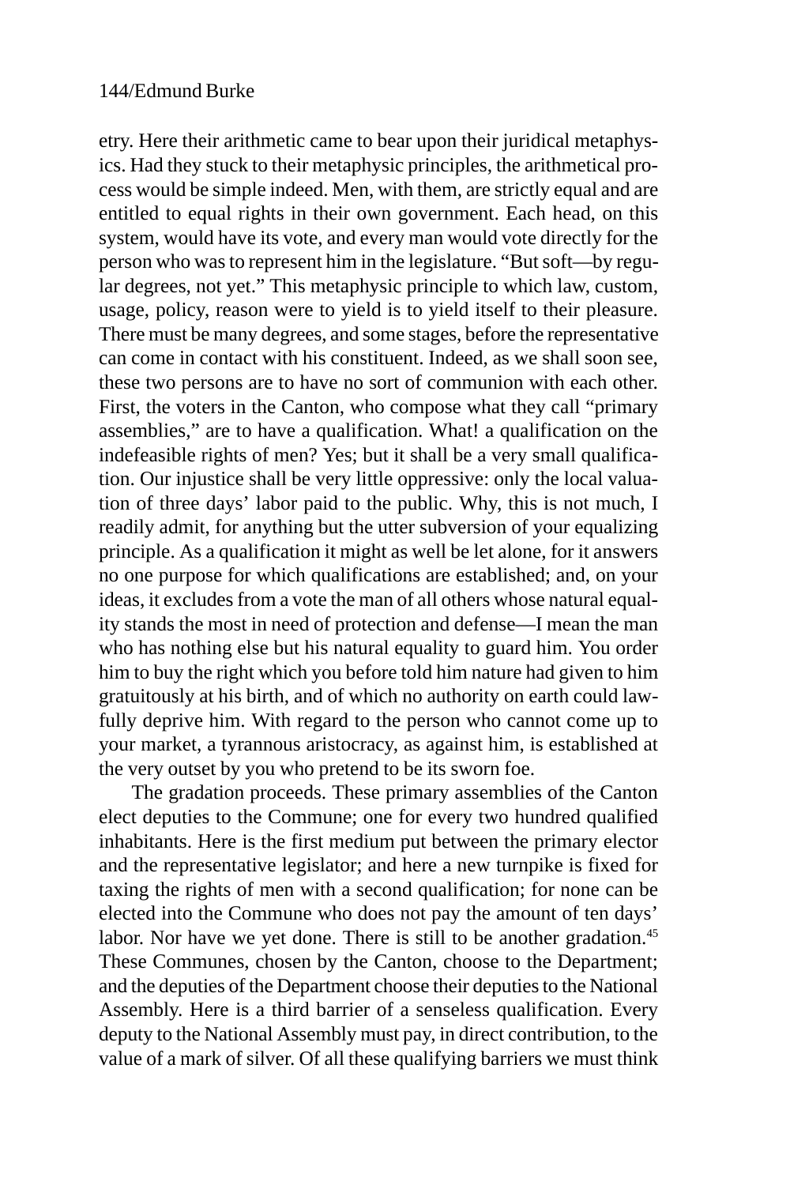etry. Here their arithmetic came to bear upon their juridical metaphysics. Had they stuck to their metaphysic principles, the arithmetical process would be simple indeed. Men, with them, are strictly equal and are entitled to equal rights in their own government. Each head, on this system, would have its vote, and every man would vote directly for the person who was to represent him in the legislature. "But soft—by regular degrees, not yet." This metaphysic principle to which law, custom, usage, policy, reason were to yield is to yield itself to their pleasure. There must be many degrees, and some stages, before the representative can come in contact with his constituent. Indeed, as we shall soon see, these two persons are to have no sort of communion with each other. First, the voters in the Canton, who compose what they call "primary assemblies," are to have a qualification. What! a qualification on the indefeasible rights of men? Yes; but it shall be a very small qualification. Our injustice shall be very little oppressive: only the local valuation of three days' labor paid to the public. Why, this is not much, I readily admit, for anything but the utter subversion of your equalizing principle. As a qualification it might as well be let alone, for it answers no one purpose for which qualifications are established; and, on your ideas, it excludes from a vote the man of all others whose natural equality stands the most in need of protection and defense—I mean the man who has nothing else but his natural equality to guard him. You order him to buy the right which you before told him nature had given to him gratuitously at his birth, and of which no authority on earth could lawfully deprive him. With regard to the person who cannot come up to your market, a tyrannous aristocracy, as against him, is established at the very outset by you who pretend to be its sworn foe.

The gradation proceeds. These primary assemblies of the Canton elect deputies to the Commune; one for every two hundred qualified inhabitants. Here is the first medium put between the primary elector and the representative legislator; and here a new turnpike is fixed for taxing the rights of men with a second qualification; for none can be elected into the Commune who does not pay the amount of ten days' labor. Nor have we yet done. There is still to be another gradation.[45] These Communes, chosen by the Canton, choose to the Department; and the deputies of the Department choose their deputies to the National Assembly. Here is a third barrier of a senseless qualification. Every deputy to the National Assembly must pay, in direct contribution, to the value of a mark of silver. Of all these qualifying barriers we must think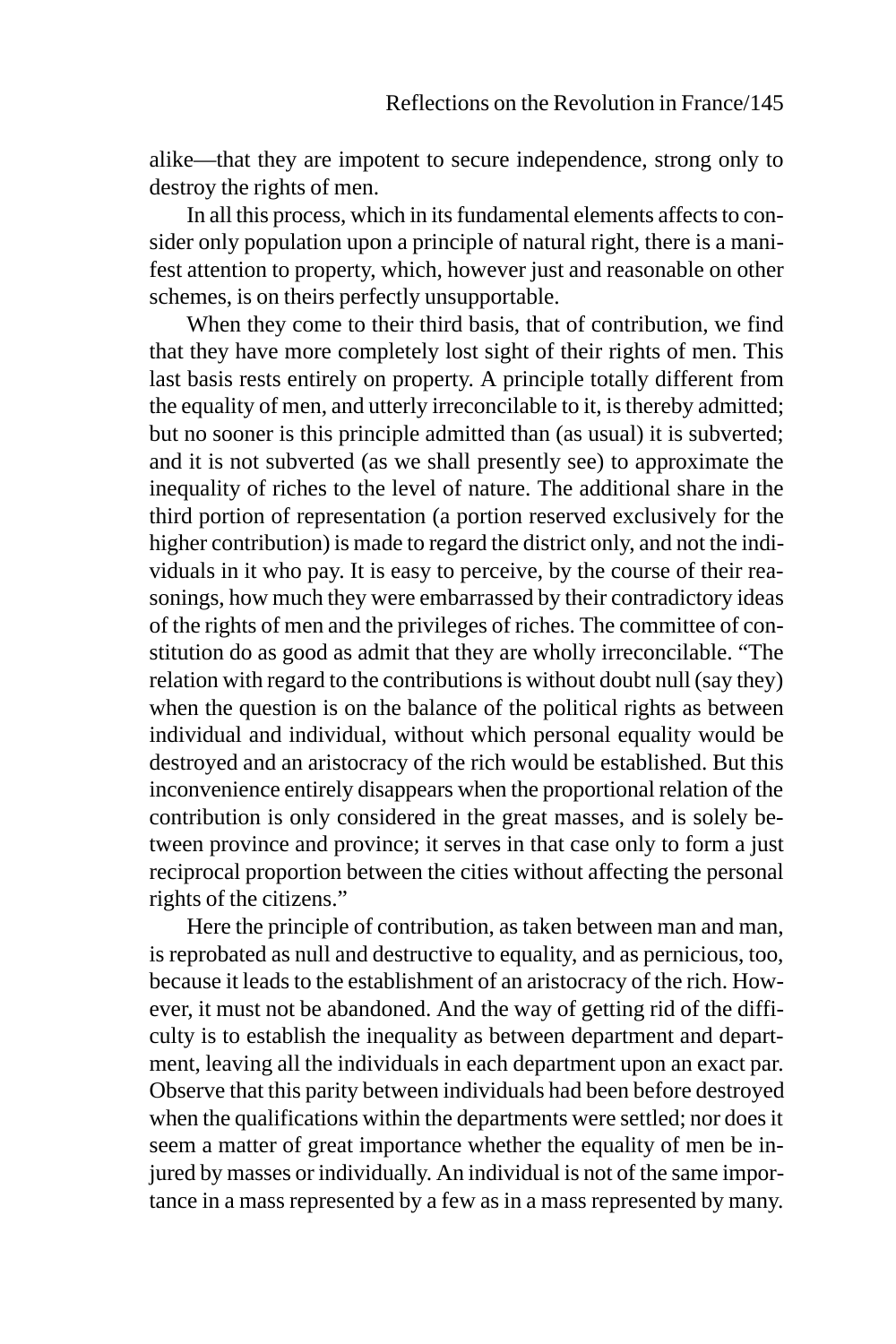alike—that they are impotent to secure independence, strong only to destroy the rights of men.

In all this process, which in its fundamental elements affects to consider only population upon a principle of natural right, there is a manifest attention to property, which, however just and reasonable on other schemes, is on theirs perfectly unsupportable.

When they come to their third basis, that of contribution, we find that they have more completely lost sight of their rights of men. This last basis rests entirely on property. A principle totally different from the equality of men, and utterly irreconcilable to it, is thereby admitted; but no sooner is this principle admitted than (as usual) it is subverted; and it is not subverted (as we shall presently see) to approximate the inequality of riches to the level of nature. The additional share in the third portion of representation (a portion reserved exclusively for the higher contribution) is made to regard the district only, and not the individuals in it who pay. It is easy to perceive, by the course of their reasonings, how much they were embarrassed by their contradictory ideas of the rights of men and the privileges of riches. The committee of constitution do as good as admit that they are wholly irreconcilable. "The relation with regard to the contributions is without doubt null (say they) when the question is on the balance of the political rights as between individual and individual, without which personal equality would be destroyed and an aristocracy of the rich would be established. But this inconvenience entirely disappears when the proportional relation of the contribution is only considered in the great masses, and is solely between province and province; it serves in that case only to form a just reciprocal proportion between the cities without affecting the personal rights of the citizens."

Here the principle of contribution, as taken between man and man, is reprobated as null and destructive to equality, and as pernicious, too, because it leads to the establishment of an aristocracy of the rich. However, it must not be abandoned. And the way of getting rid of the difficulty is to establish the inequality as between department and department, leaving all the individuals in each department upon an exact par. Observe that this parity between individuals had been before destroyed when the qualifications within the departments were settled; nor does it seem a matter of great importance whether the equality of men be injured by masses or individually. An individual is not of the same importance in a mass represented by a few as in a mass represented by many.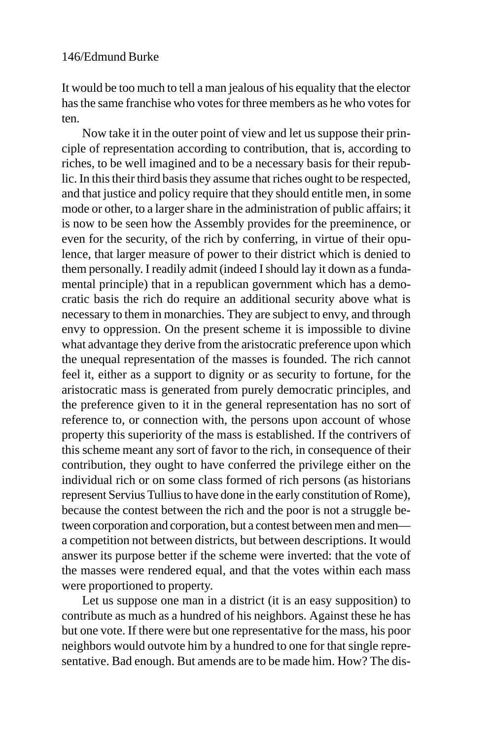It would be too much to tell a man jealous of his equality that the elector has the same franchise who votes for three members as he who votes for ten.

Now take it in the outer point of view and let us suppose their principle of representation according to contribution, that is, according to riches, to be well imagined and to be a necessary basis for their republic. In this their third basis they assume that riches ought to be respected, and that justice and policy require that they should entitle men, in some mode or other, to a larger share in the administration of public affairs; it is now to be seen how the Assembly provides for the preeminence, or even for the security, of the rich by conferring, in virtue of their opulence, that larger measure of power to their district which is denied to them personally. I readily admit (indeed I should lay it down as a fundamental principle) that in a republican government which has a democratic basis the rich do require an additional security above what is necessary to them in monarchies. They are subject to envy, and through envy to oppression. On the present scheme it is impossible to divine what advantage they derive from the aristocratic preference upon which the unequal representation of the masses is founded. The rich cannot feel it, either as a support to dignity or as security to fortune, for the aristocratic mass is generated from purely democratic principles, and the preference given to it in the general representation has no sort of reference to, or connection with, the persons upon account of whose property this superiority of the mass is established. If the contrivers of this scheme meant any sort of favor to the rich, in consequence of their contribution, they ought to have conferred the privilege either on the individual rich or on some class formed of rich persons (as historians represent Servius Tullius to have done in the early constitution of Rome), because the contest between the rich and the poor is not a struggle between corporation and corporation, but a contest between men and men—a competition not between districts, but between descriptions. It would answer its purpose better if the scheme were inverted: that the vote of the masses were rendered equal, and that the votes within each mass were proportioned to property.

Let us suppose one man in a district (it is an easy supposition) to contribute as much as a hundred of his neighbors. Against these he has but one vote. If there were but one representative for the mass, his poor neighbors would outvote him by a hundred to one for that single representative. Bad enough. But amends are to be made him. How? The dis-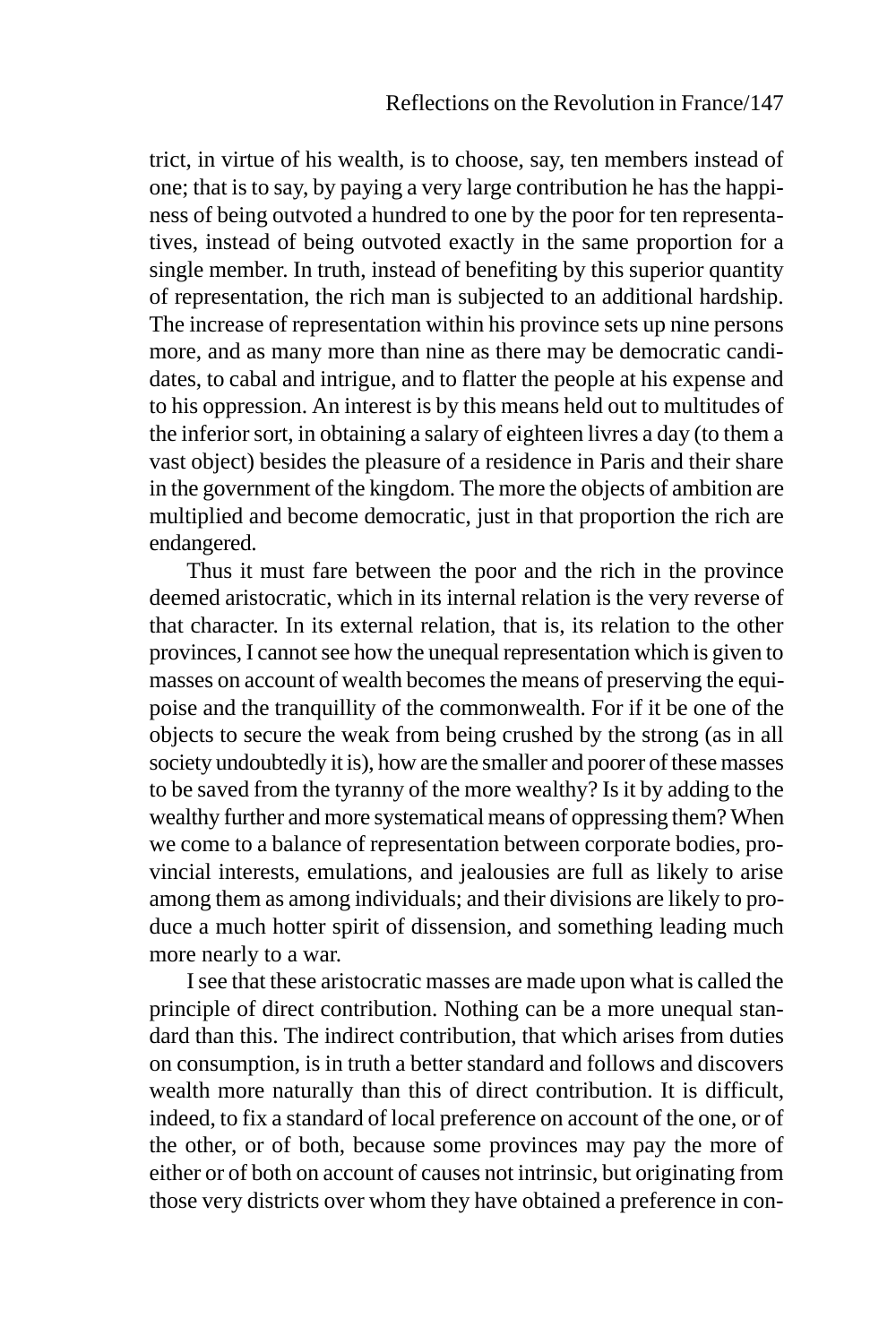trict, in virtue of his wealth, is to choose, say, ten members instead of one; that is to say, by paying a very large contribution he has the happiness of being outvoted a hundred to one by the poor for ten representatives, instead of being outvoted exactly in the same proportion for a single member. In truth, instead of benefiting by this superior quantity of representation, the rich man is subjected to an additional hardship. The increase of representation within his province sets up nine persons more, and as many more than nine as there may be democratic candidates, to cabal and intrigue, and to flatter the people at his expense and to his oppression. An interest is by this means held out to multitudes of the inferior sort, in obtaining a salary of eighteen livres a day (to them a vast object) besides the pleasure of a residence in Paris and their share in the government of the kingdom. The more the objects of ambition are multiplied and become democratic, just in that proportion the rich are endangered.

Thus it must fare between the poor and the rich in the province deemed aristocratic, which in its internal relation is the very reverse of that character. In its external relation, that is, its relation to the other provinces, I cannot see how the unequal representation which is given to masses on account of wealth becomes the means of preserving the equipoise and the tranquillity of the commonwealth. For if it be one of the objects to secure the weak from being crushed by the strong (as in all society undoubtedly it is), how are the smaller and poorer of these masses to be saved from the tyranny of the more wealthy? Is it by adding to the wealthy further and more systematical means of oppressing them? When we come to a balance of representation between corporate bodies, provincial interests, emulations, and jealousies are full as likely to arise among them as among individuals; and their divisions are likely to produce a much hotter spirit of dissension, and something leading much more nearly to a war.

I see that these aristocratic masses are made upon what is called the principle of direct contribution. Nothing can be a more unequal standard than this. The indirect contribution, that which arises from duties on consumption, is in truth a better standard and follows and discovers wealth more naturally than this of direct contribution. It is difficult, indeed, to fix a standard of local preference on account of the one, or of the other, or of both, because some provinces may pay the more of either or of both on account of causes not intrinsic, but originating from those very districts over whom they have obtained a preference in con-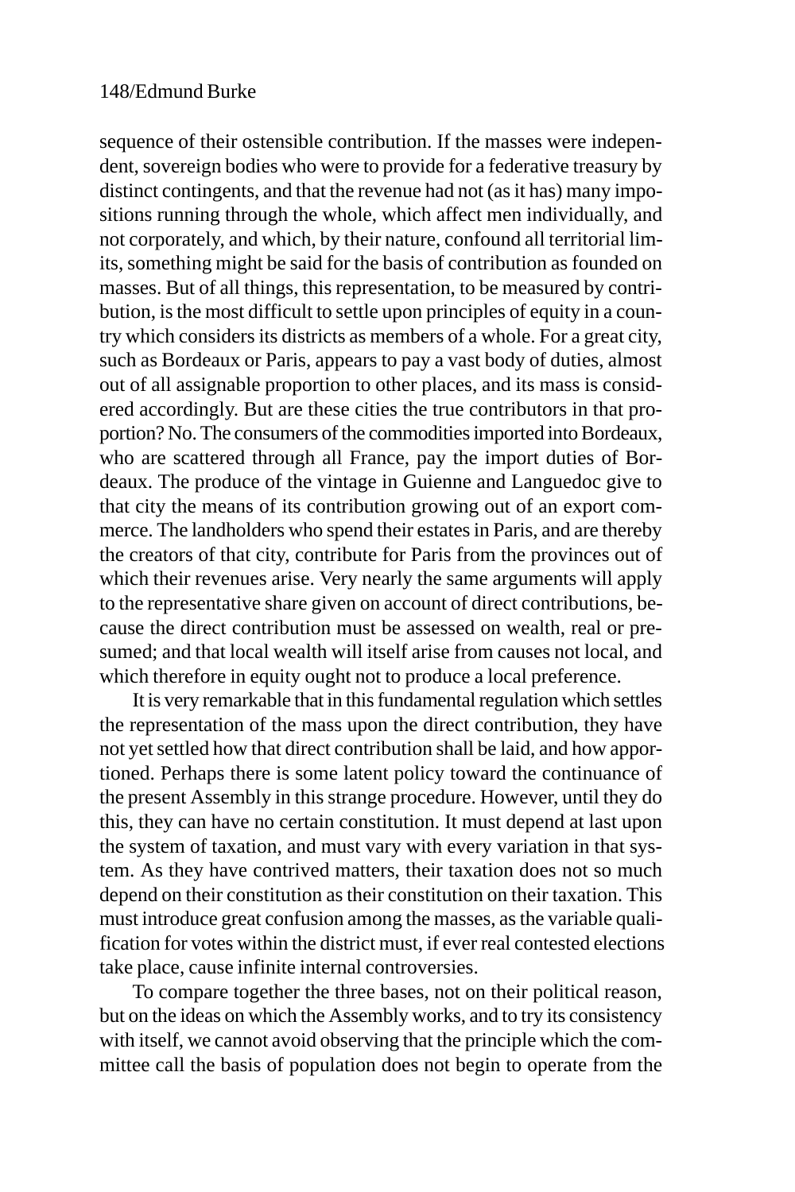sequence of their ostensible contribution. If the masses were independent, sovereign bodies who were to provide for a federative treasury by distinct contingents, and that the revenue had not (as it has) many impositions running through the whole, which affect men individually, and not corporately, and which, by their nature, confound all territorial limits, something might be said for the basis of contribution as founded on masses. But of all things, this representation, to be measured by contribution, is the most difficult to settle upon principles of equity in a country which considers its districts as members of a whole. For a great city, such as Bordeaux or Paris, appears to pay a vast body of duties, almost out of all assignable proportion to other places, and its mass is considered accordingly. But are these cities the true contributors in that proportion? No. The consumers of the commodities imported into Bordeaux, who are scattered through all France, pay the import duties of Bordeaux. The produce of the vintage in Guienne and Languedoc give to that city the means of its contribution growing out of an export commerce. The landholders who spend their estates in Paris, and are thereby the creators of that city, contribute for Paris from the provinces out of which their revenues arise. Very nearly the same arguments will apply to the representative share given on account of direct contributions, because the direct contribution must be assessed on wealth, real or presumed; and that local wealth will itself arise from causes not local, and which therefore in equity ought not to produce a local preference.

It is very remarkable that in this fundamental regulation which settles the representation of the mass upon the direct contribution, they have not yet settled how that direct contribution shall be laid, and how apportioned. Perhaps there is some latent policy toward the continuance of the present Assembly in this strange procedure. However, until they do this, they can have no certain constitution. It must depend at last upon the system of taxation, and must vary with every variation in that system. As they have contrived matters, their taxation does not so much depend on their constitution as their constitution on their taxation. This must introduce great confusion among the masses, as the variable qualification for votes within the district must, if ever real contested elections take place, cause infinite internal controversies.

To compare together the three bases, not on their political reason, but on the ideas on which the Assembly works, and to try its consistency with itself, we cannot avoid observing that the principle which the committee call the basis of population does not begin to operate from the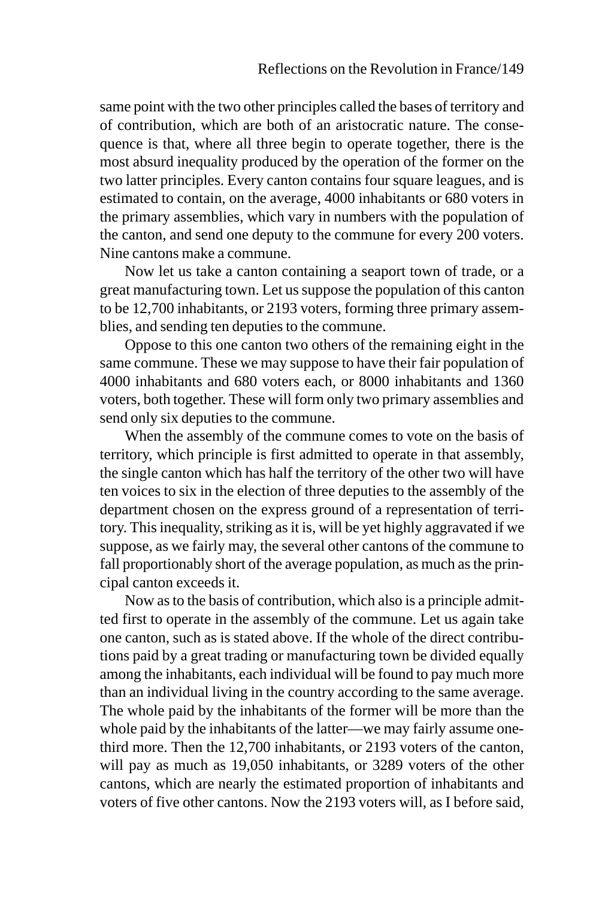same point with the two other principles called the bases of territory and of contribution, which are both of an aristocratic nature. The consequence is that, where all three begin to operate together, there is the most absurd inequality produced by the operation of the former on the two latter principles. Every canton contains four square leagues, and is estimated to contain, on the average, 4000 inhabitants or 680 voters in the primary assemblies, which vary in numbers with the population of the canton, and send one deputy to the commune for every 200 voters. Nine cantons make a commune.

Now let us take a canton containing a seaport town of trade, or a great manufacturing town. Let us suppose the population of this canton to be 12,700 inhabitants, or 2193 voters, forming three primary assemblies, and sending ten deputies to the commune.

Oppose to this one canton two others of the remaining eight in the same commune. These we may suppose to have their fair population of 4000 inhabitants and 680 voters each, or 8000 inhabitants and 1360 voters, both together. These will form only two primary assemblies and send only six deputies to the commune.

When the assembly of the commune comes to vote on the basis of territory, which principle is first admitted to operate in that assembly, the single canton which has half the territory of the other two will have ten voices to six in the election of three deputies to the assembly of the department chosen on the express ground of a representation of territory. This inequality, striking as it is, will be yet highly aggravated if we suppose, as we fairly may, the several other cantons of the commune to fall proportionably short of the average population, as much as the principal canton exceeds it.

Now as to the basis of contribution, which also is a principle admitted first to operate in the assembly of the commune. Let us again take one canton, such as is stated above. If the whole of the direct contributions paid by a great trading or manufacturing town be divided equally among the inhabitants, each individual will be found to pay much more than an individual living in the country according to the same average. The whole paid by the inhabitants of the former will be more than the whole paid by the inhabitants of the latter—we may fairly assume one-third more. Then the 12,700 inhabitants, or 2193 voters of the canton, will pay as much as 19,050 inhabitants, or 3289 voters of the other cantons, which are nearly the estimated proportion of inhabitants and voters of five other cantons. Now the 2193 voters will, as I before said,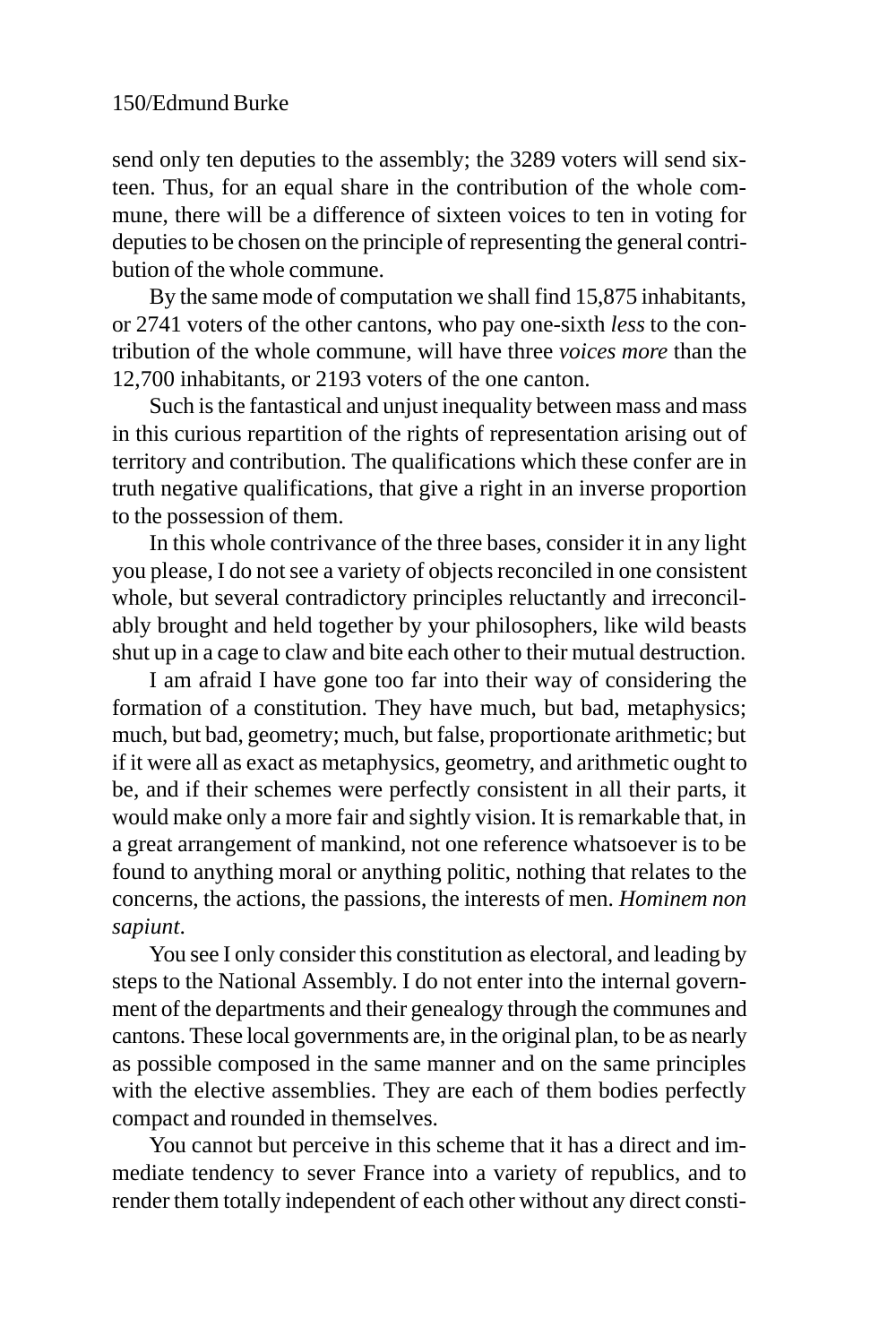send only ten deputies to the assembly; the 3289 voters will send sixteen. Thus, for an equal share in the contribution of the whole commune, there will be a difference of sixteen voices to ten in voting for deputies to be chosen on the principle of representing the general contribution of the whole commune.

By the same mode of computation we shall find 15,875 inhabitants, or 2741 voters of the other cantons, who pay one-sixth *less* to the contribution of the whole commune, will have three *voices more* than the 12,700 inhabitants, or 2193 voters of the one canton.

Such is the fantastical and unjust inequality between mass and mass in this curious repartition of the rights of representation arising out of territory and contribution. The qualifications which these confer are in truth negative qualifications, that give a right in an inverse proportion to the possession of them.

In this whole contrivance of the three bases, consider it in any light you please, I do not see a variety of objects reconciled in one consistent whole, but several contradictory principles reluctantly and irreconcilably brought and held together by your philosophers, like wild beasts shut up in a cage to claw and bite each other to their mutual destruction.

I am afraid I have gone too far into their way of considering the formation of a constitution. They have much, but bad, metaphysics; much, but bad, geometry; much, but false, proportionate arithmetic; but if it were all as exact as metaphysics, geometry, and arithmetic ought to be, and if their schemes were perfectly consistent in all their parts, it would make only a more fair and sightly vision. It is remarkable that, in a great arrangement of mankind, not one reference whatsoever is to be found to anything moral or anything politic, nothing that relates to the concerns, the actions, the passions, the interests of men. *Hominem non sapiunt*.

You see I only consider this constitution as electoral, and leading by steps to the National Assembly. I do not enter into the internal government of the departments and their genealogy through the communes and cantons. These local governments are, in the original plan, to be as nearly as possible composed in the same manner and on the same principles with the elective assemblies. They are each of them bodies perfectly compact and rounded in themselves.

You cannot but perceive in this scheme that it has a direct and immediate tendency to sever France into a variety of republics, and to render them totally independent of each other without any direct consti-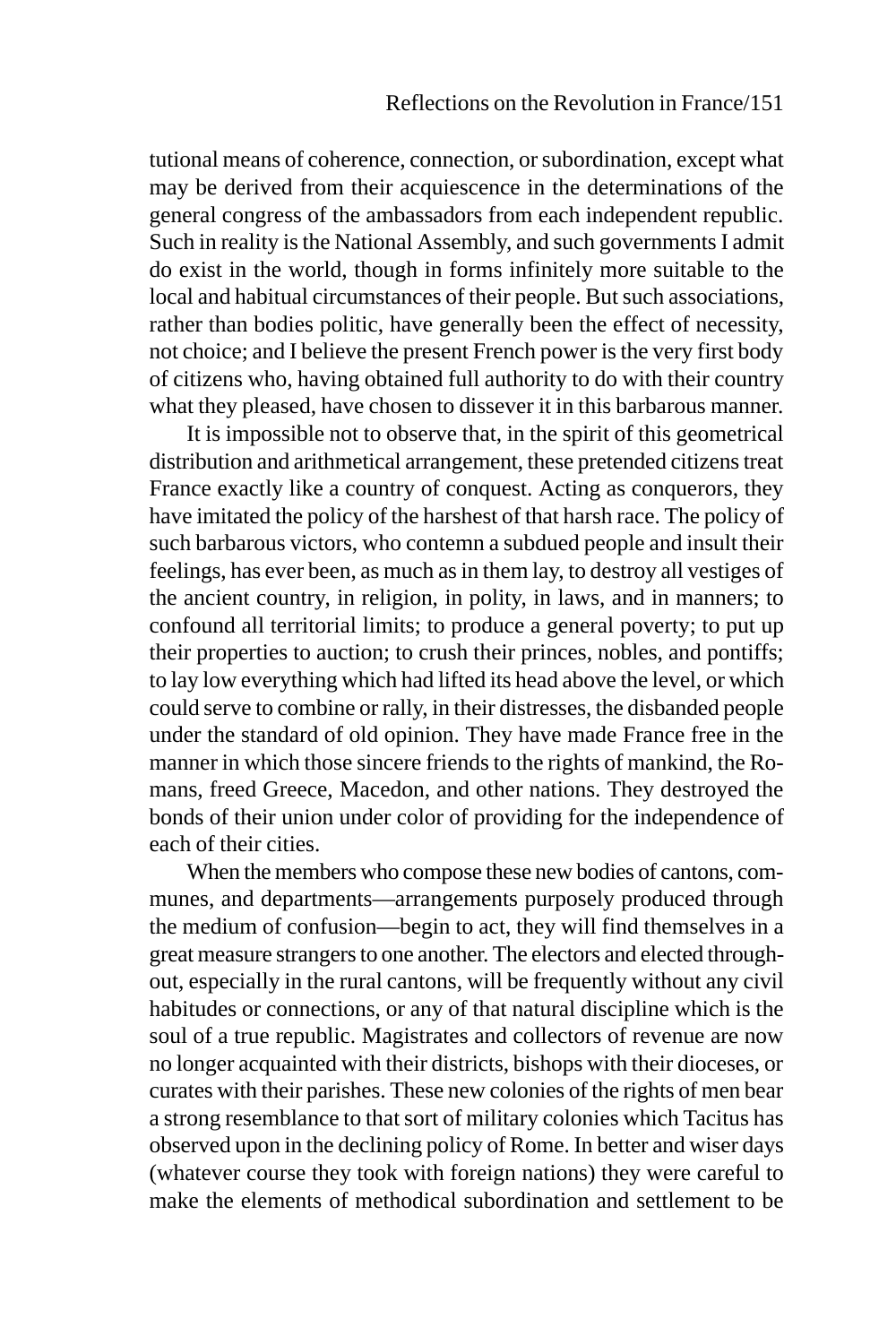tutional means of coherence, connection, or subordination, except what may be derived from their acquiescence in the determinations of the general congress of the ambassadors from each independent republic. Such in reality is the National Assembly, and such governments I admit do exist in the world, though in forms infinitely more suitable to the local and habitual circumstances of their people. But such associations, rather than bodies politic, have generally been the effect of necessity, not choice; and I believe the present French power is the very first body of citizens who, having obtained full authority to do with their country what they pleased, have chosen to dissever it in this barbarous manner.

It is impossible not to observe that, in the spirit of this geometrical distribution and arithmetical arrangement, these pretended citizens treat France exactly like a country of conquest. Acting as conquerors, they have imitated the policy of the harshest of that harsh race. The policy of such barbarous victors, who contemn a subdued people and insult their feelings, has ever been, as much as in them lay, to destroy all vestiges of the ancient country, in religion, in polity, in laws, and in manners; to confound all territorial limits; to produce a general poverty; to put up their properties to auction; to crush their princes, nobles, and pontiffs; to lay low everything which had lifted its head above the level, or which could serve to combine or rally, in their distresses, the disbanded people under the standard of old opinion. They have made France free in the manner in which those sincere friends to the rights of mankind, the Romans, freed Greece, Macedon, and other nations. They destroyed the bonds of their union under color of providing for the independence of each of their cities.

When the members who compose these new bodies of cantons, communes, and departments—arrangements purposely produced through the medium of confusion—begin to act, they will find themselves in a great measure strangers to one another. The electors and elected throughout, especially in the rural cantons, will be frequently without any civil habitudes or connections, or any of that natural discipline which is the soul of a true republic. Magistrates and collectors of revenue are now no longer acquainted with their districts, bishops with their dioceses, or curates with their parishes. These new colonies of the rights of men bear a strong resemblance to that sort of military colonies which Tacitus has observed upon in the declining policy of Rome. In better and wiser days (whatever course they took with foreign nations) they were careful to make the elements of methodical subordination and settlement to be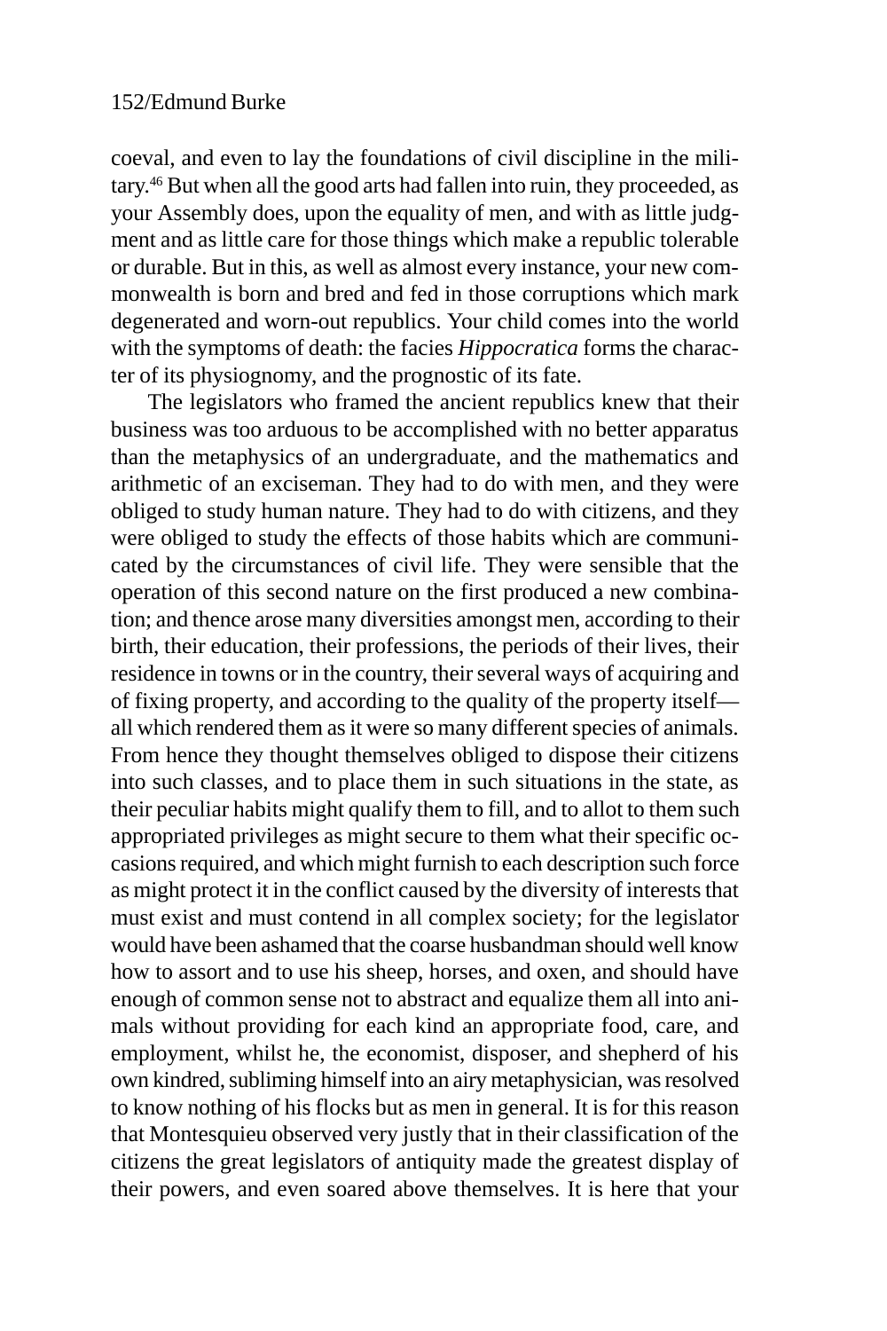coeval, and even to lay the foundations of civil discipline in the military.[46] But when all the good arts had fallen into ruin, they proceeded, as your Assembly does, upon the equality of men, and with as little judgment and as little care for those things which make a republic tolerable or durable. But in this, as well as almost every instance, your new commonwealth is born and bred and fed in those corruptions which mark degenerated and worn-out republics. Your child comes into the world with the symptoms of death: the facies *Hippocratica* forms the character of its physiognomy, and the prognostic of its fate.

The legislators who framed the ancient republics knew that their business was too arduous to be accomplished with no better apparatus than the metaphysics of an undergraduate, and the mathematics and arithmetic of an exciseman. They had to do with men, and they were obliged to study human nature. They had to do with citizens, and they were obliged to study the effects of those habits which are communicated by the circumstances of civil life. They were sensible that the operation of this second nature on the first produced a new combination; and thence arose many diversities amongst men, according to their birth, their education, their professions, the periods of their lives, their residence in towns or in the country, their several ways of acquiring and of fixing property, and according to the quality of the property itself—all which rendered them as it were so many different species of animals. From hence they thought themselves obliged to dispose their citizens into such classes, and to place them in such situations in the state, as their peculiar habits might qualify them to fill, and to allot to them such appropriated privileges as might secure to them what their specific occasions required, and which might furnish to each description such force as might protect it in the conflict caused by the diversity of interests that must exist and must contend in all complex society; for the legislator would have been ashamed that the coarse husbandman should well know how to assort and to use his sheep, horses, and oxen, and should have enough of common sense not to abstract and equalize them all into animals without providing for each kind an appropriate food, care, and employment, whilst he, the economist, disposer, and shepherd of his own kindred, subliming himself into an airy metaphysician, was resolved to know nothing of his flocks but as men in general. It is for this reason that Montesquieu observed very justly that in their classification of the citizens the great legislators of antiquity made the greatest display of their powers, and even soared above themselves. It is here that your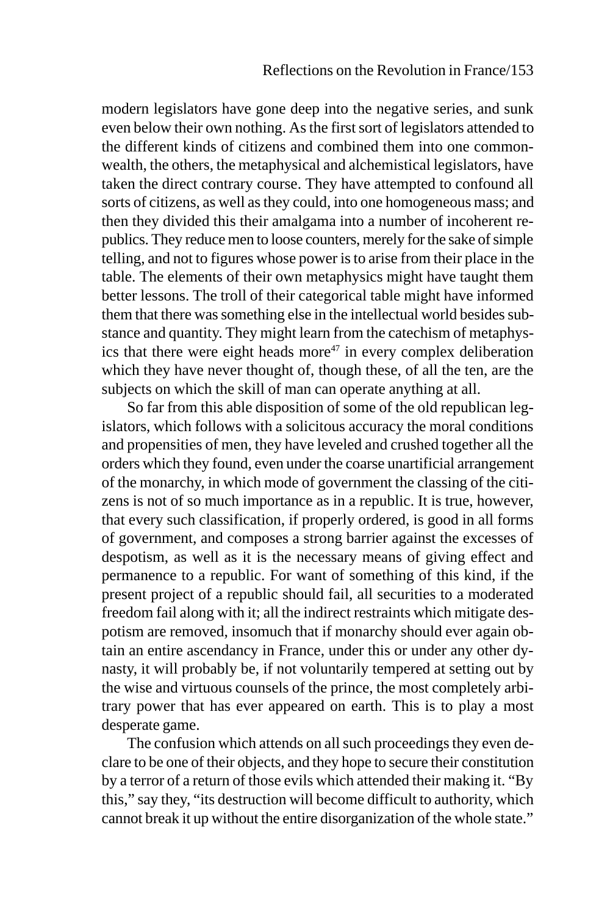modern legislators have gone deep into the negative series, and sunk even below their own nothing. As the first sort of legislators attended to the different kinds of citizens and combined them into one commonwealth, the others, the metaphysical and alchemistical legislators, have taken the direct contrary course. They have attempted to confound all sorts of citizens, as well as they could, into one homogeneous mass; and then they divided this their amalgama into a number of incoherent republics. They reduce men to loose counters, merely for the sake of simple telling, and not to figures whose power is to arise from their place in the table. The elements of their own metaphysics might have taught them better lessons. The troll of their categorical table might have informed them that there was something else in the intellectual world besides substance and quantity. They might learn from the catechism of metaphysics that there were eight heads more[47] in every complex deliberation which they have never thought of, though these, of all the ten, are the subjects on which the skill of man can operate anything at all.

So far from this able disposition of some of the old republican legislators, which follows with a solicitous accuracy the moral conditions and propensities of men, they have leveled and crushed together all the orders which they found, even under the coarse unartificial arrangement of the monarchy, in which mode of government the classing of the citizens is not of so much importance as in a republic. It is true, however, that every such classification, if properly ordered, is good in all forms of government, and composes a strong barrier against the excesses of despotism, as well as it is the necessary means of giving effect and permanence to a republic. For want of something of this kind, if the present project of a republic should fail, all securities to a moderated freedom fail along with it; all the indirect restraints which mitigate despotism are removed, insomuch that if monarchy should ever again obtain an entire ascendancy in France, under this or under any other dynasty, it will probably be, if not voluntarily tempered at setting out by the wise and virtuous counsels of the prince, the most completely arbitrary power that has ever appeared on earth. This is to play a most desperate game.

The confusion which attends on all such proceedings they even declare to be one of their objects, and they hope to secure their constitution by a terror of a return of those evils which attended their making it. "By this," say they, "its destruction will become difficult to authority, which cannot break it up without the entire disorganization of the whole state."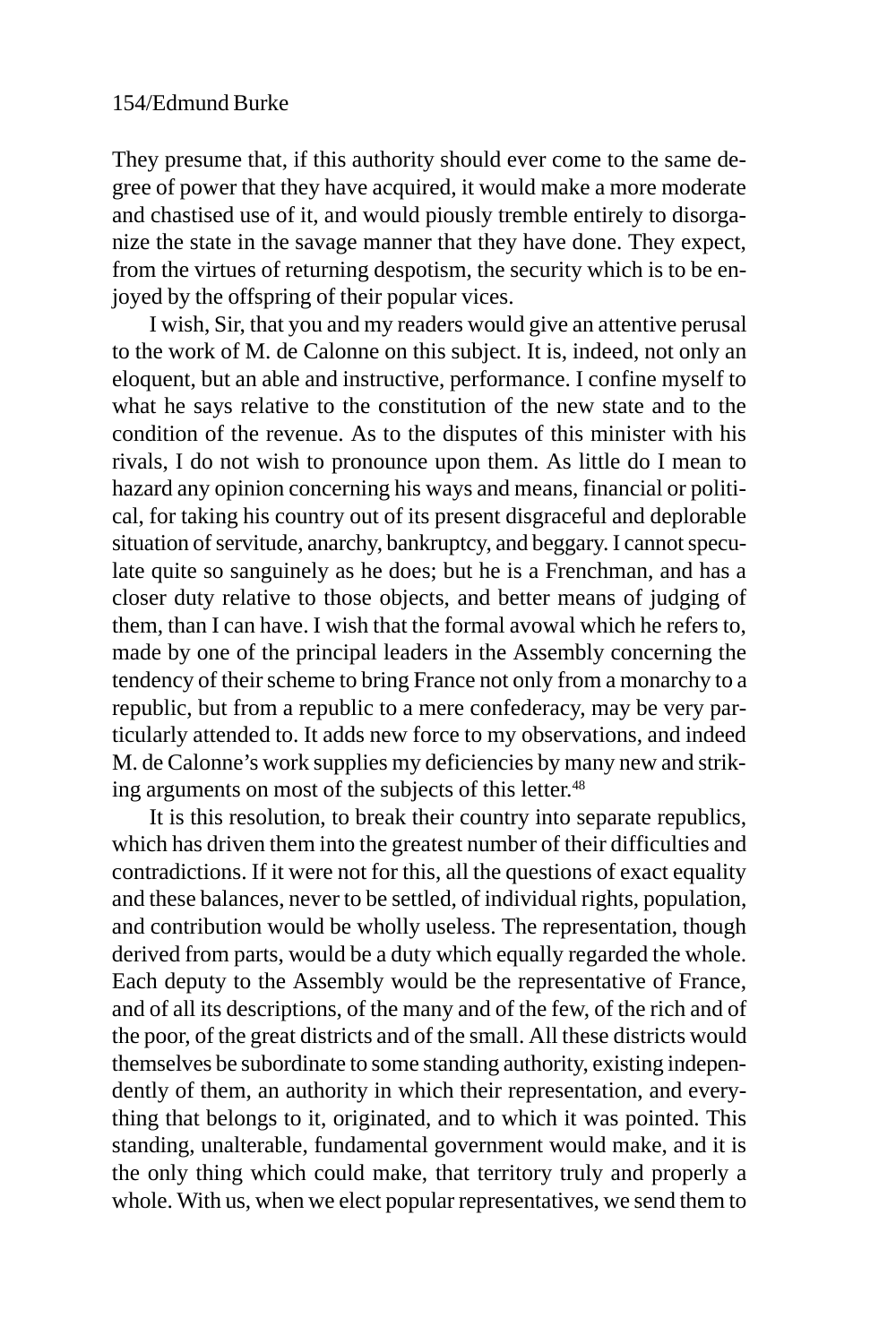They presume that, if this authority should ever come to the same degree of power that they have acquired, it would make a more moderate and chastised use of it, and would piously tremble entirely to disorganize the state in the savage manner that they have done. They expect, from the virtues of returning despotism, the security which is to be enjoyed by the offspring of their popular vices.

I wish, Sir, that you and my readers would give an attentive perusal to the work of M. de Calonne on this subject. It is, indeed, not only an eloquent, but an able and instructive, performance. I confine myself to what he says relative to the constitution of the new state and to the condition of the revenue. As to the disputes of this minister with his rivals, I do not wish to pronounce upon them. As little do I mean to hazard any opinion concerning his ways and means, financial or political, for taking his country out of its present disgraceful and deplorable situation of servitude, anarchy, bankruptcy, and beggary. I cannot speculate quite so sanguinely as he does; but he is a Frenchman, and has a closer duty relative to those objects, and better means of judging of them, than I can have. I wish that the formal avowal which he refers to, made by one of the principal leaders in the Assembly concerning the tendency of their scheme to bring France not only from a monarchy to a republic, but from a republic to a mere confederacy, may be very particularly attended to. It adds new force to my observations, and indeed M. de Calonne's work supplies my deficiencies by many new and striking arguments on most of the subjects of this letter.[48]

It is this resolution, to break their country into separate republics, which has driven them into the greatest number of their difficulties and contradictions. If it were not for this, all the questions of exact equality and these balances, never to be settled, of individual rights, population, and contribution would be wholly useless. The representation, though derived from parts, would be a duty which equally regarded the whole. Each deputy to the Assembly would be the representative of France, and of all its descriptions, of the many and of the few, of the rich and of the poor, of the great districts and of the small. All these districts would themselves be subordinate to some standing authority, existing independently of them, an authority in which their representation, and everything that belongs to it, originated, and to which it was pointed. This standing, unalterable, fundamental government would make, and it is the only thing which could make, that territory truly and properly a whole. With us, when we elect popular representatives, we send them to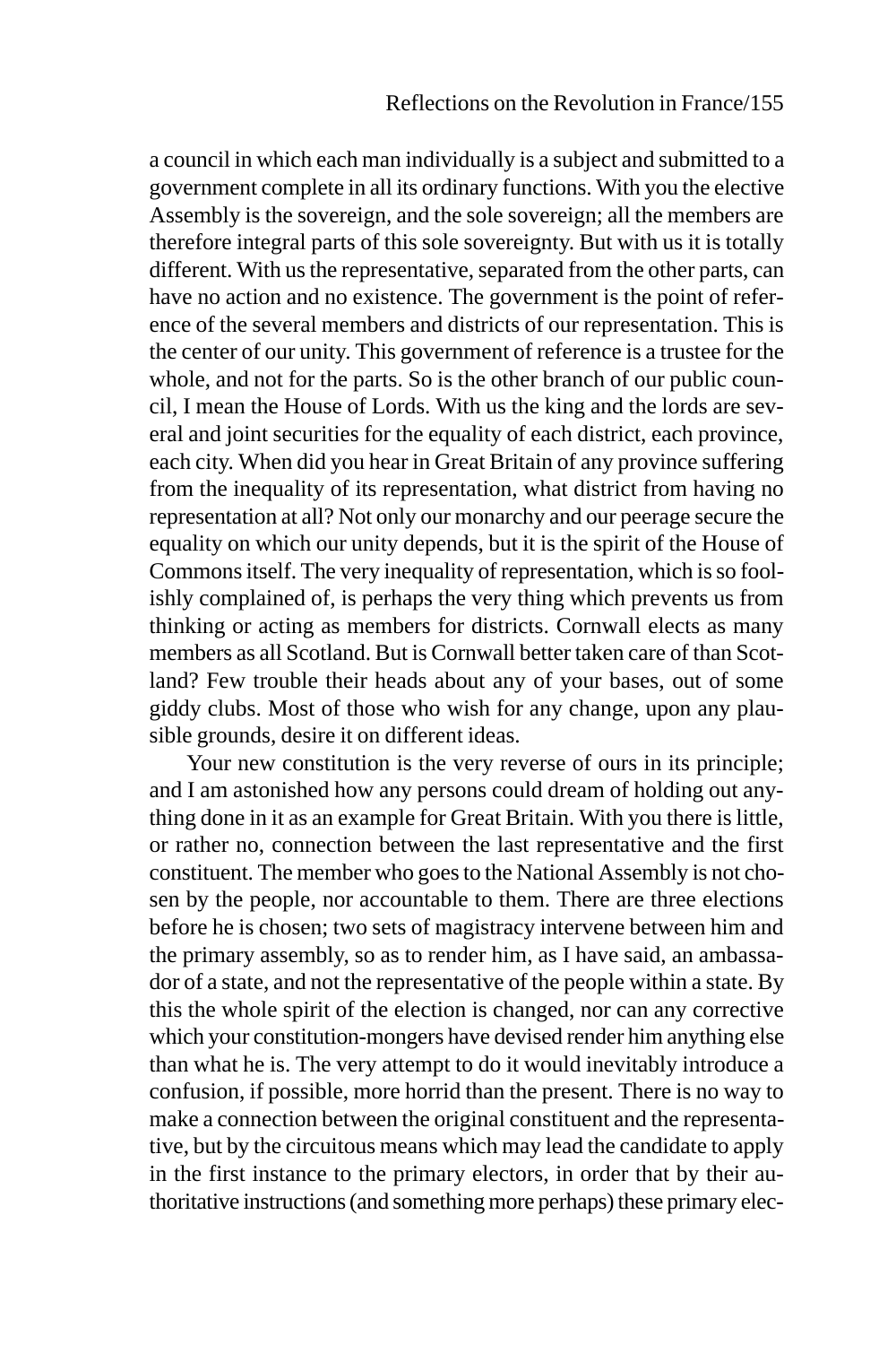a council in which each man individually is a subject and submitted to a government complete in all its ordinary functions. With you the elective Assembly is the sovereign, and the sole sovereign; all the members are therefore integral parts of this sole sovereignty. But with us it is totally different. With us the representative, separated from the other parts, can have no action and no existence. The government is the point of reference of the several members and districts of our representation. This is the center of our unity. This government of reference is a trustee for the whole, and not for the parts. So is the other branch of our public council, I mean the House of Lords. With us the king and the lords are several and joint securities for the equality of each district, each province, each city. When did you hear in Great Britain of any province suffering from the inequality of its representation, what district from having no representation at all? Not only our monarchy and our peerage secure the equality on which our unity depends, but it is the spirit of the House of Commons itself. The very inequality of representation, which is so foolishly complained of, is perhaps the very thing which prevents us from thinking or acting as members for districts. Cornwall elects as many members as all Scotland. But is Cornwall better taken care of than Scotland? Few trouble their heads about any of your bases, out of some giddy clubs. Most of those who wish for any change, upon any plausible grounds, desire it on different ideas.

Your new constitution is the very reverse of ours in its principle; and I am astonished how any persons could dream of holding out anything done in it as an example for Great Britain. With you there is little, or rather no, connection between the last representative and the first constituent. The member who goes to the National Assembly is not chosen by the people, nor accountable to them. There are three elections before he is chosen; two sets of magistracy intervene between him and the primary assembly, so as to render him, as I have said, an ambassador of a state, and not the representative of the people within a state. By this the whole spirit of the election is changed, nor can any corrective which your constitution-mongers have devised render him anything else than what he is. The very attempt to do it would inevitably introduce a confusion, if possible, more horrid than the present. There is no way to make a connection between the original constituent and the representative, but by the circuitous means which may lead the candidate to apply in the first instance to the primary electors, in order that by their authoritative instructions (and something more perhaps) these primary elec-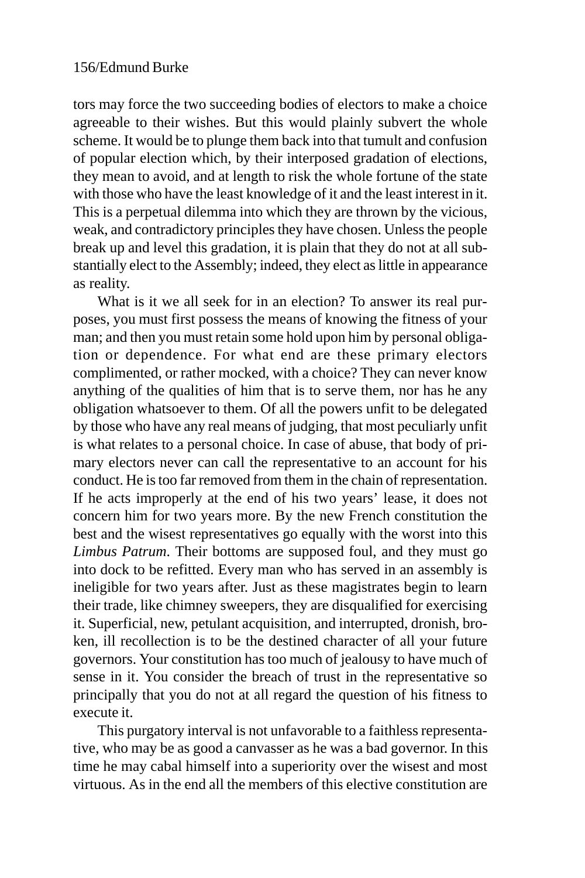tors may force the two succeeding bodies of electors to make a choice agreeable to their wishes. But this would plainly subvert the whole scheme. It would be to plunge them back into that tumult and confusion of popular election which, by their interposed gradation of elections, they mean to avoid, and at length to risk the whole fortune of the state with those who have the least knowledge of it and the least interest in it. This is a perpetual dilemma into which they are thrown by the vicious, weak, and contradictory principles they have chosen. Unless the people break up and level this gradation, it is plain that they do not at all substantially elect to the Assembly; indeed, they elect as little in appearance as reality.

What is it we all seek for in an election? To answer its real purposes, you must first possess the means of knowing the fitness of your man; and then you must retain some hold upon him by personal obligation or dependence. For what end are these primary electors complimented, or rather mocked, with a choice? They can never know anything of the qualities of him that is to serve them, nor has he any obligation whatsoever to them. Of all the powers unfit to be delegated by those who have any real means of judging, that most peculiarly unfit is what relates to a personal choice. In case of abuse, that body of primary electors never can call the representative to an account for his conduct. He is too far removed from them in the chain of representation. If he acts improperly at the end of his two years' lease, it does not concern him for two years more. By the new French constitution the best and the wisest representatives go equally with the worst into this *Limbus Patrum*. Their bottoms are supposed foul, and they must go into dock to be refitted. Every man who has served in an assembly is ineligible for two years after. Just as these magistrates begin to learn their trade, like chimney sweepers, they are disqualified for exercising it. Superficial, new, petulant acquisition, and interrupted, dronish, broken, ill recollection is to be the destined character of all your future governors. Your constitution has too much of jealousy to have much of sense in it. You consider the breach of trust in the representative so principally that you do not at all regard the question of his fitness to execute it.

This purgatory interval is not unfavorable to a faithless representative, who may be as good a canvasser as he was a bad governor. In this time he may cabal himself into a superiority over the wisest and most virtuous. As in the end all the members of this elective constitution are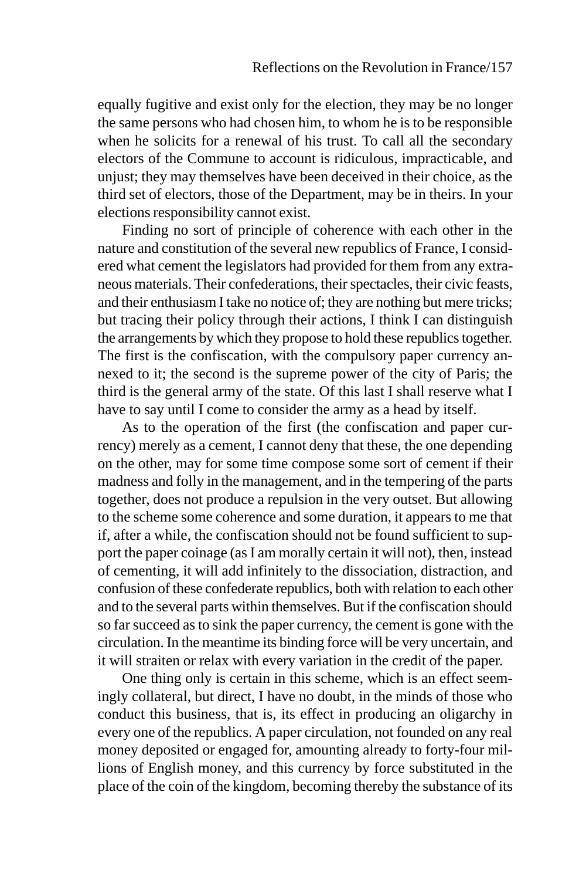equally fugitive and exist only for the election, they may be no longer the same persons who had chosen him, to whom he is to be responsible when he solicits for a renewal of his trust. To call all the secondary electors of the Commune to account is ridiculous, impracticable, and unjust; they may themselves have been deceived in their choice, as the third set of electors, those of the Department, may be in theirs. In your elections responsibility cannot exist.

Finding no sort of principle of coherence with each other in the nature and constitution of the several new republics of France, I considered what cement the legislators had provided for them from any extraneous materials. Their confederations, their spectacles, their civic feasts, and their enthusiasm I take no notice of; they are nothing but mere tricks; but tracing their policy through their actions, I think I can distinguish the arrangements by which they propose to hold these republics together. The first is the confiscation, with the compulsory paper currency annexed to it; the second is the supreme power of the city of Paris; the third is the general army of the state. Of this last I shall reserve what I have to say until I come to consider the army as a head by itself.

As to the operation of the first (the confiscation and paper currency) merely as a cement, I cannot deny that these, the one depending on the other, may for some time compose some sort of cement if their madness and folly in the management, and in the tempering of the parts together, does not produce a repulsion in the very outset. But allowing to the scheme some coherence and some duration, it appears to me that if, after a while, the confiscation should not be found sufficient to support the paper coinage (as I am morally certain it will not), then, instead of cementing, it will add infinitely to the dissociation, distraction, and confusion of these confederate republics, both with relation to each other and to the several parts within themselves. But if the confiscation should so far succeed as to sink the paper currency, the cement is gone with the circulation. In the meantime its binding force will be very uncertain, and it will straiten or relax with every variation in the credit of the paper.

One thing only is certain in this scheme, which is an effect seemingly collateral, but direct, I have no doubt, in the minds of those who conduct this business, that is, its effect in producing an oligarchy in every one of the republics. A paper circulation, not founded on any real money deposited or engaged for, amounting already to forty-four millions of English money, and this currency by force substituted in the place of the coin of the kingdom, becoming thereby the substance of its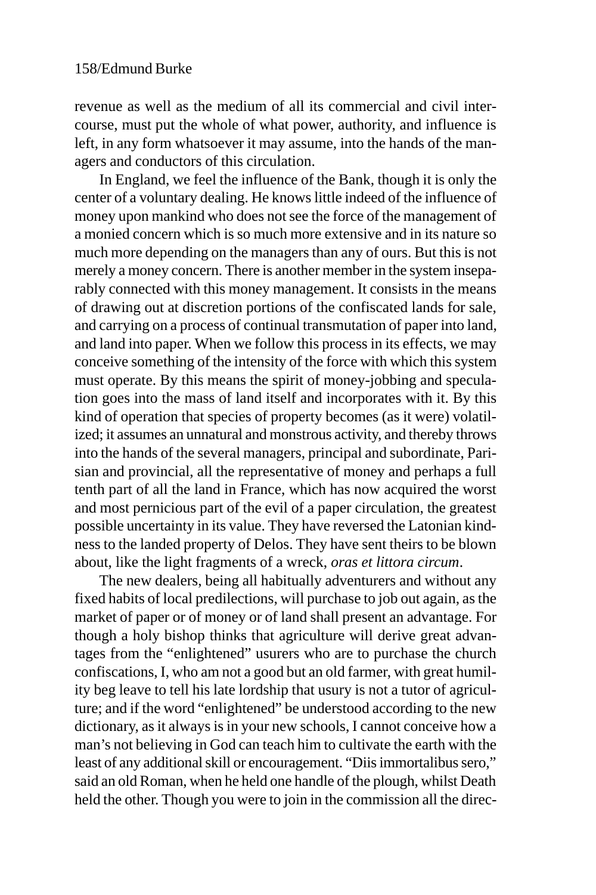revenue as well as the medium of all its commercial and civil intercourse, must put the whole of what power, authority, and influence is left, in any form whatsoever it may assume, into the hands of the managers and conductors of this circulation.

In England, we feel the influence of the Bank, though it is only the center of a voluntary dealing. He knows little indeed of the influence of money upon mankind who does not see the force of the management of a monied concern which is so much more extensive and in its nature so much more depending on the managers than any of ours. But this is not merely a money concern. There is another member in the system inseparably connected with this money management. It consists in the means of drawing out at discretion portions of the confiscated lands for sale, and carrying on a process of continual transmutation of paper into land, and land into paper. When we follow this process in its effects, we may conceive something of the intensity of the force with which this system must operate. By this means the spirit of money-jobbing and speculation goes into the mass of land itself and incorporates with it. By this kind of operation that species of property becomes (as it were) volatilized; it assumes an unnatural and monstrous activity, and thereby throws into the hands of the several managers, principal and subordinate, Parisian and provincial, all the representative of money and perhaps a full tenth part of all the land in France, which has now acquired the worst and most pernicious part of the evil of a paper circulation, the greatest possible uncertainty in its value. They have reversed the Latonian kindness to the landed property of Delos. They have sent theirs to be blown about, like the light fragments of a wreck, *oras et littora circum*.

The new dealers, being all habitually adventurers and without any fixed habits of local predilections, will purchase to job out again, as the market of paper or of money or of land shall present an advantage. For though a holy bishop thinks that agriculture will derive great advantages from the "enlightened" usurers who are to purchase the church confiscations, I, who am not a good but an old farmer, with great humility beg leave to tell his late lordship that usury is not a tutor of agriculture; and if the word "enlightened" be understood according to the new dictionary, as it always is in your new schools, I cannot conceive how a man's not believing in God can teach him to cultivate the earth with the least of any additional skill or encouragement. "Diis immortalibus sero," said an old Roman, when he held one handle of the plough, whilst Death held the other. Though you were to join in the commission all the direc-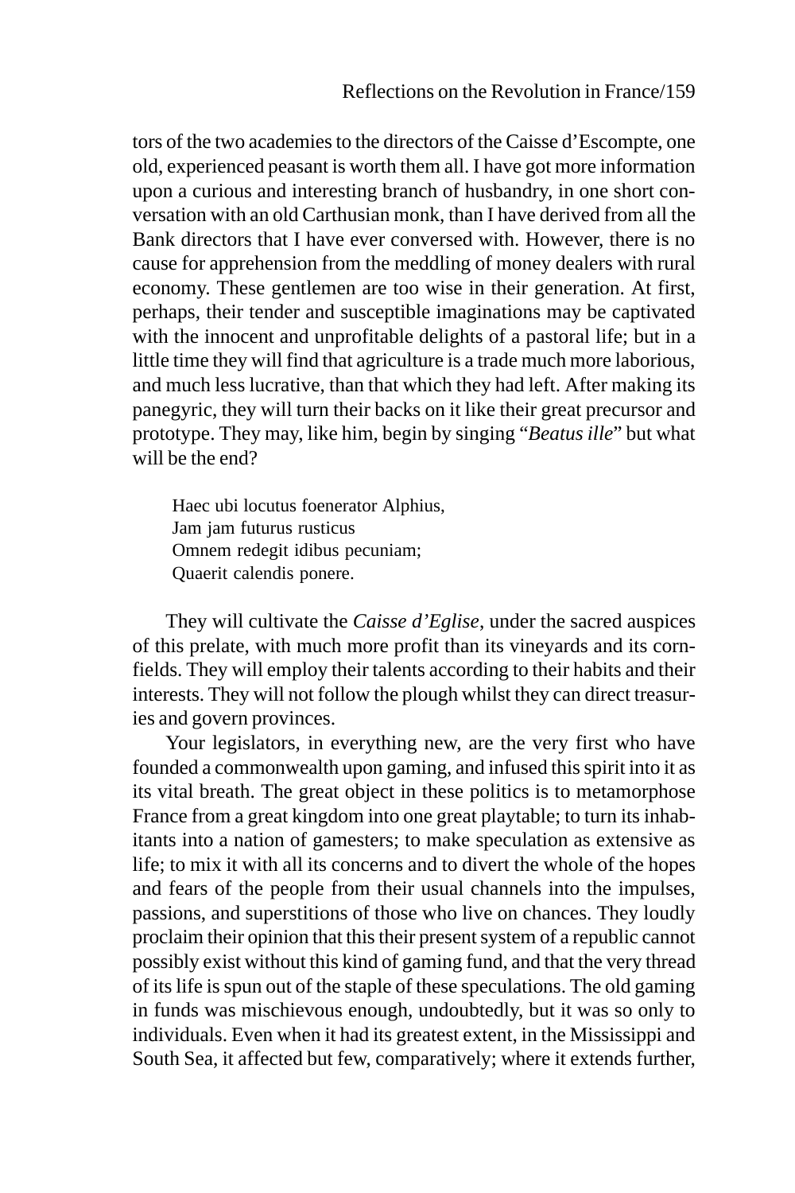tors of the two academies to the directors of the Caisse d'Escompte, one old, experienced peasant is worth them all. I have got more information upon a curious and interesting branch of husbandry, in one short conversation with an old Carthusian monk, than I have derived from all the Bank directors that I have ever conversed with. However, there is no cause for apprehension from the meddling of money dealers with rural economy. These gentlemen are too wise in their generation. At first, perhaps, their tender and susceptible imaginations may be captivated with the innocent and unprofitable delights of a pastoral life; but in a little time they will find that agriculture is a trade much more laborious, and much less lucrative, than that which they had left. After making its panegyric, they will turn their backs on it like their great precursor and prototype. They may, like him, begin by singing "*Beatus ille*" but what will be the end?

> Haec ubi locutus foenerator Alphius,
> Jam jam futurus rusticus
> Omnem redegit idibus pecuniam;
> Quaerit calendis ponere.

They will cultivate the *Caisse d'Eglise*, under the sacred auspices of this prelate, with much more profit than its vineyards and its cornfields. They will employ their talents according to their habits and their interests. They will not follow the plough whilst they can direct treasuries and govern provinces.

Your legislators, in everything new, are the very first who have founded a commonwealth upon gaming, and infused this spirit into it as its vital breath. The great object in these politics is to metamorphose France from a great kingdom into one great playtable; to turn its inhabitants into a nation of gamesters; to make speculation as extensive as life; to mix it with all its concerns and to divert the whole of the hopes and fears of the people from their usual channels into the impulses, passions, and superstitions of those who live on chances. They loudly proclaim their opinion that this their present system of a republic cannot possibly exist without this kind of gaming fund, and that the very thread of its life is spun out of the staple of these speculations. The old gaming in funds was mischievous enough, undoubtedly, but it was so only to individuals. Even when it had its greatest extent, in the Mississippi and South Sea, it affected but few, comparatively; where it extends further,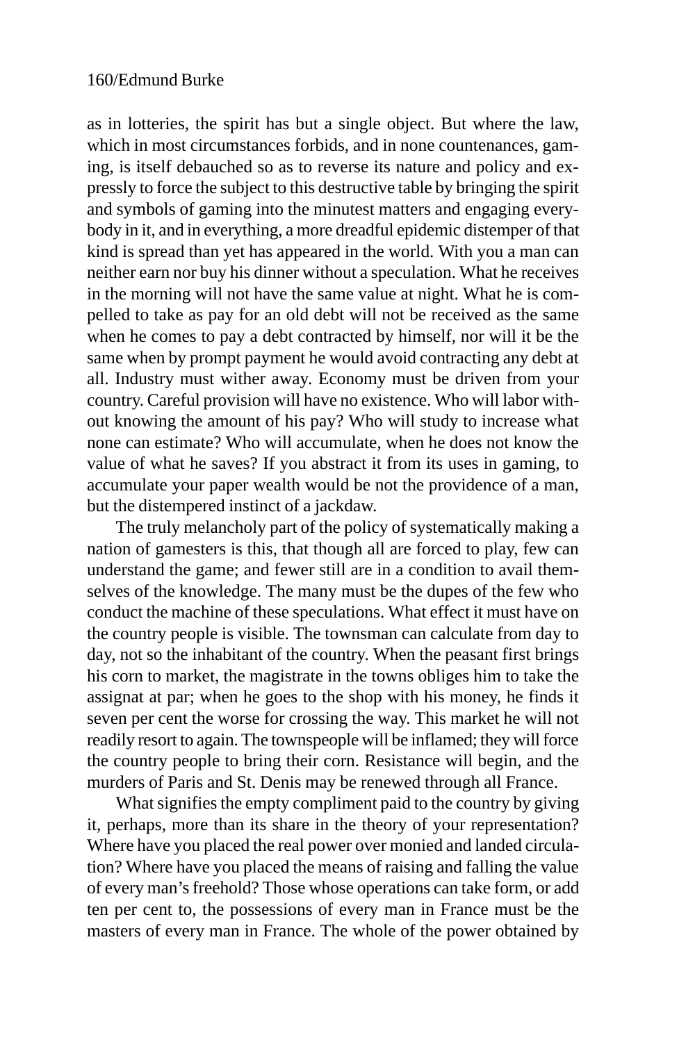as in lotteries, the spirit has but a single object. But where the law, which in most circumstances forbids, and in none countenances, gaming, is itself debauched so as to reverse its nature and policy and expressly to force the subject to this destructive table by bringing the spirit and symbols of gaming into the minutest matters and engaging everybody in it, and in everything, a more dreadful epidemic distemper of that kind is spread than yet has appeared in the world. With you a man can neither earn nor buy his dinner without a speculation. What he receives in the morning will not have the same value at night. What he is compelled to take as pay for an old debt will not be received as the same when he comes to pay a debt contracted by himself, nor will it be the same when by prompt payment he would avoid contracting any debt at all. Industry must wither away. Economy must be driven from your country. Careful provision will have no existence. Who will labor without knowing the amount of his pay? Who will study to increase what none can estimate? Who will accumulate, when he does not know the value of what he saves? If you abstract it from its uses in gaming, to accumulate your paper wealth would be not the providence of a man, but the distempered instinct of a jackdaw.

The truly melancholy part of the policy of systematically making a nation of gamesters is this, that though all are forced to play, few can understand the game; and fewer still are in a condition to avail themselves of the knowledge. The many must be the dupes of the few who conduct the machine of these speculations. What effect it must have on the country people is visible. The townsman can calculate from day to day, not so the inhabitant of the country. When the peasant first brings his corn to market, the magistrate in the towns obliges him to take the assignat at par; when he goes to the shop with his money, he finds it seven per cent the worse for crossing the way. This market he will not readily resort to again. The townspeople will be inflamed; they will force the country people to bring their corn. Resistance will begin, and the murders of Paris and St. Denis may be renewed through all France.

What signifies the empty compliment paid to the country by giving it, perhaps, more than its share in the theory of your representation? Where have you placed the real power over monied and landed circulation? Where have you placed the means of raising and falling the value of every man's freehold? Those whose operations can take form, or add ten per cent to, the possessions of every man in France must be the masters of every man in France. The whole of the power obtained by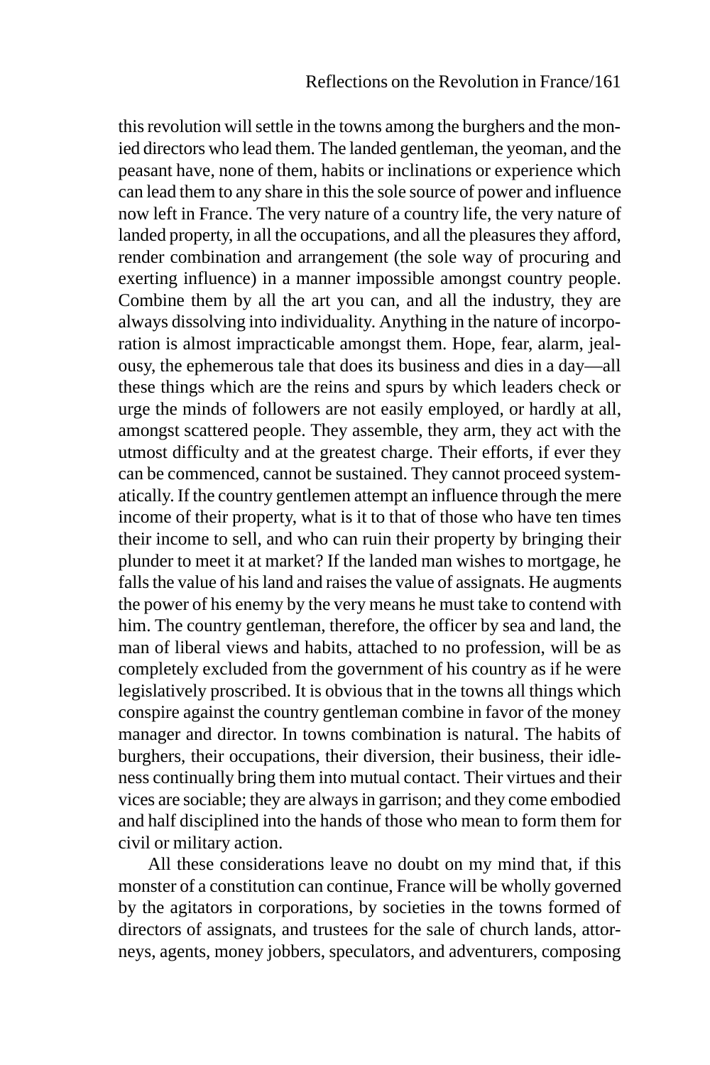this revolution will settle in the towns among the burghers and the monied directors who lead them. The landed gentleman, the yeoman, and the peasant have, none of them, habits or inclinations or experience which can lead them to any share in this the sole source of power and influence now left in France. The very nature of a country life, the very nature of landed property, in all the occupations, and all the pleasures they afford, render combination and arrangement (the sole way of procuring and exerting influence) in a manner impossible amongst country people. Combine them by all the art you can, and all the industry, they are always dissolving into individuality. Anything in the nature of incorporation is almost impracticable amongst them. Hope, fear, alarm, jealousy, the ephemerous tale that does its business and dies in a day—all these things which are the reins and spurs by which leaders check or urge the minds of followers are not easily employed, or hardly at all, amongst scattered people. They assemble, they arm, they act with the utmost difficulty and at the greatest charge. Their efforts, if ever they can be commenced, cannot be sustained. They cannot proceed systematically. If the country gentlemen attempt an influence through the mere income of their property, what is it to that of those who have ten times their income to sell, and who can ruin their property by bringing their plunder to meet it at market? If the landed man wishes to mortgage, he falls the value of his land and raises the value of assignats. He augments the power of his enemy by the very means he must take to contend with him. The country gentleman, therefore, the officer by sea and land, the man of liberal views and habits, attached to no profession, will be as completely excluded from the government of his country as if he were legislatively proscribed. It is obvious that in the towns all things which conspire against the country gentleman combine in favor of the money manager and director. In towns combination is natural. The habits of burghers, their occupations, their diversion, their business, their idleness continually bring them into mutual contact. Their virtues and their vices are sociable; they are always in garrison; and they come embodied and half disciplined into the hands of those who mean to form them for civil or military action.

All these considerations leave no doubt on my mind that, if this monster of a constitution can continue, France will be wholly governed by the agitators in corporations, by societies in the towns formed of directors of assignats, and trustees for the sale of church lands, attorneys, agents, money jobbers, speculators, and adventurers, composing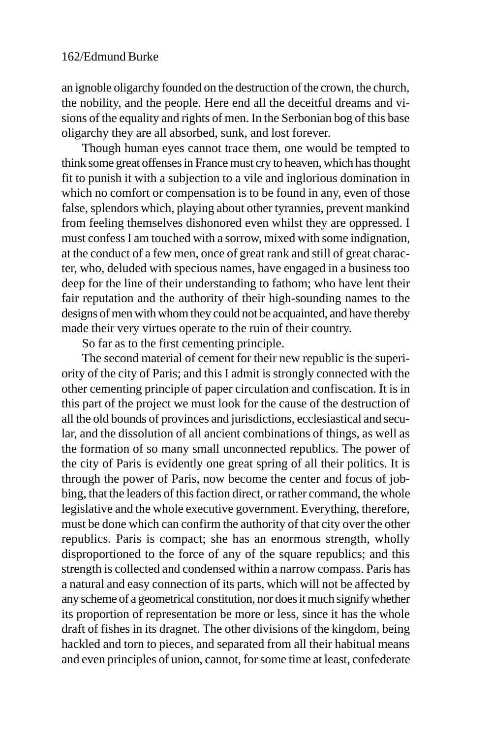an ignoble oligarchy founded on the destruction of the crown, the church, the nobility, and the people. Here end all the deceitful dreams and visions of the equality and rights of men. In the Serbonian bog of this base oligarchy they are all absorbed, sunk, and lost forever.

Though human eyes cannot trace them, one would be tempted to think some great offenses in France must cry to heaven, which has thought fit to punish it with a subjection to a vile and inglorious domination in which no comfort or compensation is to be found in any, even of those false, splendors which, playing about other tyrannies, prevent mankind from feeling themselves dishonored even whilst they are oppressed. I must confess I am touched with a sorrow, mixed with some indignation, at the conduct of a few men, once of great rank and still of great character, who, deluded with specious names, have engaged in a business too deep for the line of their understanding to fathom; who have lent their fair reputation and the authority of their high-sounding names to the designs of men with whom they could not be acquainted, and have thereby made their very virtues operate to the ruin of their country.

So far as to the first cementing principle.

The second material of cement for their new republic is the superiority of the city of Paris; and this I admit is strongly connected with the other cementing principle of paper circulation and confiscation. It is in this part of the project we must look for the cause of the destruction of all the old bounds of provinces and jurisdictions, ecclesiastical and secular, and the dissolution of all ancient combinations of things, as well as the formation of so many small unconnected republics. The power of the city of Paris is evidently one great spring of all their politics. It is through the power of Paris, now become the center and focus of jobbing, that the leaders of this faction direct, or rather command, the whole legislative and the whole executive government. Everything, therefore, must be done which can confirm the authority of that city over the other republics. Paris is compact; she has an enormous strength, wholly disproportioned to the force of any of the square republics; and this strength is collected and condensed within a narrow compass. Paris has a natural and easy connection of its parts, which will not be affected by any scheme of a geometrical constitution, nor does it much signify whether its proportion of representation be more or less, since it has the whole draft of fishes in its dragnet. The other divisions of the kingdom, being hackled and torn to pieces, and separated from all their habitual means and even principles of union, cannot, for some time at least, confederate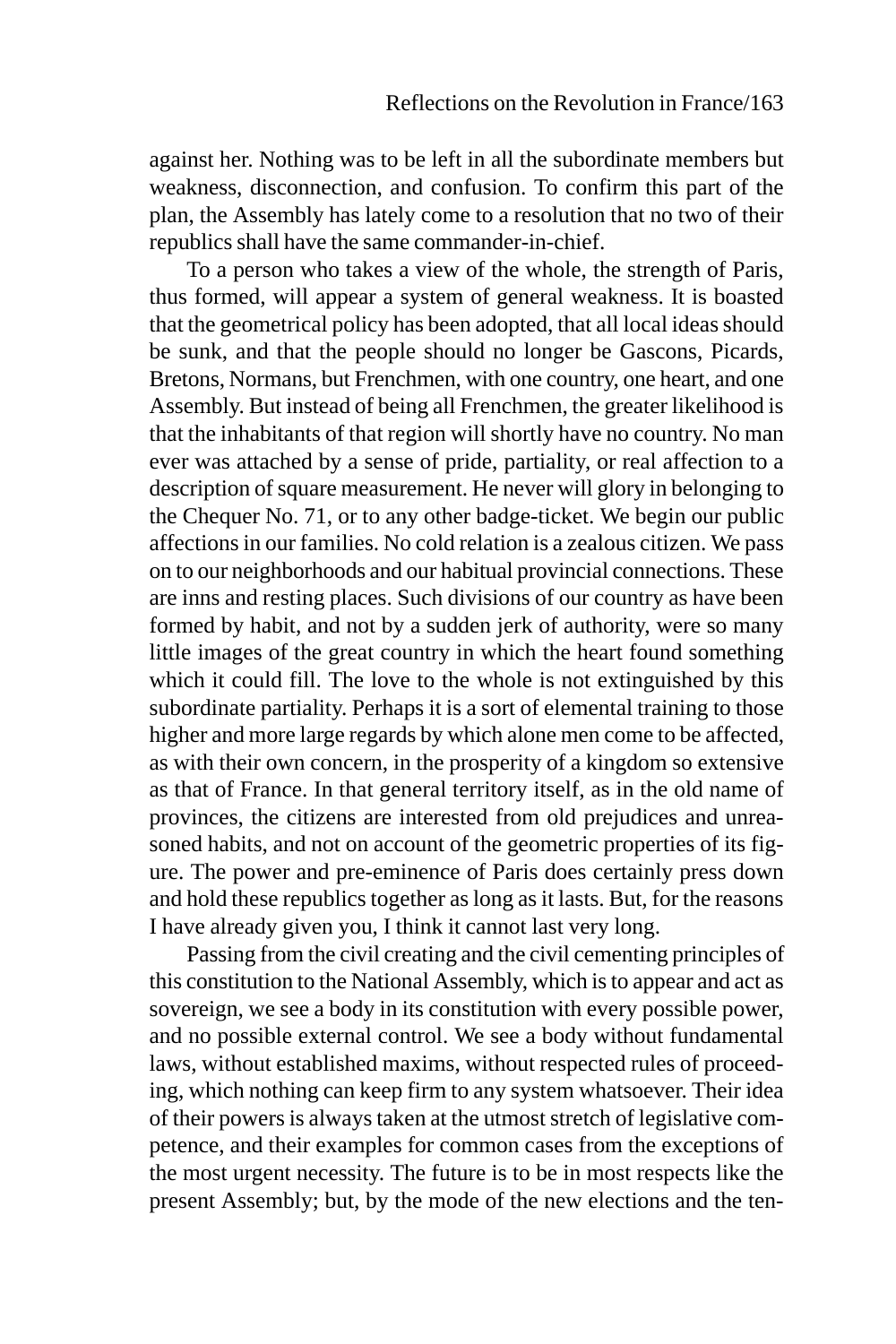against her. Nothing was to be left in all the subordinate members but weakness, disconnection, and confusion. To confirm this part of the plan, the Assembly has lately come to a resolution that no two of their republics shall have the same commander-in-chief.

To a person who takes a view of the whole, the strength of Paris, thus formed, will appear a system of general weakness. It is boasted that the geometrical policy has been adopted, that all local ideas should be sunk, and that the people should no longer be Gascons, Picards, Bretons, Normans, but Frenchmen, with one country, one heart, and one Assembly. But instead of being all Frenchmen, the greater likelihood is that the inhabitants of that region will shortly have no country. No man ever was attached by a sense of pride, partiality, or real affection to a description of square measurement. He never will glory in belonging to the Chequer No. 71, or to any other badge-ticket. We begin our public affections in our families. No cold relation is a zealous citizen. We pass on to our neighborhoods and our habitual provincial connections. These are inns and resting places. Such divisions of our country as have been formed by habit, and not by a sudden jerk of authority, were so many little images of the great country in which the heart found something which it could fill. The love to the whole is not extinguished by this subordinate partiality. Perhaps it is a sort of elemental training to those higher and more large regards by which alone men come to be affected, as with their own concern, in the prosperity of a kingdom so extensive as that of France. In that general territory itself, as in the old name of provinces, the citizens are interested from old prejudices and unreasoned habits, and not on account of the geometric properties of its figure. The power and pre-eminence of Paris does certainly press down and hold these republics together as long as it lasts. But, for the reasons I have already given you, I think it cannot last very long.

Passing from the civil creating and the civil cementing principles of this constitution to the National Assembly, which is to appear and act as sovereign, we see a body in its constitution with every possible power, and no possible external control. We see a body without fundamental laws, without established maxims, without respected rules of proceeding, which nothing can keep firm to any system whatsoever. Their idea of their powers is always taken at the utmost stretch of legislative competence, and their examples for common cases from the exceptions of the most urgent necessity. The future is to be in most respects like the present Assembly; but, by the mode of the new elections and the ten-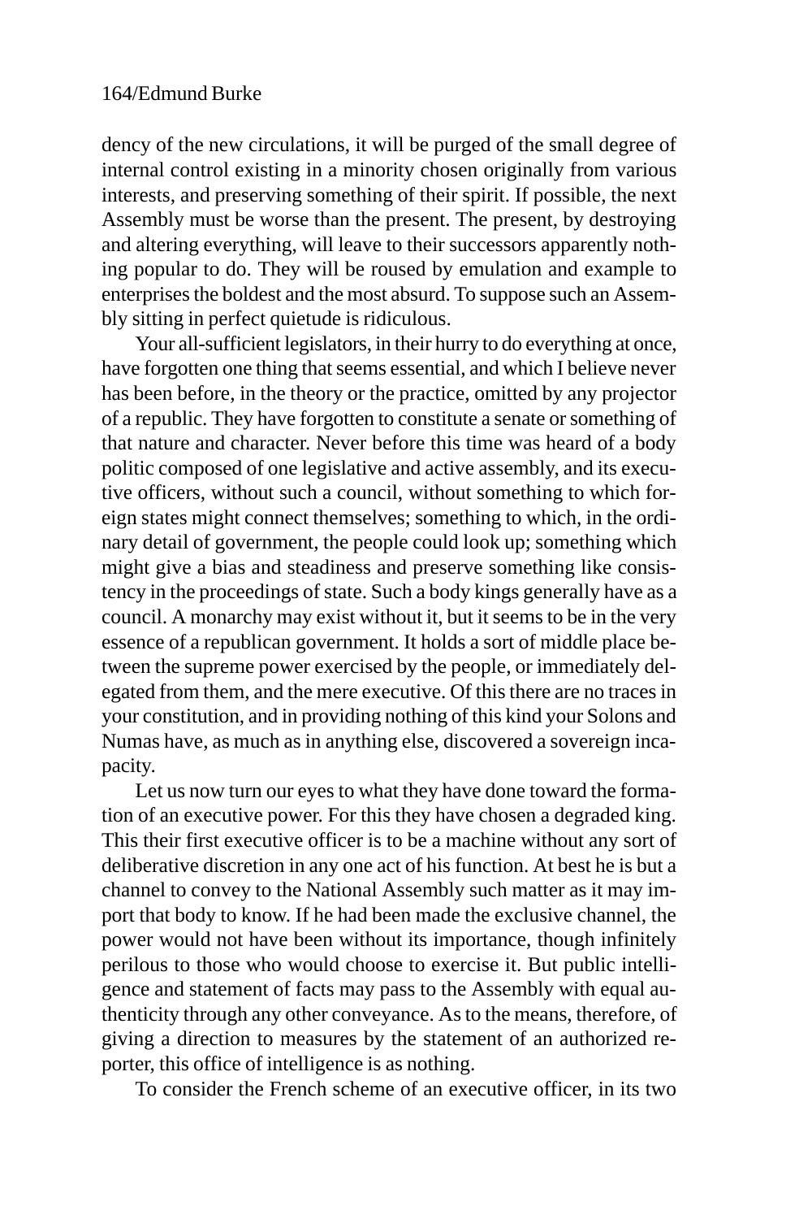dency of the new circulations, it will be purged of the small degree of internal control existing in a minority chosen originally from various interests, and preserving something of their spirit. If possible, the next Assembly must be worse than the present. The present, by destroying and altering everything, will leave to their successors apparently nothing popular to do. They will be roused by emulation and example to enterprises the boldest and the most absurd. To suppose such an Assembly sitting in perfect quietude is ridiculous.

Your all-sufficient legislators, in their hurry to do everything at once, have forgotten one thing that seems essential, and which I believe never has been before, in the theory or the practice, omitted by any projector of a republic. They have forgotten to constitute a senate or something of that nature and character. Never before this time was heard of a body politic composed of one legislative and active assembly, and its executive officers, without such a council, without something to which foreign states might connect themselves; something to which, in the ordinary detail of government, the people could look up; something which might give a bias and steadiness and preserve something like consistency in the proceedings of state. Such a body kings generally have as a council. A monarchy may exist without it, but it seems to be in the very essence of a republican government. It holds a sort of middle place between the supreme power exercised by the people, or immediately delegated from them, and the mere executive. Of this there are no traces in your constitution, and in providing nothing of this kind your Solons and Numas have, as much as in anything else, discovered a sovereign incapacity.

Let us now turn our eyes to what they have done toward the formation of an executive power. For this they have chosen a degraded king. This their first executive officer is to be a machine without any sort of deliberative discretion in any one act of his function. At best he is but a channel to convey to the National Assembly such matter as it may import that body to know. If he had been made the exclusive channel, the power would not have been without its importance, though infinitely perilous to those who would choose to exercise it. But public intelligence and statement of facts may pass to the Assembly with equal authenticity through any other conveyance. As to the means, therefore, of giving a direction to measures by the statement of an authorized reporter, this office of intelligence is as nothing.

To consider the French scheme of an executive officer, in its two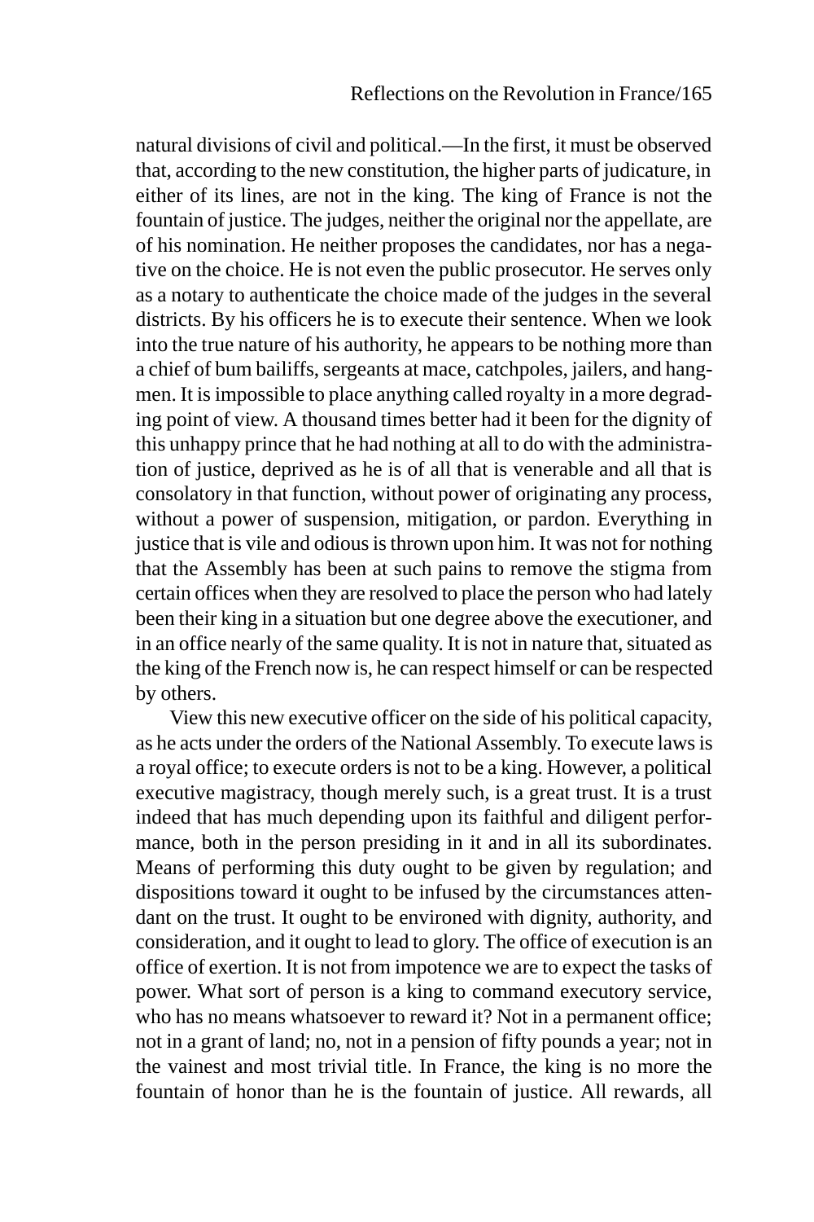natural divisions of civil and political.—In the first, it must be observed that, according to the new constitution, the higher parts of judicature, in either of its lines, are not in the king. The king of France is not the fountain of justice. The judges, neither the original nor the appellate, are of his nomination. He neither proposes the candidates, nor has a negative on the choice. He is not even the public prosecutor. He serves only as a notary to authenticate the choice made of the judges in the several districts. By his officers he is to execute their sentence. When we look into the true nature of his authority, he appears to be nothing more than a chief of bum bailiffs, sergeants at mace, catchpoles, jailers, and hangmen. It is impossible to place anything called royalty in a more degrading point of view. A thousand times better had it been for the dignity of this unhappy prince that he had nothing at all to do with the administration of justice, deprived as he is of all that is venerable and all that is consolatory in that function, without power of originating any process, without a power of suspension, mitigation, or pardon. Everything in justice that is vile and odious is thrown upon him. It was not for nothing that the Assembly has been at such pains to remove the stigma from certain offices when they are resolved to place the person who had lately been their king in a situation but one degree above the executioner, and in an office nearly of the same quality. It is not in nature that, situated as the king of the French now is, he can respect himself or can be respected by others.

View this new executive officer on the side of his political capacity, as he acts under the orders of the National Assembly. To execute laws is a royal office; to execute orders is not to be a king. However, a political executive magistracy, though merely such, is a great trust. It is a trust indeed that has much depending upon its faithful and diligent performance, both in the person presiding in it and in all its subordinates. Means of performing this duty ought to be given by regulation; and dispositions toward it ought to be infused by the circumstances attendant on the trust. It ought to be environed with dignity, authority, and consideration, and it ought to lead to glory. The office of execution is an office of exertion. It is not from impotence we are to expect the tasks of power. What sort of person is a king to command executory service, who has no means whatsoever to reward it? Not in a permanent office; not in a grant of land; no, not in a pension of fifty pounds a year; not in the vainest and most trivial title. In France, the king is no more the fountain of honor than he is the fountain of justice. All rewards, all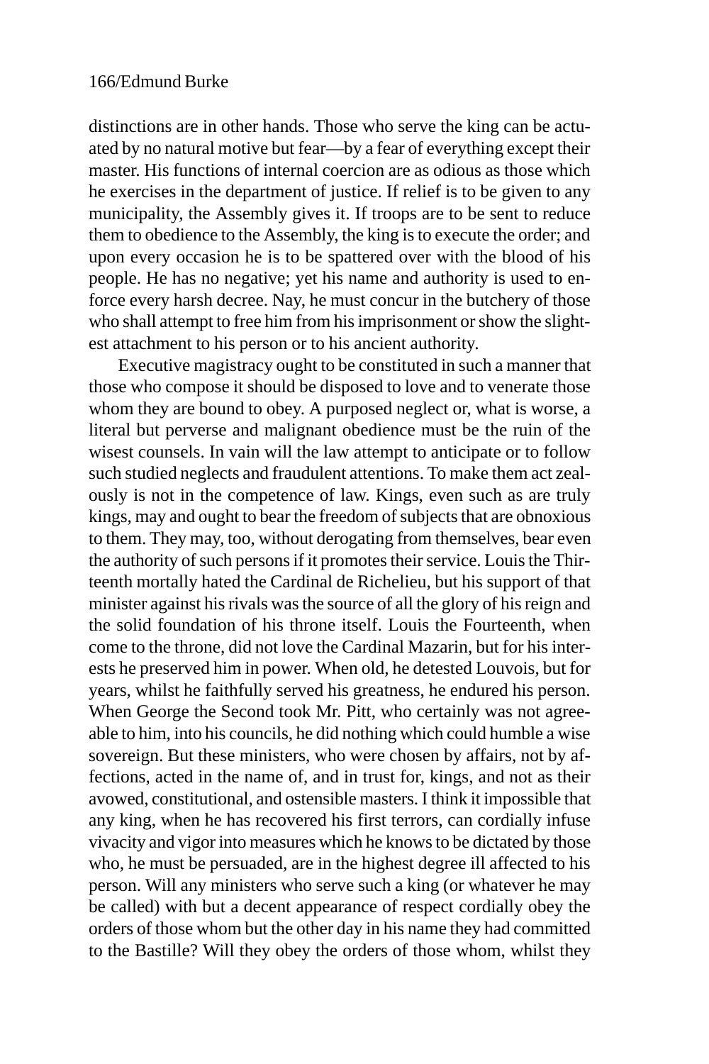distinctions are in other hands. Those who serve the king can be actuated by no natural motive but fear—by a fear of everything except their master. His functions of internal coercion are as odious as those which he exercises in the department of justice. If relief is to be given to any municipality, the Assembly gives it. If troops are to be sent to reduce them to obedience to the Assembly, the king is to execute the order; and upon every occasion he is to be spattered over with the blood of his people. He has no negative; yet his name and authority is used to enforce every harsh decree. Nay, he must concur in the butchery of those who shall attempt to free him from his imprisonment or show the slightest attachment to his person or to his ancient authority.

Executive magistracy ought to be constituted in such a manner that those who compose it should be disposed to love and to venerate those whom they are bound to obey. A purposed neglect or, what is worse, a literal but perverse and malignant obedience must be the ruin of the wisest counsels. In vain will the law attempt to anticipate or to follow such studied neglects and fraudulent attentions. To make them act zealously is not in the competence of law. Kings, even such as are truly kings, may and ought to bear the freedom of subjects that are obnoxious to them. They may, too, without derogating from themselves, bear even the authority of such persons if it promotes their service. Louis the Thirteenth mortally hated the Cardinal de Richelieu, but his support of that minister against his rivals was the source of all the glory of his reign and the solid foundation of his throne itself. Louis the Fourteenth, when come to the throne, did not love the Cardinal Mazarin, but for his interests he preserved him in power. When old, he detested Louvois, but for years, whilst he faithfully served his greatness, he endured his person. When George the Second took Mr. Pitt, who certainly was not agreeable to him, into his councils, he did nothing which could humble a wise sovereign. But these ministers, who were chosen by affairs, not by affections, acted in the name of, and in trust for, kings, and not as their avowed, constitutional, and ostensible masters. I think it impossible that any king, when he has recovered his first terrors, can cordially infuse vivacity and vigor into measures which he knows to be dictated by those who, he must be persuaded, are in the highest degree ill affected to his person. Will any ministers who serve such a king (or whatever he may be called) with but a decent appearance of respect cordially obey the orders of those whom but the other day in his name they had committed to the Bastille? Will they obey the orders of those whom, whilst they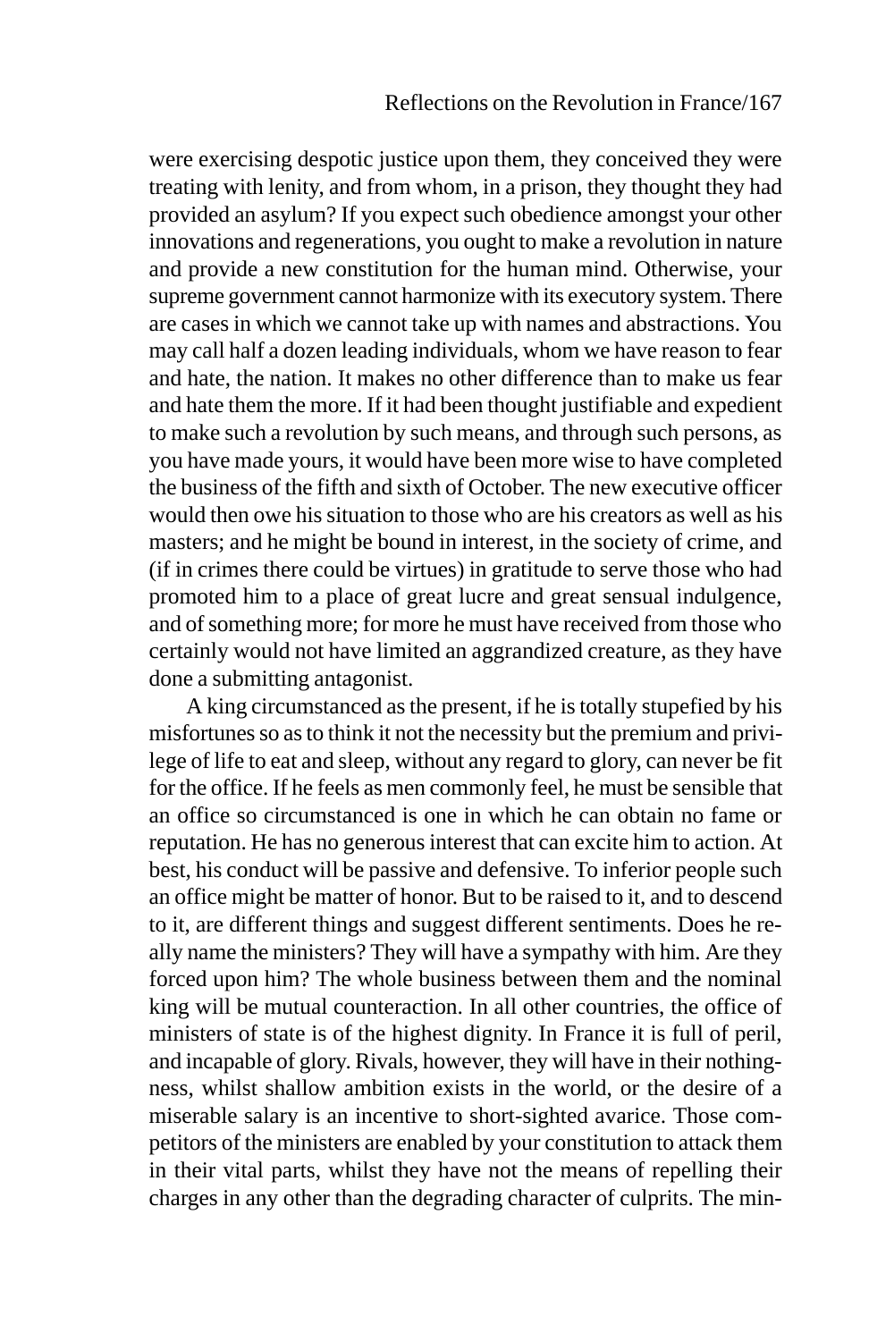were exercising despotic justice upon them, they conceived they were treating with lenity, and from whom, in a prison, they thought they had provided an asylum? If you expect such obedience amongst your other innovations and regenerations, you ought to make a revolution in nature and provide a new constitution for the human mind. Otherwise, your supreme government cannot harmonize with its executory system. There are cases in which we cannot take up with names and abstractions. You may call half a dozen leading individuals, whom we have reason to fear and hate, the nation. It makes no other difference than to make us fear and hate them the more. If it had been thought justifiable and expedient to make such a revolution by such means, and through such persons, as you have made yours, it would have been more wise to have completed the business of the fifth and sixth of October. The new executive officer would then owe his situation to those who are his creators as well as his masters; and he might be bound in interest, in the society of crime, and (if in crimes there could be virtues) in gratitude to serve those who had promoted him to a place of great lucre and great sensual indulgence, and of something more; for more he must have received from those who certainly would not have limited an aggrandized creature, as they have done a submitting antagonist.

A king circumstanced as the present, if he is totally stupefied by his misfortunes so as to think it not the necessity but the premium and privilege of life to eat and sleep, without any regard to glory, can never be fit for the office. If he feels as men commonly feel, he must be sensible that an office so circumstanced is one in which he can obtain no fame or reputation. He has no generous interest that can excite him to action. At best, his conduct will be passive and defensive. To inferior people such an office might be matter of honor. But to be raised to it, and to descend to it, are different things and suggest different sentiments. Does he really name the ministers? They will have a sympathy with him. Are they forced upon him? The whole business between them and the nominal king will be mutual counteraction. In all other countries, the office of ministers of state is of the highest dignity. In France it is full of peril, and incapable of glory. Rivals, however, they will have in their nothingness, whilst shallow ambition exists in the world, or the desire of a miserable salary is an incentive to short-sighted avarice. Those competitors of the ministers are enabled by your constitution to attack them in their vital parts, whilst they have not the means of repelling their charges in any other than the degrading character of culprits. The min-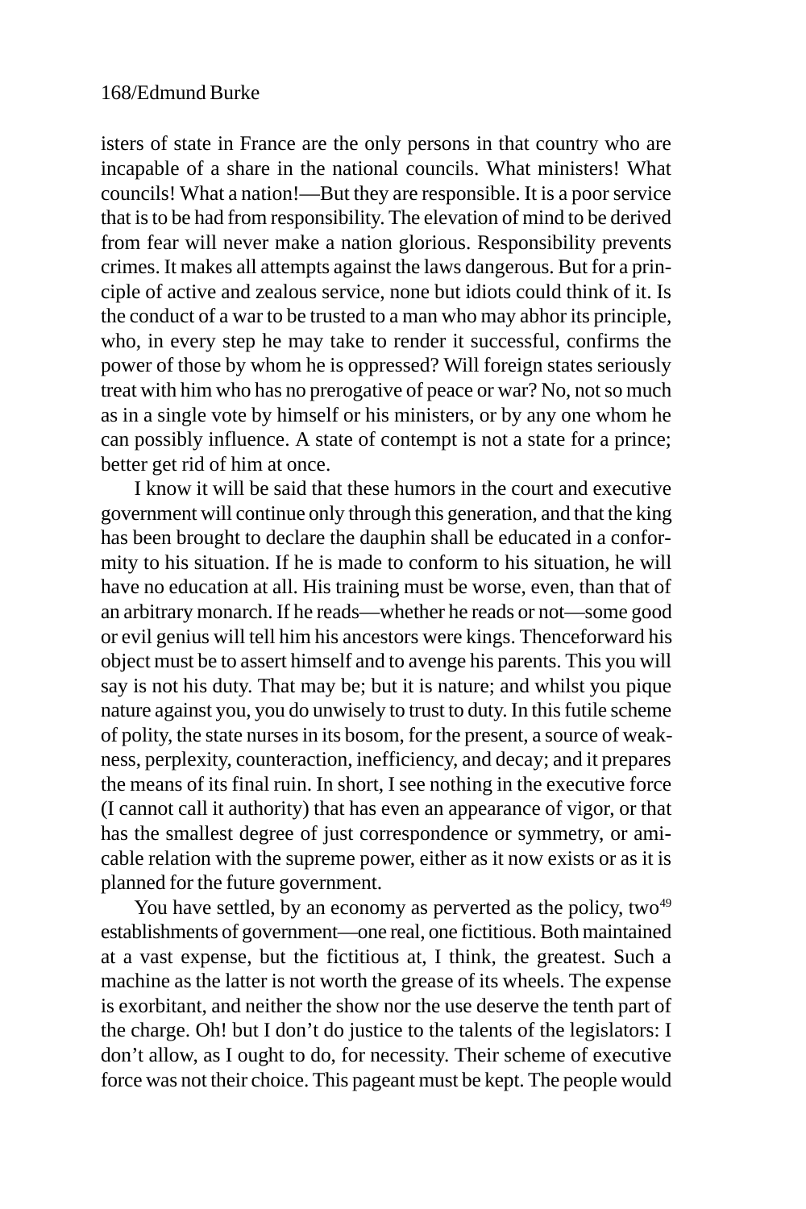isters of state in France are the only persons in that country who are incapable of a share in the national councils. What ministers! What councils! What a nation!—But they are responsible. It is a poor service that is to be had from responsibility. The elevation of mind to be derived from fear will never make a nation glorious. Responsibility prevents crimes. It makes all attempts against the laws dangerous. But for a principle of active and zealous service, none but idiots could think of it. Is the conduct of a war to be trusted to a man who may abhor its principle, who, in every step he may take to render it successful, confirms the power of those by whom he is oppressed? Will foreign states seriously treat with him who has no prerogative of peace or war? No, not so much as in a single vote by himself or his ministers, or by any one whom he can possibly influence. A state of contempt is not a state for a prince; better get rid of him at once.

I know it will be said that these humors in the court and executive government will continue only through this generation, and that the king has been brought to declare the dauphin shall be educated in a conformity to his situation. If he is made to conform to his situation, he will have no education at all. His training must be worse, even, than that of an arbitrary monarch. If he reads—whether he reads or not—some good or evil genius will tell him his ancestors were kings. Thenceforward his object must be to assert himself and to avenge his parents. This you will say is not his duty. That may be; but it is nature; and whilst you pique nature against you, you do unwisely to trust to duty. In this futile scheme of polity, the state nurses in its bosom, for the present, a source of weakness, perplexity, counteraction, inefficiency, and decay; and it prepares the means of its final ruin. In short, I see nothing in the executive force (I cannot call it authority) that has even an appearance of vigor, or that has the smallest degree of just correspondence or symmetry, or amicable relation with the supreme power, either as it now exists or as it is planned for the future government.

You have settled, by an economy as perverted as the policy, two[49] establishments of government—one real, one fictitious. Both maintained at a vast expense, but the fictitious at, I think, the greatest. Such a machine as the latter is not worth the grease of its wheels. The expense is exorbitant, and neither the show nor the use deserve the tenth part of the charge. Oh! but I don't do justice to the talents of the legislators: I don't allow, as I ought to do, for necessity. Their scheme of executive force was not their choice. This pageant must be kept. The people would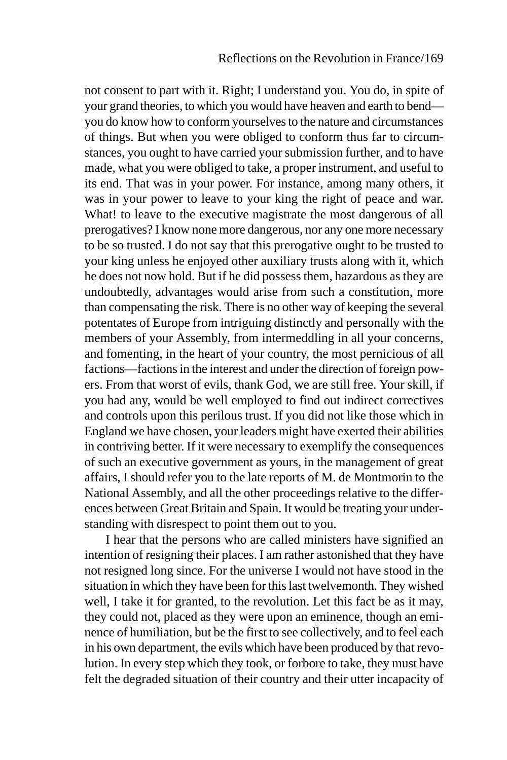not consent to part with it. Right; I understand you. You do, in spite of your grand theories, to which you would have heaven and earth to bend—you do know how to conform yourselves to the nature and circumstances of things. But when you were obliged to conform thus far to circumstances, you ought to have carried your submission further, and to have made, what you were obliged to take, a proper instrument, and useful to its end. That was in your power. For instance, among many others, it was in your power to leave to your king the right of peace and war. What! to leave to the executive magistrate the most dangerous of all prerogatives? I know none more dangerous, nor any one more necessary to be so trusted. I do not say that this prerogative ought to be trusted to your king unless he enjoyed other auxiliary trusts along with it, which he does not now hold. But if he did possess them, hazardous as they are undoubtedly, advantages would arise from such a constitution, more than compensating the risk. There is no other way of keeping the several potentates of Europe from intriguing distinctly and personally with the members of your Assembly, from intermeddling in all your concerns, and fomenting, in the heart of your country, the most pernicious of all factions—factions in the interest and under the direction of foreign powers. From that worst of evils, thank God, we are still free. Your skill, if you had any, would be well employed to find out indirect correctives and controls upon this perilous trust. If you did not like those which in England we have chosen, your leaders might have exerted their abilities in contriving better. If it were necessary to exemplify the consequences of such an executive government as yours, in the management of great affairs, I should refer you to the late reports of M. de Montmorin to the National Assembly, and all the other proceedings relative to the differences between Great Britain and Spain. It would be treating your understanding with disrespect to point them out to you.

I hear that the persons who are called ministers have signified an intention of resigning their places. I am rather astonished that they have not resigned long since. For the universe I would not have stood in the situation in which they have been for this last twelvemonth. They wished well, I take it for granted, to the revolution. Let this fact be as it may, they could not, placed as they were upon an eminence, though an eminence of humiliation, but be the first to see collectively, and to feel each in his own department, the evils which have been produced by that revolution. In every step which they took, or forbore to take, they must have felt the degraded situation of their country and their utter incapacity of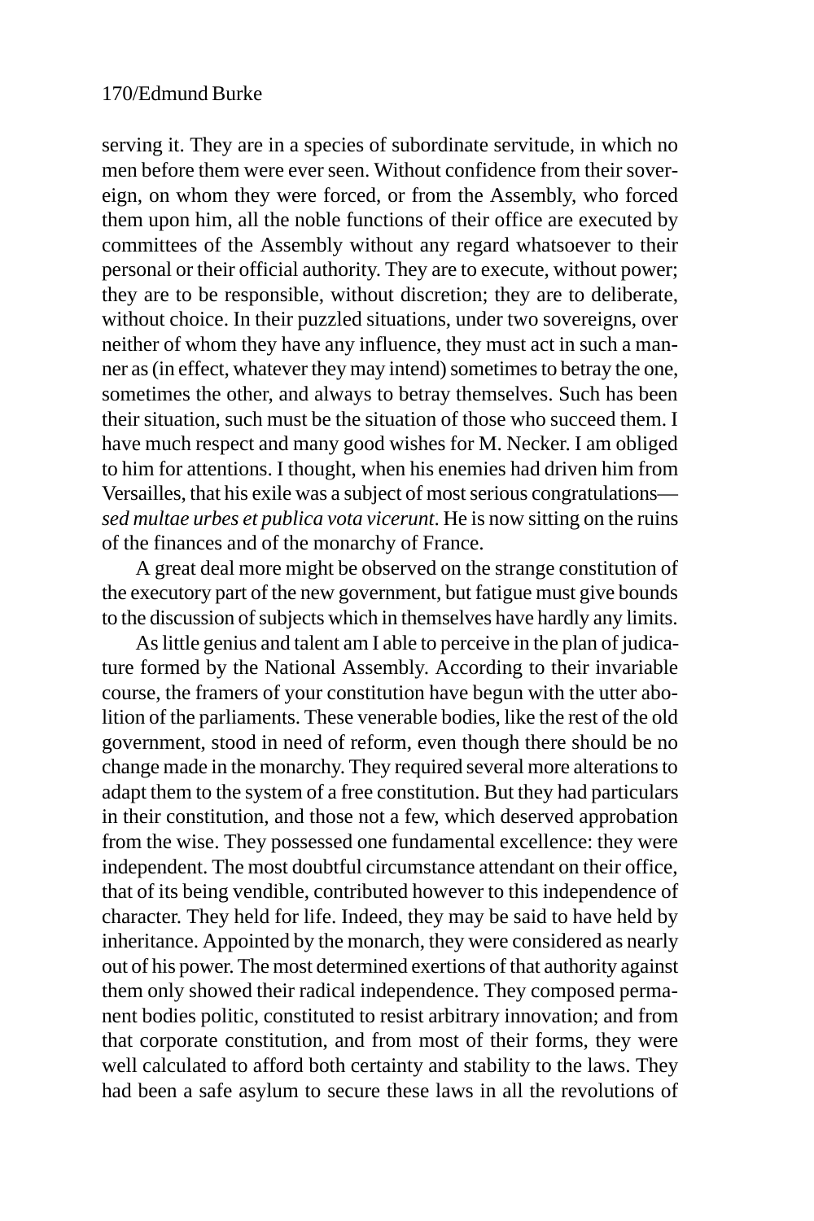serving it. They are in a species of subordinate servitude, in which no men before them were ever seen. Without confidence from their sovereign, on whom they were forced, or from the Assembly, who forced them upon him, all the noble functions of their office are executed by committees of the Assembly without any regard whatsoever to their personal or their official authority. They are to execute, without power; they are to be responsible, without discretion; they are to deliberate, without choice. In their puzzled situations, under two sovereigns, over neither of whom they have any influence, they must act in such a manner as (in effect, whatever they may intend) sometimes to betray the one, sometimes the other, and always to betray themselves. Such has been their situation, such must be the situation of those who succeed them. I have much respect and many good wishes for M. Necker. I am obliged to him for attentions. I thought, when his enemies had driven him from Versailles, that his exile was a subject of most serious congratulations—*sed multae urbes et publica vota vicerunt*. He is now sitting on the ruins of the finances and of the monarchy of France.

A great deal more might be observed on the strange constitution of the executory part of the new government, but fatigue must give bounds to the discussion of subjects which in themselves have hardly any limits.

As little genius and talent am I able to perceive in the plan of judicature formed by the National Assembly. According to their invariable course, the framers of your constitution have begun with the utter abolition of the parliaments. These venerable bodies, like the rest of the old government, stood in need of reform, even though there should be no change made in the monarchy. They required several more alterations to adapt them to the system of a free constitution. But they had particulars in their constitution, and those not a few, which deserved approbation from the wise. They possessed one fundamental excellence: they were independent. The most doubtful circumstance attendant on their office, that of its being vendible, contributed however to this independence of character. They held for life. Indeed, they may be said to have held by inheritance. Appointed by the monarch, they were considered as nearly out of his power. The most determined exertions of that authority against them only showed their radical independence. They composed permanent bodies politic, constituted to resist arbitrary innovation; and from that corporate constitution, and from most of their forms, they were well calculated to afford both certainty and stability to the laws. They had been a safe asylum to secure these laws in all the revolutions of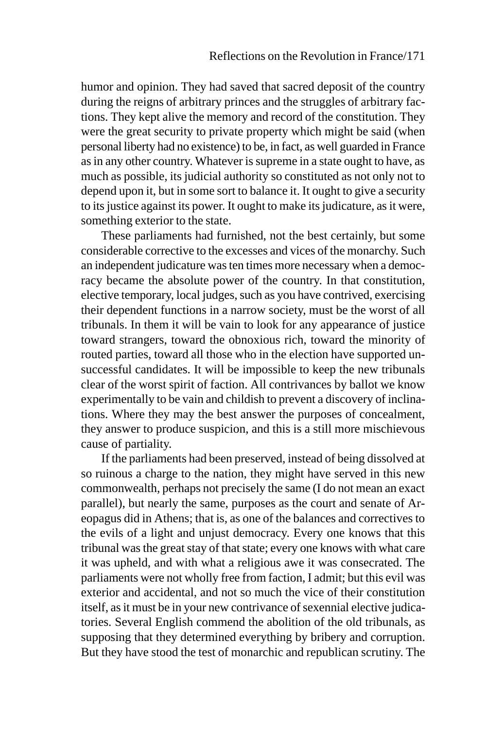humor and opinion. They had saved that sacred deposit of the country during the reigns of arbitrary princes and the struggles of arbitrary factions. They kept alive the memory and record of the constitution. They were the great security to private property which might be said (when personal liberty had no existence) to be, in fact, as well guarded in France as in any other country. Whatever is supreme in a state ought to have, as much as possible, its judicial authority so constituted as not only not to depend upon it, but in some sort to balance it. It ought to give a security to its justice against its power. It ought to make its judicature, as it were, something exterior to the state.

These parliaments had furnished, not the best certainly, but some considerable corrective to the excesses and vices of the monarchy. Such an independent judicature was ten times more necessary when a democracy became the absolute power of the country. In that constitution, elective temporary, local judges, such as you have contrived, exercising their dependent functions in a narrow society, must be the worst of all tribunals. In them it will be vain to look for any appearance of justice toward strangers, toward the obnoxious rich, toward the minority of routed parties, toward all those who in the election have supported unsuccessful candidates. It will be impossible to keep the new tribunals clear of the worst spirit of faction. All contrivances by ballot we know experimentally to be vain and childish to prevent a discovery of inclinations. Where they may the best answer the purposes of concealment, they answer to produce suspicion, and this is a still more mischievous cause of partiality.

If the parliaments had been preserved, instead of being dissolved at so ruinous a charge to the nation, they might have served in this new commonwealth, perhaps not precisely the same (I do not mean an exact parallel), but nearly the same, purposes as the court and senate of Areopagus did in Athens; that is, as one of the balances and correctives to the evils of a light and unjust democracy. Every one knows that this tribunal was the great stay of that state; every one knows with what care it was upheld, and with what a religious awe it was consecrated. The parliaments were not wholly free from faction, I admit; but this evil was exterior and accidental, and not so much the vice of their constitution itself, as it must be in your new contrivance of sexennial elective judicatories. Several English commend the abolition of the old tribunals, as supposing that they determined everything by bribery and corruption. But they have stood the test of monarchic and republican scrutiny. The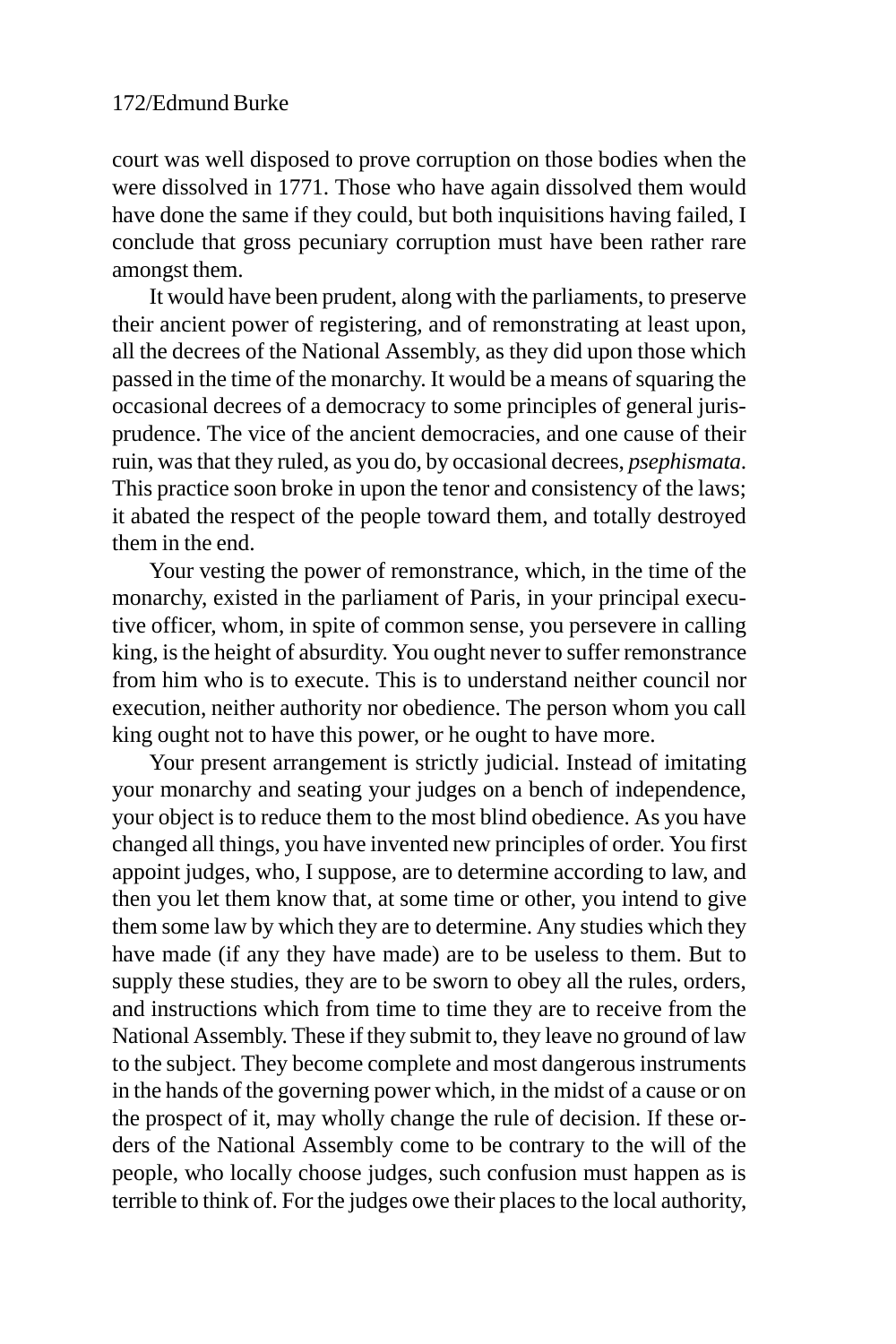court was well disposed to prove corruption on those bodies when the were dissolved in 1771. Those who have again dissolved them would have done the same if they could, but both inquisitions having failed, I conclude that gross pecuniary corruption must have been rather rare amongst them.

It would have been prudent, along with the parliaments, to preserve their ancient power of registering, and of remonstrating at least upon, all the decrees of the National Assembly, as they did upon those which passed in the time of the monarchy. It would be a means of squaring the occasional decrees of a democracy to some principles of general jurisprudence. The vice of the ancient democracies, and one cause of their ruin, was that they ruled, as you do, by occasional decrees, *psephismata*. This practice soon broke in upon the tenor and consistency of the laws; it abated the respect of the people toward them, and totally destroyed them in the end.

Your vesting the power of remonstrance, which, in the time of the monarchy, existed in the parliament of Paris, in your principal executive officer, whom, in spite of common sense, you persevere in calling king, is the height of absurdity. You ought never to suffer remonstrance from him who is to execute. This is to understand neither council nor execution, neither authority nor obedience. The person whom you call king ought not to have this power, or he ought to have more.

Your present arrangement is strictly judicial. Instead of imitating your monarchy and seating your judges on a bench of independence, your object is to reduce them to the most blind obedience. As you have changed all things, you have invented new principles of order. You first appoint judges, who, I suppose, are to determine according to law, and then you let them know that, at some time or other, you intend to give them some law by which they are to determine. Any studies which they have made (if any they have made) are to be useless to them. But to supply these studies, they are to be sworn to obey all the rules, orders, and instructions which from time to time they are to receive from the National Assembly. These if they submit to, they leave no ground of law to the subject. They become complete and most dangerous instruments in the hands of the governing power which, in the midst of a cause or on the prospect of it, may wholly change the rule of decision. If these orders of the National Assembly come to be contrary to the will of the people, who locally choose judges, such confusion must happen as is terrible to think of. For the judges owe their places to the local authority,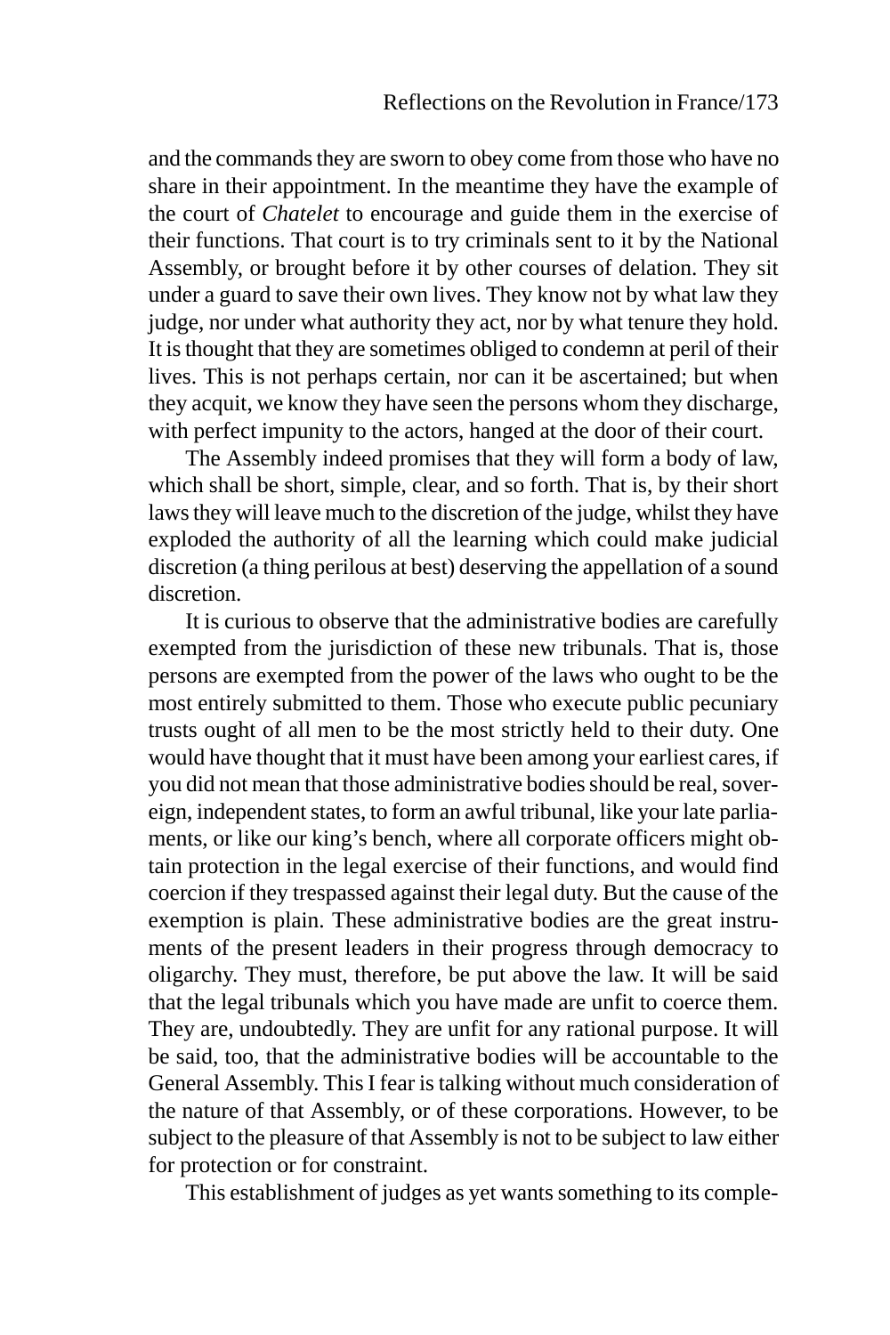and the commands they are sworn to obey come from those who have no share in their appointment. In the meantime they have the example of the court of *Chatelet* to encourage and guide them in the exercise of their functions. That court is to try criminals sent to it by the National Assembly, or brought before it by other courses of delation. They sit under a guard to save their own lives. They know not by what law they judge, nor under what authority they act, nor by what tenure they hold. It is thought that they are sometimes obliged to condemn at peril of their lives. This is not perhaps certain, nor can it be ascertained; but when they acquit, we know they have seen the persons whom they discharge, with perfect impunity to the actors, hanged at the door of their court.

The Assembly indeed promises that they will form a body of law, which shall be short, simple, clear, and so forth. That is, by their short laws they will leave much to the discretion of the judge, whilst they have exploded the authority of all the learning which could make judicial discretion (a thing perilous at best) deserving the appellation of a sound discretion.

It is curious to observe that the administrative bodies are carefully exempted from the jurisdiction of these new tribunals. That is, those persons are exempted from the power of the laws who ought to be the most entirely submitted to them. Those who execute public pecuniary trusts ought of all men to be the most strictly held to their duty. One would have thought that it must have been among your earliest cares, if you did not mean that those administrative bodies should be real, sovereign, independent states, to form an awful tribunal, like your late parliaments, or like our king's bench, where all corporate officers might obtain protection in the legal exercise of their functions, and would find coercion if they trespassed against their legal duty. But the cause of the exemption is plain. These administrative bodies are the great instruments of the present leaders in their progress through democracy to oligarchy. They must, therefore, be put above the law. It will be said that the legal tribunals which you have made are unfit to coerce them. They are, undoubtedly. They are unfit for any rational purpose. It will be said, too, that the administrative bodies will be accountable to the General Assembly. This I fear is talking without much consideration of the nature of that Assembly, or of these corporations. However, to be subject to the pleasure of that Assembly is not to be subject to law either for protection or for constraint.

This establishment of judges as yet wants something to its comple-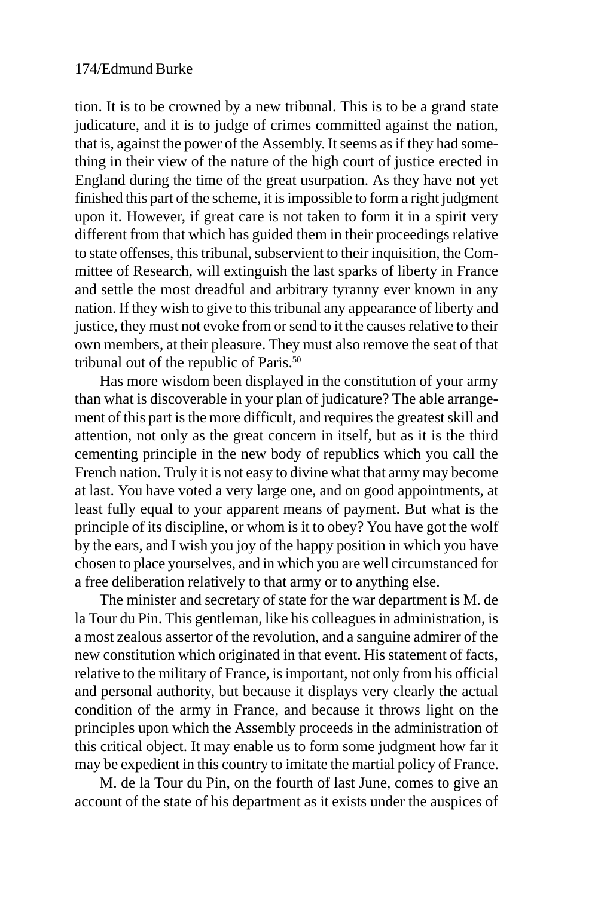tion. It is to be crowned by a new tribunal. This is to be a grand state judicature, and it is to judge of crimes committed against the nation, that is, against the power of the Assembly. It seems as if they had something in their view of the nature of the high court of justice erected in England during the time of the great usurpation. As they have not yet finished this part of the scheme, it is impossible to form a right judgment upon it. However, if great care is not taken to form it in a spirit very different from that which has guided them in their proceedings relative to state offenses, this tribunal, subservient to their inquisition, the Committee of Research, will extinguish the last sparks of liberty in France and settle the most dreadful and arbitrary tyranny ever known in any nation. If they wish to give to this tribunal any appearance of liberty and justice, they must not evoke from or send to it the causes relative to their own members, at their pleasure. They must also remove the seat of that tribunal out of the republic of Paris.[50]

Has more wisdom been displayed in the constitution of your army than what is discoverable in your plan of judicature? The able arrangement of this part is the more difficult, and requires the greatest skill and attention, not only as the great concern in itself, but as it is the third cementing principle in the new body of republics which you call the French nation. Truly it is not easy to divine what that army may become at last. You have voted a very large one, and on good appointments, at least fully equal to your apparent means of payment. But what is the principle of its discipline, or whom is it to obey? You have got the wolf by the ears, and I wish you joy of the happy position in which you have chosen to place yourselves, and in which you are well circumstanced for a free deliberation relatively to that army or to anything else.

The minister and secretary of state for the war department is M. de la Tour du Pin. This gentleman, like his colleagues in administration, is a most zealous assertor of the revolution, and a sanguine admirer of the new constitution which originated in that event. His statement of facts, relative to the military of France, is important, not only from his official and personal authority, but because it displays very clearly the actual condition of the army in France, and because it throws light on the principles upon which the Assembly proceeds in the administration of this critical object. It may enable us to form some judgment how far it may be expedient in this country to imitate the martial policy of France.

M. de la Tour du Pin, on the fourth of last June, comes to give an account of the state of his department as it exists under the auspices of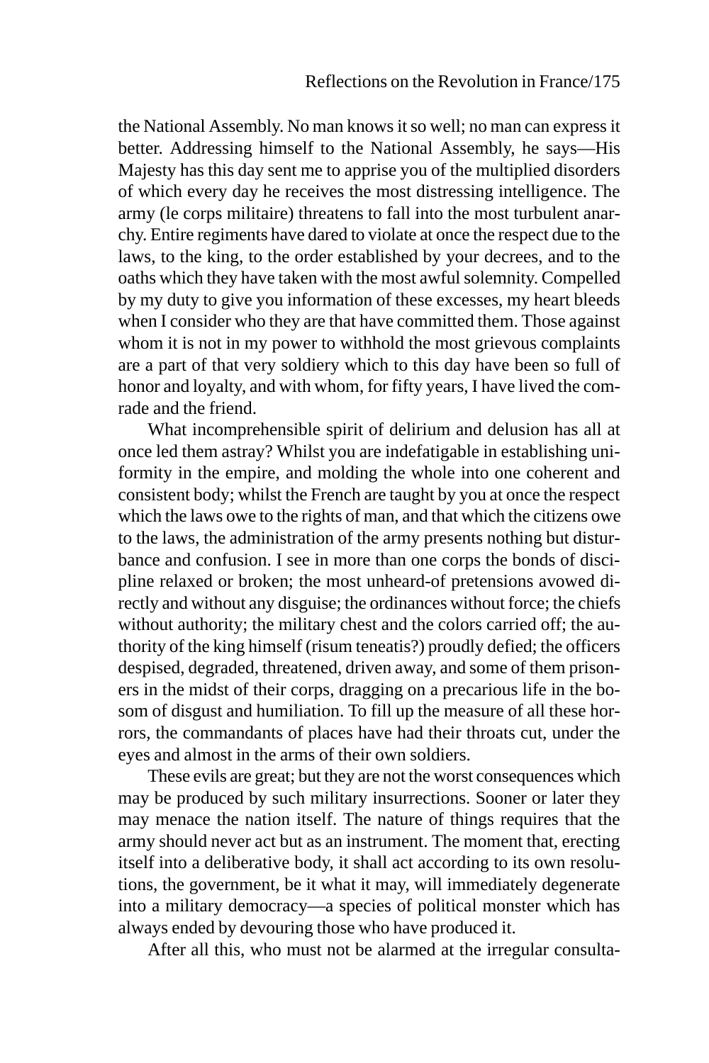the National Assembly. No man knows it so well; no man can express it better. Addressing himself to the National Assembly, he says—His Majesty has this day sent me to apprise you of the multiplied disorders of which every day he receives the most distressing intelligence. The army (le corps militaire) threatens to fall into the most turbulent anarchy. Entire regiments have dared to violate at once the respect due to the laws, to the king, to the order established by your decrees, and to the oaths which they have taken with the most awful solemnity. Compelled by my duty to give you information of these excesses, my heart bleeds when I consider who they are that have committed them. Those against whom it is not in my power to withhold the most grievous complaints are a part of that very soldiery which to this day have been so full of honor and loyalty, and with whom, for fifty years, I have lived the comrade and the friend.

What incomprehensible spirit of delirium and delusion has all at once led them astray? Whilst you are indefatigable in establishing uniformity in the empire, and molding the whole into one coherent and consistent body; whilst the French are taught by you at once the respect which the laws owe to the rights of man, and that which the citizens owe to the laws, the administration of the army presents nothing but disturbance and confusion. I see in more than one corps the bonds of discipline relaxed or broken; the most unheard-of pretensions avowed directly and without any disguise; the ordinances without force; the chiefs without authority; the military chest and the colors carried off; the authority of the king himself (risum teneatis?) proudly defied; the officers despised, degraded, threatened, driven away, and some of them prisoners in the midst of their corps, dragging on a precarious life in the bosom of disgust and humiliation. To fill up the measure of all these horrors, the commandants of places have had their throats cut, under the eyes and almost in the arms of their own soldiers.

These evils are great; but they are not the worst consequences which may be produced by such military insurrections. Sooner or later they may menace the nation itself. The nature of things requires that the army should never act but as an instrument. The moment that, erecting itself into a deliberative body, it shall act according to its own resolutions, the government, be it what it may, will immediately degenerate into a military democracy—a species of political monster which has always ended by devouring those who have produced it.

After all this, who must not be alarmed at the irregular consulta-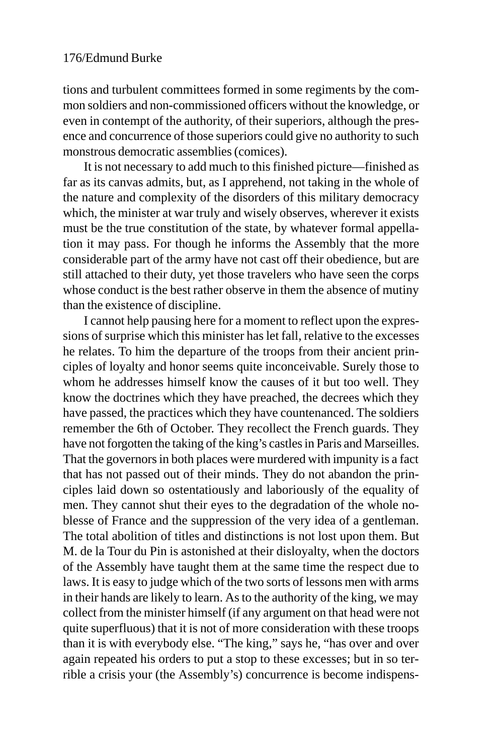tions and turbulent committees formed in some regiments by the common soldiers and non-commissioned officers without the knowledge, or even in contempt of the authority, of their superiors, although the presence and concurrence of those superiors could give no authority to such monstrous democratic assemblies (comices).

It is not necessary to add much to this finished picture—finished as far as its canvas admits, but, as I apprehend, not taking in the whole of the nature and complexity of the disorders of this military democracy which, the minister at war truly and wisely observes, wherever it exists must be the true constitution of the state, by whatever formal appellation it may pass. For though he informs the Assembly that the more considerable part of the army have not cast off their obedience, but are still attached to their duty, yet those travelers who have seen the corps whose conduct is the best rather observe in them the absence of mutiny than the existence of discipline.

I cannot help pausing here for a moment to reflect upon the expressions of surprise which this minister has let fall, relative to the excesses he relates. To him the departure of the troops from their ancient principles of loyalty and honor seems quite inconceivable. Surely those to whom he addresses himself know the causes of it but too well. They know the doctrines which they have preached, the decrees which they have passed, the practices which they have countenanced. The soldiers remember the 6th of October. They recollect the French guards. They have not forgotten the taking of the king's castles in Paris and Marseilles. That the governors in both places were murdered with impunity is a fact that has not passed out of their minds. They do not abandon the principles laid down so ostentatiously and laboriously of the equality of men. They cannot shut their eyes to the degradation of the whole noblesse of France and the suppression of the very idea of a gentleman. The total abolition of titles and distinctions is not lost upon them. But M. de la Tour du Pin is astonished at their disloyalty, when the doctors of the Assembly have taught them at the same time the respect due to laws. It is easy to judge which of the two sorts of lessons men with arms in their hands are likely to learn. As to the authority of the king, we may collect from the minister himself (if any argument on that head were not quite superfluous) that it is not of more consideration with these troops than it is with everybody else. "The king," says he, "has over and over again repeated his orders to put a stop to these excesses; but in so terrible a crisis your (the Assembly's) concurrence is become indispens-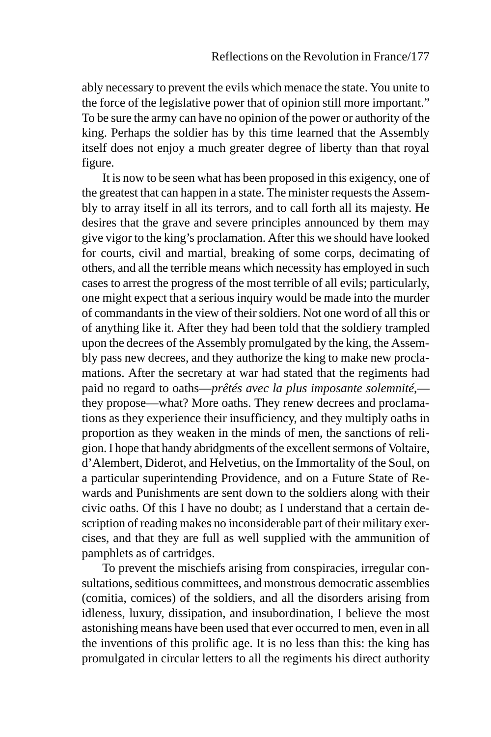ably necessary to prevent the evils which menace the state. You unite to the force of the legislative power that of opinion still more important." To be sure the army can have no opinion of the power or authority of the king. Perhaps the soldier has by this time learned that the Assembly itself does not enjoy a much greater degree of liberty than that royal figure.

It is now to be seen what has been proposed in this exigency, one of the greatest that can happen in a state. The minister requests the Assembly to array itself in all its terrors, and to call forth all its majesty. He desires that the grave and severe principles announced by them may give vigor to the king's proclamation. After this we should have looked for courts, civil and martial, breaking of some corps, decimating of others, and all the terrible means which necessity has employed in such cases to arrest the progress of the most terrible of all evils; particularly, one might expect that a serious inquiry would be made into the murder of commandants in the view of their soldiers. Not one word of all this or of anything like it. After they had been told that the soldiery trampled upon the decrees of the Assembly promulgated by the king, the Assembly pass new decrees, and they authorize the king to make new proclamations. After the secretary at war had stated that the regiments had paid no regard to oaths—*prêtés avec la plus imposante solemnité*,—they propose—what? More oaths. They renew decrees and proclamations as they experience their insufficiency, and they multiply oaths in proportion as they weaken in the minds of men, the sanctions of religion. I hope that handy abridgments of the excellent sermons of Voltaire, d'Alembert, Diderot, and Helvetius, on the Immortality of the Soul, on a particular superintending Providence, and on a Future State of Rewards and Punishments are sent down to the soldiers along with their civic oaths. Of this I have no doubt; as I understand that a certain description of reading makes no inconsiderable part of their military exercises, and that they are full as well supplied with the ammunition of pamphlets as of cartridges.

To prevent the mischiefs arising from conspiracies, irregular consultations, seditious committees, and monstrous democratic assemblies (comitia, comices) of the soldiers, and all the disorders arising from idleness, luxury, dissipation, and insubordination, I believe the most astonishing means have been used that ever occurred to men, even in all the inventions of this prolific age. It is no less than this: the king has promulgated in circular letters to all the regiments his direct authority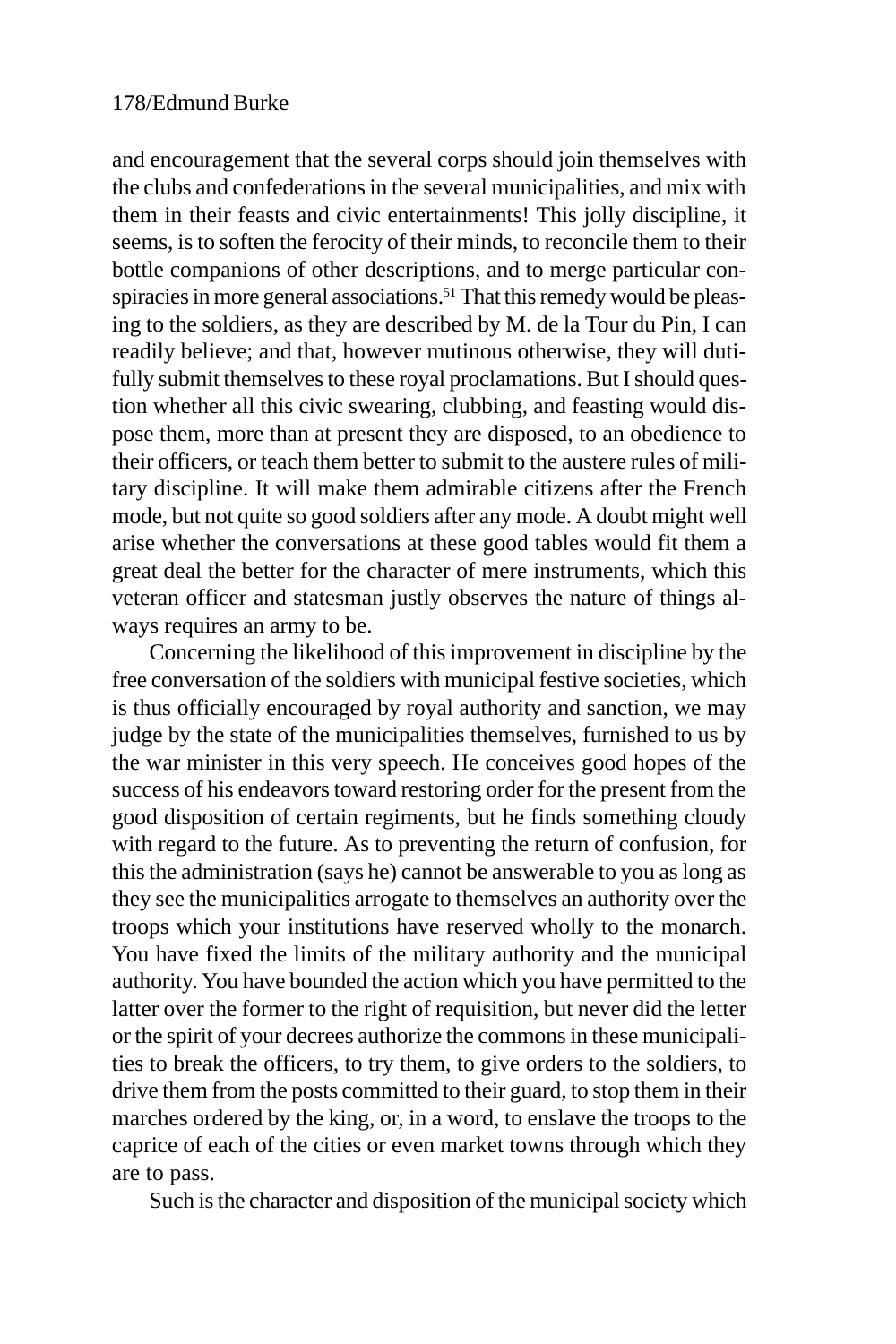and encouragement that the several corps should join themselves with the clubs and confederations in the several municipalities, and mix with them in their feasts and civic entertainments! This jolly discipline, it seems, is to soften the ferocity of their minds, to reconcile them to their bottle companions of other descriptions, and to merge particular conspiracies in more general associations.[51] That this remedy would be pleasing to the soldiers, as they are described by M. de la Tour du Pin, I can readily believe; and that, however mutinous otherwise, they will dutifully submit themselves to these royal proclamations. But I should question whether all this civic swearing, clubbing, and feasting would dispose them, more than at present they are disposed, to an obedience to their officers, or teach them better to submit to the austere rules of military discipline. It will make them admirable citizens after the French mode, but not quite so good soldiers after any mode. A doubt might well arise whether the conversations at these good tables would fit them a great deal the better for the character of mere instruments, which this veteran officer and statesman justly observes the nature of things always requires an army to be.

Concerning the likelihood of this improvement in discipline by the free conversation of the soldiers with municipal festive societies, which is thus officially encouraged by royal authority and sanction, we may judge by the state of the municipalities themselves, furnished to us by the war minister in this very speech. He conceives good hopes of the success of his endeavors toward restoring order for the present from the good disposition of certain regiments, but he finds something cloudy with regard to the future. As to preventing the return of confusion, for this the administration (says he) cannot be answerable to you as long as they see the municipalities arrogate to themselves an authority over the troops which your institutions have reserved wholly to the monarch. You have fixed the limits of the military authority and the municipal authority. You have bounded the action which you have permitted to the latter over the former to the right of requisition, but never did the letter or the spirit of your decrees authorize the commons in these municipalities to break the officers, to try them, to give orders to the soldiers, to drive them from the posts committed to their guard, to stop them in their marches ordered by the king, or, in a word, to enslave the troops to the caprice of each of the cities or even market towns through which they are to pass.

Such is the character and disposition of the municipal society which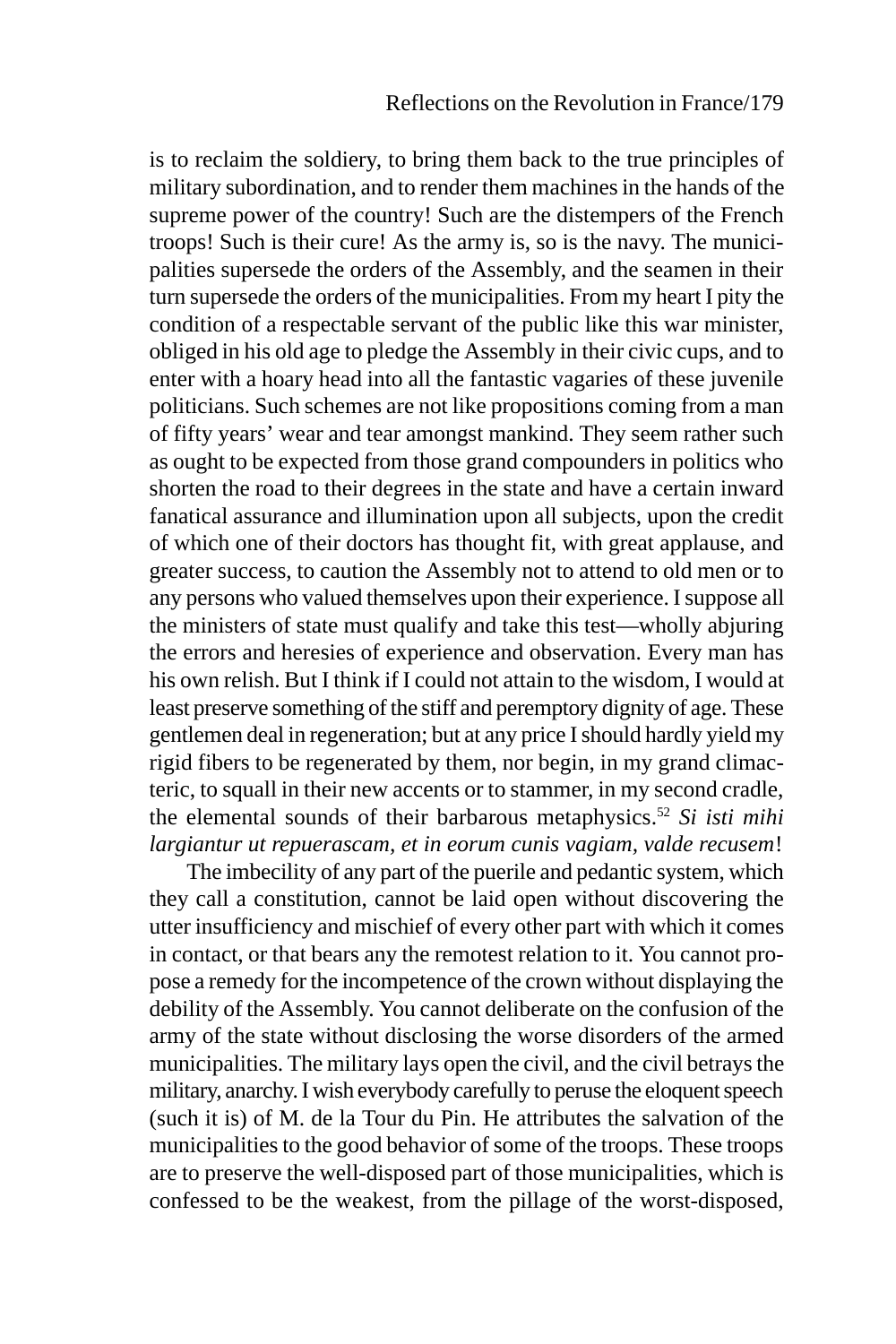is to reclaim the soldiery, to bring them back to the true principles of military subordination, and to render them machines in the hands of the supreme power of the country! Such are the distempers of the French troops! Such is their cure! As the army is, so is the navy. The municipalities supersede the orders of the Assembly, and the seamen in their turn supersede the orders of the municipalities. From my heart I pity the condition of a respectable servant of the public like this war minister, obliged in his old age to pledge the Assembly in their civic cups, and to enter with a hoary head into all the fantastic vagaries of these juvenile politicians. Such schemes are not like propositions coming from a man of fifty years' wear and tear amongst mankind. They seem rather such as ought to be expected from those grand compounders in politics who shorten the road to their degrees in the state and have a certain inward fanatical assurance and illumination upon all subjects, upon the credit of which one of their doctors has thought fit, with great applause, and greater success, to caution the Assembly not to attend to old men or to any persons who valued themselves upon their experience. I suppose all the ministers of state must qualify and take this test—wholly abjuring the errors and heresies of experience and observation. Every man has his own relish. But I think if I could not attain to the wisdom, I would at least preserve something of the stiff and peremptory dignity of age. These gentlemen deal in regeneration; but at any price I should hardly yield my rigid fibers to be regenerated by them, nor begin, in my grand climacteric, to squall in their new accents or to stammer, in my second cradle, the elemental sounds of their barbarous metaphysics.[52] *Si isti mihi largiantur ut repuerascam, et in eorum cunis vagiam, valde recusem*!

The imbecility of any part of the puerile and pedantic system, which they call a constitution, cannot be laid open without discovering the utter insufficiency and mischief of every other part with which it comes in contact, or that bears any the remotest relation to it. You cannot propose a remedy for the incompetence of the crown without displaying the debility of the Assembly. You cannot deliberate on the confusion of the army of the state without disclosing the worse disorders of the armed municipalities. The military lays open the civil, and the civil betrays the military, anarchy. I wish everybody carefully to peruse the eloquent speech (such it is) of M. de la Tour du Pin. He attributes the salvation of the municipalities to the good behavior of some of the troops. These troops are to preserve the well-disposed part of those municipalities, which is confessed to be the weakest, from the pillage of the worst-disposed,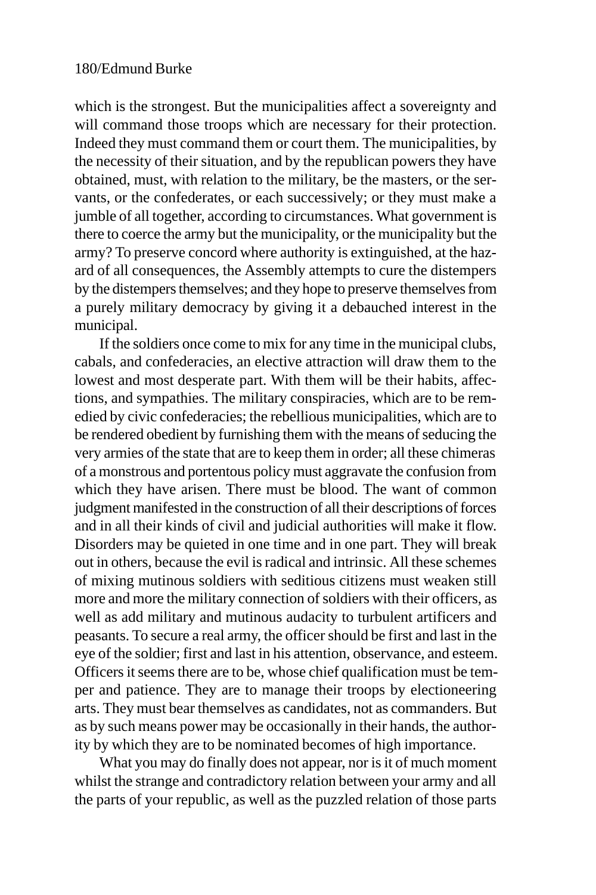which is the strongest. But the municipalities affect a sovereignty and will command those troops which are necessary for their protection. Indeed they must command them or court them. The municipalities, by the necessity of their situation, and by the republican powers they have obtained, must, with relation to the military, be the masters, or the servants, or the confederates, or each successively; or they must make a jumble of all together, according to circumstances. What government is there to coerce the army but the municipality, or the municipality but the army? To preserve concord where authority is extinguished, at the hazard of all consequences, the Assembly attempts to cure the distempers by the distempers themselves; and they hope to preserve themselves from a purely military democracy by giving it a debauched interest in the municipal.

If the soldiers once come to mix for any time in the municipal clubs, cabals, and confederacies, an elective attraction will draw them to the lowest and most desperate part. With them will be their habits, affections, and sympathies. The military conspiracies, which are to be remedied by civic confederacies; the rebellious municipalities, which are to be rendered obedient by furnishing them with the means of seducing the very armies of the state that are to keep them in order; all these chimeras of a monstrous and portentous policy must aggravate the confusion from which they have arisen. There must be blood. The want of common judgment manifested in the construction of all their descriptions of forces and in all their kinds of civil and judicial authorities will make it flow. Disorders may be quieted in one time and in one part. They will break out in others, because the evil is radical and intrinsic. All these schemes of mixing mutinous soldiers with seditious citizens must weaken still more and more the military connection of soldiers with their officers, as well as add military and mutinous audacity to turbulent artificers and peasants. To secure a real army, the officer should be first and last in the eye of the soldier; first and last in his attention, observance, and esteem. Officers it seems there are to be, whose chief qualification must be temper and patience. They are to manage their troops by electioneering arts. They must bear themselves as candidates, not as commanders. But as by such means power may be occasionally in their hands, the authority by which they are to be nominated becomes of high importance.

What you may do finally does not appear, nor is it of much moment whilst the strange and contradictory relation between your army and all the parts of your republic, as well as the puzzled relation of those parts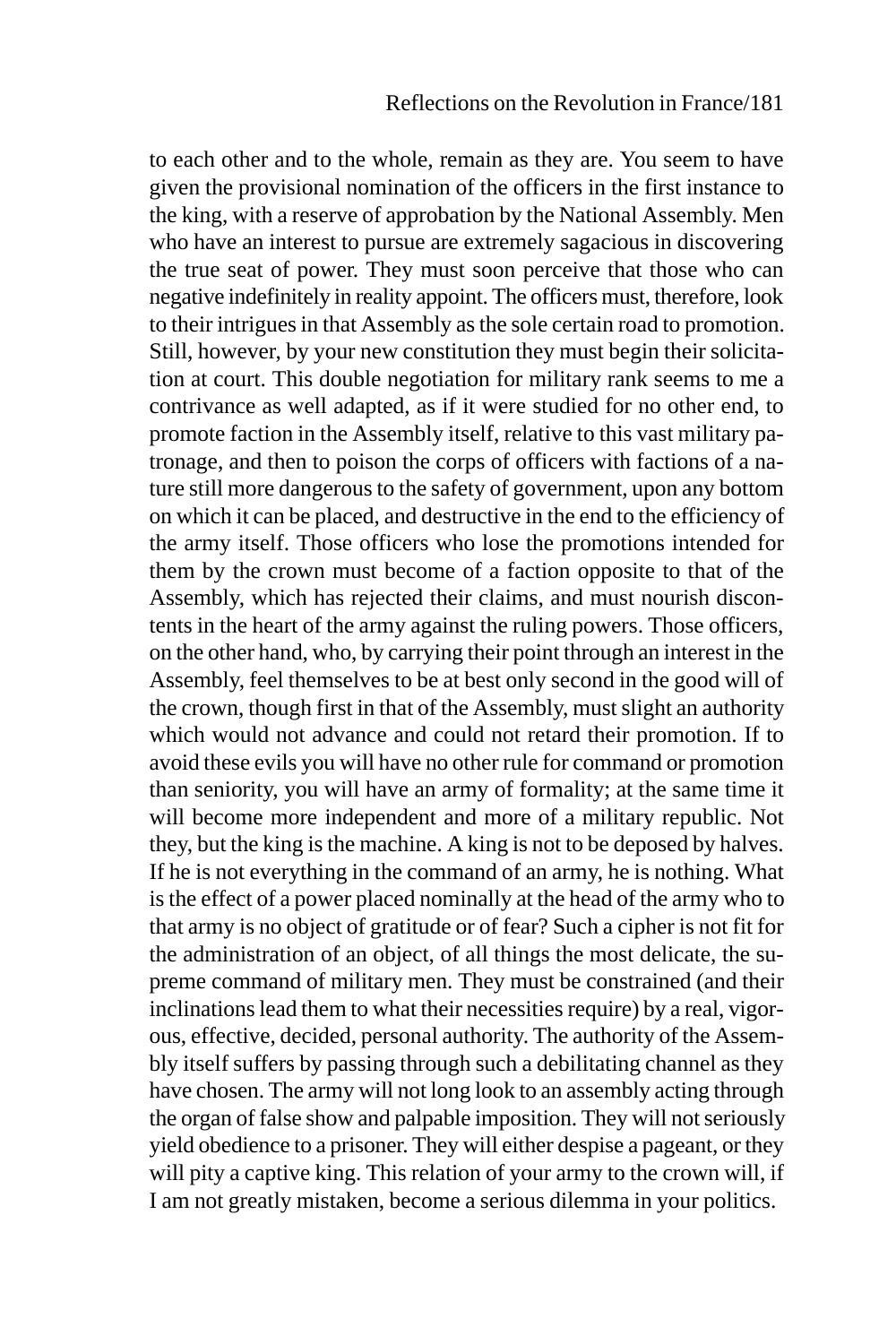to each other and to the whole, remain as they are. You seem to have given the provisional nomination of the officers in the first instance to the king, with a reserve of approbation by the National Assembly. Men who have an interest to pursue are extremely sagacious in discovering the true seat of power. They must soon perceive that those who can negative indefinitely in reality appoint. The officers must, therefore, look to their intrigues in that Assembly as the sole certain road to promotion. Still, however, by your new constitution they must begin their solicitation at court. This double negotiation for military rank seems to me a contrivance as well adapted, as if it were studied for no other end, to promote faction in the Assembly itself, relative to this vast military patronage, and then to poison the corps of officers with factions of a nature still more dangerous to the safety of government, upon any bottom on which it can be placed, and destructive in the end to the efficiency of the army itself. Those officers who lose the promotions intended for them by the crown must become of a faction opposite to that of the Assembly, which has rejected their claims, and must nourish discontents in the heart of the army against the ruling powers. Those officers, on the other hand, who, by carrying their point through an interest in the Assembly, feel themselves to be at best only second in the good will of the crown, though first in that of the Assembly, must slight an authority which would not advance and could not retard their promotion. If to avoid these evils you will have no other rule for command or promotion than seniority, you will have an army of formality; at the same time it will become more independent and more of a military republic. Not they, but the king is the machine. A king is not to be deposed by halves. If he is not everything in the command of an army, he is nothing. What is the effect of a power placed nominally at the head of the army who to that army is no object of gratitude or of fear? Such a cipher is not fit for the administration of an object, of all things the most delicate, the supreme command of military men. They must be constrained (and their inclinations lead them to what their necessities require) by a real, vigorous, effective, decided, personal authority. The authority of the Assembly itself suffers by passing through such a debilitating channel as they have chosen. The army will not long look to an assembly acting through the organ of false show and palpable imposition. They will not seriously yield obedience to a prisoner. They will either despise a pageant, or they will pity a captive king. This relation of your army to the crown will, if I am not greatly mistaken, become a serious dilemma in your politics.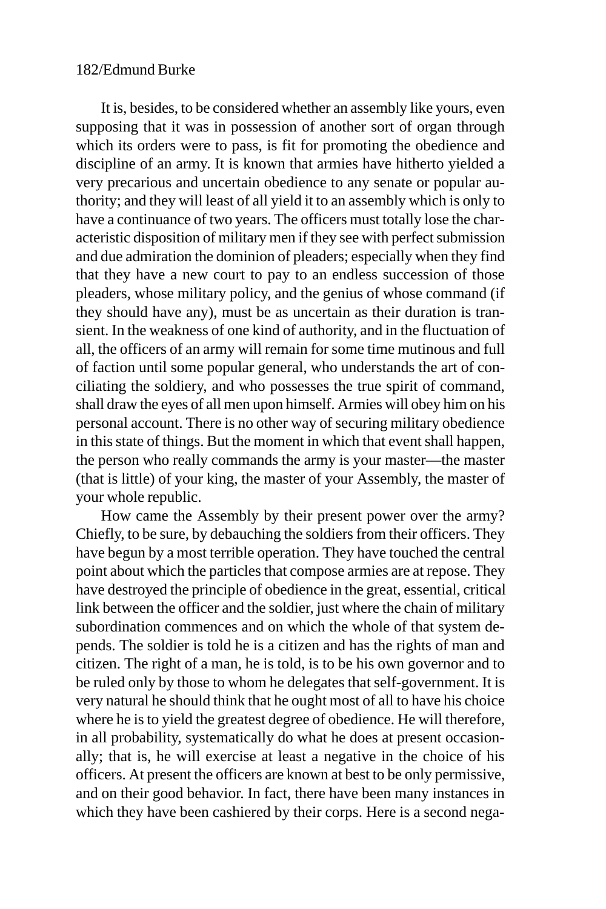It is, besides, to be considered whether an assembly like yours, even supposing that it was in possession of another sort of organ through which its orders were to pass, is fit for promoting the obedience and discipline of an army. It is known that armies have hitherto yielded a very precarious and uncertain obedience to any senate or popular authority; and they will least of all yield it to an assembly which is only to have a continuance of two years. The officers must totally lose the characteristic disposition of military men if they see with perfect submission and due admiration the dominion of pleaders; especially when they find that they have a new court to pay to an endless succession of those pleaders, whose military policy, and the genius of whose command (if they should have any), must be as uncertain as their duration is transient. In the weakness of one kind of authority, and in the fluctuation of all, the officers of an army will remain for some time mutinous and full of faction until some popular general, who understands the art of conciliating the soldiery, and who possesses the true spirit of command, shall draw the eyes of all men upon himself. Armies will obey him on his personal account. There is no other way of securing military obedience in this state of things. But the moment in which that event shall happen, the person who really commands the army is your master—the master (that is little) of your king, the master of your Assembly, the master of your whole republic.

How came the Assembly by their present power over the army? Chiefly, to be sure, by debauching the soldiers from their officers. They have begun by a most terrible operation. They have touched the central point about which the particles that compose armies are at repose. They have destroyed the principle of obedience in the great, essential, critical link between the officer and the soldier, just where the chain of military subordination commences and on which the whole of that system depends. The soldier is told he is a citizen and has the rights of man and citizen. The right of a man, he is told, is to be his own governor and to be ruled only by those to whom he delegates that self-government. It is very natural he should think that he ought most of all to have his choice where he is to yield the greatest degree of obedience. He will therefore, in all probability, systematically do what he does at present occasionally; that is, he will exercise at least a negative in the choice of his officers. At present the officers are known at best to be only permissive, and on their good behavior. In fact, there have been many instances in which they have been cashiered by their corps. Here is a second nega-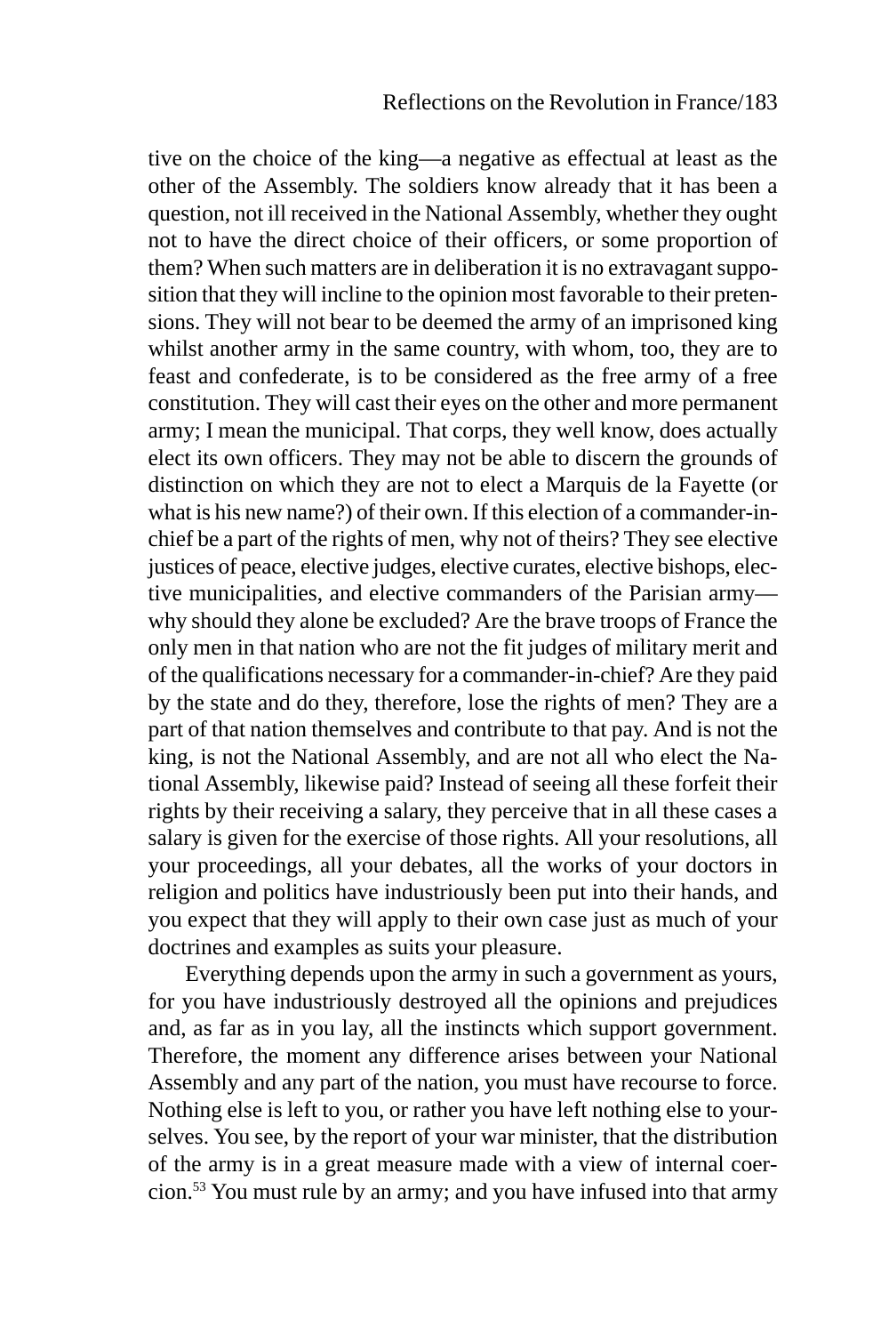tive on the choice of the king—a negative as effectual at least as the other of the Assembly. The soldiers know already that it has been a question, not ill received in the National Assembly, whether they ought not to have the direct choice of their officers, or some proportion of them? When such matters are in deliberation it is no extravagant supposition that they will incline to the opinion most favorable to their pretensions. They will not bear to be deemed the army of an imprisoned king whilst another army in the same country, with whom, too, they are to feast and confederate, is to be considered as the free army of a free constitution. They will cast their eyes on the other and more permanent army; I mean the municipal. That corps, they well know, does actually elect its own officers. They may not be able to discern the grounds of distinction on which they are not to elect a Marquis de la Fayette (or what is his new name?) of their own. If this election of a commander-in-chief be a part of the rights of men, why not of theirs? They see elective justices of peace, elective judges, elective curates, elective bishops, elective municipalities, and elective commanders of the Parisian army—why should they alone be excluded? Are the brave troops of France the only men in that nation who are not the fit judges of military merit and of the qualifications necessary for a commander-in-chief? Are they paid by the state and do they, therefore, lose the rights of men? They are a part of that nation themselves and contribute to that pay. And is not the king, is not the National Assembly, and are not all who elect the National Assembly, likewise paid? Instead of seeing all these forfeit their rights by their receiving a salary, they perceive that in all these cases a salary is given for the exercise of those rights. All your resolutions, all your proceedings, all your debates, all the works of your doctors in religion and politics have industriously been put into their hands, and you expect that they will apply to their own case just as much of your doctrines and examples as suits your pleasure.

Everything depends upon the army in such a government as yours, for you have industriously destroyed all the opinions and prejudices and, as far as in you lay, all the instincts which support government. Therefore, the moment any difference arises between your National Assembly and any part of the nation, you must have recourse to force. Nothing else is left to you, or rather you have left nothing else to yourselves. You see, by the report of your war minister, that the distribution of the army is in a great measure made with a view of internal coercion.[53] You must rule by an army; and you have infused into that army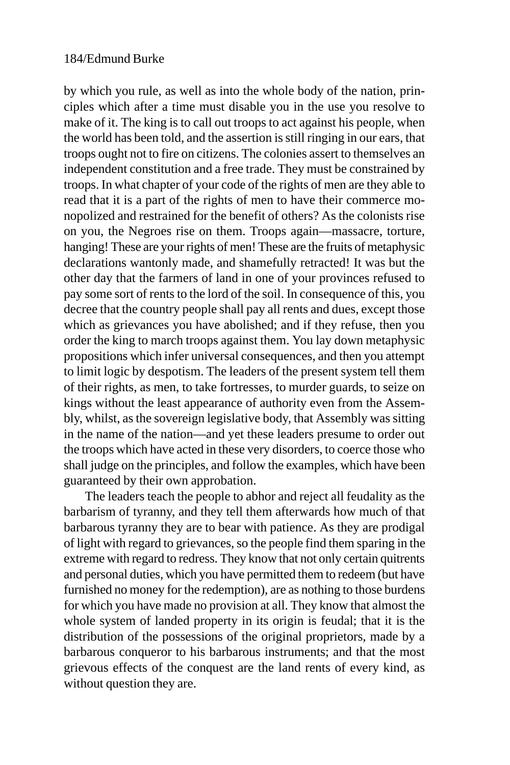by which you rule, as well as into the whole body of the nation, principles which after a time must disable you in the use you resolve to make of it. The king is to call out troops to act against his people, when the world has been told, and the assertion is still ringing in our ears, that troops ought not to fire on citizens. The colonies assert to themselves an independent constitution and a free trade. They must be constrained by troops. In what chapter of your code of the rights of men are they able to read that it is a part of the rights of men to have their commerce monopolized and restrained for the benefit of others? As the colonists rise on you, the Negroes rise on them. Troops again—massacre, torture, hanging! These are your rights of men! These are the fruits of metaphysic declarations wantonly made, and shamefully retracted! It was but the other day that the farmers of land in one of your provinces refused to pay some sort of rents to the lord of the soil. In consequence of this, you decree that the country people shall pay all rents and dues, except those which as grievances you have abolished; and if they refuse, then you order the king to march troops against them. You lay down metaphysic propositions which infer universal consequences, and then you attempt to limit logic by despotism. The leaders of the present system tell them of their rights, as men, to take fortresses, to murder guards, to seize on kings without the least appearance of authority even from the Assembly, whilst, as the sovereign legislative body, that Assembly was sitting in the name of the nation—and yet these leaders presume to order out the troops which have acted in these very disorders, to coerce those who shall judge on the principles, and follow the examples, which have been guaranteed by their own approbation.

The leaders teach the people to abhor and reject all feudality as the barbarism of tyranny, and they tell them afterwards how much of that barbarous tyranny they are to bear with patience. As they are prodigal of light with regard to grievances, so the people find them sparing in the extreme with regard to redress. They know that not only certain quitrents and personal duties, which you have permitted them to redeem (but have furnished no money for the redemption), are as nothing to those burdens for which you have made no provision at all. They know that almost the whole system of landed property in its origin is feudal; that it is the distribution of the possessions of the original proprietors, made by a barbarous conqueror to his barbarous instruments; and that the most grievous effects of the conquest are the land rents of every kind, as without question they are.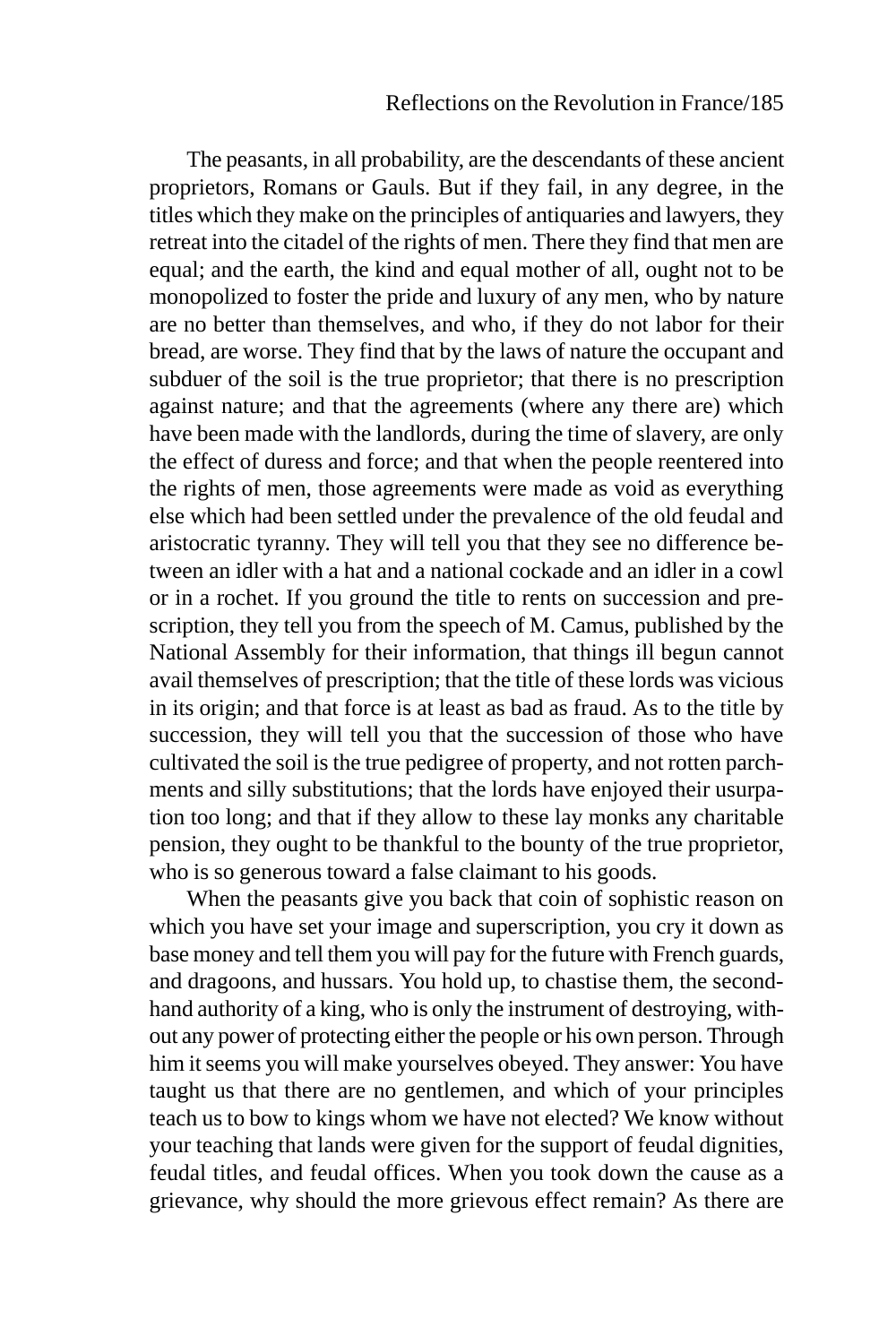The peasants, in all probability, are the descendants of these ancient proprietors, Romans or Gauls. But if they fail, in any degree, in the titles which they make on the principles of antiquaries and lawyers, they retreat into the citadel of the rights of men. There they find that men are equal; and the earth, the kind and equal mother of all, ought not to be monopolized to foster the pride and luxury of any men, who by nature are no better than themselves, and who, if they do not labor for their bread, are worse. They find that by the laws of nature the occupant and subduer of the soil is the true proprietor; that there is no prescription against nature; and that the agreements (where any there are) which have been made with the landlords, during the time of slavery, are only the effect of duress and force; and that when the people reentered into the rights of men, those agreements were made as void as everything else which had been settled under the prevalence of the old feudal and aristocratic tyranny. They will tell you that they see no difference between an idler with a hat and a national cockade and an idler in a cowl or in a rochet. If you ground the title to rents on succession and prescription, they tell you from the speech of M. Camus, published by the National Assembly for their information, that things ill begun cannot avail themselves of prescription; that the title of these lords was vicious in its origin; and that force is at least as bad as fraud. As to the title by succession, they will tell you that the succession of those who have cultivated the soil is the true pedigree of property, and not rotten parchments and silly substitutions; that the lords have enjoyed their usurpation too long; and that if they allow to these lay monks any charitable pension, they ought to be thankful to the bounty of the true proprietor, who is so generous toward a false claimant to his goods.

When the peasants give you back that coin of sophistic reason on which you have set your image and superscription, you cry it down as base money and tell them you will pay for the future with French guards, and dragoons, and hussars. You hold up, to chastise them, the second-hand authority of a king, who is only the instrument of destroying, without any power of protecting either the people or his own person. Through him it seems you will make yourselves obeyed. They answer: You have taught us that there are no gentlemen, and which of your principles teach us to bow to kings whom we have not elected? We know without your teaching that lands were given for the support of feudal dignities, feudal titles, and feudal offices. When you took down the cause as a grievance, why should the more grievous effect remain? As there are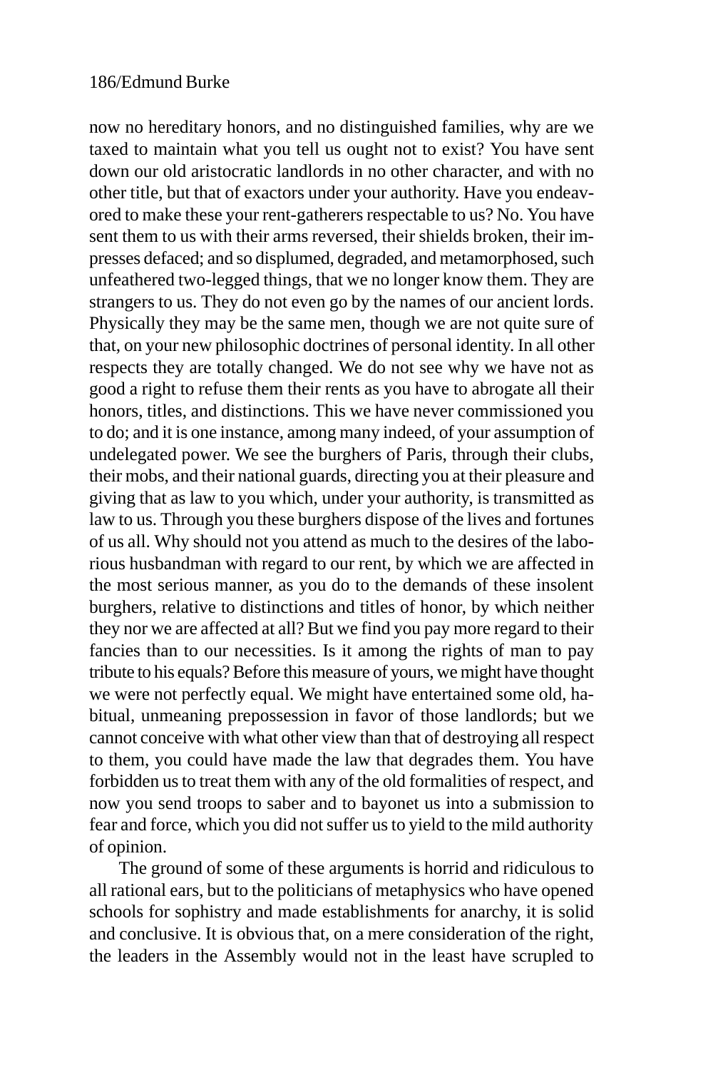now no hereditary honors, and no distinguished families, why are we taxed to maintain what you tell us ought not to exist? You have sent down our old aristocratic landlords in no other character, and with no other title, but that of exactors under your authority. Have you endeavored to make these your rent-gatherers respectable to us? No. You have sent them to us with their arms reversed, their shields broken, their impresses defaced; and so displumed, degraded, and metamorphosed, such unfeathered two-legged things, that we no longer know them. They are strangers to us. They do not even go by the names of our ancient lords. Physically they may be the same men, though we are not quite sure of that, on your new philosophic doctrines of personal identity. In all other respects they are totally changed. We do not see why we have not as good a right to refuse them their rents as you have to abrogate all their honors, titles, and distinctions. This we have never commissioned you to do; and it is one instance, among many indeed, of your assumption of undelegated power. We see the burghers of Paris, through their clubs, their mobs, and their national guards, directing you at their pleasure and giving that as law to you which, under your authority, is transmitted as law to us. Through you these burghers dispose of the lives and fortunes of us all. Why should not you attend as much to the desires of the laborious husbandman with regard to our rent, by which we are affected in the most serious manner, as you do to the demands of these insolent burghers, relative to distinctions and titles of honor, by which neither they nor we are affected at all? But we find you pay more regard to their fancies than to our necessities. Is it among the rights of man to pay tribute to his equals? Before this measure of yours, we might have thought we were not perfectly equal. We might have entertained some old, habitual, unmeaning prepossession in favor of those landlords; but we cannot conceive with what other view than that of destroying all respect to them, you could have made the law that degrades them. You have forbidden us to treat them with any of the old formalities of respect, and now you send troops to saber and to bayonet us into a submission to fear and force, which you did not suffer us to yield to the mild authority of opinion.

The ground of some of these arguments is horrid and ridiculous to all rational ears, but to the politicians of metaphysics who have opened schools for sophistry and made establishments for anarchy, it is solid and conclusive. It is obvious that, on a mere consideration of the right, the leaders in the Assembly would not in the least have scrupled to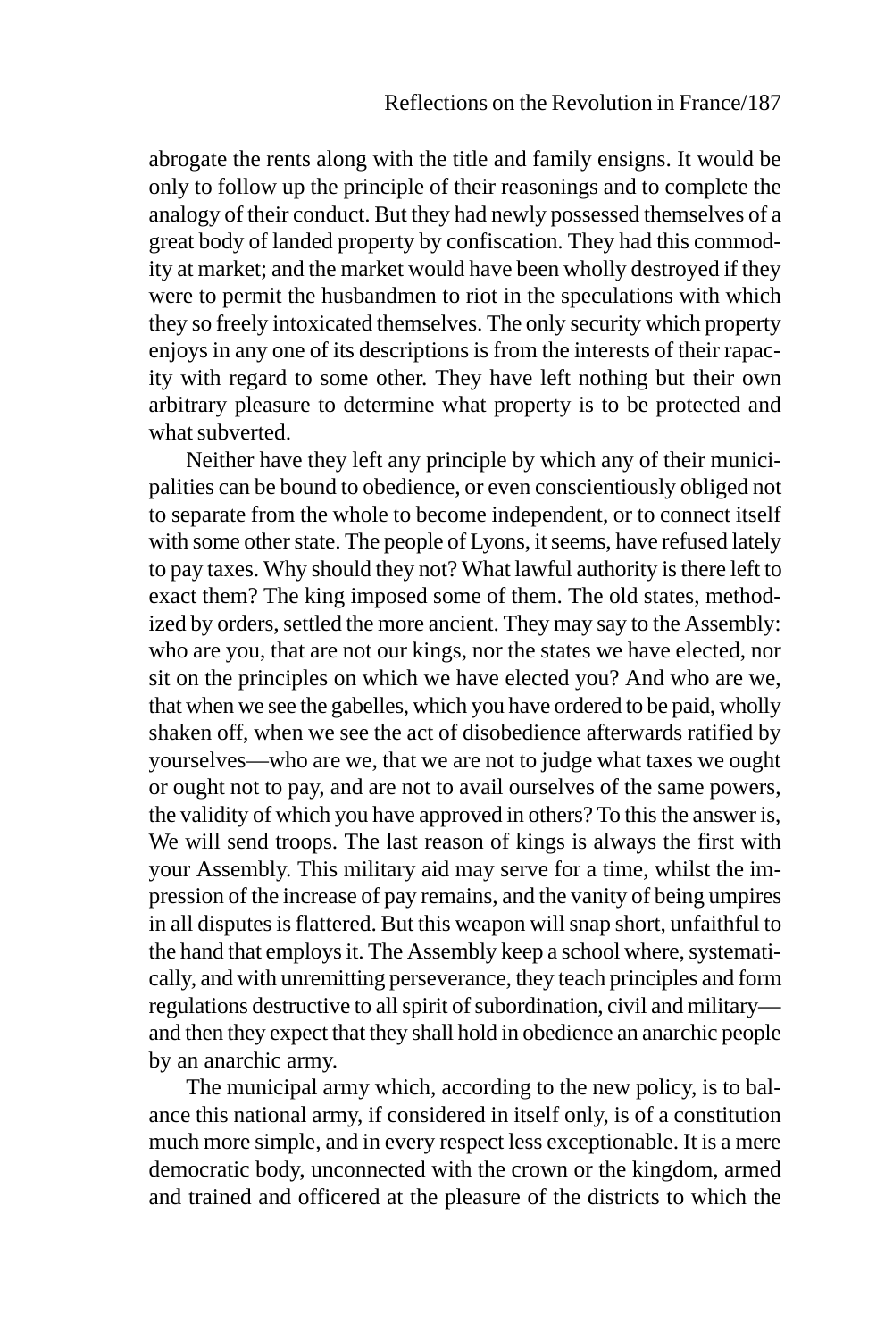abrogate the rents along with the title and family ensigns. It would be only to follow up the principle of their reasonings and to complete the analogy of their conduct. But they had newly possessed themselves of a great body of landed property by confiscation. They had this commodity at market; and the market would have been wholly destroyed if they were to permit the husbandmen to riot in the speculations with which they so freely intoxicated themselves. The only security which property enjoys in any one of its descriptions is from the interests of their rapacity with regard to some other. They have left nothing but their own arbitrary pleasure to determine what property is to be protected and what subverted.

Neither have they left any principle by which any of their municipalities can be bound to obedience, or even conscientiously obliged not to separate from the whole to become independent, or to connect itself with some other state. The people of Lyons, it seems, have refused lately to pay taxes. Why should they not? What lawful authority is there left to exact them? The king imposed some of them. The old states, methodized by orders, settled the more ancient. They may say to the Assembly: who are you, that are not our kings, nor the states we have elected, nor sit on the principles on which we have elected you? And who are we, that when we see the gabelles, which you have ordered to be paid, wholly shaken off, when we see the act of disobedience afterwards ratified by yourselves—who are we, that we are not to judge what taxes we ought or ought not to pay, and are not to avail ourselves of the same powers, the validity of which you have approved in others? To this the answer is, We will send troops. The last reason of kings is always the first with your Assembly. This military aid may serve for a time, whilst the impression of the increase of pay remains, and the vanity of being umpires in all disputes is flattered. But this weapon will snap short, unfaithful to the hand that employs it. The Assembly keep a school where, systematically, and with unremitting perseverance, they teach principles and form regulations destructive to all spirit of subordination, civil and military—and then they expect that they shall hold in obedience an anarchic people by an anarchic army.

The municipal army which, according to the new policy, is to balance this national army, if considered in itself only, is of a constitution much more simple, and in every respect less exceptionable. It is a mere democratic body, unconnected with the crown or the kingdom, armed and trained and officered at the pleasure of the districts to which the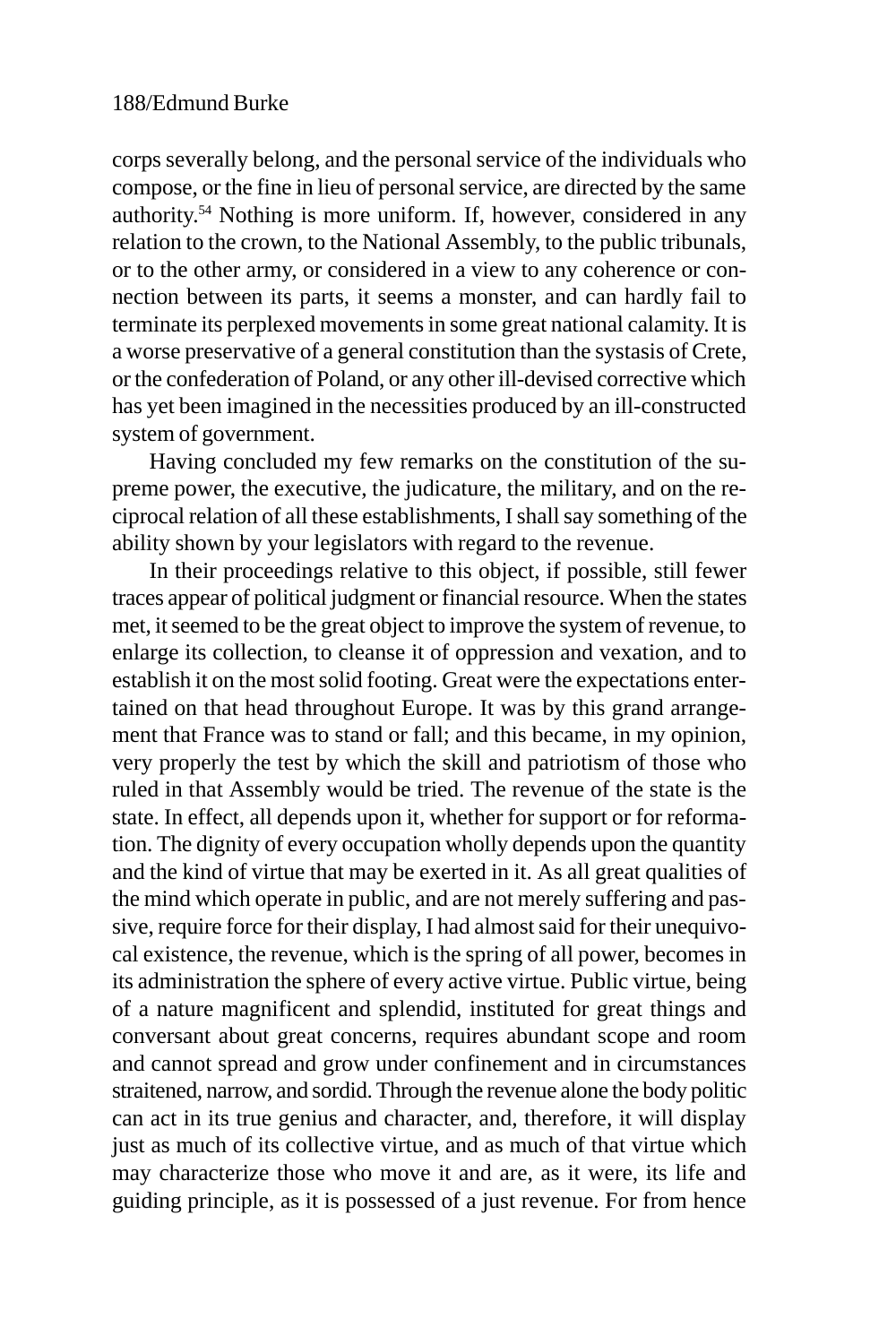corps severally belong, and the personal service of the individuals who compose, or the fine in lieu of personal service, are directed by the same authority.[54] Nothing is more uniform. If, however, considered in any relation to the crown, to the National Assembly, to the public tribunals, or to the other army, or considered in a view to any coherence or connection between its parts, it seems a monster, and can hardly fail to terminate its perplexed movements in some great national calamity. It is a worse preservative of a general constitution than the systasis of Crete, or the confederation of Poland, or any other ill-devised corrective which has yet been imagined in the necessities produced by an ill-constructed system of government.

Having concluded my few remarks on the constitution of the supreme power, the executive, the judicature, the military, and on the reciprocal relation of all these establishments, I shall say something of the ability shown by your legislators with regard to the revenue.

In their proceedings relative to this object, if possible, still fewer traces appear of political judgment or financial resource. When the states met, it seemed to be the great object to improve the system of revenue, to enlarge its collection, to cleanse it of oppression and vexation, and to establish it on the most solid footing. Great were the expectations entertained on that head throughout Europe. It was by this grand arrangement that France was to stand or fall; and this became, in my opinion, very properly the test by which the skill and patriotism of those who ruled in that Assembly would be tried. The revenue of the state is the state. In effect, all depends upon it, whether for support or for reformation. The dignity of every occupation wholly depends upon the quantity and the kind of virtue that may be exerted in it. As all great qualities of the mind which operate in public, and are not merely suffering and passive, require force for their display, I had almost said for their unequivocal existence, the revenue, which is the spring of all power, becomes in its administration the sphere of every active virtue. Public virtue, being of a nature magnificent and splendid, instituted for great things and conversant about great concerns, requires abundant scope and room and cannot spread and grow under confinement and in circumstances straitened, narrow, and sordid. Through the revenue alone the body politic can act in its true genius and character, and, therefore, it will display just as much of its collective virtue, and as much of that virtue which may characterize those who move it and are, as it were, its life and guiding principle, as it is possessed of a just revenue. For from hence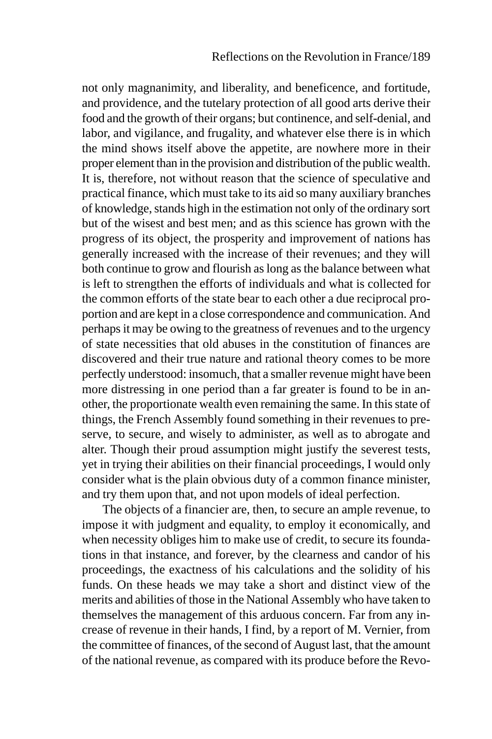not only magnanimity, and liberality, and beneficence, and fortitude, and providence, and the tutelary protection of all good arts derive their food and the growth of their organs; but continence, and self-denial, and labor, and vigilance, and frugality, and whatever else there is in which the mind shows itself above the appetite, are nowhere more in their proper element than in the provision and distribution of the public wealth. It is, therefore, not without reason that the science of speculative and practical finance, which must take to its aid so many auxiliary branches of knowledge, stands high in the estimation not only of the ordinary sort but of the wisest and best men; and as this science has grown with the progress of its object, the prosperity and improvement of nations has generally increased with the increase of their revenues; and they will both continue to grow and flourish as long as the balance between what is left to strengthen the efforts of individuals and what is collected for the common efforts of the state bear to each other a due reciprocal proportion and are kept in a close correspondence and communication. And perhaps it may be owing to the greatness of revenues and to the urgency of state necessities that old abuses in the constitution of finances are discovered and their true nature and rational theory comes to be more perfectly understood: insomuch, that a smaller revenue might have been more distressing in one period than a far greater is found to be in another, the proportionate wealth even remaining the same. In this state of things, the French Assembly found something in their revenues to preserve, to secure, and wisely to administer, as well as to abrogate and alter. Though their proud assumption might justify the severest tests, yet in trying their abilities on their financial proceedings, I would only consider what is the plain obvious duty of a common finance minister, and try them upon that, and not upon models of ideal perfection.

The objects of a financier are, then, to secure an ample revenue, to impose it with judgment and equality, to employ it economically, and when necessity obliges him to make use of credit, to secure its foundations in that instance, and forever, by the clearness and candor of his proceedings, the exactness of his calculations and the solidity of his funds. On these heads we may take a short and distinct view of the merits and abilities of those in the National Assembly who have taken to themselves the management of this arduous concern. Far from any increase of revenue in their hands, I find, by a report of M. Vernier, from the committee of finances, of the second of August last, that the amount of the national revenue, as compared with its produce before the Revo-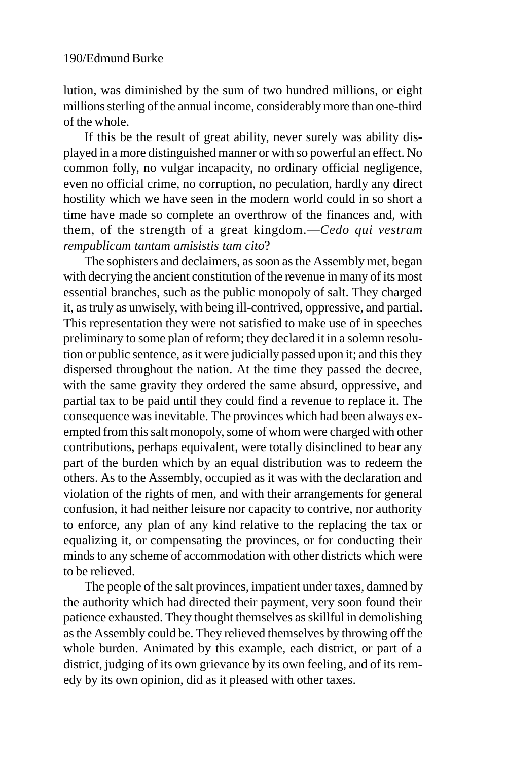lution, was diminished by the sum of two hundred millions, or eight millions sterling of the annual income, considerably more than one-third of the whole.

If this be the result of great ability, never surely was ability displayed in a more distinguished manner or with so powerful an effect. No common folly, no vulgar incapacity, no ordinary official negligence, even no official crime, no corruption, no peculation, hardly any direct hostility which we have seen in the modern world could in so short a time have made so complete an overthrow of the finances and, with them, of the strength of a great kingdom.—*Cedo qui vestram rempublicam tantam amisistis tam cito*?

The sophisters and declaimers, as soon as the Assembly met, began with decrying the ancient constitution of the revenue in many of its most essential branches, such as the public monopoly of salt. They charged it, as truly as unwisely, with being ill-contrived, oppressive, and partial. This representation they were not satisfied to make use of in speeches preliminary to some plan of reform; they declared it in a solemn resolution or public sentence, as it were judicially passed upon it; and this they dispersed throughout the nation. At the time they passed the decree, with the same gravity they ordered the same absurd, oppressive, and partial tax to be paid until they could find a revenue to replace it. The consequence was inevitable. The provinces which had been always exempted from this salt monopoly, some of whom were charged with other contributions, perhaps equivalent, were totally disinclined to bear any part of the burden which by an equal distribution was to redeem the others. As to the Assembly, occupied as it was with the declaration and violation of the rights of men, and with their arrangements for general confusion, it had neither leisure nor capacity to contrive, nor authority to enforce, any plan of any kind relative to the replacing the tax or equalizing it, or compensating the provinces, or for conducting their minds to any scheme of accommodation with other districts which were to be relieved.

The people of the salt provinces, impatient under taxes, damned by the authority which had directed their payment, very soon found their patience exhausted. They thought themselves as skillful in demolishing as the Assembly could be. They relieved themselves by throwing off the whole burden. Animated by this example, each district, or part of a district, judging of its own grievance by its own feeling, and of its remedy by its own opinion, did as it pleased with other taxes.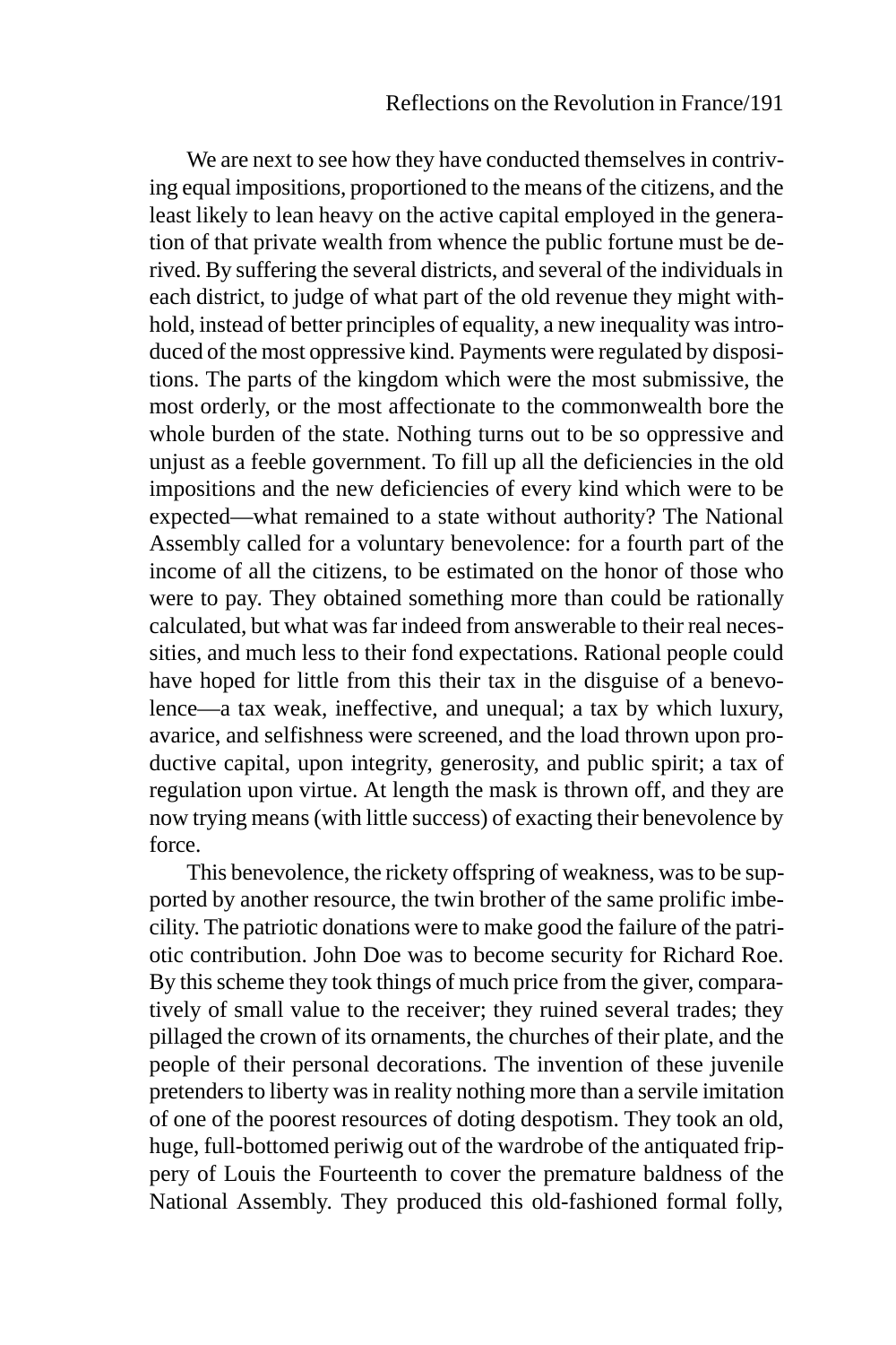We are next to see how they have conducted themselves in contriving equal impositions, proportioned to the means of the citizens, and the least likely to lean heavy on the active capital employed in the generation of that private wealth from whence the public fortune must be derived. By suffering the several districts, and several of the individuals in each district, to judge of what part of the old revenue they might withhold, instead of better principles of equality, a new inequality was introduced of the most oppressive kind. Payments were regulated by dispositions. The parts of the kingdom which were the most submissive, the most orderly, or the most affectionate to the commonwealth bore the whole burden of the state. Nothing turns out to be so oppressive and unjust as a feeble government. To fill up all the deficiencies in the old impositions and the new deficiencies of every kind which were to be expected—what remained to a state without authority? The National Assembly called for a voluntary benevolence: for a fourth part of the income of all the citizens, to be estimated on the honor of those who were to pay. They obtained something more than could be rationally calculated, but what was far indeed from answerable to their real necessities, and much less to their fond expectations. Rational people could have hoped for little from this their tax in the disguise of a benevolence—a tax weak, ineffective, and unequal; a tax by which luxury, avarice, and selfishness were screened, and the load thrown upon productive capital, upon integrity, generosity, and public spirit; a tax of regulation upon virtue. At length the mask is thrown off, and they are now trying means (with little success) of exacting their benevolence by force.

This benevolence, the rickety offspring of weakness, was to be supported by another resource, the twin brother of the same prolific imbecility. The patriotic donations were to make good the failure of the patriotic contribution. John Doe was to become security for Richard Roe. By this scheme they took things of much price from the giver, comparatively of small value to the receiver; they ruined several trades; they pillaged the crown of its ornaments, the churches of their plate, and the people of their personal decorations. The invention of these juvenile pretenders to liberty was in reality nothing more than a servile imitation of one of the poorest resources of doting despotism. They took an old, huge, full-bottomed periwig out of the wardrobe of the antiquated frippery of Louis the Fourteenth to cover the premature baldness of the National Assembly. They produced this old-fashioned formal folly,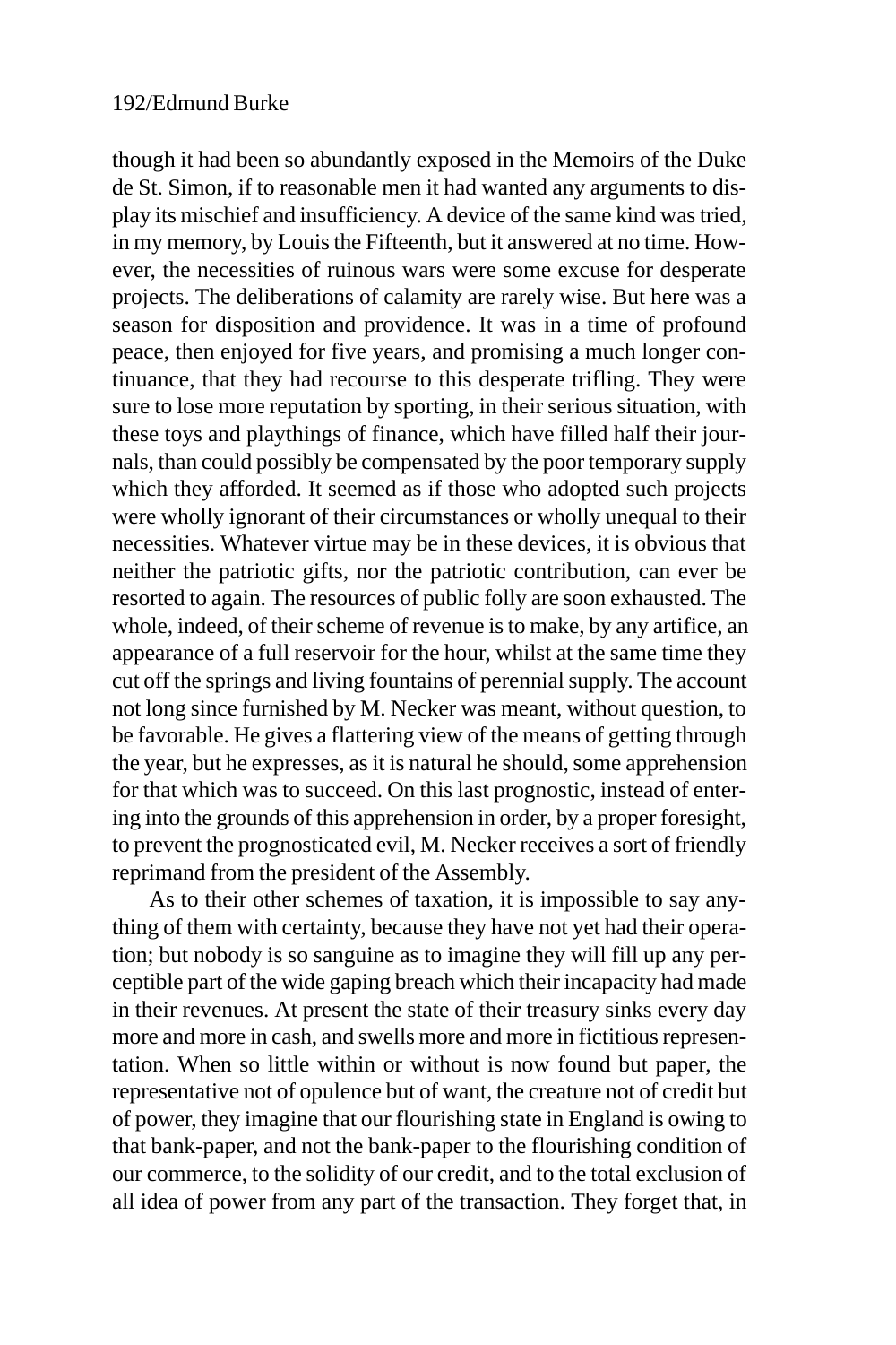though it had been so abundantly exposed in the Memoirs of the Duke de St. Simon, if to reasonable men it had wanted any arguments to display its mischief and insufficiency. A device of the same kind was tried, in my memory, by Louis the Fifteenth, but it answered at no time. However, the necessities of ruinous wars were some excuse for desperate projects. The deliberations of calamity are rarely wise. But here was a season for disposition and providence. It was in a time of profound peace, then enjoyed for five years, and promising a much longer continuance, that they had recourse to this desperate trifling. They were sure to lose more reputation by sporting, in their serious situation, with these toys and playthings of finance, which have filled half their journals, than could possibly be compensated by the poor temporary supply which they afforded. It seemed as if those who adopted such projects were wholly ignorant of their circumstances or wholly unequal to their necessities. Whatever virtue may be in these devices, it is obvious that neither the patriotic gifts, nor the patriotic contribution, can ever be resorted to again. The resources of public folly are soon exhausted. The whole, indeed, of their scheme of revenue is to make, by any artifice, an appearance of a full reservoir for the hour, whilst at the same time they cut off the springs and living fountains of perennial supply. The account not long since furnished by M. Necker was meant, without question, to be favorable. He gives a flattering view of the means of getting through the year, but he expresses, as it is natural he should, some apprehension for that which was to succeed. On this last prognostic, instead of entering into the grounds of this apprehension in order, by a proper foresight, to prevent the prognosticated evil, M. Necker receives a sort of friendly reprimand from the president of the Assembly.

As to their other schemes of taxation, it is impossible to say anything of them with certainty, because they have not yet had their operation; but nobody is so sanguine as to imagine they will fill up any perceptible part of the wide gaping breach which their incapacity had made in their revenues. At present the state of their treasury sinks every day more and more in cash, and swells more and more in fictitious representation. When so little within or without is now found but paper, the representative not of opulence but of want, the creature not of credit but of power, they imagine that our flourishing state in England is owing to that bank-paper, and not the bank-paper to the flourishing condition of our commerce, to the solidity of our credit, and to the total exclusion of all idea of power from any part of the transaction. They forget that, in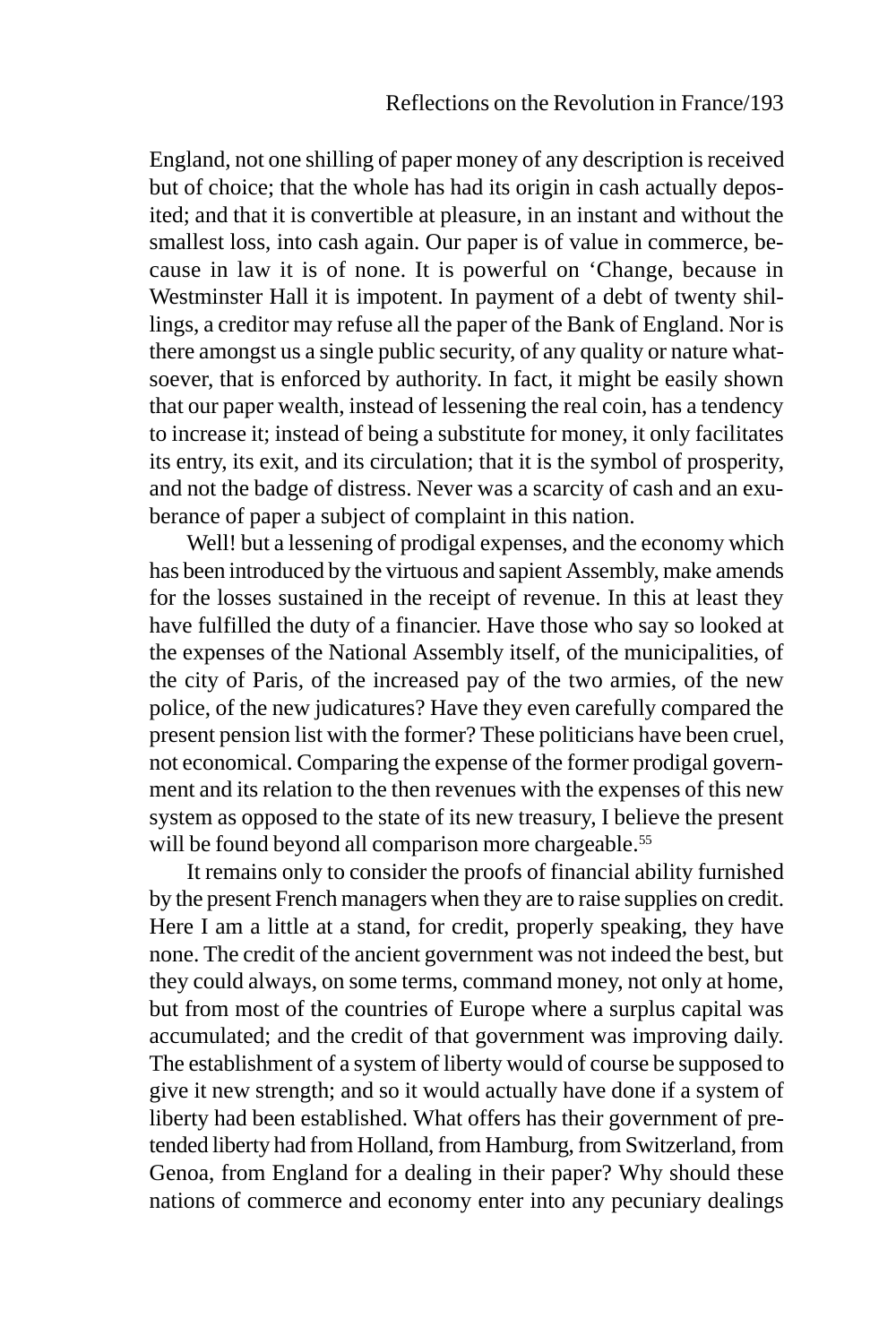England, not one shilling of paper money of any description is received but of choice; that the whole has had its origin in cash actually deposited; and that it is convertible at pleasure, in an instant and without the smallest loss, into cash again. Our paper is of value in commerce, because in law it is of none. It is powerful on 'Change, because in Westminster Hall it is impotent. In payment of a debt of twenty shillings, a creditor may refuse all the paper of the Bank of England. Nor is there amongst us a single public security, of any quality or nature whatsoever, that is enforced by authority. In fact, it might be easily shown that our paper wealth, instead of lessening the real coin, has a tendency to increase it; instead of being a substitute for money, it only facilitates its entry, its exit, and its circulation; that it is the symbol of prosperity, and not the badge of distress. Never was a scarcity of cash and an exuberance of paper a subject of complaint in this nation.

Well! but a lessening of prodigal expenses, and the economy which has been introduced by the virtuous and sapient Assembly, make amends for the losses sustained in the receipt of revenue. In this at least they have fulfilled the duty of a financier. Have those who say so looked at the expenses of the National Assembly itself, of the municipalities, of the city of Paris, of the increased pay of the two armies, of the new police, of the new judicatures? Have they even carefully compared the present pension list with the former? These politicians have been cruel, not economical. Comparing the expense of the former prodigal government and its relation to the then revenues with the expenses of this new system as opposed to the state of its new treasury, I believe the present will be found beyond all comparison more chargeable.[55]

It remains only to consider the proofs of financial ability furnished by the present French managers when they are to raise supplies on credit. Here I am a little at a stand, for credit, properly speaking, they have none. The credit of the ancient government was not indeed the best, but they could always, on some terms, command money, not only at home, but from most of the countries of Europe where a surplus capital was accumulated; and the credit of that government was improving daily. The establishment of a system of liberty would of course be supposed to give it new strength; and so it would actually have done if a system of liberty had been established. What offers has their government of pretended liberty had from Holland, from Hamburg, from Switzerland, from Genoa, from England for a dealing in their paper? Why should these nations of commerce and economy enter into any pecuniary dealings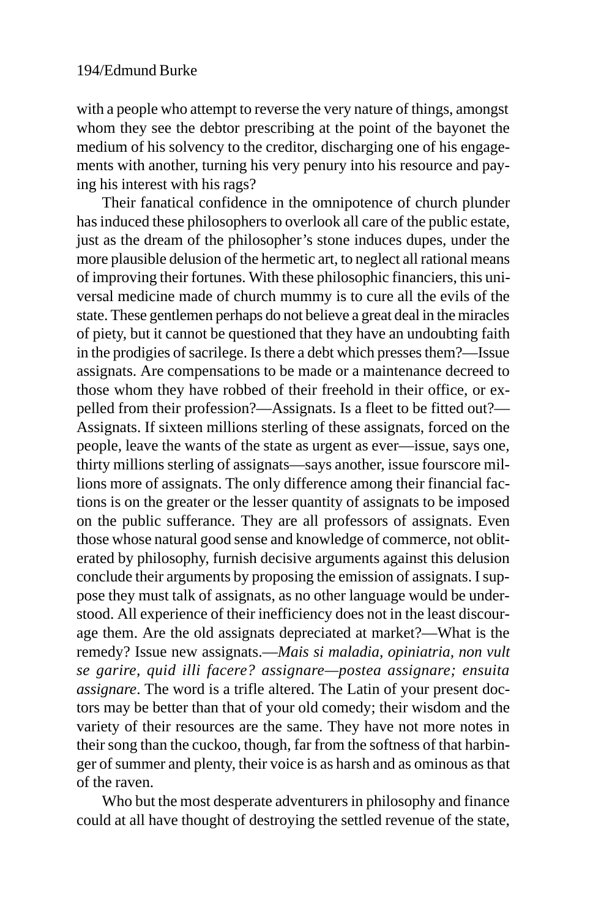with a people who attempt to reverse the very nature of things, amongst whom they see the debtor prescribing at the point of the bayonet the medium of his solvency to the creditor, discharging one of his engagements with another, turning his very penury into his resource and paying his interest with his rags?

Their fanatical confidence in the omnipotence of church plunder has induced these philosophers to overlook all care of the public estate, just as the dream of the philosopher's stone induces dupes, under the more plausible delusion of the hermetic art, to neglect all rational means of improving their fortunes. With these philosophic financiers, this universal medicine made of church mummy is to cure all the evils of the state. These gentlemen perhaps do not believe a great deal in the miracles of piety, but it cannot be questioned that they have an undoubting faith in the prodigies of sacrilege. Is there a debt which presses them?—Issue assignats. Are compensations to be made or a maintenance decreed to those whom they have robbed of their freehold in their office, or expelled from their profession?—Assignats. Is a fleet to be fitted out?—Assignats. If sixteen millions sterling of these assignats, forced on the people, leave the wants of the state as urgent as ever—issue, says one, thirty millions sterling of assignats—says another, issue fourscore millions more of assignats. The only difference among their financial factions is on the greater or the lesser quantity of assignats to be imposed on the public sufferance. They are all professors of assignats. Even those whose natural good sense and knowledge of commerce, not obliterated by philosophy, furnish decisive arguments against this delusion conclude their arguments by proposing the emission of assignats. I suppose they must talk of assignats, as no other language would be understood. All experience of their inefficiency does not in the least discourage them. Are the old assignats depreciated at market?—What is the remedy? Issue new assignats.—*Mais si maladia, opiniatria, non vult se garire, quid illi facere? assignare—postea assignare; ensuita assignare*. The word is a trifle altered. The Latin of your present doctors may be better than that of your old comedy; their wisdom and the variety of their resources are the same. They have not more notes in their song than the cuckoo, though, far from the softness of that harbinger of summer and plenty, their voice is as harsh and as ominous as that of the raven.

Who but the most desperate adventurers in philosophy and finance could at all have thought of destroying the settled revenue of the state,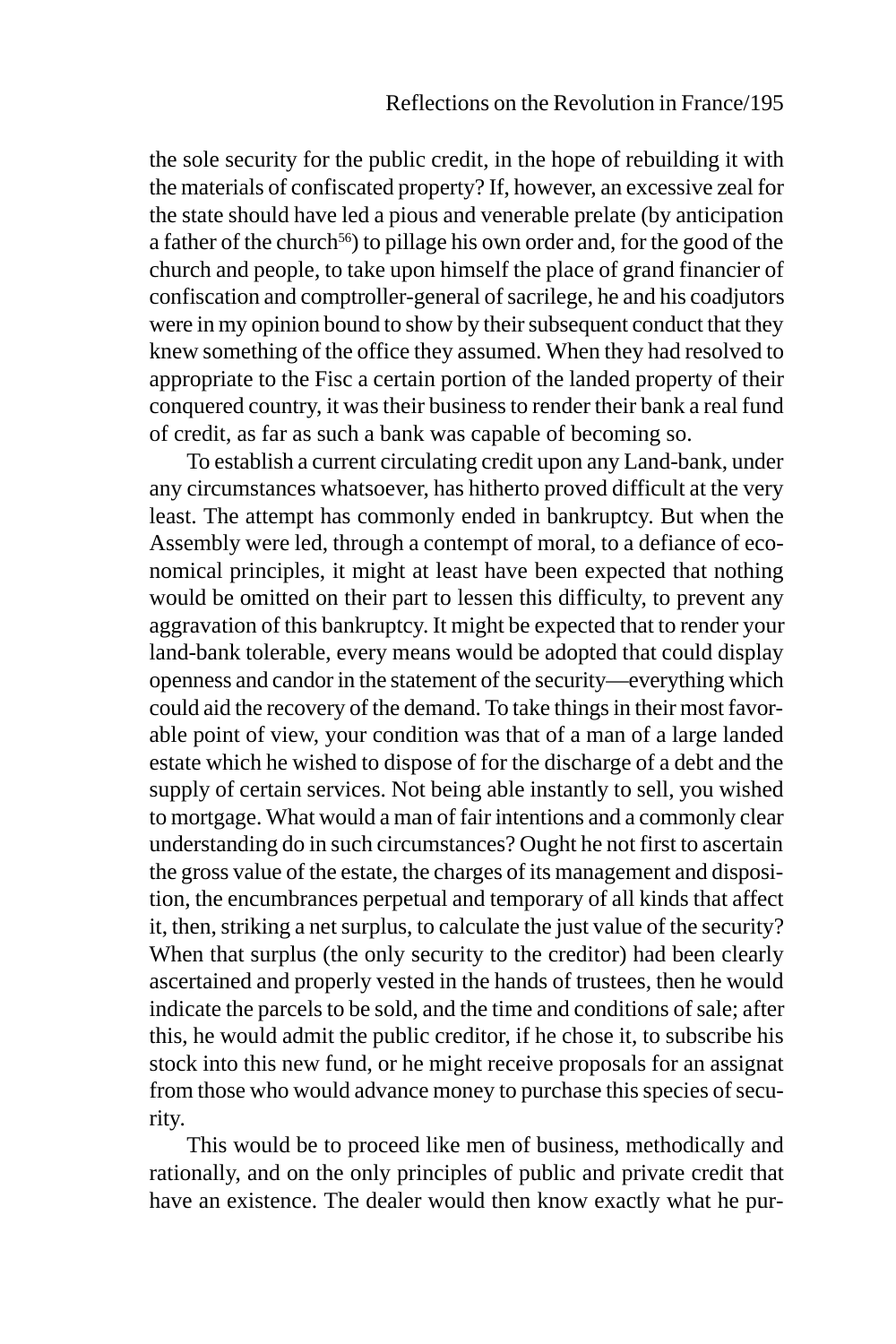the sole security for the public credit, in the hope of rebuilding it with the materials of confiscated property? If, however, an excessive zeal for the state should have led a pious and venerable prelate (by anticipation a father of the church[56]) to pillage his own order and, for the good of the church and people, to take upon himself the place of grand financier of confiscation and comptroller-general of sacrilege, he and his coadjutors were in my opinion bound to show by their subsequent conduct that they knew something of the office they assumed. When they had resolved to appropriate to the Fisc a certain portion of the landed property of their conquered country, it was their business to render their bank a real fund of credit, as far as such a bank was capable of becoming so.

To establish a current circulating credit upon any Land-bank, under any circumstances whatsoever, has hitherto proved difficult at the very least. The attempt has commonly ended in bankruptcy. But when the Assembly were led, through a contempt of moral, to a defiance of economical principles, it might at least have been expected that nothing would be omitted on their part to lessen this difficulty, to prevent any aggravation of this bankruptcy. It might be expected that to render your land-bank tolerable, every means would be adopted that could display openness and candor in the statement of the security—everything which could aid the recovery of the demand. To take things in their most favorable point of view, your condition was that of a man of a large landed estate which he wished to dispose of for the discharge of a debt and the supply of certain services. Not being able instantly to sell, you wished to mortgage. What would a man of fair intentions and a commonly clear understanding do in such circumstances? Ought he not first to ascertain the gross value of the estate, the charges of its management and disposition, the encumbrances perpetual and temporary of all kinds that affect it, then, striking a net surplus, to calculate the just value of the security? When that surplus (the only security to the creditor) had been clearly ascertained and properly vested in the hands of trustees, then he would indicate the parcels to be sold, and the time and conditions of sale; after this, he would admit the public creditor, if he chose it, to subscribe his stock into this new fund, or he might receive proposals for an assignat from those who would advance money to purchase this species of security.

This would be to proceed like men of business, methodically and rationally, and on the only principles of public and private credit that have an existence. The dealer would then know exactly what he pur-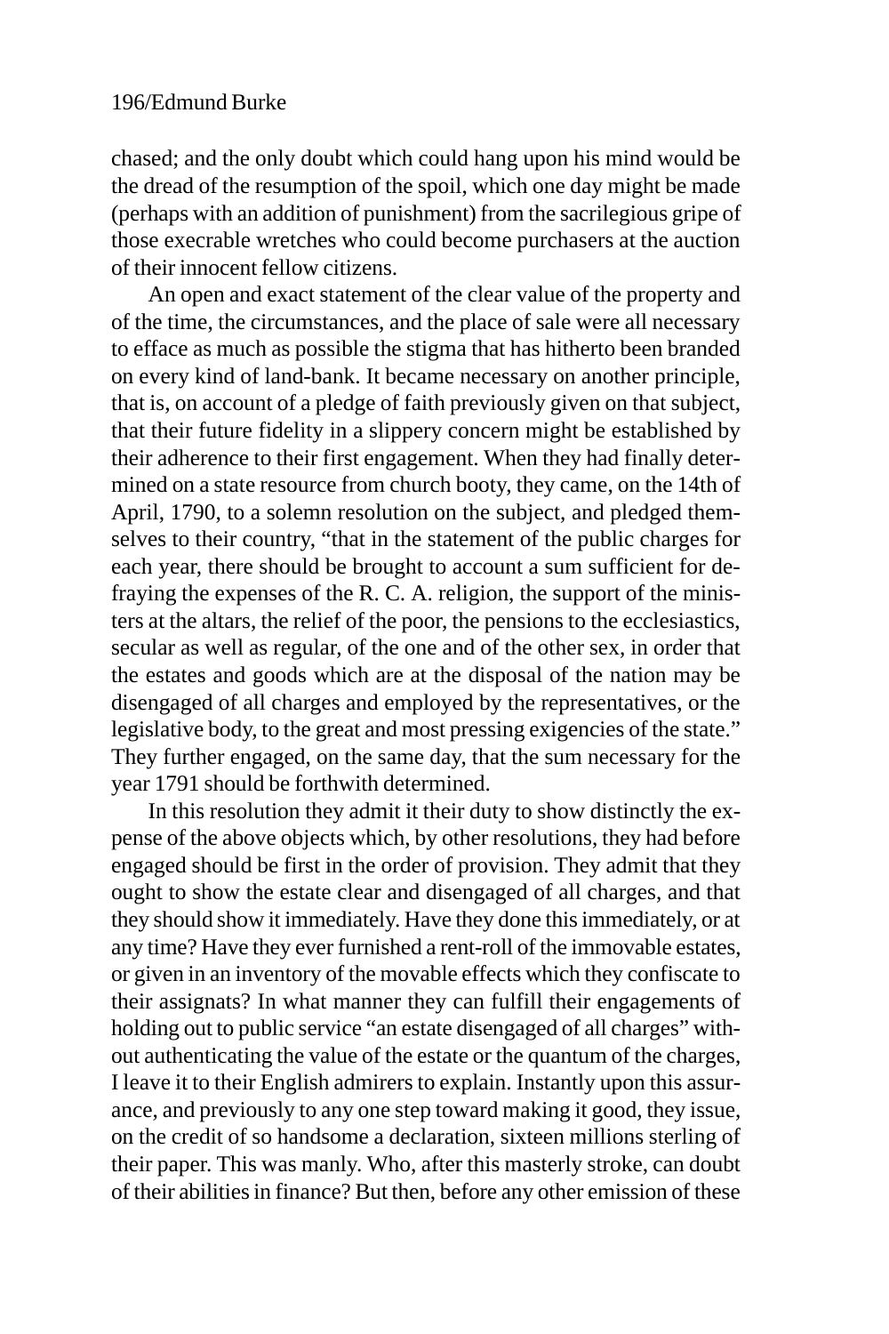chased; and the only doubt which could hang upon his mind would be the dread of the resumption of the spoil, which one day might be made (perhaps with an addition of punishment) from the sacrilegious gripe of those execrable wretches who could become purchasers at the auction of their innocent fellow citizens.

An open and exact statement of the clear value of the property and of the time, the circumstances, and the place of sale were all necessary to efface as much as possible the stigma that has hitherto been branded on every kind of land-bank. It became necessary on another principle, that is, on account of a pledge of faith previously given on that subject, that their future fidelity in a slippery concern might be established by their adherence to their first engagement. When they had finally determined on a state resource from church booty, they came, on the 14th of April, 1790, to a solemn resolution on the subject, and pledged themselves to their country, "that in the statement of the public charges for each year, there should be brought to account a sum sufficient for defraying the expenses of the R. C. A. religion, the support of the ministers at the altars, the relief of the poor, the pensions to the ecclesiastics, secular as well as regular, of the one and of the other sex, in order that the estates and goods which are at the disposal of the nation may be disengaged of all charges and employed by the representatives, or the legislative body, to the great and most pressing exigencies of the state." They further engaged, on the same day, that the sum necessary for the year 1791 should be forthwith determined.

In this resolution they admit it their duty to show distinctly the expense of the above objects which, by other resolutions, they had before engaged should be first in the order of provision. They admit that they ought to show the estate clear and disengaged of all charges, and that they should show it immediately. Have they done this immediately, or at any time? Have they ever furnished a rent-roll of the immovable estates, or given in an inventory of the movable effects which they confiscate to their assignats? In what manner they can fulfill their engagements of holding out to public service "an estate disengaged of all charges" without authenticating the value of the estate or the quantum of the charges, I leave it to their English admirers to explain. Instantly upon this assurance, and previously to any one step toward making it good, they issue, on the credit of so handsome a declaration, sixteen millions sterling of their paper. This was manly. Who, after this masterly stroke, can doubt of their abilities in finance? But then, before any other emission of these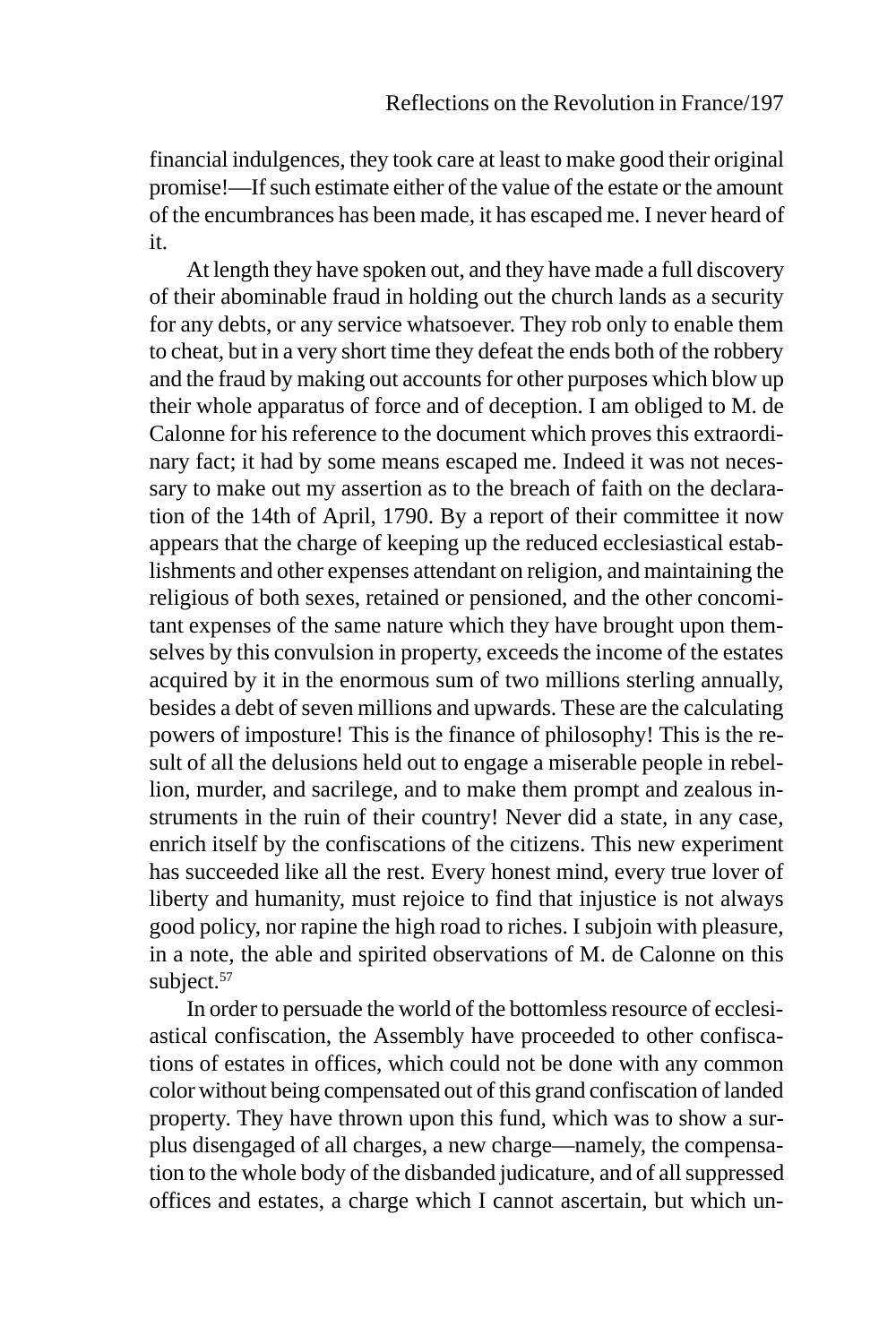financial indulgences, they took care at least to make good their original promise!—If such estimate either of the value of the estate or the amount of the encumbrances has been made, it has escaped me. I never heard of it.

At length they have spoken out, and they have made a full discovery of their abominable fraud in holding out the church lands as a security for any debts, or any service whatsoever. They rob only to enable them to cheat, but in a very short time they defeat the ends both of the robbery and the fraud by making out accounts for other purposes which blow up their whole apparatus of force and of deception. I am obliged to M. de Calonne for his reference to the document which proves this extraordinary fact; it had by some means escaped me. Indeed it was not necessary to make out my assertion as to the breach of faith on the declaration of the 14th of April, 1790. By a report of their committee it now appears that the charge of keeping up the reduced ecclesiastical establishments and other expenses attendant on religion, and maintaining the religious of both sexes, retained or pensioned, and the other concomitant expenses of the same nature which they have brought upon themselves by this convulsion in property, exceeds the income of the estates acquired by it in the enormous sum of two millions sterling annually, besides a debt of seven millions and upwards. These are the calculating powers of imposture! This is the finance of philosophy! This is the result of all the delusions held out to engage a miserable people in rebellion, murder, and sacrilege, and to make them prompt and zealous instruments in the ruin of their country! Never did a state, in any case, enrich itself by the confiscations of the citizens. This new experiment has succeeded like all the rest. Every honest mind, every true lover of liberty and humanity, must rejoice to find that injustice is not always good policy, nor rapine the high road to riches. I subjoin with pleasure, in a note, the able and spirited observations of M. de Calonne on this subject.[57]

In order to persuade the world of the bottomless resource of ecclesiastical confiscation, the Assembly have proceeded to other confiscations of estates in offices, which could not be done with any common color without being compensated out of this grand confiscation of landed property. They have thrown upon this fund, which was to show a surplus disengaged of all charges, a new charge—namely, the compensation to the whole body of the disbanded judicature, and of all suppressed offices and estates, a charge which I cannot ascertain, but which un-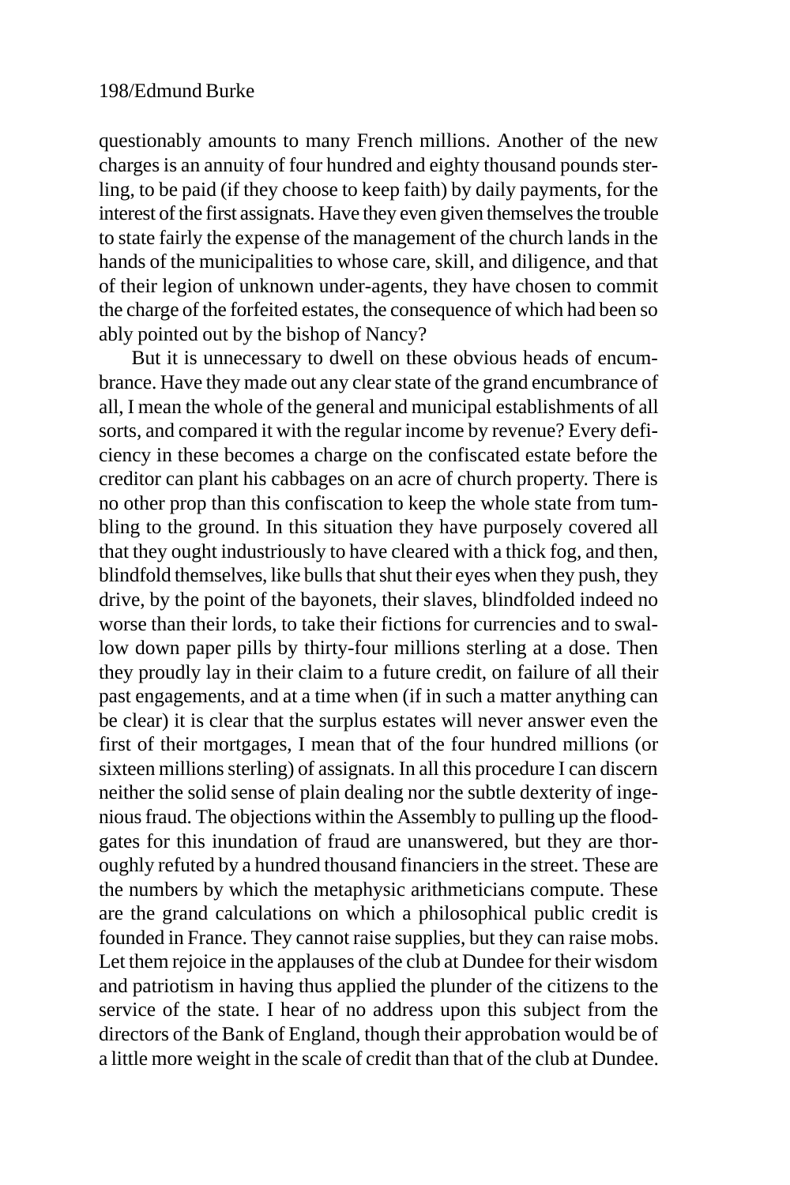questionably amounts to many French millions. Another of the new charges is an annuity of four hundred and eighty thousand pounds sterling, to be paid (if they choose to keep faith) by daily payments, for the interest of the first assignats. Have they even given themselves the trouble to state fairly the expense of the management of the church lands in the hands of the municipalities to whose care, skill, and diligence, and that of their legion of unknown under-agents, they have chosen to commit the charge of the forfeited estates, the consequence of which had been so ably pointed out by the bishop of Nancy?

But it is unnecessary to dwell on these obvious heads of encumbrance. Have they made out any clear state of the grand encumbrance of all, I mean the whole of the general and municipal establishments of all sorts, and compared it with the regular income by revenue? Every deficiency in these becomes a charge on the confiscated estate before the creditor can plant his cabbages on an acre of church property. There is no other prop than this confiscation to keep the whole state from tumbling to the ground. In this situation they have purposely covered all that they ought industriously to have cleared with a thick fog, and then, blindfold themselves, like bulls that shut their eyes when they push, they drive, by the point of the bayonets, their slaves, blindfolded indeed no worse than their lords, to take their fictions for currencies and to swallow down paper pills by thirty-four millions sterling at a dose. Then they proudly lay in their claim to a future credit, on failure of all their past engagements, and at a time when (if in such a matter anything can be clear) it is clear that the surplus estates will never answer even the first of their mortgages, I mean that of the four hundred millions (or sixteen millions sterling) of assignats. In all this procedure I can discern neither the solid sense of plain dealing nor the subtle dexterity of ingenious fraud. The objections within the Assembly to pulling up the floodgates for this inundation of fraud are unanswered, but they are thoroughly refuted by a hundred thousand financiers in the street. These are the numbers by which the metaphysic arithmeticians compute. These are the grand calculations on which a philosophical public credit is founded in France. They cannot raise supplies, but they can raise mobs. Let them rejoice in the applauses of the club at Dundee for their wisdom and patriotism in having thus applied the plunder of the citizens to the service of the state. I hear of no address upon this subject from the directors of the Bank of England, though their approbation would be of a little more weight in the scale of credit than that of the club at Dundee.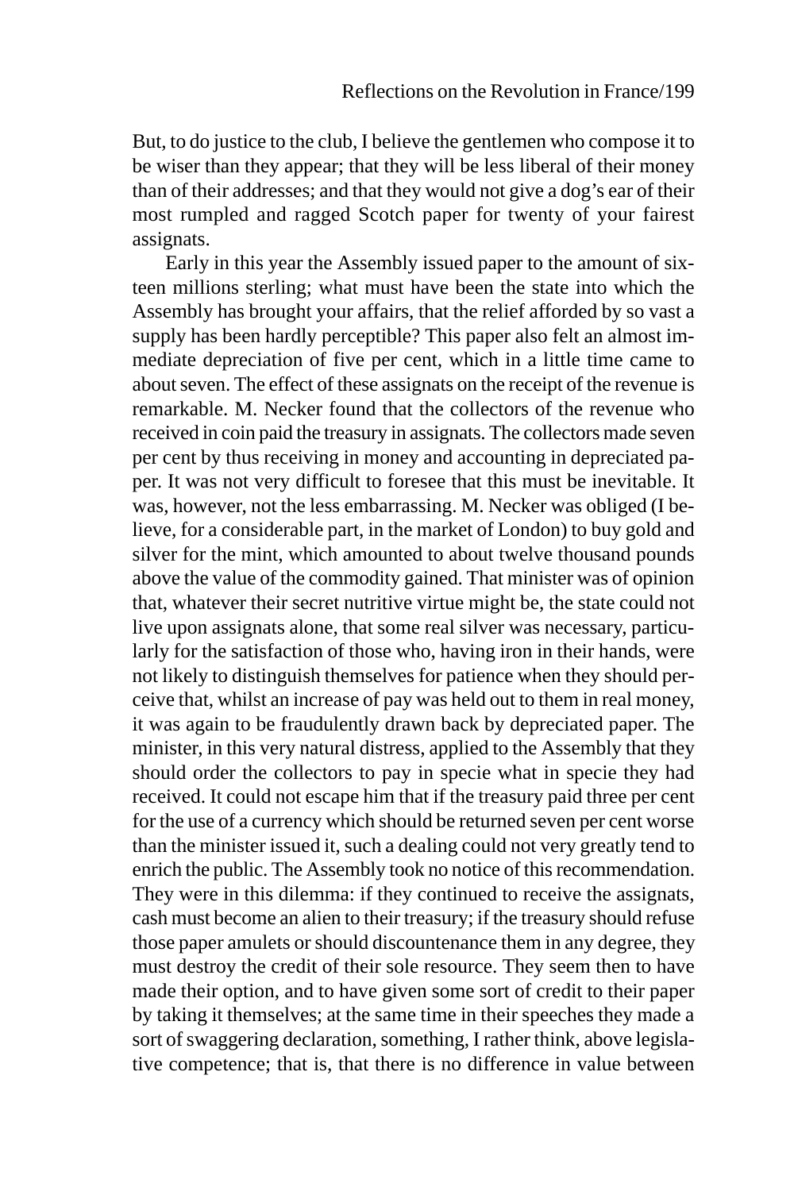But, to do justice to the club, I believe the gentlemen who compose it to be wiser than they appear; that they will be less liberal of their money than of their addresses; and that they would not give a dog's ear of their most rumpled and ragged Scotch paper for twenty of your fairest assignats.

Early in this year the Assembly issued paper to the amount of sixteen millions sterling; what must have been the state into which the Assembly has brought your affairs, that the relief afforded by so vast a supply has been hardly perceptible? This paper also felt an almost immediate depreciation of five per cent, which in a little time came to about seven. The effect of these assignats on the receipt of the revenue is remarkable. M. Necker found that the collectors of the revenue who received in coin paid the treasury in assignats. The collectors made seven per cent by thus receiving in money and accounting in depreciated paper. It was not very difficult to foresee that this must be inevitable. It was, however, not the less embarrassing. M. Necker was obliged (I believe, for a considerable part, in the market of London) to buy gold and silver for the mint, which amounted to about twelve thousand pounds above the value of the commodity gained. That minister was of opinion that, whatever their secret nutritive virtue might be, the state could not live upon assignats alone, that some real silver was necessary, particularly for the satisfaction of those who, having iron in their hands, were not likely to distinguish themselves for patience when they should perceive that, whilst an increase of pay was held out to them in real money, it was again to be fraudulently drawn back by depreciated paper. The minister, in this very natural distress, applied to the Assembly that they should order the collectors to pay in specie what in specie they had received. It could not escape him that if the treasury paid three per cent for the use of a currency which should be returned seven per cent worse than the minister issued it, such a dealing could not very greatly tend to enrich the public. The Assembly took no notice of this recommendation. They were in this dilemma: if they continued to receive the assignats, cash must become an alien to their treasury; if the treasury should refuse those paper amulets or should discountenance them in any degree, they must destroy the credit of their sole resource. They seem then to have made their option, and to have given some sort of credit to their paper by taking it themselves; at the same time in their speeches they made a sort of swaggering declaration, something, I rather think, above legislative competence; that is, that there is no difference in value between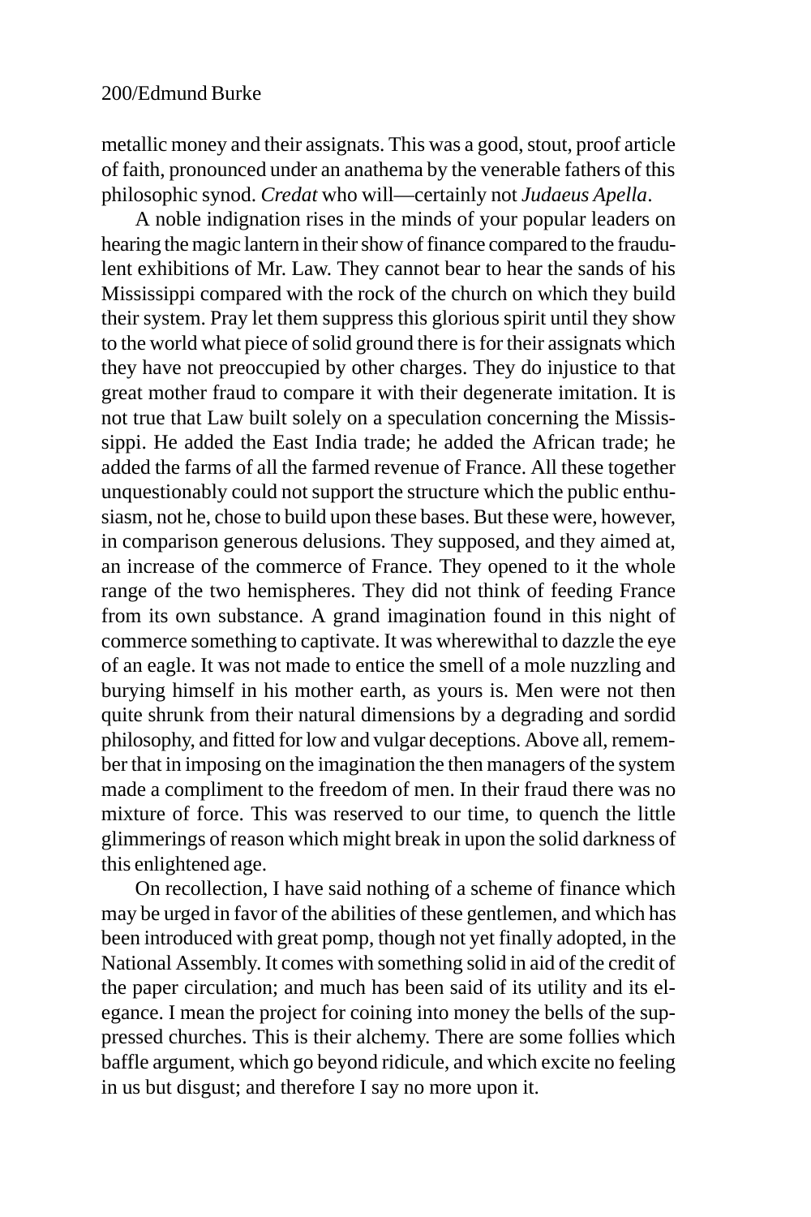metallic money and their assignats. This was a good, stout, proof article of faith, pronounced under an anathema by the venerable fathers of this philosophic synod. *Credat* who will—certainly not *Judaeus Apella*.

A noble indignation rises in the minds of your popular leaders on hearing the magic lantern in their show of finance compared to the fraudulent exhibitions of Mr. Law. They cannot bear to hear the sands of his Mississippi compared with the rock of the church on which they build their system. Pray let them suppress this glorious spirit until they show to the world what piece of solid ground there is for their assignats which they have not preoccupied by other charges. They do injustice to that great mother fraud to compare it with their degenerate imitation. It is not true that Law built solely on a speculation concerning the Mississippi. He added the East India trade; he added the African trade; he added the farms of all the farmed revenue of France. All these together unquestionably could not support the structure which the public enthusiasm, not he, chose to build upon these bases. But these were, however, in comparison generous delusions. They supposed, and they aimed at, an increase of the commerce of France. They opened to it the whole range of the two hemispheres. They did not think of feeding France from its own substance. A grand imagination found in this night of commerce something to captivate. It was wherewithal to dazzle the eye of an eagle. It was not made to entice the smell of a mole nuzzling and burying himself in his mother earth, as yours is. Men were not then quite shrunk from their natural dimensions by a degrading and sordid philosophy, and fitted for low and vulgar deceptions. Above all, remember that in imposing on the imagination the then managers of the system made a compliment to the freedom of men. In their fraud there was no mixture of force. This was reserved to our time, to quench the little glimmerings of reason which might break in upon the solid darkness of this enlightened age.

On recollection, I have said nothing of a scheme of finance which may be urged in favor of the abilities of these gentlemen, and which has been introduced with great pomp, though not yet finally adopted, in the National Assembly. It comes with something solid in aid of the credit of the paper circulation; and much has been said of its utility and its elegance. I mean the project for coining into money the bells of the suppressed churches. This is their alchemy. There are some follies which baffle argument, which go beyond ridicule, and which excite no feeling in us but disgust; and therefore I say no more upon it.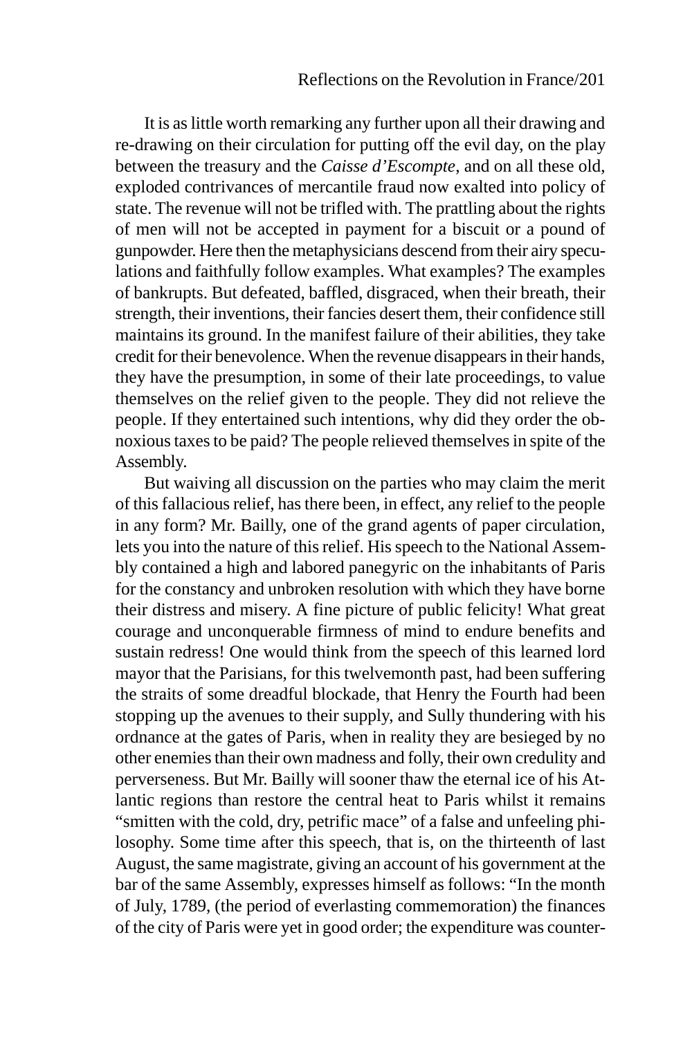It is as little worth remarking any further upon all their drawing and re-drawing on their circulation for putting off the evil day, on the play between the treasury and the *Caisse d'Escompte*, and on all these old, exploded contrivances of mercantile fraud now exalted into policy of state. The revenue will not be trifled with. The prattling about the rights of men will not be accepted in payment for a biscuit or a pound of gunpowder. Here then the metaphysicians descend from their airy speculations and faithfully follow examples. What examples? The examples of bankrupts. But defeated, baffled, disgraced, when their breath, their strength, their inventions, their fancies desert them, their confidence still maintains its ground. In the manifest failure of their abilities, they take credit for their benevolence. When the revenue disappears in their hands, they have the presumption, in some of their late proceedings, to value themselves on the relief given to the people. They did not relieve the people. If they entertained such intentions, why did they order the obnoxious taxes to be paid? The people relieved themselves in spite of the Assembly.

But waiving all discussion on the parties who may claim the merit of this fallacious relief, has there been, in effect, any relief to the people in any form? Mr. Bailly, one of the grand agents of paper circulation, lets you into the nature of this relief. His speech to the National Assembly contained a high and labored panegyric on the inhabitants of Paris for the constancy and unbroken resolution with which they have borne their distress and misery. A fine picture of public felicity! What great courage and unconquerable firmness of mind to endure benefits and sustain redress! One would think from the speech of this learned lord mayor that the Parisians, for this twelvemonth past, had been suffering the straits of some dreadful blockade, that Henry the Fourth had been stopping up the avenues to their supply, and Sully thundering with his ordnance at the gates of Paris, when in reality they are besieged by no other enemies than their own madness and folly, their own credulity and perverseness. But Mr. Bailly will sooner thaw the eternal ice of his Atlantic regions than restore the central heat to Paris whilst it remains "smitten with the cold, dry, petrific mace" of a false and unfeeling philosophy. Some time after this speech, that is, on the thirteenth of last August, the same magistrate, giving an account of his government at the bar of the same Assembly, expresses himself as follows: "In the month of July, 1789, (the period of everlasting commemoration) the finances of the city of Paris were yet in good order; the expenditure was counter-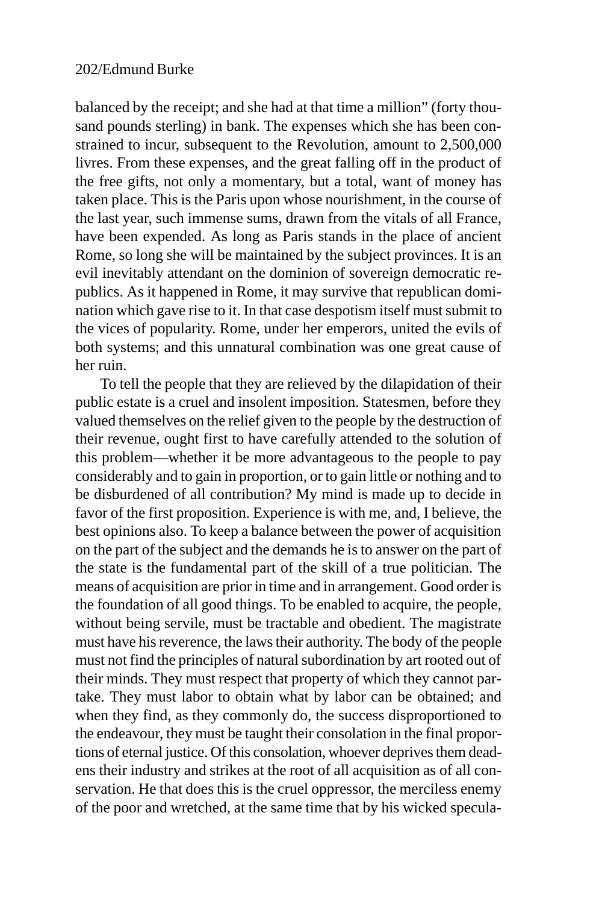balanced by the receipt; and she had at that time a million" (forty thousand pounds sterling) in bank. The expenses which she has been constrained to incur, subsequent to the Revolution, amount to 2,500,000 livres. From these expenses, and the great falling off in the product of the free gifts, not only a momentary, but a total, want of money has taken place. This is the Paris upon whose nourishment, in the course of the last year, such immense sums, drawn from the vitals of all France, have been expended. As long as Paris stands in the place of ancient Rome, so long she will be maintained by the subject provinces. It is an evil inevitably attendant on the dominion of sovereign democratic republics. As it happened in Rome, it may survive that republican domination which gave rise to it. In that case despotism itself must submit to the vices of popularity. Rome, under her emperors, united the evils of both systems; and this unnatural combination was one great cause of her ruin.

To tell the people that they are relieved by the dilapidation of their public estate is a cruel and insolent imposition. Statesmen, before they valued themselves on the relief given to the people by the destruction of their revenue, ought first to have carefully attended to the solution of this problem—whether it be more advantageous to the people to pay considerably and to gain in proportion, or to gain little or nothing and to be disburdened of all contribution? My mind is made up to decide in favor of the first proposition. Experience is with me, and, I believe, the best opinions also. To keep a balance between the power of acquisition on the part of the subject and the demands he is to answer on the part of the state is the fundamental part of the skill of a true politician. The means of acquisition are prior in time and in arrangement. Good order is the foundation of all good things. To be enabled to acquire, the people, without being servile, must be tractable and obedient. The magistrate must have his reverence, the laws their authority. The body of the people must not find the principles of natural subordination by art rooted out of their minds. They must respect that property of which they cannot partake. They must labor to obtain what by labor can be obtained; and when they find, as they commonly do, the success disproportioned to the endeavour, they must be taught their consolation in the final proportions of eternal justice. Of this consolation, whoever deprives them deadens their industry and strikes at the root of all acquisition as of all conservation. He that does this is the cruel oppressor, the merciless enemy of the poor and wretched, at the same time that by his wicked specula-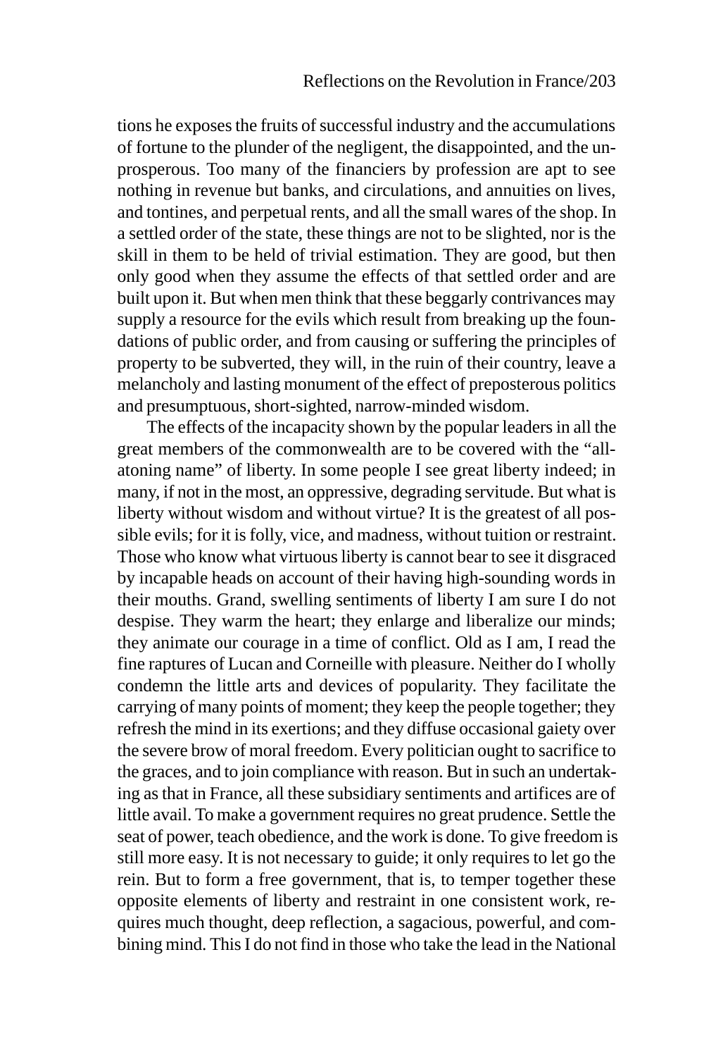tions he exposes the fruits of successful industry and the accumulations of fortune to the plunder of the negligent, the disappointed, and the unprosperous. Too many of the financiers by profession are apt to see nothing in revenue but banks, and circulations, and annuities on lives, and tontines, and perpetual rents, and all the small wares of the shop. In a settled order of the state, these things are not to be slighted, nor is the skill in them to be held of trivial estimation. They are good, but then only good when they assume the effects of that settled order and are built upon it. But when men think that these beggarly contrivances may supply a resource for the evils which result from breaking up the foundations of public order, and from causing or suffering the principles of property to be subverted, they will, in the ruin of their country, leave a melancholy and lasting monument of the effect of preposterous politics and presumptuous, short-sighted, narrow-minded wisdom.

The effects of the incapacity shown by the popular leaders in all the great members of the commonwealth are to be covered with the "all-atoning name" of liberty. In some people I see great liberty indeed; in many, if not in the most, an oppressive, degrading servitude. But what is liberty without wisdom and without virtue? It is the greatest of all possible evils; for it is folly, vice, and madness, without tuition or restraint. Those who know what virtuous liberty is cannot bear to see it disgraced by incapable heads on account of their having high-sounding words in their mouths. Grand, swelling sentiments of liberty I am sure I do not despise. They warm the heart; they enlarge and liberalize our minds; they animate our courage in a time of conflict. Old as I am, I read the fine raptures of Lucan and Corneille with pleasure. Neither do I wholly condemn the little arts and devices of popularity. They facilitate the carrying of many points of moment; they keep the people together; they refresh the mind in its exertions; and they diffuse occasional gaiety over the severe brow of moral freedom. Every politician ought to sacrifice to the graces, and to join compliance with reason. But in such an undertaking as that in France, all these subsidiary sentiments and artifices are of little avail. To make a government requires no great prudence. Settle the seat of power, teach obedience, and the work is done. To give freedom is still more easy. It is not necessary to guide; it only requires to let go the rein. But to form a free government, that is, to temper together these opposite elements of liberty and restraint in one consistent work, requires much thought, deep reflection, a sagacious, powerful, and combining mind. This I do not find in those who take the lead in the National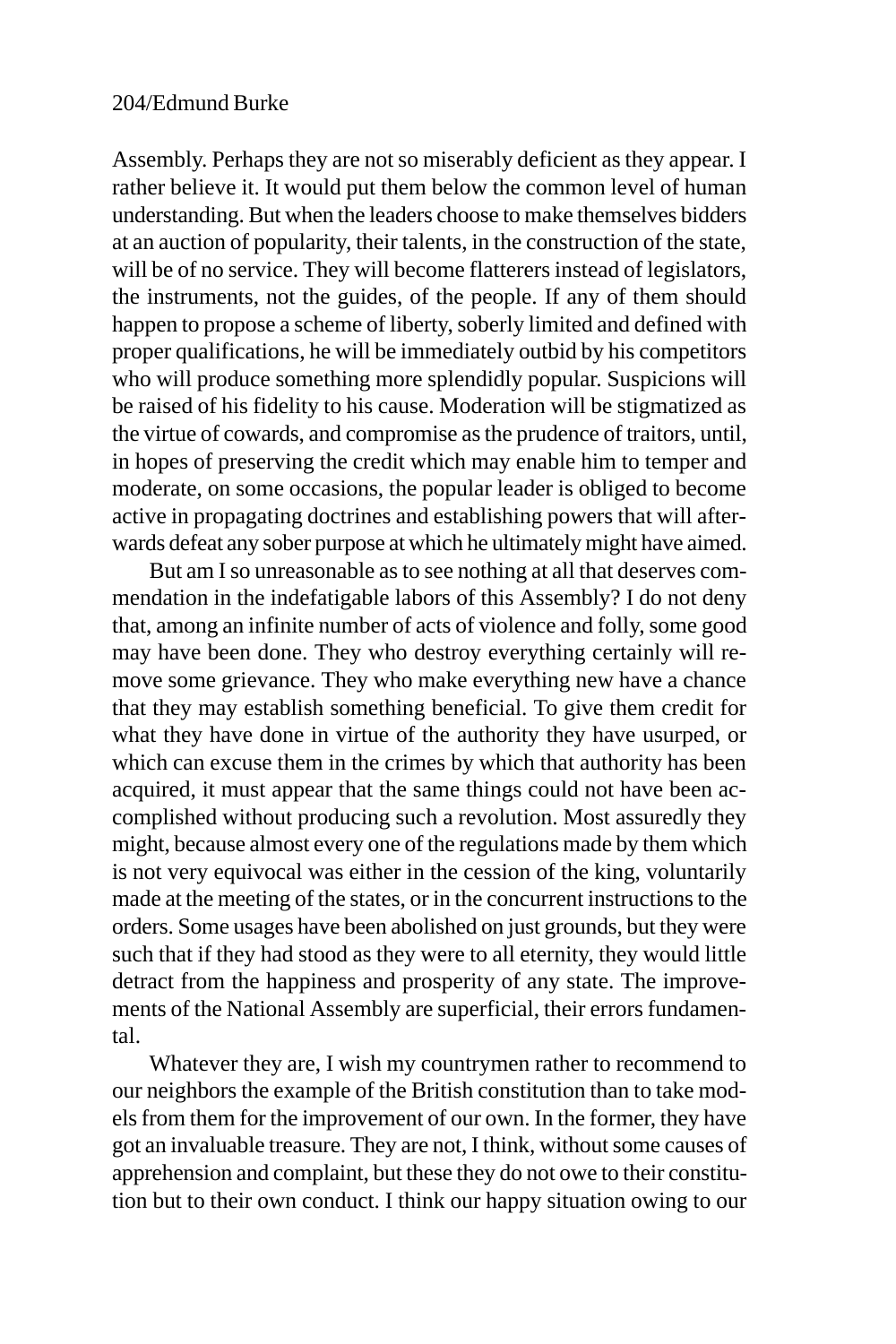Assembly. Perhaps they are not so miserably deficient as they appear. I rather believe it. It would put them below the common level of human understanding. But when the leaders choose to make themselves bidders at an auction of popularity, their talents, in the construction of the state, will be of no service. They will become flatterers instead of legislators, the instruments, not the guides, of the people. If any of them should happen to propose a scheme of liberty, soberly limited and defined with proper qualifications, he will be immediately outbid by his competitors who will produce something more splendidly popular. Suspicions will be raised of his fidelity to his cause. Moderation will be stigmatized as the virtue of cowards, and compromise as the prudence of traitors, until, in hopes of preserving the credit which may enable him to temper and moderate, on some occasions, the popular leader is obliged to become active in propagating doctrines and establishing powers that will afterwards defeat any sober purpose at which he ultimately might have aimed.

But am I so unreasonable as to see nothing at all that deserves commendation in the indefatigable labors of this Assembly? I do not deny that, among an infinite number of acts of violence and folly, some good may have been done. They who destroy everything certainly will remove some grievance. They who make everything new have a chance that they may establish something beneficial. To give them credit for what they have done in virtue of the authority they have usurped, or which can excuse them in the crimes by which that authority has been acquired, it must appear that the same things could not have been accomplished without producing such a revolution. Most assuredly they might, because almost every one of the regulations made by them which is not very equivocal was either in the cession of the king, voluntarily made at the meeting of the states, or in the concurrent instructions to the orders. Some usages have been abolished on just grounds, but they were such that if they had stood as they were to all eternity, they would little detract from the happiness and prosperity of any state. The improvements of the National Assembly are superficial, their errors fundamental.

Whatever they are, I wish my countrymen rather to recommend to our neighbors the example of the British constitution than to take models from them for the improvement of our own. In the former, they have got an invaluable treasure. They are not, I think, without some causes of apprehension and complaint, but these they do not owe to their constitution but to their own conduct. I think our happy situation owing to our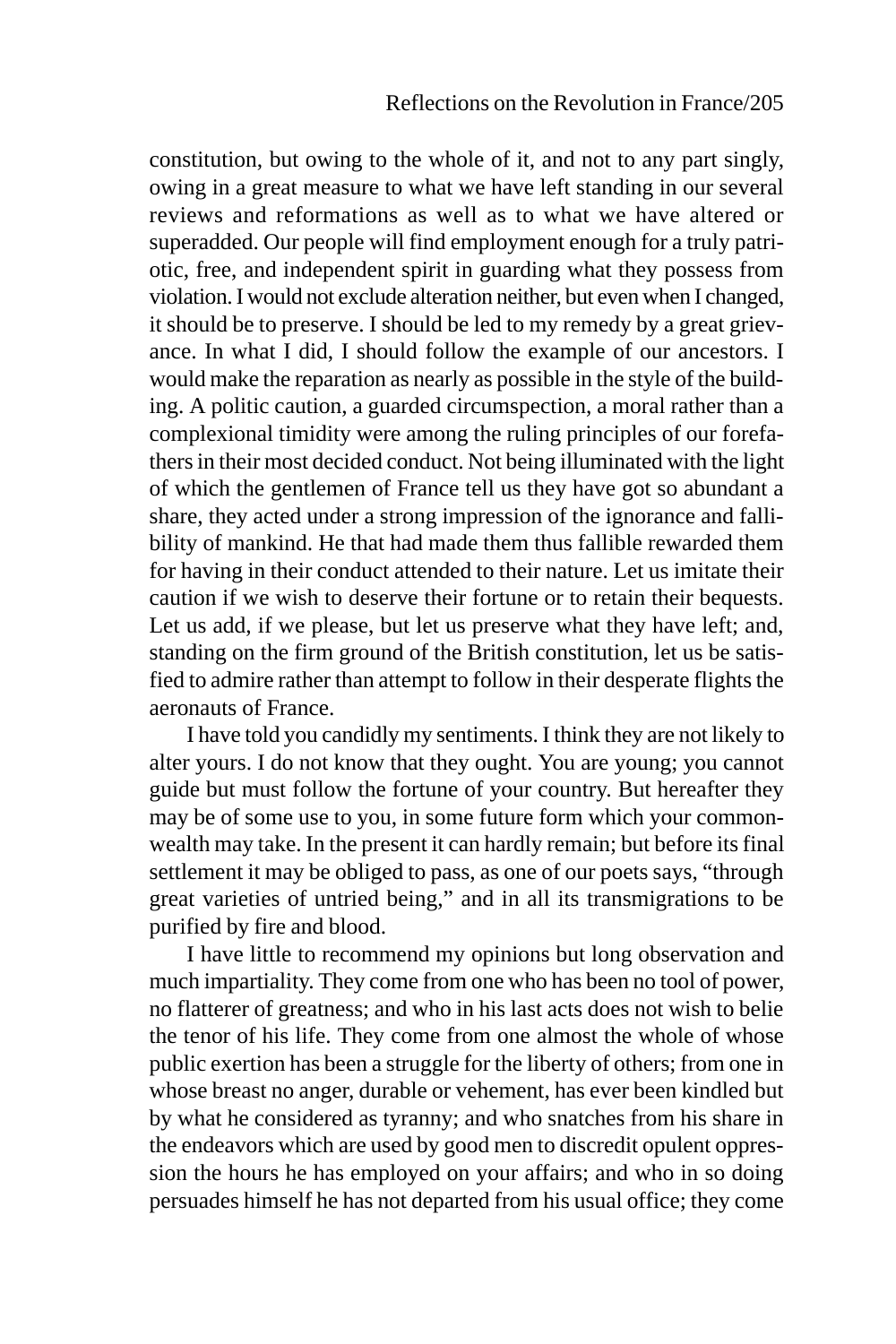constitution, but owing to the whole of it, and not to any part singly, owing in a great measure to what we have left standing in our several reviews and reformations as well as to what we have altered or superadded. Our people will find employment enough for a truly patriotic, free, and independent spirit in guarding what they possess from violation. I would not exclude alteration neither, but even when I changed, it should be to preserve. I should be led to my remedy by a great grievance. In what I did, I should follow the example of our ancestors. I would make the reparation as nearly as possible in the style of the building. A politic caution, a guarded circumspection, a moral rather than a complexional timidity were among the ruling principles of our forefathers in their most decided conduct. Not being illuminated with the light of which the gentlemen of France tell us they have got so abundant a share, they acted under a strong impression of the ignorance and fallibility of mankind. He that had made them thus fallible rewarded them for having in their conduct attended to their nature. Let us imitate their caution if we wish to deserve their fortune or to retain their bequests. Let us add, if we please, but let us preserve what they have left; and, standing on the firm ground of the British constitution, let us be satisfied to admire rather than attempt to follow in their desperate flights the aeronauts of France.

I have told you candidly my sentiments. I think they are not likely to alter yours. I do not know that they ought. You are young; you cannot guide but must follow the fortune of your country. But hereafter they may be of some use to you, in some future form which your commonwealth may take. In the present it can hardly remain; but before its final settlement it may be obliged to pass, as one of our poets says, "through great varieties of untried being," and in all its transmigrations to be purified by fire and blood.

I have little to recommend my opinions but long observation and much impartiality. They come from one who has been no tool of power, no flatterer of greatness; and who in his last acts does not wish to belie the tenor of his life. They come from one almost the whole of whose public exertion has been a struggle for the liberty of others; from one in whose breast no anger, durable or vehement, has ever been kindled but by what he considered as tyranny; and who snatches from his share in the endeavors which are used by good men to discredit opulent oppression the hours he has employed on your affairs; and who in so doing persuades himself he has not departed from his usual office; they come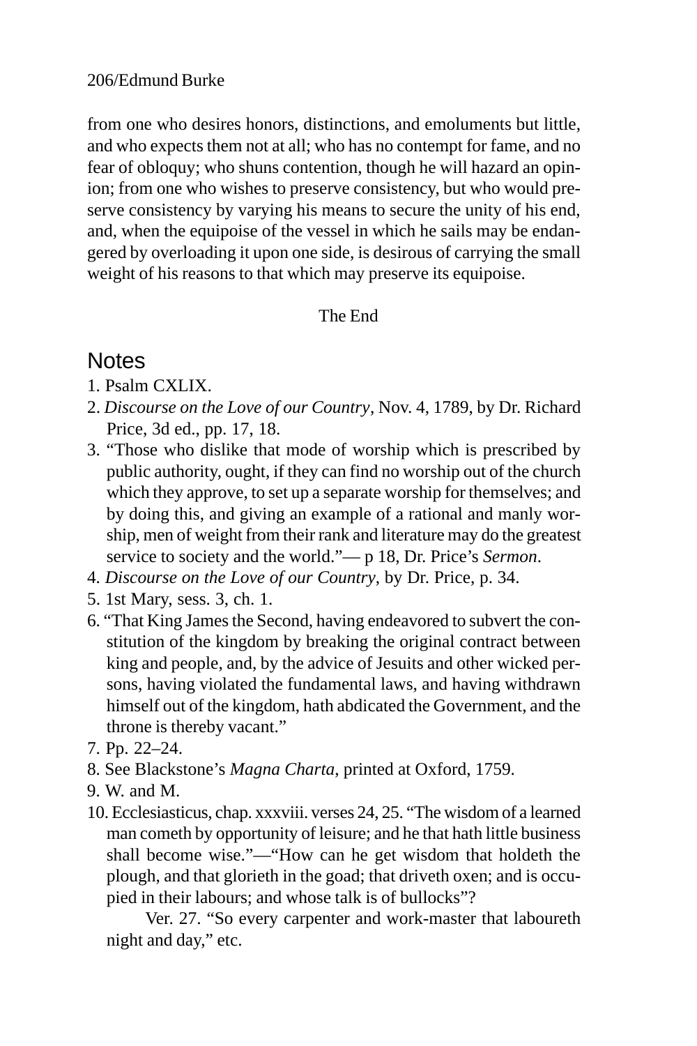from one who desires honors, distinctions, and emoluments but little, and who expects them not at all; who has no contempt for fame, and no fear of obloquy; who shuns contention, though he will hazard an opinion; from one who wishes to preserve consistency, but who would preserve consistency by varying his means to secure the unity of his end, and, when the equipoise of the vessel in which he sails may be endangered by overloading it upon one side, is desirous of carrying the small weight of his reasons to that which may preserve its equipoise.

The End

## Notes

1. Psalm CXLIX.
2. *Discourse on the Love of our Country*, Nov. 4, 1789, by Dr. Richard Price, 3d ed., pp. 17, 18.
3. "Those who dislike that mode of worship which is prescribed by public authority, ought, if they can find no worship out of the church which they approve, to set up a separate worship for themselves; and by doing this, and giving an example of a rational and manly worship, men of weight from their rank and literature may do the greatest service to society and the world."— p 18, Dr. Price's *Sermon*.
4. *Discourse on the Love of our Country*, by Dr. Price, p. 34.
5. 1st Mary, sess. 3, ch. 1.
6. "That King James the Second, having endeavored to subvert the constitution of the kingdom by breaking the original contract between king and people, and, by the advice of Jesuits and other wicked persons, having violated the fundamental laws, and having withdrawn himself out of the kingdom, hath abdicated the Government, and the throne is thereby vacant."
7. Pp. 22–24.
8. See Blackstone's *Magna Charta*, printed at Oxford, 1759.
9. W. and M.
10. Ecclesiasticus, chap. xxxviii. verses 24, 25. "The wisdom of a learned man cometh by opportunity of leisure; and he that hath little business shall become wise."—"How can he get wisdom that holdeth the plough, and that glorieth in the goad; that driveth oxen; and is occupied in their labours; and whose talk is of bullocks"?

    Ver. 27. "So every carpenter and work-master that laboureth night and day," etc.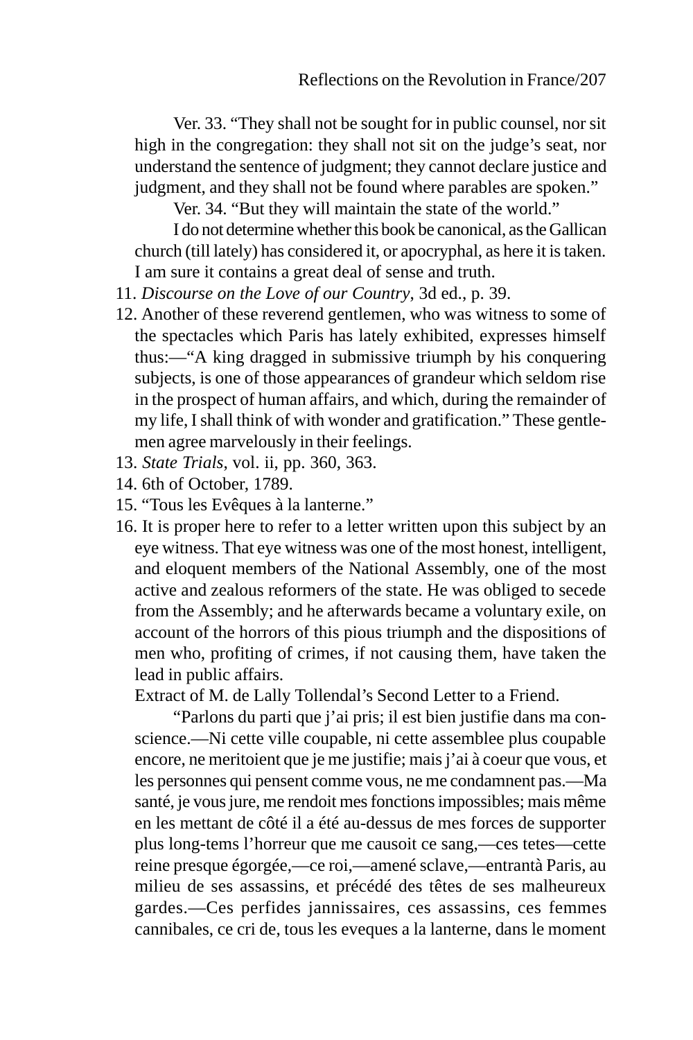Ver. 33. “They shall not be sought for in public counsel, nor sit high in the congregation: they shall not sit on the judge’s seat, nor understand the sentence of judgment; they cannot declare justice and judgment, and they shall not be found where parables are spoken.”

Ver. 34. “But they will maintain the state of the world.”

I do not determine whether this book be canonical, as the Gallican church (till lately) has considered it, or apocryphal, as here it is taken. I am sure it contains a great deal of sense and truth.

11. *Discourse on the Love of our Country*, 3d ed., p. 39.
12. Another of these reverend gentlemen, who was witness to some of the spectacles which Paris has lately exhibited, expresses himself thus:—“A king dragged in submissive triumph by his conquering subjects, is one of those appearances of grandeur which seldom rise in the prospect of human affairs, and which, during the remainder of my life, I shall think of with wonder and gratification.” These gentlemen agree marvelously in their feelings.
13. *State Trials*, vol. ii, pp. 360, 363.
14. 6th of October, 1789.
15. “Tous les Evêques à la lanterne.”
16. It is proper here to refer to a letter written upon this subject by an eye witness. That eye witness was one of the most honest, intelligent, and eloquent members of the National Assembly, one of the most active and zealous reformers of the state. He was obliged to secede from the Assembly; and he afterwards became a voluntary exile, on account of the horrors of this pious triumph and the dispositions of men who, profiting of crimes, if not causing them, have taken the lead in public affairs.

Extract of M. de Lally Tollendal’s Second Letter to a Friend.

“Parlons du parti que j’ai pris; il est bien justifie dans ma conscience.—Ni cette ville coupable, ni cette assemblee plus coupable encore, ne meritoient que je me justifie; mais j’ai à coeur que vous, et les personnes qui pensent comme vous, ne me condamnent pas.—Ma santé, je vous jure, me rendoit mes fonctions impossibles; mais même en les mettant de côté il a été au-dessus de mes forces de supporter plus long-tems l’horreur que me causoit ce sang,—ces tetes—cette reine presque égorgée,—ce roi,—amené sclave,—entrantà Paris, au milieu de ses assassins, et précédé des têtes de ses malheureux gardes.—Ces perfides jannissaires, ces assassins, ces femmes cannibales, ce cri de, tous les eveques a la lanterne, dans le moment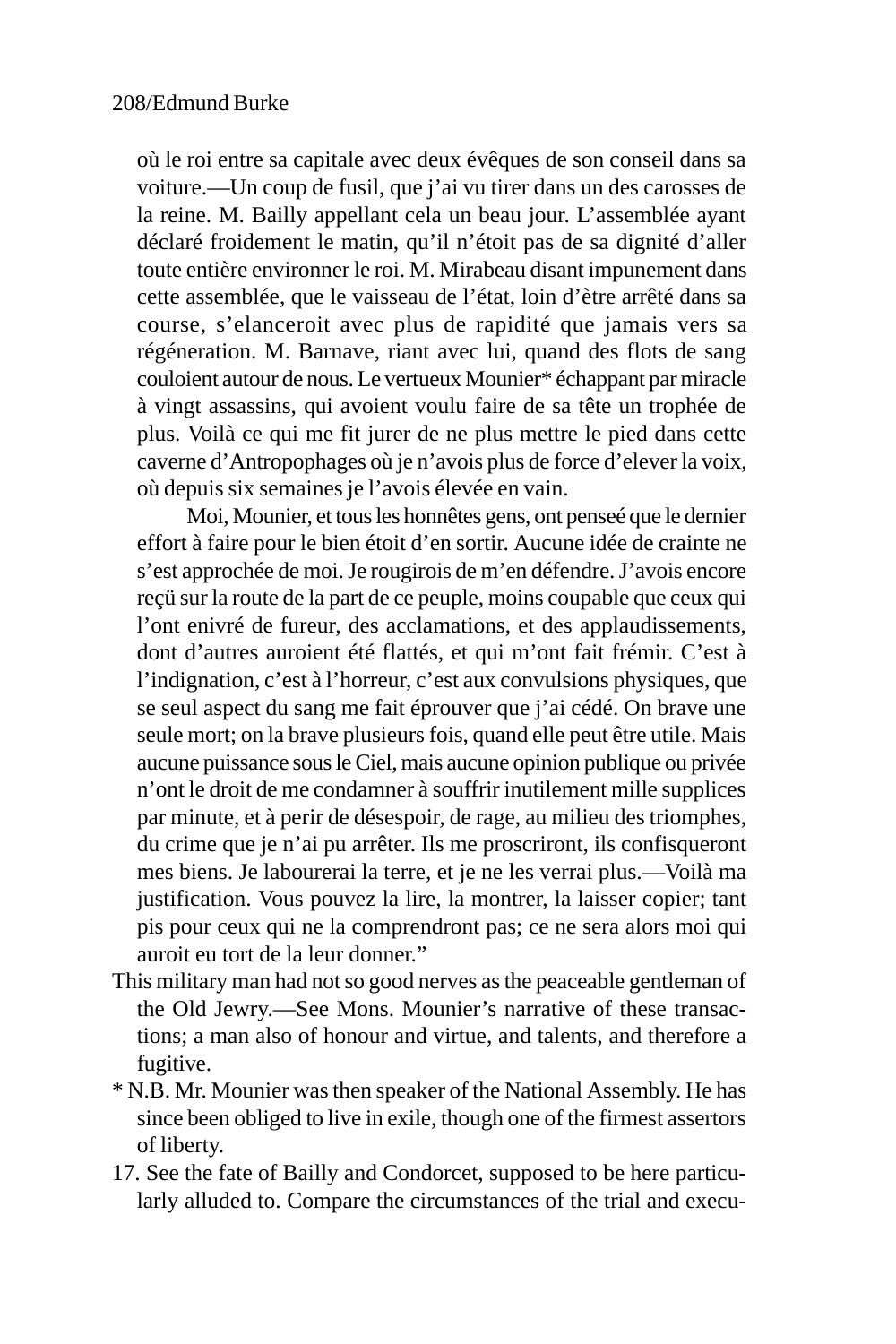où le roi entre sa capitale avec deux évêques de son conseil dans sa voiture.—Un coup de fusil, que j'ai vu tirer dans un des carosses de la reine. M. Bailly appellant cela un beau jour. L'assemblée ayant déclaré froidement le matin, qu'il n'étoit pas de sa dignité d'aller toute entière environner le roi. M. Mirabeau disant impunement dans cette assemblée, que le vaisseau de l'état, loin d'ètre arrêté dans sa course, s'elanceroit avec plus de rapidité que jamais vers sa régéneration. M. Barnave, riant avec lui, quand des flots de sang couloient autour de nous. Le vertueux Mounier* échappant par miracle à vingt assassins, qui avoient voulu faire de sa tête un trophée de plus. Voilà ce qui me fit jurer de ne plus mettre le pied dans cette caverne d'Antropophages où je n'avois plus de force d'elever la voix, où depuis six semaines je l'avois élevée en vain.

Moi, Mounier, et tous les honnêtes gens, ont penseé que le dernier effort à faire pour le bien étoit d'en sortir. Aucune idée de crainte ne s'est approchée de moi. Je rougirois de m'en défendre. J'avois encore reçü sur la route de la part de ce peuple, moins coupable que ceux qui l'ont enivré de fureur, des acclamations, et des applaudissements, dont d'autres auroient été flattés, et qui m'ont fait frémir. C'est à l'indignation, c'est à l'horreur, c'est aux convulsions physiques, que se seul aspect du sang me fait éprouver que j'ai cédé. On brave une seule mort; on la brave plusieurs fois, quand elle peut être utile. Mais aucune puissance sous le Ciel, mais aucune opinion publique ou privée n'ont le droit de me condamner à souffrir inutilement mille supplices par minute, et à perir de désespoir, de rage, au milieu des triomphes, du crime que je n'ai pu arrêter. Ils me proscriront, ils confisqueront mes biens. Je labourerai la terre, et je ne les verrai plus.—Voilà ma justification. Vous pouvez la lire, la montrer, la laisser copier; tant pis pour ceux qui ne la comprendront pas; ce ne sera alors moi qui auroit eu tort de la leur donner."

This military man had not so good nerves as the peaceable gentleman of the Old Jewry.—See Mons. Mounier's narrative of these transactions; a man also of honour and virtue, and talents, and therefore a fugitive.

\* N.B. Mr. Mounier was then speaker of the National Assembly. He has since been obliged to live in exile, though one of the firmest assertors of liberty.

17. See the fate of Bailly and Condorcet, supposed to be here particularly alluded to. Compare the circumstances of the trial and execu-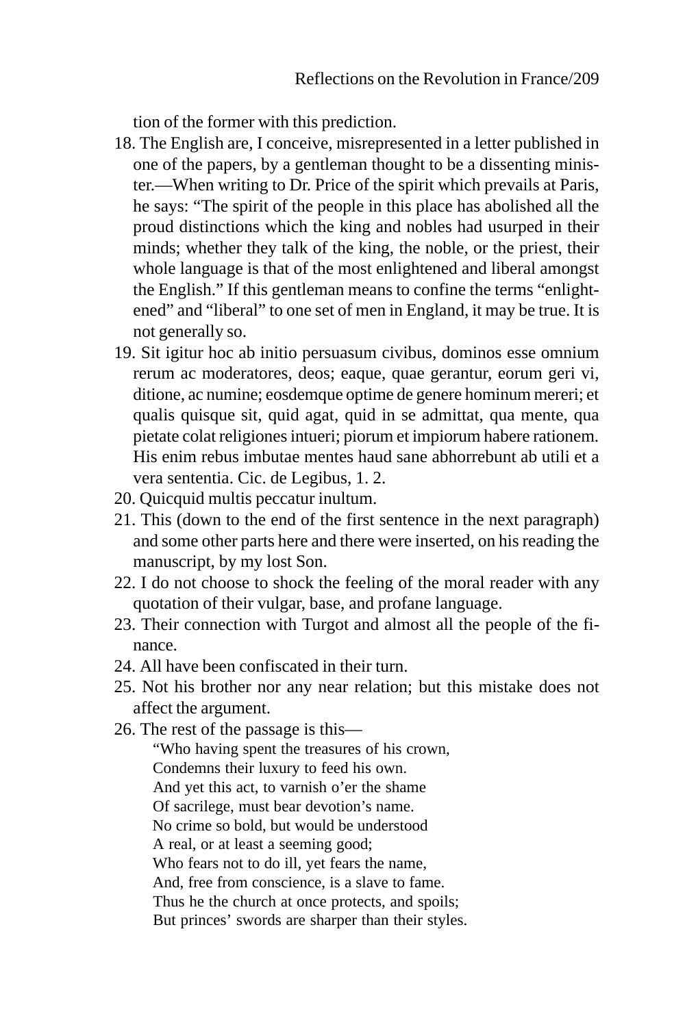tion of the former with this prediction.

18. The English are, I conceive, misrepresented in a letter published in one of the papers, by a gentleman thought to be a dissenting minister.—When writing to Dr. Price of the spirit which prevails at Paris, he says: "The spirit of the people in this place has abolished all the proud distinctions which the king and nobles had usurped in their minds; whether they talk of the king, the noble, or the priest, their whole language is that of the most enlightened and liberal amongst the English." If this gentleman means to confine the terms "enlightened" and "liberal" to one set of men in England, it may be true. It is not generally so.
19. Sit igitur hoc ab initio persuasum civibus, dominos esse omnium rerum ac moderatores, deos; eaque, quae gerantur, eorum geri vi, ditione, ac numine; eosdemque optime de genere hominum mereri; et qualis quisque sit, quid agat, quid in se admittat, qua mente, qua pietate colat religiones intueri; piorum et impiorum habere rationem. His enim rebus imbutae mentes haud sane abhorrebunt ab utili et a vera sententia. Cic. de Legibus, 1. 2.
20. Quicquid multis peccatur inultum.
21. This (down to the end of the first sentence in the next paragraph) and some other parts here and there were inserted, on his reading the manuscript, by my lost Son.
22. I do not choose to shock the feeling of the moral reader with any quotation of their vulgar, base, and profane language.
23. Their connection with Turgot and almost all the people of the finance.
24. All have been confiscated in their turn.
25. Not his brother nor any near relation; but this mistake does not affect the argument.
26. The rest of the passage is this—

    "Who having spent the treasures of his crown,
    Condemns their luxury to feed his own.
    And yet this act, to varnish o'er the shame
    Of sacrilege, must bear devotion's name.
    No crime so bold, but would be understood
    A real, or at least a seeming good;
    Who fears not to do ill, yet fears the name,
    And, free from conscience, is a slave to fame.
    Thus he the church at once protects, and spoils;
    But princes' swords are sharper than their styles.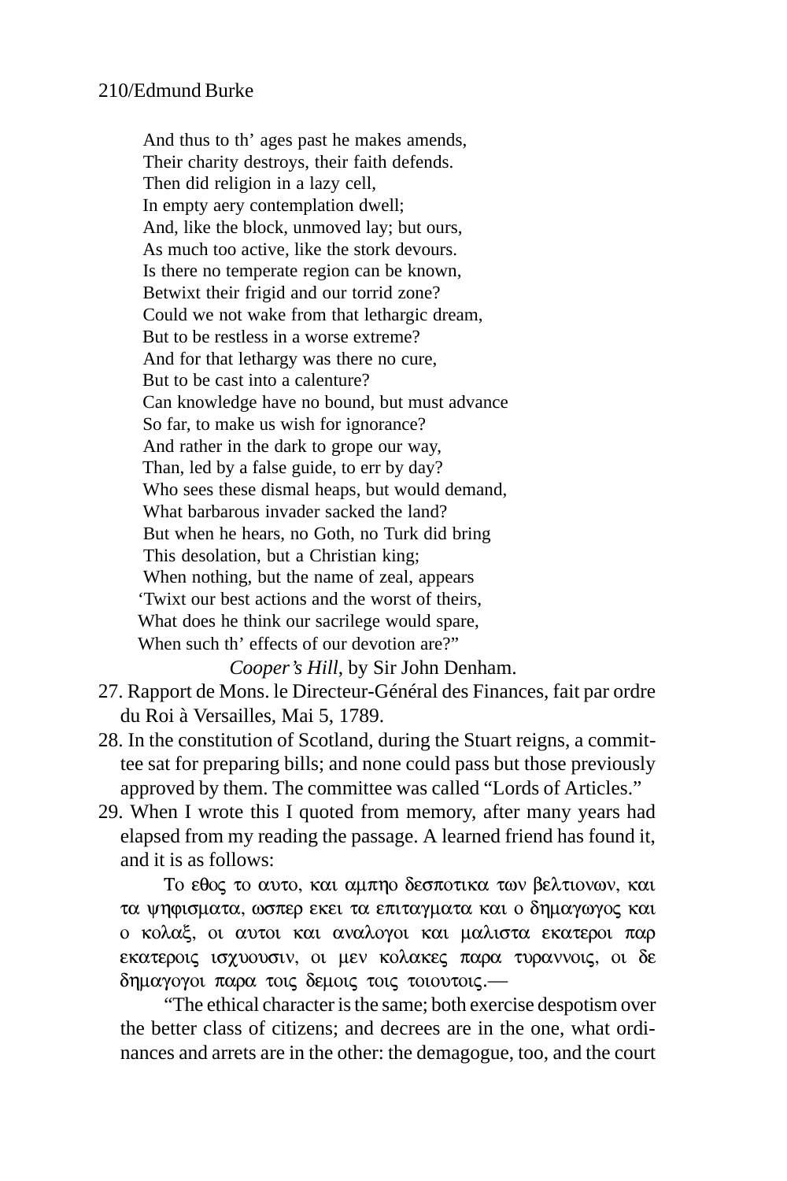And thus to th' ages past he makes amends,
Their charity destroys, their faith defends.
Then did religion in a lazy cell,
In empty aery contemplation dwell;
And, like the block, unmoved lay; but ours,
As much too active, like the stork devours.
Is there no temperate region can be known,
Betwixt their frigid and our torrid zone?
Could we not wake from that lethargic dream,
But to be restless in a worse extreme?
And for that lethargy was there no cure,
But to be cast into a calenture?
Can knowledge have no bound, but must advance
So far, to make us wish for ignorance?
And rather in the dark to grope our way,
Than, led by a false guide, to err by day?
Who sees these dismal heaps, but would demand,
What barbarous invader sacked the land?
But when he hears, no Goth, no Turk did bring
This desolation, but a Christian king;
When nothing, but the name of zeal, appears
'Twixt our best actions and the worst of theirs,
What does he think our sacrilege would spare,
When such th' effects of our devotion are?"

*Cooper's Hill*, by Sir John Denham.

27. Rapport de Mons. le Directeur-Général des Finances, fait par ordre du Roi à Versailles, Mai 5, 1789.
28. In the constitution of Scotland, during the Stuart reigns, a committee sat for preparing bills; and none could pass but those previously approved by them. The committee was called "Lords of Articles."
29. When I wrote this I quoted from memory, after many years had elapsed from my reading the passage. A learned friend has found it, and it is as follows:

Το εθος το αυτο, και αμπηο δεσποτικα των βελτιονων, και τα ψηφισματα, ωσπερ εκει τα επιταγματα και ο δημαγωγος και ο κολαξ, οι αυτοι και αναλογοι και μαλιστα εκατεροι παρ εκατεροις ισχυουσιν, οι μεν κολακες παρα τυραννοις, οι δε δημαγογοι παρα τοις δεμοις τοις τοιουτοις.—

"The ethical character is the same; both exercise despotism over the better class of citizens; and decrees are in the one, what ordinances and arrets are in the other: the demagogue, too, and the court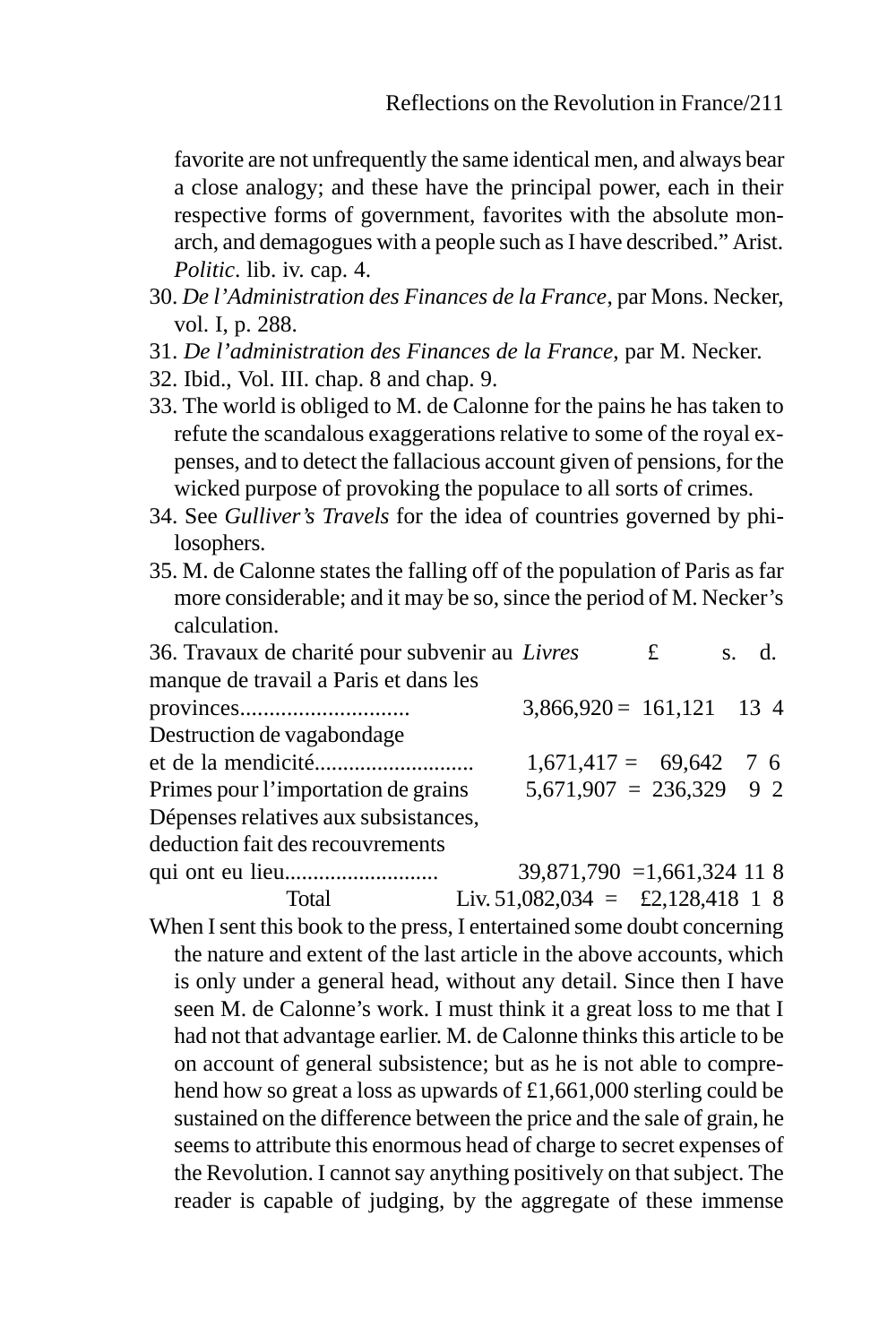favorite are not unfrequently the same identical men, and always bear a close analogy; and these have the principal power, each in their respective forms of government, favorites with the absolute monarch, and demagogues with a people such as I have described." Arist. *Politic*. lib. iv. cap. 4.

30. *De l'Administration des Finances de la France*, par Mons. Necker, vol. I, p. 288.
31. *De l'administration des Finances de la France*, par M. Necker.
32. Ibid., Vol. III. chap. 8 and chap. 9.
33. The world is obliged to M. de Calonne for the pains he has taken to refute the scandalous exaggerations relative to some of the royal expenses, and to detect the fallacious account given of pensions, for the wicked purpose of provoking the populace to all sorts of crimes.
34. See *Gulliver's Travels* for the idea of countries governed by philosophers.
35. M. de Calonne states the falling off of the population of Paris as far more considerable; and it may be so, since the period of M. Necker's calculation.
36.

| | *Livres* | | £ | s. | d. |
|---|---|---|---|---|---|
| Travaux de charité pour subvenir au manque de travail a Paris et dans les provinces............................ | 3,866,920 | = | 161,121 | 13 | 4 |
| Destruction de vagabondage et de la mendicité........................... | 1,671,417 | = | 69,642 | 7 | 6 |
| Primes pour l'importation de grains | 5,671,907 | = | 236,329 | 9 | 2 |
| Dépenses relatives aux subsistances, deduction fait des recouvrements qui ont eu lieu.......................... | 39,871,790 | = | 1,661,324 | 11 | 8 |
| Total | Liv. 51,082,034 | = | £2,128,418 | 1 | 8 |

When I sent this book to the press, I entertained some doubt concerning the nature and extent of the last article in the above accounts, which is only under a general head, without any detail. Since then I have seen M. de Calonne's work. I must think it a great loss to me that I had not that advantage earlier. M. de Calonne thinks this article to be on account of general subsistence; but as he is not able to comprehend how so great a loss as upwards of £1,661,000 sterling could be sustained on the difference between the price and the sale of grain, he seems to attribute this enormous head of charge to secret expenses of the Revolution. I cannot say anything positively on that subject. The reader is capable of judging, by the aggregate of these immense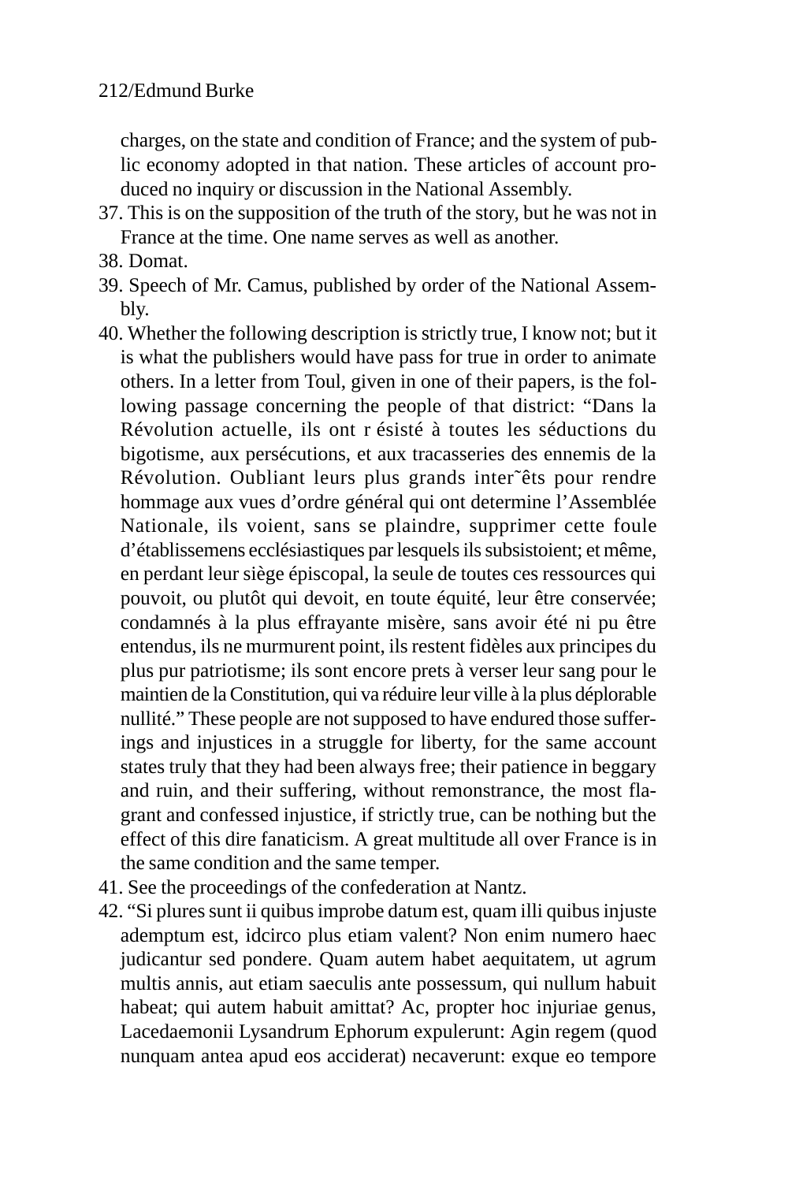charges, on the state and condition of France; and the system of public economy adopted in that nation. These articles of account produced no inquiry or discussion in the National Assembly.

37. This is on the supposition of the truth of the story, but he was not in France at the time. One name serves as well as another.
38. Domat.
39. Speech of Mr. Camus, published by order of the National Assembly.
40. Whether the following description is strictly true, I know not; but it is what the publishers would have pass for true in order to animate others. In a letter from Toul, given in one of their papers, is the following passage concerning the people of that district: "Dans la Révolution actuelle, ils ont r ésisté à toutes les séductions du bigotisme, aux persécutions, et aux tracasseries des ennemis de la Révolution. Oubliant leurs plus grands inter˜êts pour rendre hommage aux vues d'ordre général qui ont determine l'Assemblée Nationale, ils voient, sans se plaindre, supprimer cette foule d'établissemens ecclésiastiques par lesquels ils subsistoient; et même, en perdant leur siège épiscopal, la seule de toutes ces ressources qui pouvoit, ou plutôt qui devoit, en toute équité, leur être conservée; condamnés à la plus effrayante misère, sans avoir été ni pu être entendus, ils ne murmurent point, ils restent fidèles aux principes du plus pur patriotisme; ils sont encore prets à verser leur sang pour le maintien de la Constitution, qui va réduire leur ville à la plus déplorable nullité." These people are not supposed to have endured those sufferings and injustices in a struggle for liberty, for the same account states truly that they had been always free; their patience in beggary and ruin, and their suffering, without remonstrance, the most flagrant and confessed injustice, if strictly true, can be nothing but the effect of this dire fanaticism. A great multitude all over France is in the same condition and the same temper.
41. See the proceedings of the confederation at Nantz.
42. "Si plures sunt ii quibus improbe datum est, quam illi quibus injuste ademptum est, idcirco plus etiam valent? Non enim numero haec judicantur sed pondere. Quam autem habet aequitatem, ut agrum multis annis, aut etiam saeculis ante possessum, qui nullum habuit habeat; qui autem habuit amittat? Ac, propter hoc injuriae genus, Lacedaemonii Lysandrum Ephorum expulerunt: Agin regem (quod nunquam antea apud eos acciderat) necaverunt: exque eo tempore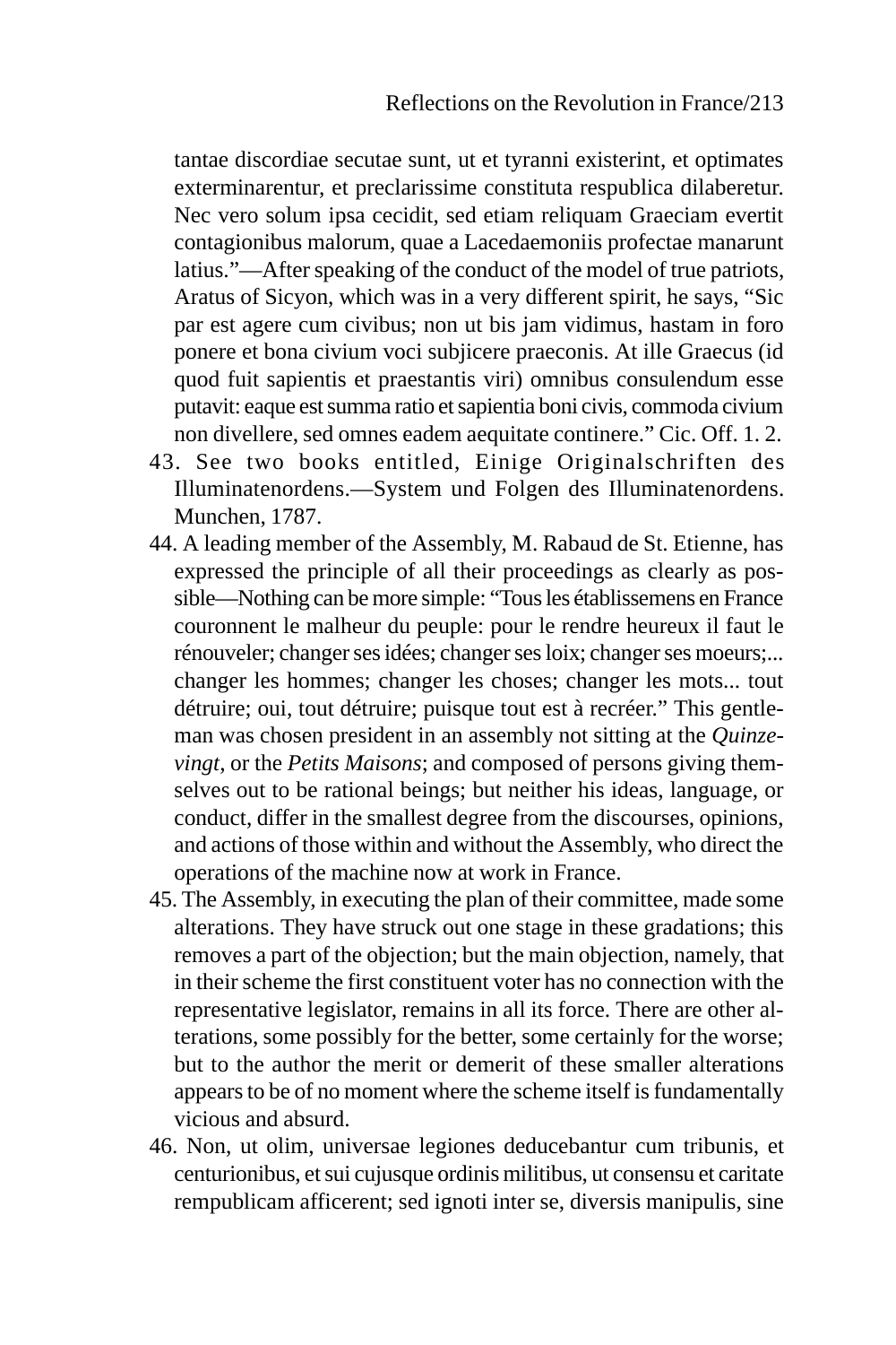tantae discordiae secutae sunt, ut et tyranni existerint, et optimates exterminarentur, et preclarissime constituta respublica dilaberetur. Nec vero solum ipsa cecidit, sed etiam reliquam Graeciam evertit contagionibus malorum, quae a Lacedaemoniis profectae manarunt latius."—After speaking of the conduct of the model of true patriots, Aratus of Sicyon, which was in a very different spirit, he says, "Sic par est agere cum civibus; non ut bis jam vidimus, hastam in foro ponere et bona civium voci subjicere praeconis. At ille Graecus (id quod fuit sapientis et praestantis viri) omnibus consulendum esse putavit: eaque est summa ratio et sapientia boni civis, commoda civium non divellere, sed omnes eadem aequitate continere." Cic. Off. 1. 2.

43. See two books entitled, Einige Originalschriften des Illuminatenordens.—System und Folgen des Illuminatenordens. Munchen, 1787.

44. A leading member of the Assembly, M. Rabaud de St. Etienne, has expressed the principle of all their proceedings as clearly as possible—Nothing can be more simple: "Tous les établissemens en France couronnent le malheur du peuple: pour le rendre heureux il faut le rénouveler; changer ses idées; changer ses loix; changer ses moeurs;... changer les hommes; changer les choses; changer les mots... tout détruire; oui, tout détruire; puisque tout est à recréer." This gentleman was chosen president in an assembly not sitting at the *Quinze-vingt*, or the *Petits Maisons*; and composed of persons giving themselves out to be rational beings; but neither his ideas, language, or conduct, differ in the smallest degree from the discourses, opinions, and actions of those within and without the Assembly, who direct the operations of the machine now at work in France.

45. The Assembly, in executing the plan of their committee, made some alterations. They have struck out one stage in these gradations; this removes a part of the objection; but the main objection, namely, that in their scheme the first constituent voter has no connection with the representative legislator, remains in all its force. There are other alterations, some possibly for the better, some certainly for the worse; but to the author the merit or demerit of these smaller alterations appears to be of no moment where the scheme itself is fundamentally vicious and absurd.

46. Non, ut olim, universae legiones deducebantur cum tribunis, et centurionibus, et sui cujusque ordinis militibus, ut consensu et caritate rempublicam afficerent; sed ignoti inter se, diversis manipulis, sine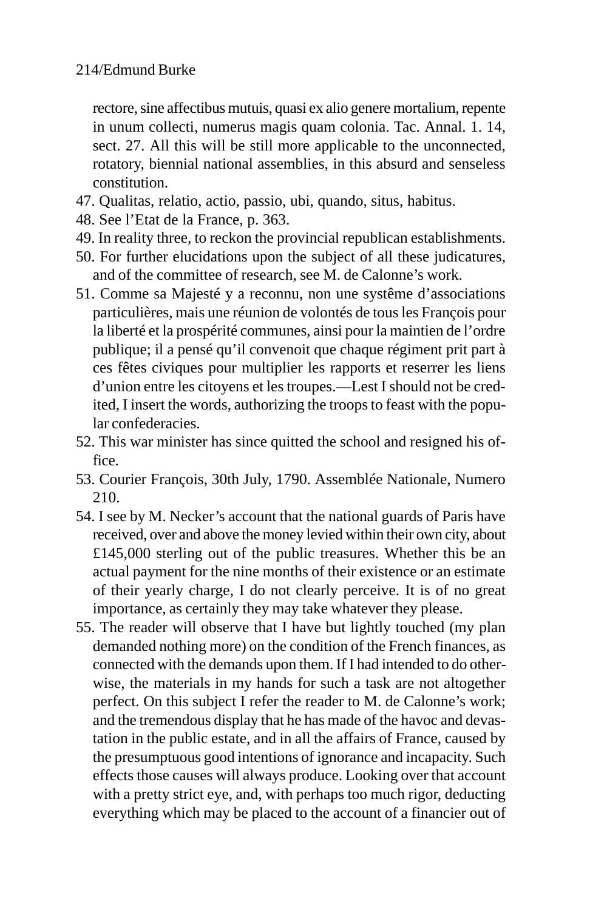rectore, sine affectibus mutuis, quasi ex alio genere mortalium, repente in unum collecti, numerus magis quam colonia. Tac. Annal. 1. 14, sect. 27. All this will be still more applicable to the unconnected, rotatory, biennial national assemblies, in this absurd and senseless constitution.

47. Qualitas, relatio, actio, passio, ubi, quando, situs, habitus.
48. See l'Etat de la France, p. 363.
49. In reality three, to reckon the provincial republican establishments.
50. For further elucidations upon the subject of all these judicatures, and of the committee of research, see M. de Calonne's work.
51. Comme sa Majesté y a reconnu, non une systême d'associations particulières, mais une réunion de volontés de tous les François pour la liberté et la prospérité communes, ainsi pour la maintien de l'ordre publique; il a pensé qu'il convenoit que chaque régiment prit part à ces fêtes civiques pour multiplier les rapports et reserrer les liens d'union entre les citoyens et les troupes.—Lest I should not be credited, I insert the words, authorizing the troops to feast with the popular confederacies.
52. This war minister has since quitted the school and resigned his office.
53. Courier François, 30th July, 1790. Assemblée Nationale, Numero 210.
54. I see by M. Necker's account that the national guards of Paris have received, over and above the money levied within their own city, about £145,000 sterling out of the public treasures. Whether this be an actual payment for the nine months of their existence or an estimate of their yearly charge, I do not clearly perceive. It is of no great importance, as certainly they may take whatever they please.
55. The reader will observe that I have but lightly touched (my plan demanded nothing more) on the condition of the French finances, as connected with the demands upon them. If I had intended to do otherwise, the materials in my hands for such a task are not altogether perfect. On this subject I refer the reader to M. de Calonne's work; and the tremendous display that he has made of the havoc and devastation in the public estate, and in all the affairs of France, caused by the presumptuous good intentions of ignorance and incapacity. Such effects those causes will always produce. Looking over that account with a pretty strict eye, and, with perhaps too much rigor, deducting everything which may be placed to the account of a financier out of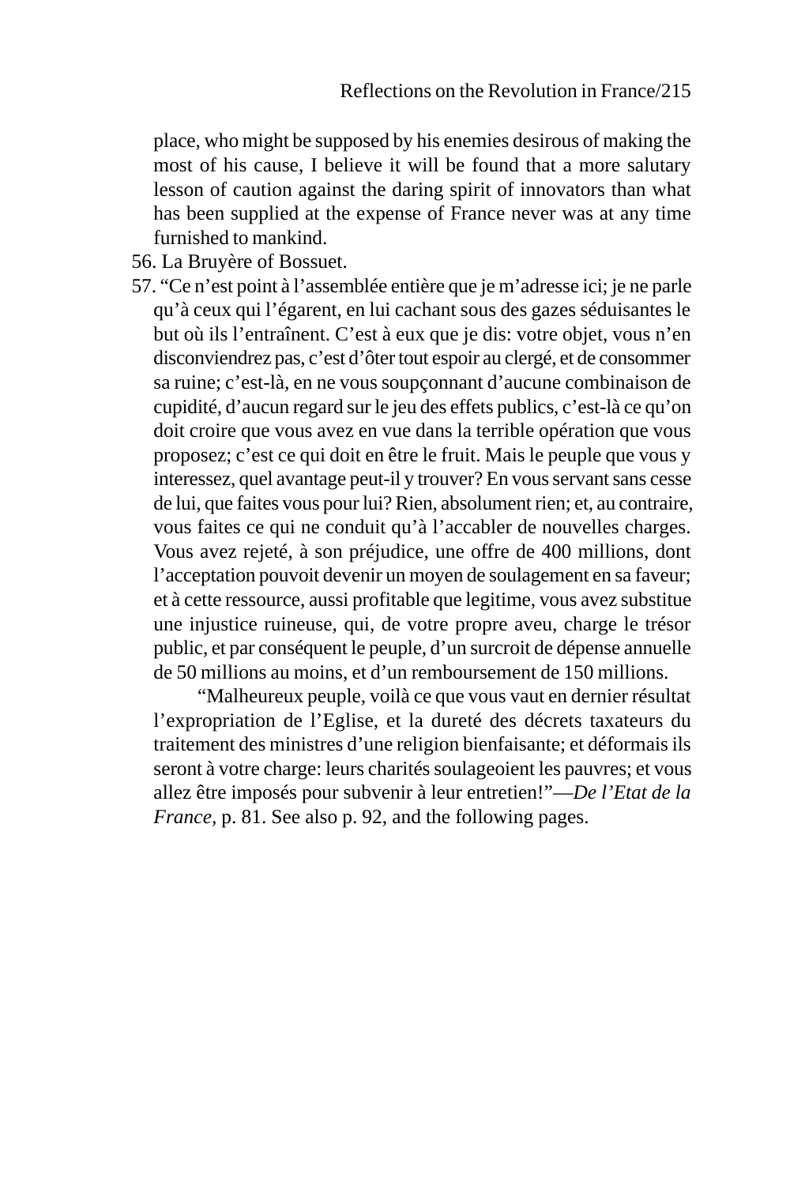place, who might be supposed by his enemies desirous of making the most of his cause, I believe it will be found that a more salutary lesson of caution against the daring spirit of innovators than what has been supplied at the expense of France never was at any time furnished to mankind.

56. La Bruyère of Bossuet.

57. "Ce n'est point à l'assemblée entière que je m'adresse ici; je ne parle qu'à ceux qui l'égarent, en lui cachant sous des gazes séduisantes le but où ils l'entraînent. C'est à eux que je dis: votre objet, vous n'en disconviendrez pas, c'est d'ôter tout espoir au clergé, et de consommer sa ruine; c'est-là, en ne vous soupçonnant d'aucune combinaison de cupidité, d'aucun regard sur le jeu des effets publics, c'est-là ce qu'on doit croire que vous avez en vue dans la terrible opération que vous proposez; c'est ce qui doit en être le fruit. Mais le peuple que vous y interessez, quel avantage peut-il y trouver? En vous servant sans cesse de lui, que faites vous pour lui? Rien, absolument rien; et, au contraire, vous faites ce qui ne conduit qu'à l'accabler de nouvelles charges. Vous avez rejeté, à son préjudice, une offre de 400 millions, dont l'acceptation pouvoit devenir un moyen de soulagement en sa faveur; et à cette ressource, aussi profitable que legitime, vous avez substitue une injustice ruineuse, qui, de votre propre aveu, charge le trésor public, et par conséquent le peuple, d'un surcroit de dépense annuelle de 50 millions au moins, et d'un remboursement de 150 millions.

"Malheureux peuple, voilà ce que vous vaut en dernier résultat l'expropriation de l'Eglise, et la dureté des décrets taxateurs du traitement des ministres d'une religion bienfaisante; et déformais ils seront à votre charge: leurs charités soulageoient les pauvres; et vous allez être imposés pour subvenir à leur entretien!"—*De l'Etat de la France*, p. 81. See also p. 92, and the following pages.